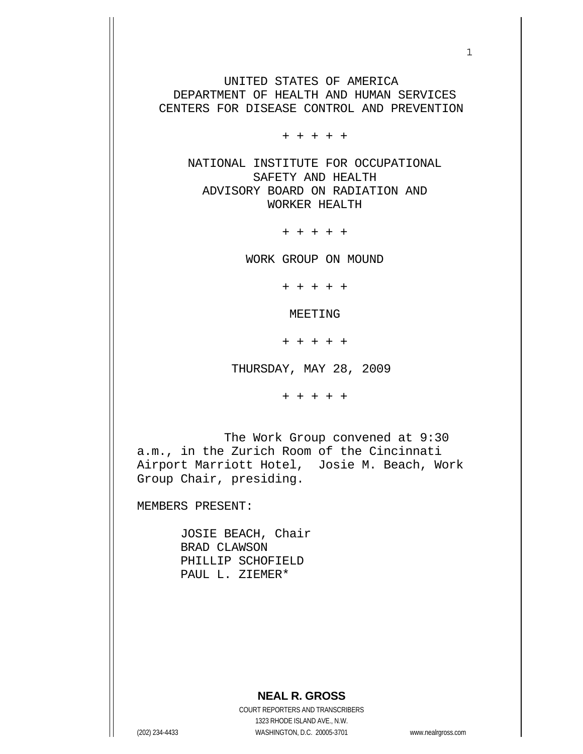UNITED STATES OF AMERICA
DEPARTMENT OF HEALTH AND HUMAN SERVICES
CENTERS FOR DISEASE CONTROL AND PREVENTION

+ + + + +

NATIONAL INSTITUTE FOR OCCUPATIONAL
SAFETY AND HEALTH
ADVISORY BOARD ON RADIATION AND
WORKER HEALTH

+ + + + +

WORK GROUP ON MOUND

+ + + + +

MEETING

+ + + + +

THURSDAY, MAY 28, 2009

+ + + + +

The Work Group convened at 9:30 a.m., in the Zurich Room of the Cincinnati Airport Marriott Hotel, Josie M. Beach, Work Group Chair, presiding.

MEMBERS PRESENT:

JOSIE BEACH, Chair
BRAD CLAWSON
PHILLIP SCHOFIELD
PAUL L. ZIEMER*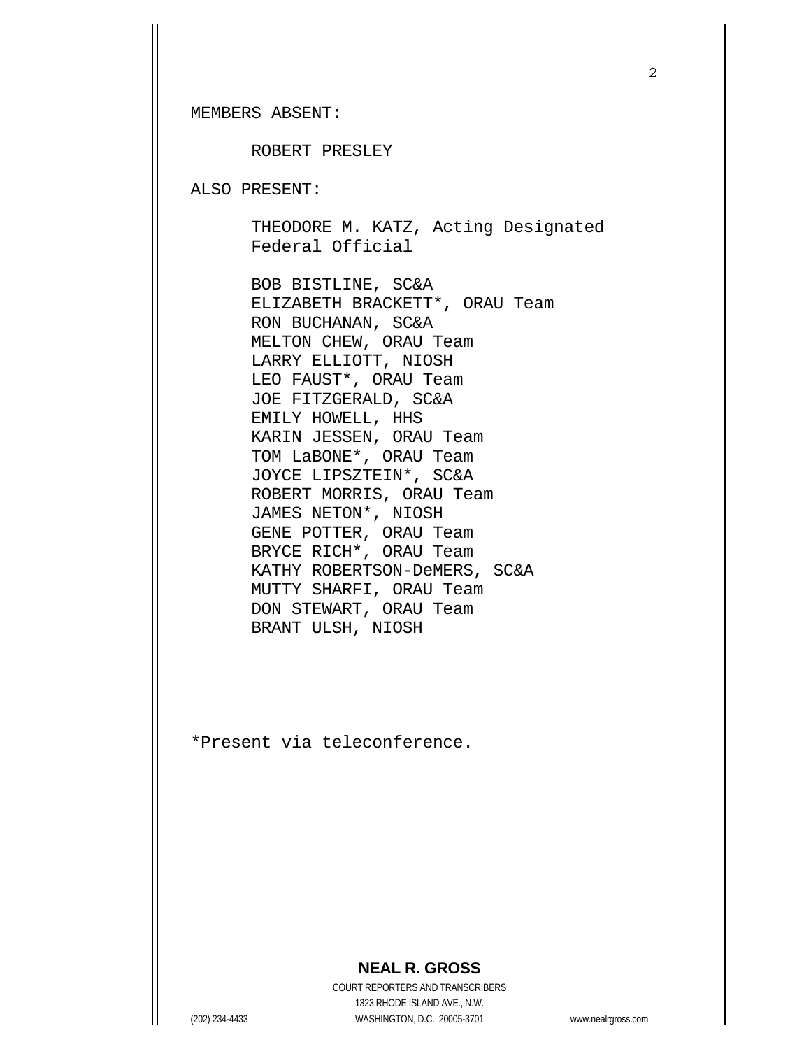MEMBERS ABSENT:

ROBERT PRESLEY

ALSO PRESENT:

THEODORE M. KATZ, Acting Designated Federal Official

BOB BISTLINE, SC&A
ELIZABETH BRACKETT*, ORAU Team
RON BUCHANAN, SC&A
MELTON CHEW, ORAU Team
LARRY ELLIOTT, NIOSH
LEO FAUST*, ORAU Team
JOE FITZGERALD, SC&A
EMILY HOWELL, HHS
KARIN JESSEN, ORAU Team
TOM LaBONE*, ORAU Team
JOYCE LIPSZTEIN*, SC&A
ROBERT MORRIS, ORAU Team
JAMES NETON*, NIOSH
GENE POTTER, ORAU Team
BRYCE RICH*, ORAU Team
KATHY ROBERTSON-DeMERS, SC&A
MUTTY SHARFI, ORAU Team
DON STEWART, ORAU Team
BRANT ULSH, NIOSH

*Present via teleconference.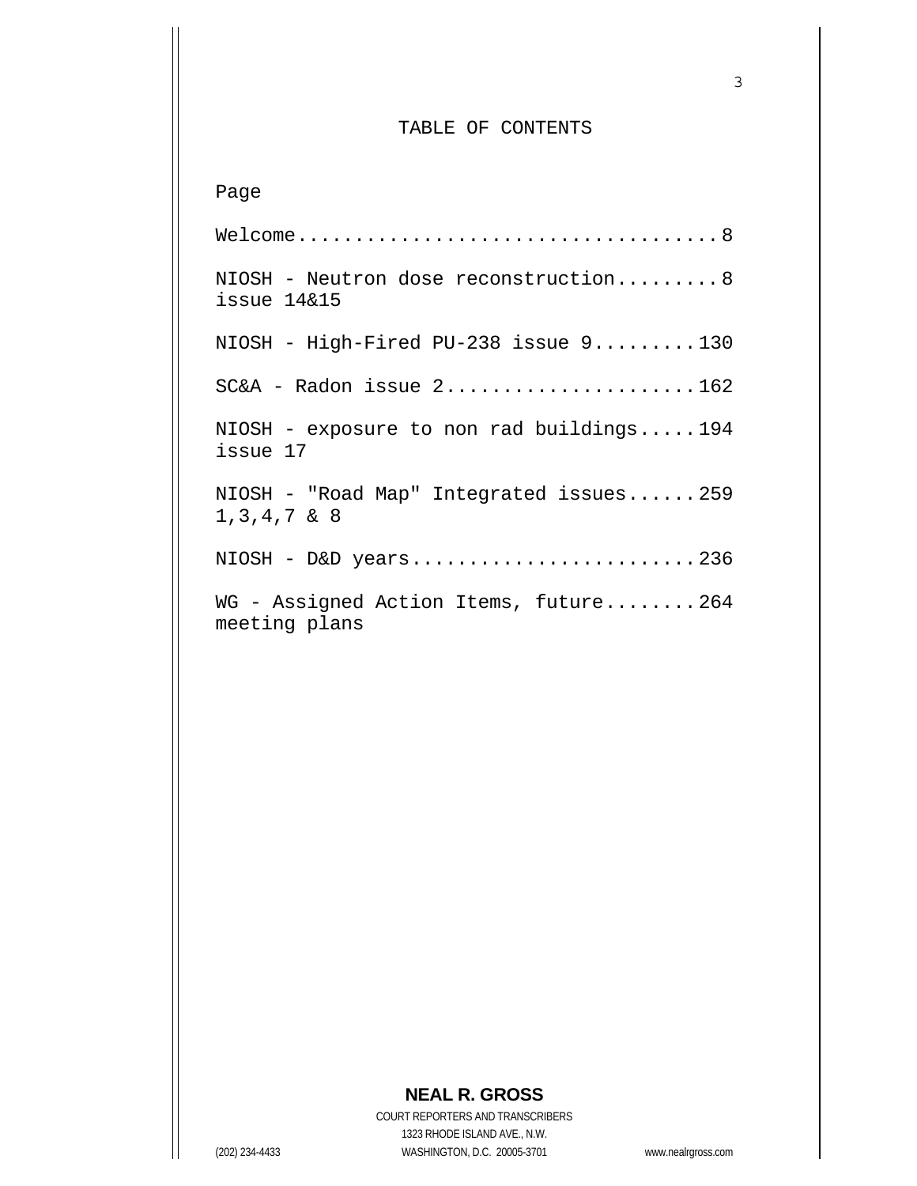# TABLE OF CONTENTS

Page

Welcome.....................................8

NIOSH - Neutron dose reconstruction.........8
issue 14&15

NIOSH - High-Fired PU-238 issue 9.........130

SC&A - Radon issue 2......................162

NIOSH - exposure to non rad buildings.....194
issue 17

NIOSH - "Road Map" Integrated issues......259
1,3,4,7 & 8

NIOSH - D&D years.........................236

WG - Assigned Action Items, future........264
meeting plans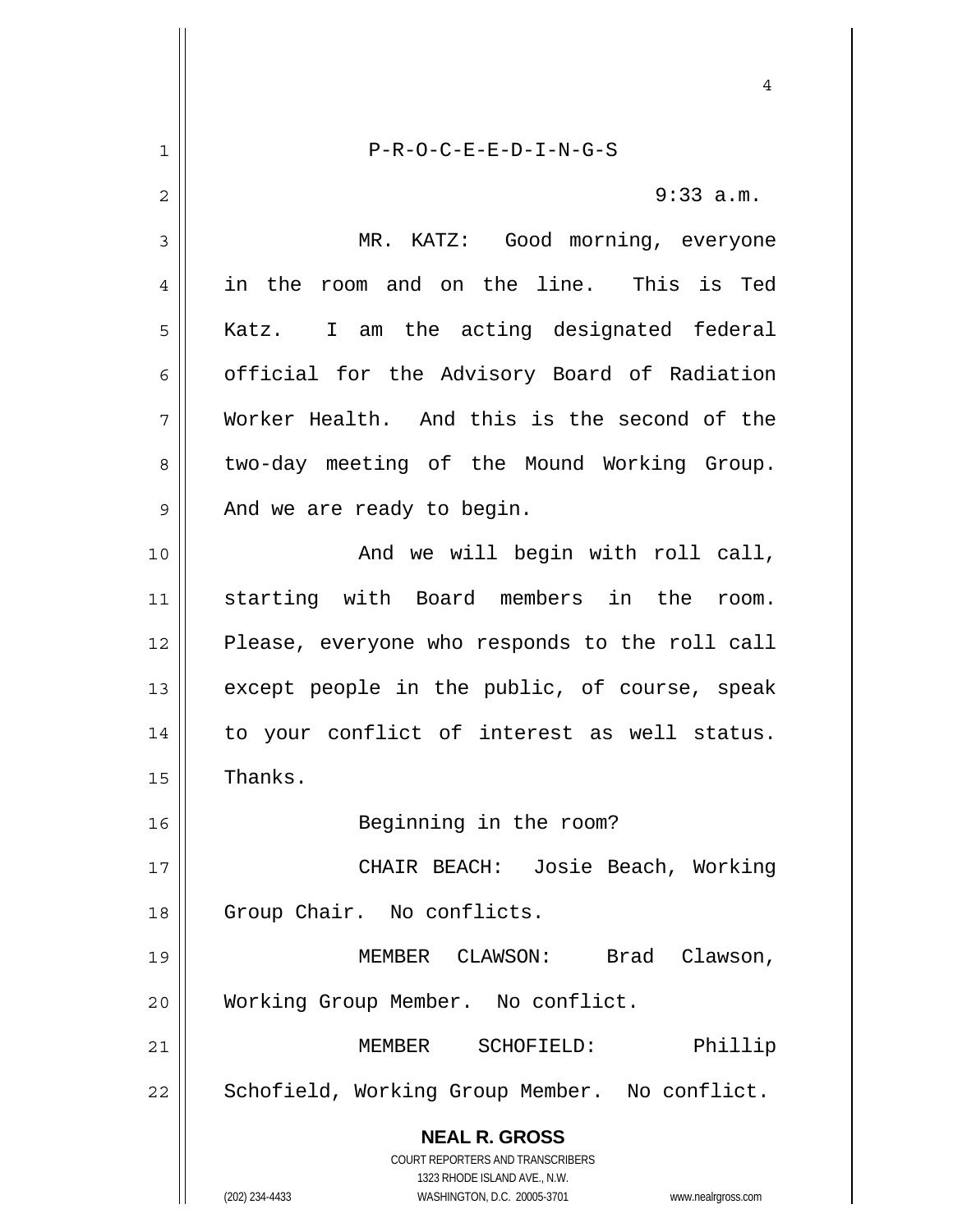P-R-O-C-E-E-D-I-N-G-S

9:33 a.m.

MR. KATZ: Good morning, everyone in the room and on the line. This is Ted Katz. I am the acting designated federal official for the Advisory Board of Radiation Worker Health. And this is the second of the two-day meeting of the Mound Working Group. And we are ready to begin.

And we will begin with roll call, starting with Board members in the room. Please, everyone who responds to the roll call except people in the public, of course, speak to your conflict of interest as well status. Thanks.

Beginning in the room?

CHAIR BEACH: Josie Beach, Working Group Chair. No conflicts.

MEMBER CLAWSON: Brad Clawson, Working Group Member. No conflict.

MEMBER SCHOFIELD: Phillip Schofield, Working Group Member. No conflict.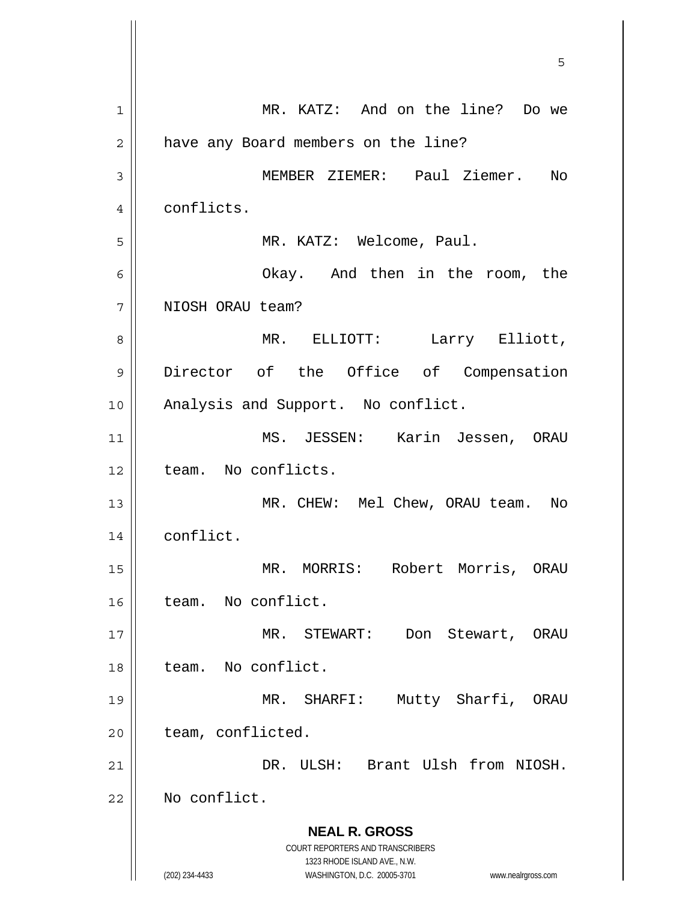MR. KATZ: And on the line? Do we have any Board members on the line?

MEMBER ZIEMER: Paul Ziemer. No conflicts.

MR. KATZ: Welcome, Paul.

Okay. And then in the room, the NIOSH ORAU team?

MR. ELLIOTT: Larry Elliott, Director of the Office of Compensation Analysis and Support. No conflict.

MS. JESSEN: Karin Jessen, ORAU team. No conflicts.

MR. CHEW: Mel Chew, ORAU team. No conflict.

MR. MORRIS: Robert Morris, ORAU team. No conflict.

MR. STEWART: Don Stewart, ORAU team. No conflict.

MR. SHARFI: Mutty Sharfi, ORAU team, conflicted.

DR. ULSH: Brant Ulsh from NIOSH. No conflict.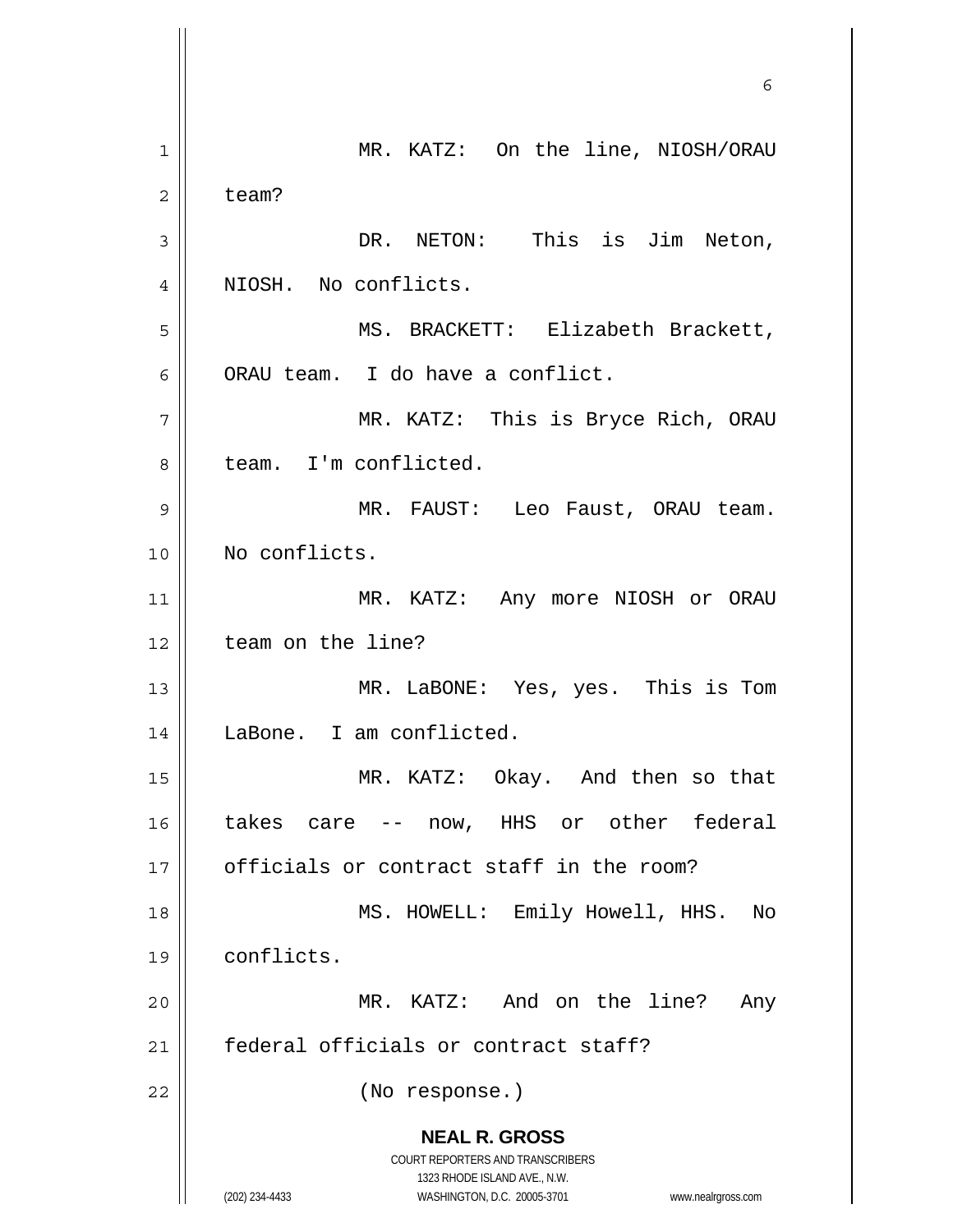MR. KATZ: On the line, NIOSH/ORAU team?

DR. NETON: This is Jim Neton, NIOSH. No conflicts.

MS. BRACKETT: Elizabeth Brackett, ORAU team. I do have a conflict.

MR. KATZ: This is Bryce Rich, ORAU team. I'm conflicted.

MR. FAUST: Leo Faust, ORAU team. No conflicts.

MR. KATZ: Any more NIOSH or ORAU team on the line?

MR. LaBONE: Yes, yes. This is Tom LaBone. I am conflicted.

MR. KATZ: Okay. And then so that takes care -- now, HHS or other federal officials or contract staff in the room?

MS. HOWELL: Emily Howell, HHS. No conflicts.

MR. KATZ: And on the line? Any federal officials or contract staff?

(No response.)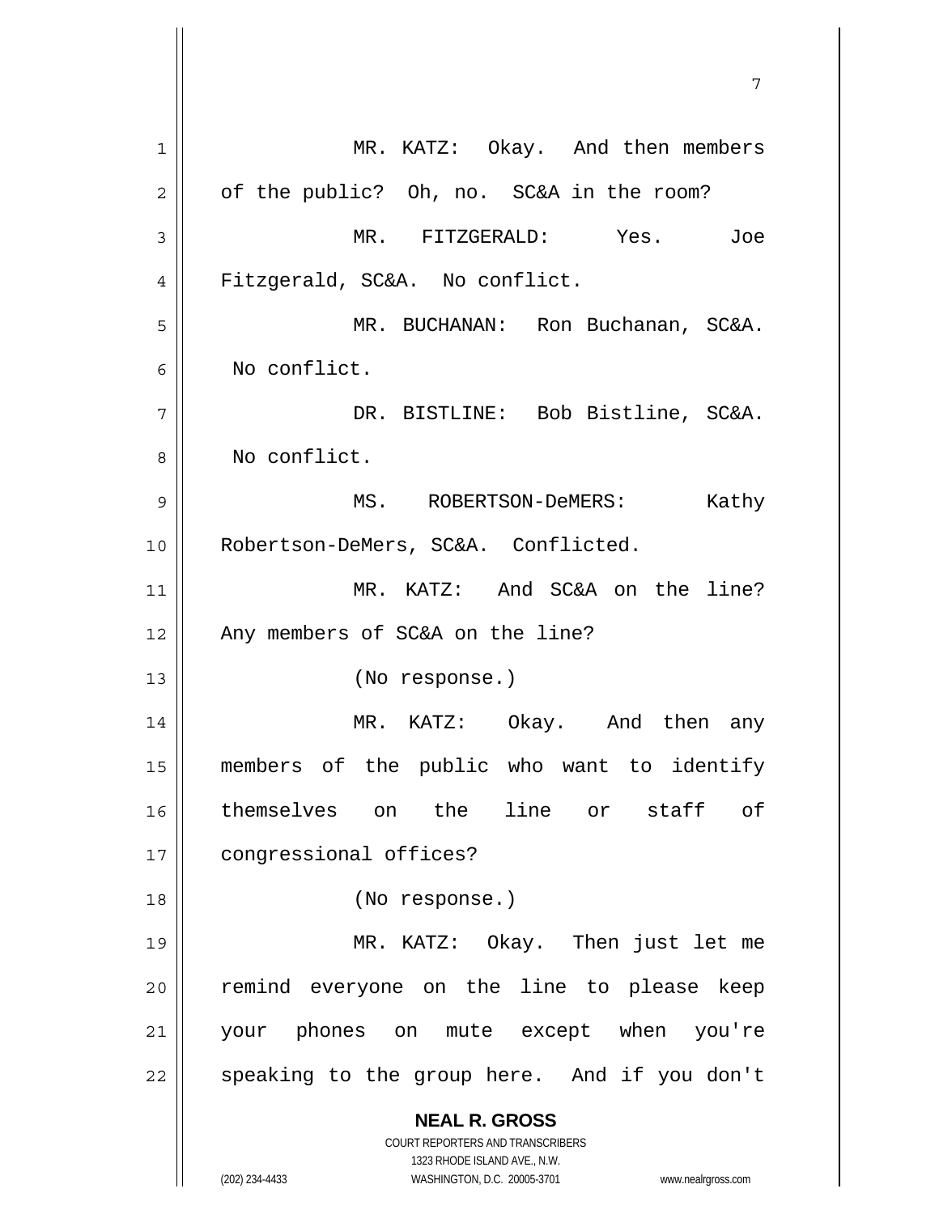MR. KATZ: Okay. And then members of the public? Oh, no. SC&A in the room?

MR. FITZGERALD: Yes. Joe Fitzgerald, SC&A. No conflict.

MR. BUCHANAN: Ron Buchanan, SC&A. No conflict.

DR. BISTLINE: Bob Bistline, SC&A. No conflict.

MS. ROBERTSON-DeMERS: Kathy Robertson-DeMers, SC&A. Conflicted.

MR. KATZ: And SC&A on the line? Any members of SC&A on the line?

(No response.)

MR. KATZ: Okay. And then any members of the public who want to identify themselves on the line or staff of congressional offices?

(No response.)

MR. KATZ: Okay. Then just let me remind everyone on the line to please keep your phones on mute except when you're speaking to the group here. And if you don't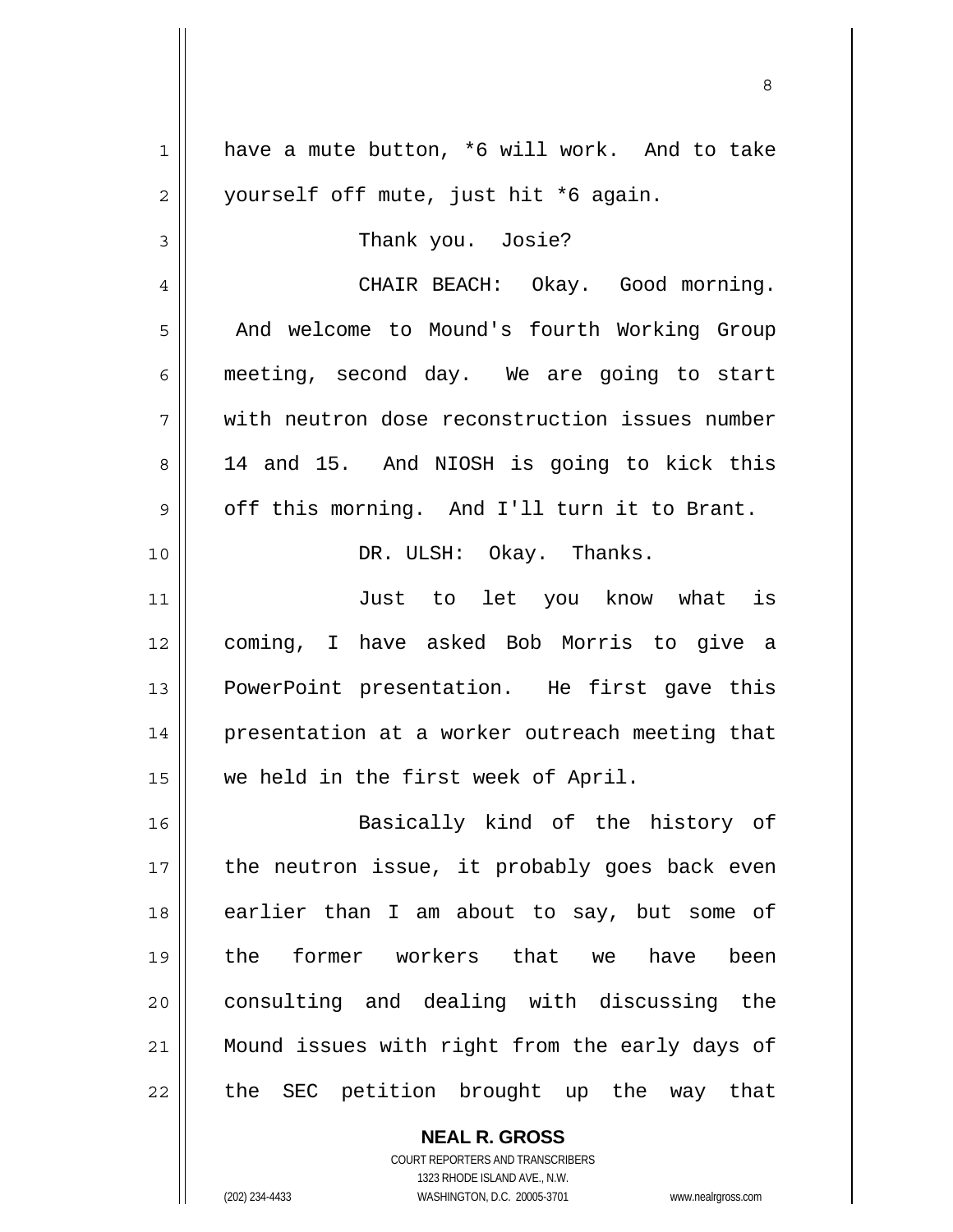have a mute button, *6 will work. And to take yourself off mute, just hit *6 again.

Thank you. Josie?

CHAIR BEACH: Okay. Good morning. And welcome to Mound's fourth Working Group meeting, second day. We are going to start with neutron dose reconstruction issues number 14 and 15. And NIOSH is going to kick this off this morning. And I'll turn it to Brant.

DR. ULSH: Okay. Thanks.

Just to let you know what is coming, I have asked Bob Morris to give a PowerPoint presentation. He first gave this presentation at a worker outreach meeting that we held in the first week of April.

Basically kind of the history of the neutron issue, it probably goes back even earlier than I am about to say, but some of the former workers that we have been consulting and dealing with discussing the Mound issues with right from the early days of the SEC petition brought up the way that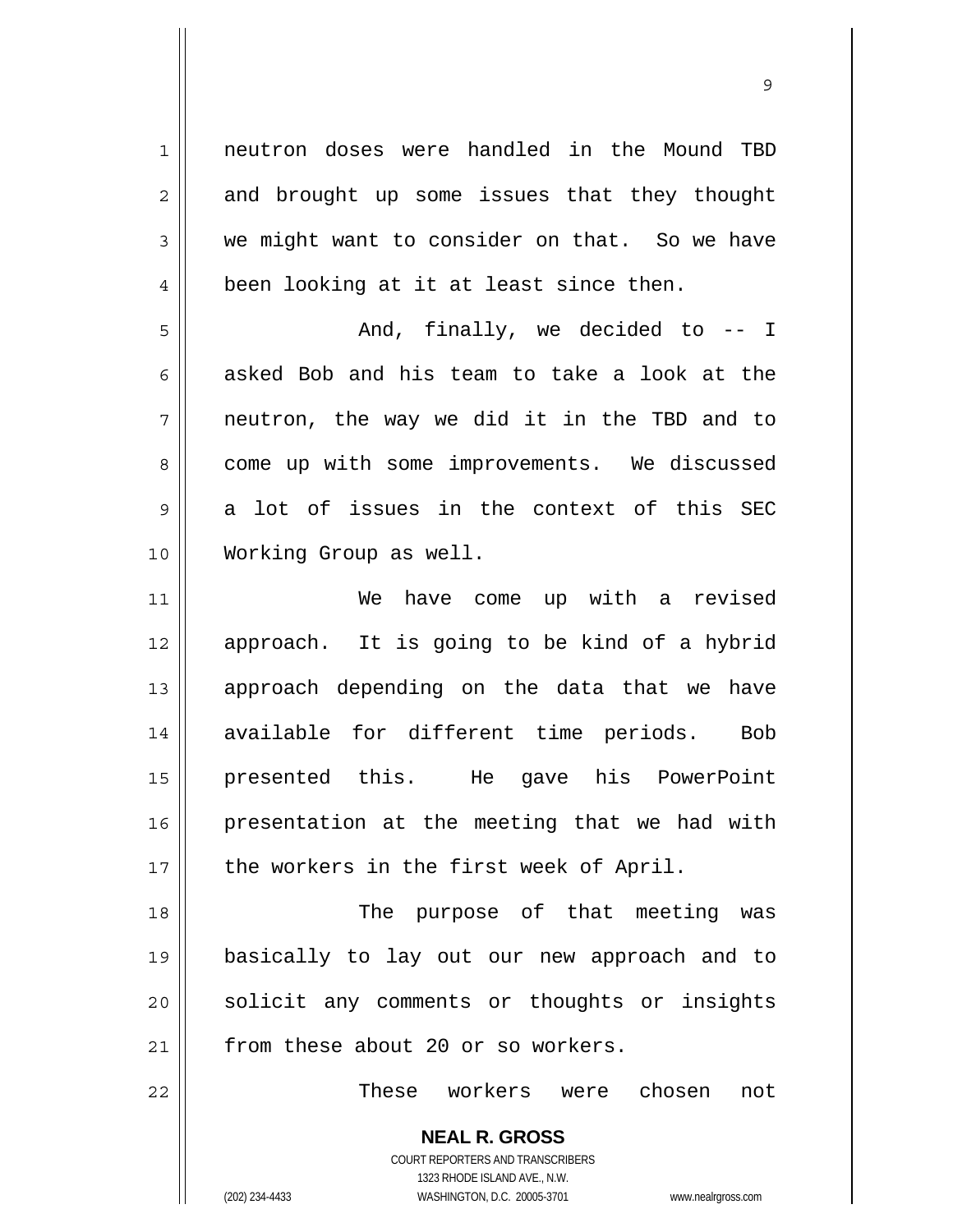neutron doses were handled in the Mound TBD and brought up some issues that they thought we might want to consider on that. So we have been looking at it at least since then.

And, finally, we decided to -- I asked Bob and his team to take a look at the neutron, the way we did it in the TBD and to come up with some improvements. We discussed a lot of issues in the context of this SEC Working Group as well.

We have come up with a revised approach. It is going to be kind of a hybrid approach depending on the data that we have available for different time periods. Bob presented this. He gave his PowerPoint presentation at the meeting that we had with the workers in the first week of April.

The purpose of that meeting was basically to lay out our new approach and to solicit any comments or thoughts or insights from these about 20 or so workers.

These workers were chosen not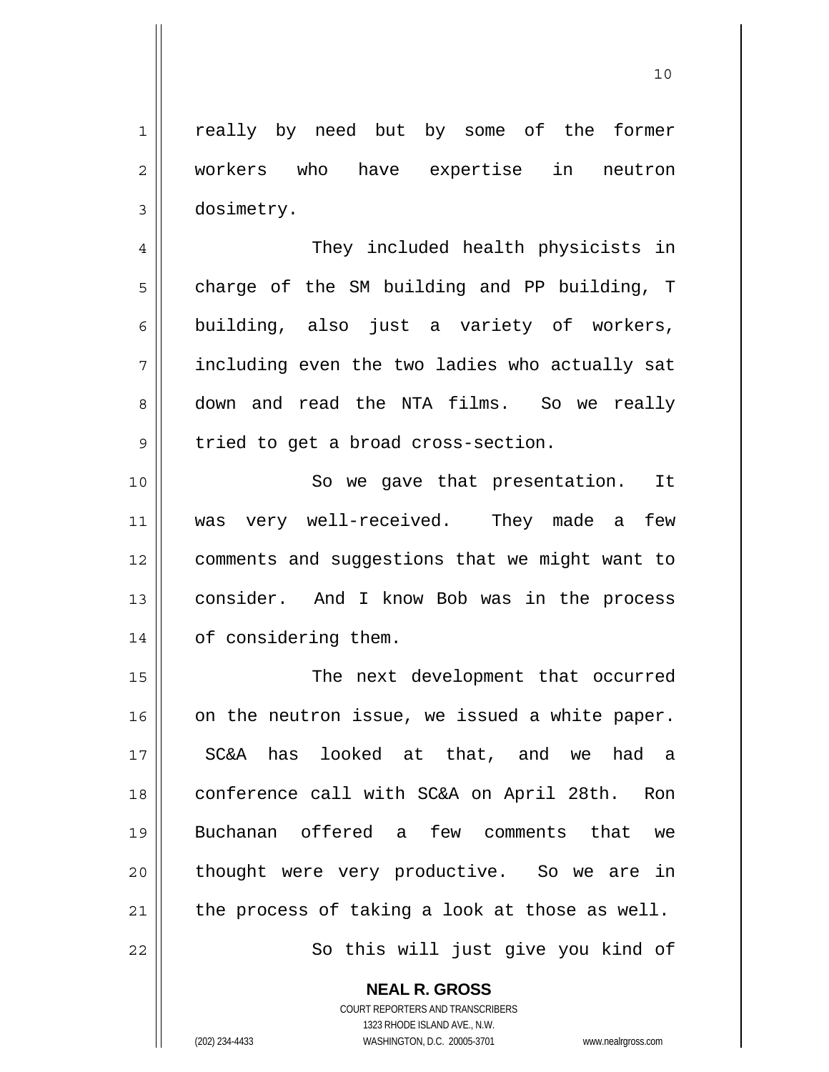really by need but by some of the former workers who have expertise in neutron dosimetry.

They included health physicists in charge of the SM building and PP building, T building, also just a variety of workers, including even the two ladies who actually sat down and read the NTA films. So we really tried to get a broad cross-section.

So we gave that presentation. It was very well-received. They made a few comments and suggestions that we might want to consider. And I know Bob was in the process of considering them.

The next development that occurred on the neutron issue, we issued a white paper. SC&A has looked at that, and we had a conference call with SC&A on April 28th. Ron Buchanan offered a few comments that we thought were very productive. So we are in the process of taking a look at those as well.

So this will just give you kind of of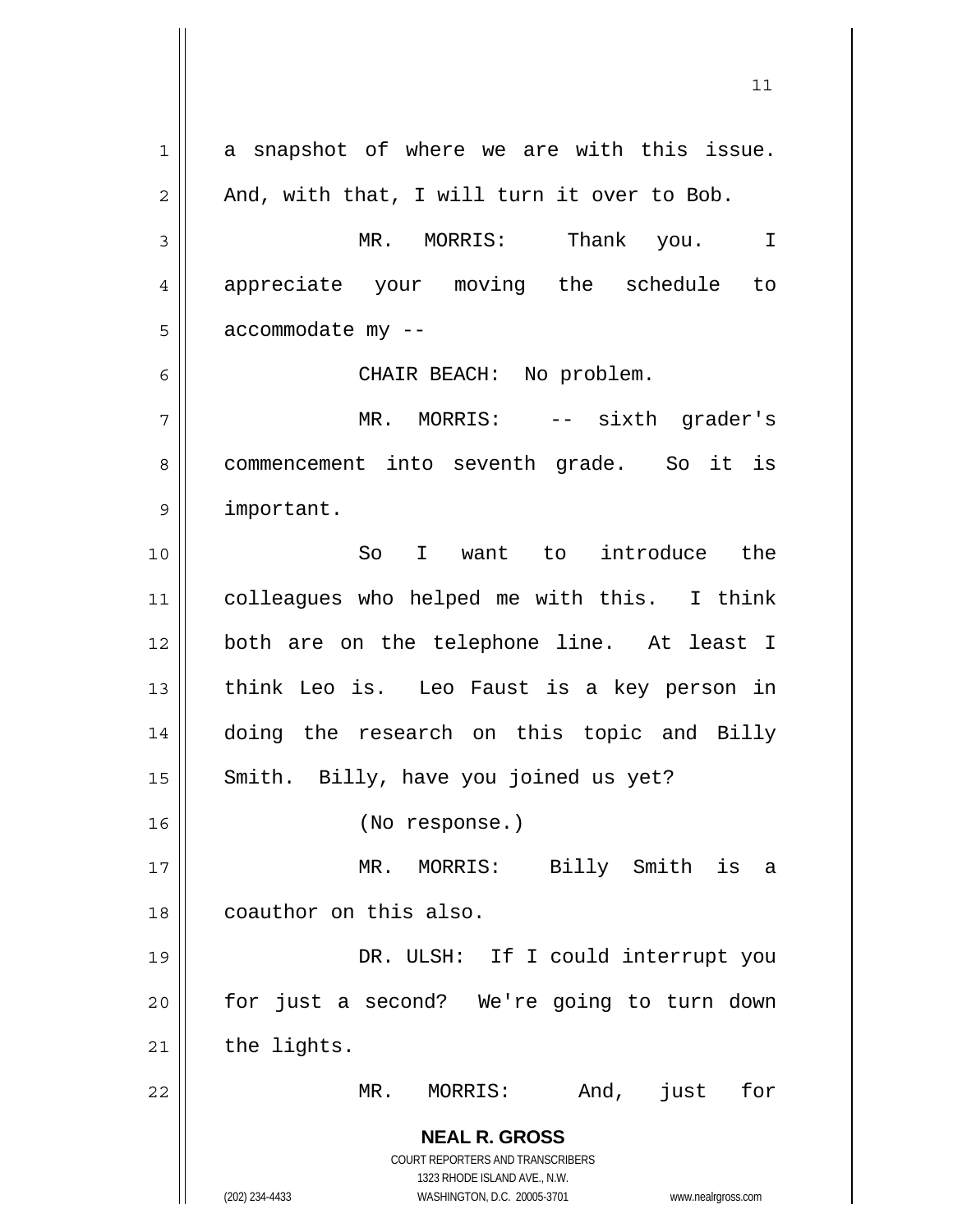a snapshot of where we are with this issue. And, with that, I will turn it over to Bob.

MR. MORRIS: Thank you. I appreciate your moving the schedule to accommodate my --

CHAIR BEACH: No problem.

MR. MORRIS: -- sixth grader's commencement into seventh grade. So it is important.

So I want to introduce the colleagues who helped me with this. I think both are on the telephone line. At least I think Leo is. Leo Faust is a key person in doing the research on this topic and Billy Smith. Billy, have you joined us yet?

(No response.)

MR. MORRIS: Billy Smith is a coauthor on this also.

DR. ULSH: If I could interrupt you for just a second? We're going to turn down the lights.

MR. MORRIS: And, just for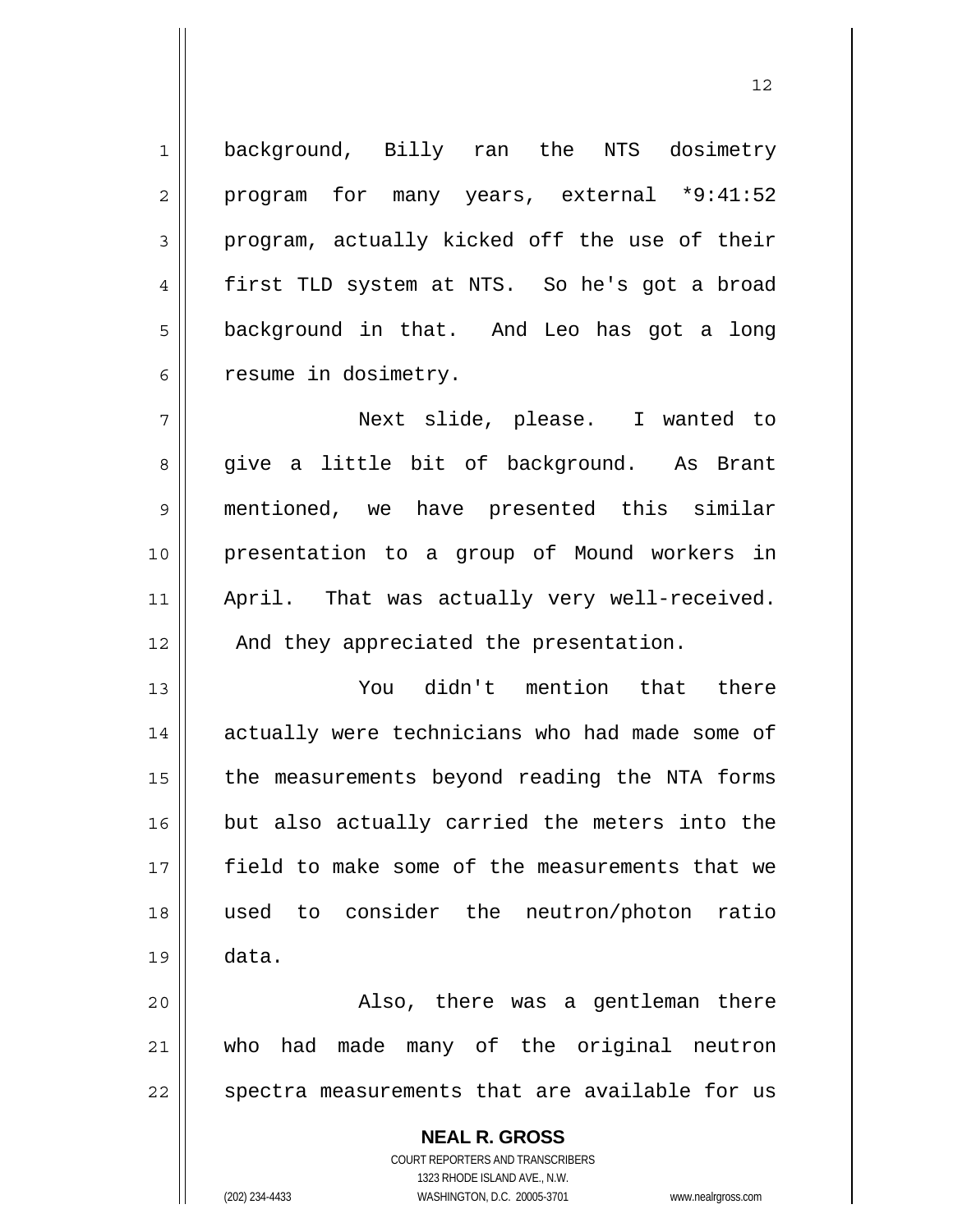background, Billy ran the NTS dosimetry program for many years, external *9:41:52 program, actually kicked off the use of their first TLD system at NTS. So he's got a broad background in that. And Leo has got a long resume in dosimetry.

Next slide, please. I wanted to give a little bit of background. As Brant mentioned, we have presented this similar presentation to a group of Mound workers in April. That was actually very well-received. And they appreciated the presentation.

You didn't mention that there actually were technicians who had made some of the measurements beyond reading the NTA forms but also actually carried the meters into the field to make some of the measurements that we used to consider the neutron/photon ratio data.

Also, there was a gentleman there who had made many of the original neutron spectra measurements that are available for us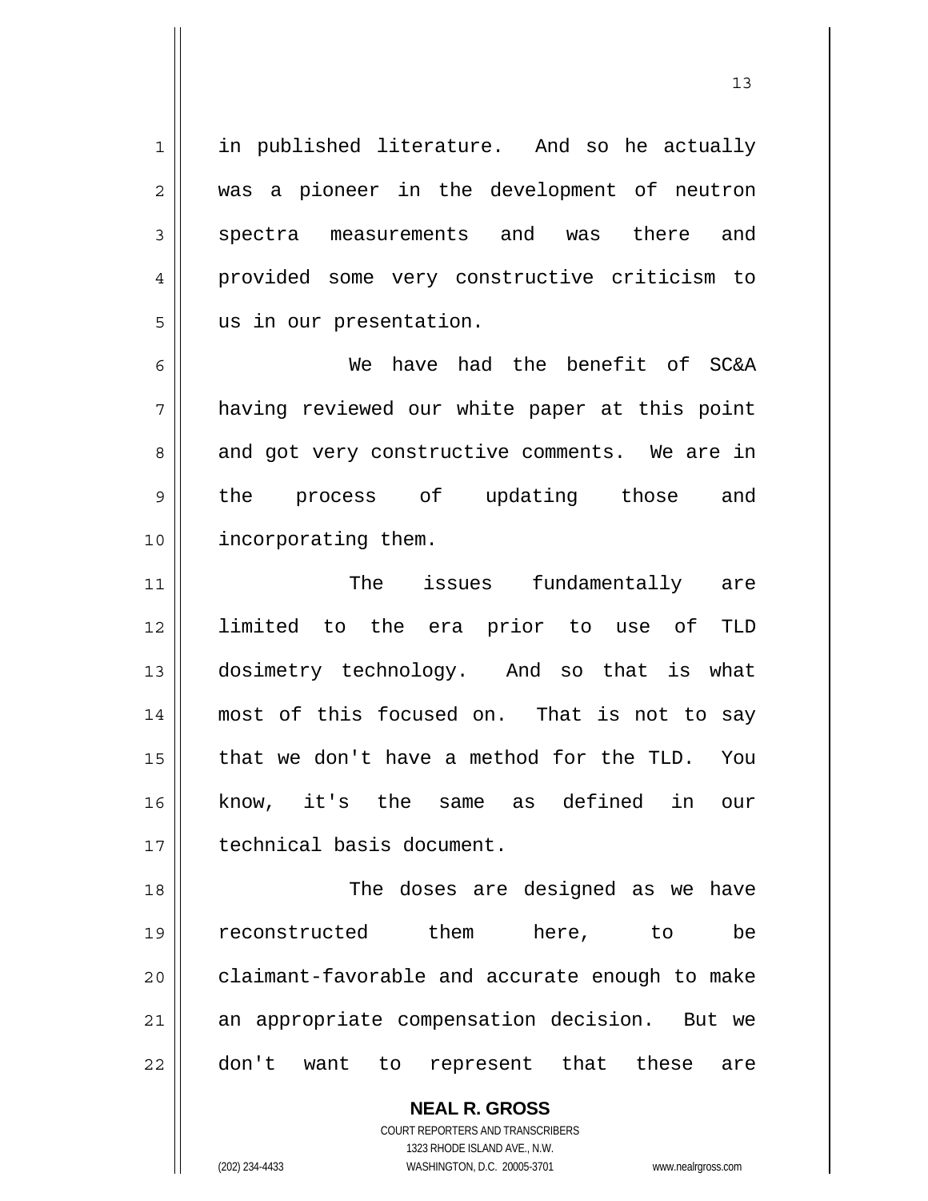in published literature. And so he actually was a pioneer in the development of neutron spectra measurements and was there and provided some very constructive criticism to us in our presentation.

We have had the benefit of SC&A having reviewed our white paper at this point and got very constructive comments. We are in the process of updating those and incorporating them.

The issues fundamentally are limited to the era prior to use of TLD dosimetry technology. And so that is what most of this focused on. That is not to say that we don't have a method for the TLD. You know, it's the same as defined in our technical basis document.

The doses are designed as we have reconstructed them here, to be claimant-favorable and accurate enough to make an appropriate compensation decision. But we don't want to represent that these are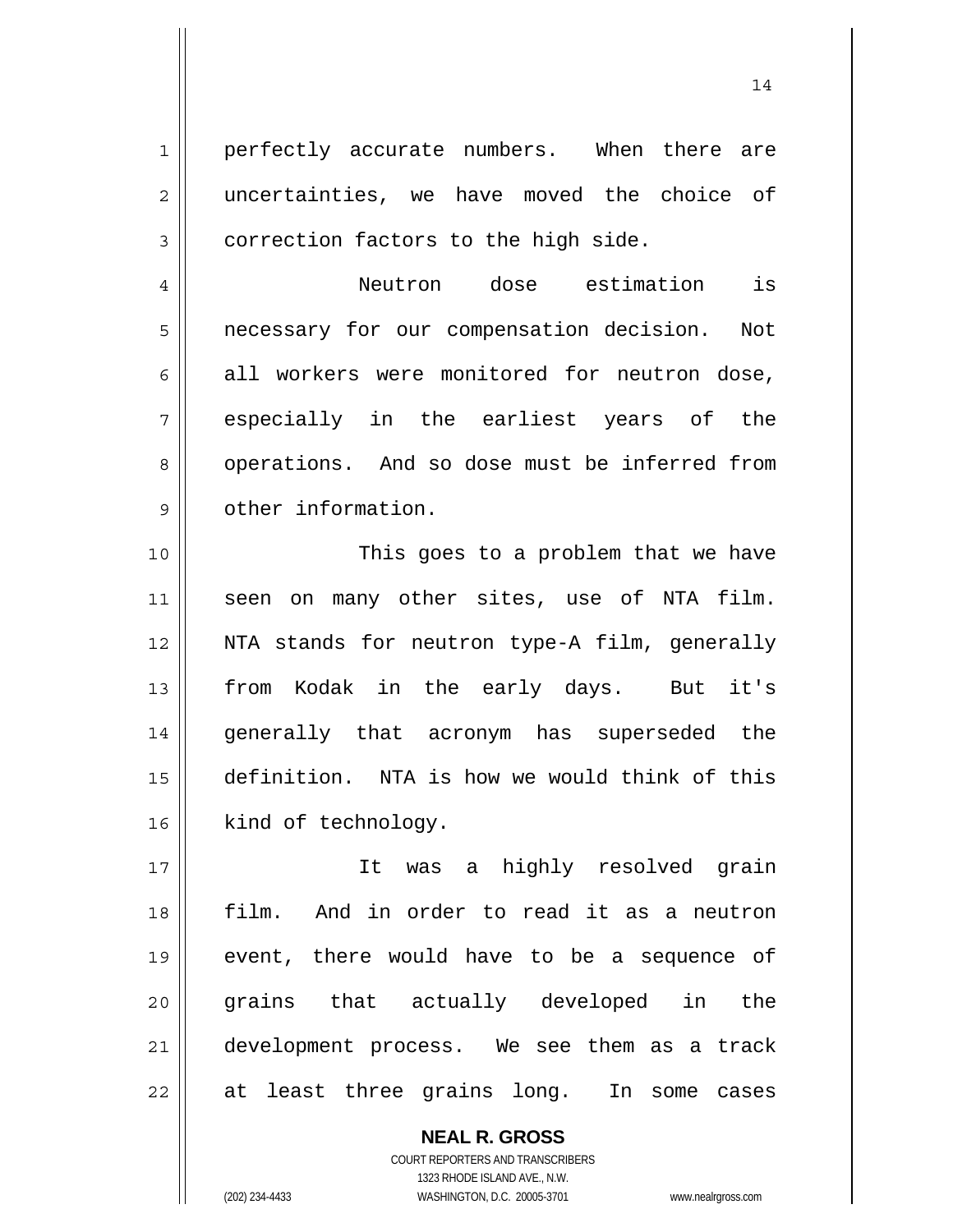perfectly accurate numbers. When there are uncertainties, we have moved the choice of correction factors to the high side.

Neutron dose estimation is necessary for our compensation decision. Not all workers were monitored for neutron dose, especially in the earliest years of the operations. And so dose must be inferred from other information.

This goes to a problem that we have seen on many other sites, use of NTA film. NTA stands for neutron type-A film, generally from Kodak in the early days. But it's generally that acronym has superseded the definition. NTA is how we would think of this kind of technology.

It was a highly resolved grain film. And in order to read it as a neutron event, there would have to be a sequence of grains that actually developed in the development process. We see them as a track at least three grains long. In some cases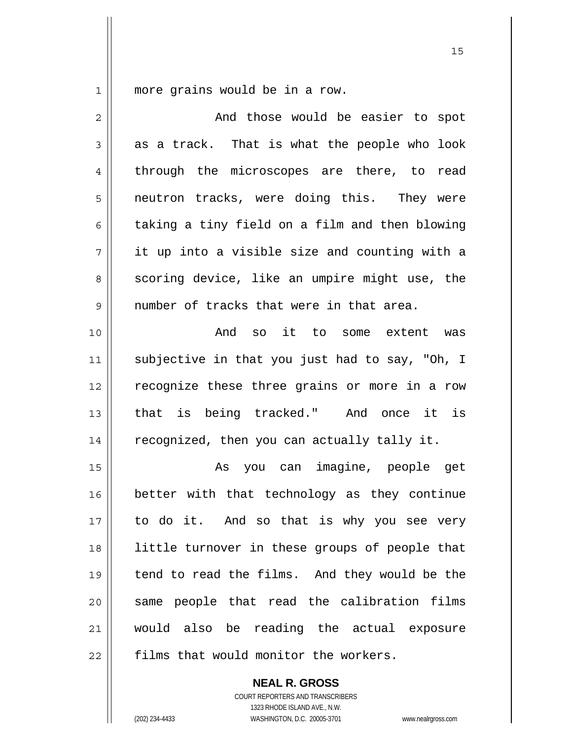more grains would be in a row.

And those would be easier to spot as a track. That is what the people who look through the microscopes are there, to read neutron tracks, were doing this. They were taking a tiny field on a film and then blowing it up into a visible size and counting with a scoring device, like an umpire might use, the number of tracks that were in that area.

And so it to some extent was subjective in that you just had to say, "Oh, I recognize these three grains or more in a row that is being tracked." And once it is recognized, then you can actually tally it.

As you can imagine, people get better with that technology as they continue to do it. And so that is why you see very little turnover in these groups of people that tend to read the films. And they would be the same people that read the calibration films would also be reading the actual exposure films that would monitor the workers.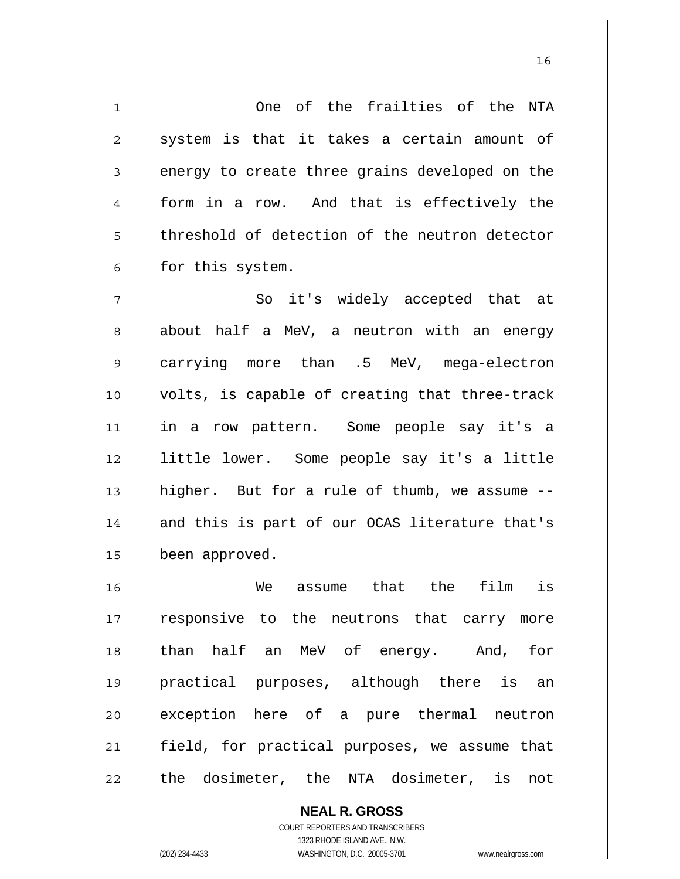One of the frailties of the NTA system is that it takes a certain amount of energy to create three grains developed on the form in a row. And that is effectively the threshold of detection of the neutron detector for this system.

So it's widely accepted that at about half a MeV, a neutron with an energy carrying more than .5 MeV, mega-electron volts, is capable of creating that three-track in a row pattern. Some people say it's a little lower. Some people say it's a little higher. But for a rule of thumb, we assume -- and this is part of our OCAS literature that's been approved.

We assume that the film is responsive to the neutrons that carry more than half an MeV of energy. And, for practical purposes, although there is an exception here of a pure thermal neutron field, for practical purposes, we assume that the dosimeter, the NTA dosimeter, is not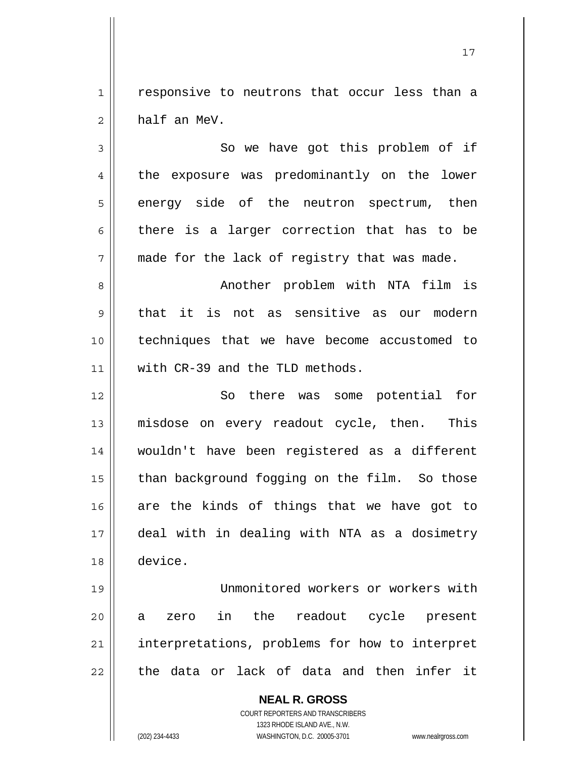responsive to neutrons that occur less than a half an MeV.

So we have got this problem of if the exposure was predominantly on the lower energy side of the neutron spectrum, then there is a larger correction that has to be made for the lack of registry that was made.

Another problem with NTA film is that it is not as sensitive as our modern techniques that we have become accustomed to with CR-39 and the TLD methods.

So there was some potential for misdose on every readout cycle, then. This wouldn't have been registered as a different than background fogging on the film. So those are the kinds of things that we have got to deal with in dealing with NTA as a dosimetry device.

Unmonitored workers or workers with a zero in the readout cycle present interpretations, problems for how to interpret the data or lack of data and then infer it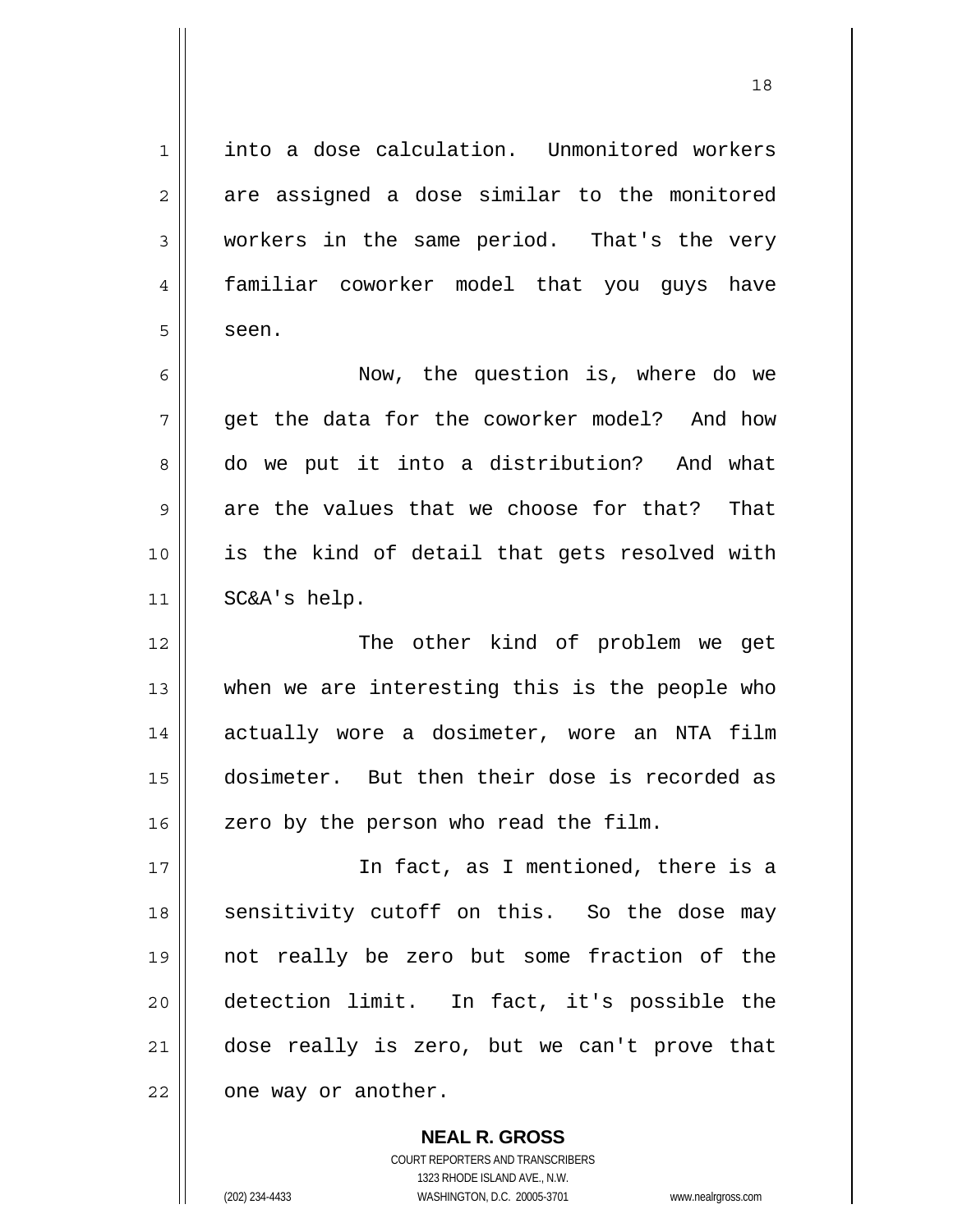into a dose calculation. Unmonitored workers are assigned a dose similar to the monitored workers in the same period. That's the very familiar coworker model that you guys have seen.

Now, the question is, where do we get the data for the coworker model? And how do we put it into a distribution? And what are the values that we choose for that? That is the kind of detail that gets resolved with SC&A's help.

The other kind of problem we get when we are interesting this is the people who actually wore a dosimeter, wore an NTA film dosimeter. But then their dose is recorded as zero by the person who read the film.

In fact, as I mentioned, there is a sensitivity cutoff on this. So the dose may not really be zero but some fraction of the detection limit. In fact, it's possible the dose really is zero, but we can't prove that one way or another.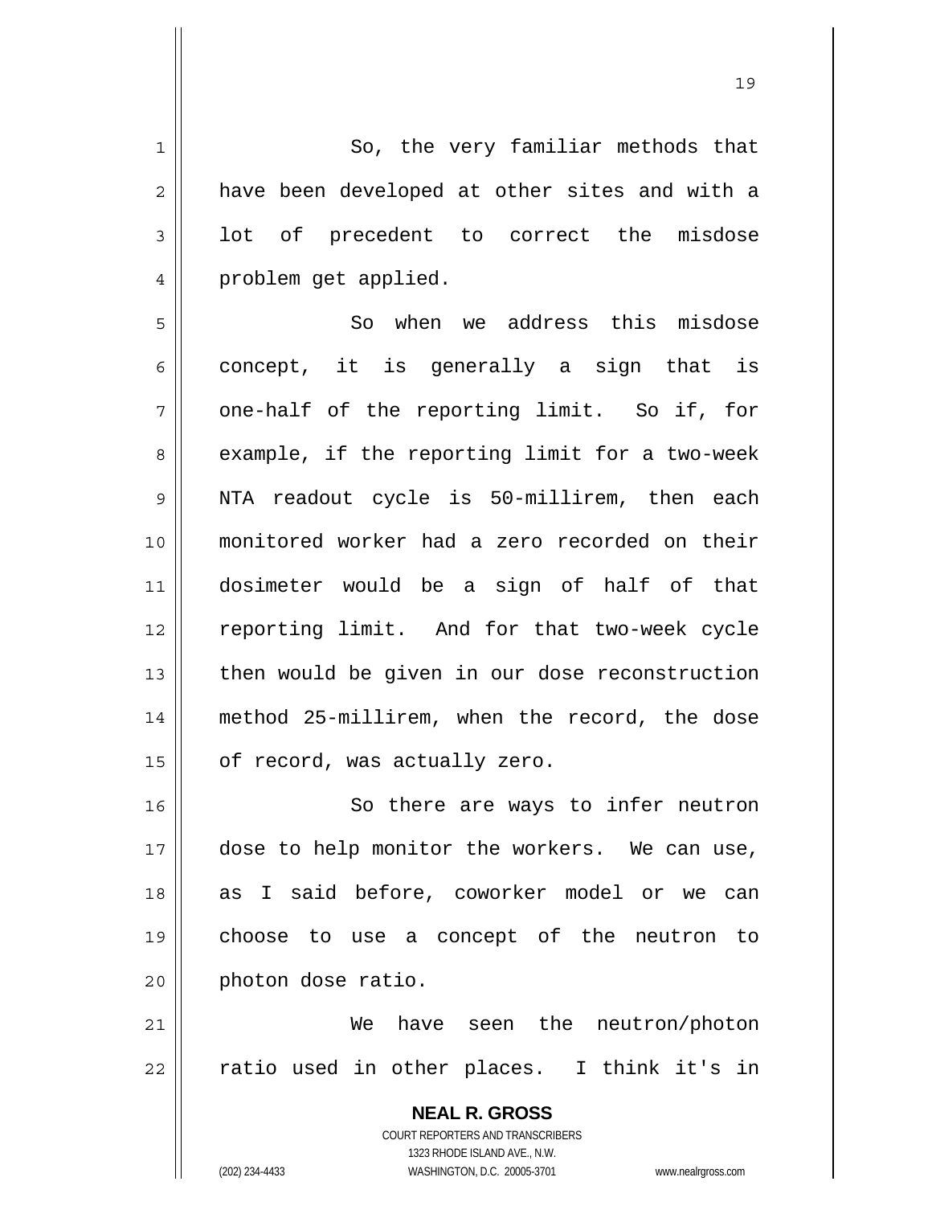So, the very familiar methods that have been developed at other sites and with a lot of precedent to correct the misdose problem get applied.

So when we address this misdose concept, it is generally a sign that is one-half of the reporting limit. So if, for example, if the reporting limit for a two-week NTA readout cycle is 50-millirem, then each monitored worker had a zero recorded on their dosimeter would be a sign of half of that reporting limit. And for that two-week cycle then would be given in our dose reconstruction method 25-millirem, when the record, the dose of record, was actually zero.

So there are ways to infer neutron dose to help monitor the workers. We can use, as I said before, coworker model or we can choose to use a concept of the neutron to photon dose ratio.

We have seen the neutron/photon ratio used in other places. I think it's in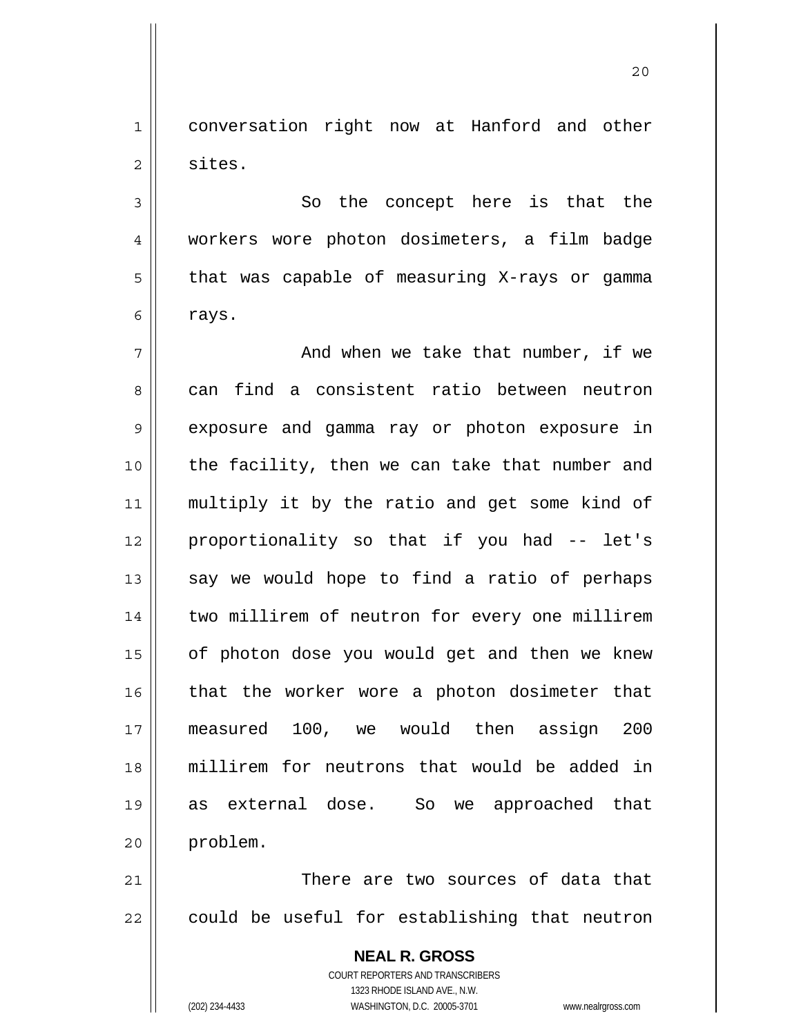conversation right now at Hanford and other sites.

So the concept here is that the workers wore photon dosimeters, a film badge that was capable of measuring X-rays or gamma rays.

And when we take that number, if we can find a consistent ratio between neutron exposure and gamma ray or photon exposure in the facility, then we can take that number and multiply it by the ratio and get some kind of proportionality so that if you had -- let's say we would hope to find a ratio of perhaps two millirem of neutron for every one millirem of photon dose you would get and then we knew that the worker wore a photon dosimeter that measured 100, we would then assign 200 millirem for neutrons that would be added in as external dose. So we approached that problem.

There are two sources of data that could be useful for establishing that neutron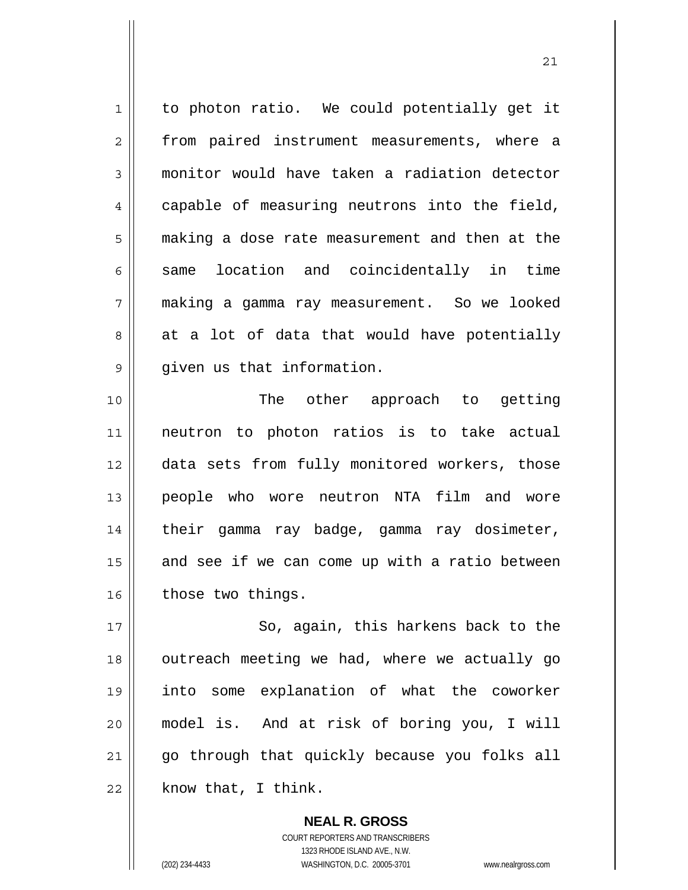to photon ratio. We could potentially get it from paired instrument measurements, where a monitor would have taken a radiation detector capable of measuring neutrons into the field, making a dose rate measurement and then at the same location and coincidentally in time making a gamma ray measurement. So we looked at a lot of data that would have potentially given us that information.

The other approach to getting neutron to photon ratios is to take actual data sets from fully monitored workers, those people who wore neutron NTA film and wore their gamma ray badge, gamma ray dosimeter, and see if we can come up with a ratio between those two things.

So, again, this harkens back to the outreach meeting we had, where we actually go into some explanation of what the coworker model is. And at risk of boring you, I will go through that quickly because you folks all know that, I think.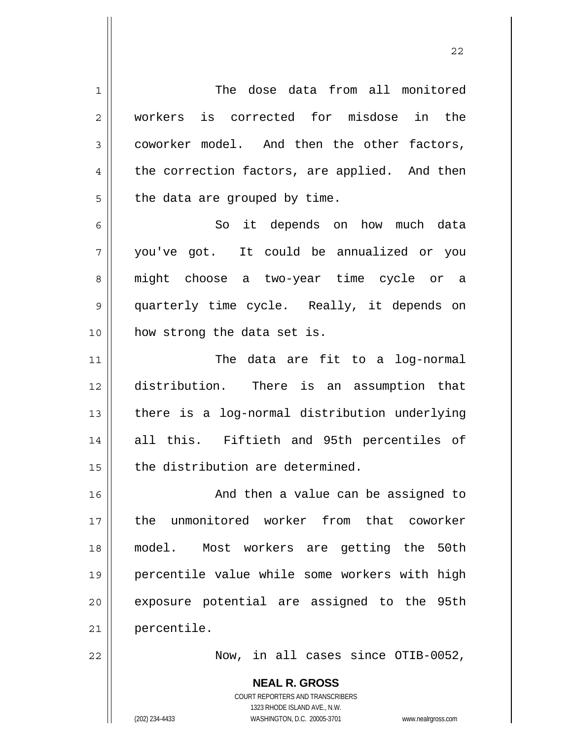The dose data from all monitored workers is corrected for misdose in the coworker model. And then the other factors, the correction factors, are applied. And then the data are grouped by time.

So it depends on how much data you've got. It could be annualized or you might choose a two-year time cycle or a quarterly time cycle. Really, it depends on how strong the data set is.

The data are fit to a log-normal distribution. There is an assumption that there is a log-normal distribution underlying all this. Fiftieth and 95th percentiles of the distribution are determined.

And then a value can be assigned to the unmonitored worker from that coworker model. Most workers are getting the 50th percentile value while some workers with high exposure potential are assigned to the 95th percentile.

Now, in all cases since OTIB-0052,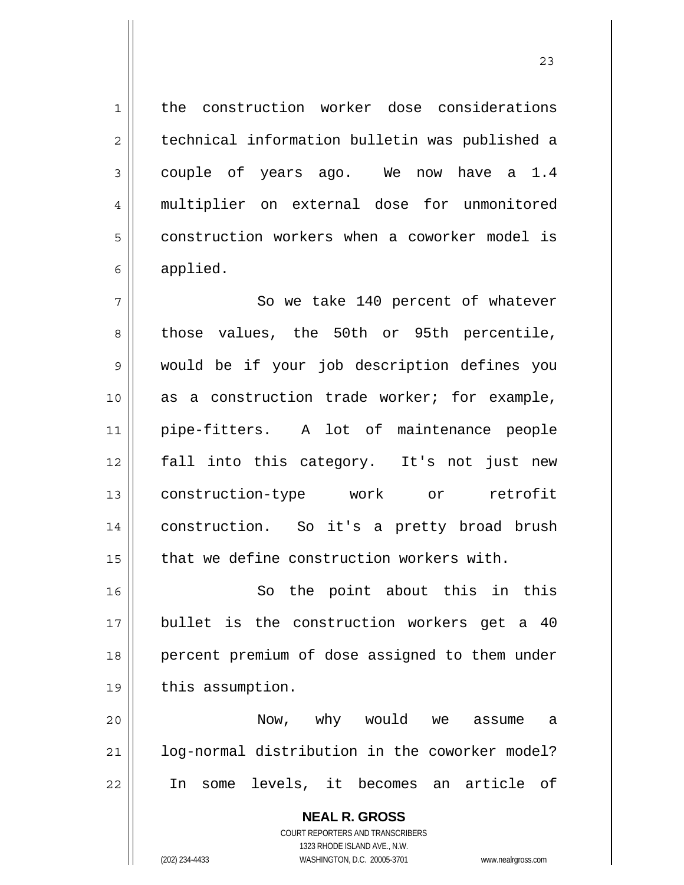the construction worker dose considerations technical information bulletin was published a couple of years ago. We now have a 1.4 multiplier on external dose for unmonitored construction workers when a coworker model is applied.

So we take 140 percent of whatever those values, the 50th or 95th percentile, would be if your job description defines you as a construction trade worker; for example, pipe-fitters. A lot of maintenance people fall into this category. It's not just new construction-type work or retrofit construction. So it's a pretty broad brush that we define construction workers with.

So the point about this in this bullet is the construction workers get a 40 percent premium of dose assigned to them under this assumption.

Now, why would we assume a log-normal distribution in the coworker model? In some levels, it becomes an article of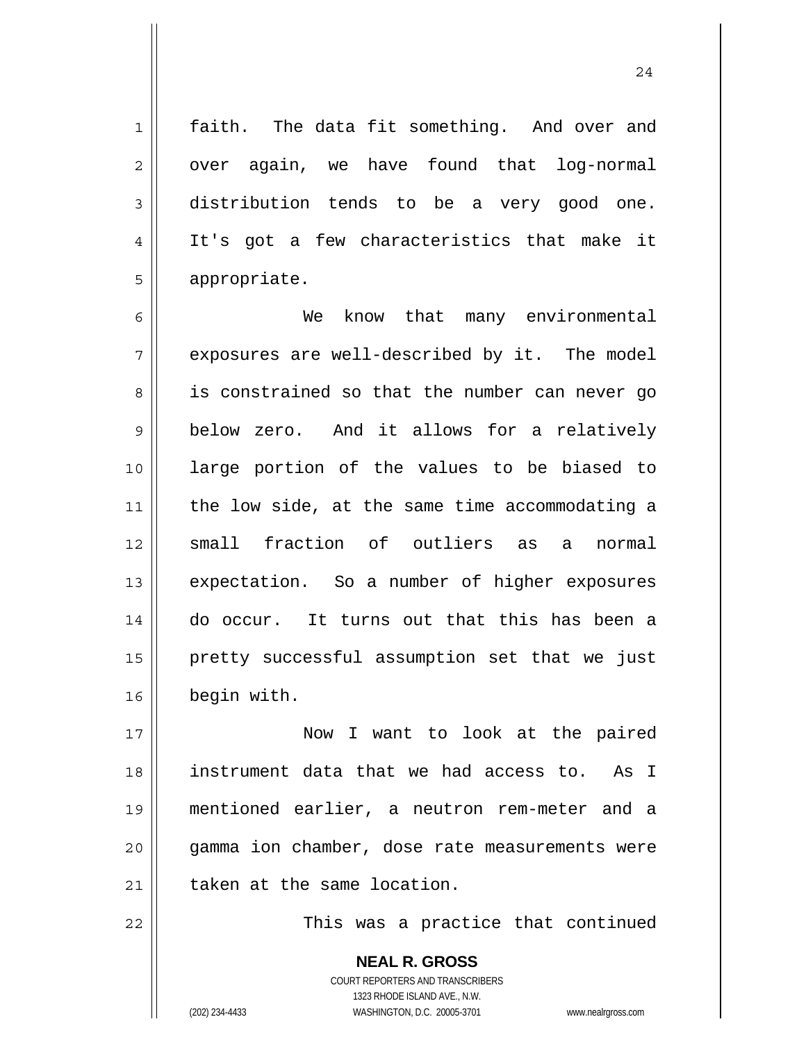faith. The data fit something. And over and over again, we have found that log-normal distribution tends to be a very good one. It's got a few characteristics that make it appropriate.

We know that many environmental exposures are well-described by it. The model is constrained so that the number can never go below zero. And it allows for a relatively large portion of the values to be biased to the low side, at the same time accommodating a small fraction of outliers as a normal expectation. So a number of higher exposures do occur. It turns out that this has been a pretty successful assumption set that we just begin with.

Now I want to look at the paired instrument data that we had access to. As I mentioned earlier, a neutron rem-meter and a gamma ion chamber, dose rate measurements were taken at the same location.

This was a practice that continued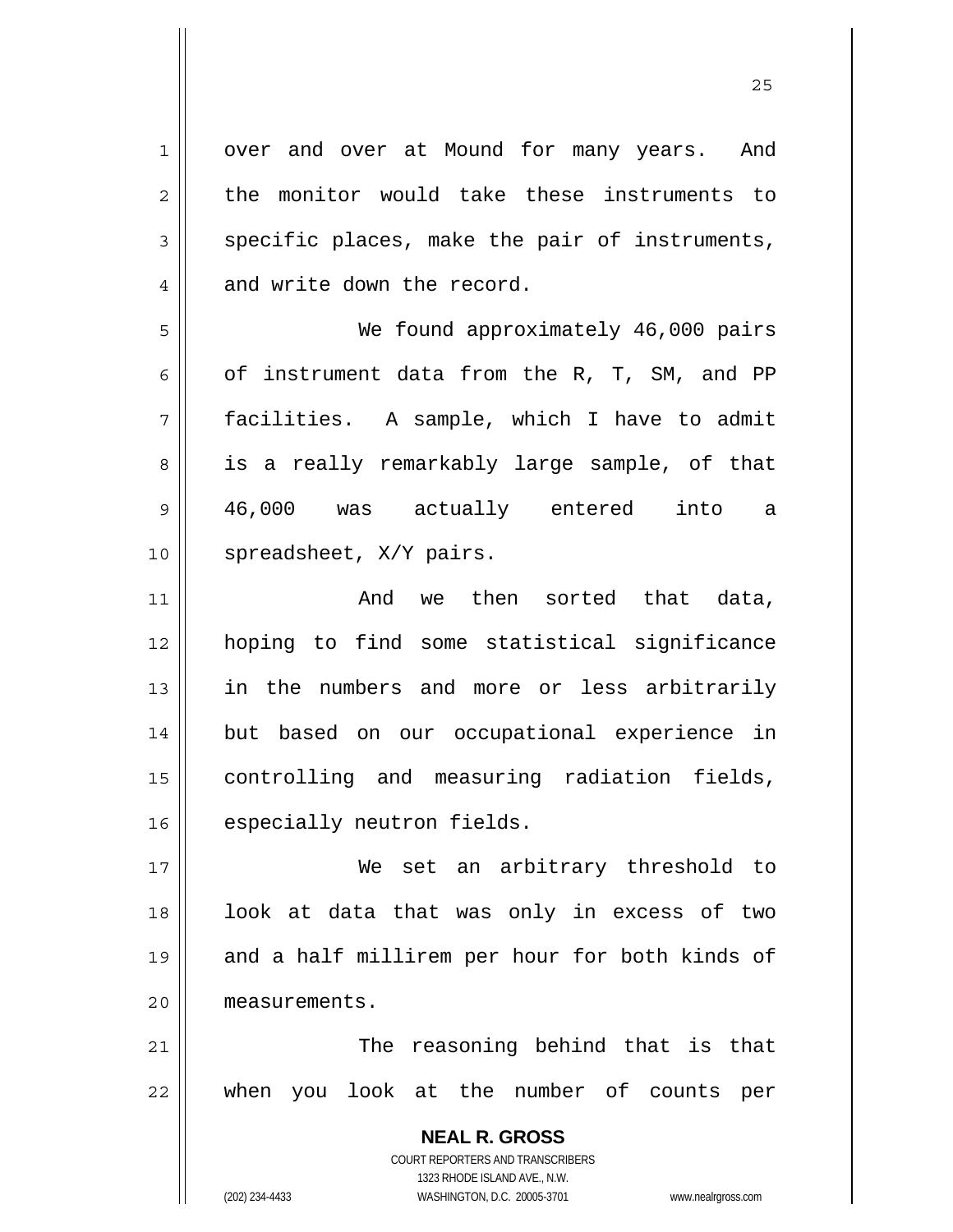over and over at Mound for many years. And the monitor would take these instruments to specific places, make the pair of instruments, and write down the record.

We found approximately 46,000 pairs of instrument data from the R, T, SM, and PP facilities. A sample, which I have to admit is a really remarkably large sample, of that 46,000 was actually entered into a spreadsheet, X/Y pairs.

And we then sorted that data, hoping to find some statistical significance in the numbers and more or less arbitrarily but based on our occupational experience in controlling and measuring radiation fields, especially neutron fields.

We set an arbitrary threshold to look at data that was only in excess of two and a half millirem per hour for both kinds of measurements.

The reasoning behind that is that when you look at the number of counts per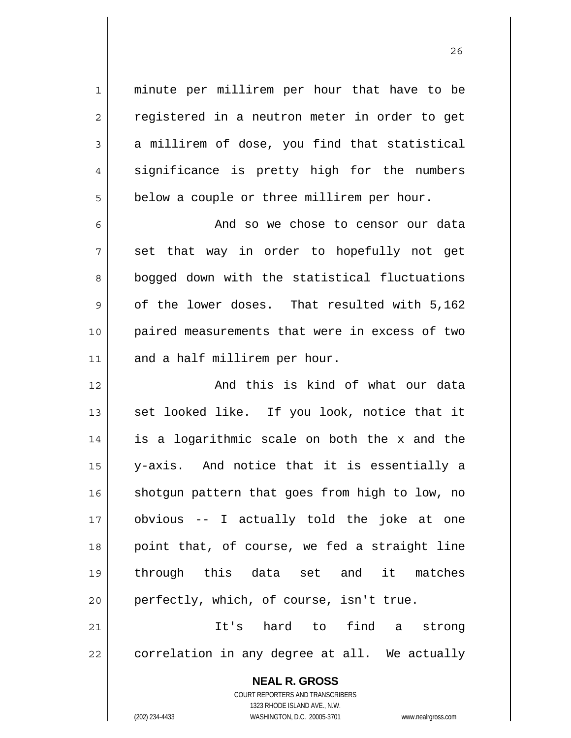minute per millirem per hour that have to be registered in a neutron meter in order to get a millirem of dose, you find that statistical significance is pretty high for the numbers below a couple or three millirem per hour.

And so we chose to censor our data set that way in order to hopefully not get bogged down with the statistical fluctuations of the lower doses. That resulted with 5,162 paired measurements that were in excess of two and a half millirem per hour.

And this is kind of what our data set looked like. If you look, notice that it is a logarithmic scale on both the x and the y-axis. And notice that it is essentially a shotgun pattern that goes from high to low, no obvious -- I actually told the joke at one point that, of course, we fed a straight line through this data set and it matches perfectly, which, of course, isn't true.

It's hard to find a strong correlation in any degree at all. We actually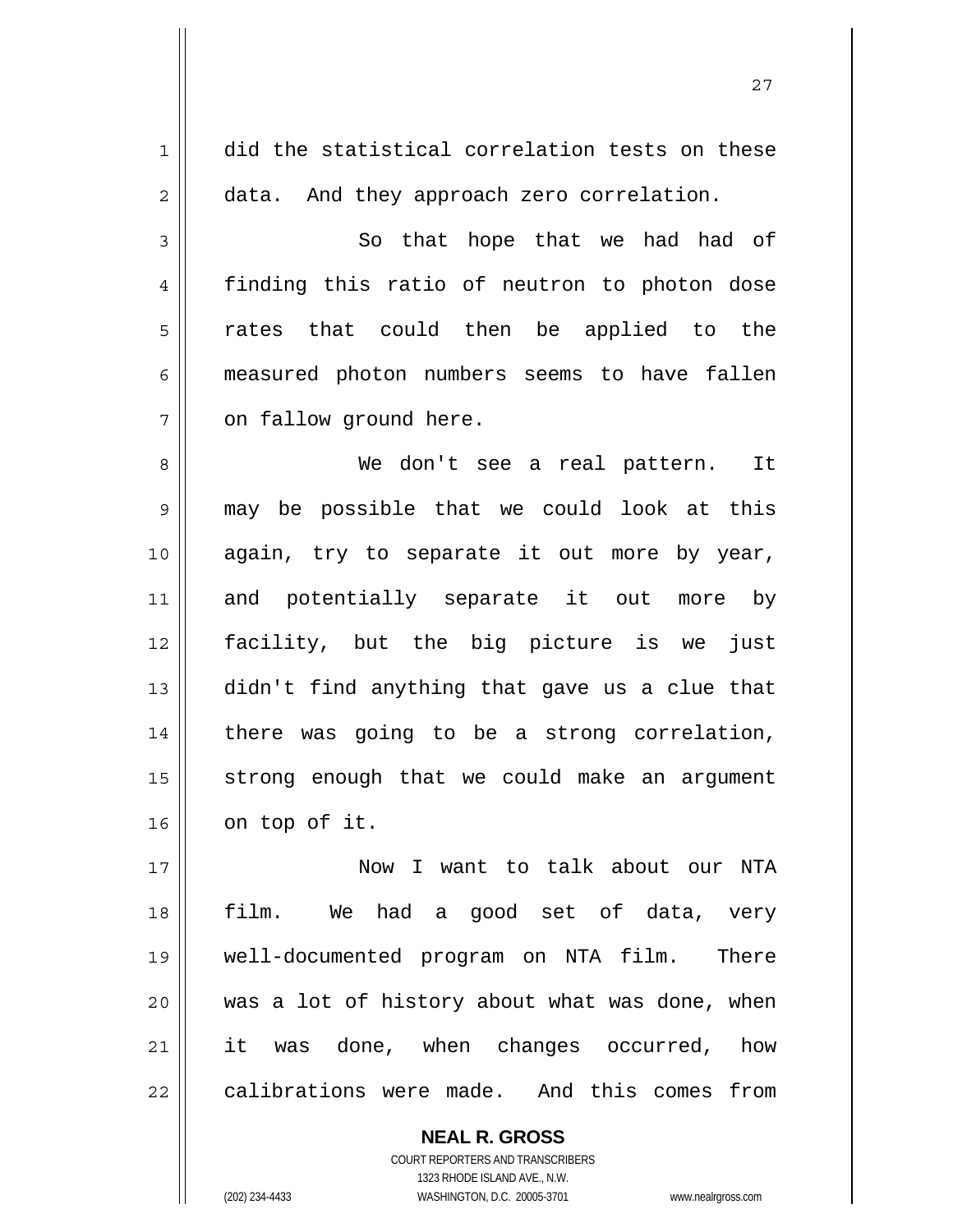did the statistical correlation tests on these data. And they approach zero correlation.

So that hope that we had had of finding this ratio of neutron to photon dose rates that could then be applied to the measured photon numbers seems to have fallen on fallow ground here.

We don't see a real pattern. It may be possible that we could look at this again, try to separate it out more by year, and potentially separate it out more by facility, but the big picture is we just didn't find anything that gave us a clue that there was going to be a strong correlation, strong enough that we could make an argument on top of it.

Now I want to talk about our NTA film. We had a good set of data, very well-documented program on NTA film. There was a lot of history about what was done, when it was done, when changes occurred, how calibrations were made. And this comes from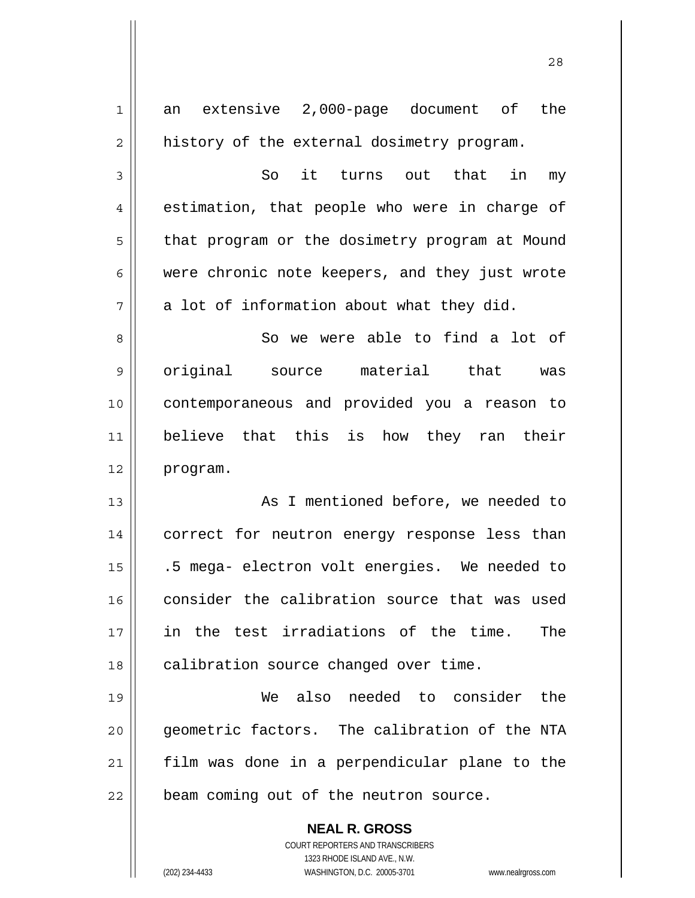an extensive 2,000-page document of the history of the external dosimetry program.

So it turns out that in my estimation, that people who were in charge of that program or the dosimetry program at Mound were chronic note keepers, and they just wrote a lot of information about what they did.

So we were able to find a lot of original source material that was contemporaneous and provided you a reason to believe that this is how they ran their program.

As I mentioned before, we needed to correct for neutron energy response less than .5 mega- electron volt energies. We needed to consider the calibration source that was used in the test irradiations of the time. The calibration source changed over time.

We also needed to consider the geometric factors. The calibration of the NTA film was done in a perpendicular plane to the beam coming out of the neutron source.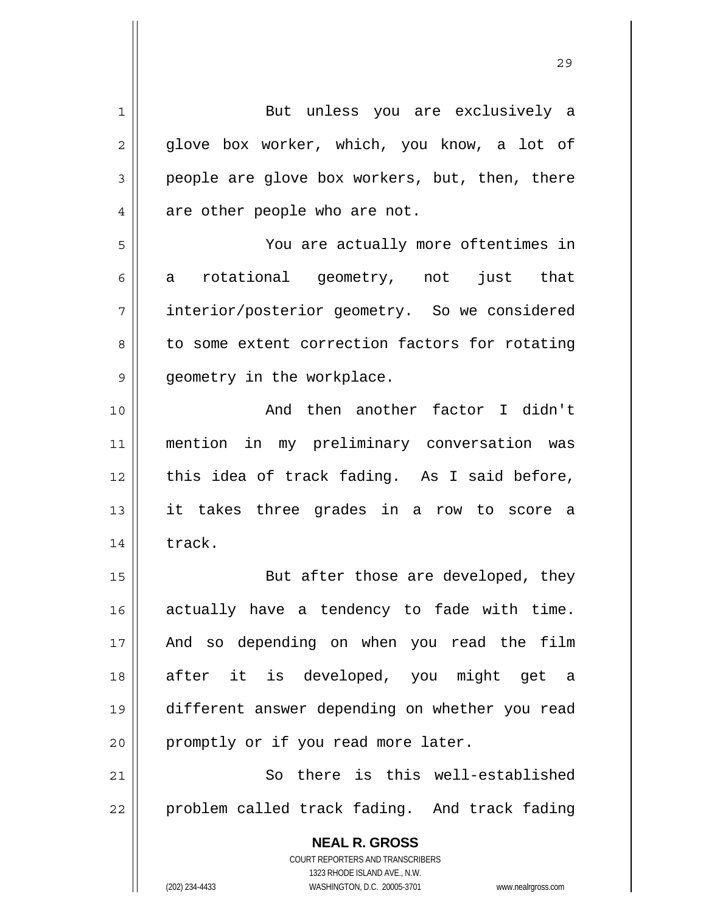But unless you are exclusively a glove box worker, which, you know, a lot of people are glove box workers, but, then, there are other people who are not.

You are actually more oftentimes in a rotational geometry, not just that interior/posterior geometry. So we considered to some extent correction factors for rotating geometry in the workplace.

And then another factor I didn't mention in my preliminary conversation was this idea of track fading. As I said before, it takes three grades in a row to score a track.

But after those are developed, they actually have a tendency to fade with time. And so depending on when you read the film after it is developed, you might get a different answer depending on whether you read promptly or if you read more later.

So there is this well-established problem called track fading. And track fading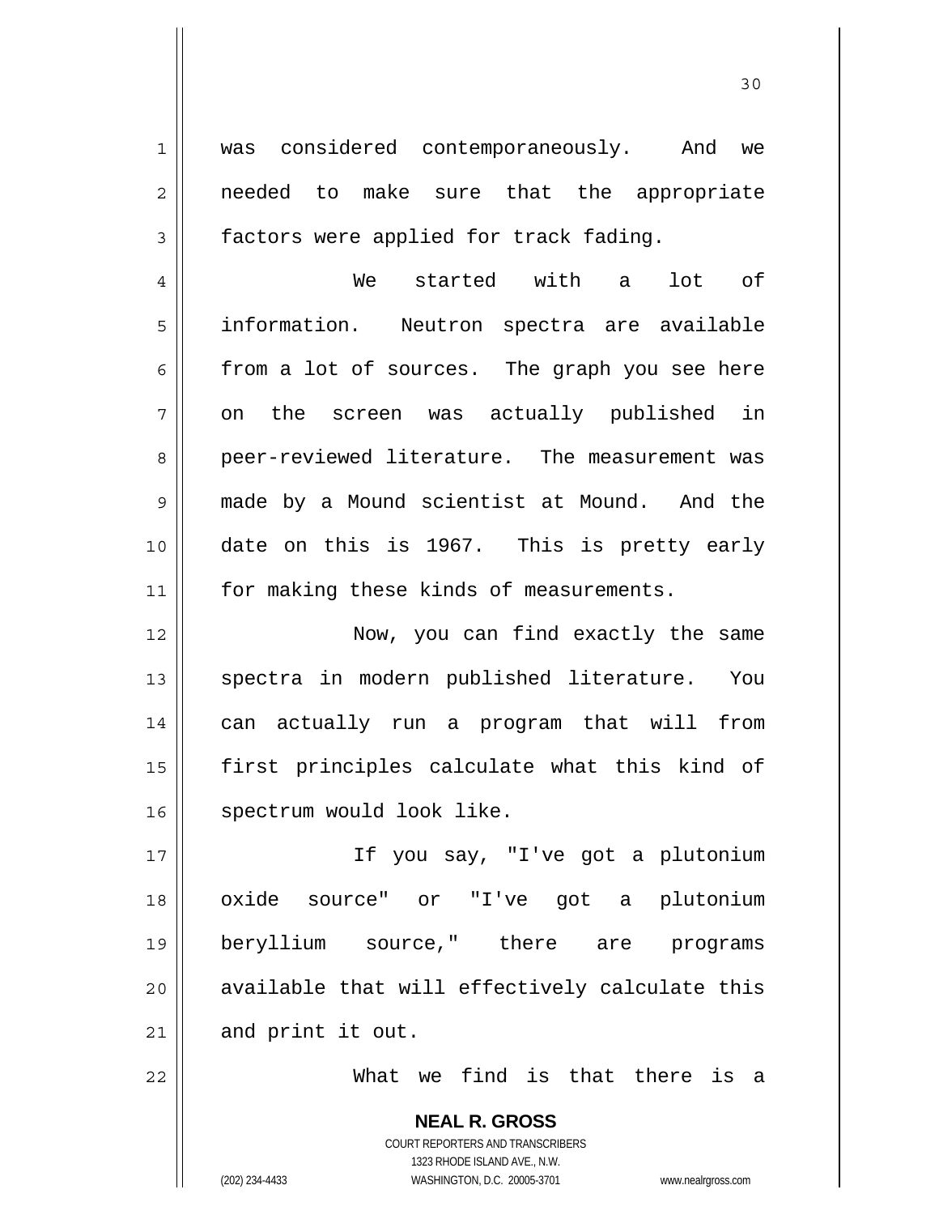was considered contemporaneously. And we needed to make sure that the appropriate factors were applied for track fading.

We started with a lot of information. Neutron spectra are available from a lot of sources. The graph you see here on the screen was actually published in peer-reviewed literature. The measurement was made by a Mound scientist at Mound. And the date on this is 1967. This is pretty early for making these kinds of measurements.

Now, you can find exactly the same spectra in modern published literature. You can actually run a program that will from first principles calculate what this kind of spectrum would look like.

If you say, "I've got a plutonium oxide source" or "I've got a plutonium beryllium source," there are programs available that will effectively calculate this and print it out.

What we find is that there is a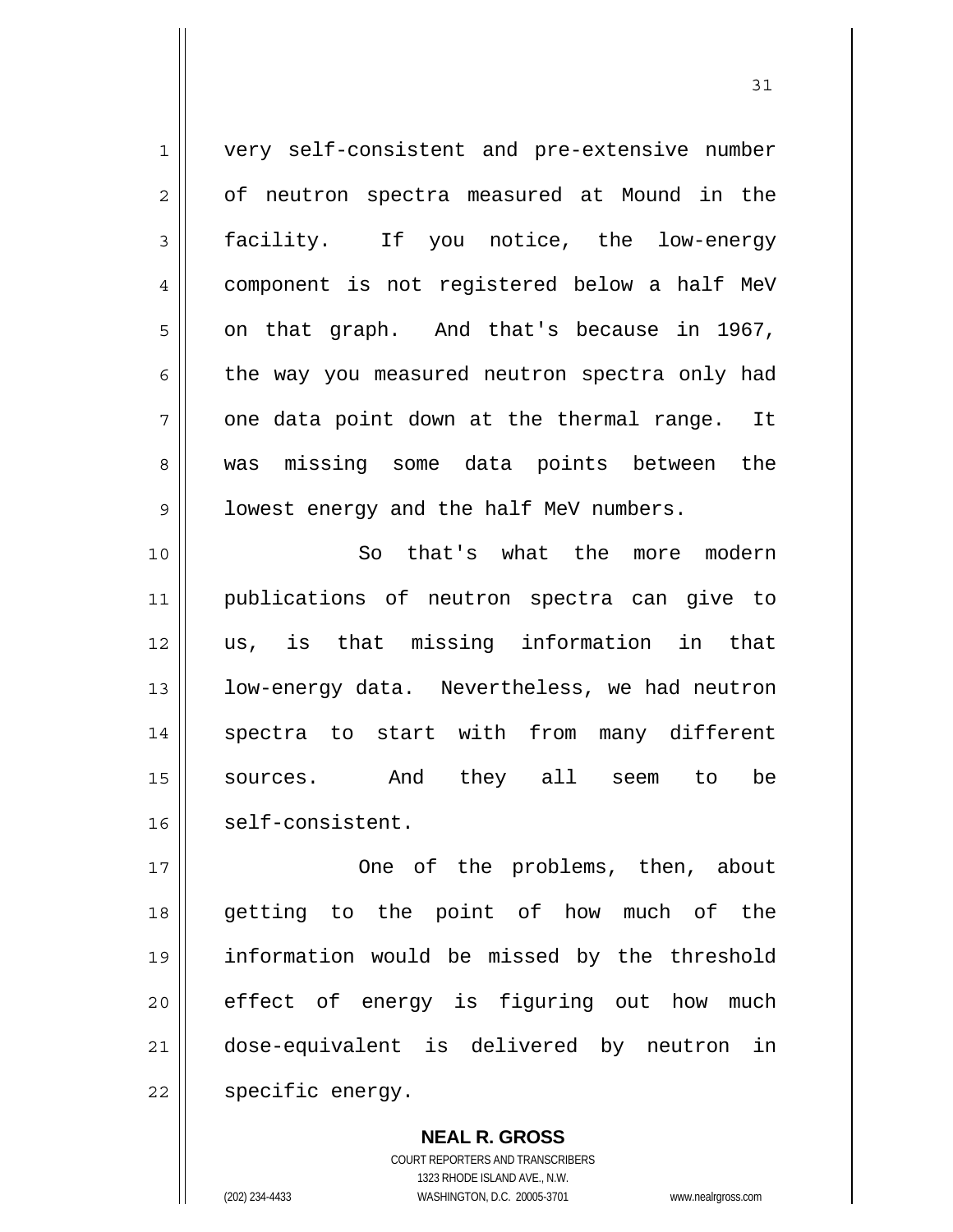very self-consistent and pre-extensive number of neutron spectra measured at Mound in the facility. If you notice, the low-energy component is not registered below a half MeV on that graph. And that's because in 1967, the way you measured neutron spectra only had one data point down at the thermal range. It was missing some data points between the lowest energy and the half MeV numbers.

So that's what the more modern publications of neutron spectra can give to us, is that missing information in that low-energy data. Nevertheless, we had neutron spectra to start with from many different sources. And they all seem to be self-consistent.

One of the problems, then, about getting to the point of how much of the information would be missed by the threshold effect of energy is figuring out how much dose-equivalent is delivered by neutron in specific energy.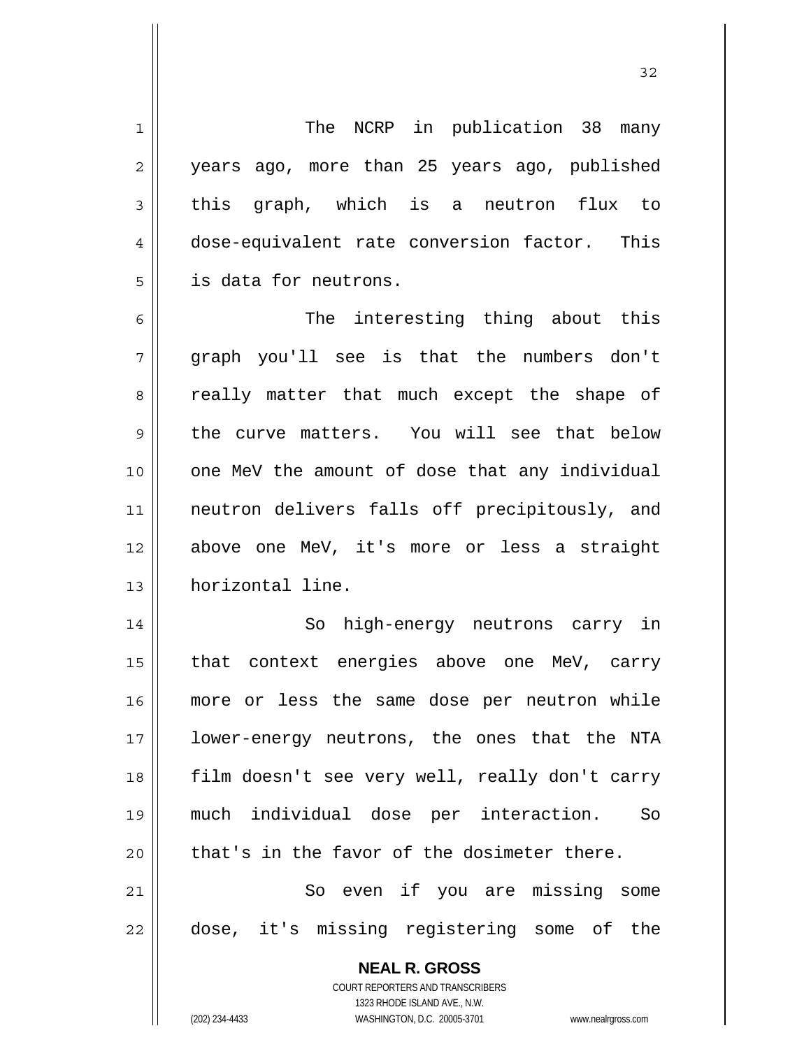The NCRP in publication 38 many years ago, more than 25 years ago, published this graph, which is a neutron flux to dose-equivalent rate conversion factor. This is data for neutrons.

The interesting thing about this graph you'll see is that the numbers don't really matter that much except the shape of the curve matters. You will see that below one MeV the amount of dose that any individual neutron delivers falls off precipitously, and above one MeV, it's more or less a straight horizontal line.

So high-energy neutrons carry in that context energies above one MeV, carry more or less the same dose per neutron while lower-energy neutrons, the ones that the NTA film doesn't see very well, really don't carry much individual dose per interaction. So that's in the favor of the dosimeter there.

So even if you are missing some dose, it's missing registering some of the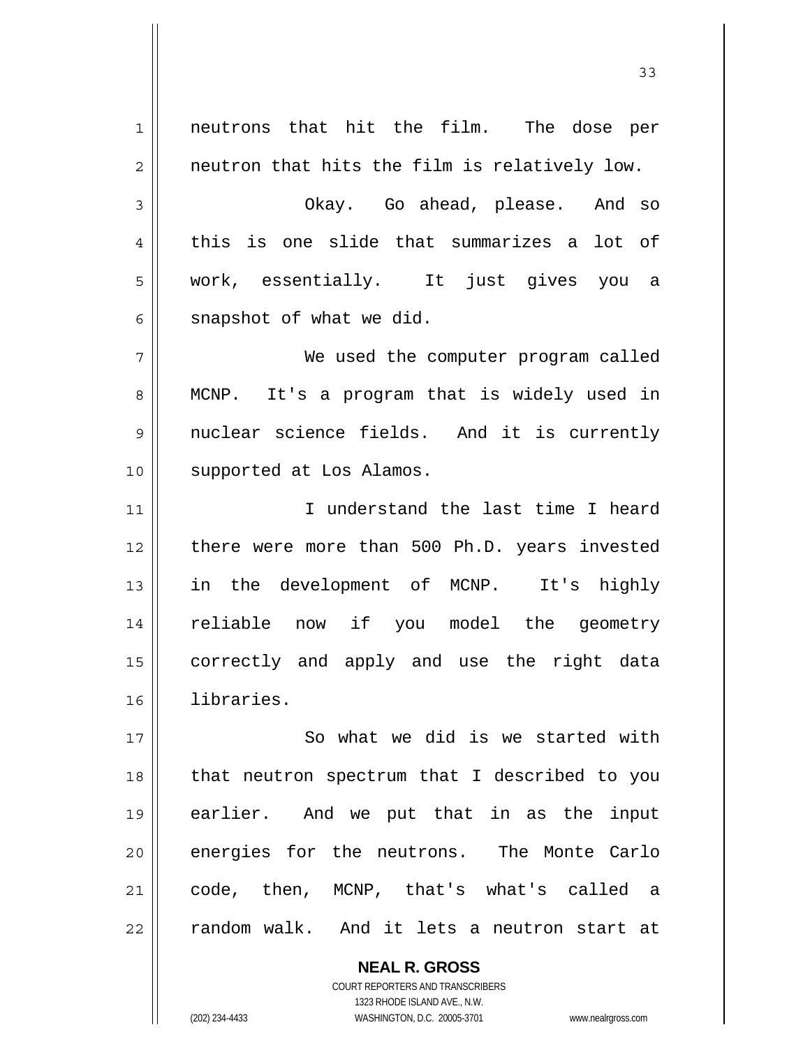neutrons that hit the film. The dose per neutron that hits the film is relatively low.

Okay. Go ahead, please. And so this is one slide that summarizes a lot of work, essentially. It just gives you a snapshot of what we did.

We used the computer program called MCNP. It's a program that is widely used in nuclear science fields. And it is currently supported at Los Alamos.

I understand the last time I heard there were more than 500 Ph.D. years invested in the development of MCNP. It's highly reliable now if you model the geometry correctly and apply and use the right data libraries.

So what we did is we started with that neutron spectrum that I described to you earlier. And we put that in as the input energies for the neutrons. The Monte Carlo code, then, MCNP, that's what's called a random walk. And it lets a neutron start at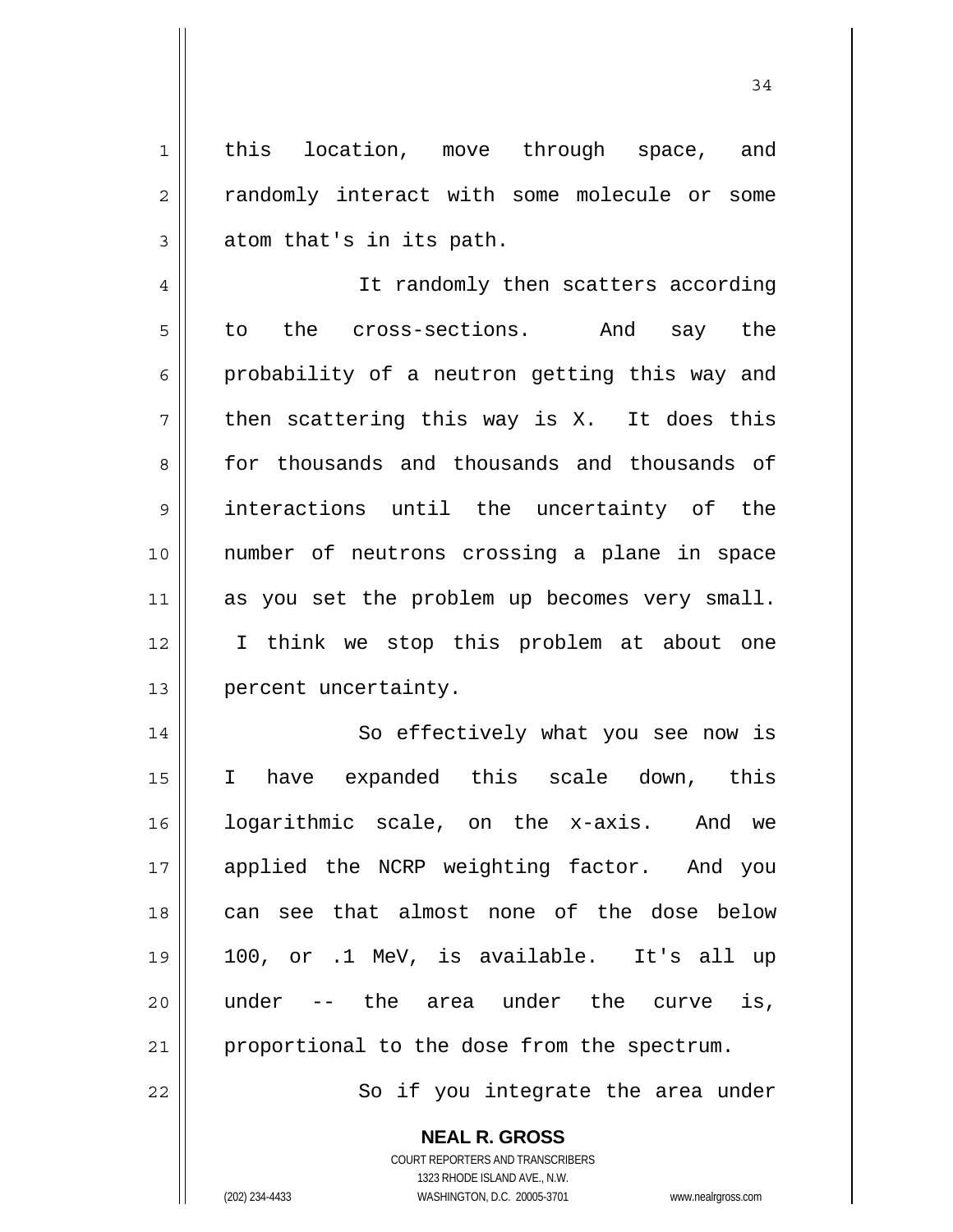this location, move through space, and randomly interact with some molecule or some atom that's in its path.

It randomly then scatters according to the cross-sections. And say the probability of a neutron getting this way and then scattering this way is X. It does this for thousands and thousands and thousands of interactions until the uncertainty of the number of neutrons crossing a plane in space as you set the problem up becomes very small. I think we stop this problem at about one percent uncertainty.

So effectively what you see now is I have expanded this scale down, this logarithmic scale, on the x-axis. And we applied the NCRP weighting factor. And you can see that almost none of the dose below 100, or .1 MeV, is available. It's all up under -- the area under the curve is, proportional to the dose from the spectrum.

So if you integrate the area under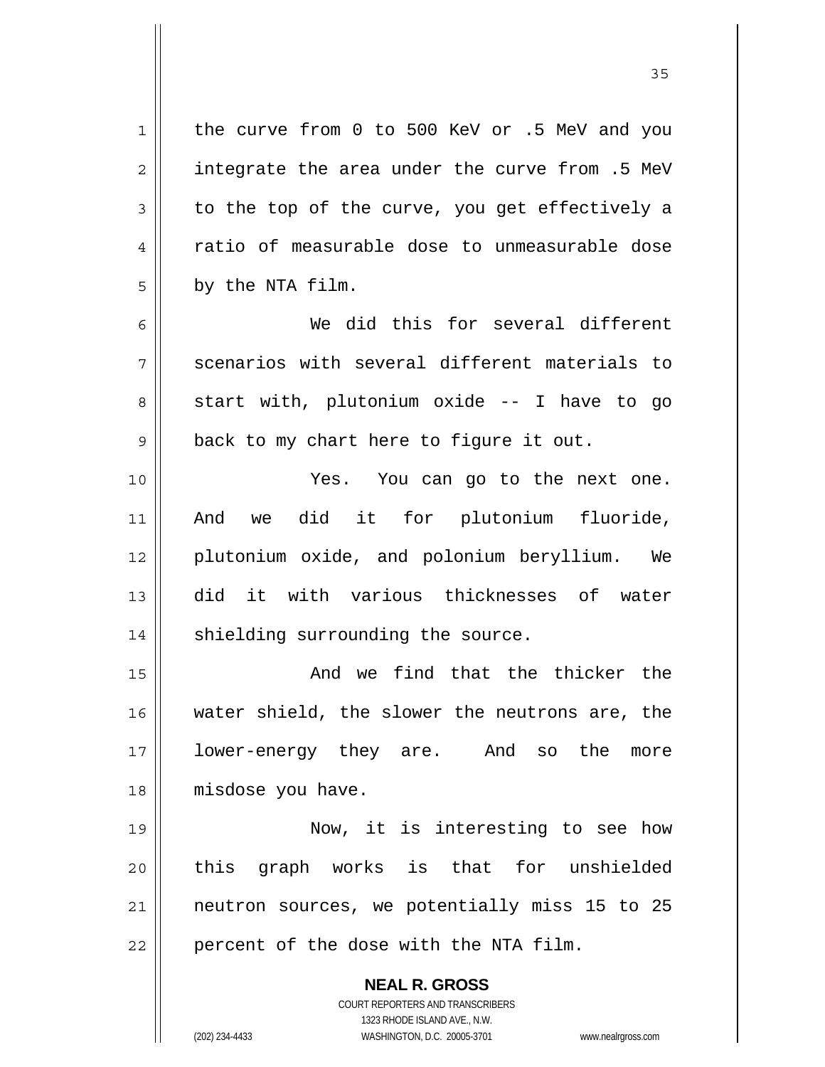the curve from 0 to 500 KeV or .5 MeV and you integrate the area under the curve from .5 MeV to the top of the curve, you get effectively a ratio of measurable dose to unmeasurable dose by the NTA film.

We did this for several different scenarios with several different materials to start with, plutonium oxide -- I have to go back to my chart here to figure it out.

Yes. You can go to the next one. And we did it for plutonium fluoride, plutonium oxide, and polonium beryllium. We did it with various thicknesses of water shielding surrounding the source.

And we find that the thicker the water shield, the slower the neutrons are, the lower-energy they are. And so the more misdose you have.

Now, it is interesting to see how this graph works is that for unshielded neutron sources, we potentially miss 15 to 25 percent of the dose with the NTA film.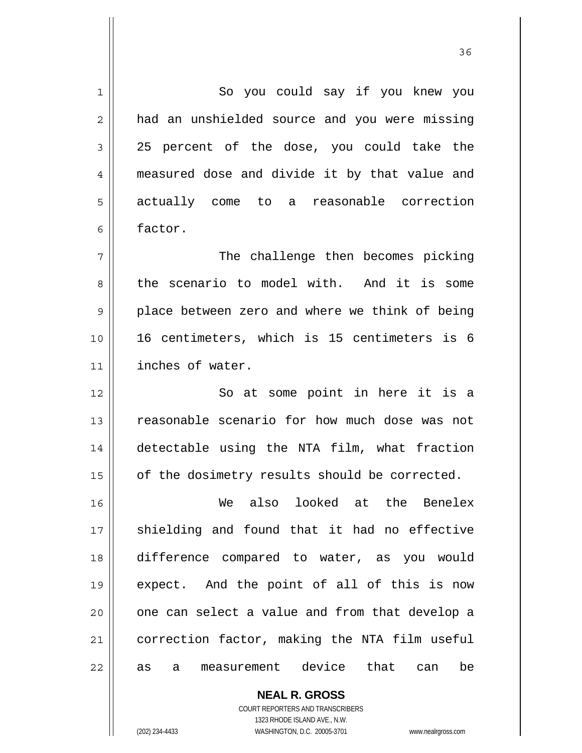So you could say if you knew you had an unshielded source and you were missing 25 percent of the dose, you could take the measured dose and divide it by that value and actually come to a reasonable correction factor.

The challenge then becomes picking the scenario to model with. And it is some place between zero and where we think of being 16 centimeters, which is 15 centimeters is 6 inches of water.

So at some point in here it is a reasonable scenario for how much dose was not detectable using the NTA film, what fraction of the dosimetry results should be corrected.

We also looked at the Benelex shielding and found that it had no effective difference compared to water, as you would expect. And the point of all of this is now one can select a value and from that develop a correction factor, making the NTA film useful as a measurement device that can be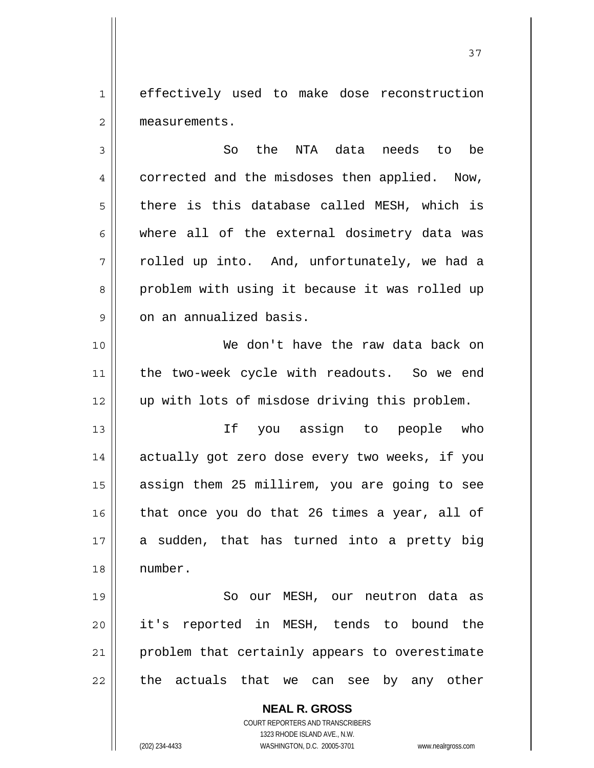effectively used to make dose reconstruction measurements.

So the NTA data needs to be corrected and the misdoses then applied. Now, there is this database called MESH, which is where all of the external dosimetry data was rolled up into. And, unfortunately, we had a problem with using it because it was rolled up on an annualized basis.

We don't have the raw data back on the two-week cycle with readouts. So we end up with lots of misdose driving this problem.

If you assign to people who actually got zero dose every two weeks, if you assign them 25 millirem, you are going to see that once you do that 26 times a year, all of a sudden, that has turned into a pretty big number.

So our MESH, our neutron data as it's reported in MESH, tends to bound the problem that certainly appears to overestimate the actuals that we can see by any other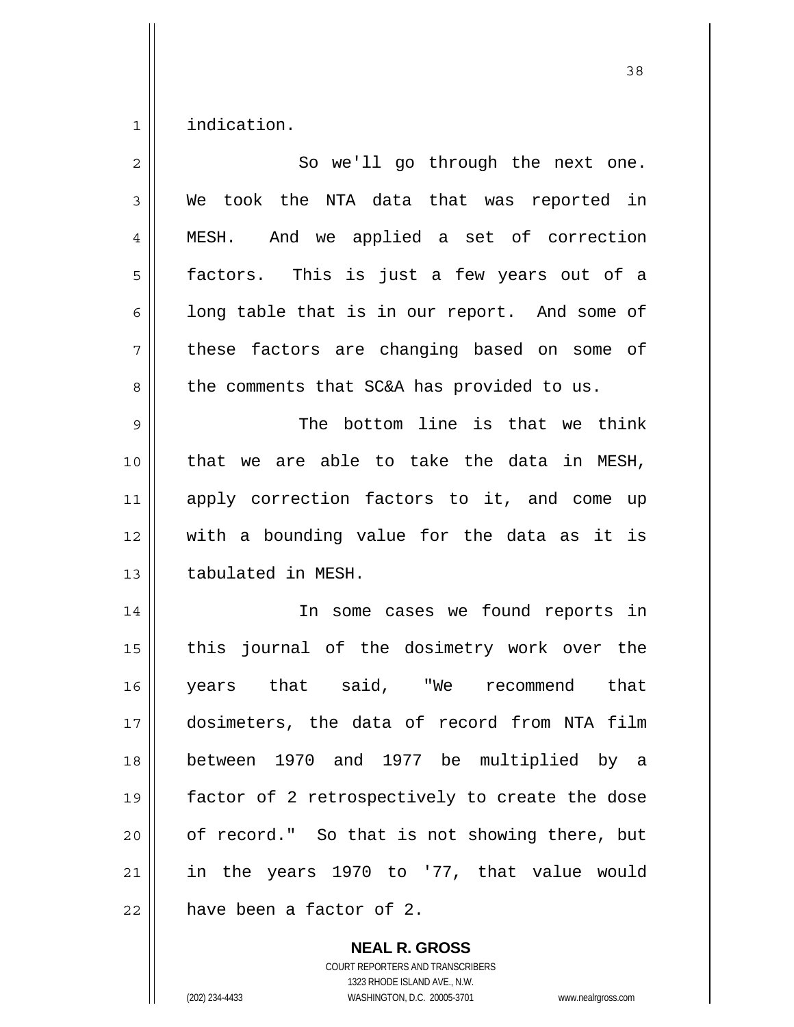indication.

So we'll go through the next one. We took the NTA data that was reported in MESH. And we applied a set of correction factors. This is just a few years out of a long table that is in our report. And some of these factors are changing based on some of the comments that SC&A has provided to us.

The bottom line is that we think that we are able to take the data in MESH, apply correction factors to it, and come up with a bounding value for the data as it is tabulated in MESH.

In some cases we found reports in this journal of the dosimetry work over the years that said, "We recommend that dosimeters, the data of record from NTA film between 1970 and 1977 be multiplied by a factor of 2 retrospectively to create the dose of record." So that is not showing there, but in the years 1970 to '77, that value would have been a factor of 2.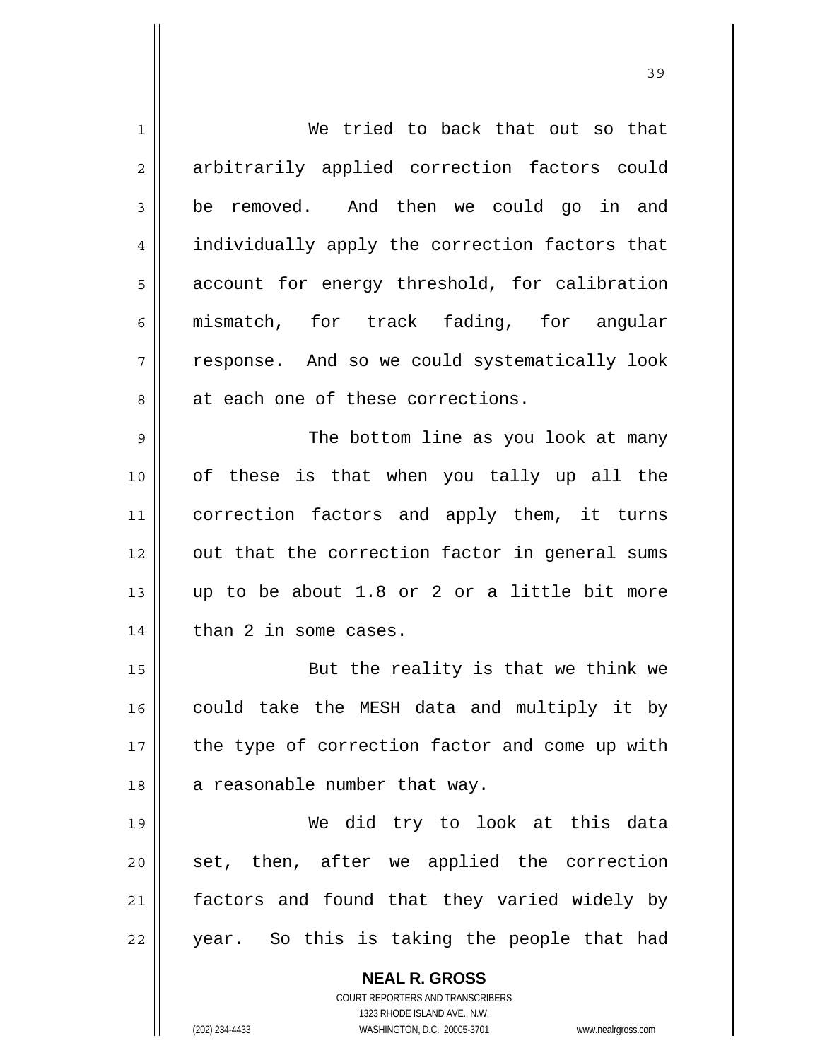We tried to back that out so that arbitrarily applied correction factors could be removed. And then we could go in and individually apply the correction factors that account for energy threshold, for calibration mismatch, for track fading, for angular response. And so we could systematically look at each one of these corrections.

The bottom line as you look at many of these is that when you tally up all the correction factors and apply them, it turns out that the correction factor in general sums up to be about 1.8 or 2 or a little bit more than 2 in some cases.

But the reality is that we think we could take the MESH data and multiply it by the type of correction factor and come up with a reasonable number that way.

We did try to look at this data set, then, after we applied the correction factors and found that they varied widely by year. So this is taking the people that had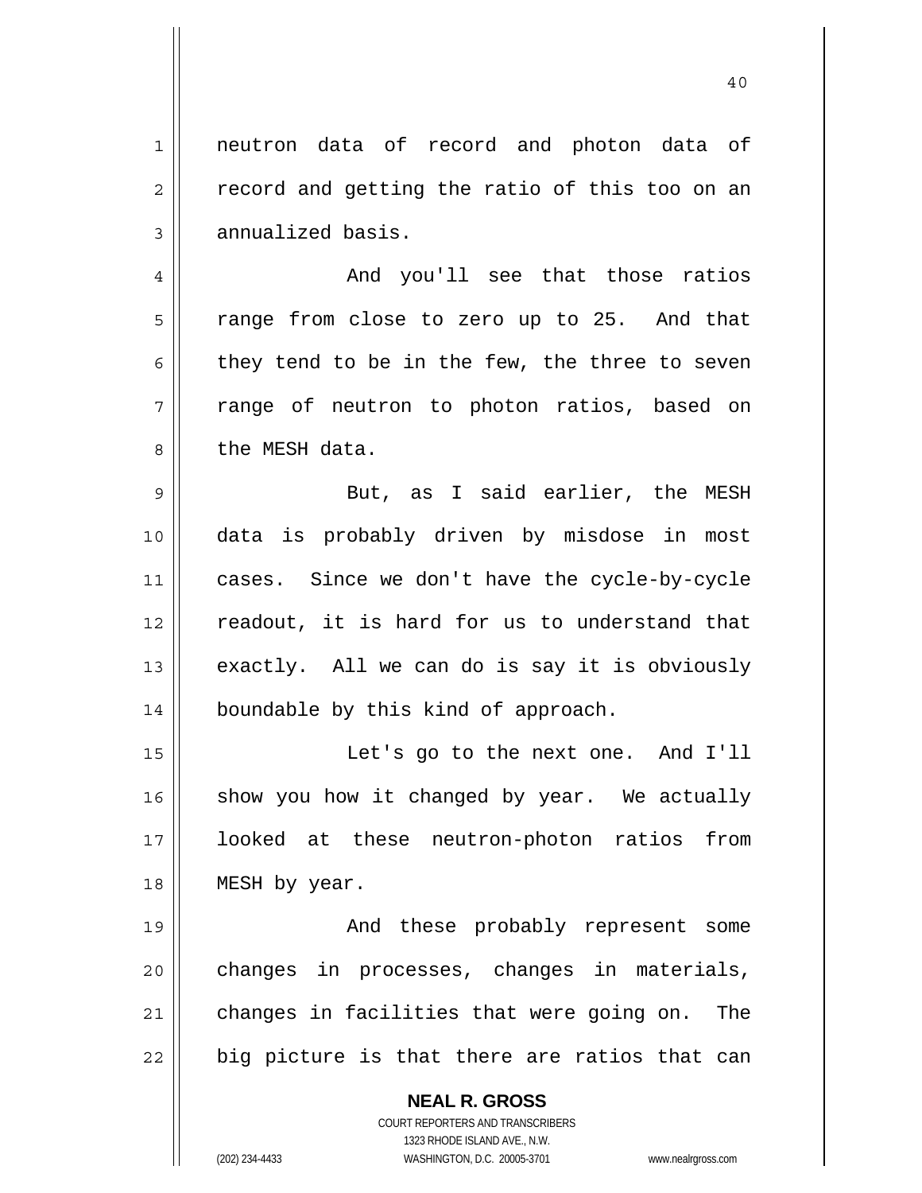neutron data of record and photon data of record and getting the ratio of this too on an annualized basis.

And you'll see that those ratios range from close to zero up to 25. And that they tend to be in the few, the three to seven range of neutron to photon ratios, based on the MESH data.

But, as I said earlier, the MESH data is probably driven by misdose in most cases. Since we don't have the cycle-by-cycle readout, it is hard for us to understand that exactly. All we can do is say it is obviously boundable by this kind of approach.

Let's go to the next one. And I'll show you how it changed by year. We actually looked at these neutron-photon ratios from MESH by year.

And these probably represent some changes in processes, changes in materials, changes in facilities that were going on. The big picture is that there are ratios that can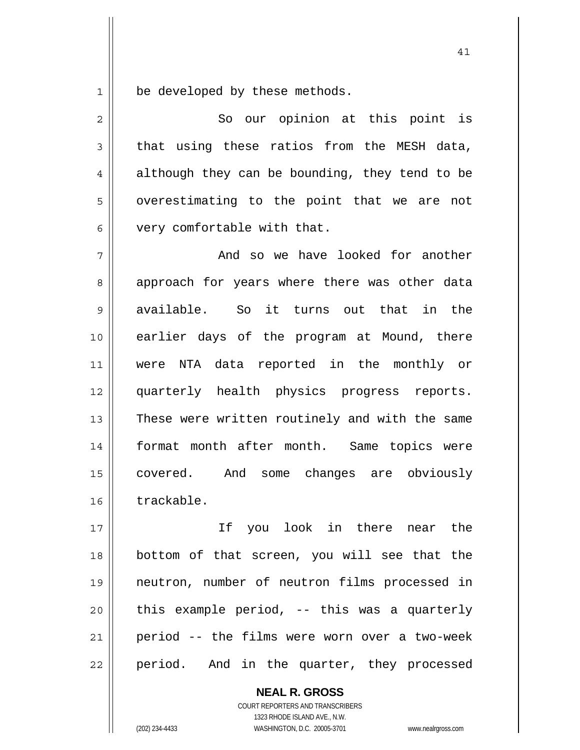be developed by these methods.

So our opinion at this point is that using these ratios from the MESH data, although they can be bounding, they tend to be overestimating to the point that we are not very comfortable with that.

And so we have looked for another approach for years where there was other data available. So it turns out that in the earlier days of the program at Mound, there were NTA data reported in the monthly or quarterly health physics progress reports. These were written routinely and with the same format month after month. Same topics were covered. And some changes are obviously trackable.

If you look in there near the bottom of that screen, you will see that the neutron, number of neutron films processed in this example period, -- this was a quarterly period -- the films were worn over a two-week period. And in the quarter, they processed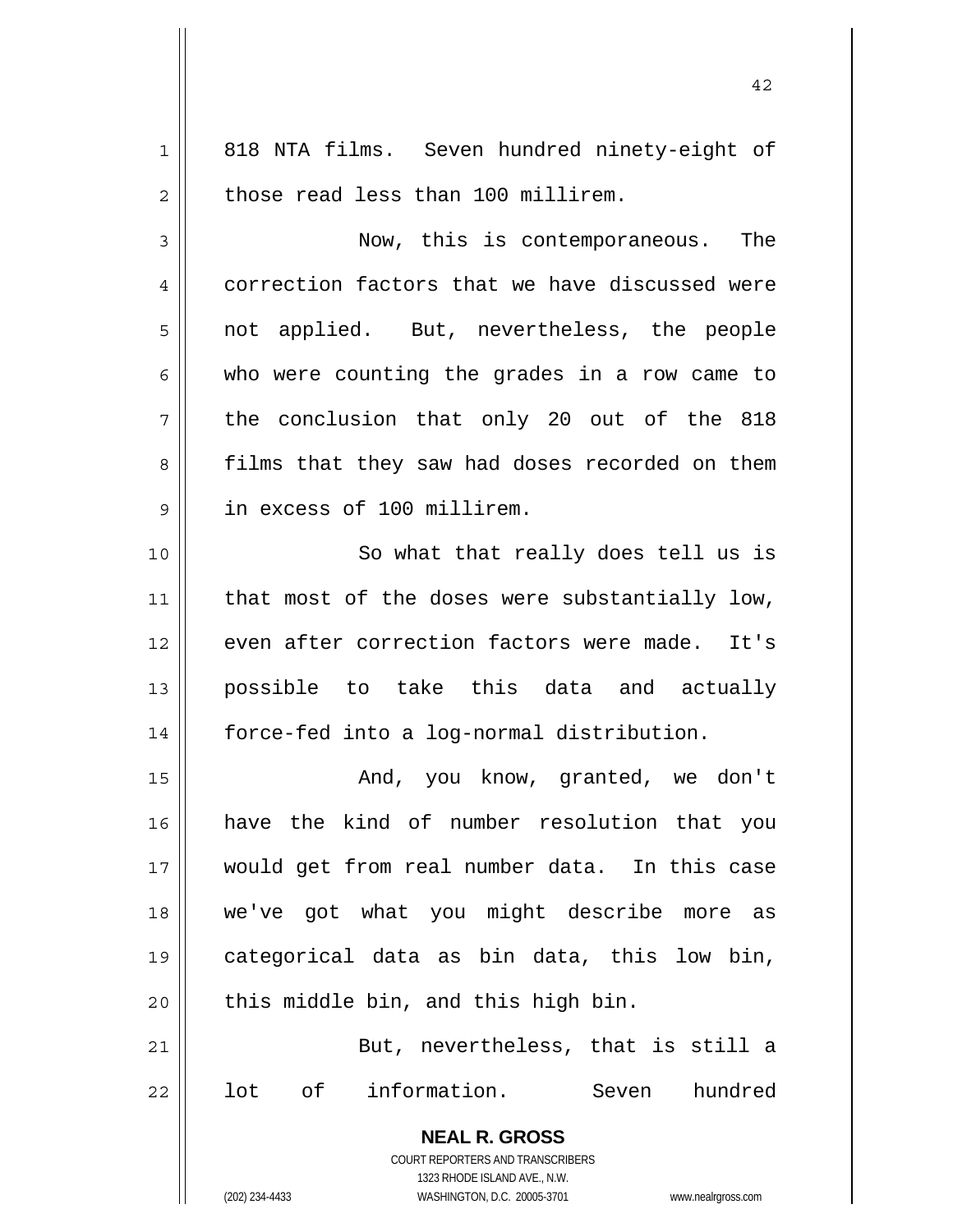818 NTA films. Seven hundred ninety-eight of those read less than 100 millirem.

Now, this is contemporaneous. The correction factors that we have discussed were not applied. But, nevertheless, the people who were counting the grades in a row came to the conclusion that only 20 out of the 818 films that they saw had doses recorded on them in excess of 100 millirem.

So what that really does tell us is that most of the doses were substantially low, even after correction factors were made. It's possible to take this data and actually force-fed into a log-normal distribution.

And, you know, granted, we don't have the kind of number resolution that you would get from real number data. In this case we've got what you might describe more as categorical data as bin data, this low bin, this middle bin, and this high bin.

But, nevertheless, that is still a lot of information. Seven hundred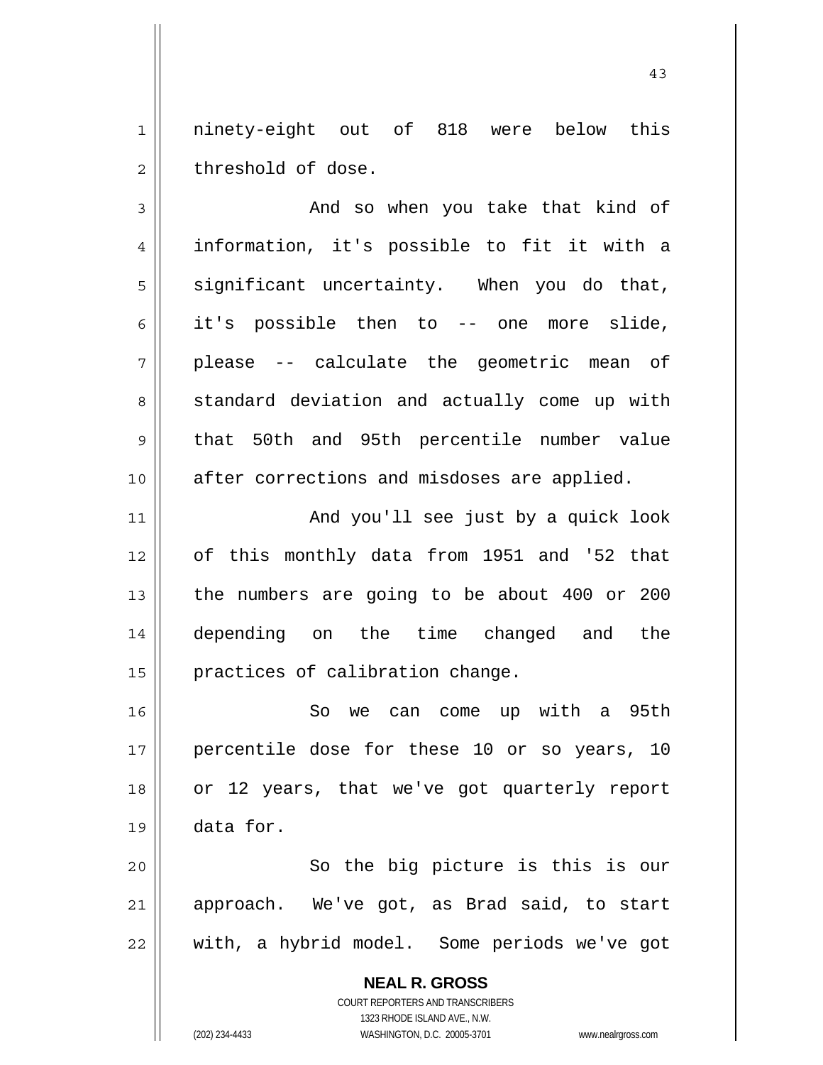ninety-eight out of 818 were below this threshold of dose.

And so when you take that kind of information, it's possible to fit it with a significant uncertainty. When you do that, it's possible then to -- one more slide, please -- calculate the geometric mean of standard deviation and actually come up with that 50th and 95th percentile number value after corrections and misdoses are applied.

And you'll see just by a quick look of this monthly data from 1951 and '52 that the numbers are going to be about 400 or 200 depending on the time changed and the practices of calibration change.

So we can come up with a 95th percentile dose for these 10 or so years, 10 or 12 years, that we've got quarterly report data for.

So the big picture is this is our approach. We've got, as Brad said, to start with, a hybrid model. Some periods we've got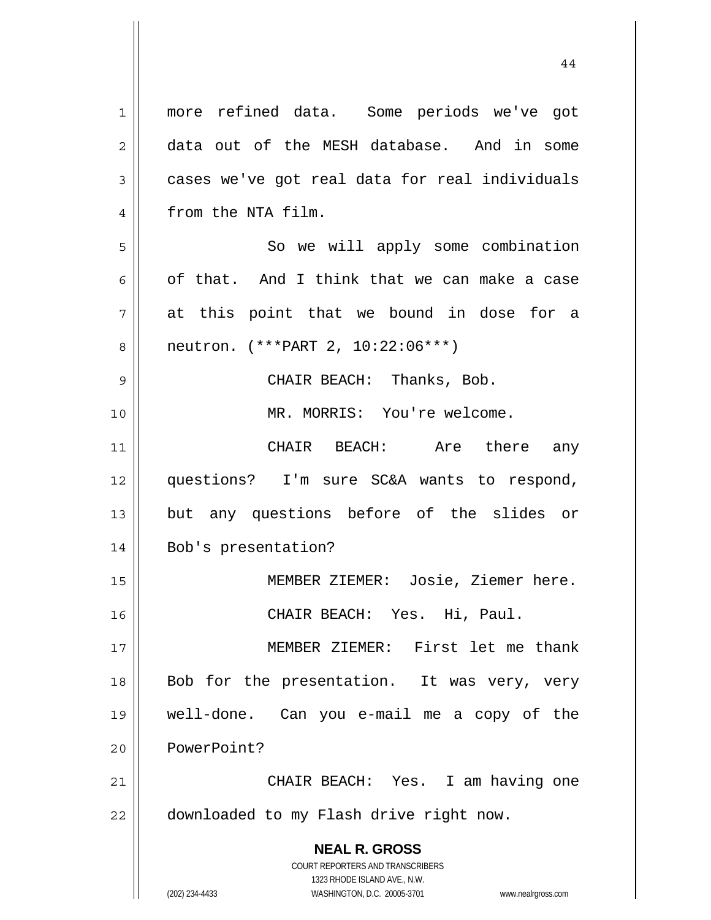more refined data. Some periods we've got data out of the MESH database. And in some cases we've got real data for real individuals from the NTA film.

So we will apply some combination of that. And I think that we can make a case at this point that we bound in dose for a neutron. (***PART 2, 10:22:06***)

CHAIR BEACH: Thanks, Bob.

MR. MORRIS: You're welcome.

CHAIR BEACH: Are there any questions? I'm sure SC&A wants to respond, but any questions before of the slides or Bob's presentation?

MEMBER ZIEMER: Josie, Ziemer here.

CHAIR BEACH: Yes. Hi, Paul.

MEMBER ZIEMER: First let me thank Bob for the presentation. It was very, very well-done. Can you e-mail me a copy of the PowerPoint?

CHAIR BEACH: Yes. I am having one downloaded to my Flash drive right now.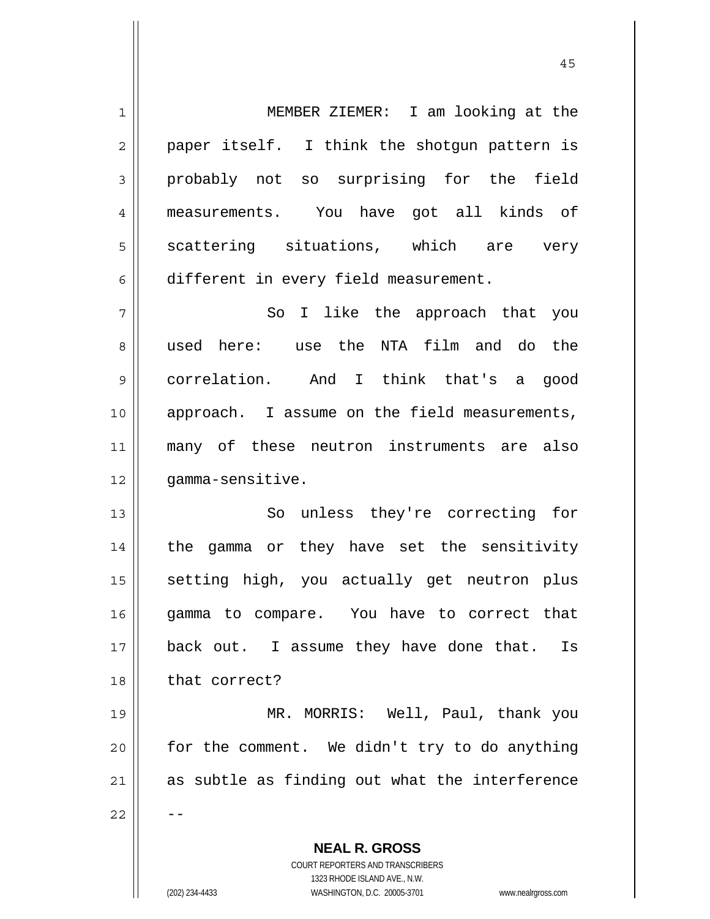MEMBER ZIEMER: I am looking at the paper itself. I think the shotgun pattern is probably not so surprising for the field measurements. You have got all kinds of scattering situations, which are very different in every field measurement.

So I like the approach that you used here: use the NTA film and do the correlation. And I think that's a good approach. I assume on the field measurements, many of these neutron instruments are also gamma-sensitive.

So unless they're correcting for the gamma or they have set the sensitivity setting high, you actually get neutron plus gamma to compare. You have to correct that back out. I assume they have done that. Is that correct?

MR. MORRIS: Well, Paul, thank you for the comment. We didn't try to do anything as subtle as finding out what the interference --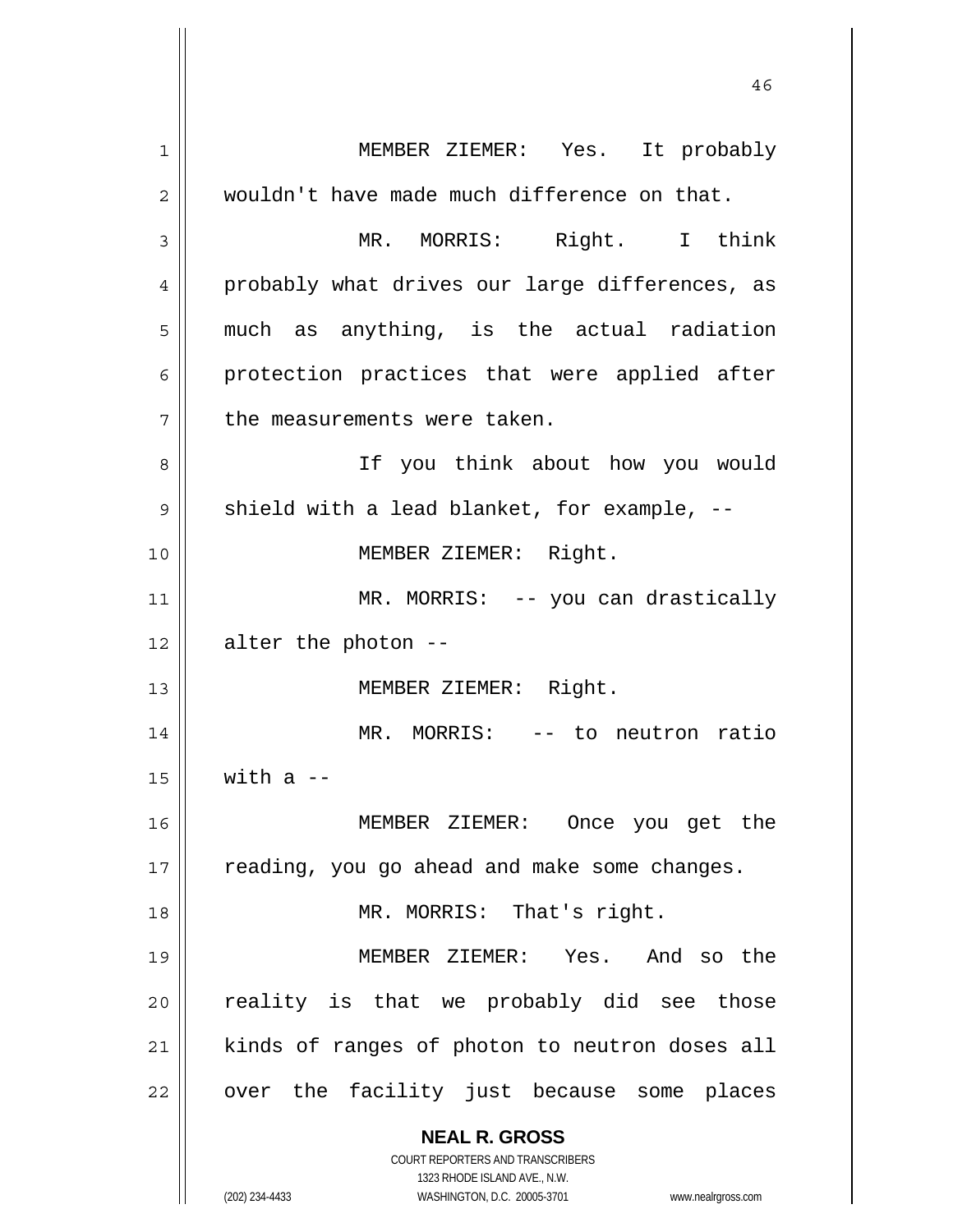MEMBER ZIEMER: Yes. It probably wouldn't have made much difference on that.

MR. MORRIS: Right. I think probably what drives our large differences, as much as anything, is the actual radiation protection practices that were applied after the measurements were taken.

If you think about how you would shield with a lead blanket, for example, --

MEMBER ZIEMER: Right.

MR. MORRIS: -- you can drastically alter the photon --

MEMBER ZIEMER: Right.

MR. MORRIS: -- to neutron ratio with a --

MEMBER ZIEMER: Once you get the reading, you go ahead and make some changes.

MR. MORRIS: That's right.

MEMBER ZIEMER: Yes. And so the reality is that we probably did see those kinds of ranges of photon to neutron doses all over the facility just because some places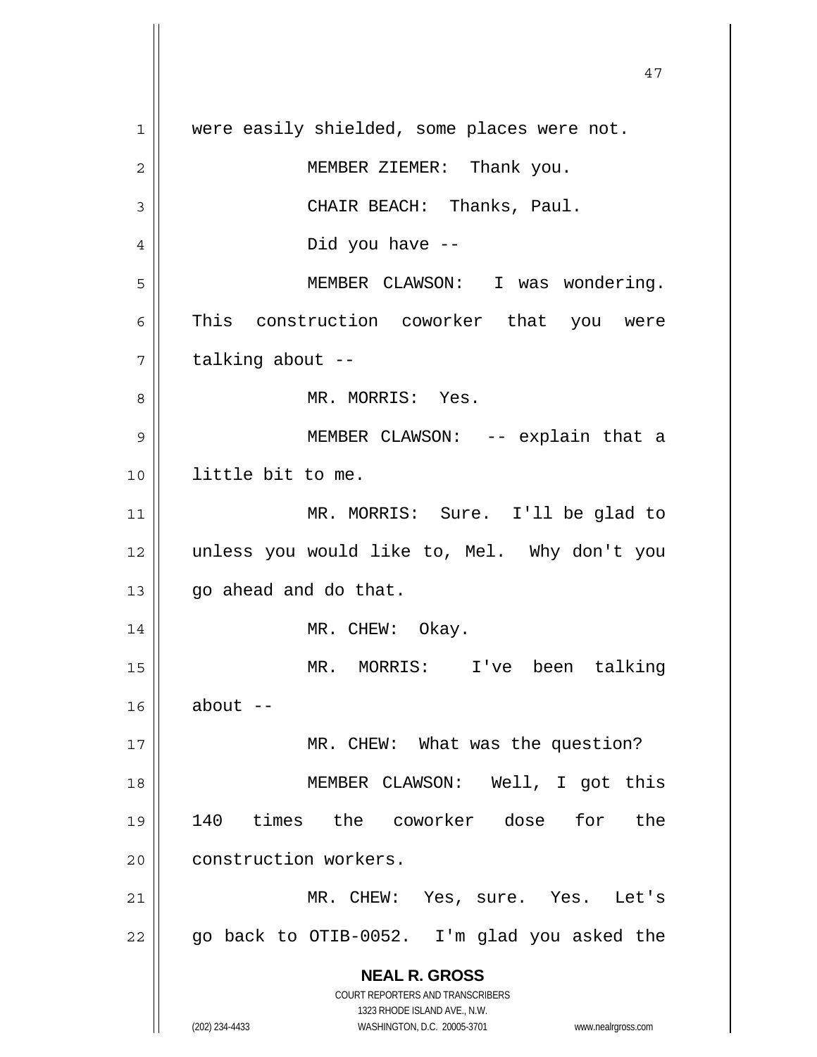were easily shielded, some places were not.

MEMBER ZIEMER: Thank you.

CHAIR BEACH: Thanks, Paul.

Did you have --

MEMBER CLAWSON: I was wondering. This construction coworker that you were talking about --

MR. MORRIS: Yes.

MEMBER CLAWSON: -- explain that a little bit to me.

MR. MORRIS: Sure. I'll be glad to unless you would like to, Mel. Why don't you go ahead and do that.

MR. CHEW: Okay.

MR. MORRIS: I've been talking about --

MR. CHEW: What was the question?

MEMBER CLAWSON: Well, I got this 140 times the coworker dose for the construction workers.

MR. CHEW: Yes, sure. Yes. Let's go back to OTIB-0052. I'm glad you asked the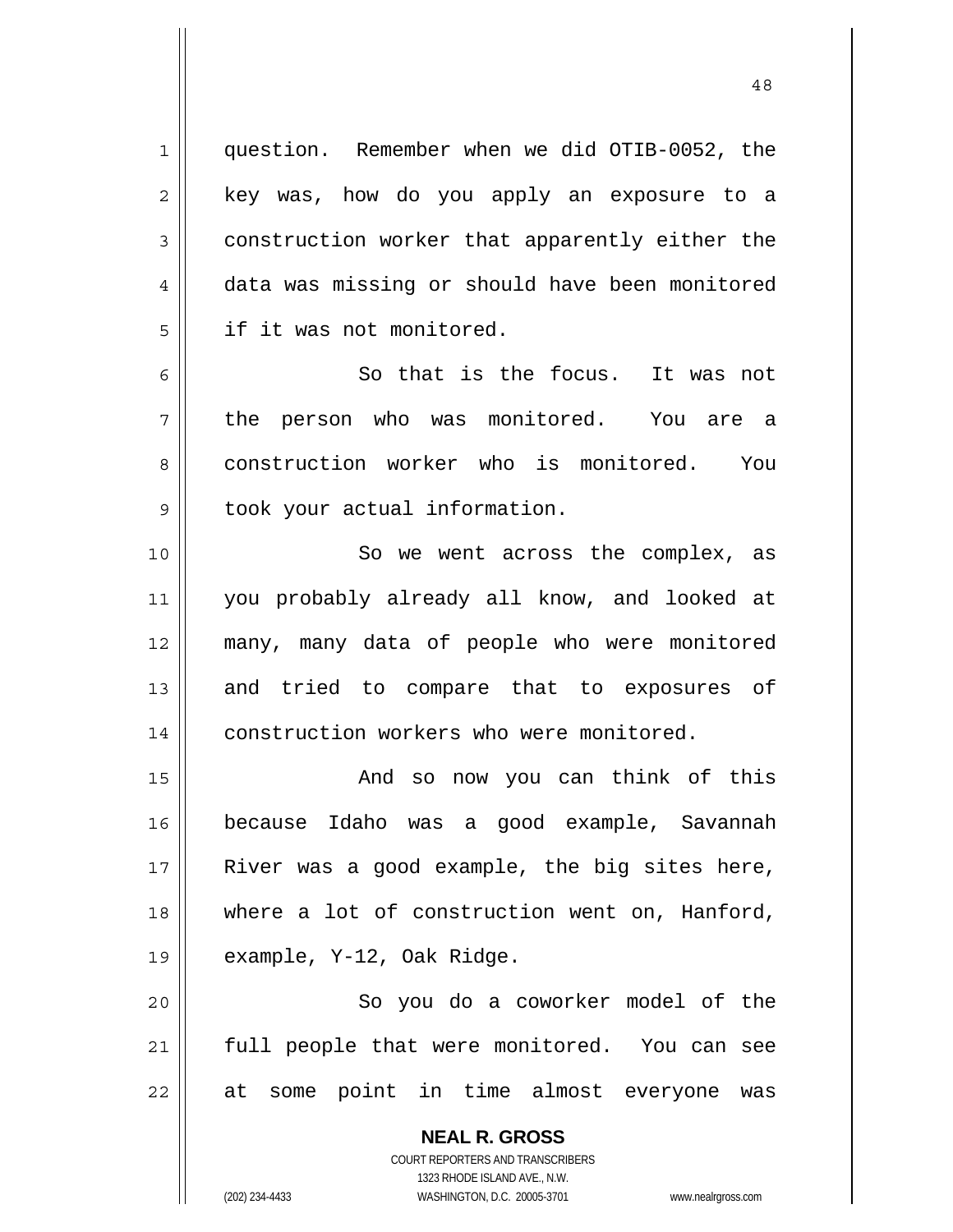question. Remember when we did OTIB-0052, the key was, how do you apply an exposure to a construction worker that apparently either the data was missing or should have been monitored if it was not monitored.

So that is the focus. It was not the person who was monitored. You are a construction worker who is monitored. You took your actual information.

So we went across the complex, as you probably already all know, and looked at many, many data of people who were monitored and tried to compare that to exposures of construction workers who were monitored.

And so now you can think of this because Idaho was a good example, Savannah River was a good example, the big sites here, where a lot of construction went on, Hanford, example, Y-12, Oak Ridge.

So you do a coworker model of the full people that were monitored. You can see at some point in time almost everyone was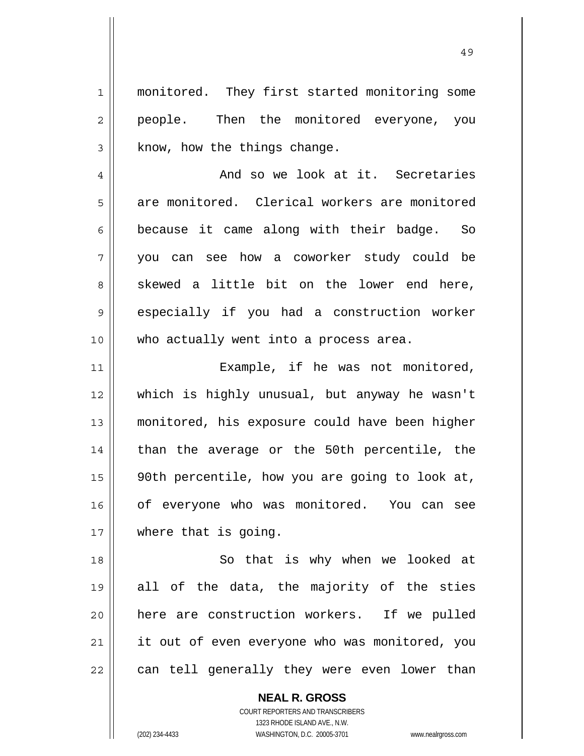monitored. They first started monitoring some people. Then the monitored everyone, you know, how the things change.

And so we look at it. Secretaries are monitored. Clerical workers are monitored because it came along with their badge. So you can see how a coworker study could be skewed a little bit on the lower end here, especially if you had a construction worker who actually went into a process area.

Example, if he was not monitored, which is highly unusual, but anyway he wasn't monitored, his exposure could have been higher than the average or the 50th percentile, the 90th percentile, how you are going to look at, of everyone who was monitored. You can see where that is going.

So that is why when we looked at all of the data, the majority of the sties here are construction workers. If we pulled it out of even everyone who was monitored, you can tell generally they were even lower than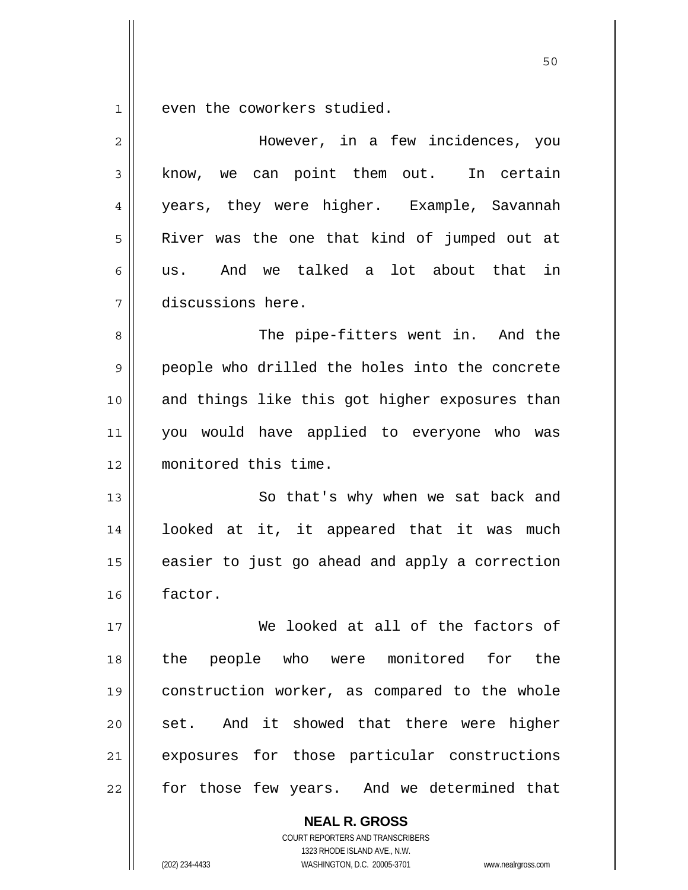even the coworkers studied.

However, in a few incidences, you know, we can point them out. In certain years, they were higher. Example, Savannah River was the one that kind of jumped out at us. And we talked a lot about that in discussions here.

The pipe-fitters went in. And the people who drilled the holes into the concrete and things like this got higher exposures than you would have applied to everyone who was monitored this time.

So that's why when we sat back and looked at it, it appeared that it was much easier to just go ahead and apply a correction factor.

We looked at all of the factors of the people who were monitored for the construction worker, as compared to the whole set. And it showed that there were higher exposures for those particular constructions for those few years. And we determined that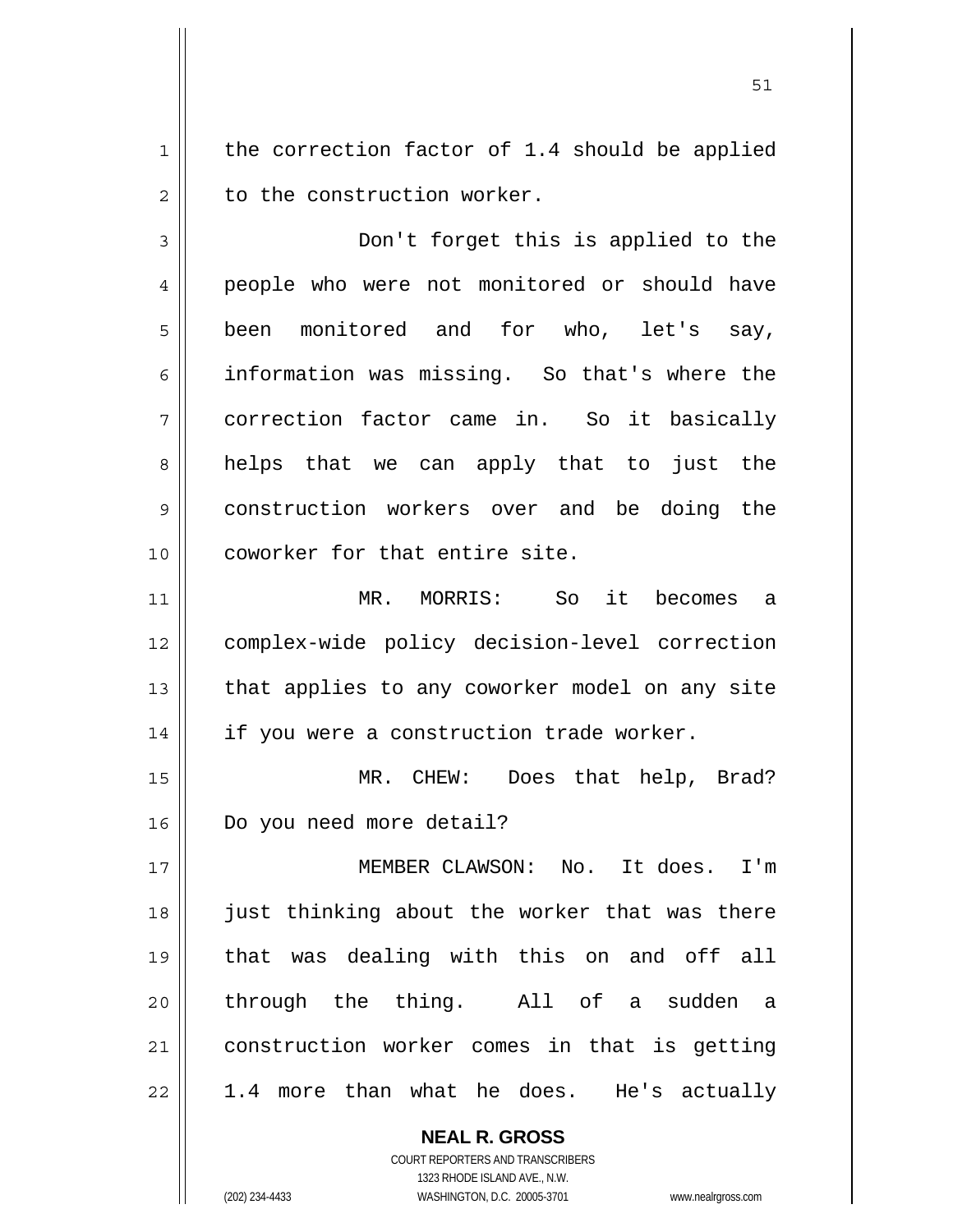the correction factor of 1.4 should be applied to the construction worker.

Don't forget this is applied to the people who were not monitored or should have been monitored and for who, let's say, information was missing. So that's where the correction factor came in. So it basically helps that we can apply that to just the construction workers over and be doing the coworker for that entire site.

MR. MORRIS: So it becomes a complex-wide policy decision-level correction that applies to any coworker model on any site if you were a construction trade worker.

MR. CHEW: Does that help, Brad? Do you need more detail?

MEMBER CLAWSON: No. It does. I'm just thinking about the worker that was there that was dealing with this on and off all through the thing. All of a sudden a construction worker comes in that is getting 1.4 more than what he does. He's actually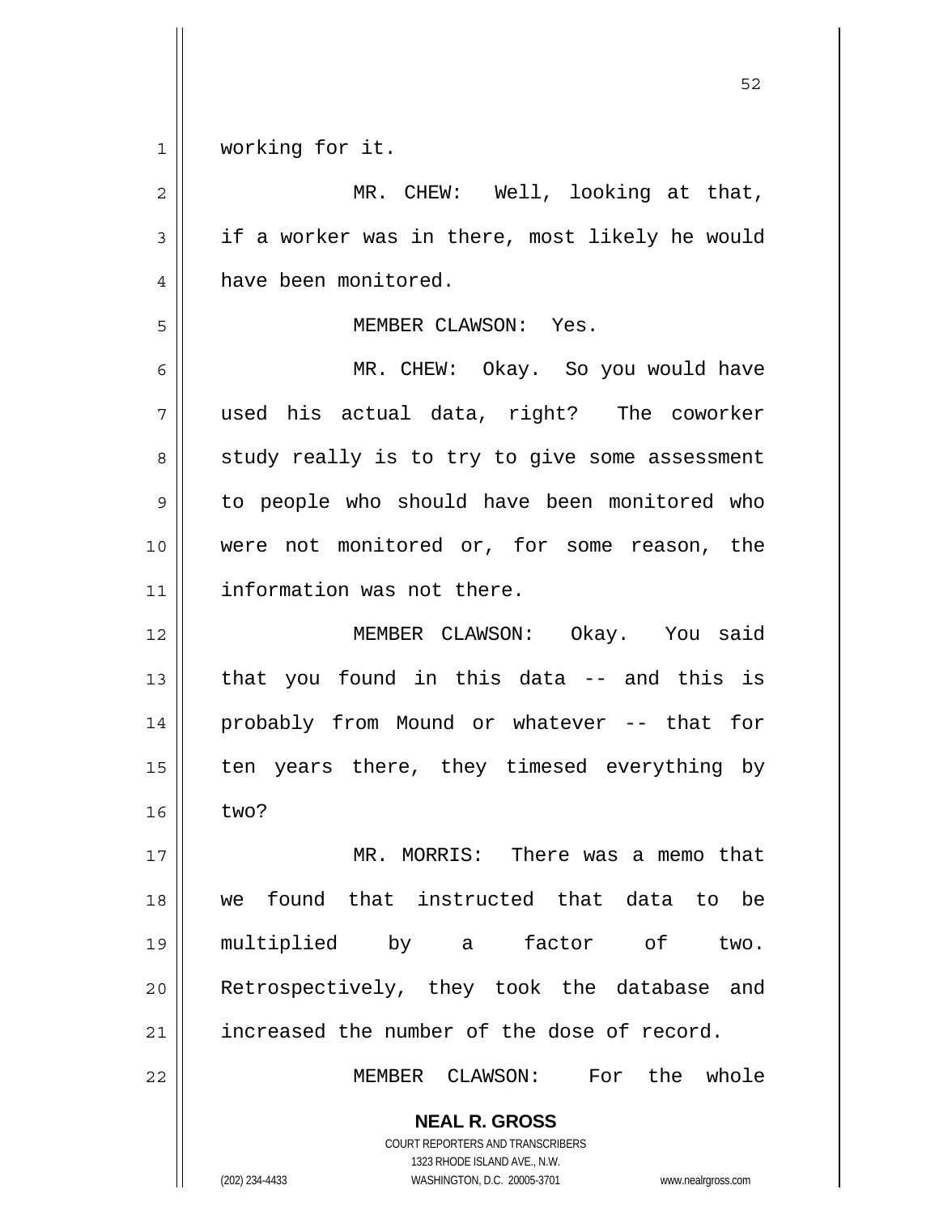working for it.

MR. CHEW: Well, looking at that, if a worker was in there, most likely he would have been monitored.

MEMBER CLAWSON: Yes.

MR. CHEW: Okay. So you would have used his actual data, right? The coworker study really is to try to give some assessment to people who should have been monitored who were not monitored or, for some reason, the information was not there.

MEMBER CLAWSON: Okay. You said that you found in this data -- and this is probably from Mound or whatever -- that for ten years there, they timesed everything by two?

MR. MORRIS: There was a memo that we found that instructed that data to be multiplied by a factor of two. Retrospectively, they took the database and increased the number of the dose of record.

MEMBER CLAWSON: For the whole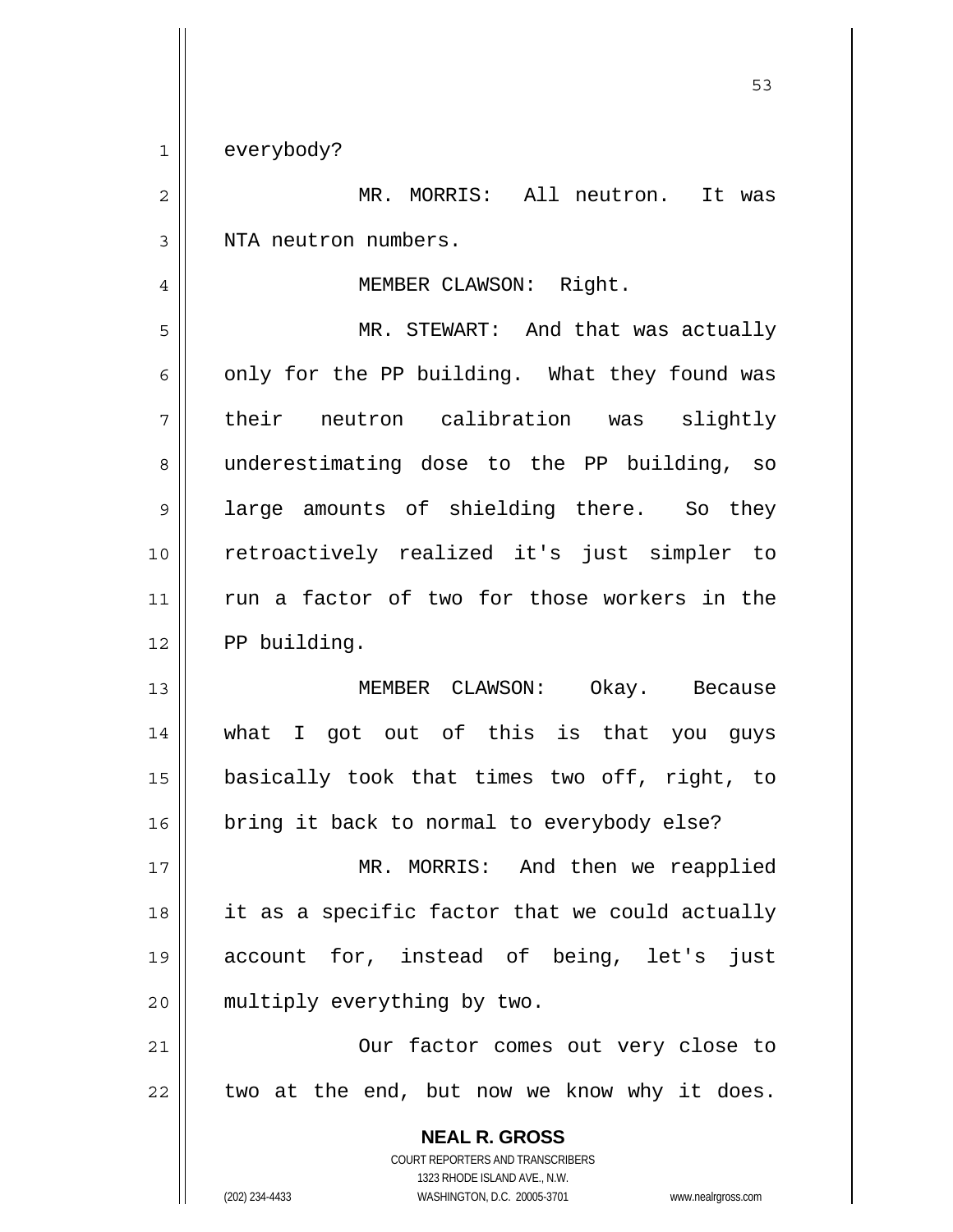everybody?

MR. MORRIS: All neutron. It was NTA neutron numbers.

MEMBER CLAWSON: Right.

MR. STEWART: And that was actually only for the PP building. What they found was their neutron calibration was slightly underestimating dose to the PP building, so large amounts of shielding there. So they retroactively realized it's just simpler to run a factor of two for those workers in the PP building.

MEMBER CLAWSON: Okay. Because what I got out of this is that you guys basically took that times two off, right, to bring it back to normal to everybody else?

MR. MORRIS: And then we reapplied it as a specific factor that we could actually account for, instead of being, let's just multiply everything by two.

Our factor comes out very close to two at the end, but now we know why it does.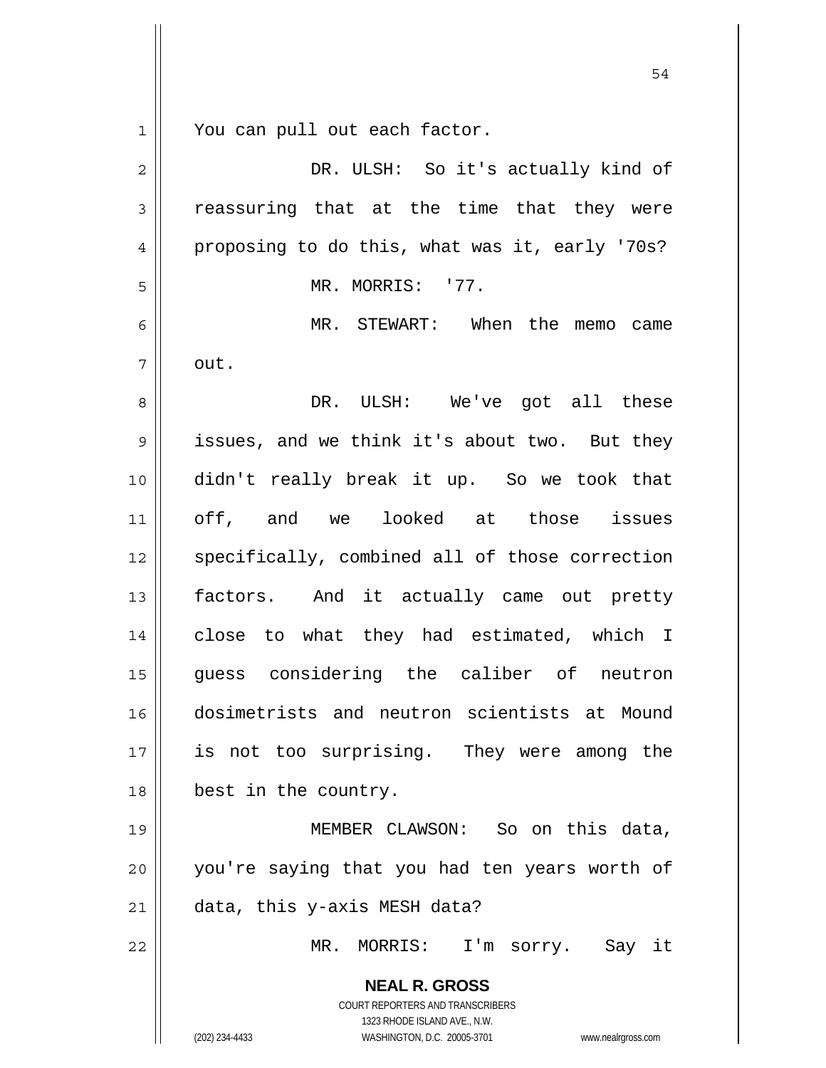You can pull out each factor.

DR. ULSH: So it's actually kind of reassuring that at the time that they were proposing to do this, what was it, early '70s?

MR. MORRIS: '77.

MR. STEWART: When the memo came out.

DR. ULSH: We've got all these issues, and we think it's about two. But they didn't really break it up. So we took that off, and we looked at those issues specifically, combined all of those correction factors. And it actually came out pretty close to what they had estimated, which I guess considering the caliber of neutron dosimetrists and neutron scientists at Mound is not too surprising. They were among the best in the country.

MEMBER CLAWSON: So on this data, you're saying that you had ten years worth of data, this y-axis MESH data?

MR. MORRIS: I'm sorry. Say it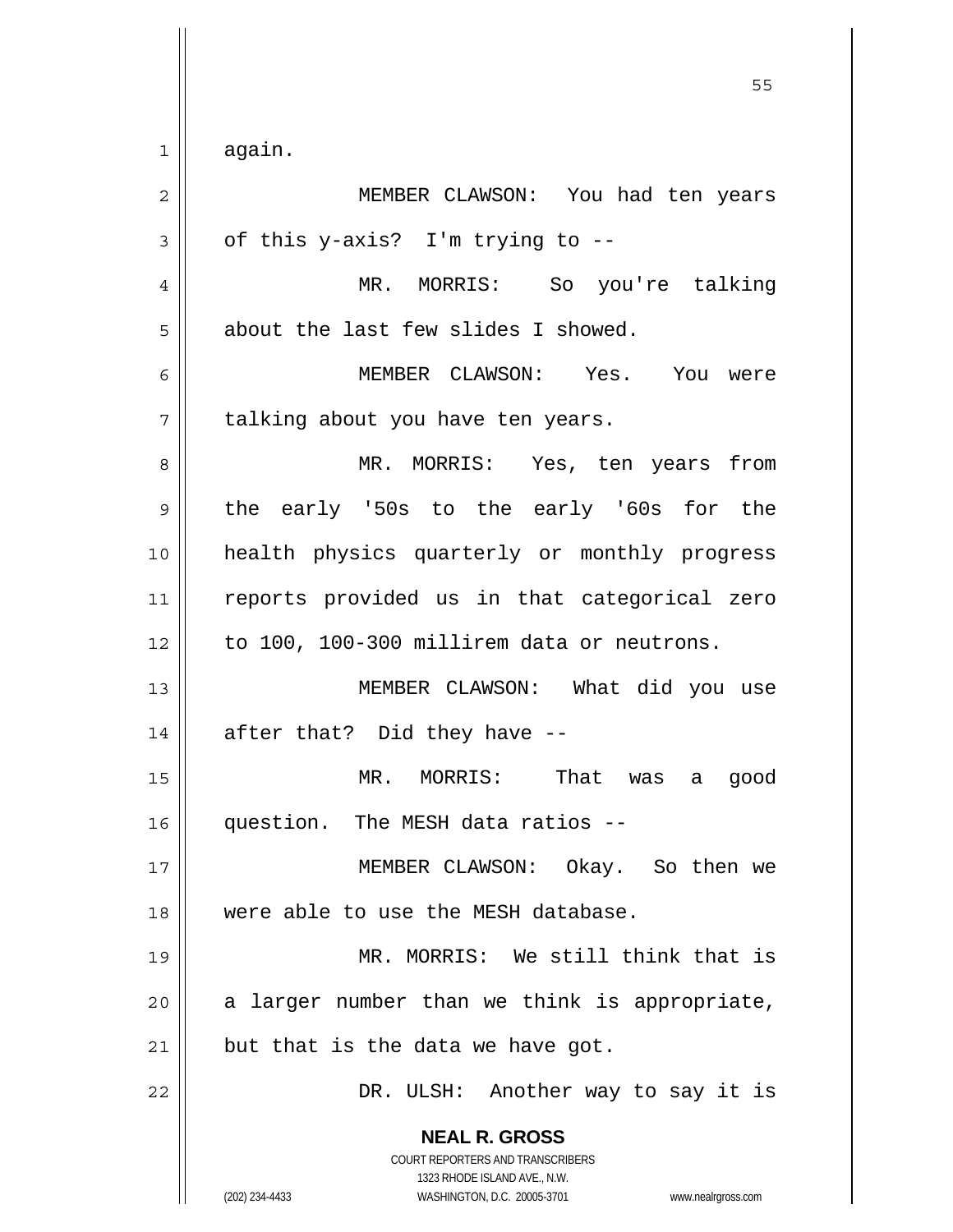again.

MEMBER CLAWSON: You had ten years of this y-axis? I'm trying to --

MR. MORRIS: So you're talking about the last few slides I showed.

MEMBER CLAWSON: Yes. You were talking about you have ten years.

MR. MORRIS: Yes, ten years from the early '50s to the early '60s for the health physics quarterly or monthly progress reports provided us in that categorical zero to 100, 100-300 millirem data or neutrons.

MEMBER CLAWSON: What did you use after that? Did they have --

MR. MORRIS: That was a good question. The MESH data ratios --

MEMBER CLAWSON: Okay. So then we were able to use the MESH database.

MR. MORRIS: We still think that is a larger number than we think is appropriate, but that is the data we have got.

DR. ULSH: Another way to say it is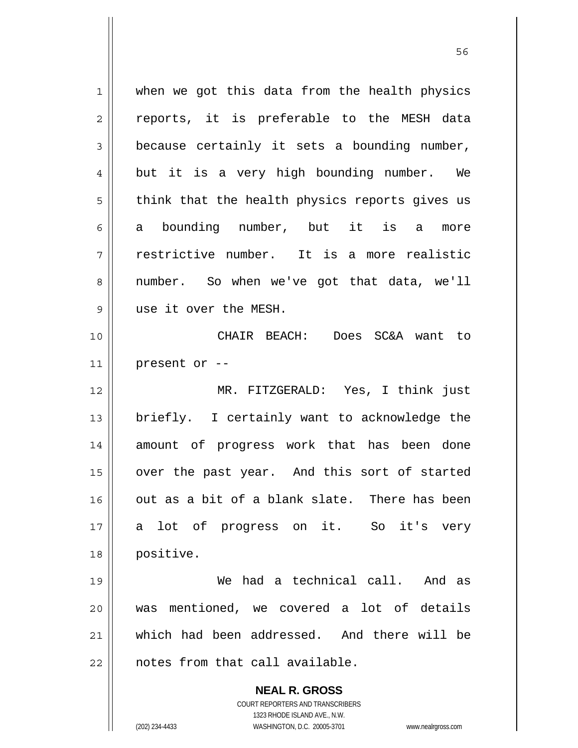when we got this data from the health physics reports, it is preferable to the MESH data because certainly it sets a bounding number, but it is a very high bounding number. We think that the health physics reports gives us a bounding number, but it is a more restrictive number. It is a more realistic number. So when we've got that data, we'll use it over the MESH.

CHAIR BEACH: Does SC&A want to present or --

MR. FITZGERALD: Yes, I think just briefly. I certainly want to acknowledge the amount of progress work that has been done over the past year. And this sort of started out as a bit of a blank slate. There has been a lot of progress on it. So it's very positive.

We had a technical call. And as was mentioned, we covered a lot of details which had been addressed. And there will be notes from that call available.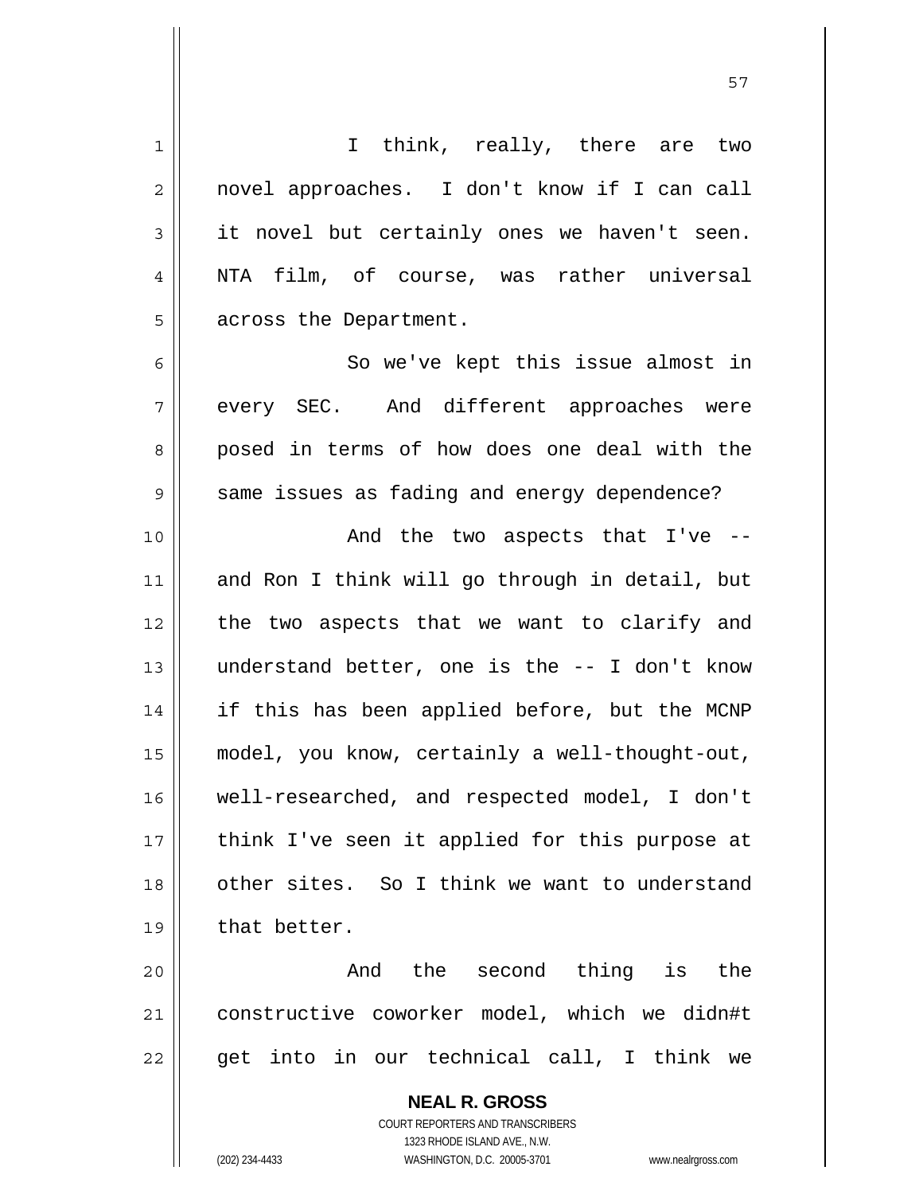I think, really, there are two novel approaches. I don't know if I can call it novel but certainly ones we haven't seen. NTA film, of course, was rather universal across the Department.

So we've kept this issue almost in every SEC. And different approaches were posed in terms of how does one deal with the same issues as fading and energy dependence?

And the two aspects that I've -- and Ron I think will go through in detail, but the two aspects that we want to clarify and understand better, one is the -- I don't know if this has been applied before, but the MCNP model, you know, certainly a well-thought-out, well-researched, and respected model, I don't think I've seen it applied for this purpose at other sites. So I think we want to understand that better.

And the second thing is the constructive coworker model, which we didn#t get into in our technical call, I think we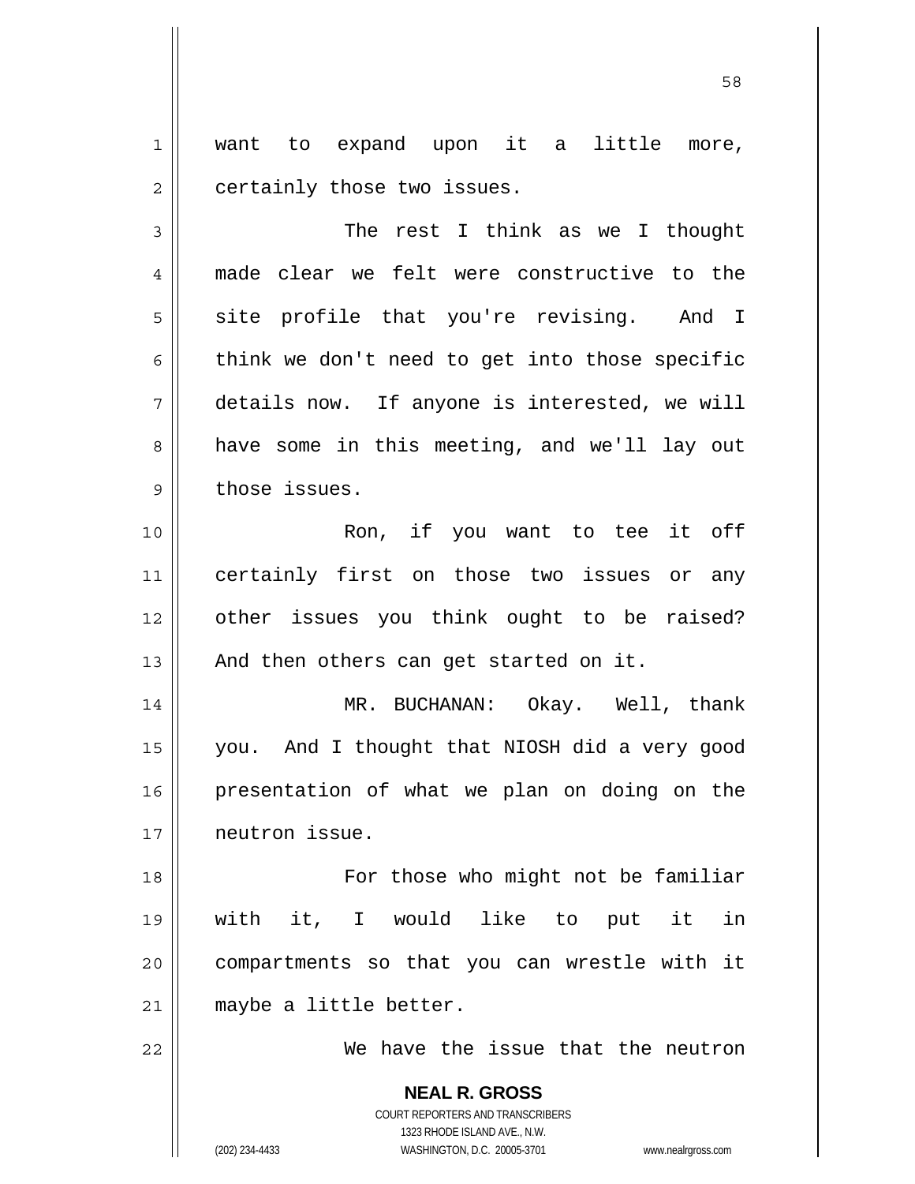want to expand upon it a little more, certainly those two issues.

The rest I think as we I thought made clear we felt were constructive to the site profile that you're revising. And I think we don't need to get into those specific details now. If anyone is interested, we will have some in this meeting, and we'll lay out those issues.

Ron, if you want to tee it off certainly first on those two issues or any other issues you think ought to be raised? And then others can get started on it.

MR. BUCHANAN: Okay. Well, thank you. And I thought that NIOSH did a very good presentation of what we plan on doing on the neutron issue.

For those who might not be familiar with it, I would like to put it in compartments so that you can wrestle with it maybe a little better.

We have the issue that the neutron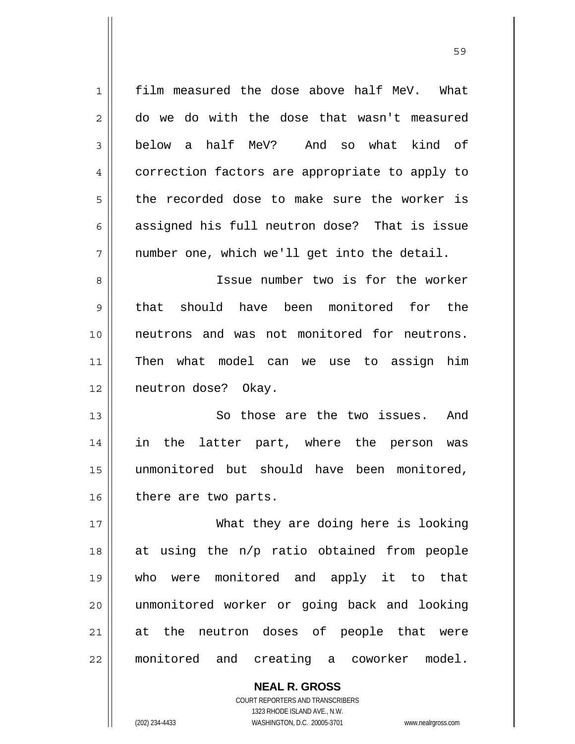film measured the dose above half MeV. What do we do with the dose that wasn't measured below a half MeV? And so what kind of correction factors are appropriate to apply to the recorded dose to make sure the worker is assigned his full neutron dose? That is issue number one, which we'll get into the detail.

Issue number two is for the worker that should have been monitored for the neutrons and was not monitored for neutrons. Then what model can we use to assign him neutron dose? Okay.

So those are the two issues. And in the latter part, where the person was unmonitored but should have been monitored, there are two parts.

What they are doing here is looking at using the n/p ratio obtained from people who were monitored and apply it to that unmonitored worker or going back and looking at the neutron doses of people that were monitored and creating a coworker model.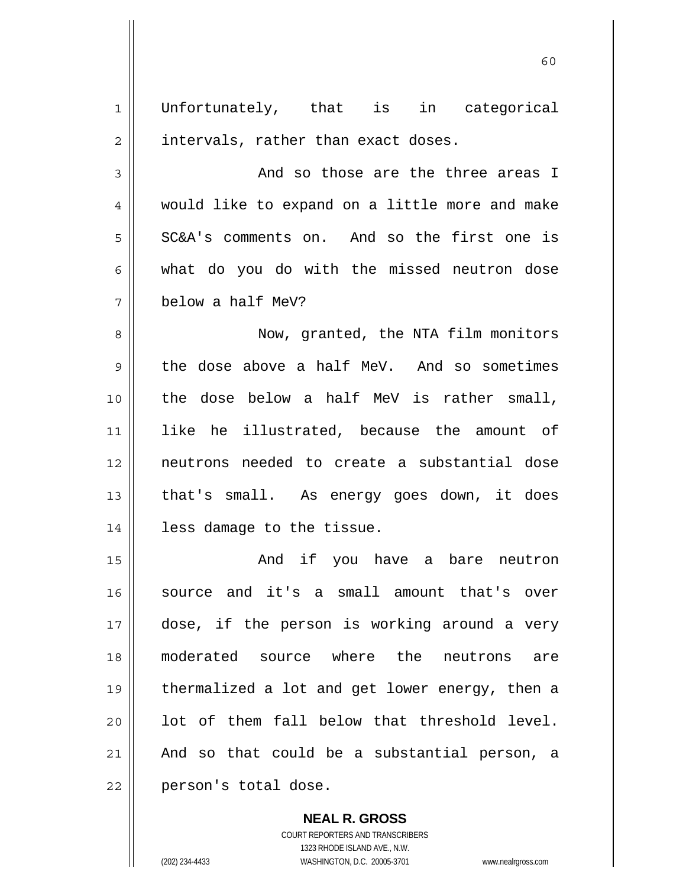Unfortunately, that is in categorical intervals, rather than exact doses.

And so those are the three areas I would like to expand on a little more and make SC&A's comments on. And so the first one is what do you do with the missed neutron dose below a half MeV?

Now, granted, the NTA film monitors the dose above a half MeV. And so sometimes the dose below a half MeV is rather small, like he illustrated, because the amount of neutrons needed to create a substantial dose that's small. As energy goes down, it does less damage to the tissue.

And if you have a bare neutron source and it's a small amount that's over dose, if the person is working around a very moderated source where the neutrons are thermalized a lot and get lower energy, then a lot of them fall below that threshold level. And so that could be a substantial person, a person's total dose.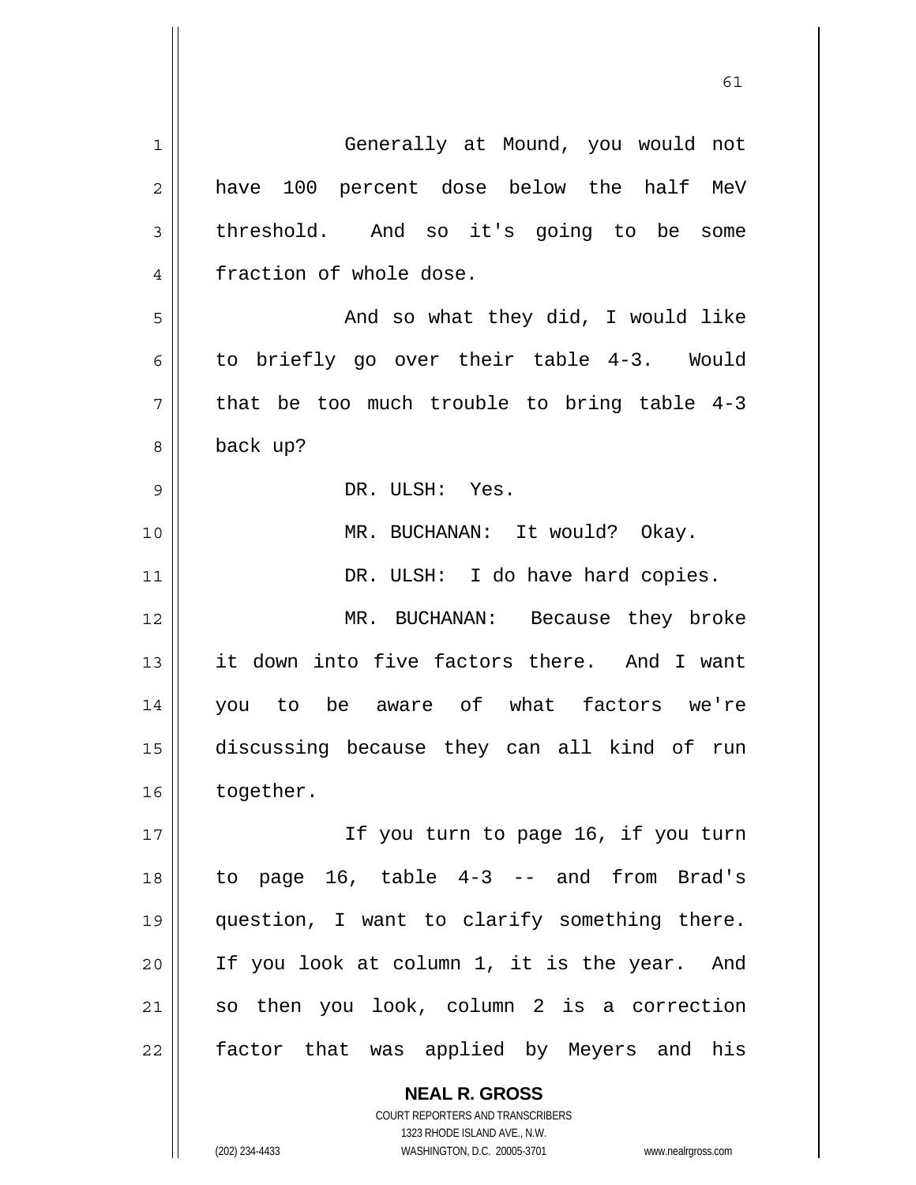Generally at Mound, you would not have 100 percent dose below the half MeV threshold. And so it's going to be some fraction of whole dose.

And so what they did, I would like to briefly go over their table 4-3. Would that be too much trouble to bring table 4-3 back up?

DR. ULSH: Yes.

MR. BUCHANAN: It would? Okay.

DR. ULSH: I do have hard copies.

MR. BUCHANAN: Because they broke it down into five factors there. And I want you to be aware of what factors we're discussing because they can all kind of run together.

If you turn to page 16, if you turn to page 16, table 4-3 -- and from Brad's question, I want to clarify something there. If you look at column 1, it is the year. And so then you look, column 2 is a correction factor that was applied by Meyers and his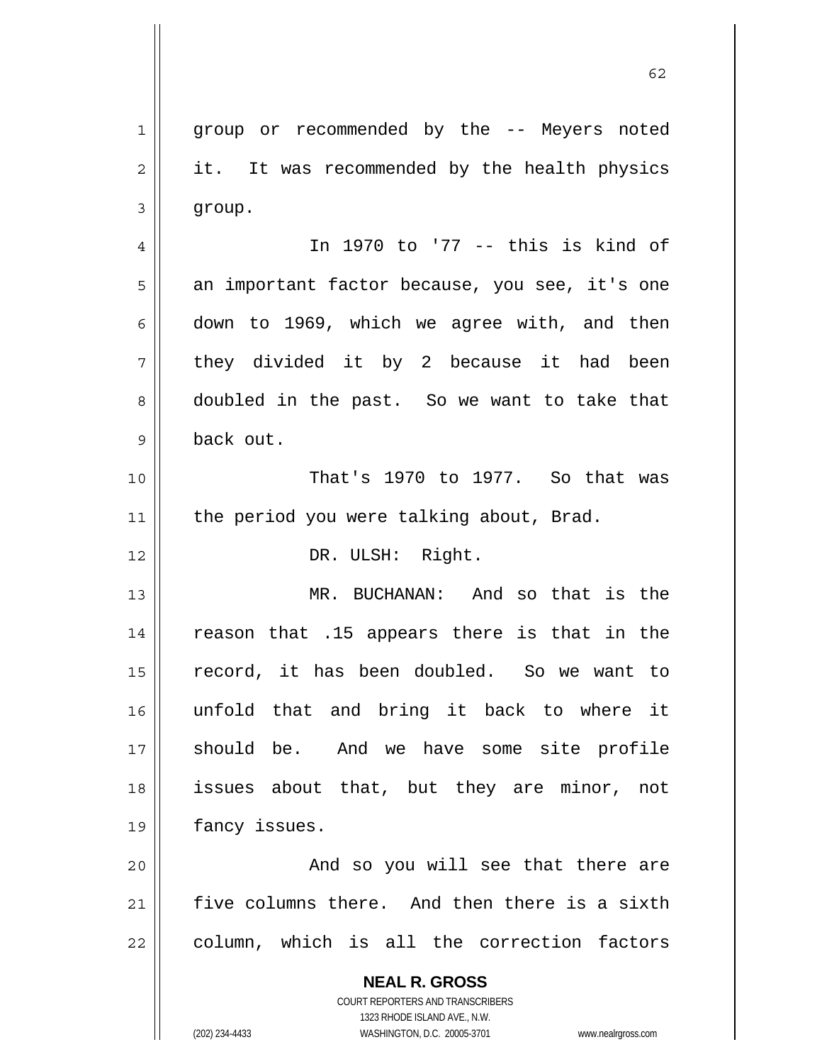group or recommended by the -- Meyers noted it. It was recommended by the health physics group.

In 1970 to '77 -- this is kind of an important factor because, you see, it's one down to 1969, which we agree with, and then they divided it by 2 because it had been doubled in the past. So we want to take that back out.

That's 1970 to 1977. So that was the period you were talking about, Brad.

DR. ULSH: Right.

MR. BUCHANAN: And so that is the reason that .15 appears there is that in the record, it has been doubled. So we want to unfold that and bring it back to where it should be. And we have some site profile issues about that, but they are minor, not fancy issues.

And so you will see that there are five columns there. And then there is a sixth column, which is all the correction factors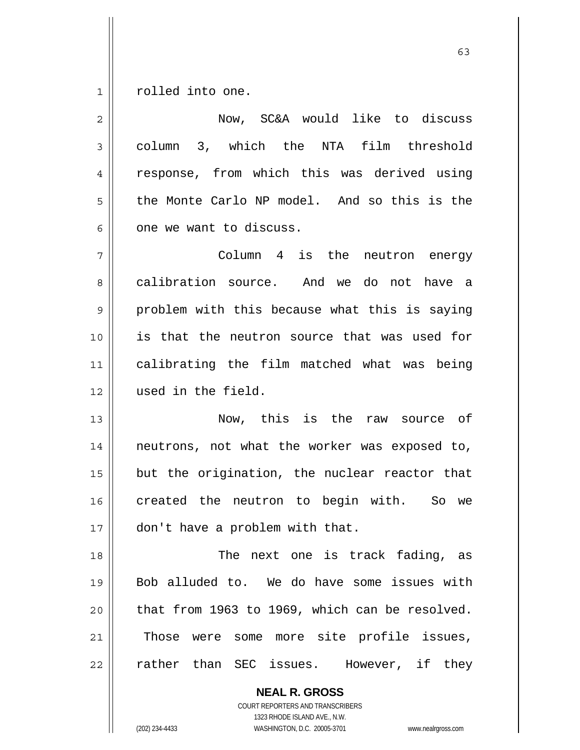rolled into one.

Now, SC&A would like to discuss column 3, which the NTA film threshold response, from which this was derived using the Monte Carlo NP model. And so this is the one we want to discuss.

Column 4 is the neutron energy calibration source. And we do not have a problem with this because what this is saying is that the neutron source that was used for calibrating the film matched what was being used in the field.

Now, this is the raw source of neutrons, not what the worker was exposed to, but the origination, the nuclear reactor that created the neutron to begin with. So we don't have a problem with that.

The next one is track fading, as Bob alluded to. We do have some issues with that from 1963 to 1969, which can be resolved. Those were some more site profile issues, rather than SEC issues. However, if they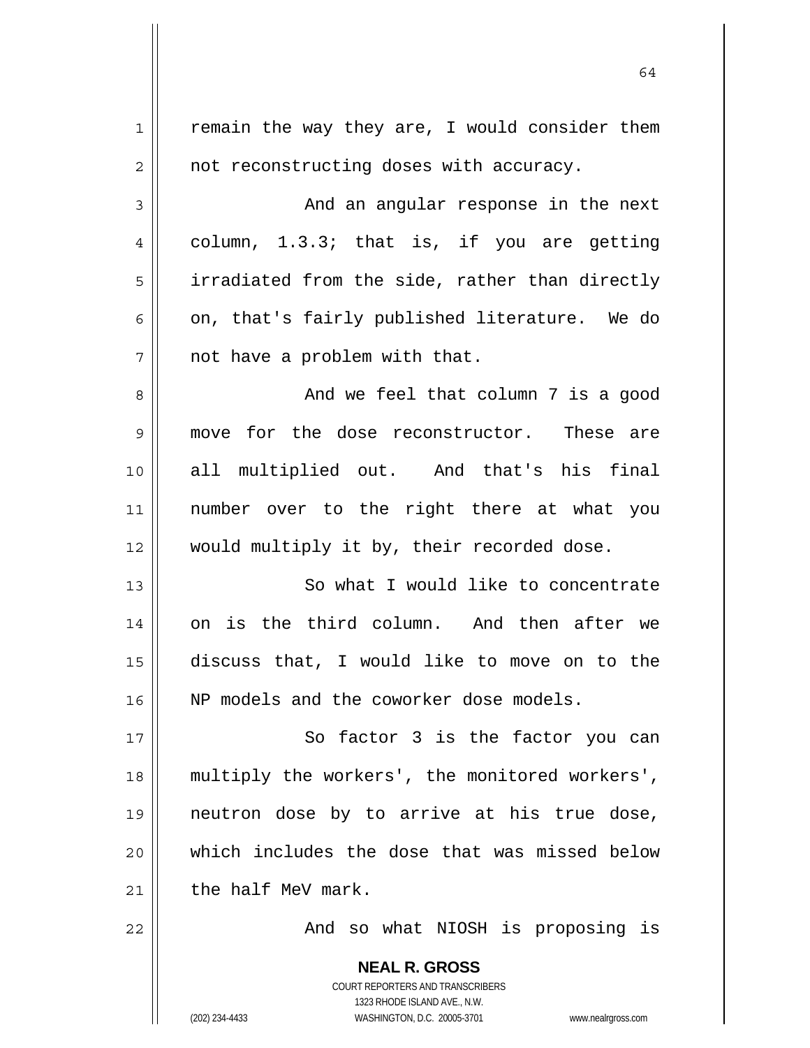remain the way they are, I would consider them not reconstructing doses with accuracy.

And an angular response in the next column, 1.3.3; that is, if you are getting irradiated from the side, rather than directly on, that's fairly published literature. We do not have a problem with that.

And we feel that column 7 is a good move for the dose reconstructor. These are all multiplied out. And that's his final number over to the right there at what you would multiply it by, their recorded dose.

So what I would like to concentrate on is the third column. And then after we discuss that, I would like to move on to the NP models and the coworker dose models.

So factor 3 is the factor you can multiply the workers', the monitored workers', neutron dose by to arrive at his true dose, which includes the dose that was missed below the half MeV mark.

And so what NIOSH is proposing is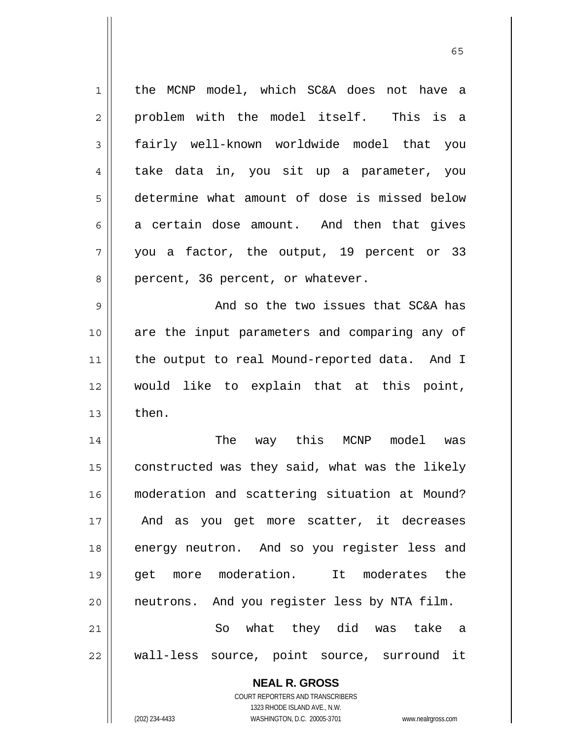the MCNP model, which SC&A does not have a problem with the model itself. This is a fairly well-known worldwide model that you take data in, you sit up a parameter, you determine what amount of dose is missed below a certain dose amount. And then that gives you a factor, the output, 19 percent or 33 percent, 36 percent, or whatever.

And so the two issues that SC&A has are the input parameters and comparing any of the output to real Mound-reported data. And I would like to explain that at this point, then.

The way this MCNP model was constructed was they said, what was the likely moderation and scattering situation at Mound? And as you get more scatter, it decreases energy neutron. And so you register less and get more moderation. It moderates the neutrons. And you register less by NTA film.

So what they did was take a wall-less source, point source, surround it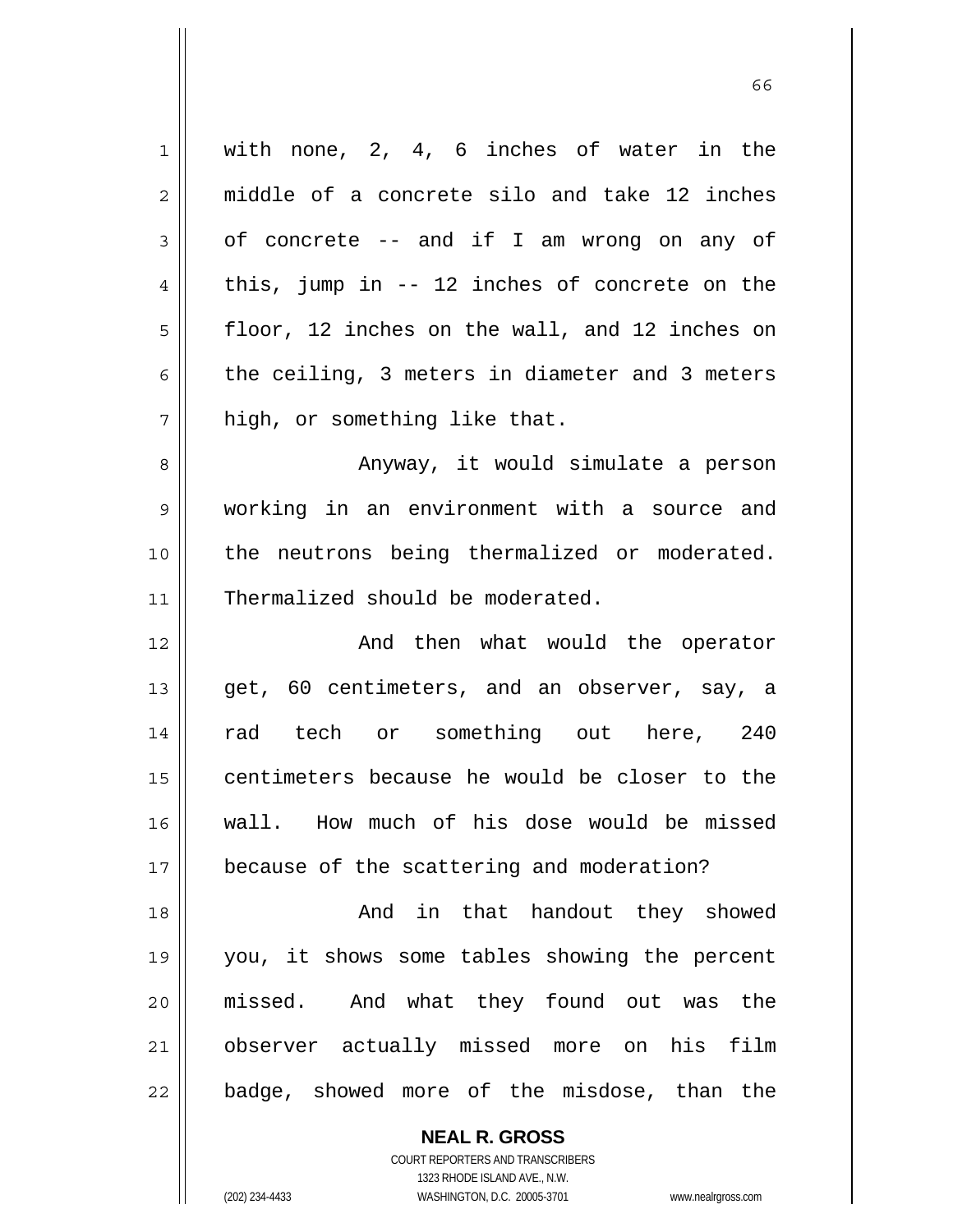with none, 2, 4, 6 inches of water in the middle of a concrete silo and take 12 inches of concrete -- and if I am wrong on any of this, jump in -- 12 inches of concrete on the floor, 12 inches on the wall, and 12 inches on the ceiling, 3 meters in diameter and 3 meters high, or something like that.

Anyway, it would simulate a person working in an environment with a source and the neutrons being thermalized or moderated. Thermalized should be moderated.

And then what would the operator get, 60 centimeters, and an observer, say, a rad tech or something out here, 240 centimeters because he would be closer to the wall. How much of his dose would be missed because of the scattering and moderation?

And in that handout they showed you, it shows some tables showing the percent missed. And what they found out was the observer actually missed more on his film badge, showed more of the misdose, than the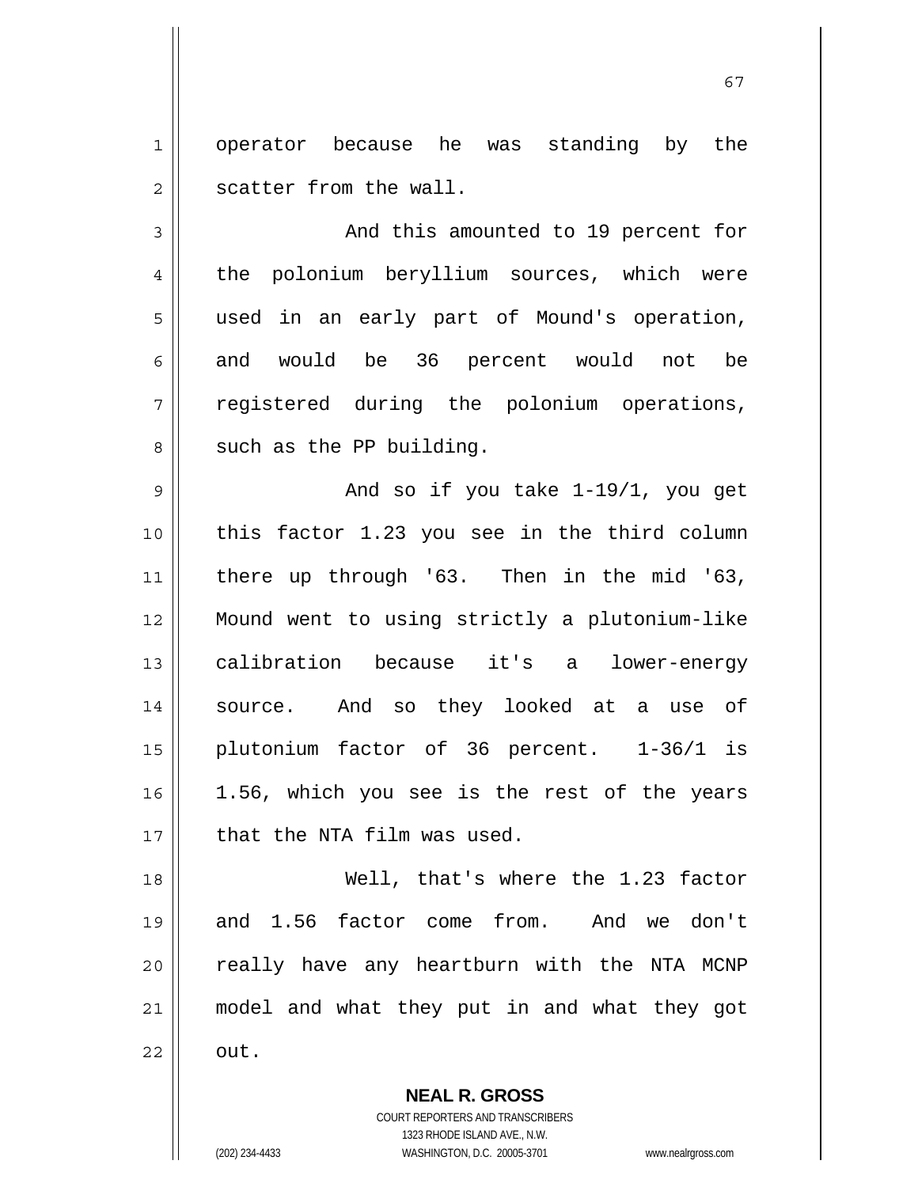operator because he was standing by the scatter from the wall.

And this amounted to 19 percent for the polonium beryllium sources, which were used in an early part of Mound's operation, and would be 36 percent would not be registered during the polonium operations, such as the PP building.

And so if you take 1-19/1, you get this factor 1.23 you see in the third column there up through '63. Then in the mid '63, Mound went to using strictly a plutonium-like calibration because it's a lower-energy source. And so they looked at a use of plutonium factor of 36 percent. 1-36/1 is 1.56, which you see is the rest of the years that the NTA film was used.

Well, that's where the 1.23 factor and 1.56 factor come from. And we don't really have any heartburn with the NTA MCNP model and what they put in and what they got out.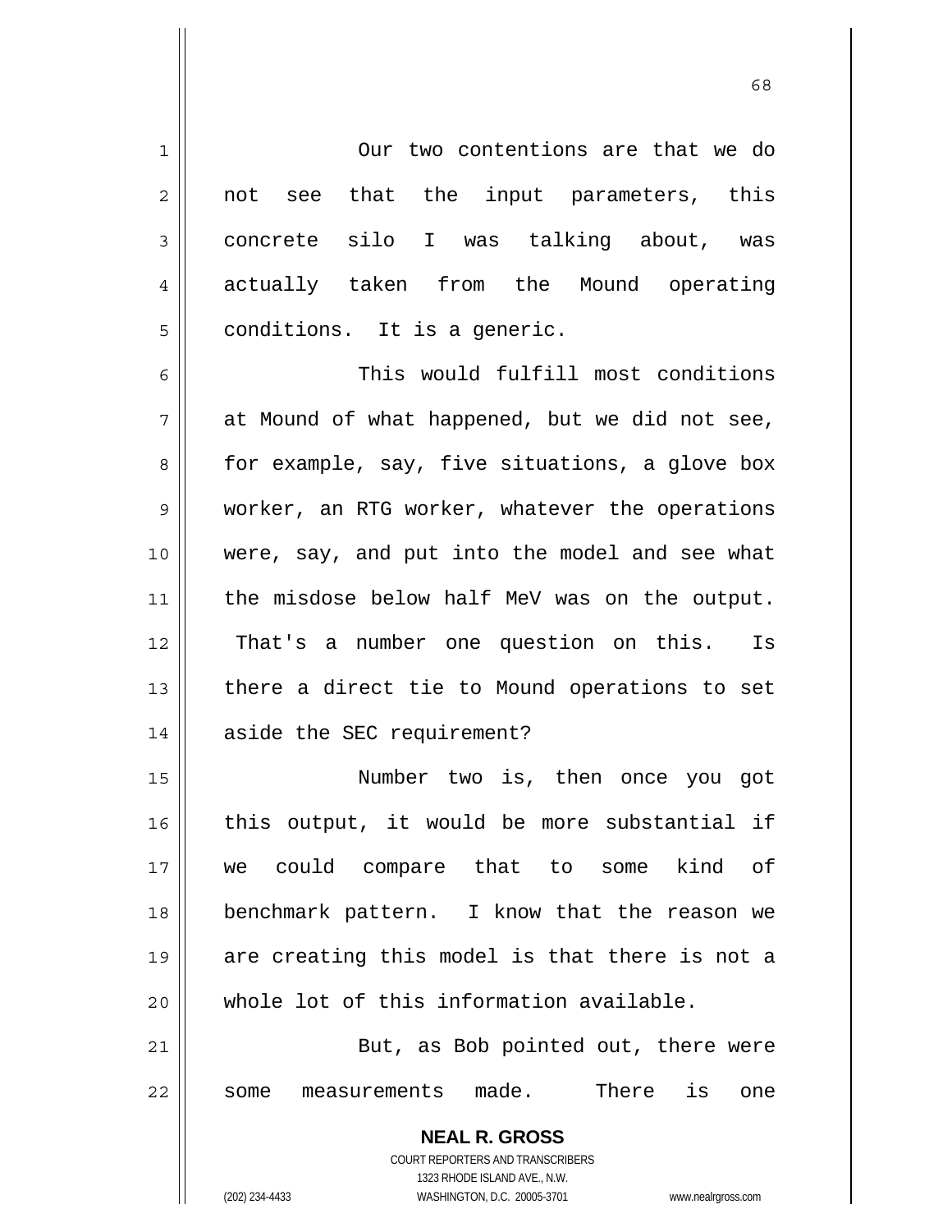Our two contentions are that we do not see that the input parameters, this concrete silo I was talking about, was actually taken from the Mound operating conditions. It is a generic.

This would fulfill most conditions at Mound of what happened, but we did not see, for example, say, five situations, a glove box worker, an RTG worker, whatever the operations were, say, and put into the model and see what the misdose below half MeV was on the output. That's a number one question on this. Is there a direct tie to Mound operations to set aside the SEC requirement?

Number two is, then once you got this output, it would be more substantial if we could compare that to some kind of benchmark pattern. I know that the reason we are creating this model is that there is not a whole lot of this information available.

But, as Bob pointed out, there were some measurements made. There is one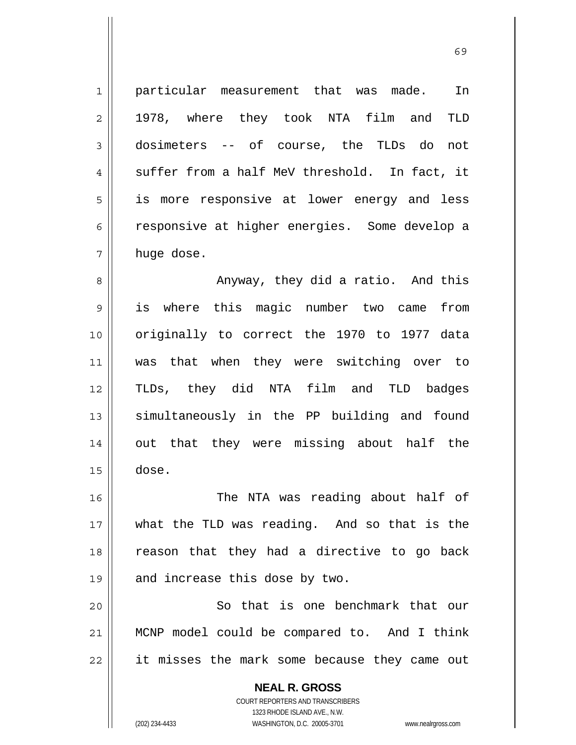particular measurement that was made. In 1978, where they took NTA film and TLD dosimeters -- of course, the TLDs do not suffer from a half MeV threshold. In fact, it is more responsive at lower energy and less responsive at higher energies. Some develop a huge dose.

Anyway, they did a ratio. And this is where this magic number two came from originally to correct the 1970 to 1977 data was that when they were switching over to TLDs, they did NTA film and TLD badges simultaneously in the PP building and found out that they were missing about half the dose.

The NTA was reading about half of what the TLD was reading. And so that is the reason that they had a directive to go back and increase this dose by two.

So that is one benchmark that our MCNP model could be compared to. And I think it misses the mark some because they came out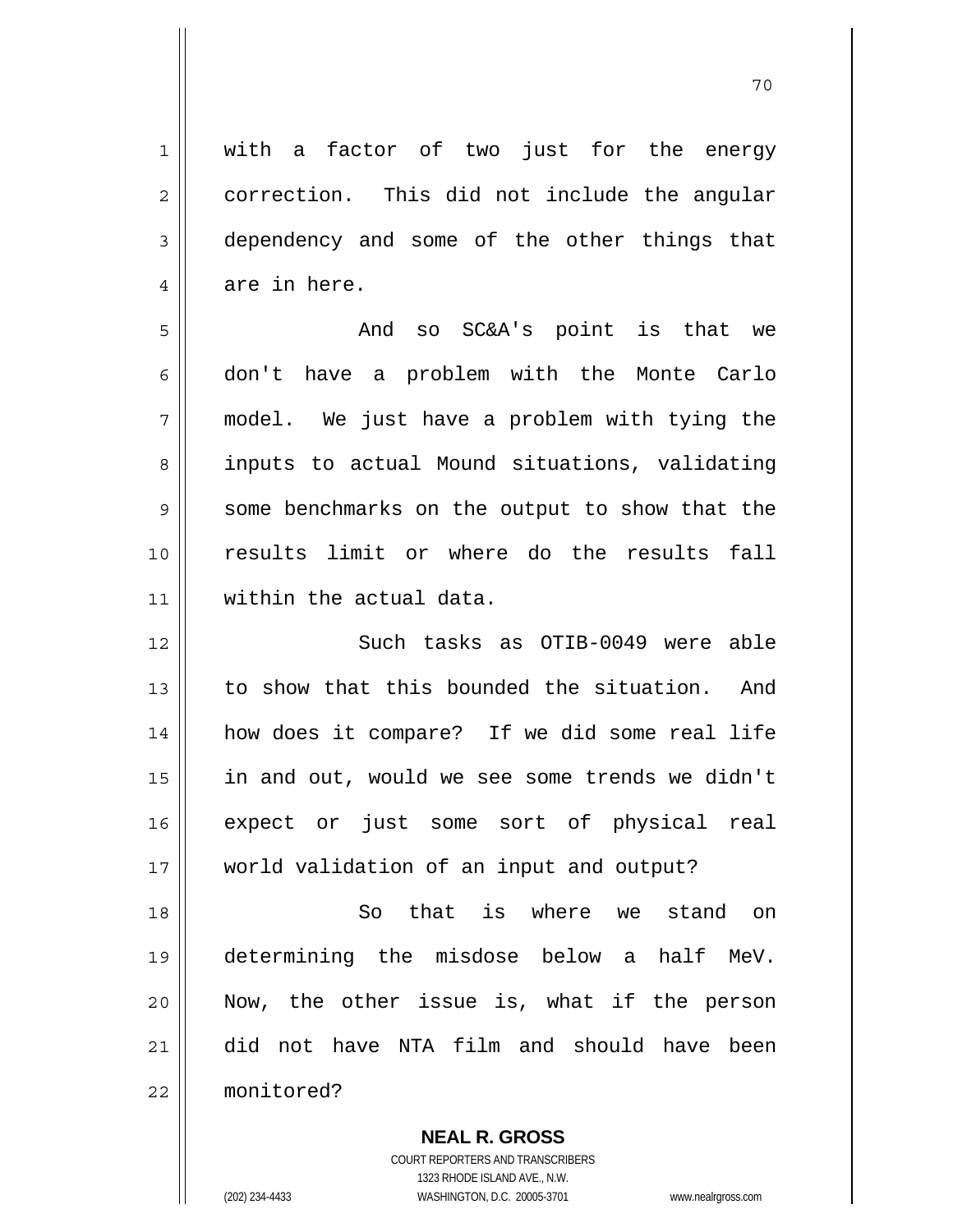with a factor of two just for the energy correction. This did not include the angular dependency and some of the other things that are in here.

And so SC&A's point is that we don't have a problem with the Monte Carlo model. We just have a problem with tying the inputs to actual Mound situations, validating some benchmarks on the output to show that the results limit or where do the results fall within the actual data.

Such tasks as OTIB-0049 were able to show that this bounded the situation. And how does it compare? If we did some real life in and out, would we see some trends we didn't expect or just some sort of physical real world validation of an input and output?

So that is where we stand on determining the misdose below a half MeV. Now, the other issue is, what if the person did not have NTA film and should have been monitored?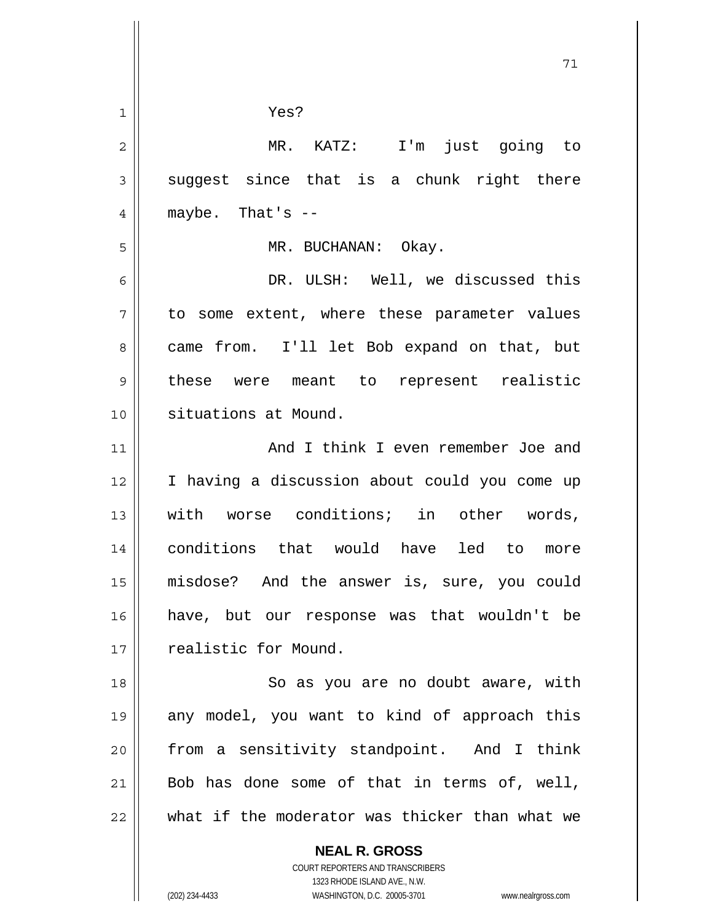Yes?

MR. KATZ: I'm just going to suggest since that is a chunk right there maybe. That's --

MR. BUCHANAN: Okay.

DR. ULSH: Well, we discussed this to some extent, where these parameter values came from. I'll let Bob expand on that, but these were meant to represent realistic situations at Mound.

And I think I even remember Joe and I having a discussion about could you come up with worse conditions; in other words, conditions that would have led to more misdose? And the answer is, sure, you could have, but our response was that wouldn't be realistic for Mound.

So as you are no doubt aware, with any model, you want to kind of approach this from a sensitivity standpoint. And I think Bob has done some of that in terms of, well, what if the moderator was thicker than what we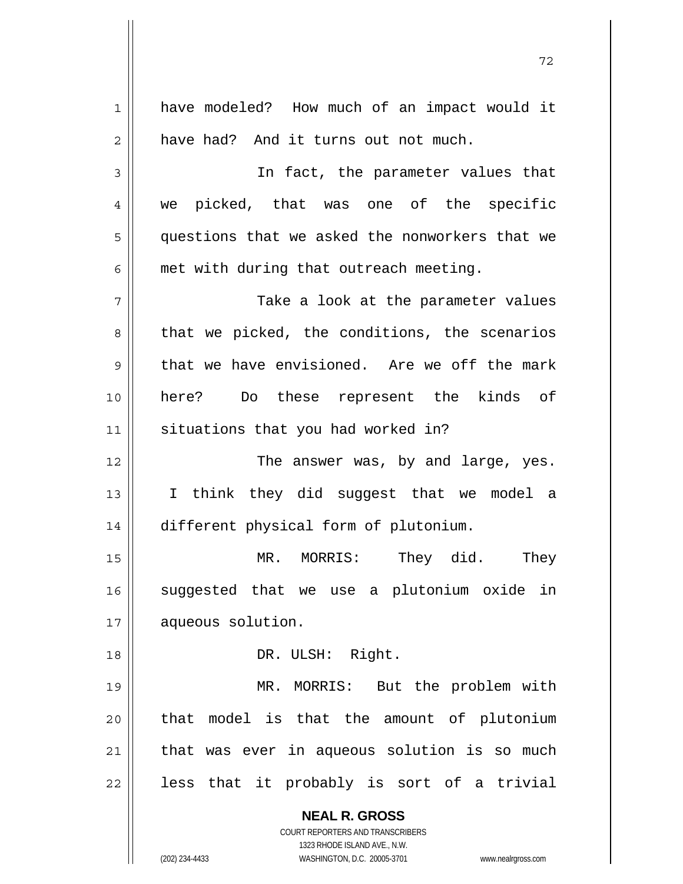have modeled? How much of an impact would it have had? And it turns out not much.

In fact, the parameter values that we picked, that was one of the specific questions that we asked the nonworkers that we met with during that outreach meeting.

Take a look at the parameter values that we picked, the conditions, the scenarios that we have envisioned. Are we off the mark here? Do these represent the kinds of situations that you had worked in?

The answer was, by and large, yes. I think they did suggest that we model a different physical form of plutonium.

MR. MORRIS: They did. They suggested that we use a plutonium oxide in aqueous solution.

DR. ULSH: Right.

MR. MORRIS: But the problem with that model is that the amount of plutonium that was ever in aqueous solution is so much less that it probably is sort of a trivial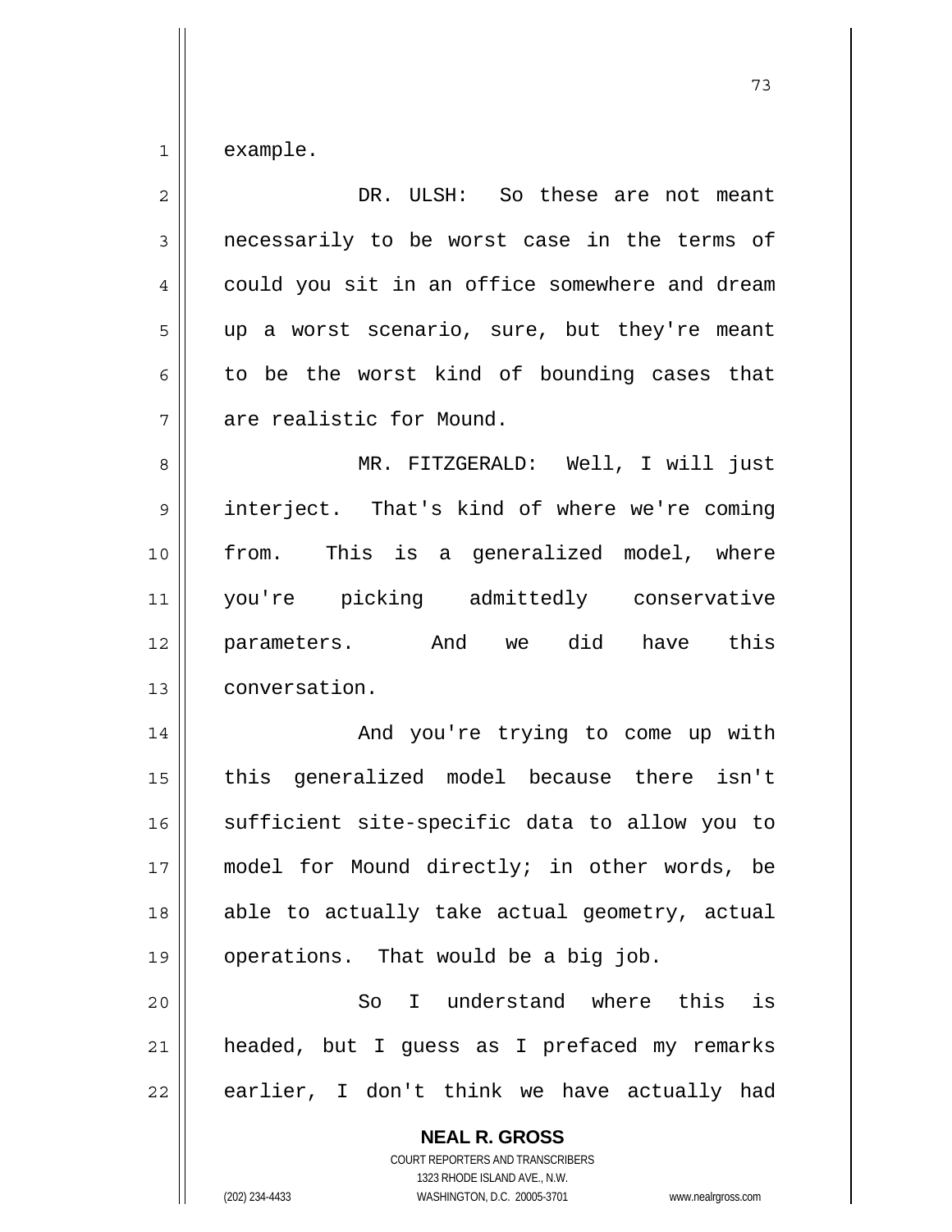example.

DR. ULSH: So these are not meant necessarily to be worst case in the terms of could you sit in an office somewhere and dream up a worst scenario, sure, but they're meant to be the worst kind of bounding cases that are realistic for Mound.

MR. FITZGERALD: Well, I will just interject. That's kind of where we're coming from. This is a generalized model, where you're picking admittedly conservative parameters. And we did have this conversation.

And you're trying to come up with this generalized model because there isn't sufficient site-specific data to allow you to model for Mound directly; in other words, be able to actually take actual geometry, actual operations. That would be a big job.

So I understand where this is headed, but I guess as I prefaced my remarks earlier, I don't think we have actually had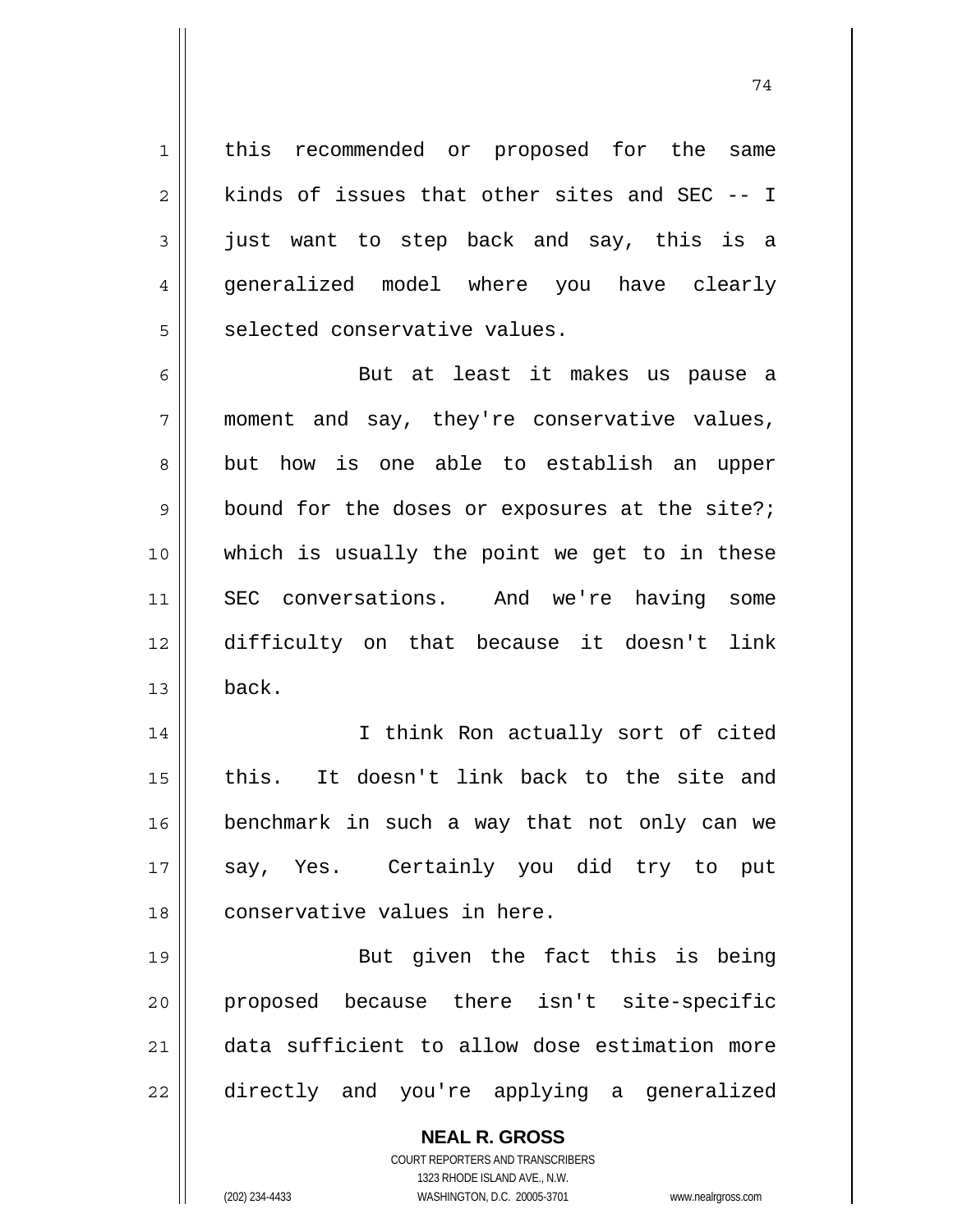this recommended or proposed for the same kinds of issues that other sites and SEC -- I just want to step back and say, this is a generalized model where you have clearly selected conservative values.

But at least it makes us pause a moment and say, they're conservative values, but how is one able to establish an upper bound for the doses or exposures at the site?; which is usually the point we get to in these SEC conversations. And we're having some difficulty on that because it doesn't link back.

I think Ron actually sort of cited this. It doesn't link back to the site and benchmark in such a way that not only can we say, Yes. Certainly you did try to put conservative values in here.

But given the fact this is being proposed because there isn't site-specific data sufficient to allow dose estimation more directly and you're applying a generalized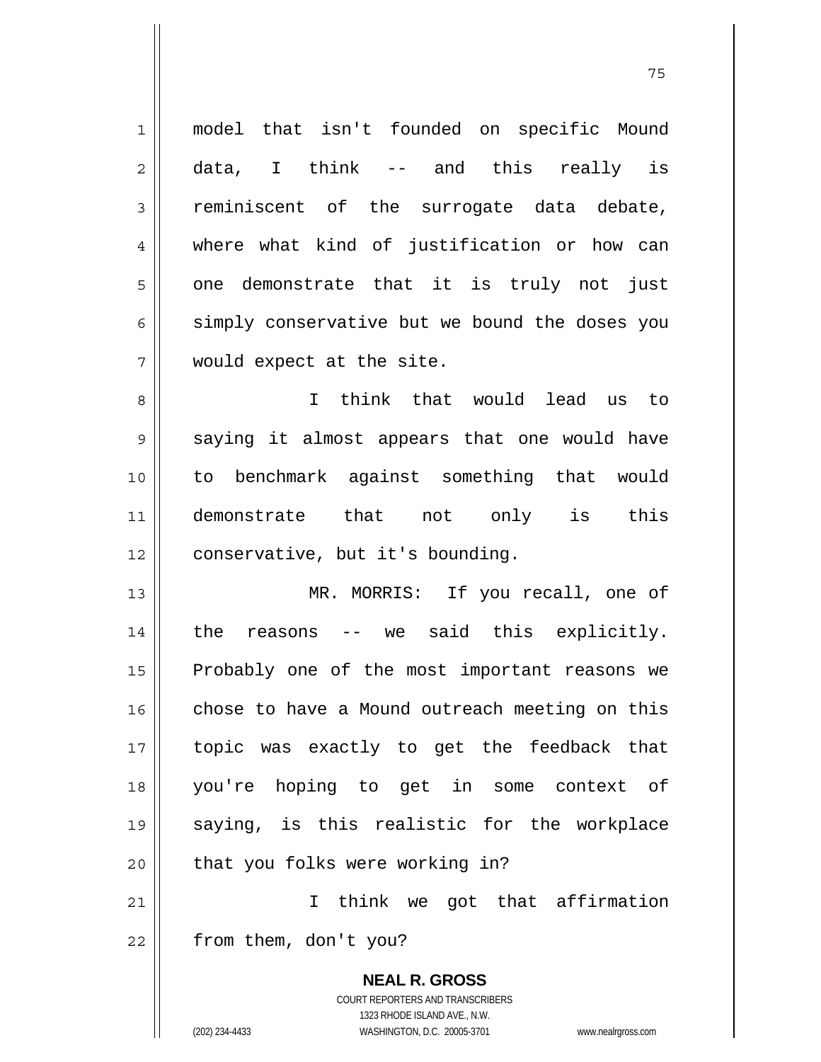model that isn't founded on specific Mound data, I think -- and this really is reminiscent of the surrogate data debate, where what kind of justification or how can one demonstrate that it is truly not just simply conservative but we bound the doses you would expect at the site.

I think that would lead us to saying it almost appears that one would have to benchmark against something that would demonstrate that not only is this conservative, but it's bounding.

MR. MORRIS: If you recall, one of the reasons -- we said this explicitly. Probably one of the most important reasons we chose to have a Mound outreach meeting on this topic was exactly to get the feedback that you're hoping to get in some context of saying, is this realistic for the workplace that you folks were working in?

I think we got that affirmation from them, don't you?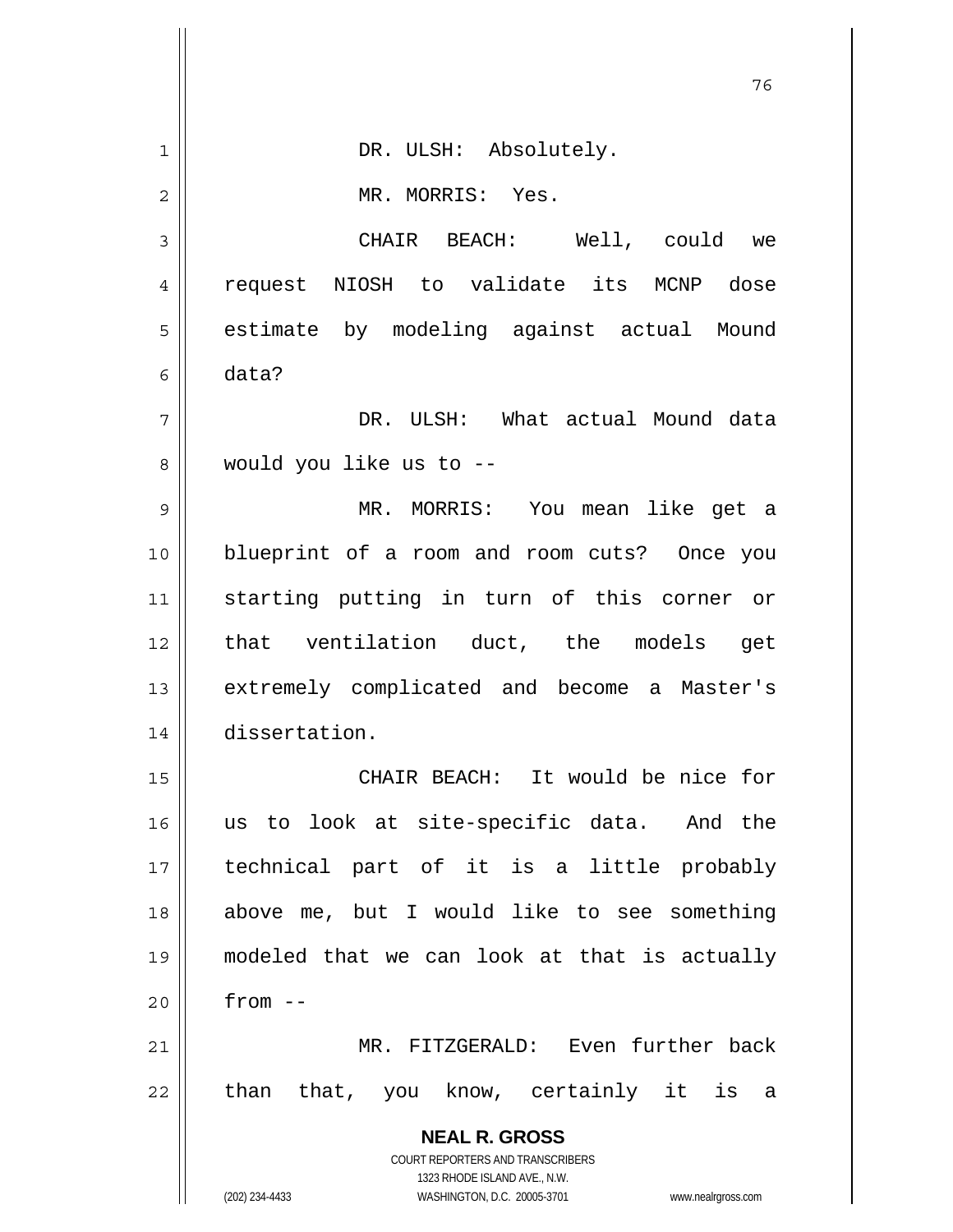DR. ULSH: Absolutely.

MR. MORRIS: Yes.

CHAIR BEACH: Well, could we request NIOSH to validate its MCNP dose estimate by modeling against actual Mound data?

DR. ULSH: What actual Mound data would you like us to --

MR. MORRIS: You mean like get a blueprint of a room and room cuts? Once you starting putting in turn of this corner or that ventilation duct, the models get extremely complicated and become a Master's dissertation.

CHAIR BEACH: It would be nice for us to look at site-specific data. And the technical part of it is a little probably above me, but I would like to see something modeled that we can look at that is actually from --

MR. FITZGERALD: Even further back than that, you know, certainly it is a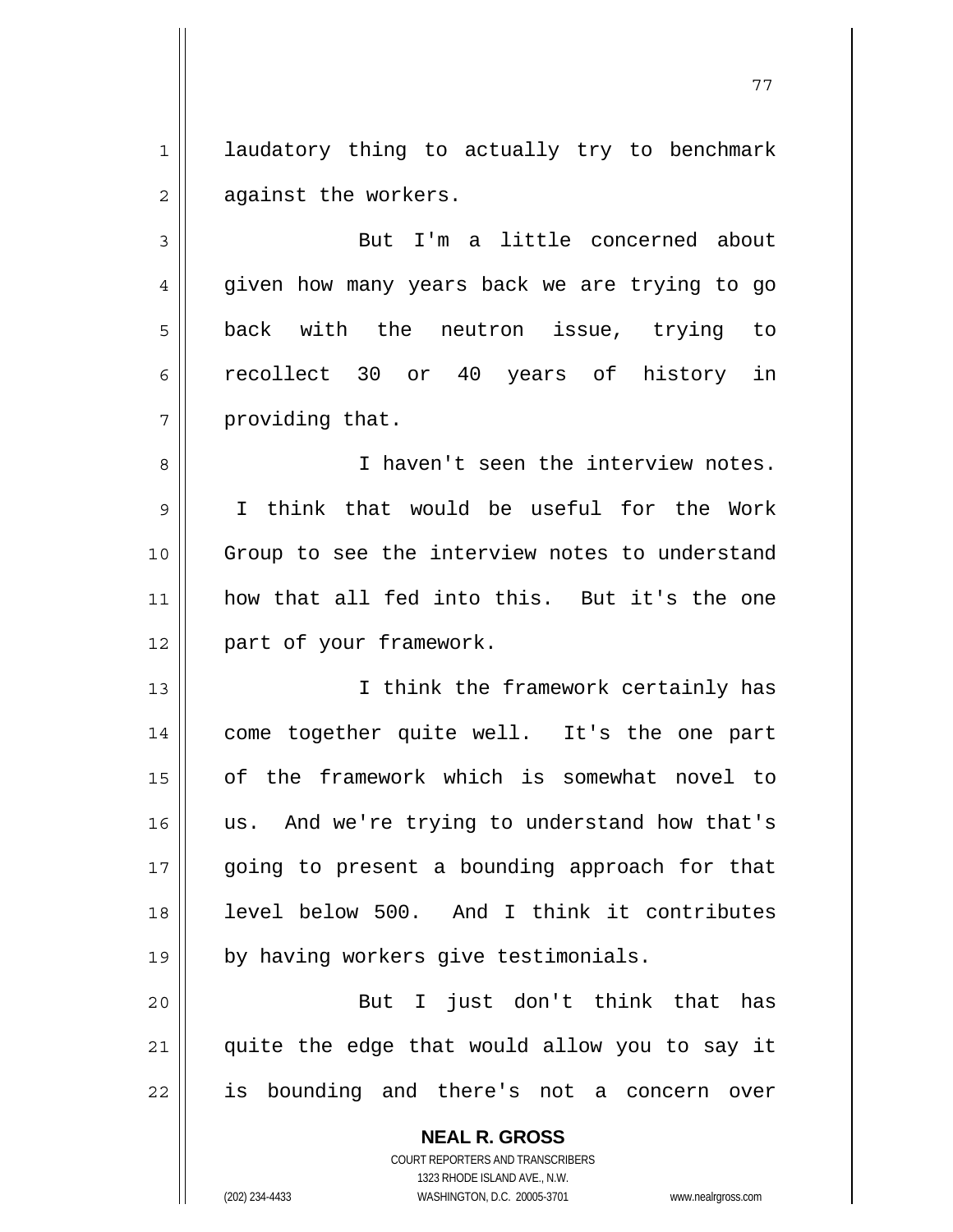laudatory thing to actually try to benchmark against the workers.

But I'm a little concerned about given how many years back we are trying to go back with the neutron issue, trying to recollect 30 or 40 years of history in providing that.

I haven't seen the interview notes. I think that would be useful for the Work Group to see the interview notes to understand how that all fed into this. But it's the one part of your framework.

I think the framework certainly has come together quite well. It's the one part of the framework which is somewhat novel to us. And we're trying to understand how that's going to present a bounding approach for that level below 500. And I think it contributes by having workers give testimonials.

But I just don't think that has quite the edge that would allow you to say it is bounding and there's not a concern over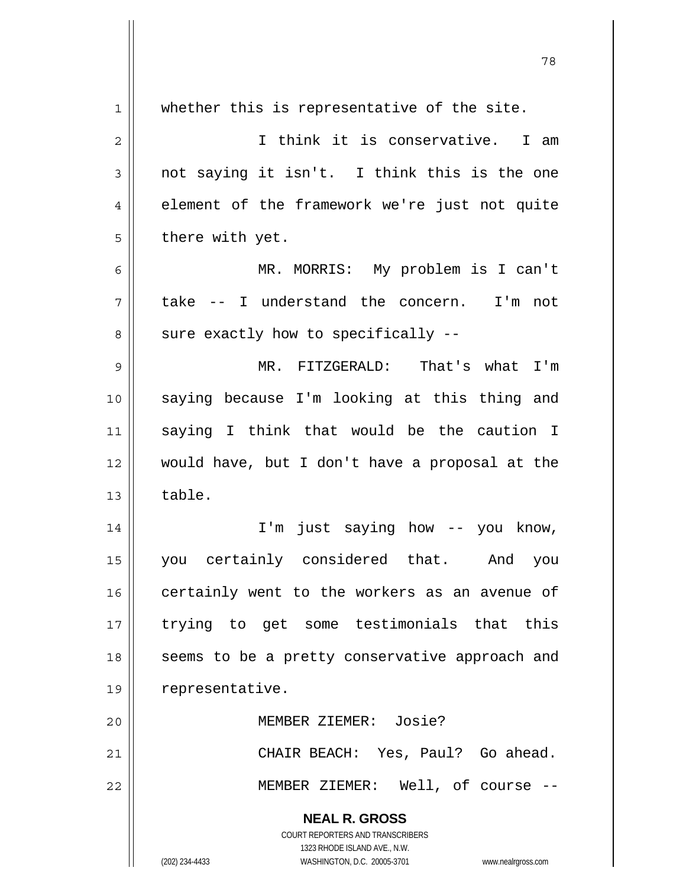whether this is representative of the site.

I think it is conservative. I am not saying it isn't. I think this is the one element of the framework we're just not quite there with yet.

MR. MORRIS: My problem is I can't take -- I understand the concern. I'm not sure exactly how to specifically --

MR. FITZGERALD: That's what I'm saying because I'm looking at this thing and saying I think that would be the caution I would have, but I don't have a proposal at the table.

I'm just saying how -- you know, you certainly considered that. And you certainly went to the workers as an avenue of trying to get some testimonials that this seems to be a pretty conservative approach and representative.

MEMBER ZIEMER: Josie?

CHAIR BEACH: Yes, Paul? Go ahead.

MEMBER ZIEMER: Well, of course --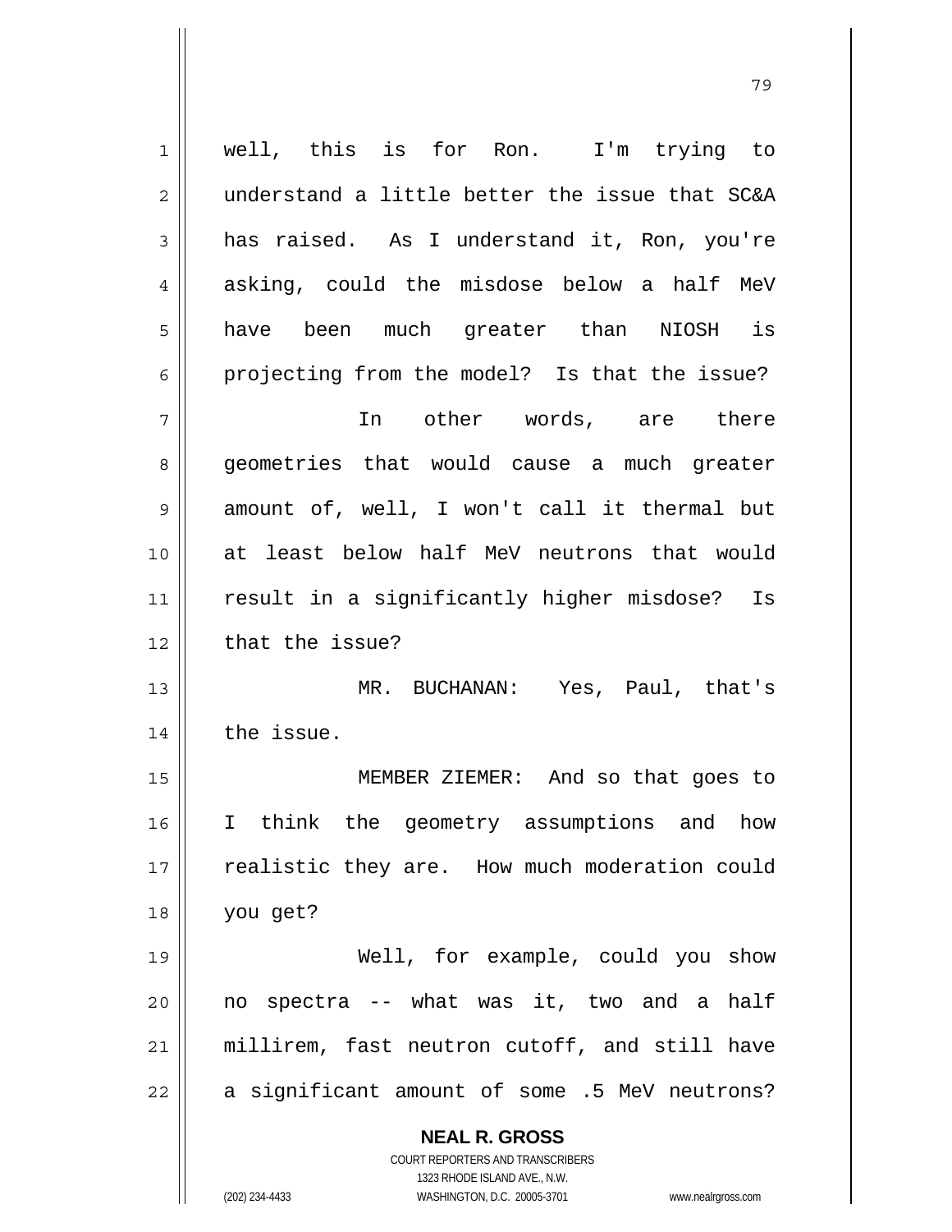well, this is for Ron. I'm trying to understand a little better the issue that SC&A has raised. As I understand it, Ron, you're asking, could the misdose below a half MeV have been much greater than NIOSH is projecting from the model? Is that the issue?

In other words, are there geometries that would cause a much greater amount of, well, I won't call it thermal but at least below half MeV neutrons that would result in a significantly higher misdose? Is that the issue?

MR. BUCHANAN: Yes, Paul, that's the issue.

MEMBER ZIEMER: And so that goes to I think the geometry assumptions and how realistic they are. How much moderation could you get?

Well, for example, could you show no spectra -- what was it, two and a half millirem, fast neutron cutoff, and still have a significant amount of some .5 MeV neutrons?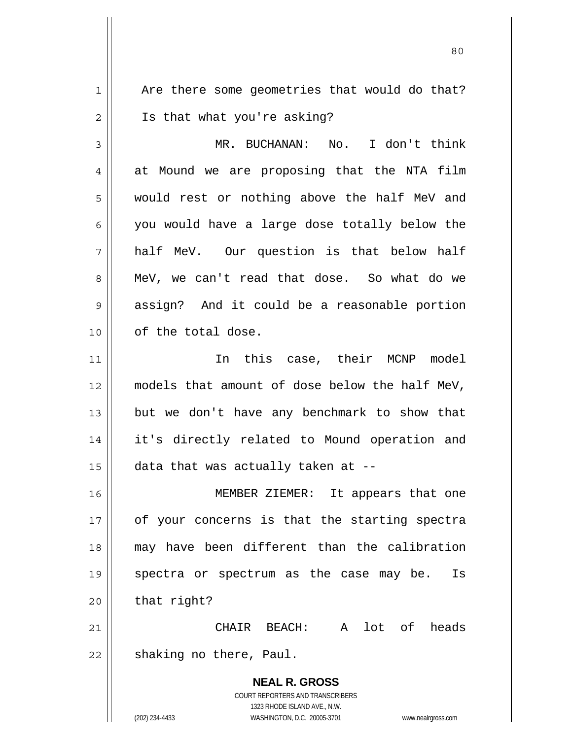Are there some geometries that would do that? Is that what you're asking?

MR. BUCHANAN: No. I don't think at Mound we are proposing that the NTA film would rest or nothing above the half MeV and you would have a large dose totally below the half MeV. Our question is that below half MeV, we can't read that dose. So what do we assign? And it could be a reasonable portion of the total dose.

In this case, their MCNP model models that amount of dose below the half MeV, but we don't have any benchmark to show that it's directly related to Mound operation and data that was actually taken at --

MEMBER ZIEMER: It appears that one of your concerns is that the starting spectra may have been different than the calibration spectra or spectrum as the case may be. Is that right?

CHAIR BEACH: A lot of heads shaking no there, Paul.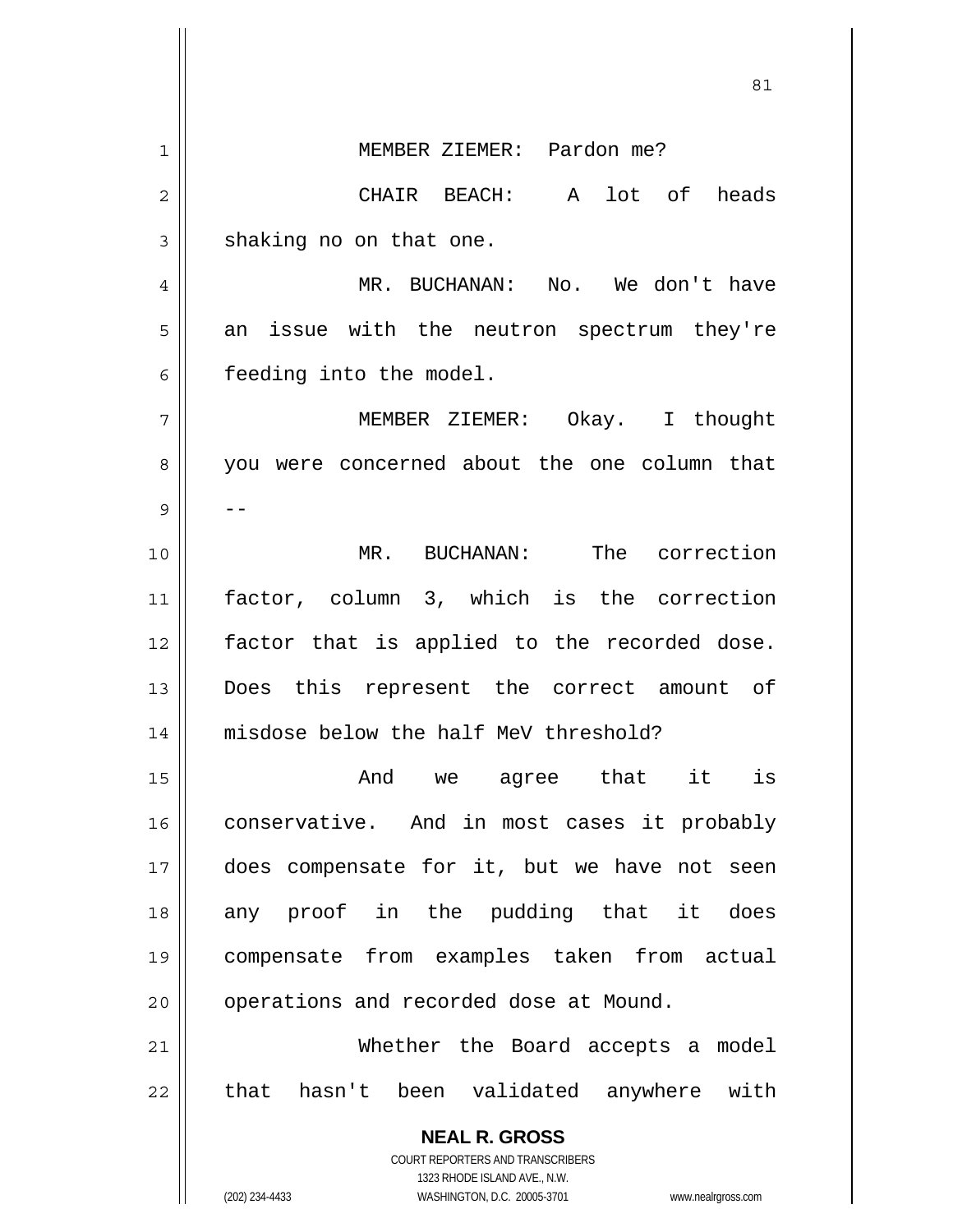MEMBER ZIEMER: Pardon me?

CHAIR BEACH: A lot of heads shaking no on that one.

MR. BUCHANAN: No. We don't have an issue with the neutron spectrum they're feeding into the model.

MEMBER ZIEMER: Okay. I thought you were concerned about the one column that --

MR. BUCHANAN: The correction factor, column 3, which is the correction factor that is applied to the recorded dose. Does this represent the correct amount of misdose below the half MeV threshold?

And we agree that it is conservative. And in most cases it probably does compensate for it, but we have not seen any proof in the pudding that it does compensate from examples taken from actual operations and recorded dose at Mound.

Whether the Board accepts a model that hasn't been validated anywhere with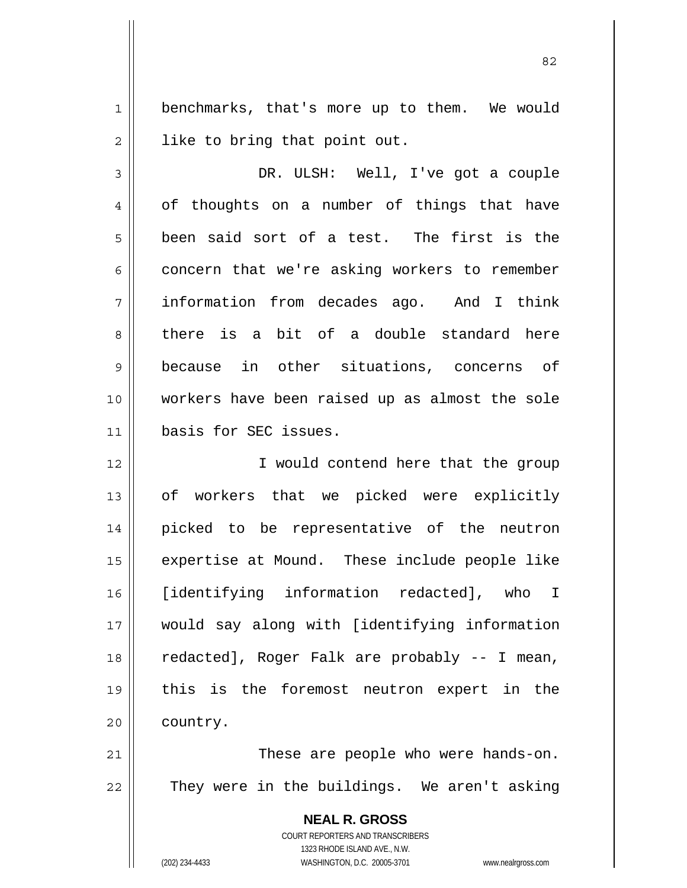benchmarks, that's more up to them. We would like to bring that point out.

DR. ULSH: Well, I've got a couple of thoughts on a number of things that have been said sort of a test. The first is the concern that we're asking workers to remember information from decades ago. And I think there is a bit of a double standard here because in other situations, concerns of workers have been raised up as almost the sole basis for SEC issues.

I would contend here that the group of workers that we picked were explicitly picked to be representative of the neutron expertise at Mound. These include people like [identifying information redacted], who I would say along with [identifying information redacted], Roger Falk are probably -- I mean, this is the foremost neutron expert in the country.

These are people who were hands-on. They were in the buildings. We aren't asking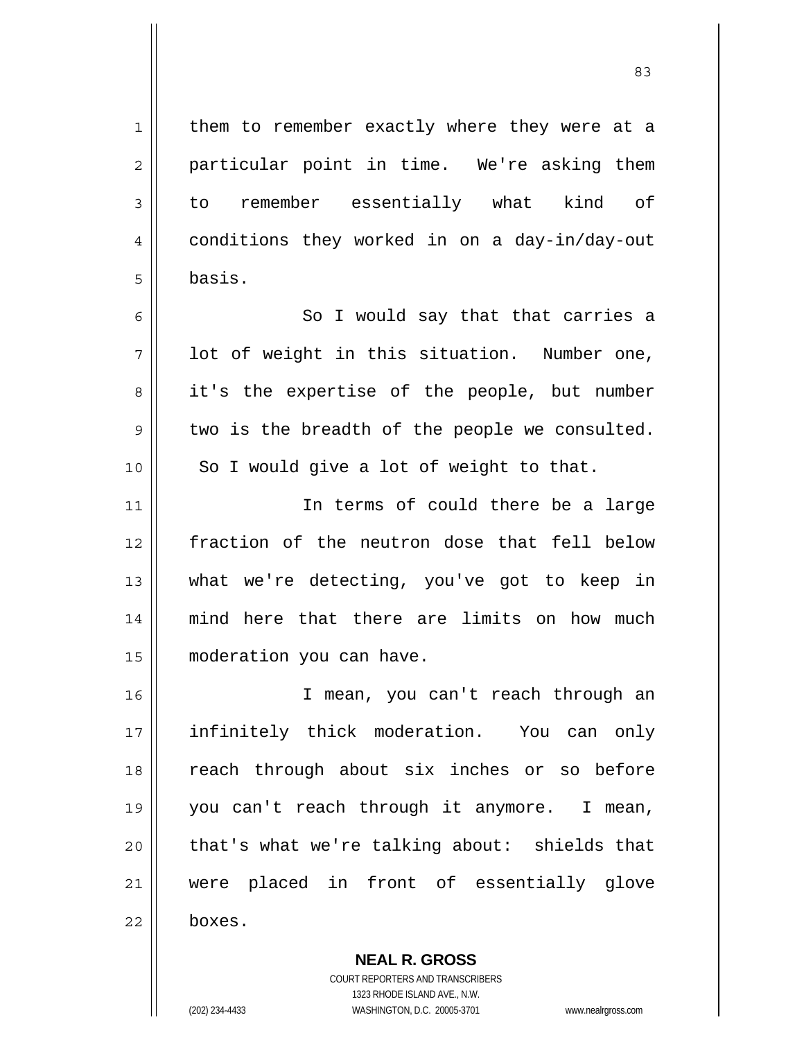them to remember exactly where they were at a particular point in time. We're asking them to remember essentially what kind of conditions they worked in on a day-in/day-out basis.

So I would say that that carries a lot of weight in this situation. Number one, it's the expertise of the people, but number two is the breadth of the people we consulted. So I would give a lot of weight to that.

In terms of could there be a large fraction of the neutron dose that fell below what we're detecting, you've got to keep in mind here that there are limits on how much moderation you can have.

I mean, you can't reach through an infinitely thick moderation. You can only reach through about six inches or so before you can't reach through it anymore. I mean, that's what we're talking about: shields that were placed in front of essentially glove boxes.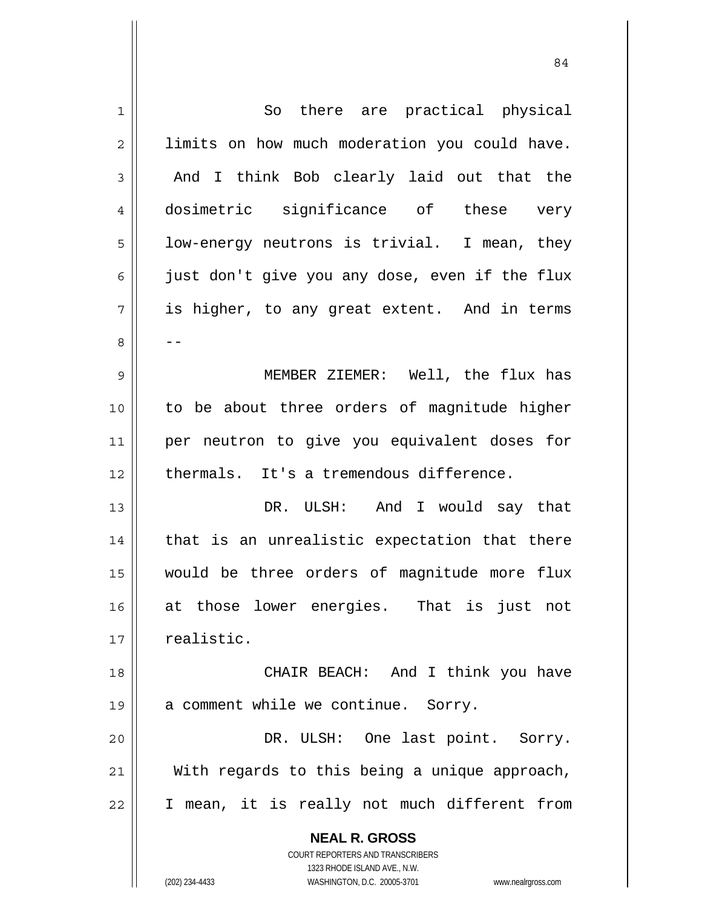So there are practical physical limits on how much moderation you could have. And I think Bob clearly laid out that the dosimetric significance of these very low-energy neutrons is trivial. I mean, they just don't give you any dose, even if the flux is higher, to any great extent. And in terms --

MEMBER ZIEMER: Well, the flux has to be about three orders of magnitude higher per neutron to give you equivalent doses for thermals. It's a tremendous difference.

DR. ULSH: And I would say that that is an unrealistic expectation that there would be three orders of magnitude more flux at those lower energies. That is just not realistic.

CHAIR BEACH: And I think you have a comment while we continue. Sorry.

DR. ULSH: One last point. Sorry. With regards to this being a unique approach, I mean, it is really not much different from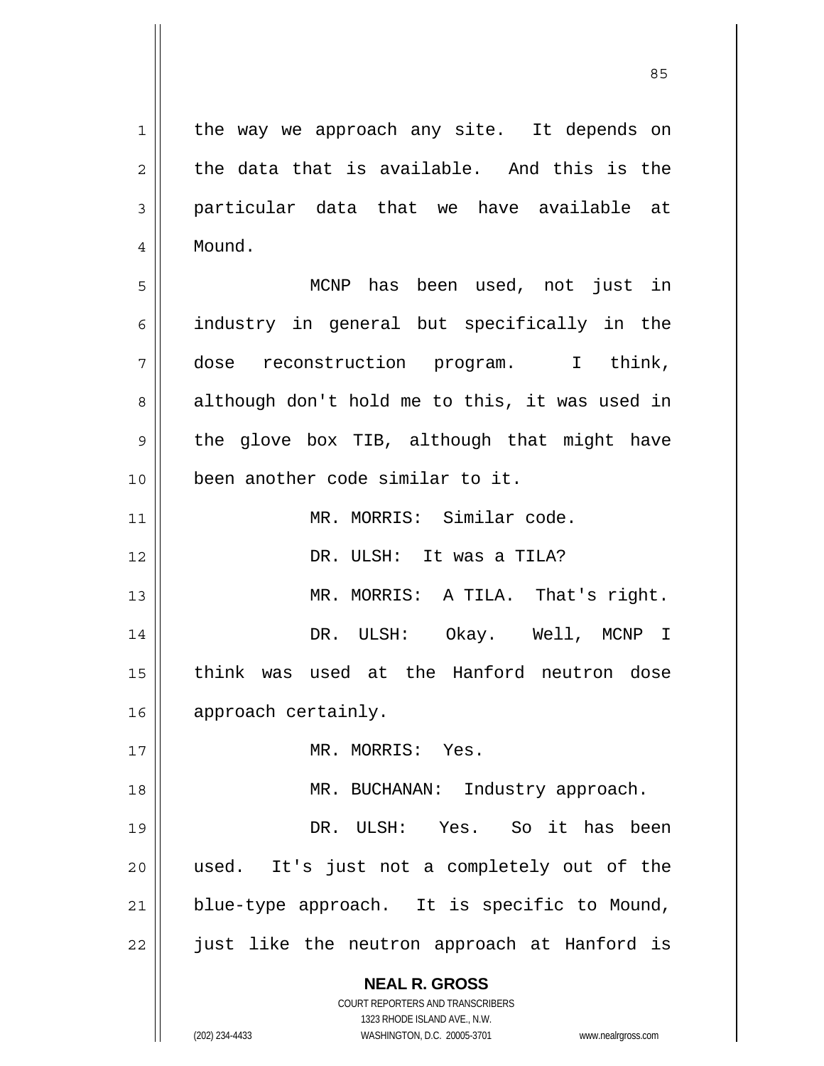the way we approach any site. It depends on the data that is available. And this is the particular data that we have available at Mound.

MCNP has been used, not just in industry in general but specifically in the dose reconstruction program. I think, although don't hold me to this, it was used in the glove box TIB, although that might have been another code similar to it.

MR. MORRIS: Similar code.

DR. ULSH: It was a TILA?

MR. MORRIS: A TILA. That's right.

DR. ULSH: Okay. Well, MCNP I think was used at the Hanford neutron dose approach certainly.

MR. MORRIS: Yes.

MR. BUCHANAN: Industry approach.

DR. ULSH: Yes. So it has been used. It's just not a completely out of the blue-type approach. It is specific to Mound, just like the neutron approach at Hanford is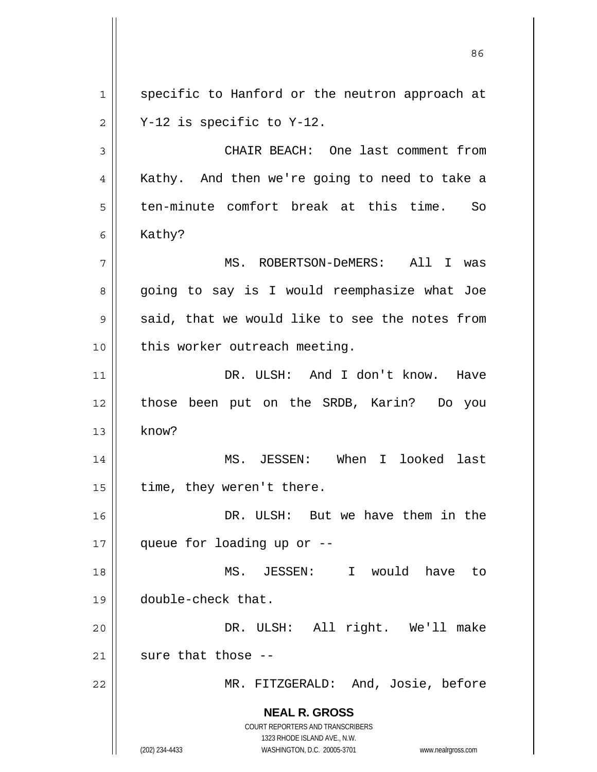specific to Hanford or the neutron approach at Y-12 is specific to Y-12.

CHAIR BEACH: One last comment from Kathy. And then we're going to need to take a ten-minute comfort break at this time. So Kathy?

MS. ROBERTSON-DeMERS: All I was going to say is I would reemphasize what Joe said, that we would like to see the notes from this worker outreach meeting.

DR. ULSH: And I don't know. Have those been put on the SRDB, Karin? Do you know?

MS. JESSEN: When I looked last time, they weren't there.

DR. ULSH: But we have them in the queue for loading up or --

MS. JESSEN: I would have to double-check that.

DR. ULSH: All right. We'll make sure that those --

MR. FITZGERALD: And, Josie, before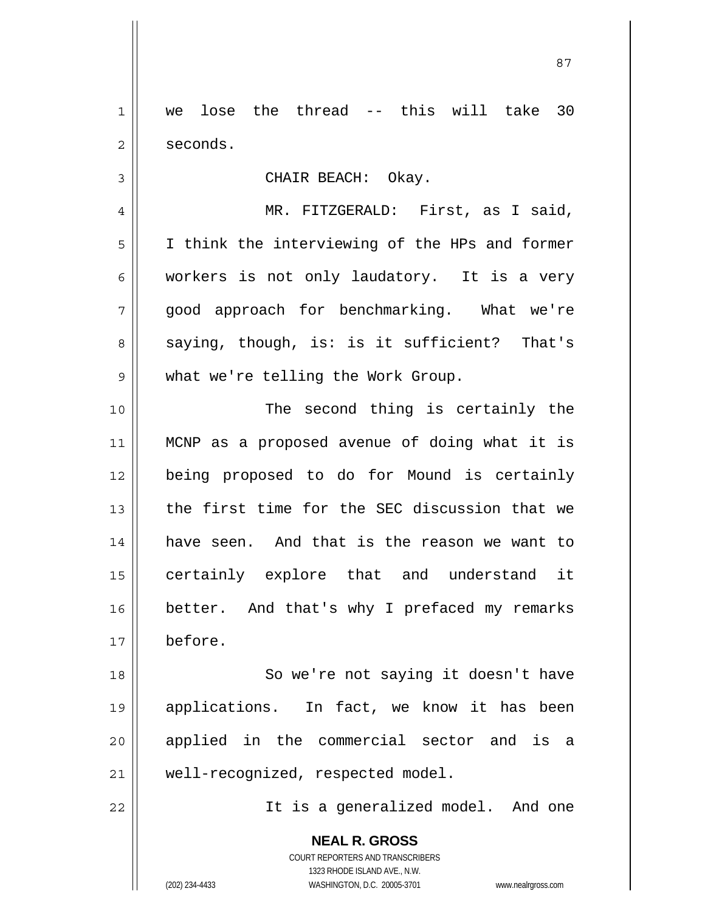we lose the thread -- this will take 30 seconds.

CHAIR BEACH: Okay.

MR. FITZGERALD: First, as I said, I think the interviewing of the HPs and former workers is not only laudatory. It is a very good approach for benchmarking. What we're saying, though, is: is it sufficient? That's what we're telling the Work Group.

The second thing is certainly the MCNP as a proposed avenue of doing what it is being proposed to do for Mound is certainly the first time for the SEC discussion that we have seen. And that is the reason we want to certainly explore that and understand it better. And that's why I prefaced my remarks before.

So we're not saying it doesn't have applications. In fact, we know it has been applied in the commercial sector and is a well-recognized, respected model.

It is a generalized model. And one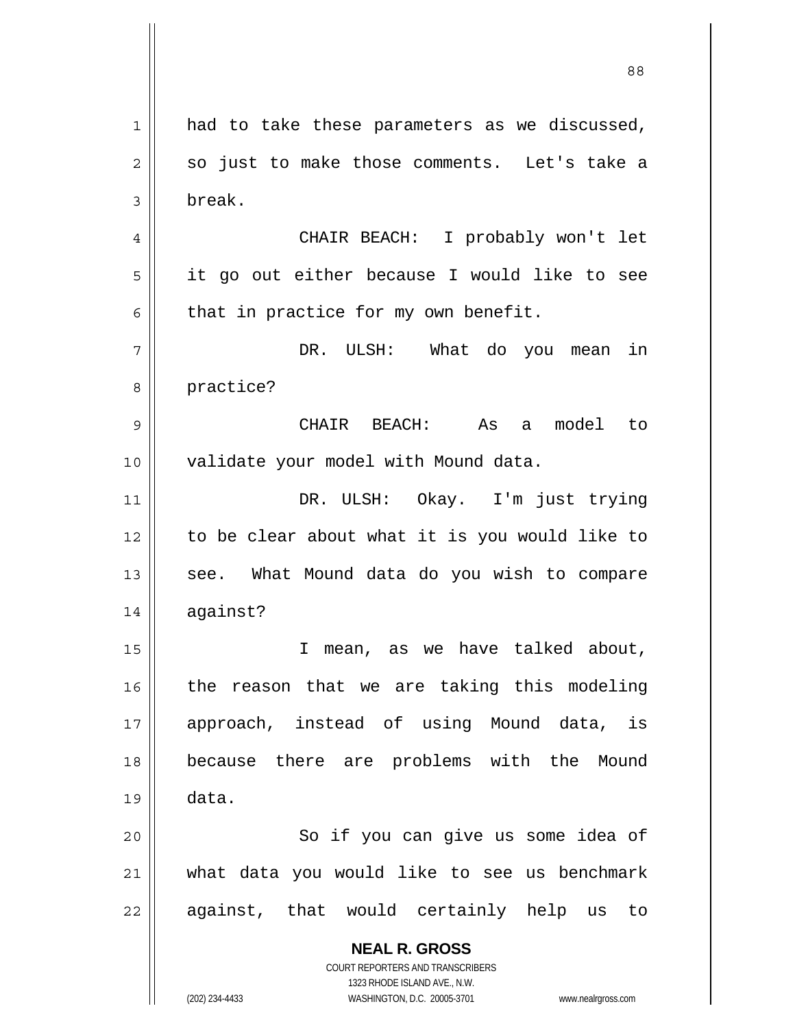had to take these parameters as we discussed, so just to make those comments. Let's take a break.

CHAIR BEACH: I probably won't let it go out either because I would like to see that in practice for my own benefit.

DR. ULSH: What do you mean in practice?

CHAIR BEACH: As a model to validate your model with Mound data.

DR. ULSH: Okay. I'm just trying to be clear about what it is you would like to see. What Mound data do you wish to compare against?

I mean, as we have talked about, the reason that we are taking this modeling approach, instead of using Mound data, is because there are problems with the Mound data.

So if you can give us some idea of what data you would like to see us benchmark against, that would certainly help us to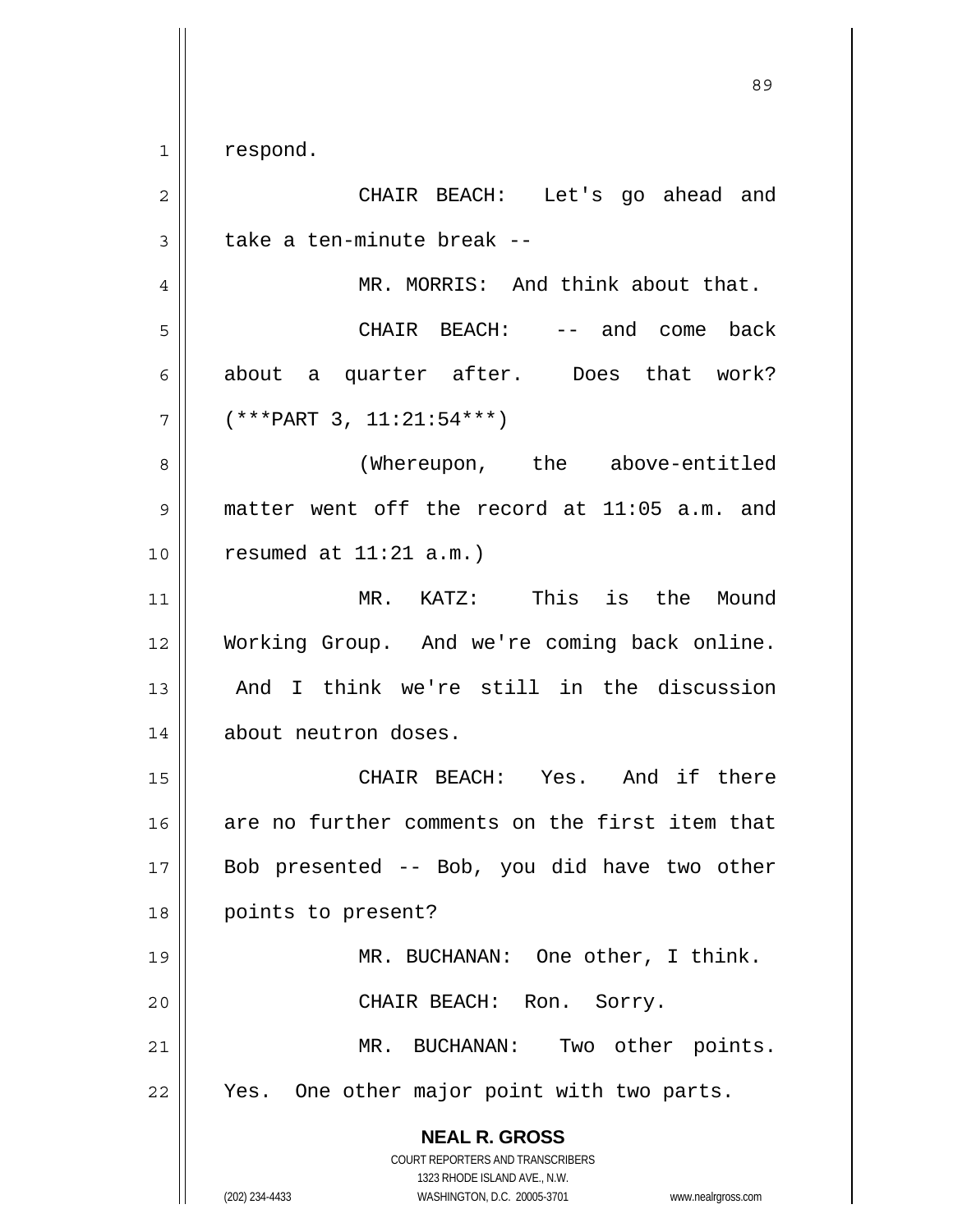respond.

CHAIR BEACH: Let's go ahead and take a ten-minute break --

MR. MORRIS: And think about that.

CHAIR BEACH: -- and come back about a quarter after. Does that work? (***PART 3, 11:21:54***)

(Whereupon, the above-entitled matter went off the record at 11:05 a.m. and resumed at 11:21 a.m.)

MR. KATZ: This is the Mound Working Group. And we're coming back online. And I think we're still in the discussion about neutron doses.

CHAIR BEACH: Yes. And if there are no further comments on the first item that Bob presented -- Bob, you did have two other points to present?

MR. BUCHANAN: One other, I think.

CHAIR BEACH: Ron. Sorry.

MR. BUCHANAN: Two other points. Yes. One other major point with two parts.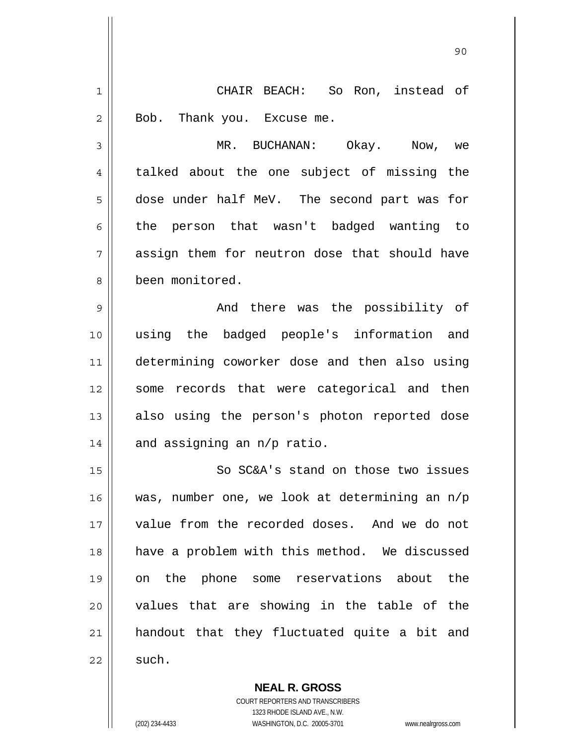CHAIR BEACH: So Ron, instead of Bob. Thank you. Excuse me.

MR. BUCHANAN: Okay. Now, we talked about the one subject of missing the dose under half MeV. The second part was for the person that wasn't badged wanting to assign them for neutron dose that should have been monitored.

And there was the possibility of using the badged people's information and determining coworker dose and then also using some records that were categorical and then also using the person's photon reported dose and assigning an n/p ratio.

So SC&A's stand on those two issues was, number one, we look at determining an n/p value from the recorded doses. And we do not have a problem with this method. We discussed on the phone some reservations about the values that are showing in the table of the handout that they fluctuated quite a bit and such.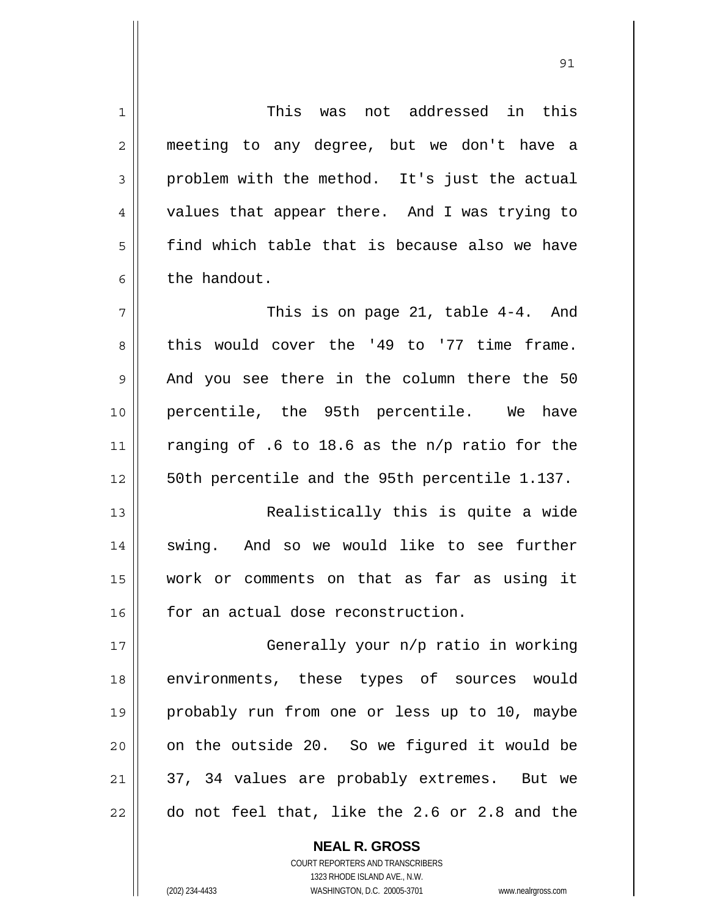This was not addressed in this meeting to any degree, but we don't have a problem with the method. It's just the actual values that appear there. And I was trying to find which table that is because also we have the handout.

This is on page 21, table 4-4. And this would cover the '49 to '77 time frame. And you see there in the column there the 50 percentile, the 95th percentile. We have ranging of .6 to 18.6 as the n/p ratio for the 50th percentile and the 95th percentile 1.137.

Realistically this is quite a wide swing. And so we would like to see further work or comments on that as far as using it for an actual dose reconstruction.

Generally your n/p ratio in working environments, these types of sources would probably run from one or less up to 10, maybe on the outside 20. So we figured it would be 37, 34 values are probably extremes. But we do not feel that, like the 2.6 or 2.8 and the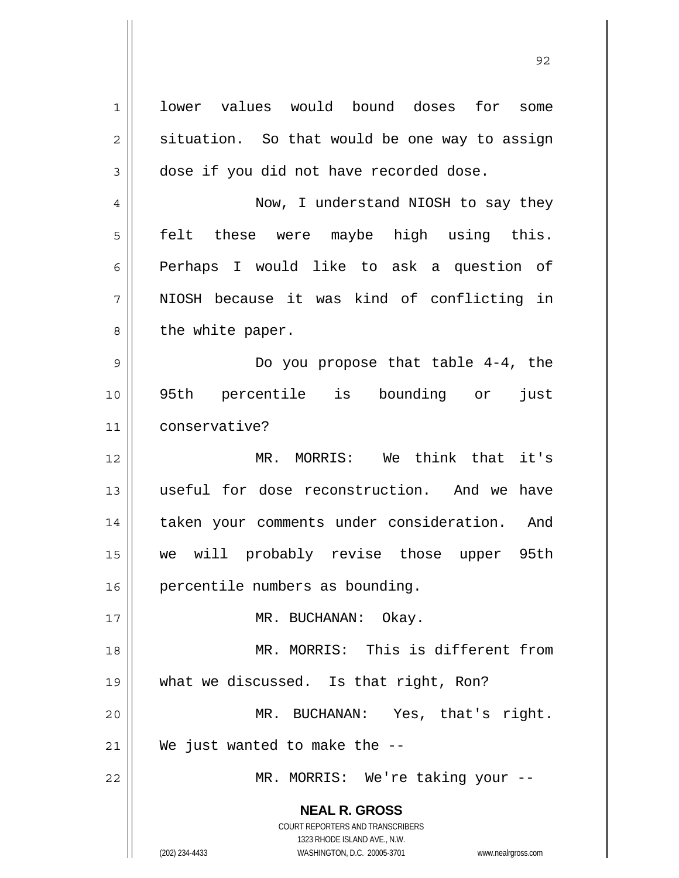lower values would bound doses for some situation. So that would be one way to assign dose if you did not have recorded dose.

Now, I understand NIOSH to say they felt these were maybe high using this. Perhaps I would like to ask a question of NIOSH because it was kind of conflicting in the white paper.

Do you propose that table 4-4, the 95th percentile is bounding or just conservative?

MR. MORRIS: We think that it's useful for dose reconstruction. And we have taken your comments under consideration. And we will probably revise those upper 95th percentile numbers as bounding.

MR. BUCHANAN: Okay.

MR. MORRIS: This is different from what we discussed. Is that right, Ron?

MR. BUCHANAN: Yes, that's right. We just wanted to make the --

MR. MORRIS: We're taking your --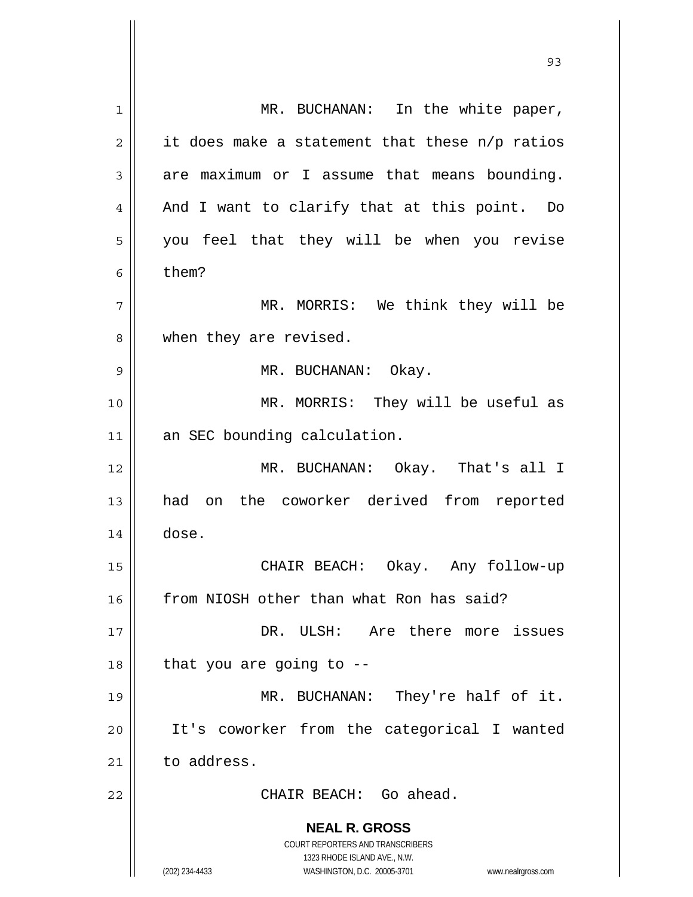MR. BUCHANAN: In the white paper, it does make a statement that these n/p ratios are maximum or I assume that means bounding. And I want to clarify that at this point. Do you feel that they will be when you revise them?

MR. MORRIS: We think they will be when they are revised.

MR. BUCHANAN: Okay.

MR. MORRIS: They will be useful as an SEC bounding calculation.

MR. BUCHANAN: Okay. That's all I had on the coworker derived from reported dose.

CHAIR BEACH: Okay. Any follow-up from NIOSH other than what Ron has said?

DR. ULSH: Are there more issues that you are going to --

MR. BUCHANAN: They're half of it. It's coworker from the categorical I wanted to address.

CHAIR BEACH: Go ahead.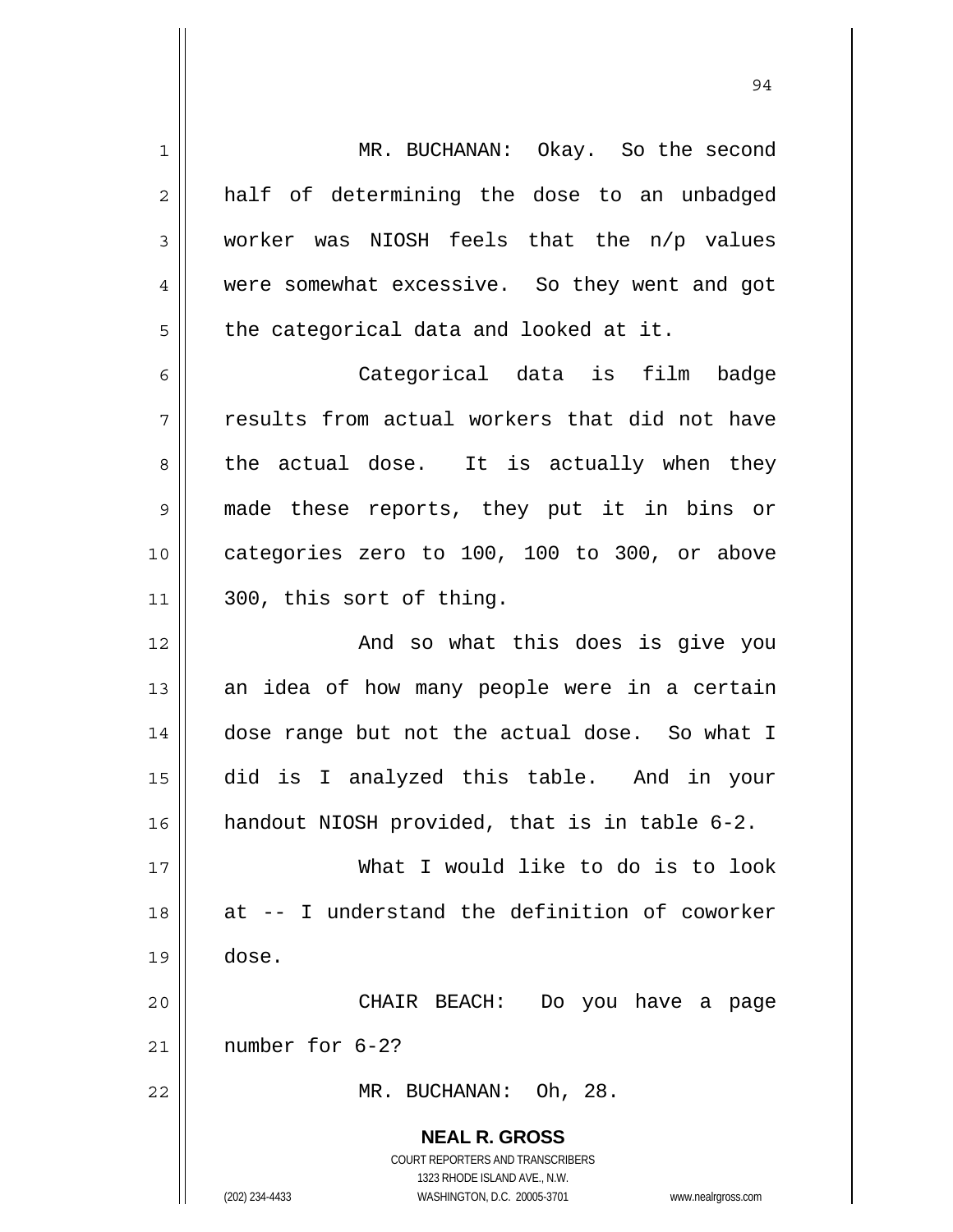MR. BUCHANAN: Okay. So the second half of determining the dose to an unbadged worker was NIOSH feels that the n/p values were somewhat excessive. So they went and got the categorical data and looked at it.

Categorical data is film badge results from actual workers that did not have the actual dose. It is actually when they made these reports, they put it in bins or categories zero to 100, 100 to 300, or above 300, this sort of thing.

And so what this does is give you an idea of how many people were in a certain dose range but not the actual dose. So what I did is I analyzed this table. And in your handout NIOSH provided, that is in table 6-2.

What I would like to do is to look at -- I understand the definition of coworker dose.

CHAIR BEACH: Do you have a page number for 6-2?

MR. BUCHANAN: Oh, 28.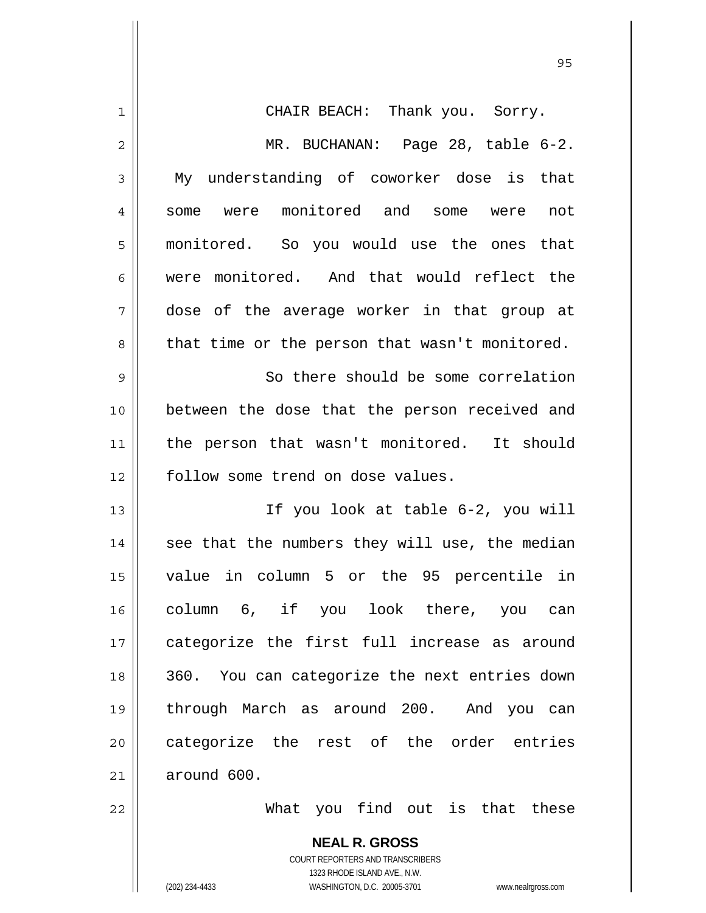CHAIR BEACH: Thank you. Sorry.

MR. BUCHANAN: Page 28, table 6-2. My understanding of coworker dose is that some were monitored and some were not monitored. So you would use the ones that were monitored. And that would reflect the dose of the average worker in that group at that time or the person that wasn't monitored.

So there should be some correlation between the dose that the person received and the person that wasn't monitored. It should follow some trend on dose values.

If you look at table 6-2, you will see that the numbers they will use, the median value in column 5 or the 95 percentile in column 6, if you look there, you can categorize the first full increase as around 360. You can categorize the next entries down through March as around 200. And you can categorize the rest of the order entries around 600.

What you find out is that these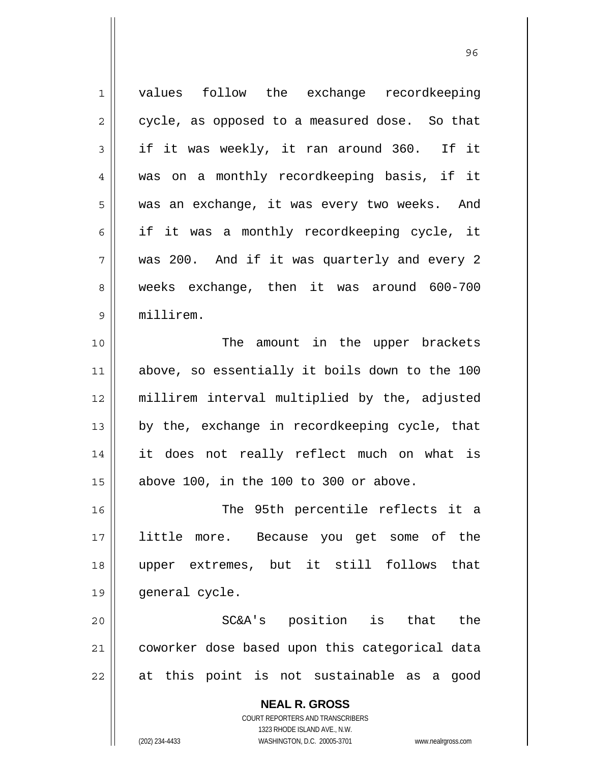values follow the exchange recordkeeping cycle, as opposed to a measured dose. So that if it was weekly, it ran around 360. If it was on a monthly recordkeeping basis, if it was an exchange, it was every two weeks. And if it was a monthly recordkeeping cycle, it was 200. And if it was quarterly and every 2 weeks exchange, then it was around 600-700 millirem.

The amount in the upper brackets above, so essentially it boils down to the 100 millirem interval multiplied by the, adjusted by the, exchange in recordkeeping cycle, that it does not really reflect much on what is above 100, in the 100 to 300 or above.

The 95th percentile reflects it a little more. Because you get some of the upper extremes, but it still follows that general cycle.

SC&A's position is that the coworker dose based upon this categorical data at this point is not sustainable as a good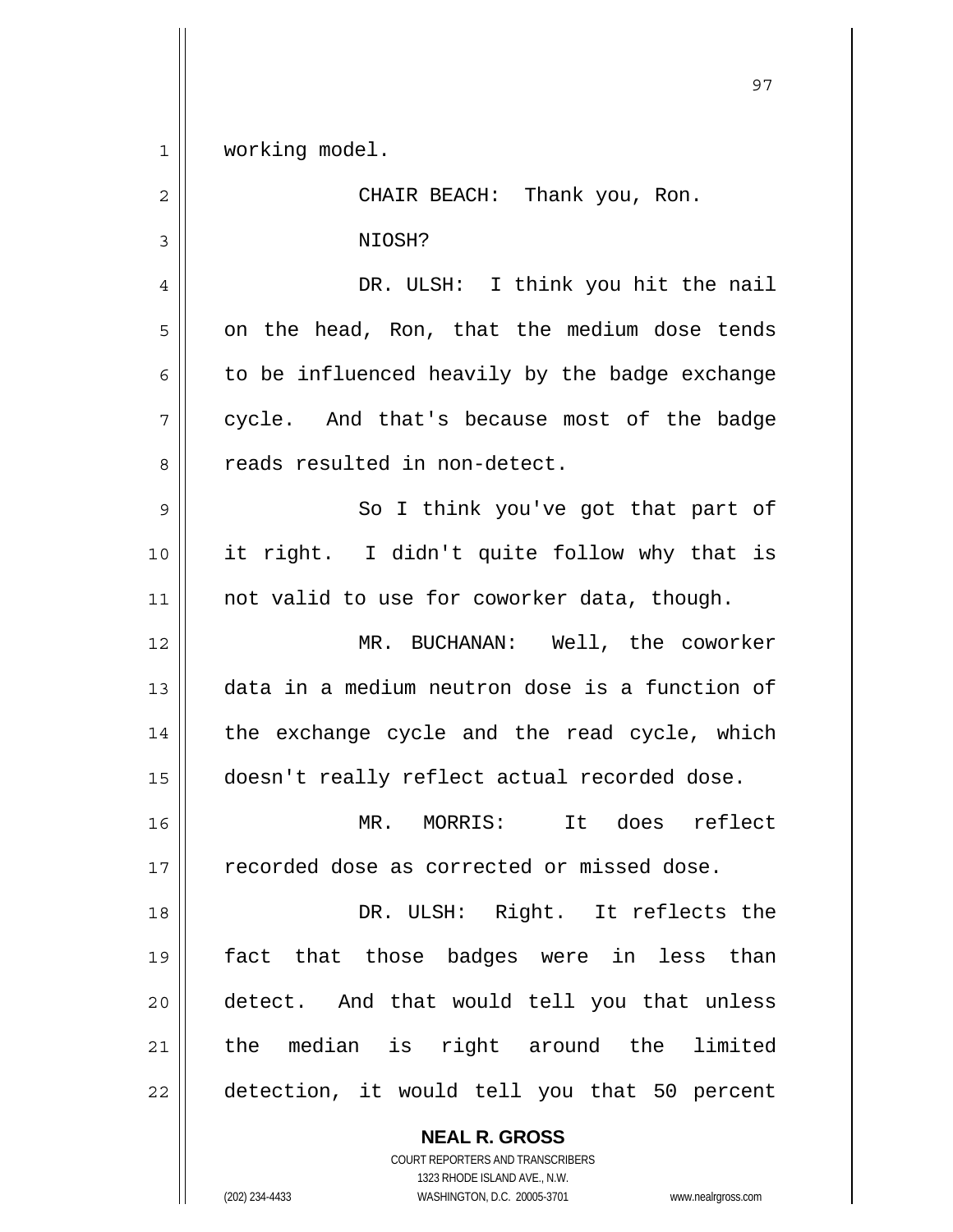working model.

CHAIR BEACH: Thank you, Ron.

NIOSH?

DR. ULSH: I think you hit the nail on the head, Ron, that the medium dose tends to be influenced heavily by the badge exchange cycle. And that's because most of the badge reads resulted in non-detect.

So I think you've got that part of it right. I didn't quite follow why that is not valid to use for coworker data, though.

MR. BUCHANAN: Well, the coworker data in a medium neutron dose is a function of the exchange cycle and the read cycle, which doesn't really reflect actual recorded dose.

MR. MORRIS: It does reflect recorded dose as corrected or missed dose.

DR. ULSH: Right. It reflects the fact that those badges were in less than detect. And that would tell you that unless the median is right around the limited detection, it would tell you that 50 percent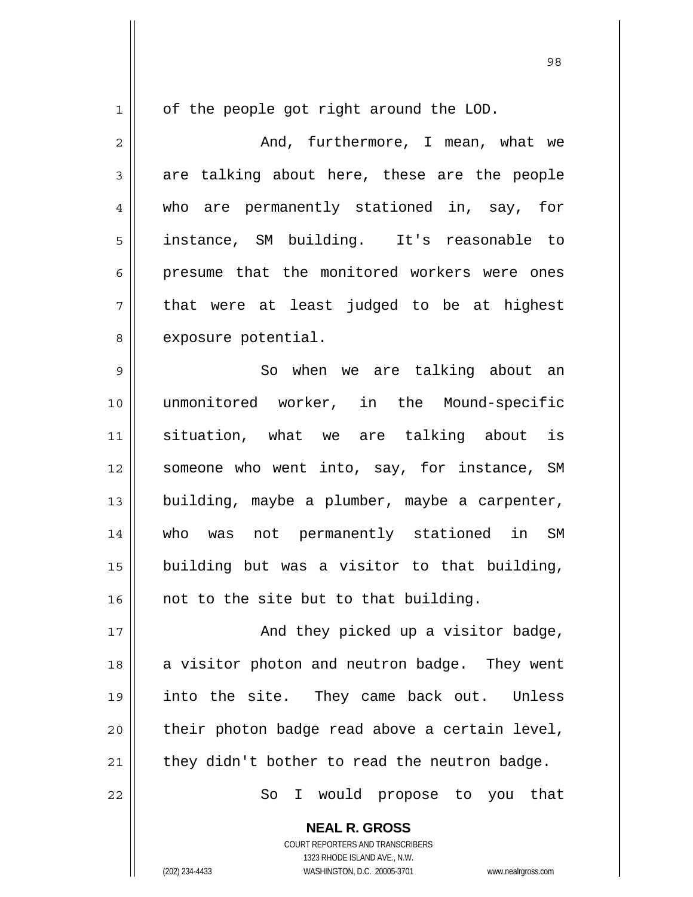of the people got right around the LOD.

And, furthermore, I mean, what we are talking about here, these are the people who are permanently stationed in, say, for instance, SM building. It's reasonable to presume that the monitored workers were ones that were at least judged to be at highest exposure potential.

So when we are talking about an unmonitored worker, in the Mound-specific situation, what we are talking about is someone who went into, say, for instance, SM building, maybe a plumber, maybe a carpenter, who was not permanently stationed in SM building but was a visitor to that building, not to the site but to that building.

And they picked up a visitor badge, a visitor photon and neutron badge. They went into the site. They came back out. Unless their photon badge read above a certain level, they didn't bother to read the neutron badge.

So I would propose to you that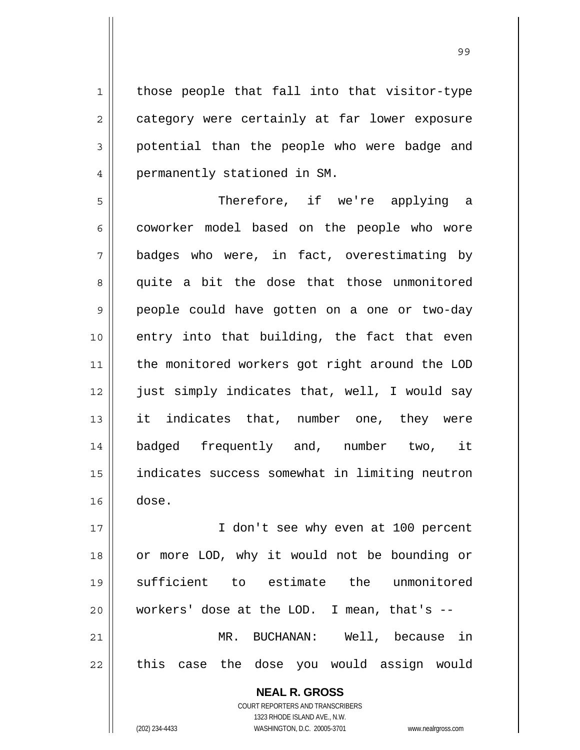those people that fall into that visitor-type category were certainly at far lower exposure potential than the people who were badge and permanently stationed in SM.

Therefore, if we're applying a coworker model based on the people who wore badges who were, in fact, overestimating by quite a bit the dose that those unmonitored people could have gotten on a one or two-day entry into that building, the fact that even the monitored workers got right around the LOD just simply indicates that, well, I would say it indicates that, number one, they were badged frequently and, number two, it indicates success somewhat in limiting neutron dose.

I don't see why even at 100 percent or more LOD, why it would not be bounding or sufficient to estimate the unmonitored workers' dose at the LOD. I mean, that's --

MR. BUCHANAN: Well, because in this case the dose you would assign would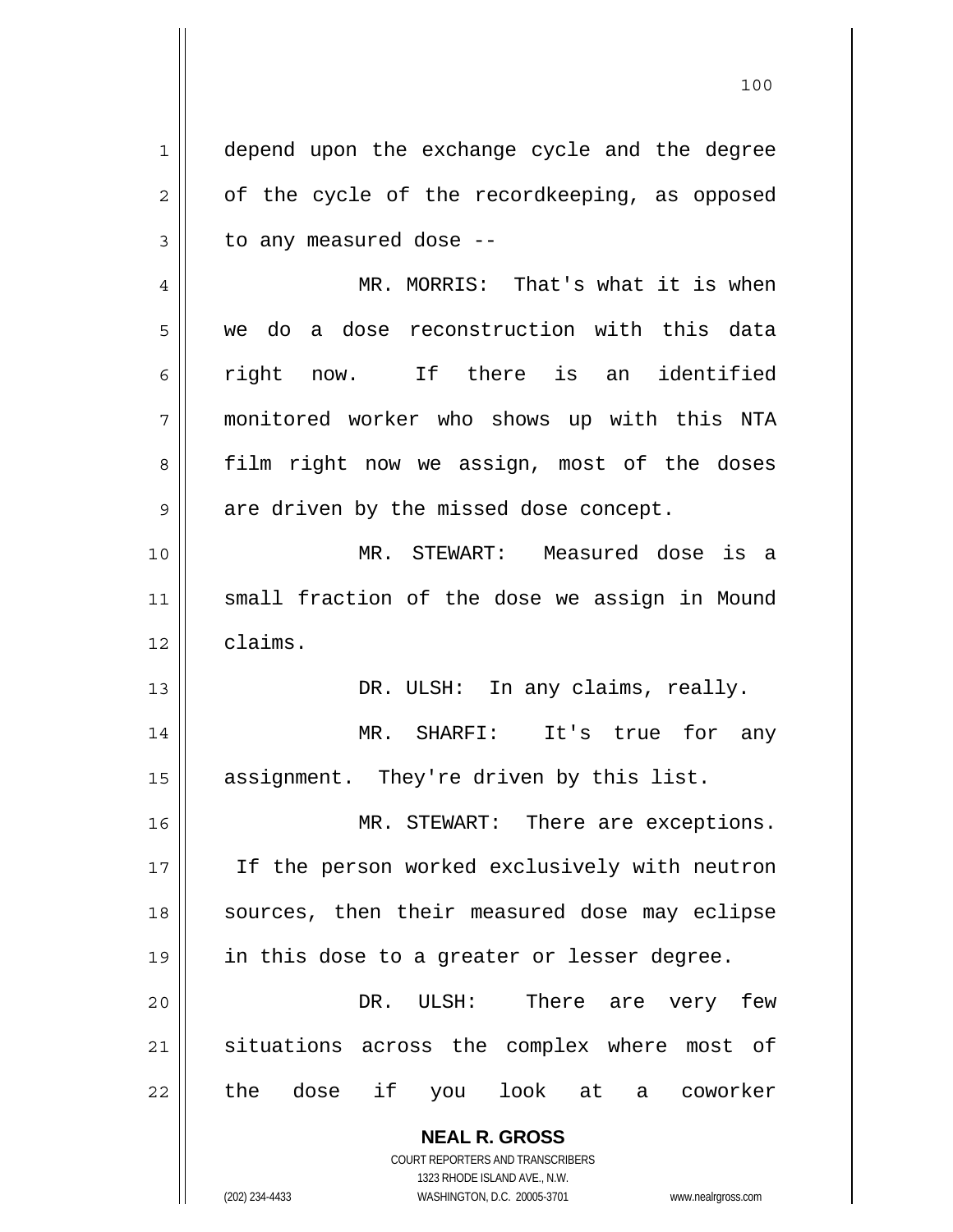depend upon the exchange cycle and the degree of the cycle of the recordkeeping, as opposed to any measured dose --

MR. MORRIS: That's what it is when we do a dose reconstruction with this data right now. If there is an identified monitored worker who shows up with this NTA film right now we assign, most of the doses are driven by the missed dose concept.

MR. STEWART: Measured dose is a small fraction of the dose we assign in Mound claims.

DR. ULSH: In any claims, really.

MR. SHARFI: It's true for any assignment. They're driven by this list.

MR. STEWART: There are exceptions. If the person worked exclusively with neutron sources, then their measured dose may eclipse in this dose to a greater or lesser degree.

DR. ULSH: There are very few situations across the complex where most of the dose if you look at a coworker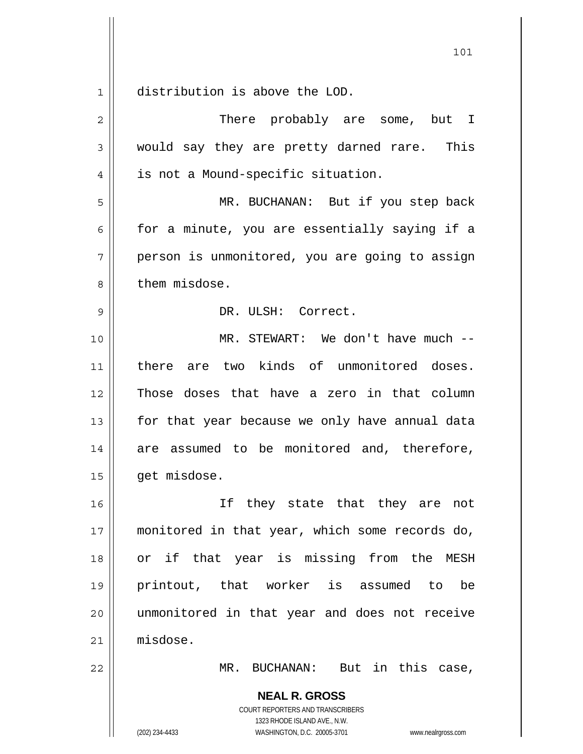distribution is above the LOD.

There probably are some, but I would say they are pretty darned rare. This is not a Mound-specific situation.

MR. BUCHANAN: But if you step back for a minute, you are essentially saying if a person is unmonitored, you are going to assign them misdose.

DR. ULSH: Correct.

MR. STEWART: We don't have much -- there are two kinds of unmonitored doses. Those doses that have a zero in that column for that year because we only have annual data are assumed to be monitored and, therefore, get misdose.

If they state that they are not monitored in that year, which some records do, or if that year is missing from the MESH printout, that worker is assumed to be unmonitored in that year and does not receive misdose.

MR. BUCHANAN: But in this case,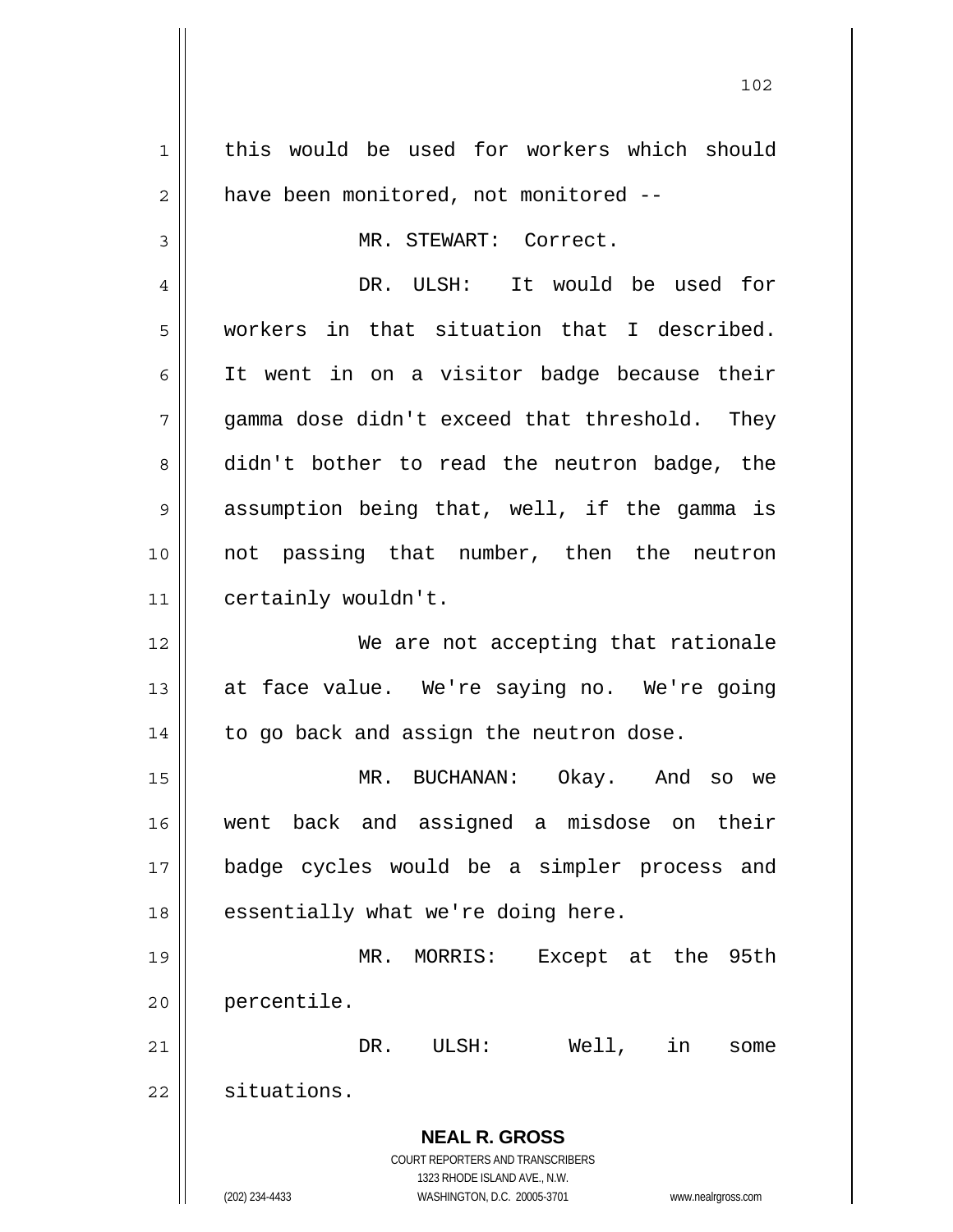this would be used for workers which should have been monitored, not monitored --

MR. STEWART: Correct.

DR. ULSH: It would be used for workers in that situation that I described. It went in on a visitor badge because their gamma dose didn't exceed that threshold. They didn't bother to read the neutron badge, the assumption being that, well, if the gamma is not passing that number, then the neutron certainly wouldn't.

We are not accepting that rationale at face value. We're saying no. We're going to go back and assign the neutron dose.

MR. BUCHANAN: Okay. And so we went back and assigned a misdose on their badge cycles would be a simpler process and essentially what we're doing here.

MR. MORRIS: Except at the 95th percentile.

DR. ULSH: Well, in some situations.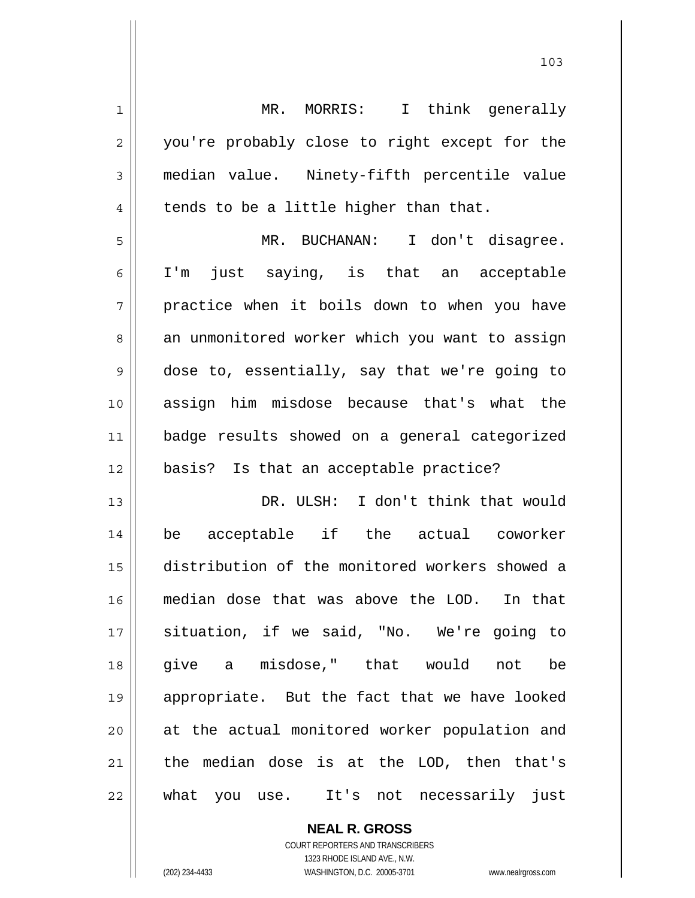MR. MORRIS: I think generally you're probably close to right except for the median value. Ninety-fifth percentile value tends to be a little higher than that.

MR. BUCHANAN: I don't disagree. I'm just saying, is that an acceptable practice when it boils down to when you have an unmonitored worker which you want to assign dose to, essentially, say that we're going to assign him misdose because that's what the badge results showed on a general categorized basis? Is that an acceptable practice?

DR. ULSH: I don't think that would be acceptable if the actual coworker distribution of the monitored workers showed a median dose that was above the LOD. In that situation, if we said, "No. We're going to give a misdose," that would not be appropriate. But the fact that we have looked at the actual monitored worker population and the median dose is at the LOD, then that's what you use. It's not necessarily just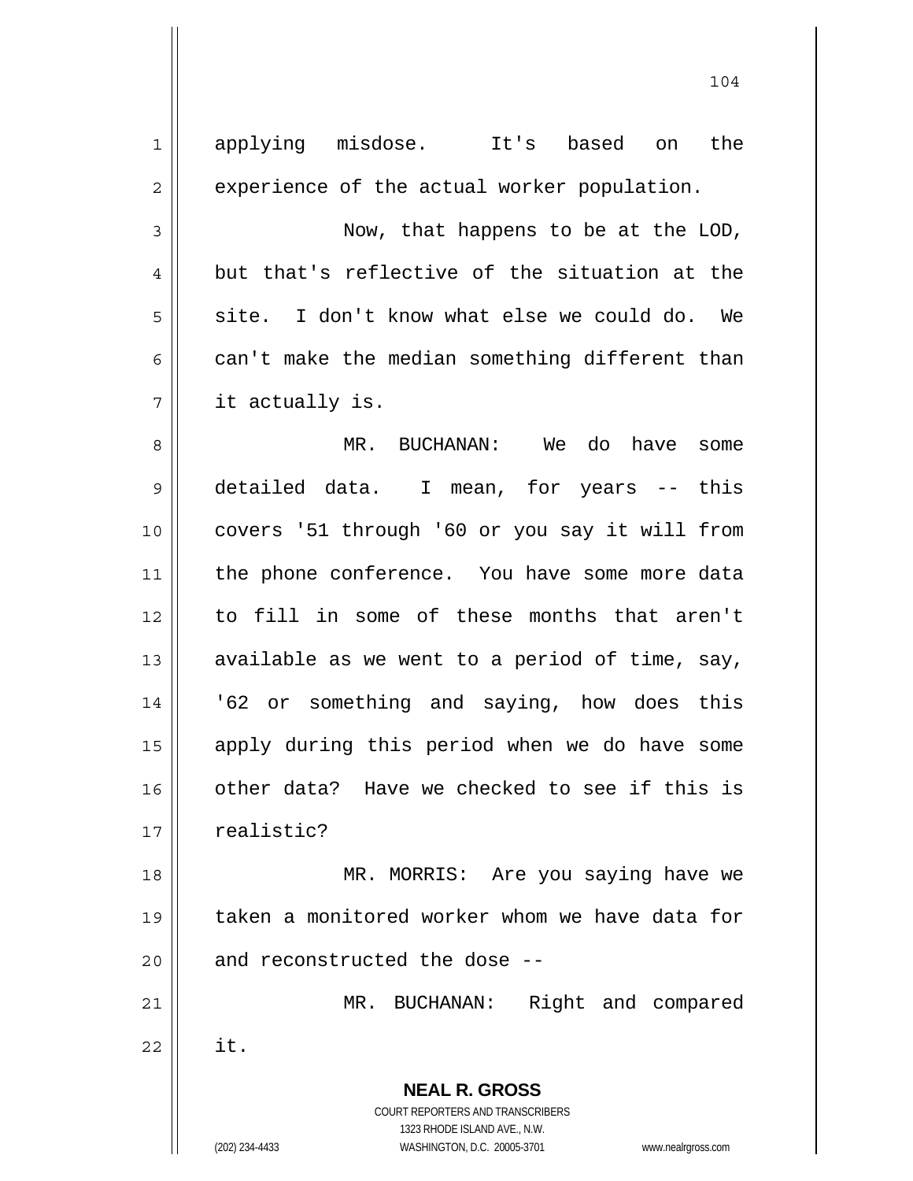applying misdose. It's based on the experience of the actual worker population.

Now, that happens to be at the LOD, but that's reflective of the situation at the site. I don't know what else we could do. We can't make the median something different than it actually is.

MR. BUCHANAN: We do have some detailed data. I mean, for years -- this covers '51 through '60 or you say it will from the phone conference. You have some more data to fill in some of these months that aren't available as we went to a period of time, say, '62 or something and saying, how does this apply during this period when we do have some other data? Have we checked to see if this is realistic?

MR. MORRIS: Are you saying have we taken a monitored worker whom we have data for and reconstructed the dose --

MR. BUCHANAN: Right and compared it.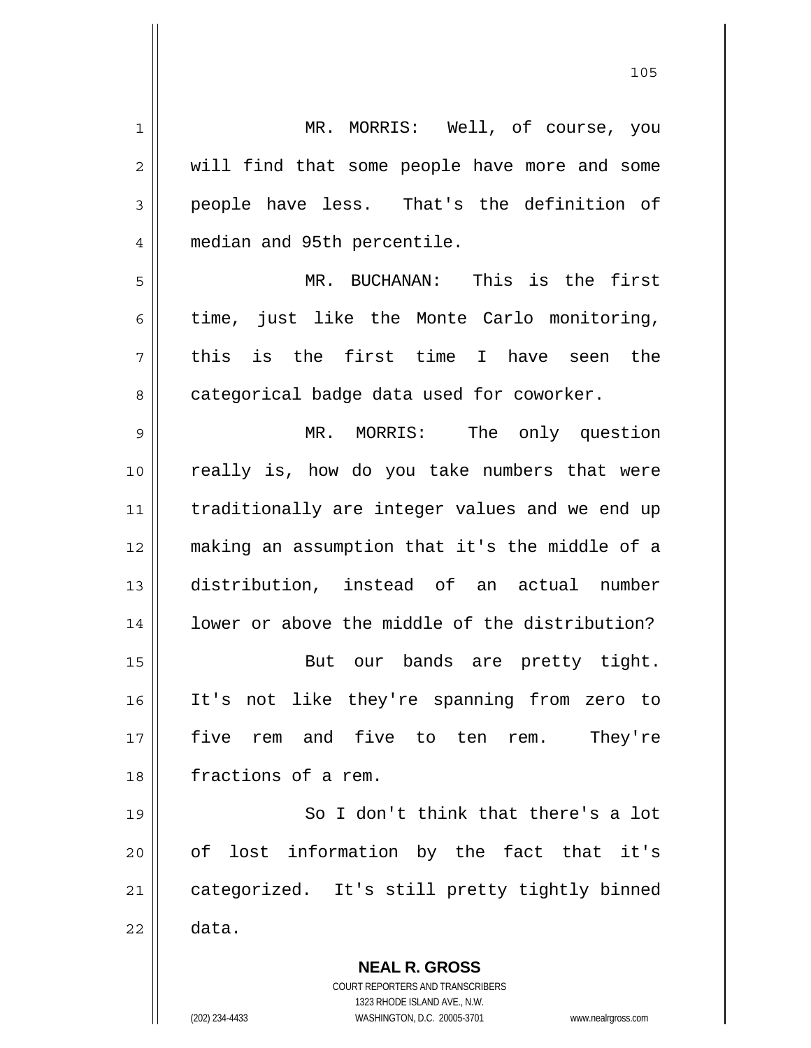MR. MORRIS: Well, of course, you will find that some people have more and some people have less. That's the definition of median and 95th percentile.

MR. BUCHANAN: This is the first time, just like the Monte Carlo monitoring, this is the first time I have seen the categorical badge data used for coworker.

MR. MORRIS: The only question really is, how do you take numbers that were traditionally are integer values and we end up making an assumption that it's the middle of a distribution, instead of an actual number lower or above the middle of the distribution?

But our bands are pretty tight. It's not like they're spanning from zero to five rem and five to ten rem. They're fractions of a rem.

So I don't think that there's a lot of lost information by the fact that it's categorized. It's still pretty tightly binned data.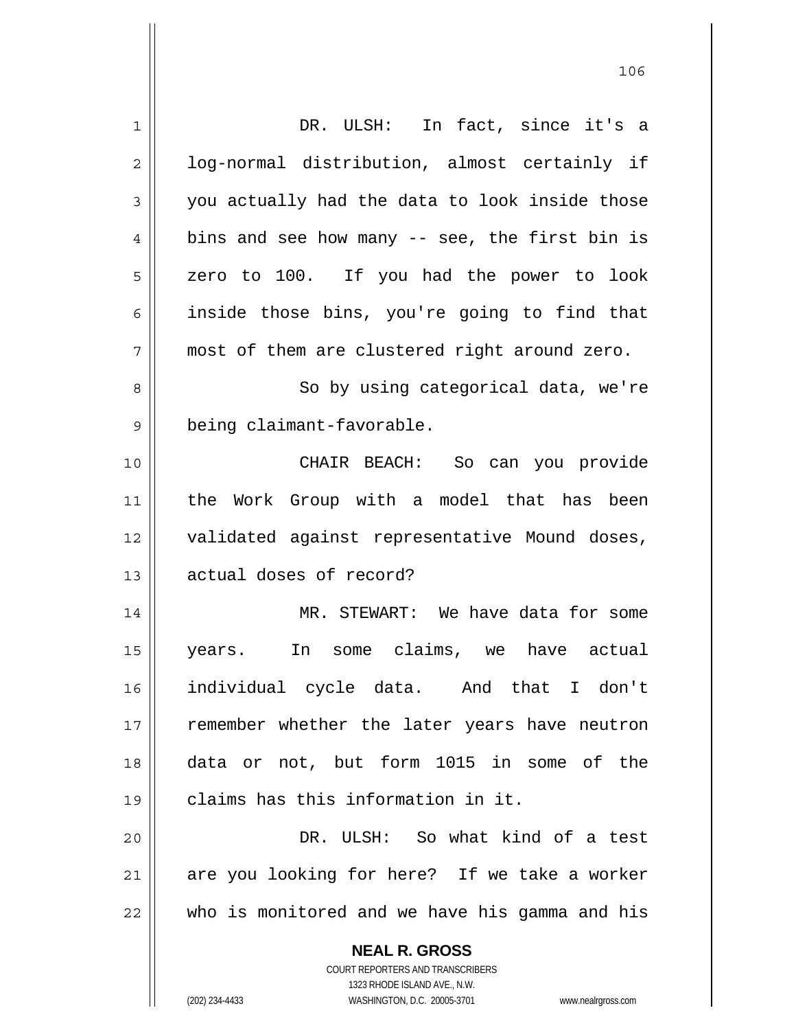DR. ULSH: In fact, since it's a log-normal distribution, almost certainly if you actually had the data to look inside those bins and see how many -- see, the first bin is zero to 100. If you had the power to look inside those bins, you're going to find that most of them are clustered right around zero.

So by using categorical data, we're being claimant-favorable.

CHAIR BEACH: So can you provide the Work Group with a model that has been validated against representative Mound doses, actual doses of record?

MR. STEWART: We have data for some years. In some claims, we have actual individual cycle data. And that I don't remember whether the later years have neutron data or not, but form 1015 in some of the claims has this information in it.

DR. ULSH: So what kind of a test are you looking for here? If we take a worker who is monitored and we have his gamma and his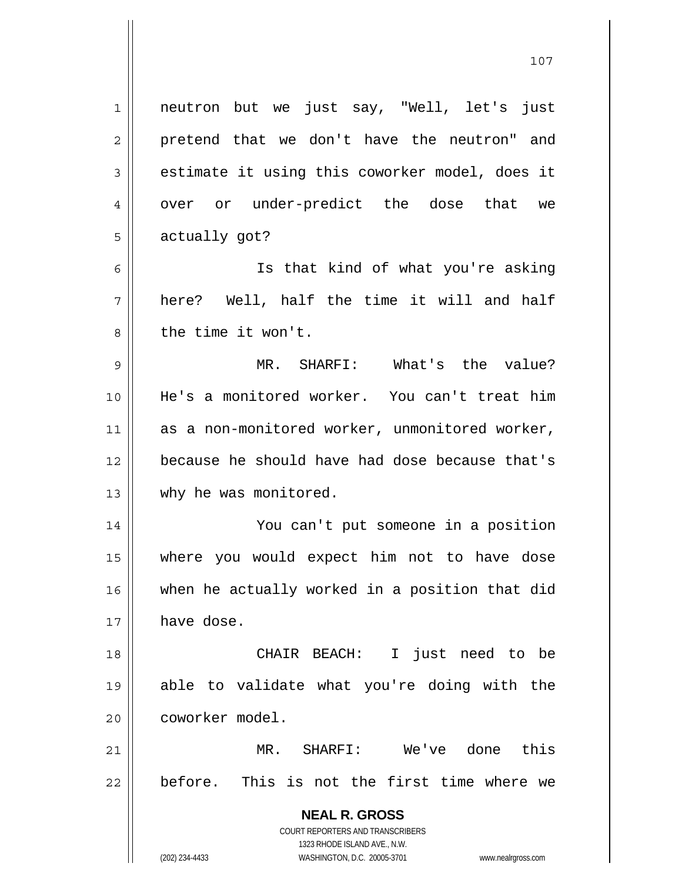neutron but we just say, "Well, let's just pretend that we don't have the neutron" and estimate it using this coworker model, does it over or under-predict the dose that we actually got?

Is that kind of what you're asking here? Well, half the time it will and half the time it won't.

MR. SHARFI: What's the value? He's a monitored worker. You can't treat him as a non-monitored worker, unmonitored worker, because he should have had dose because that's why he was monitored.

You can't put someone in a position where you would expect him not to have dose when he actually worked in a position that did have dose.

CHAIR BEACH: I just need to be able to validate what you're doing with the coworker model.

MR. SHARFI: We've done this before. This is not the first time where we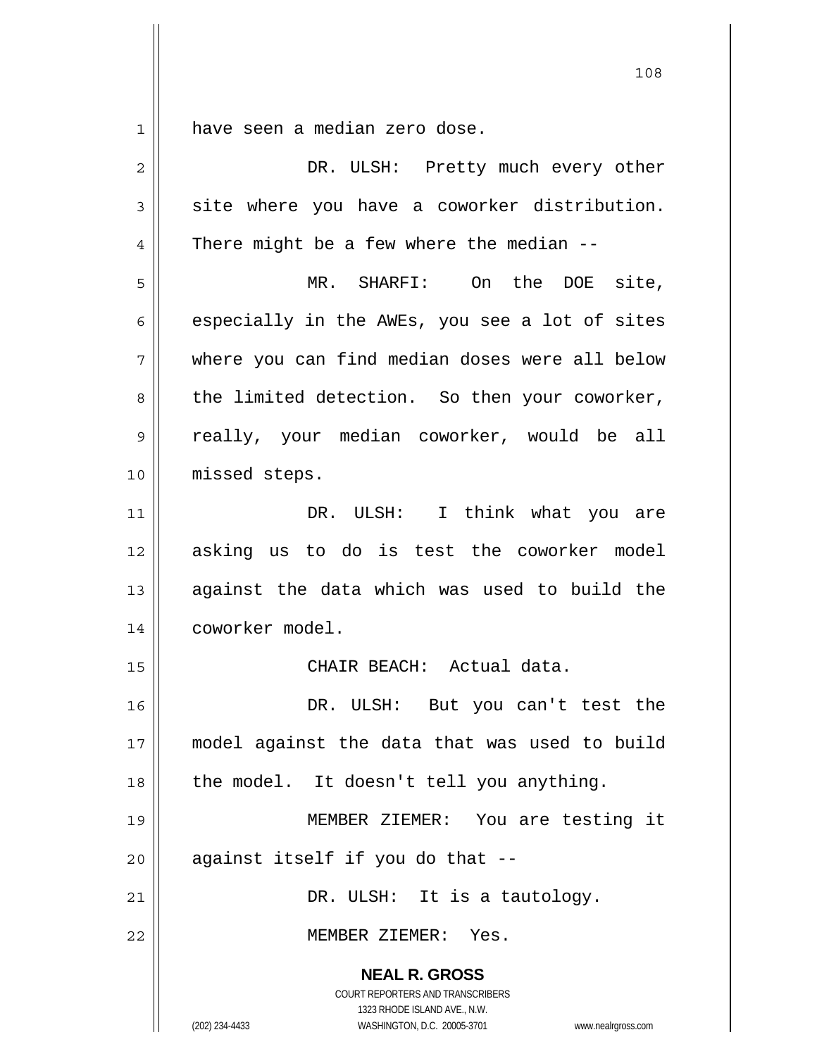have seen a median zero dose.

DR. ULSH: Pretty much every other site where you have a coworker distribution. There might be a few where the median --

MR. SHARFI: On the DOE site, especially in the AWEs, you see a lot of sites where you can find median doses were all below the limited detection. So then your coworker, really, your median coworker, would be all missed steps.

DR. ULSH: I think what you are asking us to do is test the coworker model against the data which was used to build the coworker model.

CHAIR BEACH: Actual data.

DR. ULSH: But you can't test the model against the data that was used to build the model. It doesn't tell you anything.

MEMBER ZIEMER: You are testing it against itself if you do that --

DR. ULSH: It is a tautology.

MEMBER ZIEMER: Yes.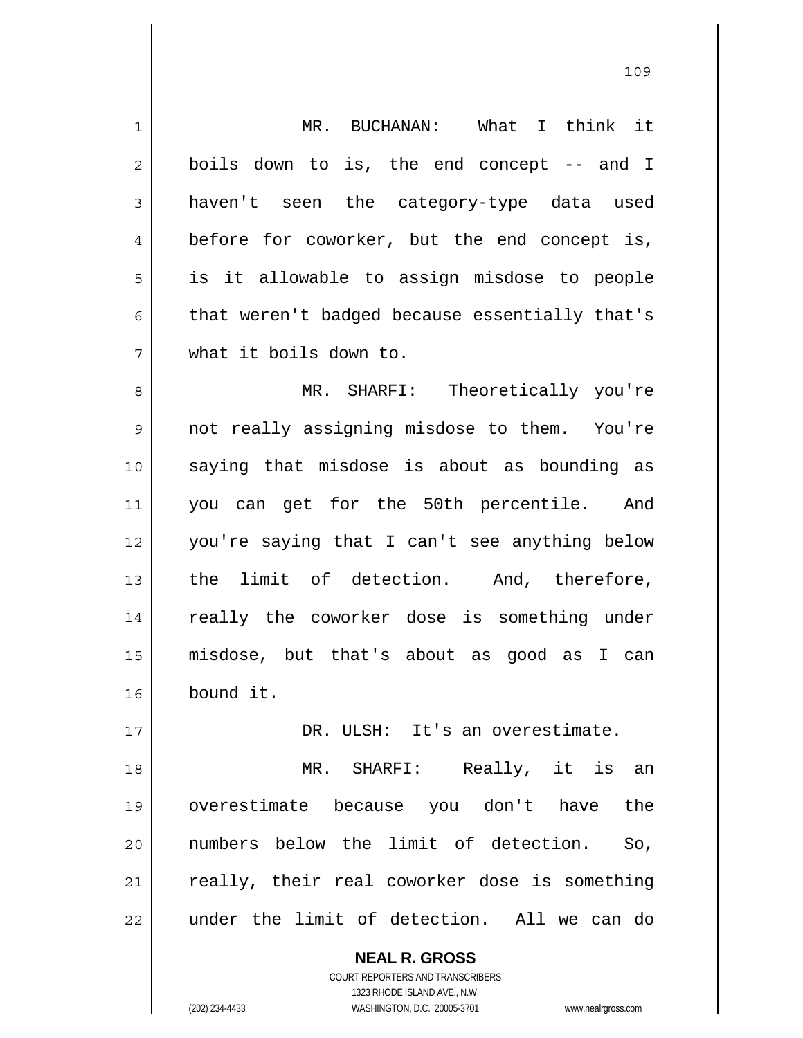MR. BUCHANAN: What I think it boils down to is, the end concept -- and I haven't seen the category-type data used before for coworker, but the end concept is, is it allowable to assign misdose to people that weren't badged because essentially that's what it boils down to.

MR. SHARFI: Theoretically you're not really assigning misdose to them. You're saying that misdose is about as bounding as you can get for the 50th percentile. And you're saying that I can't see anything below the limit of detection. And, therefore, really the coworker dose is something under misdose, but that's about as good as I can bound it.

DR. ULSH: It's an overestimate.

MR. SHARFI: Really, it is an overestimate because you don't have the numbers below the limit of detection. So, really, their real coworker dose is something under the limit of detection. All we can do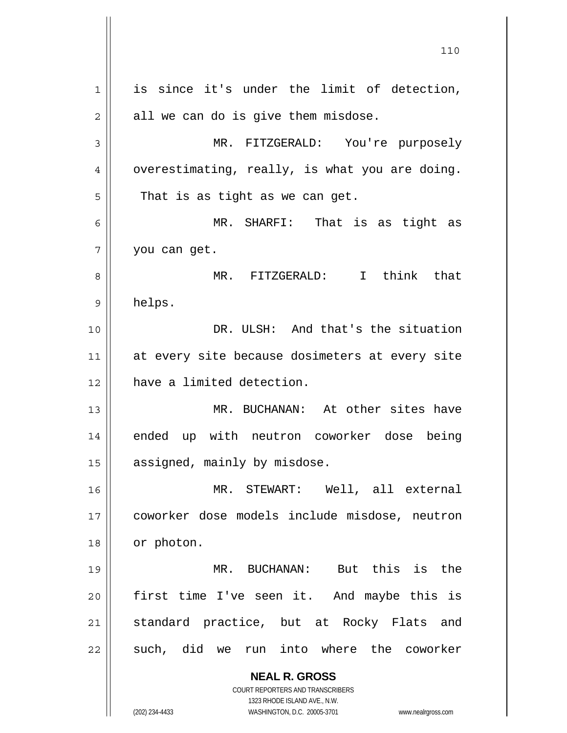is since it's under the limit of detection, all we can do is give them misdose.

MR. FITZGERALD: You're purposely overestimating, really, is what you are doing. That is as tight as we can get.

MR. SHARFI: That is as tight as you can get.

MR. FITZGERALD: I think that helps.

DR. ULSH: And that's the situation at every site because dosimeters at every site have a limited detection.

MR. BUCHANAN: At other sites have ended up with neutron coworker dose being assigned, mainly by misdose.

MR. STEWART: Well, all external coworker dose models include misdose, neutron or photon.

MR. BUCHANAN: But this is the first time I've seen it. And maybe this is standard practice, but at Rocky Flats and such, did we run into where the coworker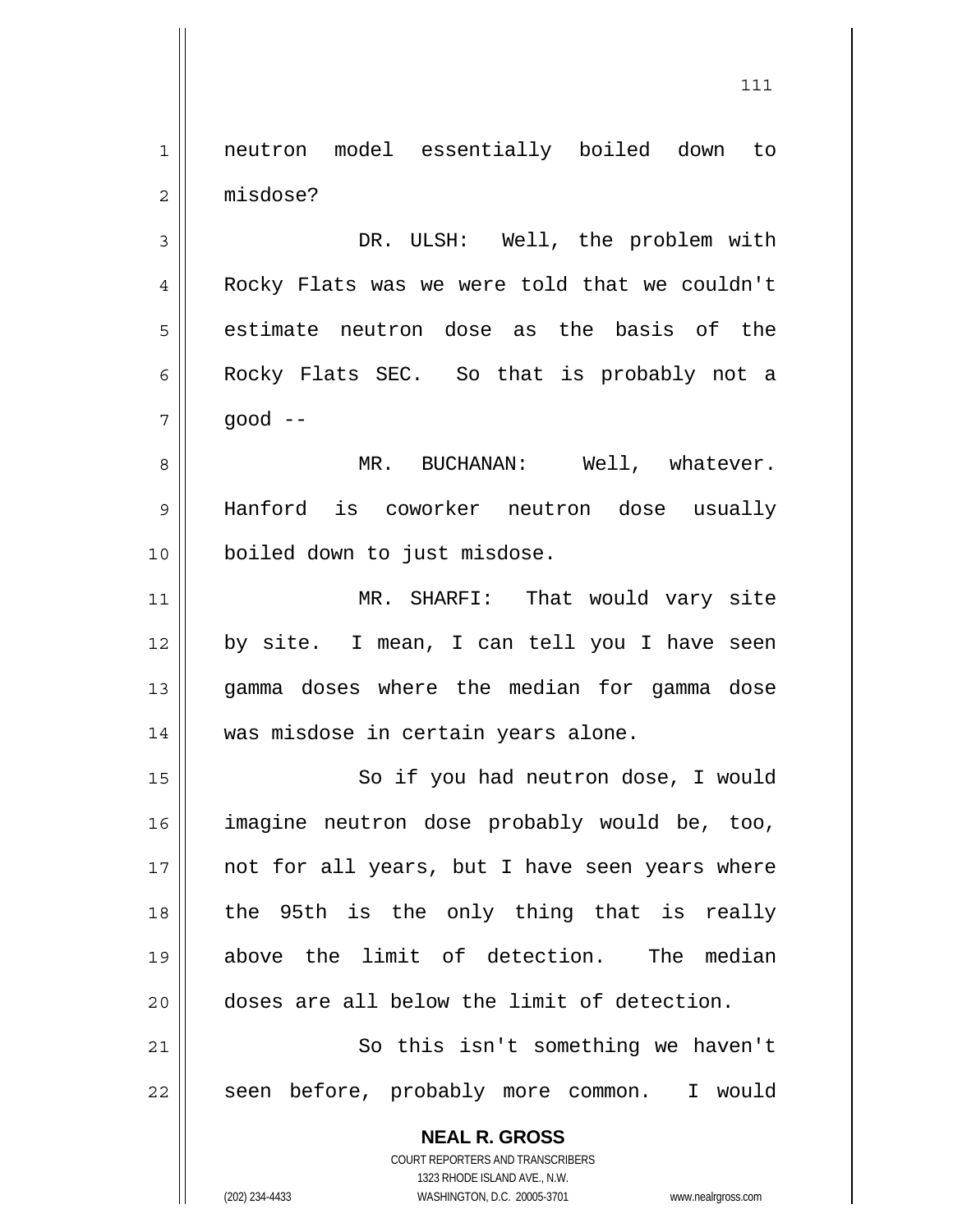neutron model essentially boiled down to misdose?

DR. ULSH: Well, the problem with Rocky Flats was we were told that we couldn't estimate neutron dose as the basis of the Rocky Flats SEC. So that is probably not a good --

MR. BUCHANAN: Well, whatever. Hanford is coworker neutron dose usually boiled down to just misdose.

MR. SHARFI: That would vary site by site. I mean, I can tell you I have seen gamma doses where the median for gamma dose was misdose in certain years alone.

So if you had neutron dose, I would imagine neutron dose probably would be, too, not for all years, but I have seen years where the 95th is the only thing that is really above the limit of detection. The median doses are all below the limit of detection.

So this isn't something we haven't seen before, probably more common. I would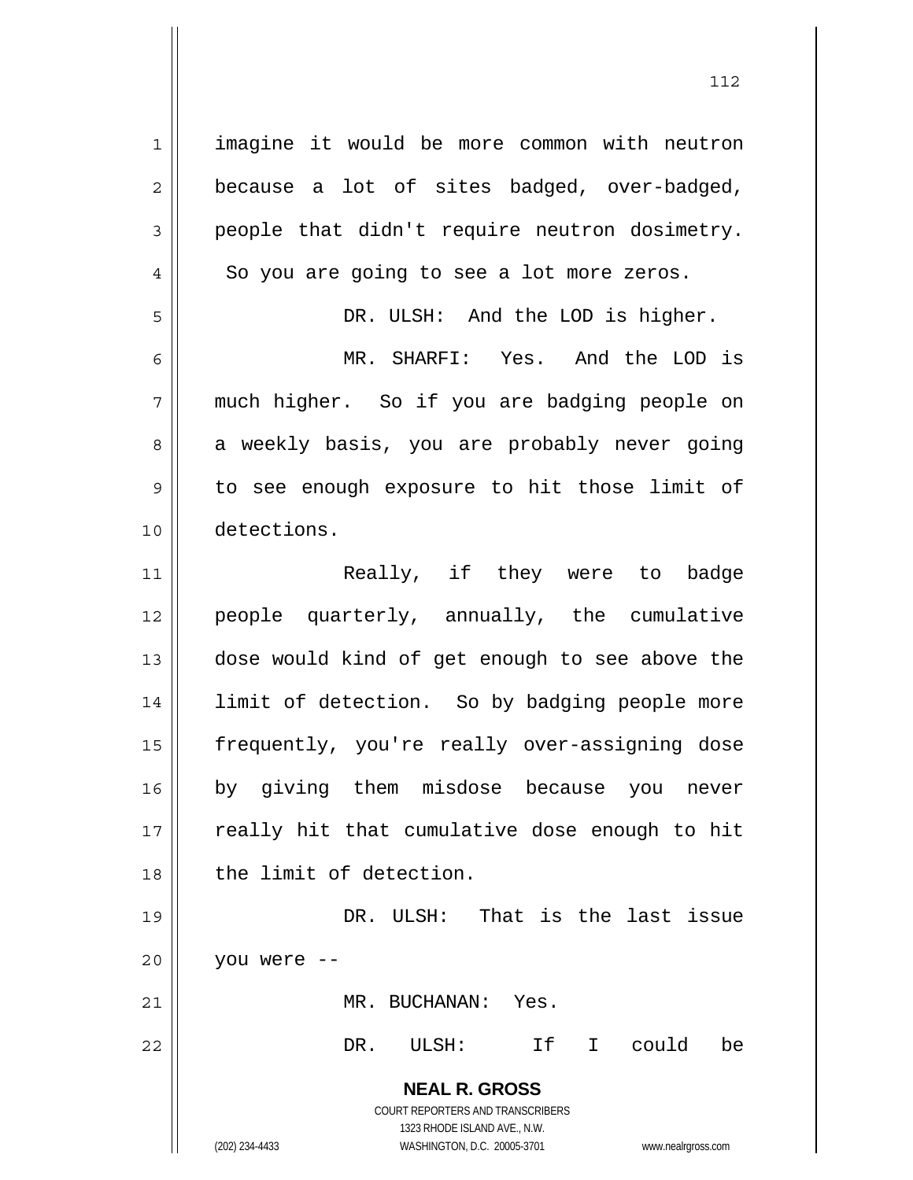imagine it would be more common with neutron because a lot of sites badged, over-badged, people that didn't require neutron dosimetry. So you are going to see a lot more zeros.

DR. ULSH: And the LOD is higher.

MR. SHARFI: Yes. And the LOD is much higher. So if you are badging people on a weekly basis, you are probably never going to see enough exposure to hit those limit of detections.

Really, if they were to badge people quarterly, annually, the cumulative dose would kind of get enough to see above the limit of detection. So by badging people more frequently, you're really over-assigning dose by giving them misdose because you never really hit that cumulative dose enough to hit the limit of detection.

DR. ULSH: That is the last issue you were --

MR. BUCHANAN: Yes.

DR. ULSH: If I could be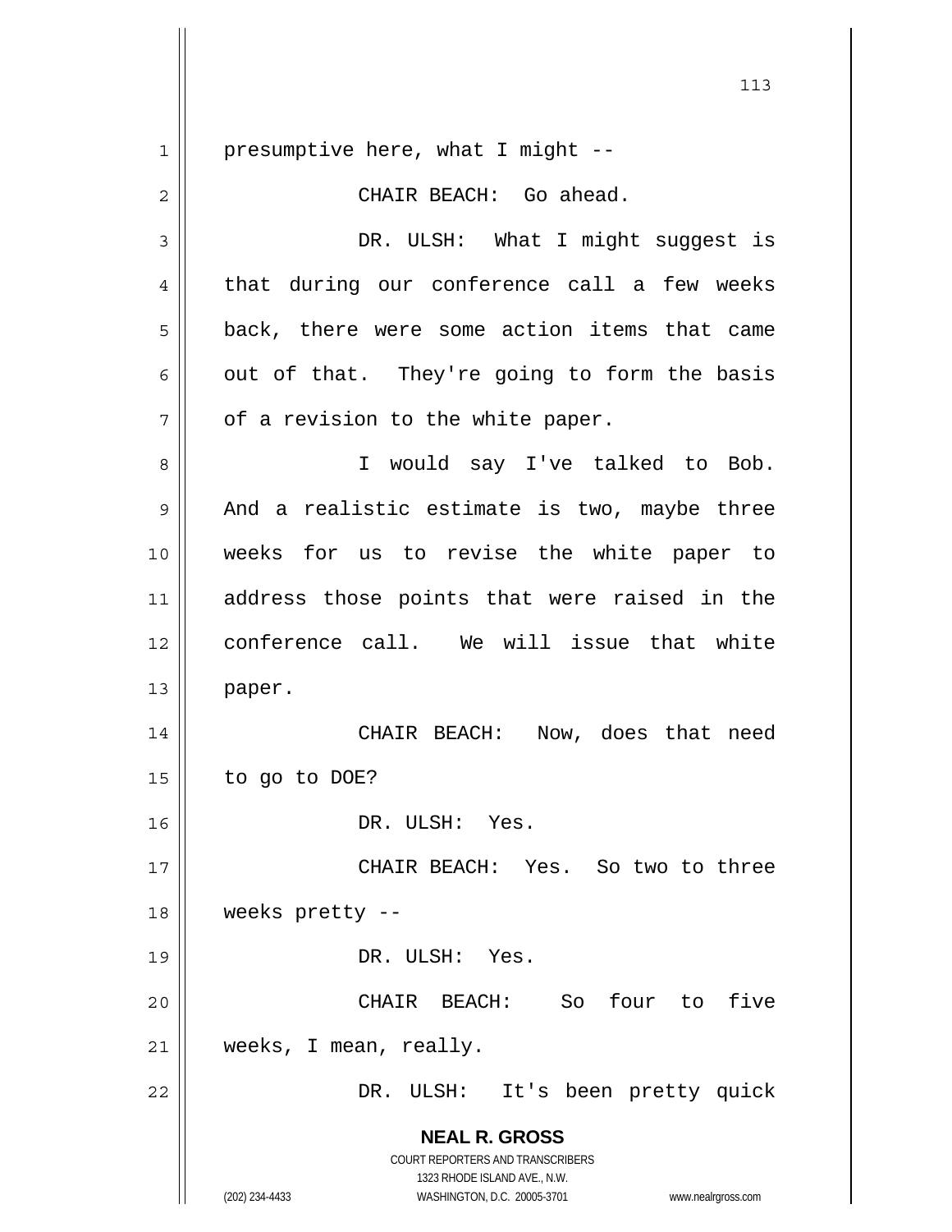presumptive here, what I might --

CHAIR BEACH: Go ahead.

DR. ULSH: What I might suggest is that during our conference call a few weeks back, there were some action items that came out of that. They're going to form the basis of a revision to the white paper.

I would say I've talked to Bob. And a realistic estimate is two, maybe three weeks for us to revise the white paper to address those points that were raised in the conference call. We will issue that white paper.

CHAIR BEACH: Now, does that need to go to DOE?

DR. ULSH: Yes.

CHAIR BEACH: Yes. So two to three weeks pretty --

DR. ULSH: Yes.

CHAIR BEACH: So four to five weeks, I mean, really.

DR. ULSH: It's been pretty quick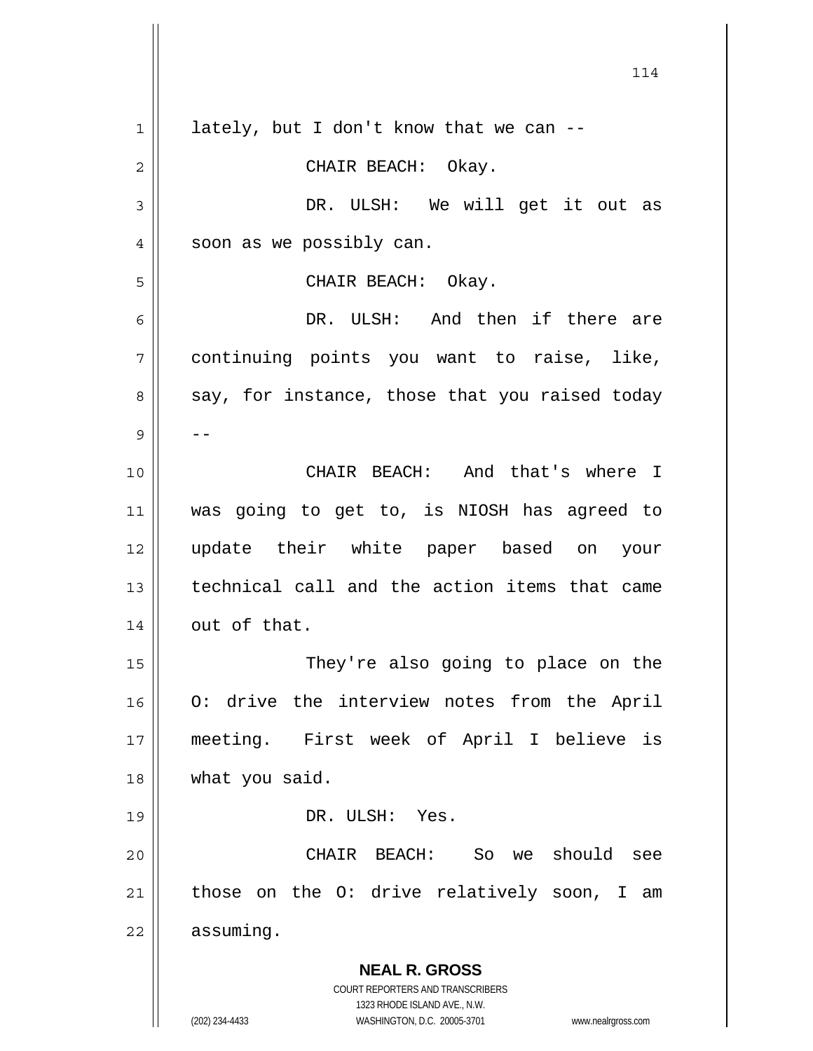lately, but I don't know that we can --

CHAIR BEACH: Okay.

DR. ULSH: We will get it out as soon as we possibly can.

CHAIR BEACH: Okay.

DR. ULSH: And then if there are continuing points you want to raise, like, say, for instance, those that you raised today --

CHAIR BEACH: And that's where I was going to get to, is NIOSH has agreed to update their white paper based on your technical call and the action items that came out of that.

They're also going to place on the O: drive the interview notes from the April meeting. First week of April I believe is what you said.

DR. ULSH: Yes.

CHAIR BEACH: So we should see those on the O: drive relatively soon, I am assuming.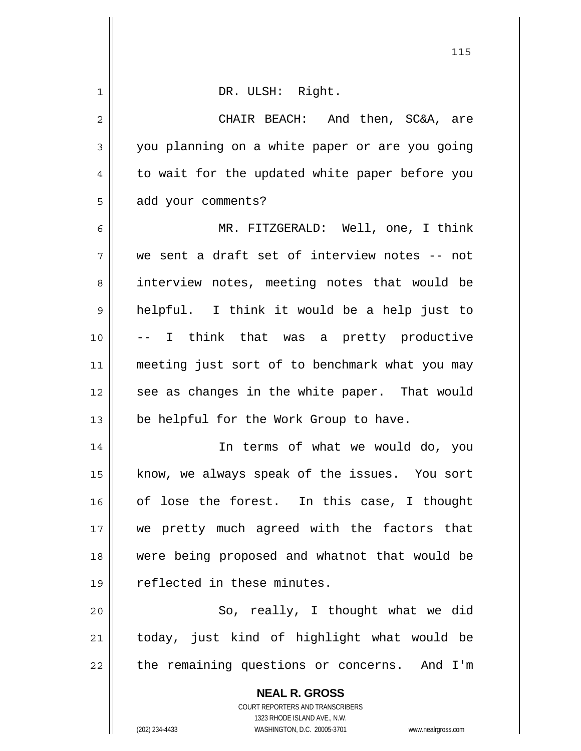DR. ULSH: Right.

CHAIR BEACH: And then, SC&A, are you planning on a white paper or are you going to wait for the updated white paper before you add your comments?

MR. FITZGERALD: Well, one, I think we sent a draft set of interview notes -- not interview notes, meeting notes that would be helpful. I think it would be a help just to -- I think that was a pretty productive meeting just sort of to benchmark what you may see as changes in the white paper. That would be helpful for the Work Group to have.

In terms of what we would do, you know, we always speak of the issues. You sort of lose the forest. In this case, I thought we pretty much agreed with the factors that were being proposed and whatnot that would be reflected in these minutes.

So, really, I thought what we did today, just kind of highlight what would be the remaining questions or concerns. And I'm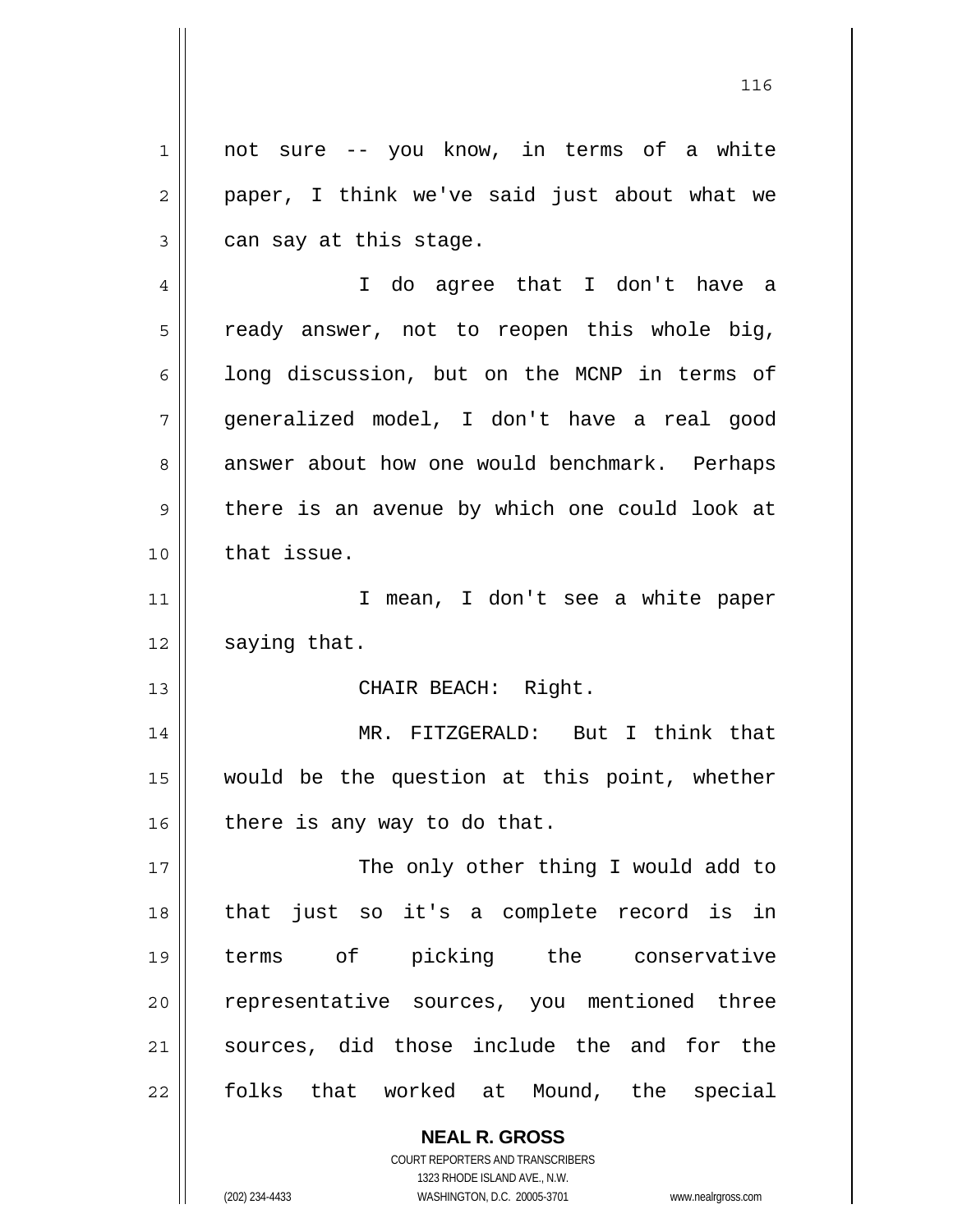not sure -- you know, in terms of a white paper, I think we've said just about what we can say at this stage.

I do agree that I don't have a ready answer, not to reopen this whole big, long discussion, but on the MCNP in terms of generalized model, I don't have a real good answer about how one would benchmark. Perhaps there is an avenue by which one could look at that issue.

I mean, I don't see a white paper saying that.

CHAIR BEACH: Right.

MR. FITZGERALD: But I think that would be the question at this point, whether there is any way to do that.

The only other thing I would add to that just so it's a complete record is in terms of picking the conservative representative sources, you mentioned three sources, did those include the and for the folks that worked at Mound, the special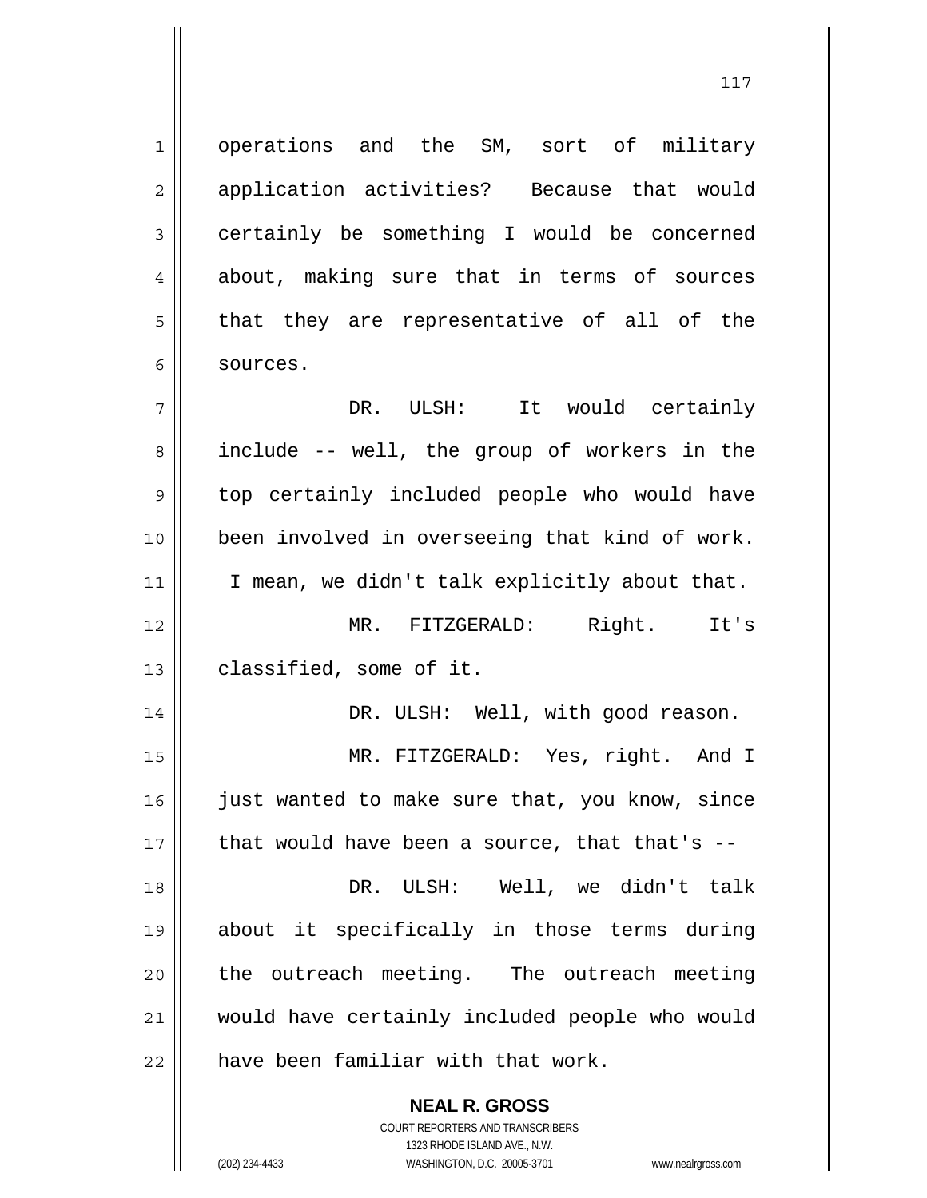operations and the SM, sort of military application activities? Because that would certainly be something I would be concerned about, making sure that in terms of sources that they are representative of all of the sources.

DR. ULSH: It would certainly include -- well, the group of workers in the top certainly included people who would have been involved in overseeing that kind of work. I mean, we didn't talk explicitly about that.

MR. FITZGERALD: Right. It's classified, some of it.

DR. ULSH: Well, with good reason.

MR. FITZGERALD: Yes, right. And I just wanted to make sure that, you know, since that would have been a source, that that's --

DR. ULSH: Well, we didn't talk about it specifically in those terms during the outreach meeting. The outreach meeting would have certainly included people who would have been familiar with that work.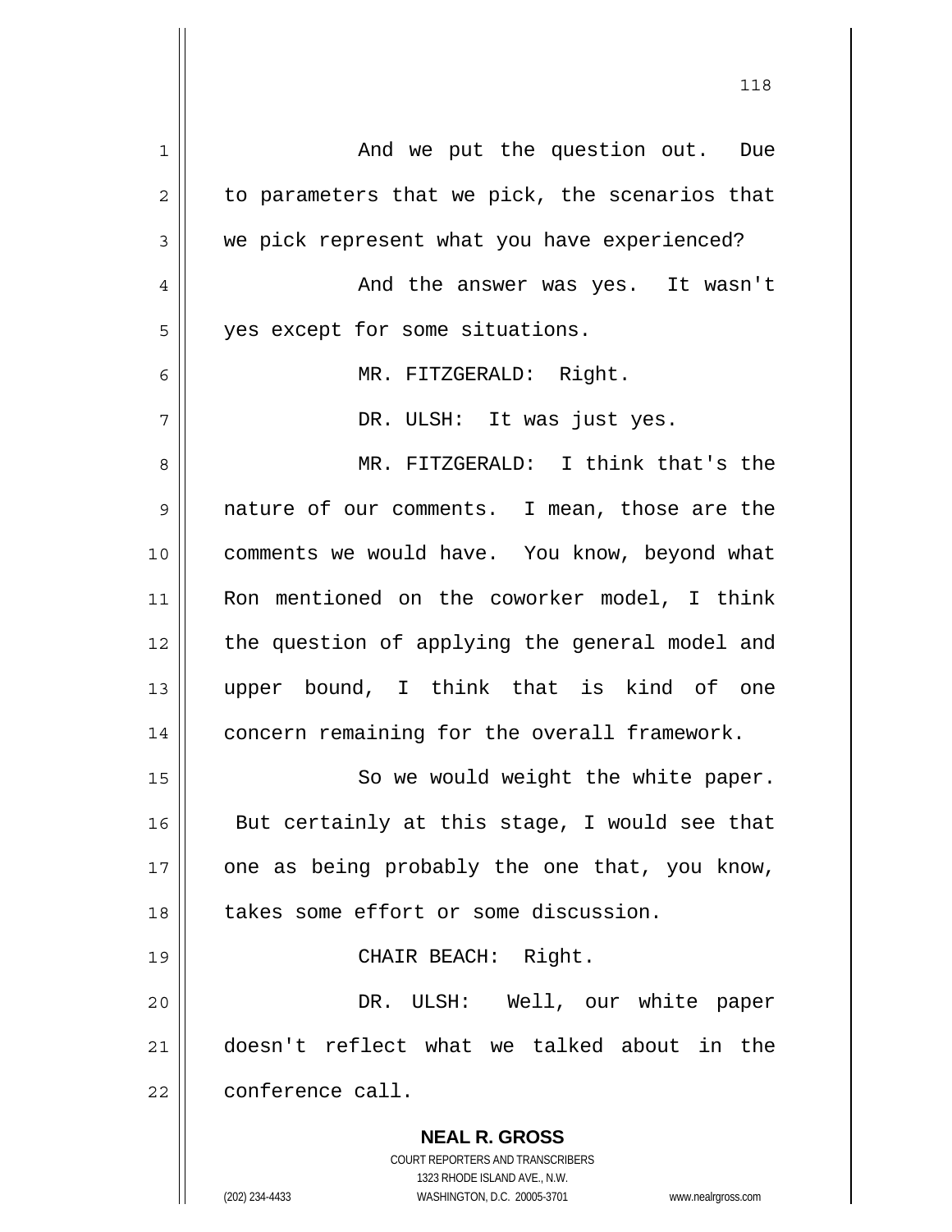And we put the question out. Due to parameters that we pick, the scenarios that we pick represent what you have experienced?

And the answer was yes. It wasn't yes except for some situations.

MR. FITZGERALD: Right.

DR. ULSH: It was just yes.

MR. FITZGERALD: I think that's the nature of our comments. I mean, those are the comments we would have. You know, beyond what Ron mentioned on the coworker model, I think the question of applying the general model and upper bound, I think that is kind of one concern remaining for the overall framework.

So we would weight the white paper. But certainly at this stage, I would see that one as being probably the one that, you know, takes some effort or some discussion.

CHAIR BEACH: Right.

DR. ULSH: Well, our white paper doesn't reflect what we talked about in the conference call.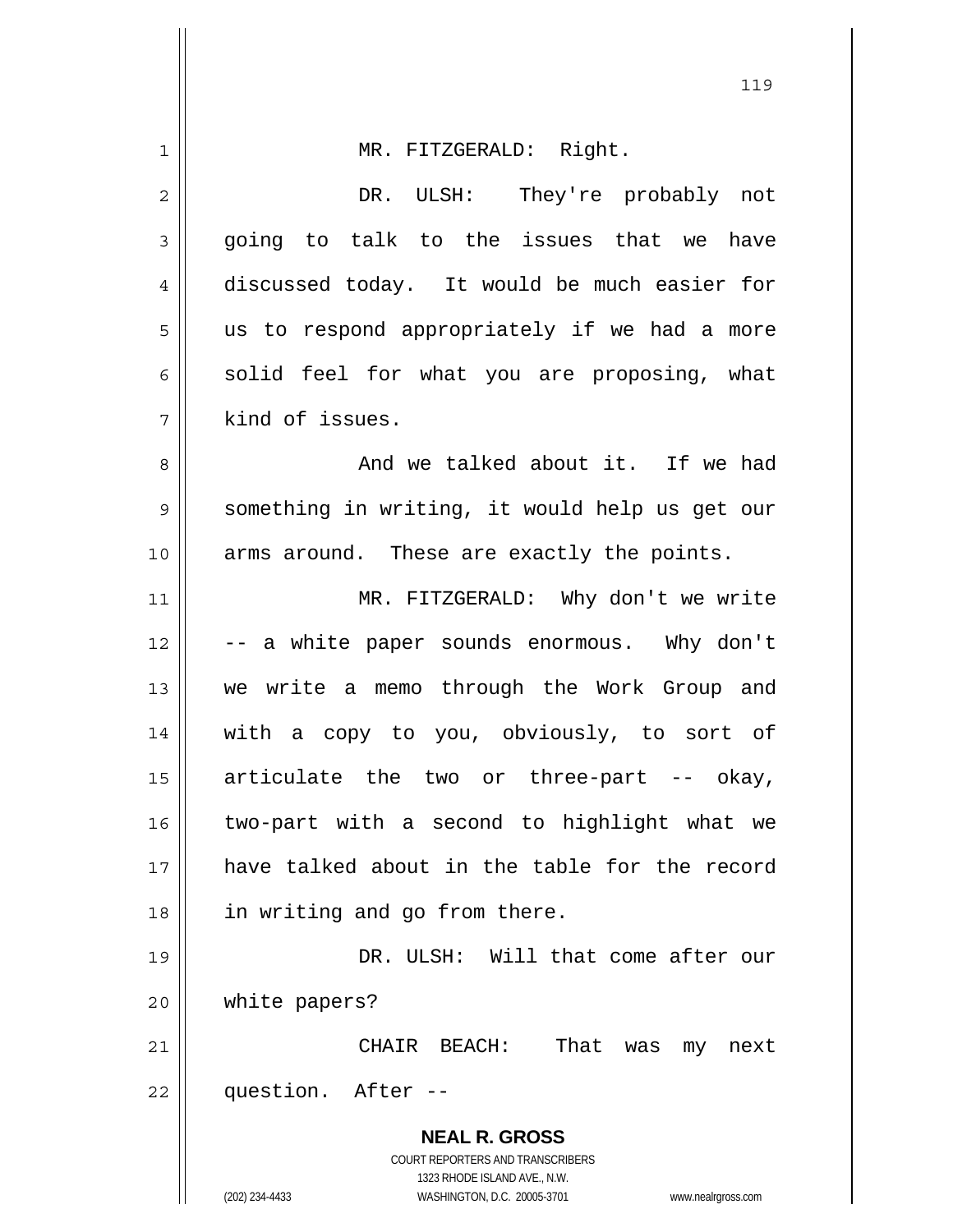MR. FITZGERALD: Right.

DR. ULSH: They're probably not going to talk to the issues that we have discussed today. It would be much easier for us to respond appropriately if we had a more solid feel for what you are proposing, what kind of issues.

And we talked about it. If we had something in writing, it would help us get our arms around. These are exactly the points.

MR. FITZGERALD: Why don't we write -- a white paper sounds enormous. Why don't we write a memo through the Work Group and with a copy to you, obviously, to sort of articulate the two or three-part -- okay, two-part with a second to highlight what we have talked about in the table for the record in writing and go from there.

DR. ULSH: Will that come after our white papers?

CHAIR BEACH: That was my next question. After --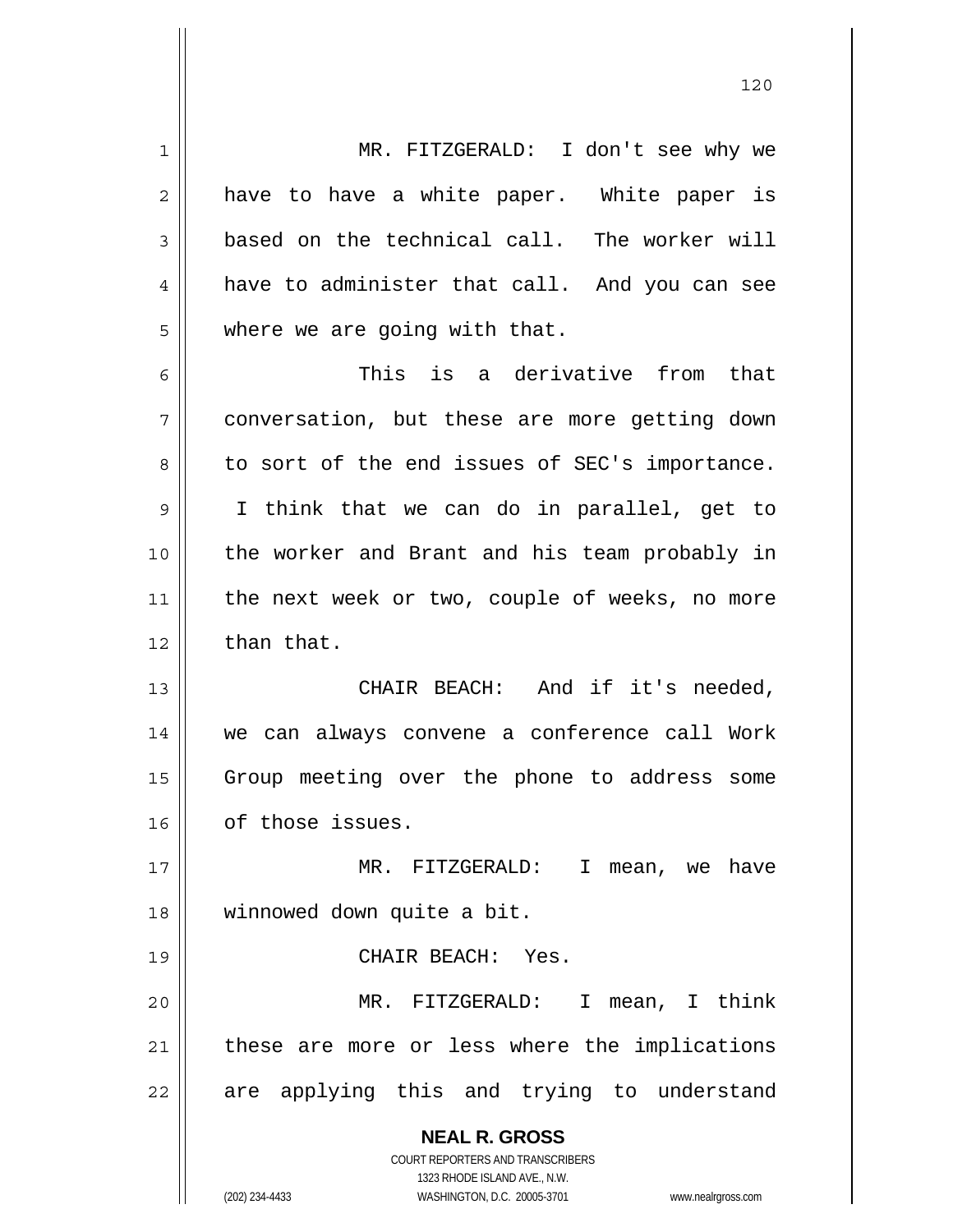MR. FITZGERALD: I don't see why we have to have a white paper. White paper is based on the technical call. The worker will have to administer that call. And you can see where we are going with that.

This is a derivative from that conversation, but these are more getting down to sort of the end issues of SEC's importance. I think that we can do in parallel, get to the worker and Brant and his team probably in the next week or two, couple of weeks, no more than that.

CHAIR BEACH: And if it's needed, we can always convene a conference call Work Group meeting over the phone to address some of those issues.

MR. FITZGERALD: I mean, we have winnowed down quite a bit.

CHAIR BEACH: Yes.

MR. FITZGERALD: I mean, I think these are more or less where the implications are applying this and trying to understand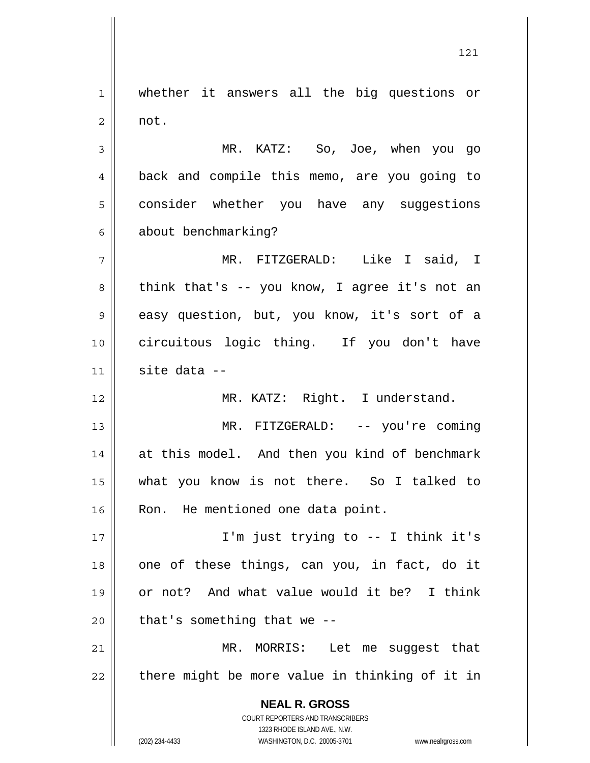whether it answers all the big questions or not.

MR. KATZ: So, Joe, when you go back and compile this memo, are you going to consider whether you have any suggestions about benchmarking?

MR. FITZGERALD: Like I said, I think that's -- you know, I agree it's not an easy question, but, you know, it's sort of a circuitous logic thing. If you don't have site data --

MR. KATZ: Right. I understand.

MR. FITZGERALD: -- you're coming at this model. And then you kind of benchmark what you know is not there. So I talked to Ron. He mentioned one data point.

I'm just trying to -- I think it's one of these things, can you, in fact, do it or not? And what value would it be? I think that's something that we --

MR. MORRIS: Let me suggest that there might be more value in thinking of it in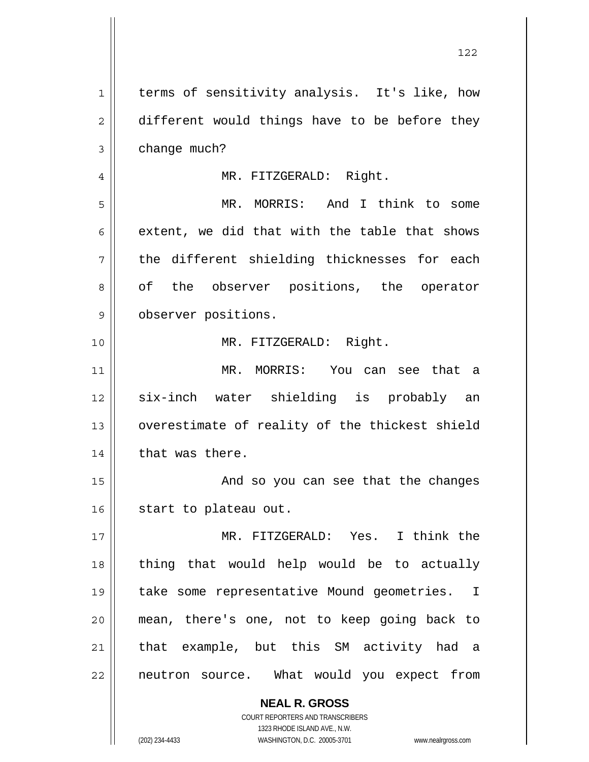terms of sensitivity analysis. It's like, how different would things have to be before they change much?

MR. FITZGERALD: Right.

MR. MORRIS: And I think to some extent, we did that with the table that shows the different shielding thicknesses for each of the observer positions, the operator observer positions.

MR. FITZGERALD: Right.

MR. MORRIS: You can see that a six-inch water shielding is probably an overestimate of reality of the thickest shield that was there.

And so you can see that the changes start to plateau out.

MR. FITZGERALD: Yes. I think the thing that would help would be to actually take some representative Mound geometries. I mean, there's one, not to keep going back to that example, but this SM activity had a neutron source. What would you expect from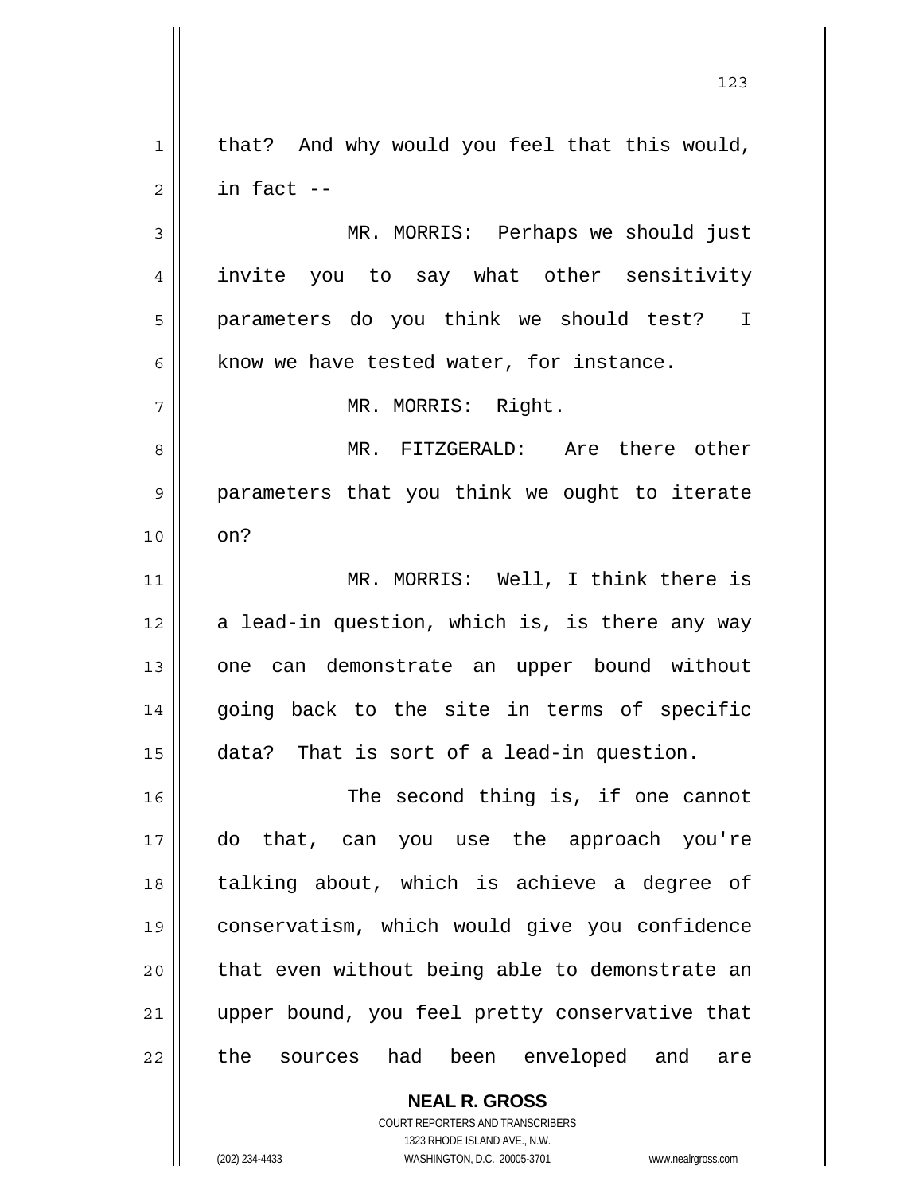that? And why would you feel that this would, in fact --

MR. MORRIS: Perhaps we should just invite you to say what other sensitivity parameters do you think we should test? I know we have tested water, for instance.

MR. MORRIS: Right.

MR. FITZGERALD: Are there other parameters that you think we ought to iterate on?

MR. MORRIS: Well, I think there is a lead-in question, which is, is there any way one can demonstrate an upper bound without going back to the site in terms of specific data? That is sort of a lead-in question.

The second thing is, if one cannot do that, can you use the approach you're talking about, which is achieve a degree of conservatism, which would give you confidence that even without being able to demonstrate an upper bound, you feel pretty conservative that the sources had been enveloped and are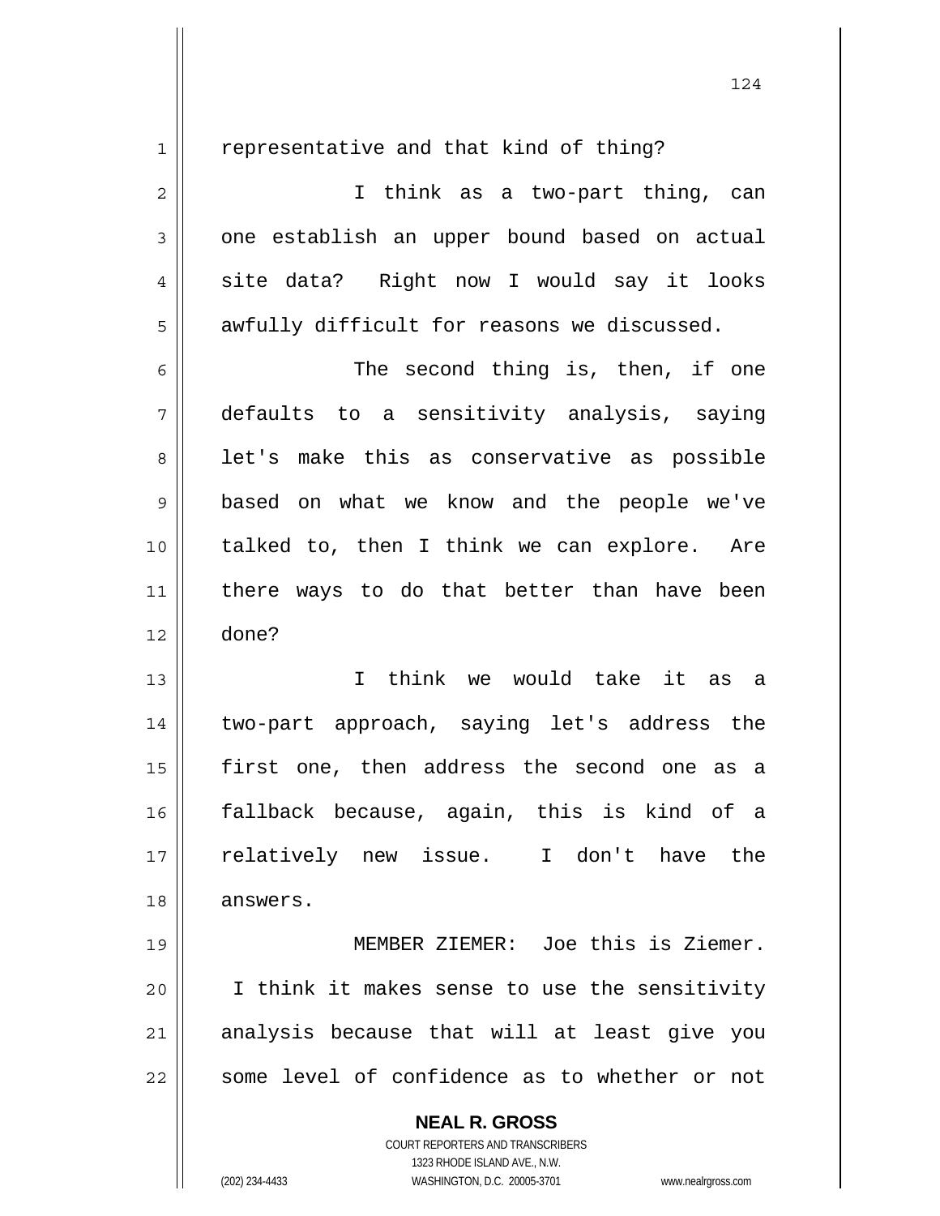representative and that kind of thing?

I think as a two-part thing, can one establish an upper bound based on actual site data? Right now I would say it looks awfully difficult for reasons we discussed.

The second thing is, then, if one defaults to a sensitivity analysis, saying let's make this as conservative as possible based on what we know and the people we've talked to, then I think we can explore. Are there ways to do that better than have been done?

I think we would take it as a two-part approach, saying let's address the first one, then address the second one as a fallback because, again, this is kind of a relatively new issue. I don't have the answers.

MEMBER ZIEMER: Joe this is Ziemer. I think it makes sense to use the sensitivity analysis because that will at least give you some level of confidence as to whether or not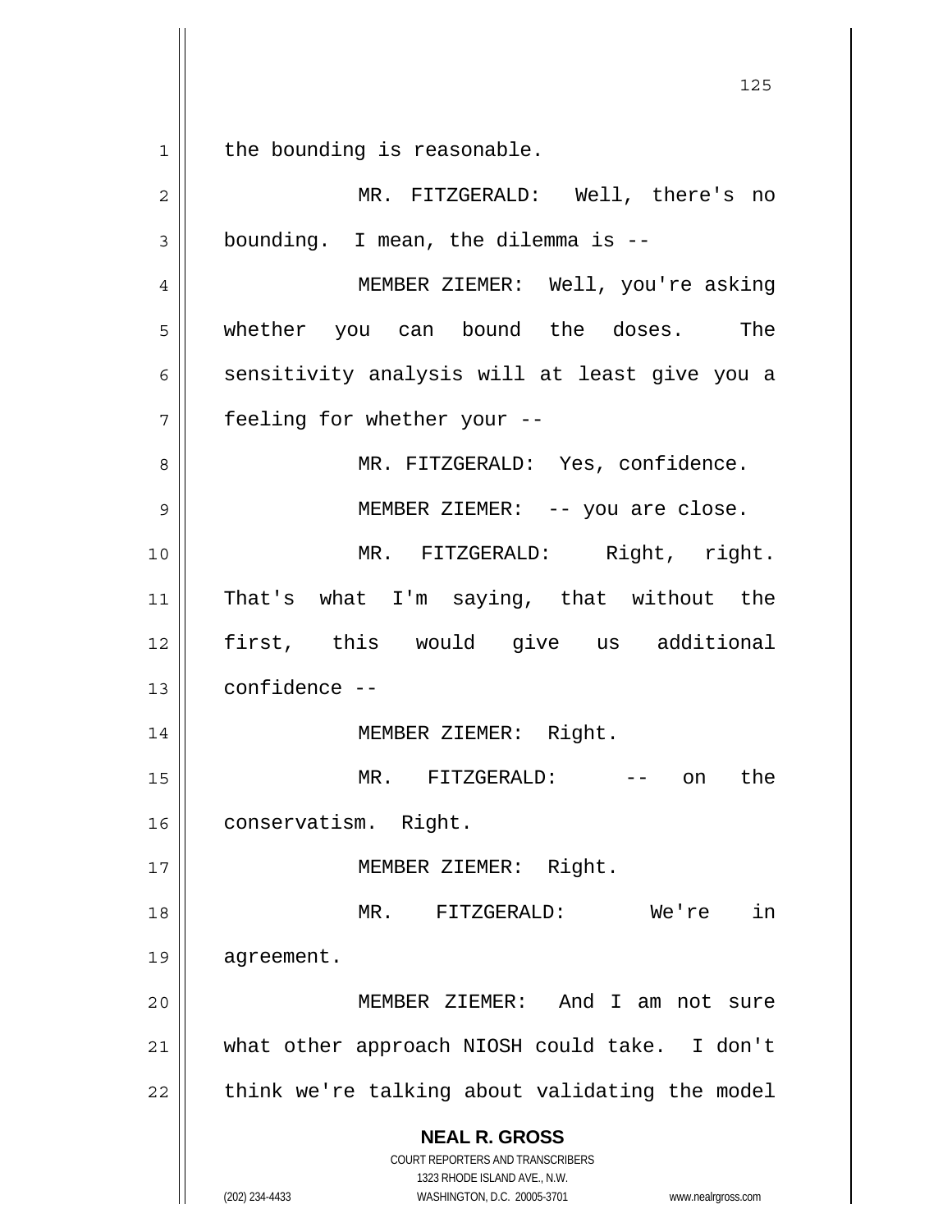the bounding is reasonable.

MR. FITZGERALD: Well, there's no bounding. I mean, the dilemma is --

MEMBER ZIEMER: Well, you're asking whether you can bound the doses. The sensitivity analysis will at least give you a feeling for whether your --

MR. FITZGERALD: Yes, confidence.

MEMBER ZIEMER: -- you are close.

MR. FITZGERALD: Right, right. That's what I'm saying, that without the first, this would give us additional confidence --

MEMBER ZIEMER: Right.

MR. FITZGERALD: -- on the conservatism. Right.

MEMBER ZIEMER: Right.

MR. FITZGERALD: We're in agreement.

MEMBER ZIEMER: And I am not sure what other approach NIOSH could take. I don't think we're talking about validating the model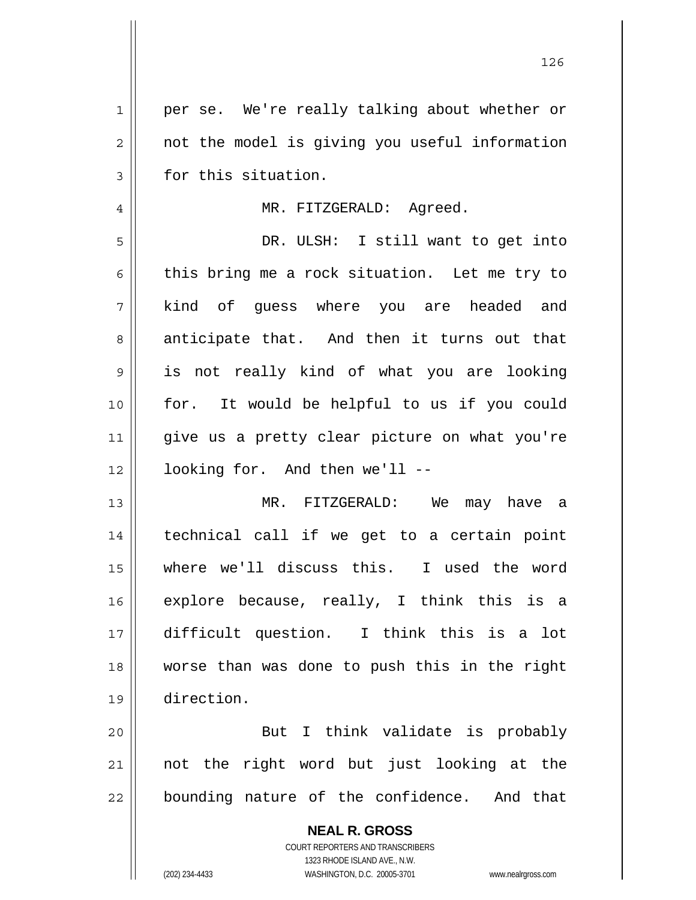per se. We're really talking about whether or not the model is giving you useful information for this situation.

MR. FITZGERALD: Agreed.

DR. ULSH: I still want to get into this bring me a rock situation. Let me try to kind of guess where you are headed and anticipate that. And then it turns out that is not really kind of what you are looking for. It would be helpful to us if you could give us a pretty clear picture on what you're looking for. And then we'll --

MR. FITZGERALD: We may have a technical call if we get to a certain point where we'll discuss this. I used the word explore because, really, I think this is a difficult question. I think this is a lot worse than was done to push this in the right direction.

But I think validate is probably not the right word but just looking at the bounding nature of the confidence. And that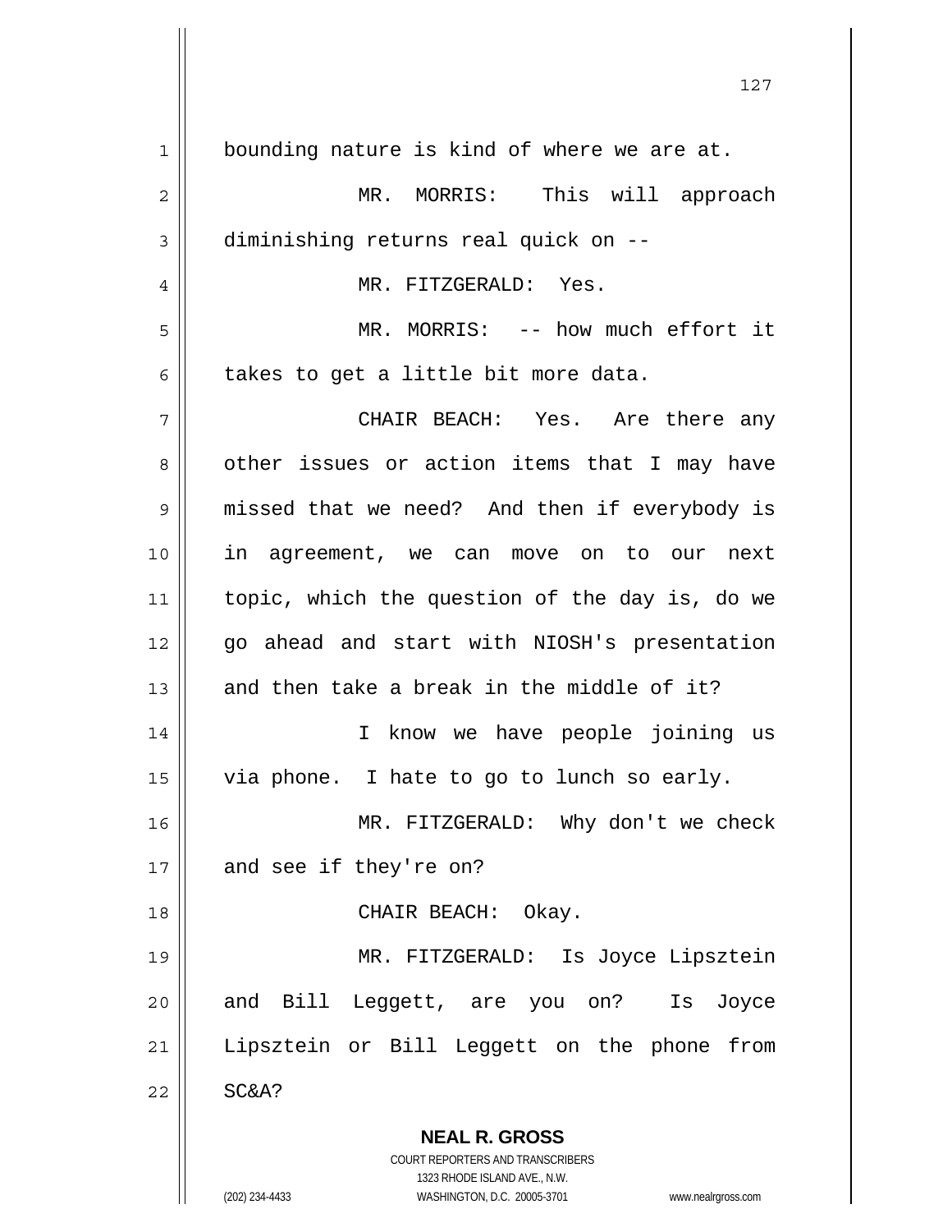bounding nature is kind of where we are at.

MR. MORRIS: This will approach diminishing returns real quick on --

MR. FITZGERALD: Yes.

MR. MORRIS: -- how much effort it takes to get a little bit more data.

CHAIR BEACH: Yes. Are there any other issues or action items that I may have missed that we need? And then if everybody is in agreement, we can move on to our next topic, which the question of the day is, do we go ahead and start with NIOSH's presentation and then take a break in the middle of it?

I know we have people joining us via phone. I hate to go to lunch so early.

MR. FITZGERALD: Why don't we check and see if they're on?

CHAIR BEACH: Okay.

MR. FITZGERALD: Is Joyce Lipsztein and Bill Leggett, are you on? Is Joyce Lipsztein or Bill Leggett on the phone from SC&A?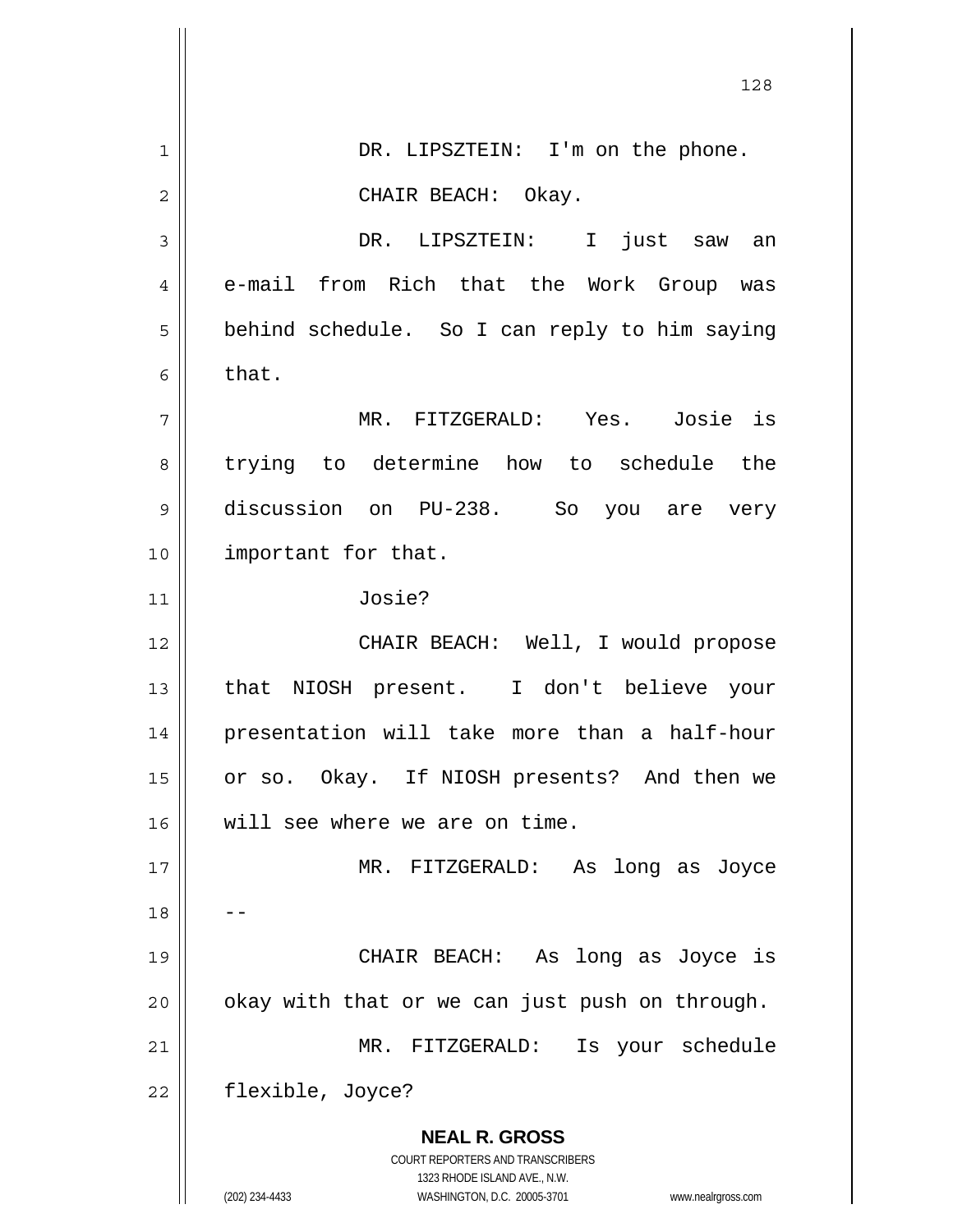DR. LIPSZTEIN: I'm on the phone.

CHAIR BEACH: Okay.

DR. LIPSZTEIN: I just saw an e-mail from Rich that the Work Group was behind schedule. So I can reply to him saying that.

MR. FITZGERALD: Yes. Josie is trying to determine how to schedule the discussion on PU-238. So you are very important for that.

Josie?

CHAIR BEACH: Well, I would propose that NIOSH present. I don't believe your presentation will take more than a half-hour or so. Okay. If NIOSH presents? And then we will see where we are on time.

MR. FITZGERALD: As long as Joyce --

CHAIR BEACH: As long as Joyce is okay with that or we can just push on through.

MR. FITZGERALD: Is your schedule flexible, Joyce?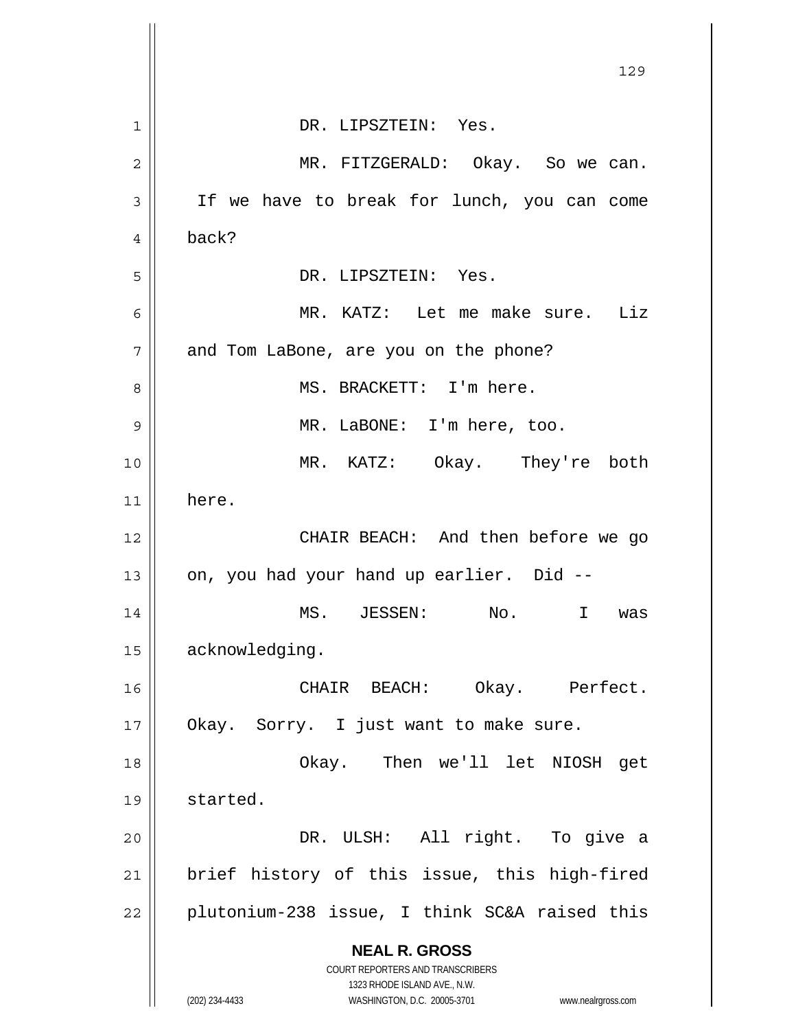DR. LIPSZTEIN: Yes.

MR. FITZGERALD: Okay. So we can. If we have to break for lunch, you can come back?

DR. LIPSZTEIN: Yes.

MR. KATZ: Let me make sure. Liz and Tom LaBone, are you on the phone?

MS. BRACKETT: I'm here.

MR. LaBONE: I'm here, too.

MR. KATZ: Okay. They're both here.

CHAIR BEACH: And then before we go on, you had your hand up earlier. Did --

MS. JESSEN: No. I was acknowledging.

CHAIR BEACH: Okay. Perfect. Okay. Sorry. I just want to make sure.

Okay. Then we'll let NIOSH get started.

DR. ULSH: All right. To give a brief history of this issue, this high-fired plutonium-238 issue, I think SC&A raised this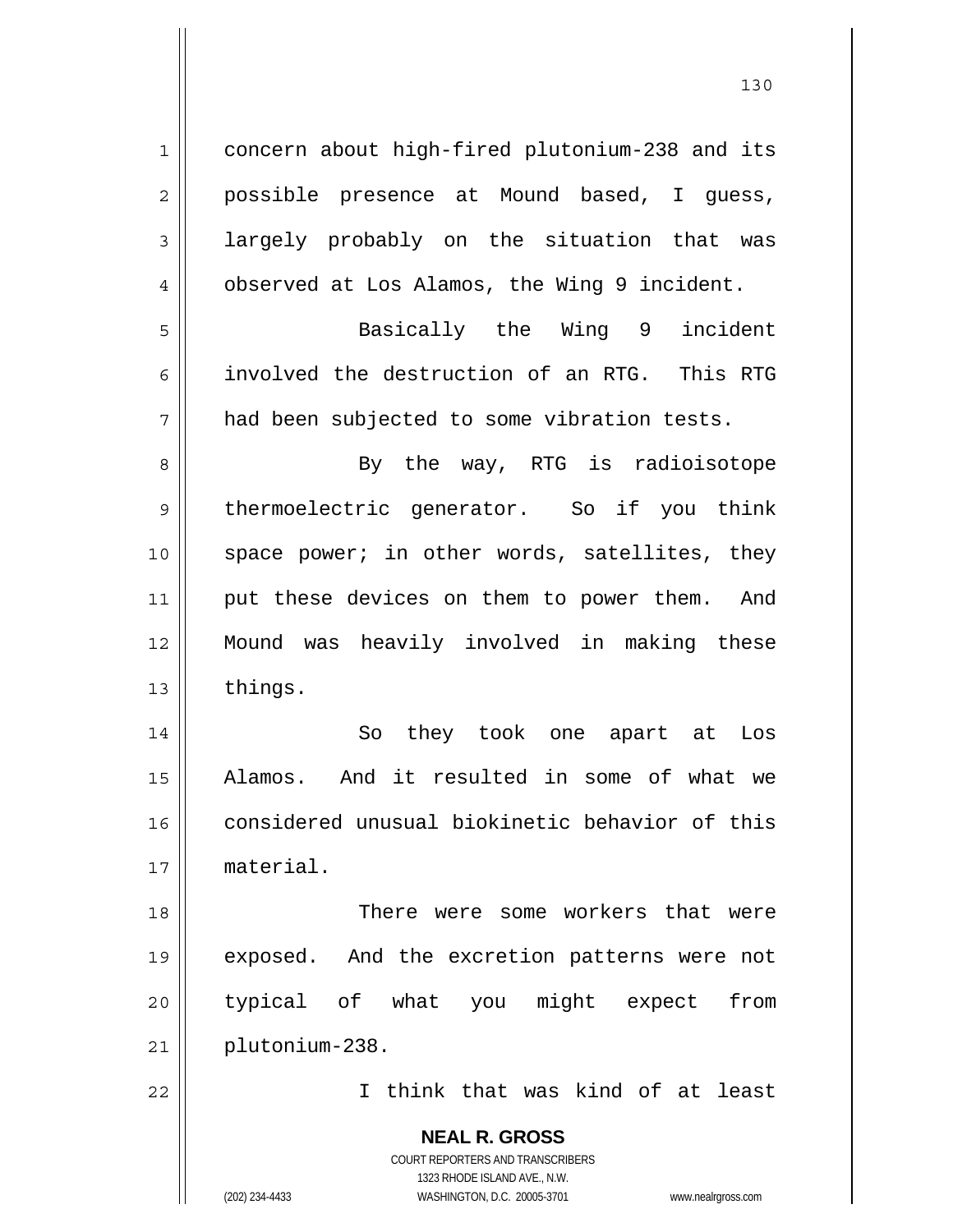concern about high-fired plutonium-238 and its possible presence at Mound based, I guess, largely probably on the situation that was observed at Los Alamos, the Wing 9 incident.

Basically the Wing 9 incident involved the destruction of an RTG. This RTG had been subjected to some vibration tests.

By the way, RTG is radioisotope thermoelectric generator. So if you think space power; in other words, satellites, they put these devices on them to power them. And Mound was heavily involved in making these things.

So they took one apart at Los Alamos. And it resulted in some of what we considered unusual biokinetic behavior of this material.

There were some workers that were exposed. And the excretion patterns were not typical of what you might expect from plutonium-238.

I think that was kind of at least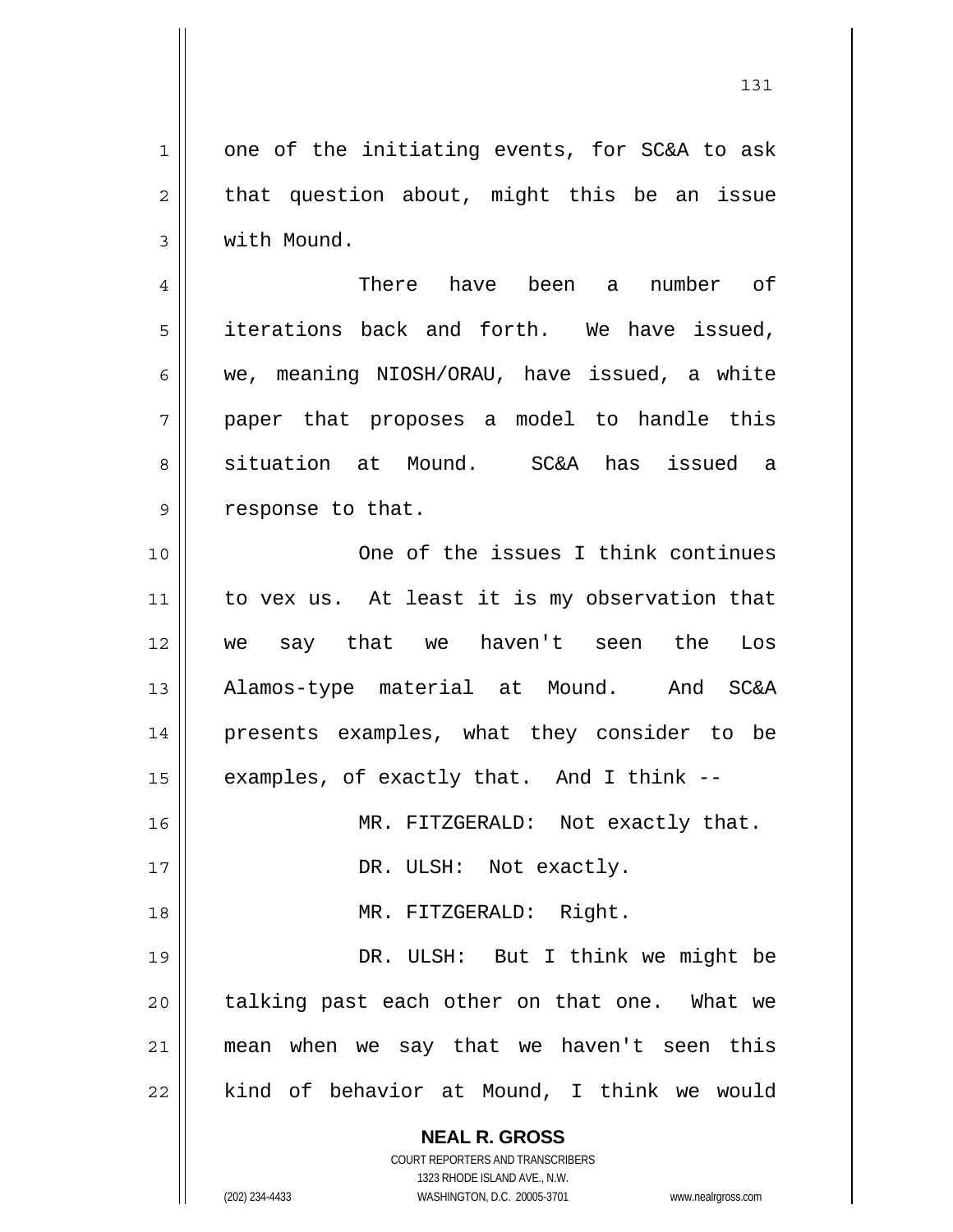one of the initiating events, for SC&A to ask that question about, might this be an issue with Mound.

There have been a number of iterations back and forth. We have issued, we, meaning NIOSH/ORAU, have issued, a white paper that proposes a model to handle this situation at Mound. SC&A has issued a response to that.

One of the issues I think continues to vex us. At least it is my observation that we say that we haven't seen the Los Alamos-type material at Mound. And SC&A presents examples, what they consider to be examples, of exactly that. And I think --

MR. FITZGERALD: Not exactly that.

DR. ULSH: Not exactly.

MR. FITZGERALD: Right.

DR. ULSH: But I think we might be talking past each other on that one. What we mean when we say that we haven't seen this kind of behavior at Mound, I think we would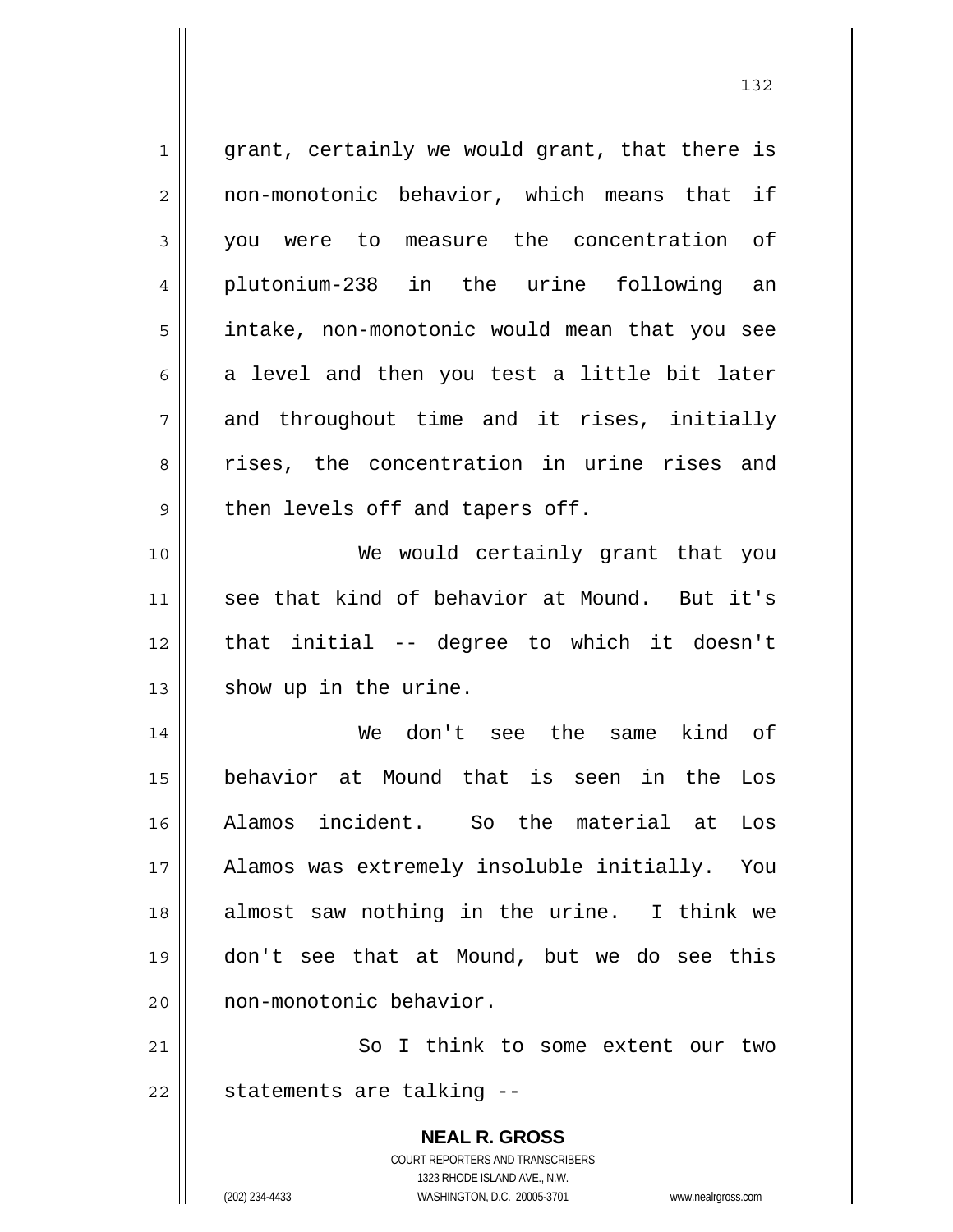grant, certainly we would grant, that there is non-monotonic behavior, which means that if you were to measure the concentration of plutonium-238 in the urine following an intake, non-monotonic would mean that you see a level and then you test a little bit later and throughout time and it rises, initially rises, the concentration in urine rises and then levels off and tapers off.

We would certainly grant that you see that kind of behavior at Mound. But it's that initial -- degree to which it doesn't show up in the urine.

We don't see the same kind of behavior at Mound that is seen in the Los Alamos incident. So the material at Los Alamos was extremely insoluble initially. You almost saw nothing in the urine. I think we don't see that at Mound, but we do see this non-monotonic behavior.

So I think to some extent our two statements are talking --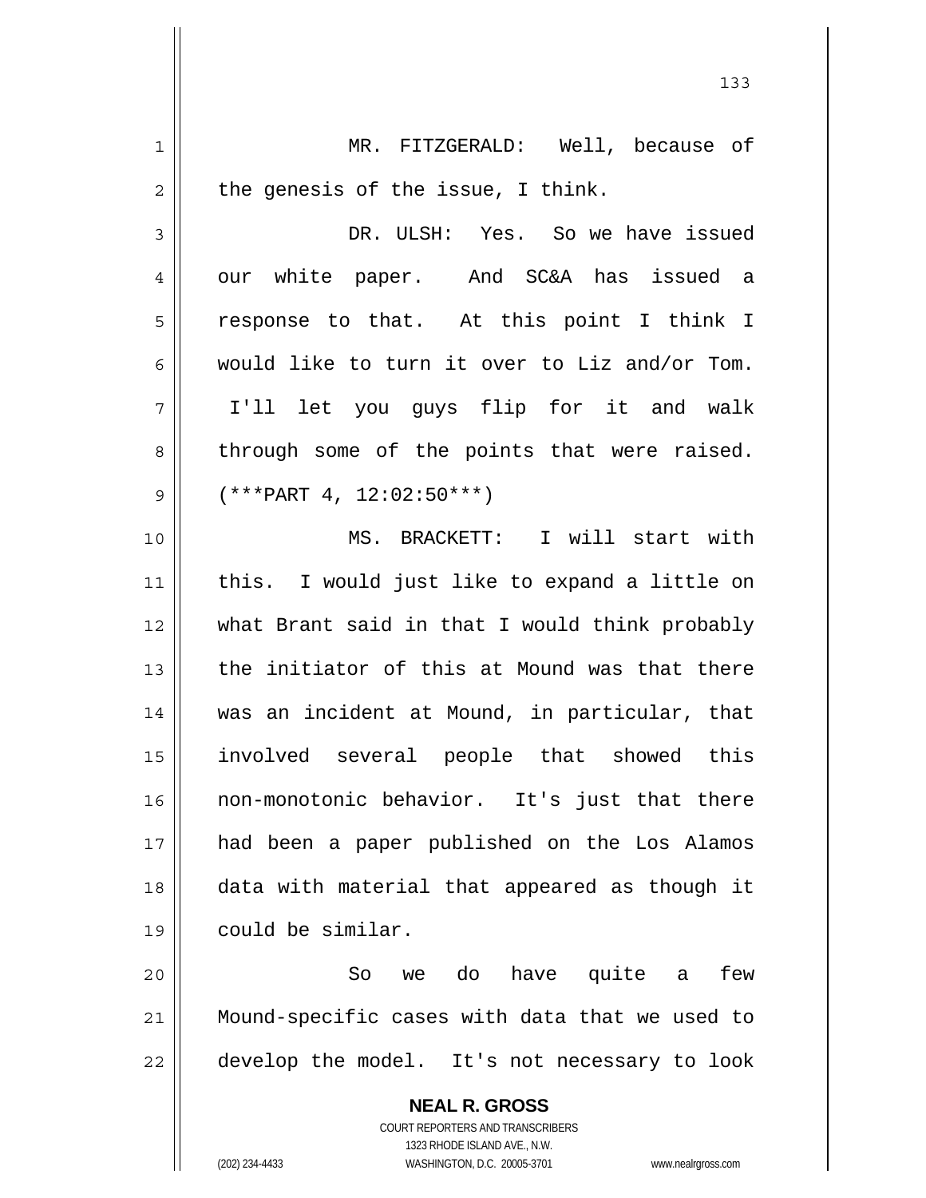MR. FITZGERALD: Well, because of the genesis of the issue, I think.

DR. ULSH: Yes. So we have issued our white paper. And SC&A has issued a response to that. At this point I think I would like to turn it over to Liz and/or Tom. I'll let you guys flip for it and walk through some of the points that were raised. (***PART 4, 12:02:50***)

MS. BRACKETT: I will start with this. I would just like to expand a little on what Brant said in that I would think probably the initiator of this at Mound was that there was an incident at Mound, in particular, that involved several people that showed this non-monotonic behavior. It's just that there had been a paper published on the Los Alamos data with material that appeared as though it could be similar.

So we do have quite a few Mound-specific cases with data that we used to develop the model. It's not necessary to look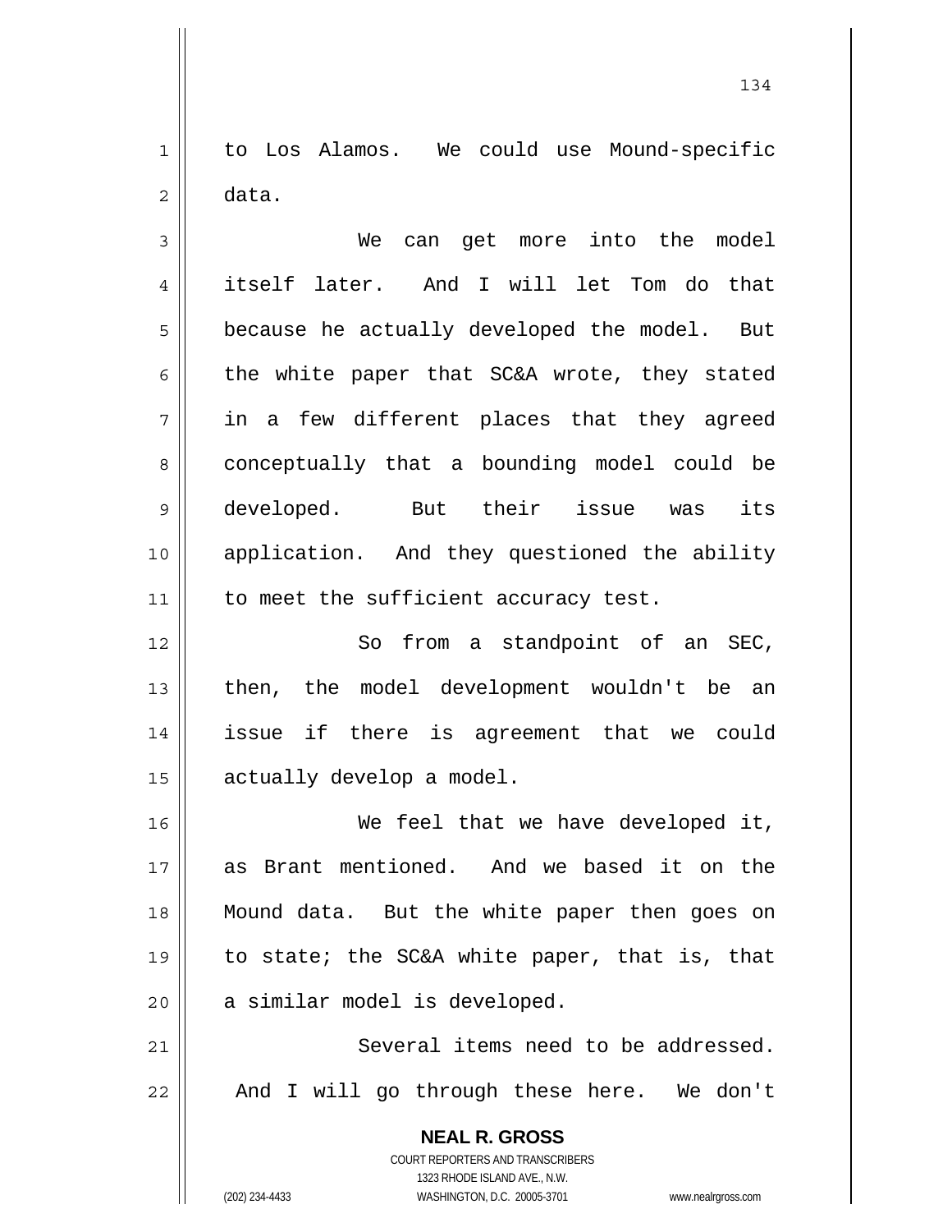to Los Alamos. We could use Mound-specific data.

We can get more into the model itself later. And I will let Tom do that because he actually developed the model. But the white paper that SC&A wrote, they stated in a few different places that they agreed conceptually that a bounding model could be developed. But their issue was its application. And they questioned the ability to meet the sufficient accuracy test.

So from a standpoint of an SEC, then, the model development wouldn't be an issue if there is agreement that we could actually develop a model.

We feel that we have developed it, as Brant mentioned. And we based it on the Mound data. But the white paper then goes on to state; the SC&A white paper, that is, that a similar model is developed.

Several items need to be addressed. And I will go through these here. We don't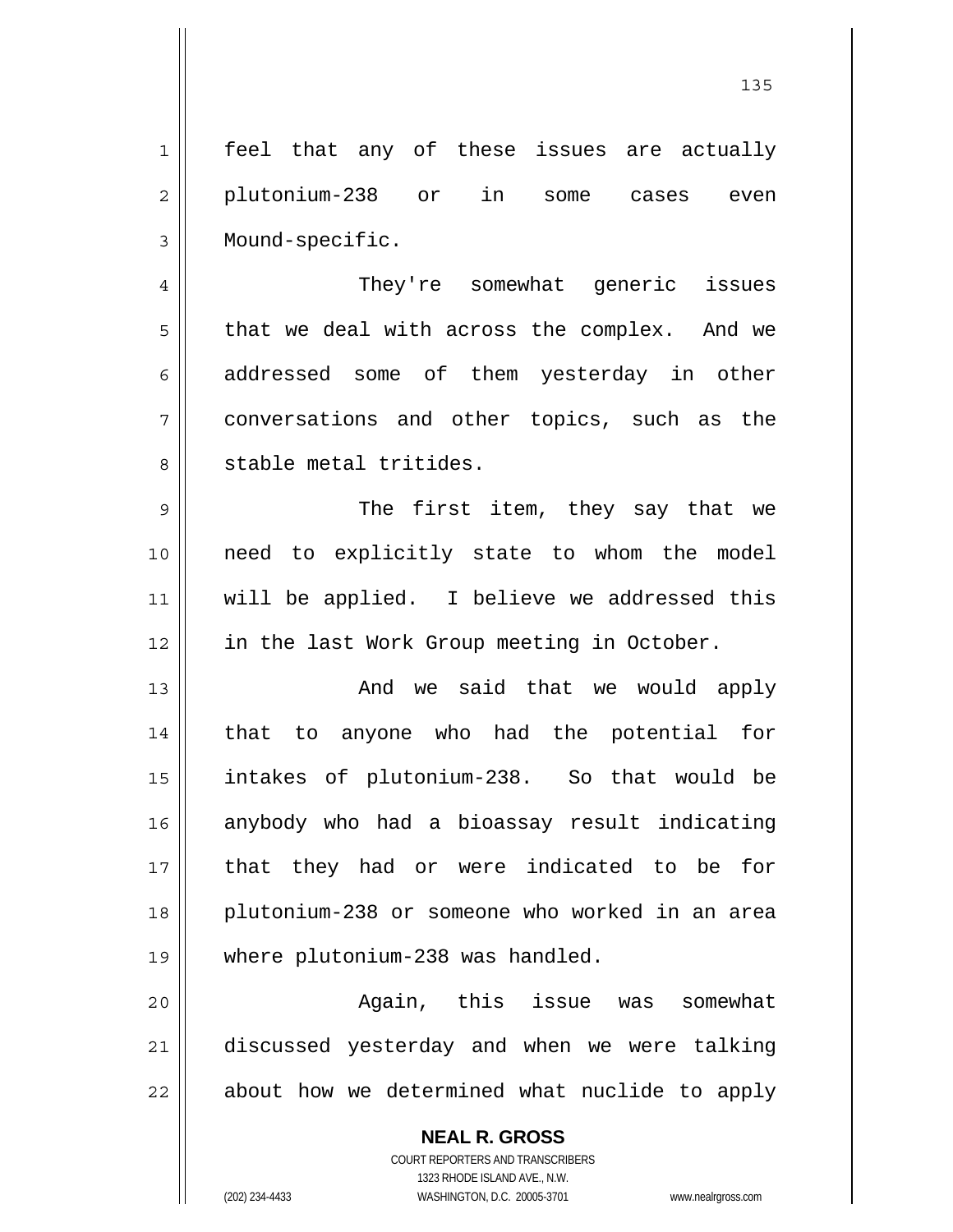feel that any of these issues are actually plutonium-238 or in some cases even Mound-specific.

They're somewhat generic issues that we deal with across the complex. And we addressed some of them yesterday in other conversations and other topics, such as the stable metal tritides.

The first item, they say that we need to explicitly state to whom the model will be applied. I believe we addressed this in the last Work Group meeting in October.

And we said that we would apply that to anyone who had the potential for intakes of plutonium-238. So that would be anybody who had a bioassay result indicating that they had or were indicated to be for plutonium-238 or someone who worked in an area where plutonium-238 was handled.

Again, this issue was somewhat discussed yesterday and when we were talking about how we determined what nuclide to apply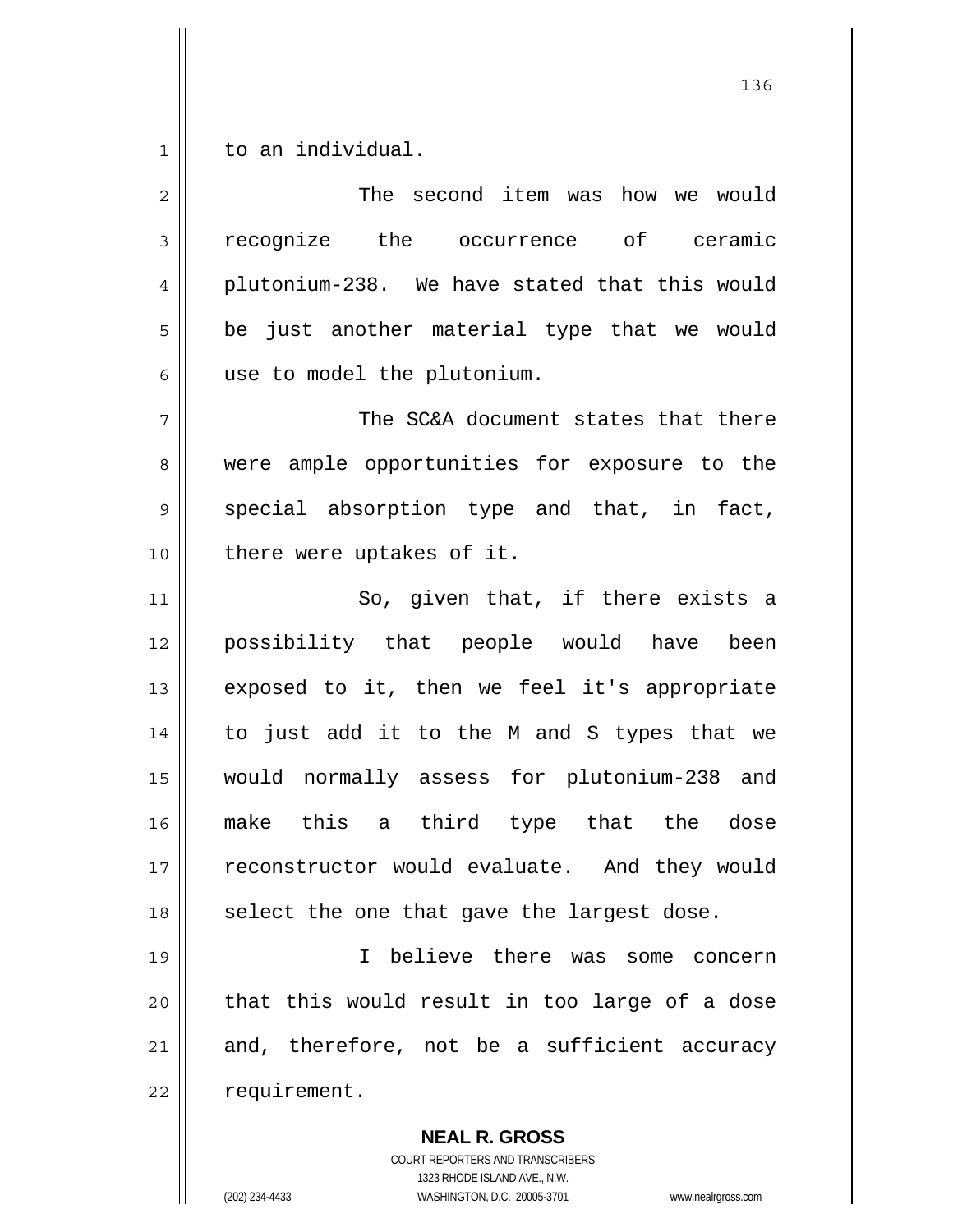to an individual.

The second item was how we would recognize the occurrence of ceramic plutonium-238. We have stated that this would be just another material type that we would use to model the plutonium.

The SC&A document states that there were ample opportunities for exposure to the special absorption type and that, in fact, there were uptakes of it.

So, given that, if there exists a possibility that people would have been exposed to it, then we feel it's appropriate to just add it to the M and S types that we would normally assess for plutonium-238 and make this a third type that the dose reconstructor would evaluate. And they would select the one that gave the largest dose.

I believe there was some concern that this would result in too large of a dose and, therefore, not be a sufficient accuracy requirement.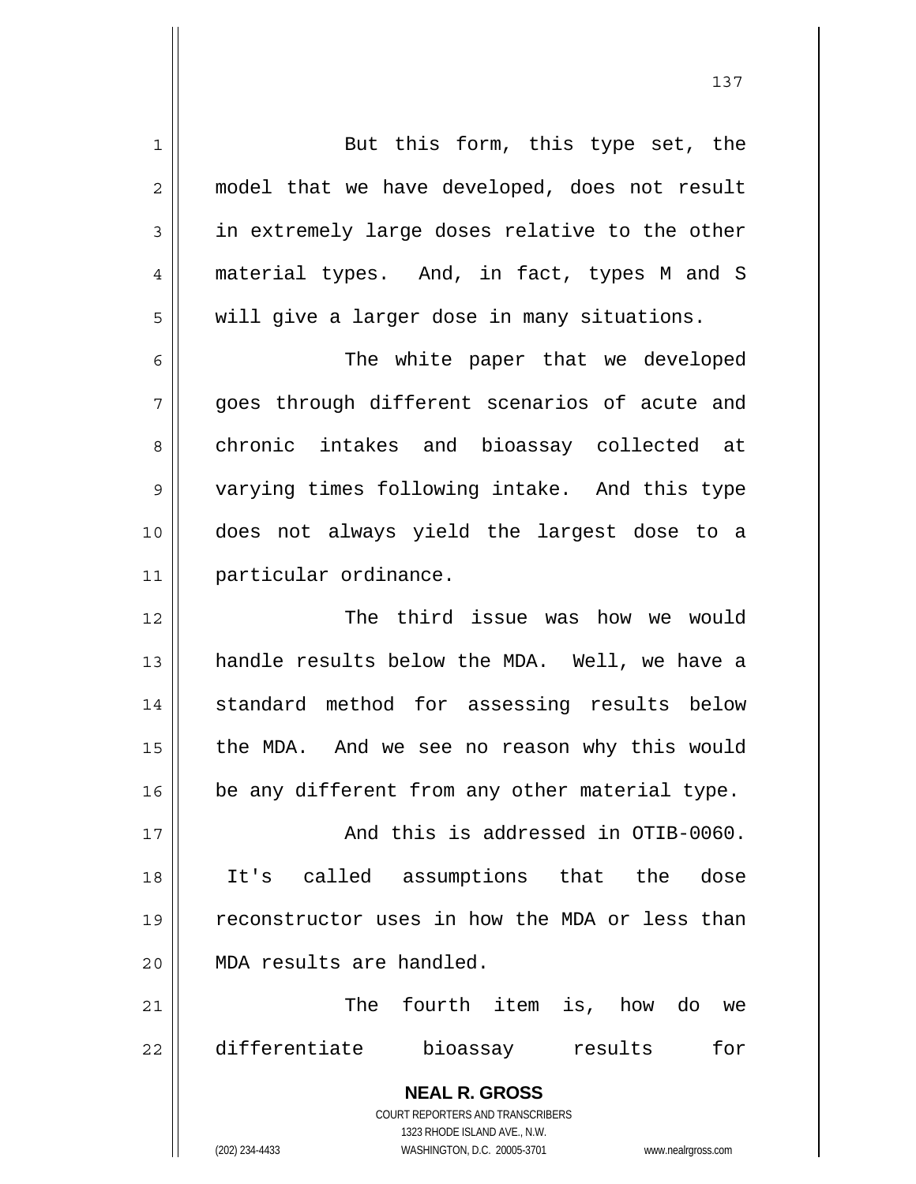But this form, this type set, the model that we have developed, does not result in extremely large doses relative to the other material types. And, in fact, types M and S will give a larger dose in many situations.

The white paper that we developed goes through different scenarios of acute and chronic intakes and bioassay collected at varying times following intake. And this type does not always yield the largest dose to a particular ordinance.

The third issue was how we would handle results below the MDA. Well, we have a standard method for assessing results below the MDA. And we see no reason why this would be any different from any other material type.

And this is addressed in OTIB-0060. It's called assumptions that the dose reconstructor uses in how the MDA or less than MDA results are handled.

The fourth item is, how do we differentiate bioassay results for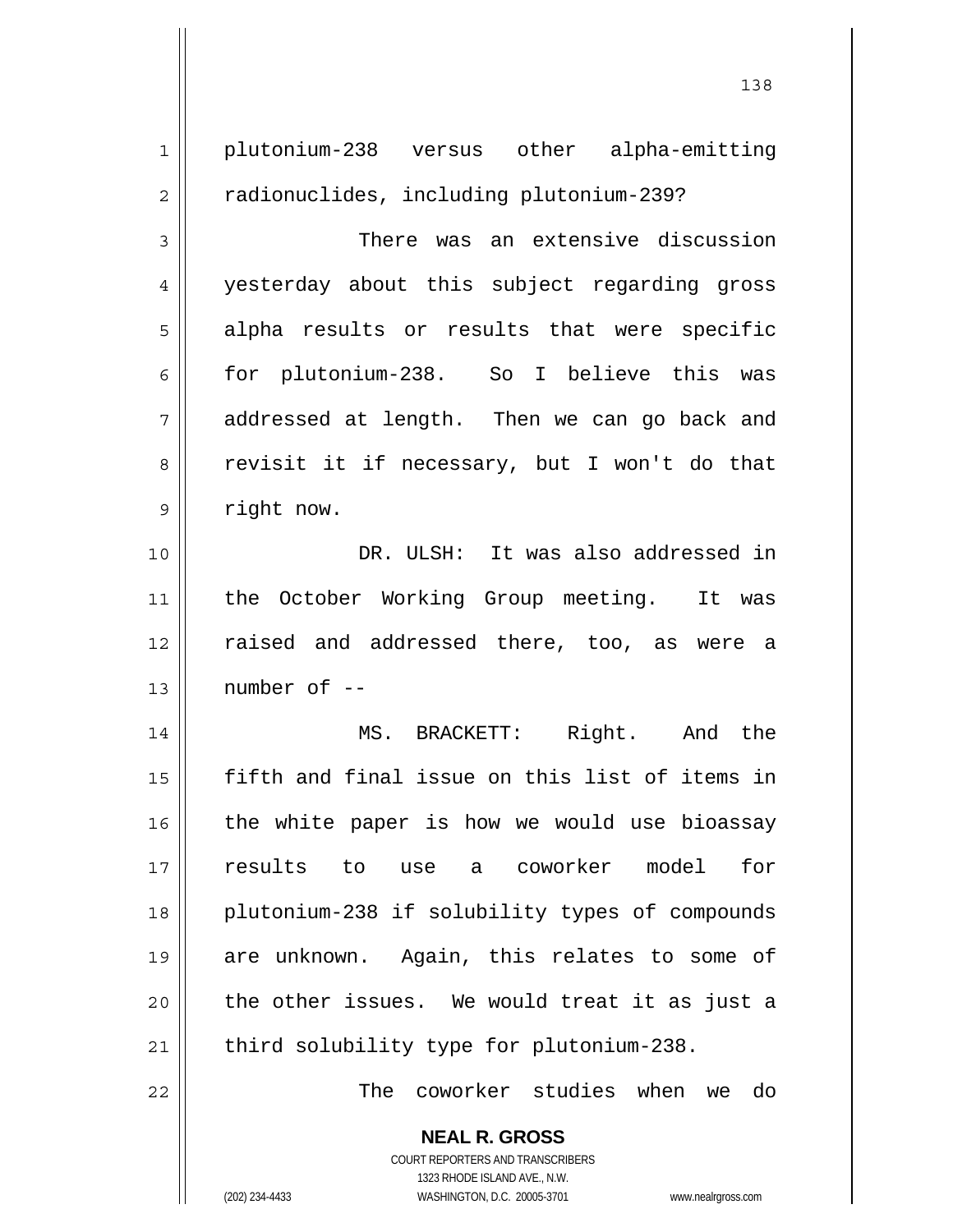plutonium-238 versus other alpha-emitting radionuclides, including plutonium-239?

There was an extensive discussion yesterday about this subject regarding gross alpha results or results that were specific for plutonium-238. So I believe this was addressed at length. Then we can go back and revisit it if necessary, but I won't do that right now.

DR. ULSH: It was also addressed in the October Working Group meeting. It was raised and addressed there, too, as were a number of --

MS. BRACKETT: Right. And the fifth and final issue on this list of items in the white paper is how we would use bioassay results to use a coworker model for plutonium-238 if solubility types of compounds are unknown. Again, this relates to some of the other issues. We would treat it as just a third solubility type for plutonium-238.

The coworker studies when we do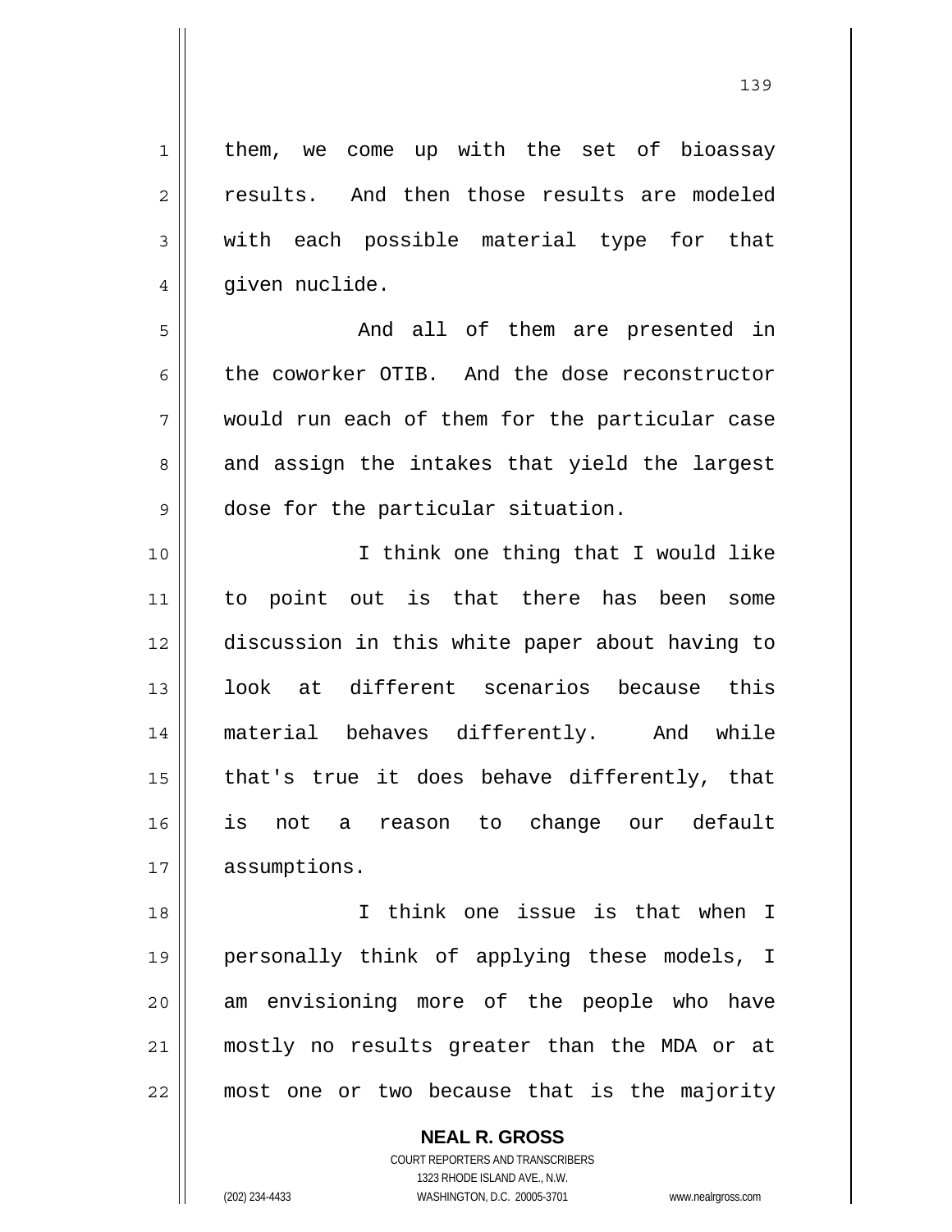them, we come up with the set of bioassay results. And then those results are modeled with each possible material type for that given nuclide.

And all of them are presented in the coworker OTIB. And the dose reconstructor would run each of them for the particular case and assign the intakes that yield the largest dose for the particular situation.

I think one thing that I would like to point out is that there has been some discussion in this white paper about having to look at different scenarios because this material behaves differently. And while that's true it does behave differently, that is not a reason to change our default assumptions.

I think one issue is that when I personally think of applying these models, I am envisioning more of the people who have mostly no results greater than the MDA or at most one or two because that is the majority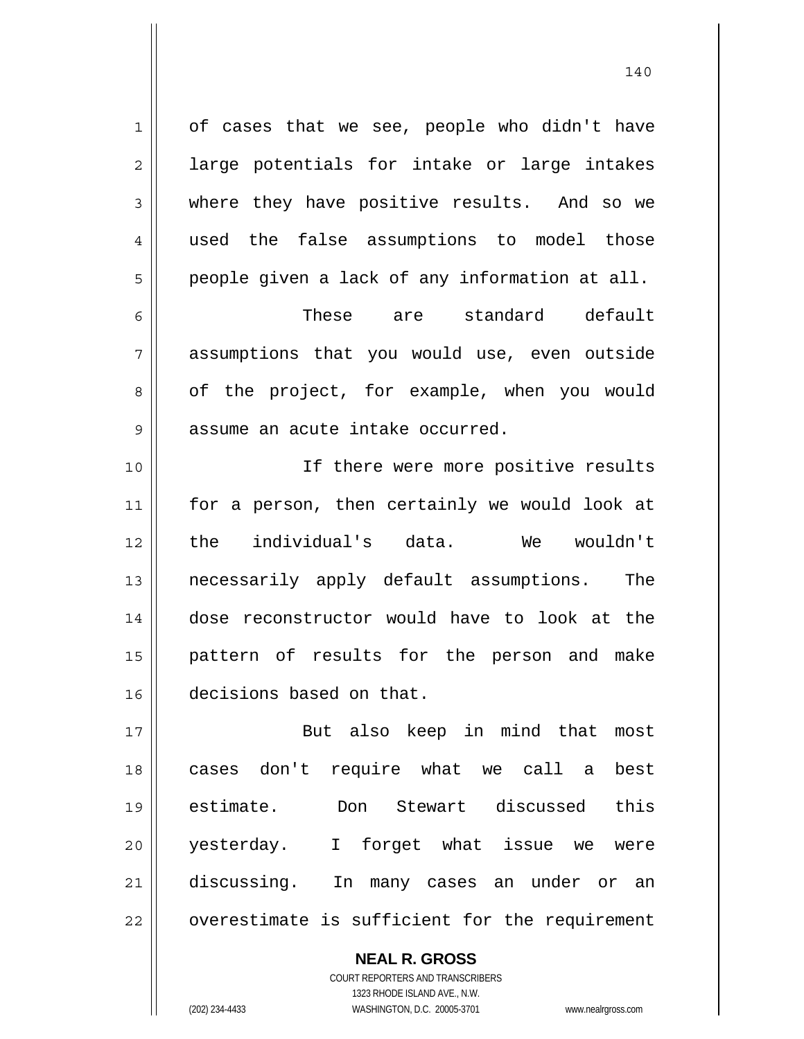of cases that we see, people who didn't have large potentials for intake or large intakes where they have positive results. And so we used the false assumptions to model those people given a lack of any information at all.

These are standard default assumptions that you would use, even outside of the project, for example, when you would assume an acute intake occurred.

If there were more positive results for a person, then certainly we would look at the individual's data. We wouldn't necessarily apply default assumptions. The dose reconstructor would have to look at the pattern of results for the person and make decisions based on that.

But also keep in mind that most cases don't require what we call a best estimate. Don Stewart discussed this yesterday. I forget what issue we were discussing. In many cases an under or an overestimate is sufficient for the requirement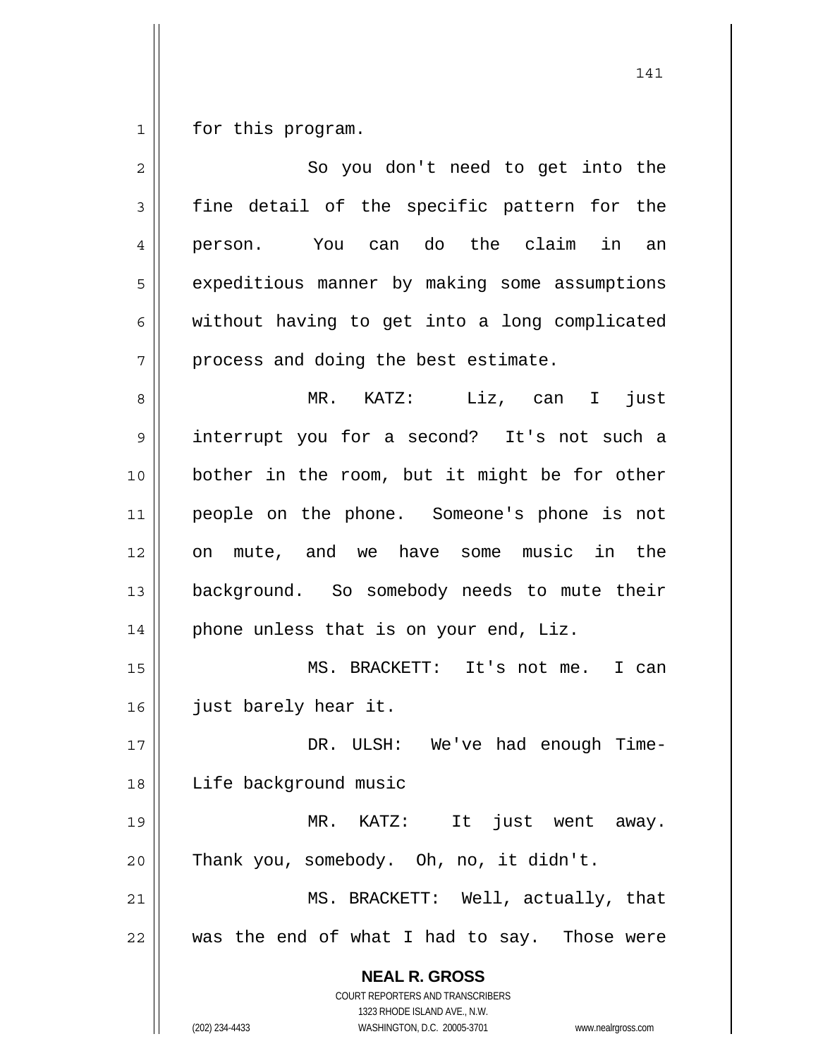for this program.

So you don't need to get into the fine detail of the specific pattern for the person. You can do the claim in an expeditious manner by making some assumptions without having to get into a long complicated process and doing the best estimate.

MR. KATZ: Liz, can I just interrupt you for a second? It's not such a bother in the room, but it might be for other people on the phone. Someone's phone is not on mute, and we have some music in the background. So somebody needs to mute their phone unless that is on your end, Liz.

MS. BRACKETT: It's not me. I can just barely hear it.

DR. ULSH: We've had enough Time-Life background music

MR. KATZ: It just went away. Thank you, somebody. Oh, no, it didn't.

MS. BRACKETT: Well, actually, that was the end of what I had to say. Those were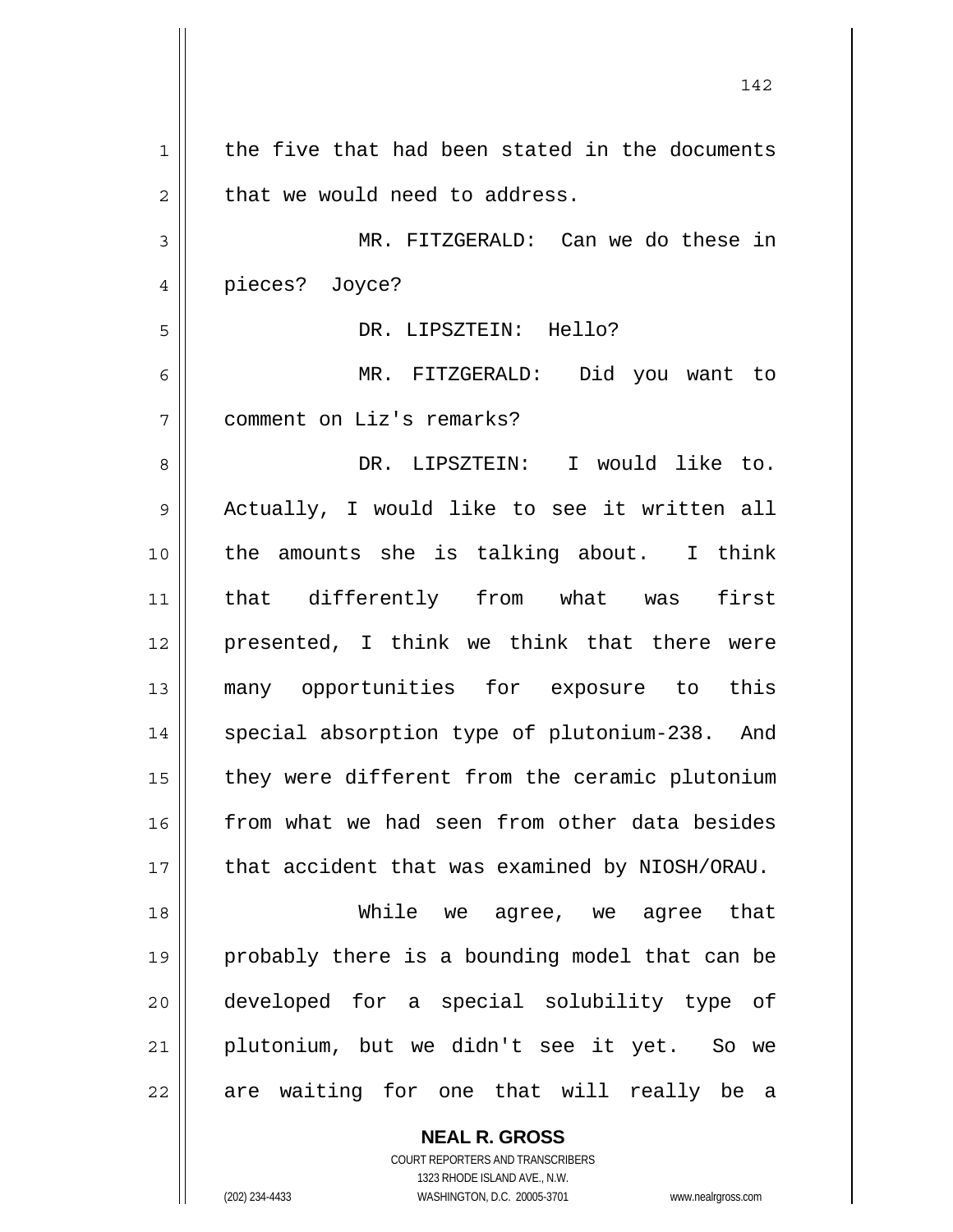the five that had been stated in the documents that we would need to address.

MR. FITZGERALD: Can we do these in pieces? Joyce?

DR. LIPSZTEIN: Hello?

MR. FITZGERALD: Did you want to comment on Liz's remarks?

DR. LIPSZTEIN: I would like to. Actually, I would like to see it written all the amounts she is talking about. I think that differently from what was first presented, I think we think that there were many opportunities for exposure to this special absorption type of plutonium-238. And they were different from the ceramic plutonium from what we had seen from other data besides that accident that was examined by NIOSH/ORAU.

While we agree, we agree that probably there is a bounding model that can be developed for a special solubility type of plutonium, but we didn't see it yet. So we are waiting for one that will really be a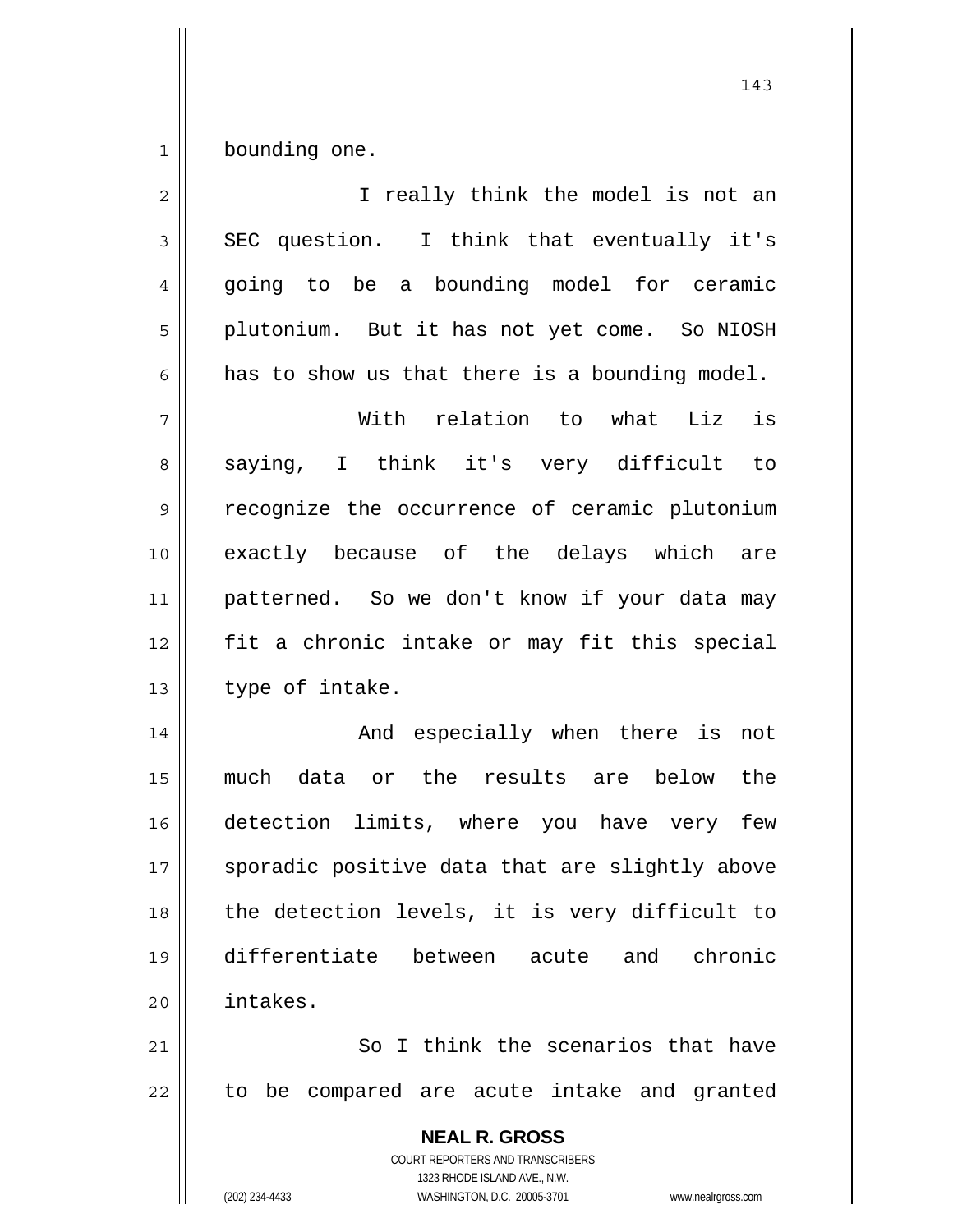bounding one.

I really think the model is not an SEC question. I think that eventually it's going to be a bounding model for ceramic plutonium. But it has not yet come. So NIOSH has to show us that there is a bounding model.

With relation to what Liz is saying, I think it's very difficult to recognize the occurrence of ceramic plutonium exactly because of the delays which are patterned. So we don't know if your data may fit a chronic intake or may fit this special type of intake.

And especially when there is not much data or the results are below the detection limits, where you have very few sporadic positive data that are slightly above the detection levels, it is very difficult to differentiate between acute and chronic intakes.

So I think the scenarios that have to be compared are acute intake and granted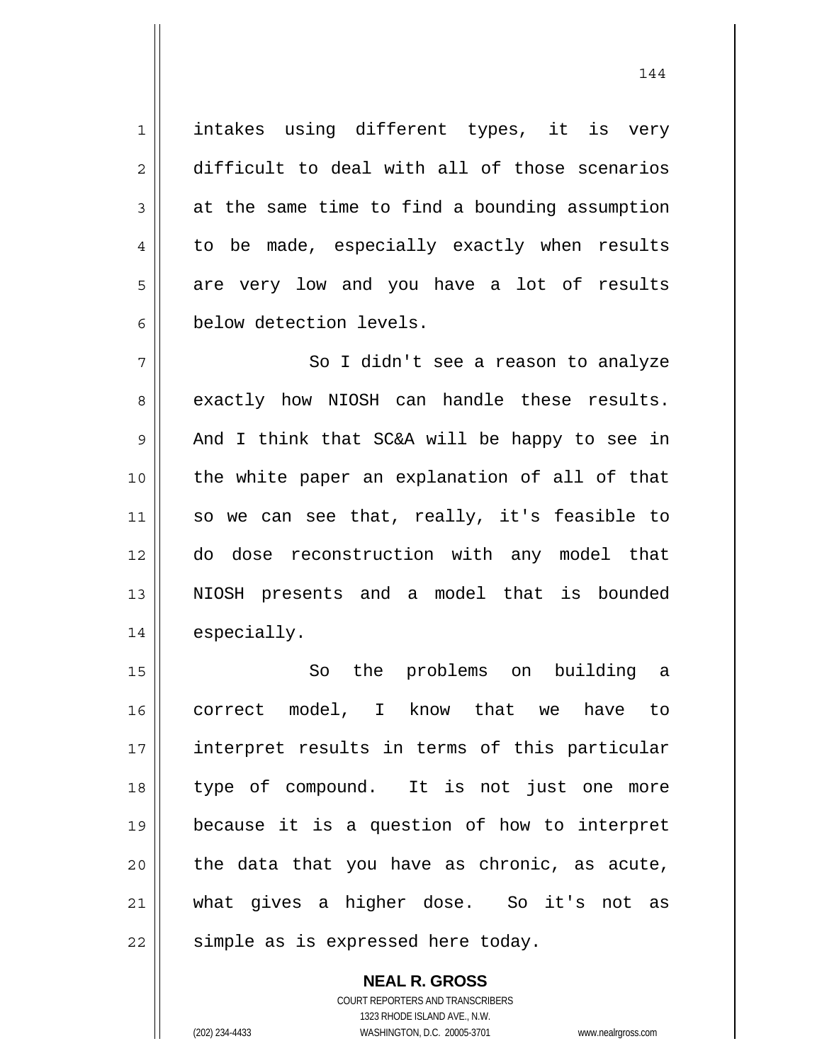intakes using different types, it is very difficult to deal with all of those scenarios at the same time to find a bounding assumption to be made, especially exactly when results are very low and you have a lot of results below detection levels.

So I didn't see a reason to analyze exactly how NIOSH can handle these results. And I think that SC&A will be happy to see in the white paper an explanation of all of that so we can see that, really, it's feasible to do dose reconstruction with any model that NIOSH presents and a model that is bounded especially.

So the problems on building a correct model, I know that we have to interpret results in terms of this particular type of compound. It is not just one more because it is a question of how to interpret the data that you have as chronic, as acute, what gives a higher dose. So it's not as simple as is expressed here today.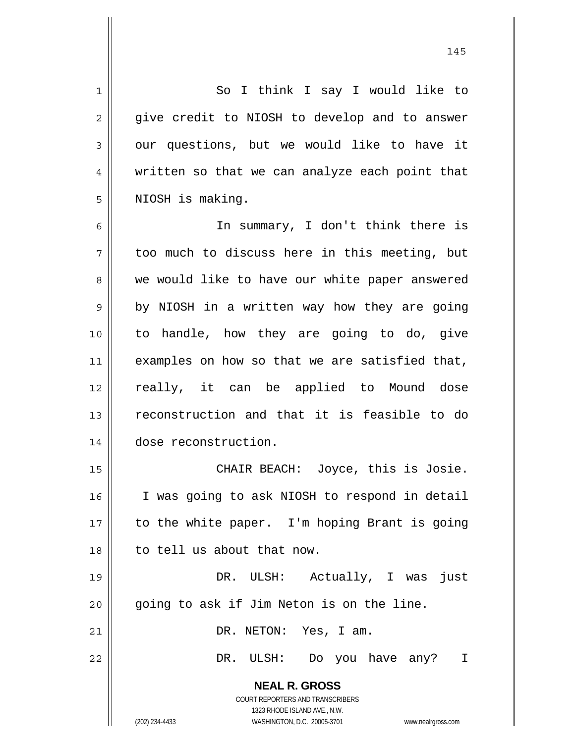So I think I say I would like to give credit to NIOSH to develop and to answer our questions, but we would like to have it written so that we can analyze each point that NIOSH is making.

In summary, I don't think there is too much to discuss here in this meeting, but we would like to have our white paper answered by NIOSH in a written way how they are going to handle, how they are going to do, give examples on how so that we are satisfied that, really, it can be applied to Mound dose reconstruction and that it is feasible to do dose reconstruction.

CHAIR BEACH: Joyce, this is Josie. I was going to ask NIOSH to respond in detail to the white paper. I'm hoping Brant is going to tell us about that now.

DR. ULSH: Actually, I was just going to ask if Jim Neton is on the line.

DR. NETON: Yes, I am.

DR. ULSH: Do you have any? I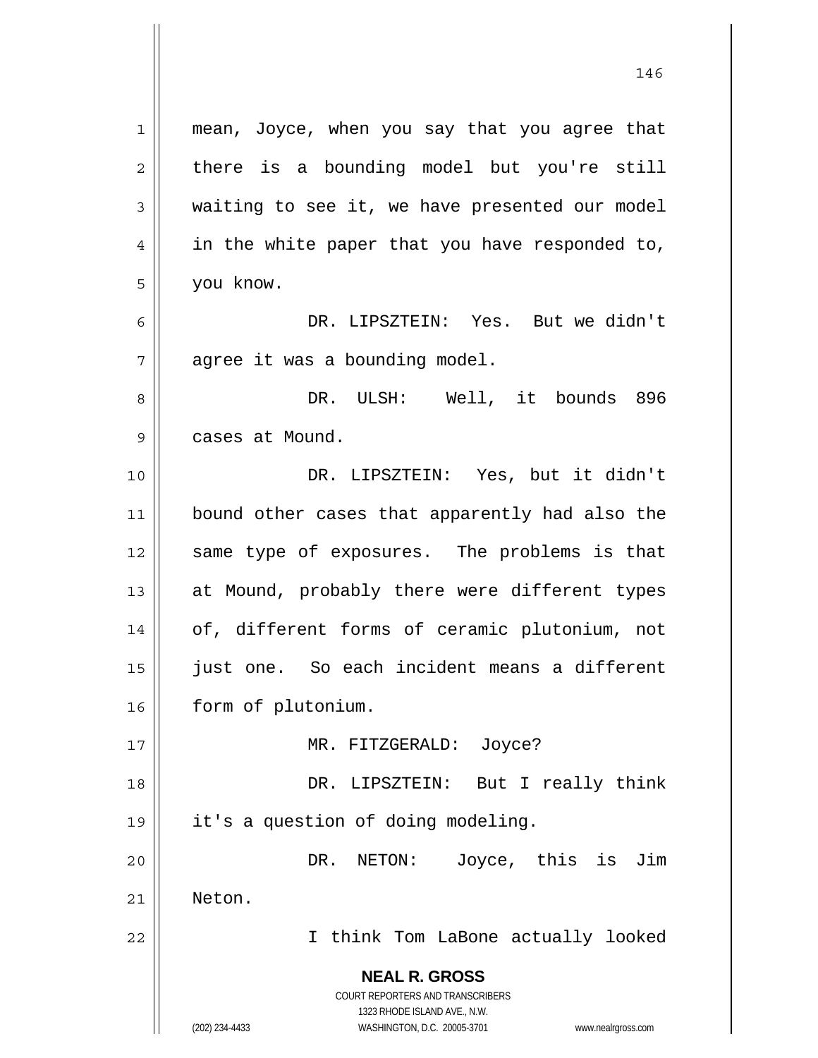mean, Joyce, when you say that you agree that there is a bounding model but you're still waiting to see it, we have presented our model in the white paper that you have responded to, you know.

DR. LIPSZTEIN: Yes. But we didn't agree it was a bounding model.

DR. ULSH: Well, it bounds 896 cases at Mound.

DR. LIPSZTEIN: Yes, but it didn't bound other cases that apparently had also the same type of exposures. The problems is that at Mound, probably there were different types of, different forms of ceramic plutonium, not just one. So each incident means a different form of plutonium.

MR. FITZGERALD: Joyce?

DR. LIPSZTEIN: But I really think it's a question of doing modeling.

DR. NETON: Joyce, this is Jim Neton.

I think Tom LaBone actually looked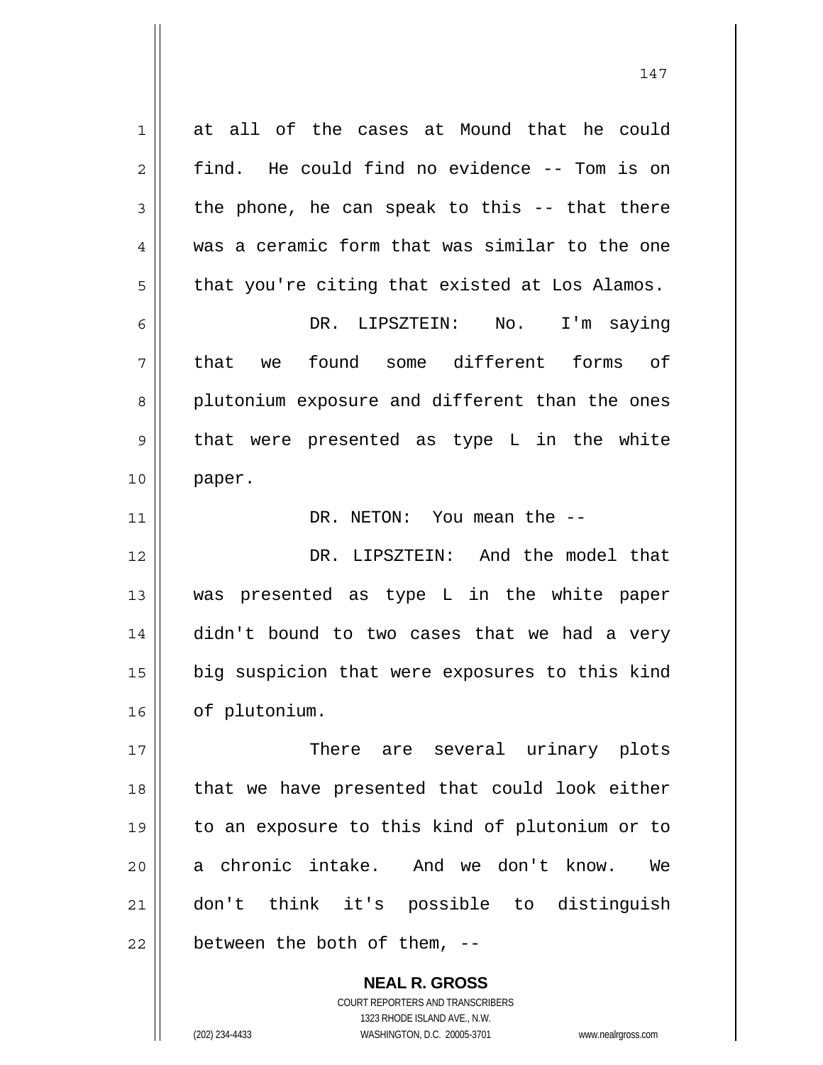at all of the cases at Mound that he could find. He could find no evidence -- Tom is on the phone, he can speak to this -- that there was a ceramic form that was similar to the one that you're citing that existed at Los Alamos.

DR. LIPSZTEIN: No. I'm saying that we found some different forms of plutonium exposure and different than the ones that were presented as type L in the white paper.

DR. NETON: You mean the --

DR. LIPSZTEIN: And the model that was presented as type L in the white paper didn't bound to two cases that we had a very big suspicion that were exposures to this kind of plutonium.

There are several urinary plots that we have presented that could look either to an exposure to this kind of plutonium or to a chronic intake. And we don't know. We don't think it's possible to distinguish between the both of them, --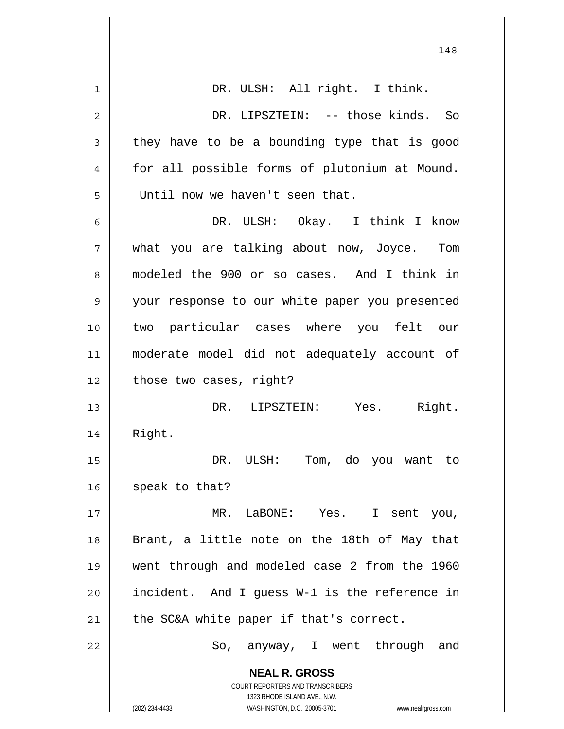DR. ULSH: All right. I think.

DR. LIPSZTEIN: -- those kinds. So they have to be a bounding type that is good for all possible forms of plutonium at Mound. Until now we haven't seen that.

DR. ULSH: Okay. I think I know what you are talking about now, Joyce. Tom modeled the 900 or so cases. And I think in your response to our white paper you presented two particular cases where you felt our moderate model did not adequately account of those two cases, right?

DR. LIPSZTEIN: Yes. Right. Right.

DR. ULSH: Tom, do you want to speak to that?

MR. LaBONE: Yes. I sent you, Brant, a little note on the 18th of May that went through and modeled case 2 from the 1960 incident. And I guess W-1 is the reference in the SC&A white paper if that's correct.

So, anyway, I went through and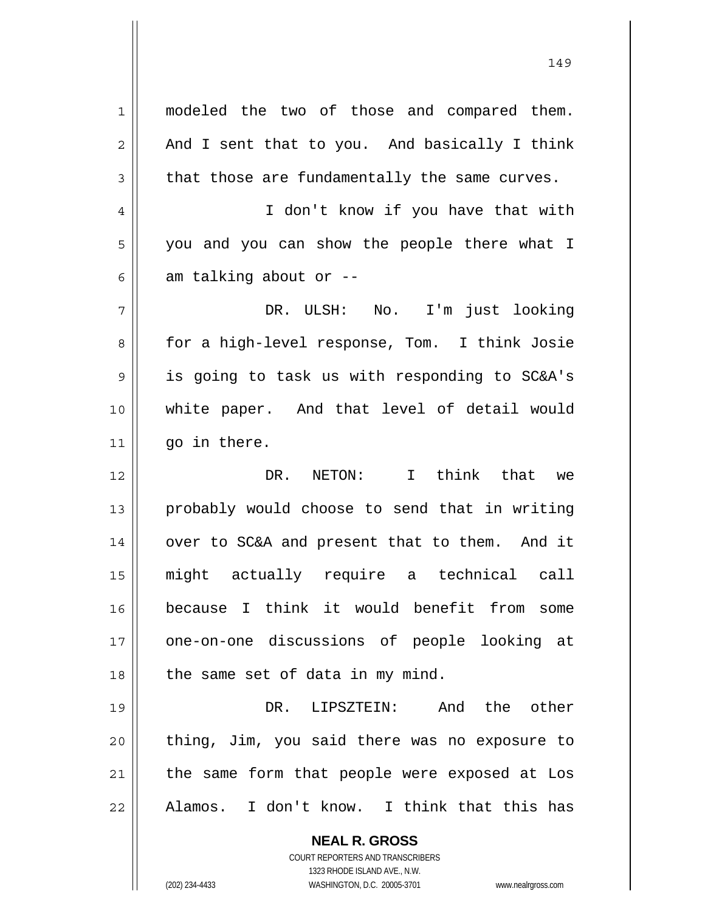modeled the two of those and compared them. And I sent that to you. And basically I think that those are fundamentally the same curves.

I don't know if you have that with you and you can show the people there what I am talking about or --

DR. ULSH: No. I'm just looking for a high-level response, Tom. I think Josie is going to task us with responding to SC&A's white paper. And that level of detail would go in there.

DR. NETON: I think that we probably would choose to send that in writing over to SC&A and present that to them. And it might actually require a technical call because I think it would benefit from some one-on-one discussions of people looking at the same set of data in my mind.

DR. LIPSZTEIN: And the other thing, Jim, you said there was no exposure to the same form that people were exposed at Los Alamos. I don't know. I think that this has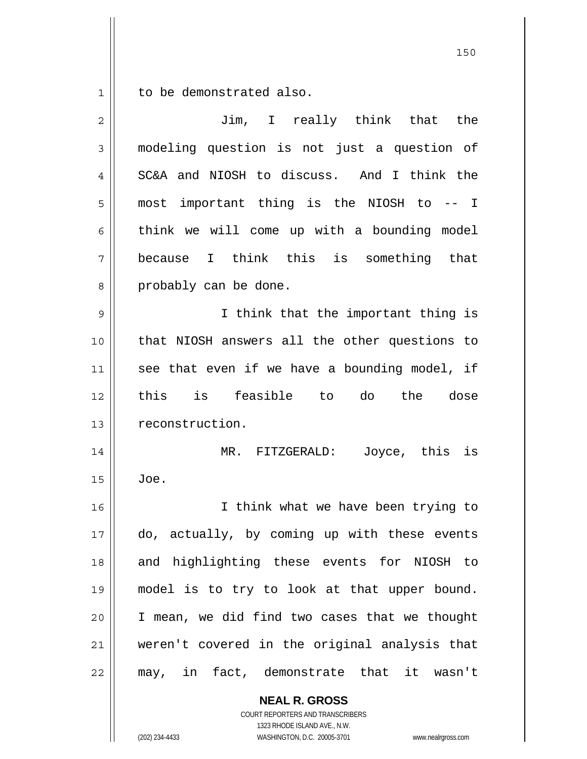to be demonstrated also.

Jim, I really think that the modeling question is not just a question of SC&A and NIOSH to discuss. And I think the most important thing is the NIOSH to -- I think we will come up with a bounding model because I think this is something that probably can be done.

I think that the important thing is that NIOSH answers all the other questions to see that even if we have a bounding model, if this is feasible to do the dose reconstruction.

MR. FITZGERALD: Joyce, this is Joe.

I think what we have been trying to do, actually, by coming up with these events and highlighting these events for NIOSH to model is to try to look at that upper bound. I mean, we did find two cases that we thought weren't covered in the original analysis that may, in fact, demonstrate that it wasn't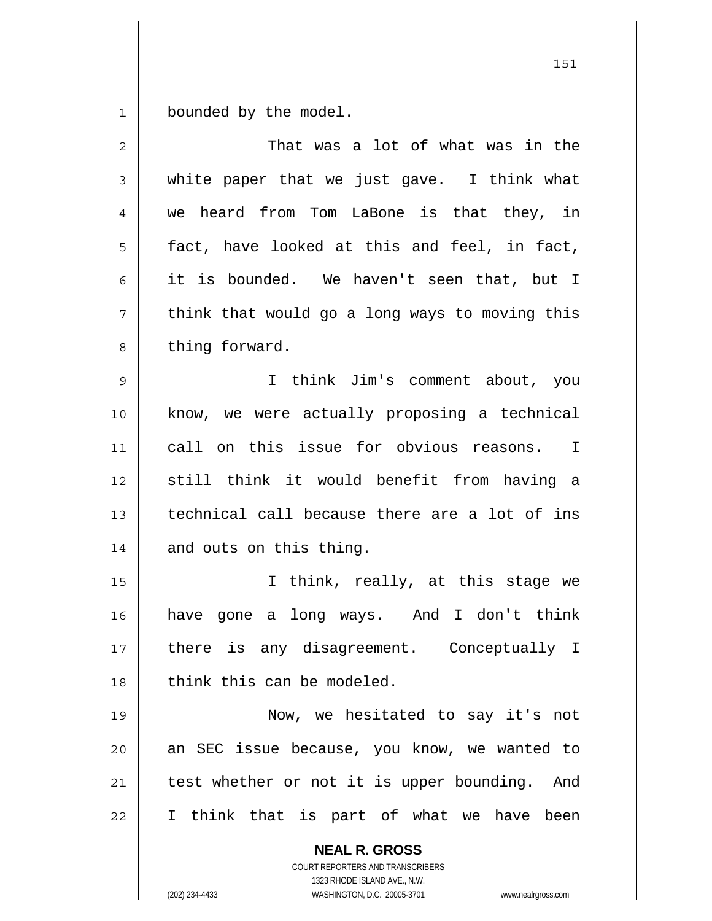bounded by the model.

That was a lot of what was in the white paper that we just gave. I think what we heard from Tom LaBone is that they, in fact, have looked at this and feel, in fact, it is bounded. We haven't seen that, but I think that would go a long ways to moving this thing forward.

I think Jim's comment about, you know, we were actually proposing a technical call on this issue for obvious reasons. I still think it would benefit from having a technical call because there are a lot of ins and outs on this thing.

I think, really, at this stage we have gone a long ways. And I don't think there is any disagreement. Conceptually I think this can be modeled.

Now, we hesitated to say it's not an SEC issue because, you know, we wanted to test whether or not it is upper bounding. And I think that is part of what we have been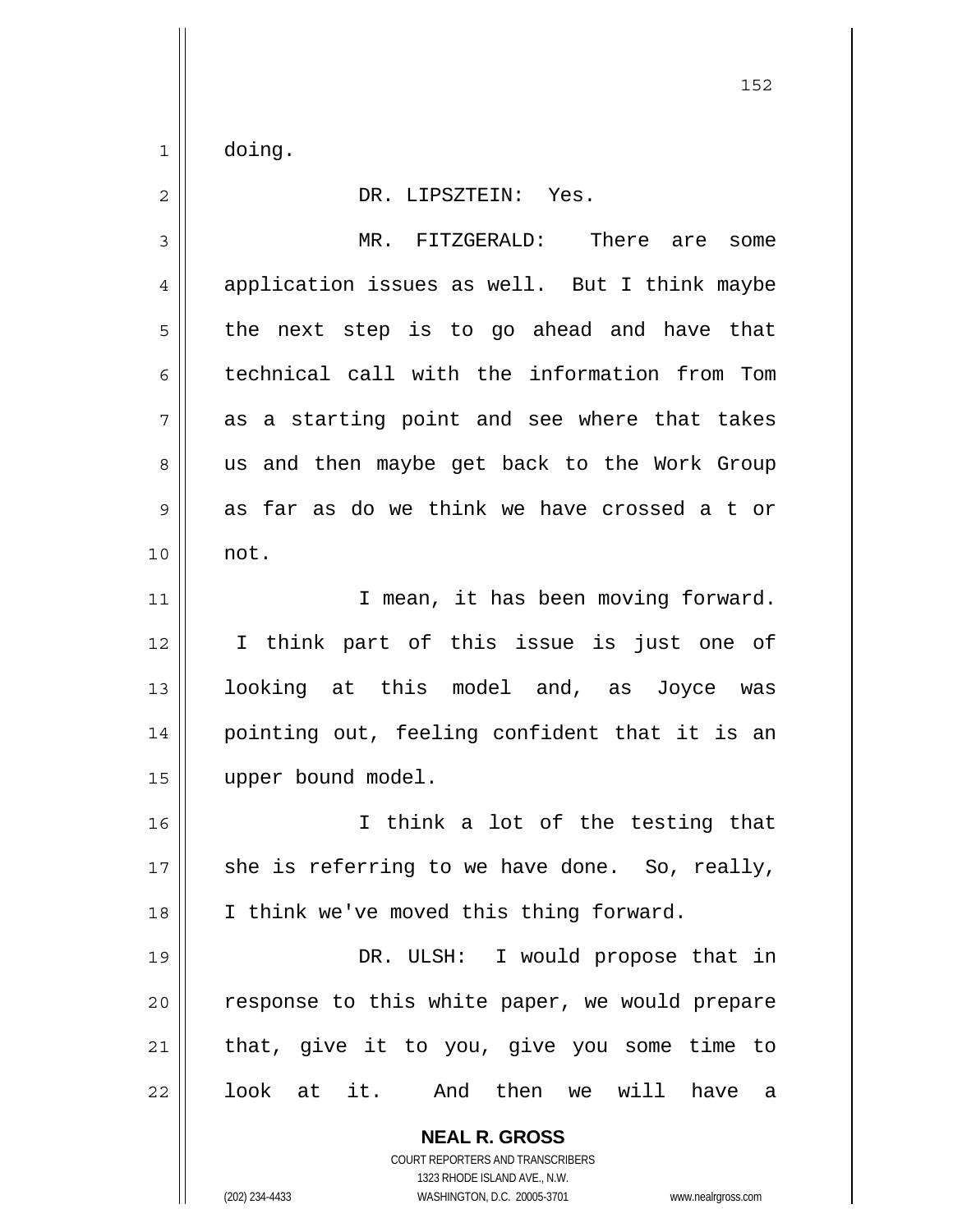doing.

DR. LIPSZTEIN: Yes.

MR. FITZGERALD: There are some application issues as well. But I think maybe the next step is to go ahead and have that technical call with the information from Tom as a starting point and see where that takes us and then maybe get back to the Work Group as far as do we think we have crossed a t or not.

I mean, it has been moving forward. I think part of this issue is just one of looking at this model and, as Joyce was pointing out, feeling confident that it is an upper bound model.

I think a lot of the testing that she is referring to we have done. So, really, I think we've moved this thing forward.

DR. ULSH: I would propose that in response to this white paper, we would prepare that, give it to you, give you some time to look at it. And then we will have a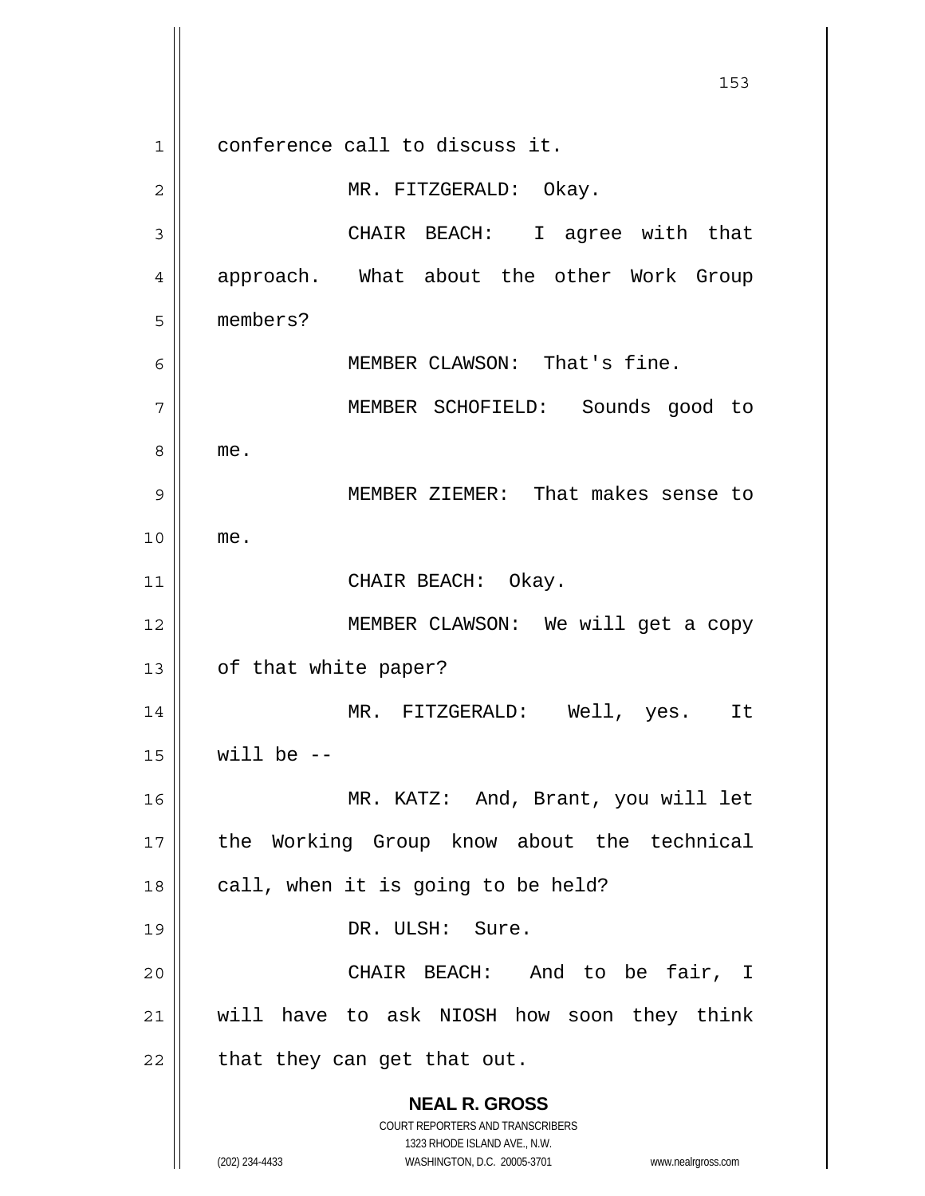conference call to discuss it.

MR. FITZGERALD: Okay.

CHAIR BEACH: I agree with that approach. What about the other Work Group members?

MEMBER CLAWSON: That's fine.

MEMBER SCHOFIELD: Sounds good to me.

MEMBER ZIEMER: That makes sense to me.

CHAIR BEACH: Okay.

MEMBER CLAWSON: We will get a copy of that white paper?

MR. FITZGERALD: Well, yes. It will be --

MR. KATZ: And, Brant, you will let the Working Group know about the technical call, when it is going to be held?

DR. ULSH: Sure.

CHAIR BEACH: And to be fair, I will have to ask NIOSH how soon they think that they can get that out.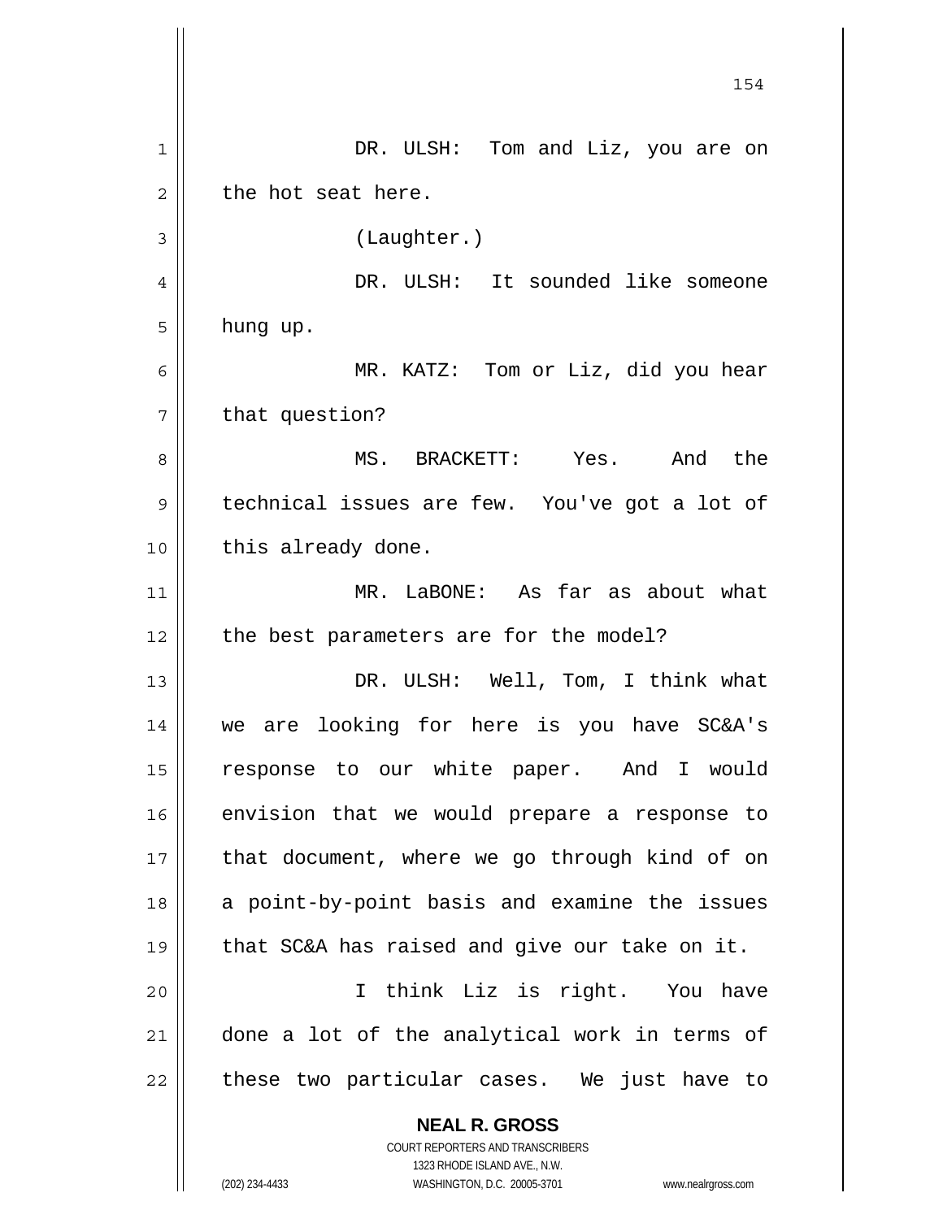DR. ULSH: Tom and Liz, you are on the hot seat here.

(Laughter.)

DR. ULSH: It sounded like someone hung up.

MR. KATZ: Tom or Liz, did you hear that question?

MS. BRACKETT: Yes. And the technical issues are few. You've got a lot of this already done.

MR. LaBONE: As far as about what the best parameters are for the model?

DR. ULSH: Well, Tom, I think what we are looking for here is you have SC&A's response to our white paper. And I would envision that we would prepare a response to that document, where we go through kind of on a point-by-point basis and examine the issues that SC&A has raised and give our take on it.

I think Liz is right. You have done a lot of the analytical work in terms of these two particular cases. We just have to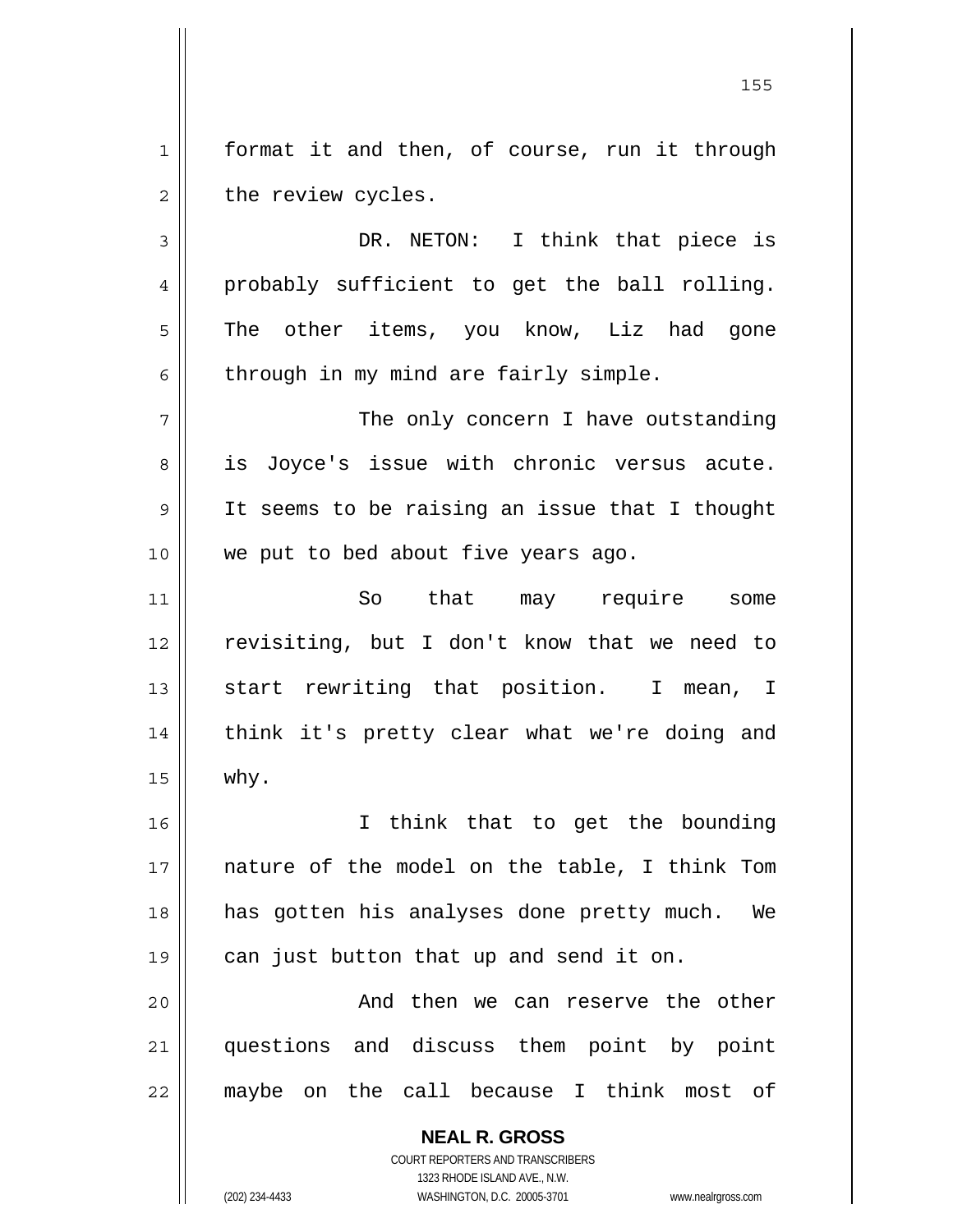format it and then, of course, run it through the review cycles.

DR. NETON: I think that piece is probably sufficient to get the ball rolling. The other items, you know, Liz had gone through in my mind are fairly simple.

The only concern I have outstanding is Joyce's issue with chronic versus acute. It seems to be raising an issue that I thought we put to bed about five years ago.

So that may require some revisiting, but I don't know that we need to start rewriting that position. I mean, I think it's pretty clear what we're doing and why.

I think that to get the bounding nature of the model on the table, I think Tom has gotten his analyses done pretty much. We can just button that up and send it on.

And then we can reserve the other questions and discuss them point by point maybe on the call because I think most of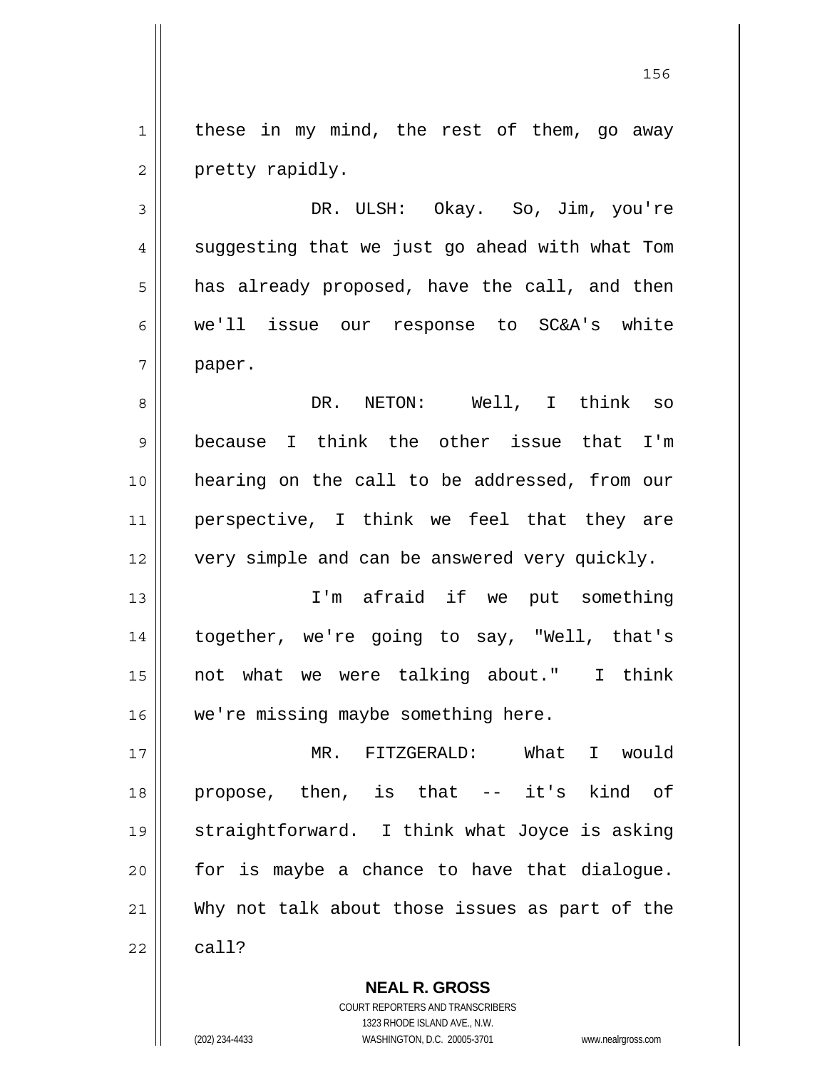these in my mind, the rest of them, go away pretty rapidly.

DR. ULSH: Okay. So, Jim, you're suggesting that we just go ahead with what Tom has already proposed, have the call, and then we'll issue our response to SC&A's white paper.

DR. NETON: Well, I think so because I think the other issue that I'm hearing on the call to be addressed, from our perspective, I think we feel that they are very simple and can be answered very quickly.

I'm afraid if we put something together, we're going to say, "Well, that's not what we were talking about." I think we're missing maybe something here.

MR. FITZGERALD: What I would propose, then, is that -- it's kind of straightforward. I think what Joyce is asking for is maybe a chance to have that dialogue. Why not talk about those issues as part of the call?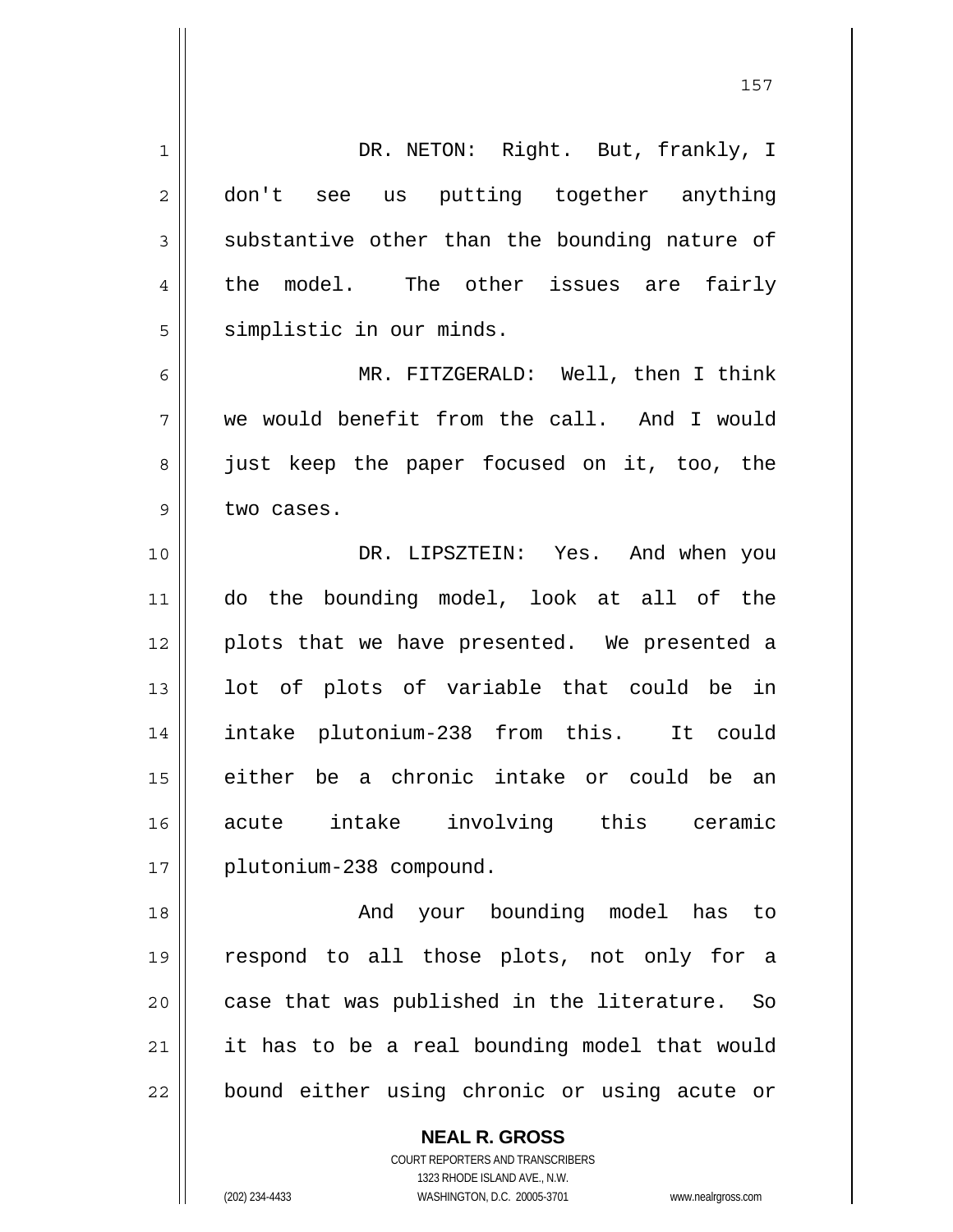DR. NETON: Right. But, frankly, I don't see us putting together anything substantive other than the bounding nature of the model. The other issues are fairly simplistic in our minds.

MR. FITZGERALD: Well, then I think we would benefit from the call. And I would just keep the paper focused on it, too, the two cases.

DR. LIPSZTEIN: Yes. And when you do the bounding model, look at all of the plots that we have presented. We presented a lot of plots of variable that could be in intake plutonium-238 from this. It could either be a chronic intake or could be an acute intake involving this ceramic plutonium-238 compound.

And your bounding model has to respond to all those plots, not only for a case that was published in the literature. So it has to be a real bounding model that would bound either using chronic or using acute or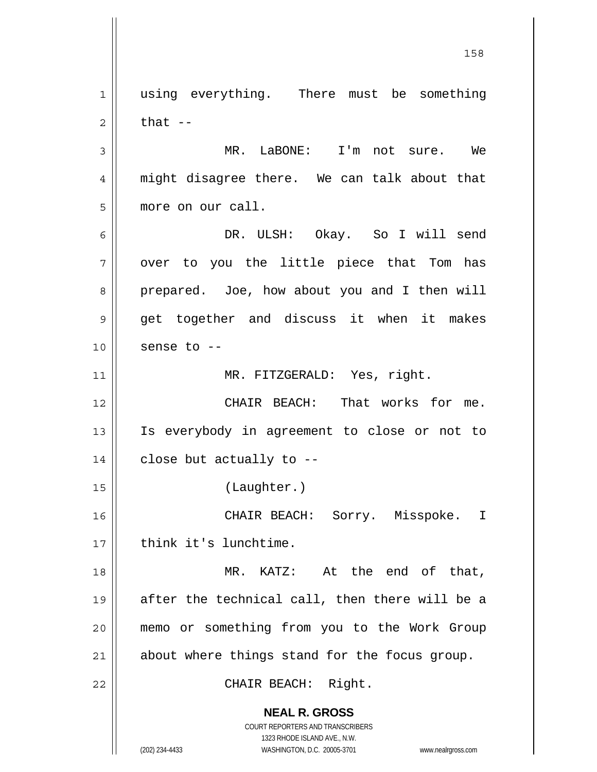using everything. There must be something that --

MR. LaBONE: I'm not sure. We might disagree there. We can talk about that more on our call.

DR. ULSH: Okay. So I will send over to you the little piece that Tom has prepared. Joe, how about you and I then will get together and discuss it when it makes sense to --

MR. FITZGERALD: Yes, right.

CHAIR BEACH: That works for me. Is everybody in agreement to close or not to close but actually to --

(Laughter.)

CHAIR BEACH: Sorry. Misspoke. I think it's lunchtime.

MR. KATZ: At the end of that, after the technical call, then there will be a memo or something from you to the Work Group about where things stand for the focus group.

CHAIR BEACH: Right.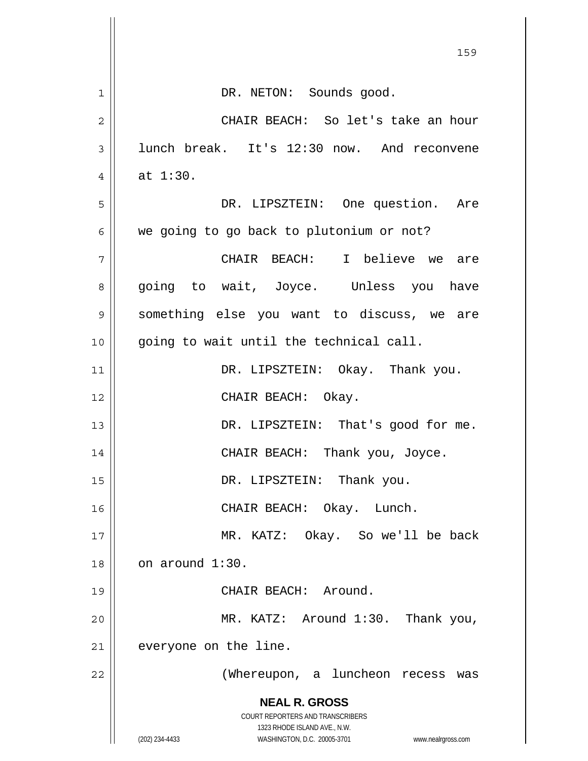DR. NETON: Sounds good.

CHAIR BEACH: So let's take an hour lunch break. It's 12:30 now. And reconvene at 1:30.

DR. LIPSZTEIN: One question. Are we going to go back to plutonium or not?

CHAIR BEACH: I believe we are going to wait, Joyce. Unless you have something else you want to discuss, we are going to wait until the technical call.

DR. LIPSZTEIN: Okay. Thank you.

CHAIR BEACH: Okay.

DR. LIPSZTEIN: That's good for me.

CHAIR BEACH: Thank you, Joyce.

DR. LIPSZTEIN: Thank you.

CHAIR BEACH: Okay. Lunch.

MR. KATZ: Okay. So we'll be back on around 1:30.

CHAIR BEACH: Around.

MR. KATZ: Around 1:30. Thank you, everyone on the line.

(Whereupon, a luncheon recess was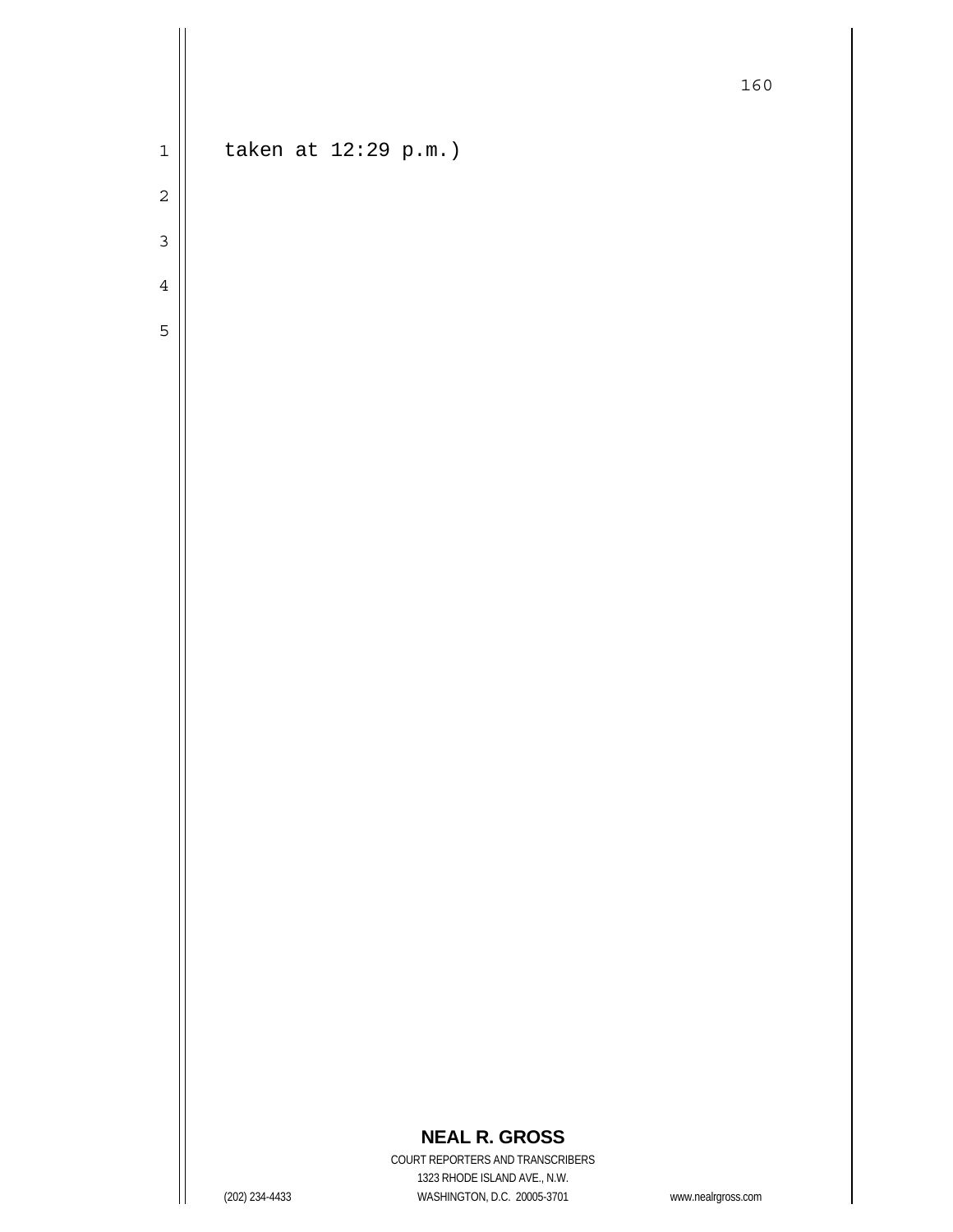taken at 12:29 p.m.)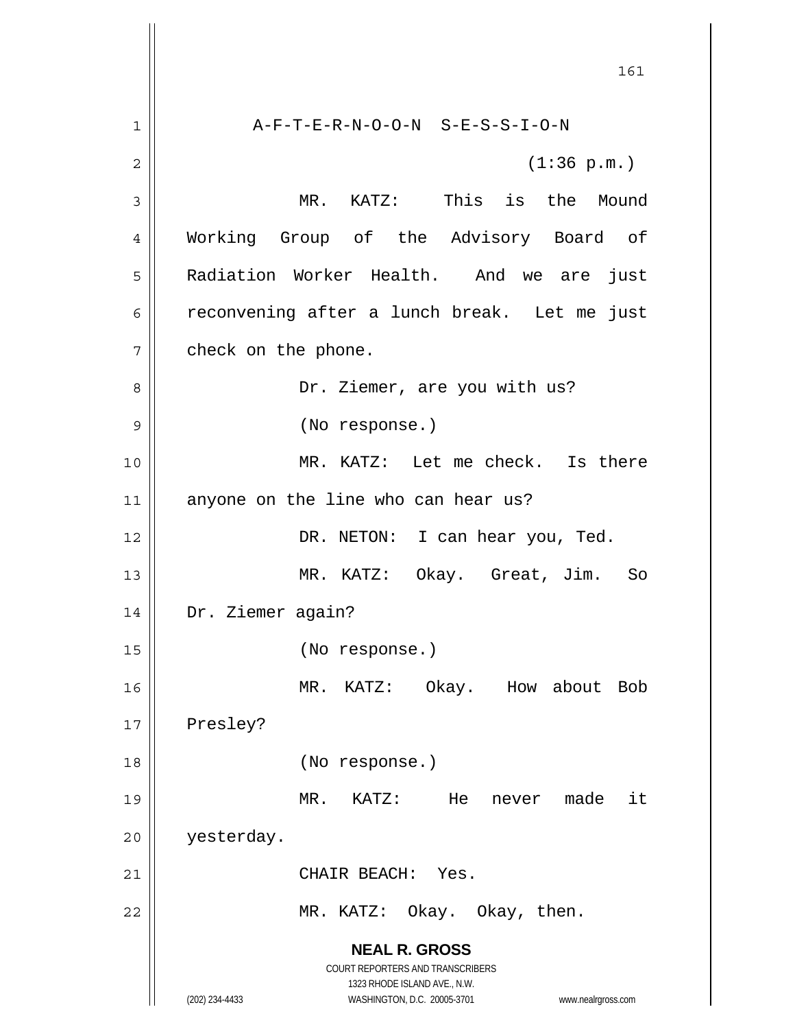A-F-T-E-R-N-O-O-N S-E-S-S-I-O-N

(1:36 p.m.)

MR. KATZ: This is the Mound Working Group of the Advisory Board of Radiation Worker Health. And we are just reconvening after a lunch break. Let me just check on the phone.

Dr. Ziemer, are you with us?

(No response.)

MR. KATZ: Let me check. Is there anyone on the line who can hear us?

DR. NETON: I can hear you, Ted.

MR. KATZ: Okay. Great, Jim. So Dr. Ziemer again?

(No response.)

MR. KATZ: Okay. How about Bob Presley?

(No response.)

MR. KATZ: He never made it yesterday.

CHAIR BEACH: Yes.

MR. KATZ: Okay. Okay, then.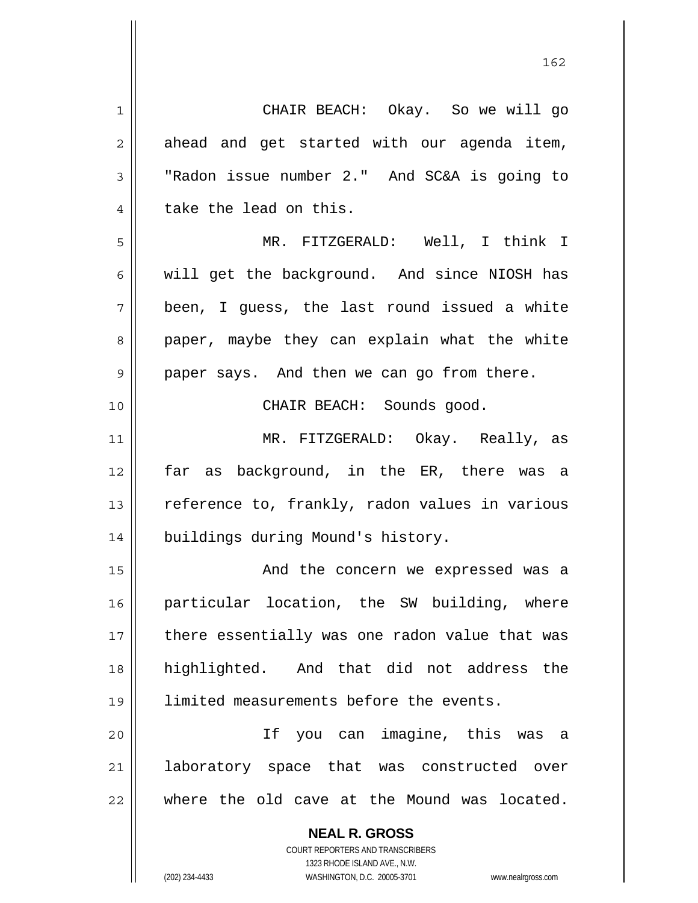CHAIR BEACH: Okay. So we will go ahead and get started with our agenda item, "Radon issue number 2." And SC&A is going to take the lead on this.

MR. FITZGERALD: Well, I think I will get the background. And since NIOSH has been, I guess, the last round issued a white paper, maybe they can explain what the white paper says. And then we can go from there.

CHAIR BEACH: Sounds good.

MR. FITZGERALD: Okay. Really, as far as background, in the ER, there was a reference to, frankly, radon values in various buildings during Mound's history.

And the concern we expressed was a particular location, the SW building, where there essentially was one radon value that was highlighted. And that did not address the limited measurements before the events.

If you can imagine, this was a laboratory space that was constructed over where the old cave at the Mound was located.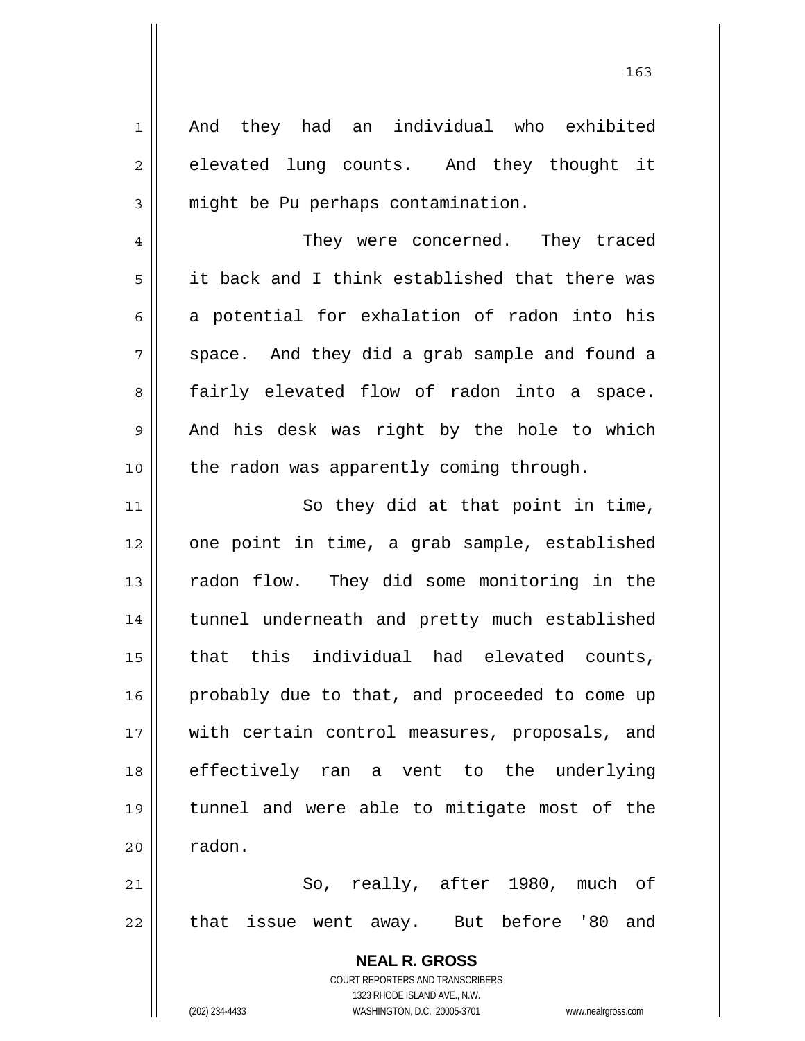And they had an individual who exhibited elevated lung counts. And they thought it might be Pu perhaps contamination.

They were concerned. They traced it back and I think established that there was a potential for exhalation of radon into his space. And they did a grab sample and found a fairly elevated flow of radon into a space. And his desk was right by the hole to which the radon was apparently coming through.

So they did at that point in time, one point in time, a grab sample, established radon flow. They did some monitoring in the tunnel underneath and pretty much established that this individual had elevated counts, probably due to that, and proceeded to come up with certain control measures, proposals, and effectively ran a vent to the underlying tunnel and were able to mitigate most of the radon.

So, really, after 1980, much of that issue went away. But before '80 and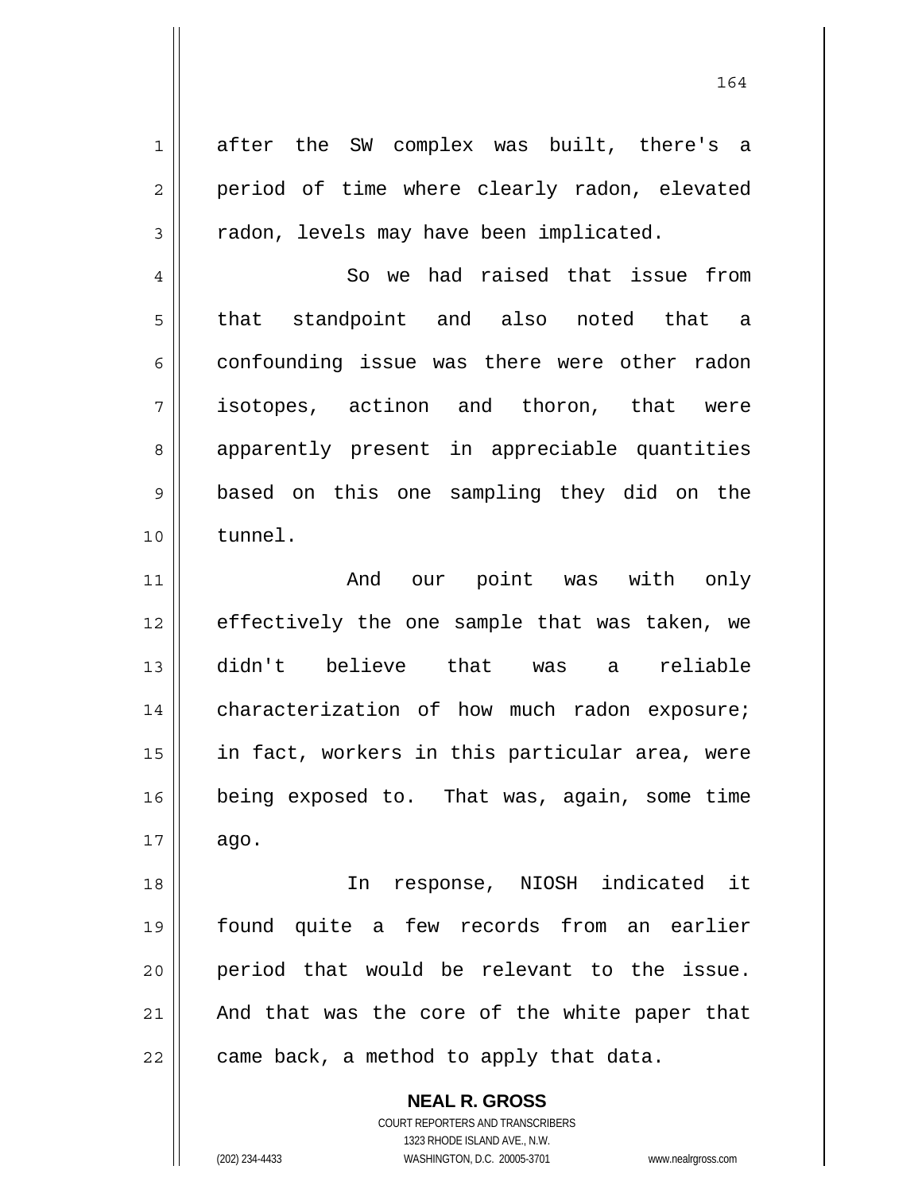after the SW complex was built, there's a period of time where clearly radon, elevated radon, levels may have been implicated.

So we had raised that issue from that standpoint and also noted that a confounding issue was there were other radon isotopes, actinon and thoron, that were apparently present in appreciable quantities based on this one sampling they did on the tunnel.

And our point was with only effectively the one sample that was taken, we didn't believe that was a reliable characterization of how much radon exposure; in fact, workers in this particular area, were being exposed to. That was, again, some time ago.

In response, NIOSH indicated it found quite a few records from an earlier period that would be relevant to the issue. And that was the core of the white paper that came back, a method to apply that data.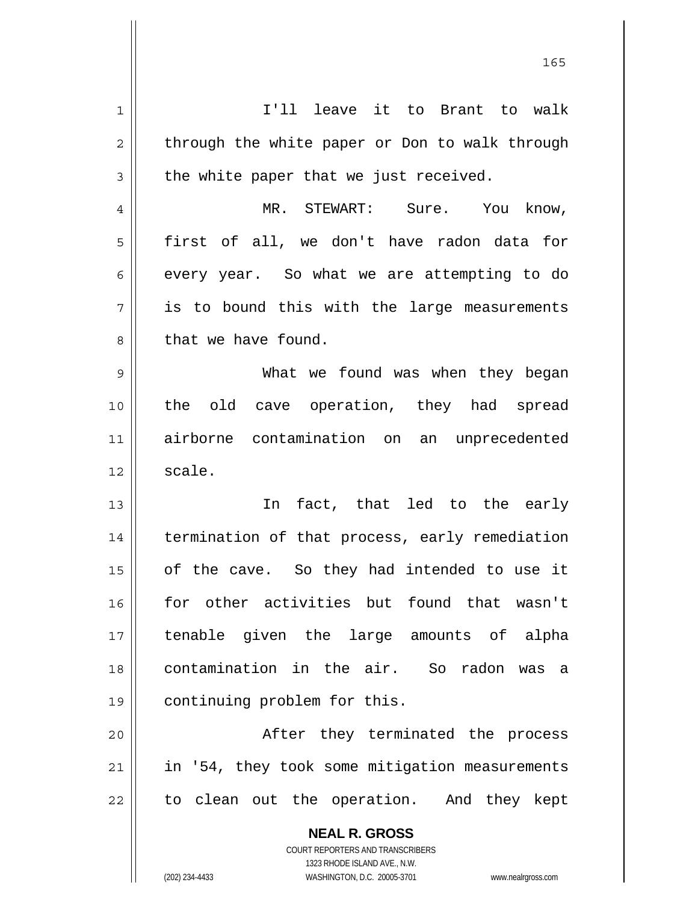I'll leave it to Brant to walk through the white paper or Don to walk through the white paper that we just received.

MR. STEWART: Sure. You know, first of all, we don't have radon data for every year. So what we are attempting to do is to bound this with the large measurements that we have found.

What we found was when they began the old cave operation, they had spread airborne contamination on an unprecedented scale.

In fact, that led to the early termination of that process, early remediation of the cave. So they had intended to use it for other activities but found that wasn't tenable given the large amounts of alpha contamination in the air. So radon was a continuing problem for this.

After they terminated the process in '54, they took some mitigation measurements to clean out the operation. And they kept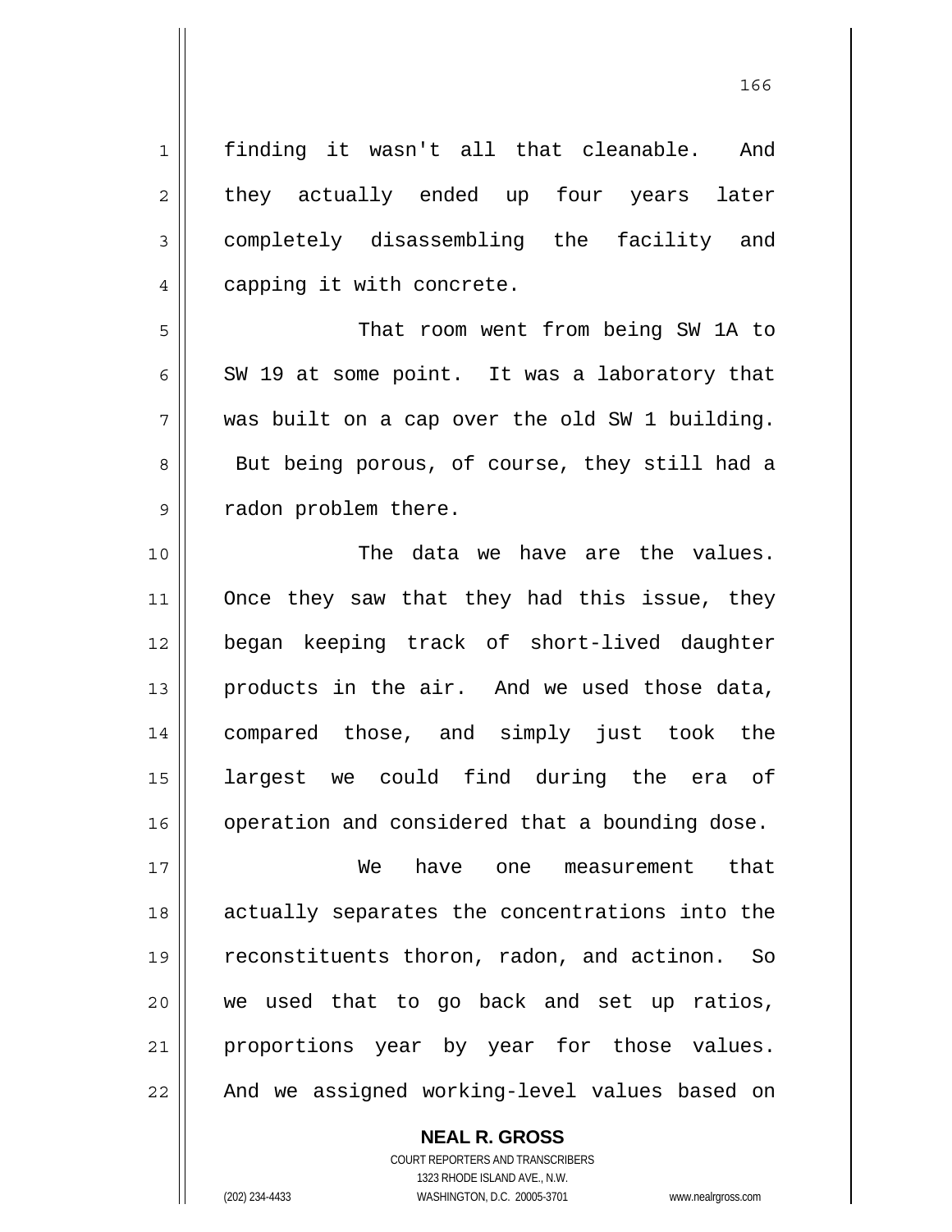finding it wasn't all that cleanable. And they actually ended up four years later completely disassembling the facility and capping it with concrete.

That room went from being SW 1A to SW 19 at some point. It was a laboratory that was built on a cap over the old SW 1 building. But being porous, of course, they still had a radon problem there.

The data we have are the values. Once they saw that they had this issue, they began keeping track of short-lived daughter products in the air. And we used those data, compared those, and simply just took the largest we could find during the era of operation and considered that a bounding dose.

We have one measurement that actually separates the concentrations into the reconstituents thoron, radon, and actinon. So we used that to go back and set up ratios, proportions year by year for those values. And we assigned working-level values based on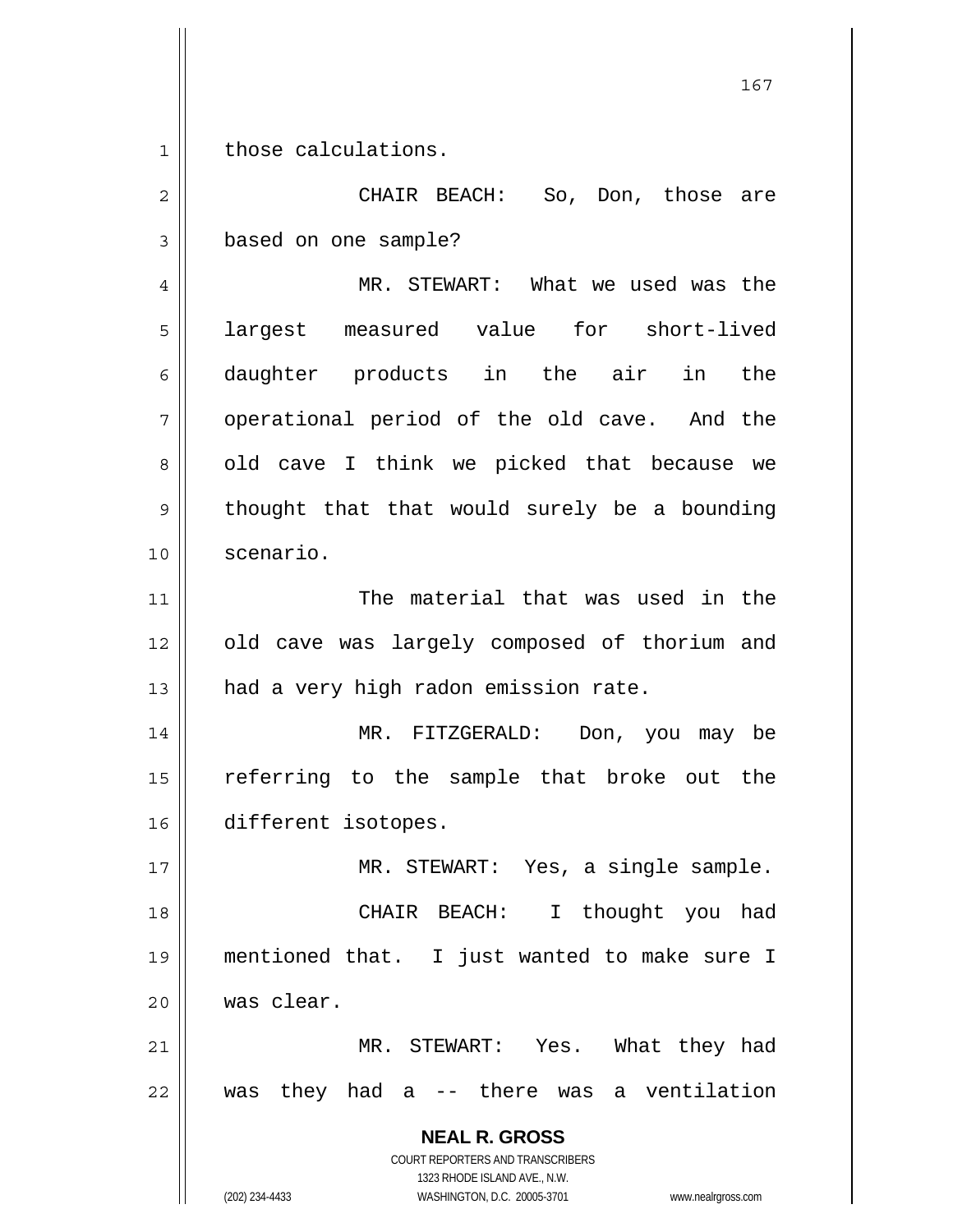those calculations.

CHAIR BEACH: So, Don, those are based on one sample?

MR. STEWART: What we used was the largest measured value for short-lived daughter products in the air in the operational period of the old cave. And the old cave I think we picked that because we thought that that would surely be a bounding scenario.

The material that was used in the old cave was largely composed of thorium and had a very high radon emission rate.

MR. FITZGERALD: Don, you may be referring to the sample that broke out the different isotopes.

MR. STEWART: Yes, a single sample.

CHAIR BEACH: I thought you had mentioned that. I just wanted to make sure I was clear.

MR. STEWART: Yes. What they had was they had a -- there was a ventilation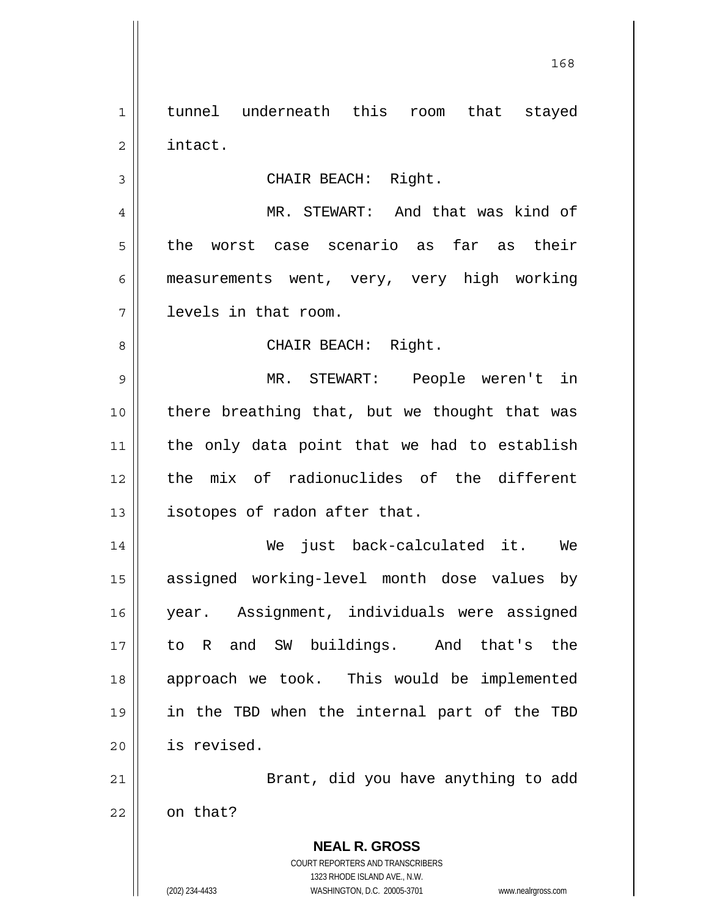tunnel underneath this room that stayed intact.

CHAIR BEACH: Right.

MR. STEWART: And that was kind of the worst case scenario as far as their measurements went, very, very high working levels in that room.

CHAIR BEACH: Right.

MR. STEWART: People weren't in there breathing that, but we thought that was the only data point that we had to establish the mix of radionuclides of the different isotopes of radon after that.

We just back-calculated it. We assigned working-level month dose values by year. Assignment, individuals were assigned to R and SW buildings. And that's the approach we took. This would be implemented in the TBD when the internal part of the TBD is revised.

Brant, did you have anything to add on that?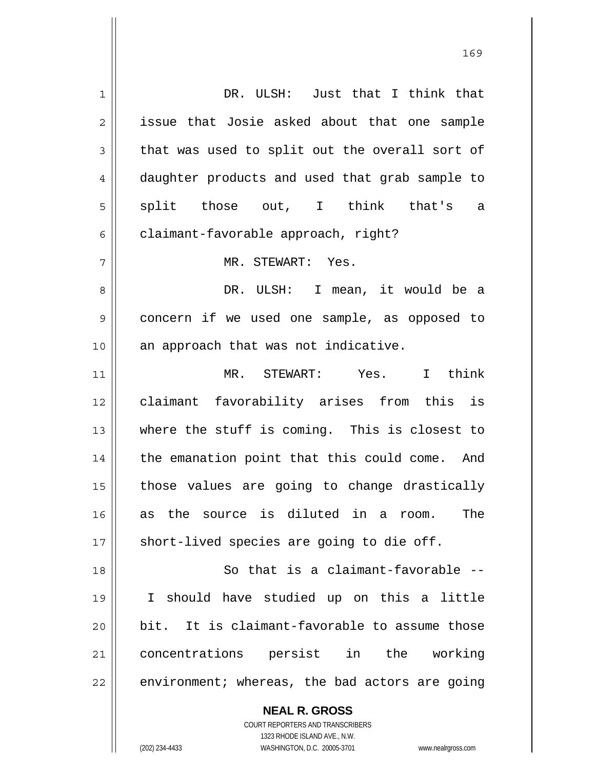DR. ULSH: Just that I think that issue that Josie asked about that one sample that was used to split out the overall sort of daughter products and used that grab sample to split those out, I think that's a claimant-favorable approach, right?

MR. STEWART: Yes.

DR. ULSH: I mean, it would be a concern if we used one sample, as opposed to an approach that was not indicative.

MR. STEWART: Yes. I think claimant favorability arises from this is where the stuff is coming. This is closest to the emanation point that this could come. And those values are going to change drastically as the source is diluted in a room. The short-lived species are going to die off.

So that is a claimant-favorable -- I should have studied up on this a little bit. It is claimant-favorable to assume those concentrations persist in the working environment; whereas, the bad actors are going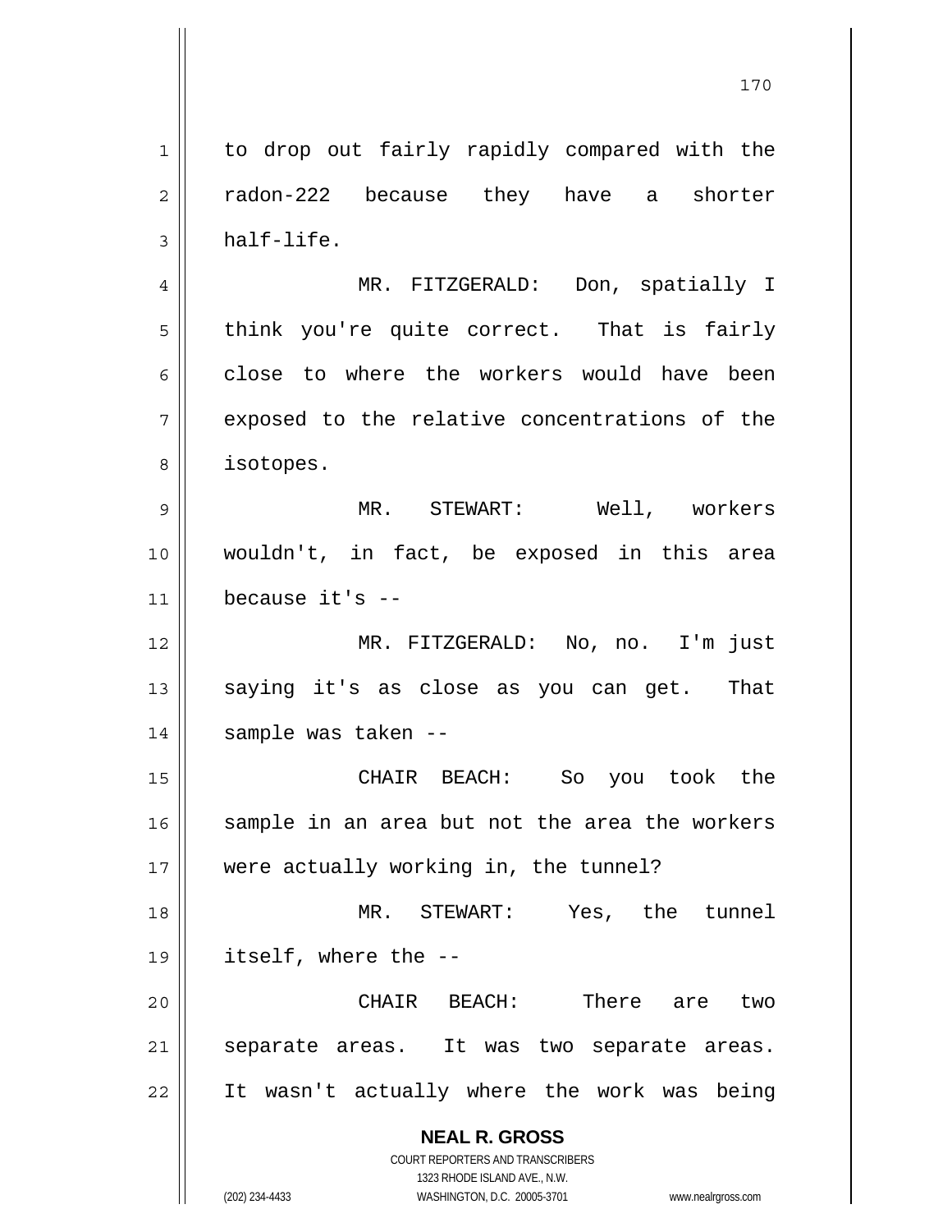to drop out fairly rapidly compared with the radon-222 because they have a shorter half-life.

MR. FITZGERALD: Don, spatially I think you're quite correct. That is fairly close to where the workers would have been exposed to the relative concentrations of the isotopes.

MR. STEWART: Well, workers wouldn't, in fact, be exposed in this area because it's --

MR. FITZGERALD: No, no. I'm just saying it's as close as you can get. That sample was taken --

CHAIR BEACH: So you took the sample in an area but not the area the workers were actually working in, the tunnel?

MR. STEWART: Yes, the tunnel itself, where the --

CHAIR BEACH: There are two separate areas. It was two separate areas. It wasn't actually where the work was being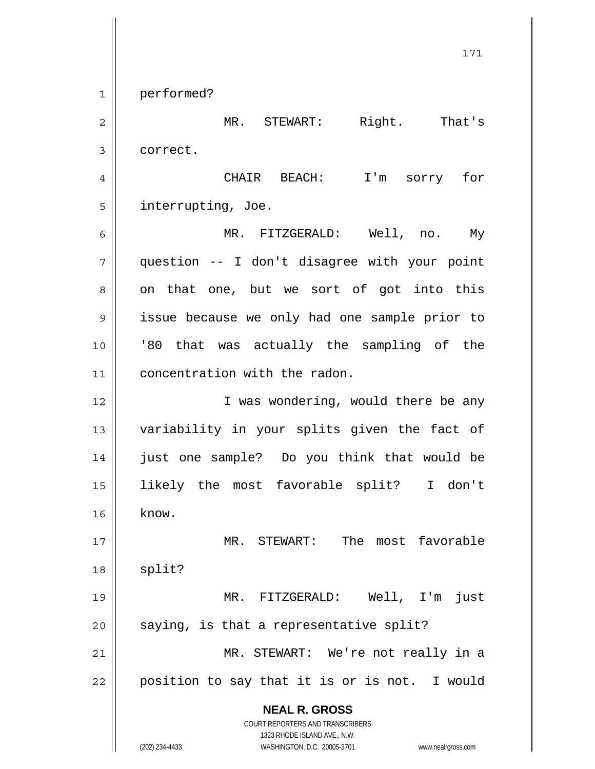performed?

MR. STEWART: Right. That's correct.

CHAIR BEACH: I'm sorry for interrupting, Joe.

MR. FITZGERALD: Well, no. My question -- I don't disagree with your point on that one, but we sort of got into this issue because we only had one sample prior to '80 that was actually the sampling of the concentration with the radon.

I was wondering, would there be any variability in your splits given the fact of just one sample? Do you think that would be likely the most favorable split? I don't know.

MR. STEWART: The most favorable split?

MR. FITZGERALD: Well, I'm just saying, is that a representative split?

MR. STEWART: We're not really in a position to say that it is or is not. I would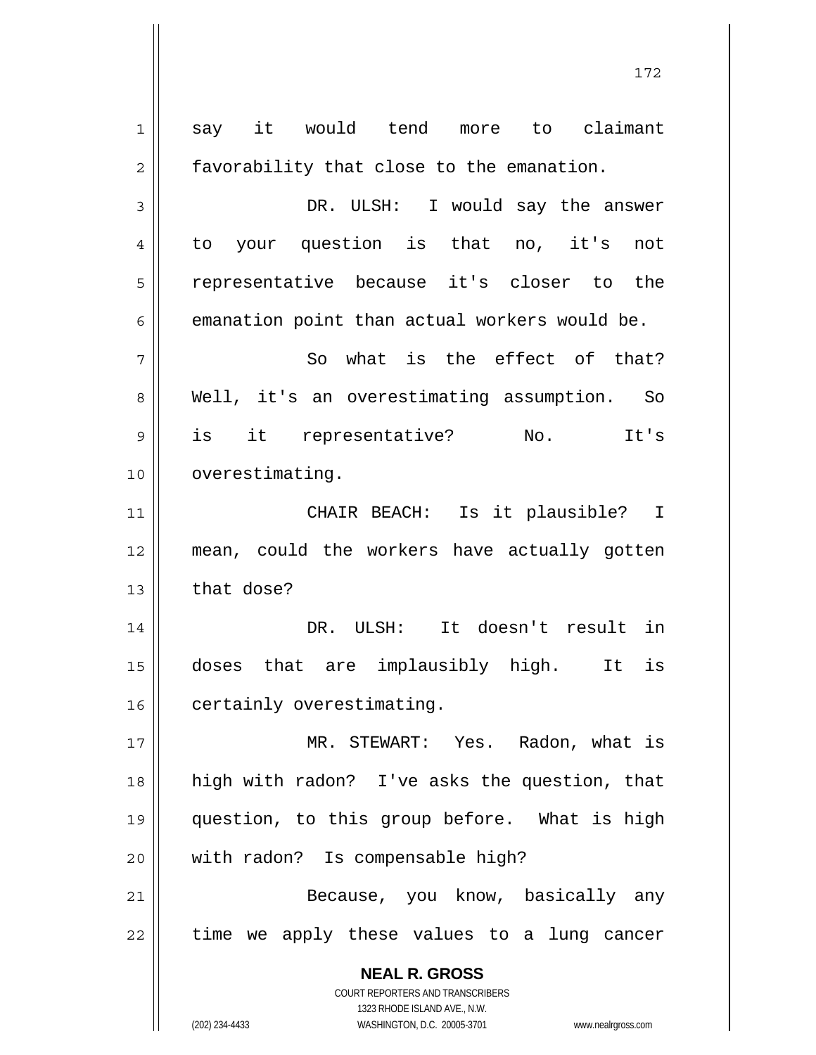say it would tend more to claimant favorability that close to the emanation.

DR. ULSH: I would say the answer to your question is that no, it's not representative because it's closer to the emanation point than actual workers would be.

So what is the effect of that? Well, it's an overestimating assumption. So is it representative? No. It's overestimating.

CHAIR BEACH: Is it plausible? I mean, could the workers have actually gotten that dose?

DR. ULSH: It doesn't result in doses that are implausibly high. It is certainly overestimating.

MR. STEWART: Yes. Radon, what is high with radon? I've asks the question, that question, to this group before. What is high with radon? Is compensable high?

Because, you know, basically any time we apply these values to a lung cancer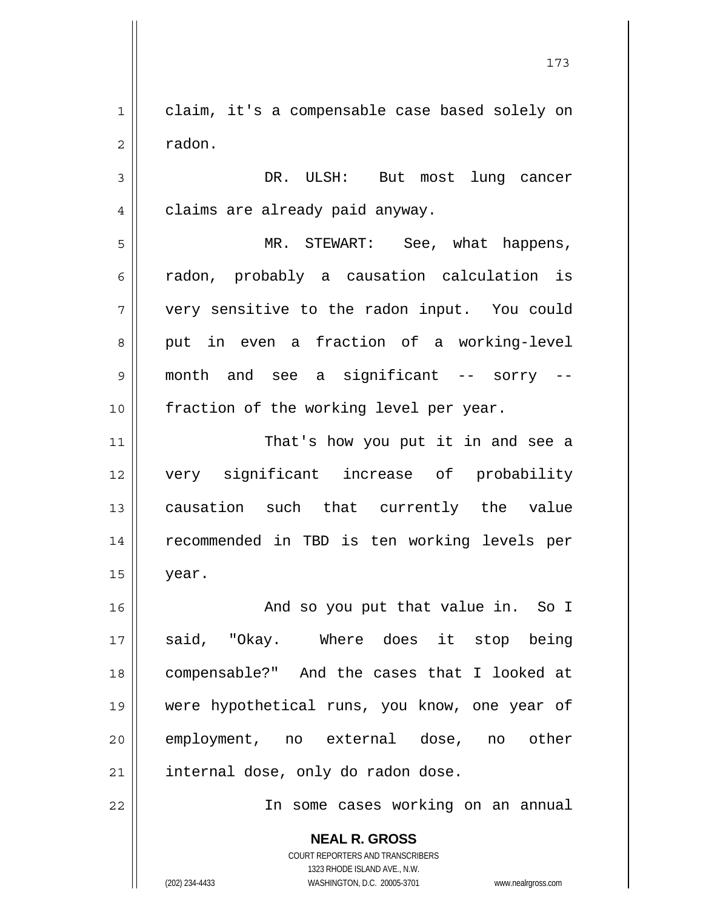claim, it's a compensable case based solely on radon.

DR. ULSH: But most lung cancer claims are already paid anyway.

MR. STEWART: See, what happens, radon, probably a causation calculation is very sensitive to the radon input. You could put in even a fraction of a working-level month and see a significant -- sorry -- fraction of the working level per year.

That's how you put it in and see a very significant increase of probability causation such that currently the value recommended in TBD is ten working levels per year.

And so you put that value in. So I said, "Okay. Where does it stop being compensable?" And the cases that I looked at were hypothetical runs, you know, one year of employment, no external dose, no other internal dose, only do radon dose.

In some cases working on an annual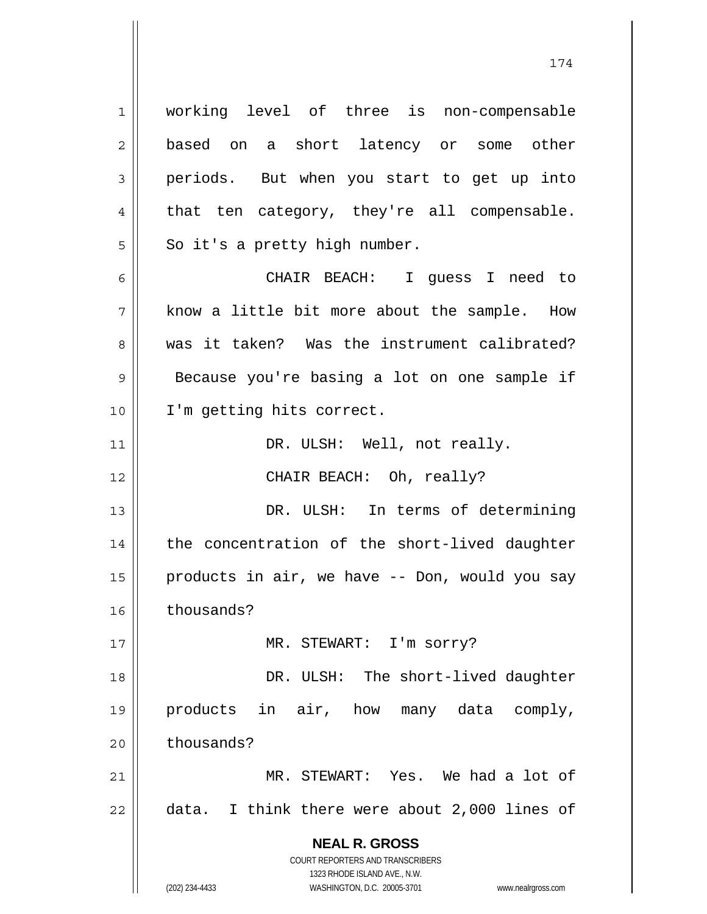working level of three is non-compensable based on a short latency or some other periods. But when you start to get up into that ten category, they're all compensable. So it's a pretty high number.

CHAIR BEACH: I guess I need to know a little bit more about the sample. How was it taken? Was the instrument calibrated? Because you're basing a lot on one sample if I'm getting hits correct.

DR. ULSH: Well, not really.

CHAIR BEACH: Oh, really?

DR. ULSH: In terms of determining the concentration of the short-lived daughter products in air, we have -- Don, would you say thousands?

MR. STEWART: I'm sorry?

DR. ULSH: The short-lived daughter products in air, how many data comply, thousands?

MR. STEWART: Yes. We had a lot of data. I think there were about 2,000 lines of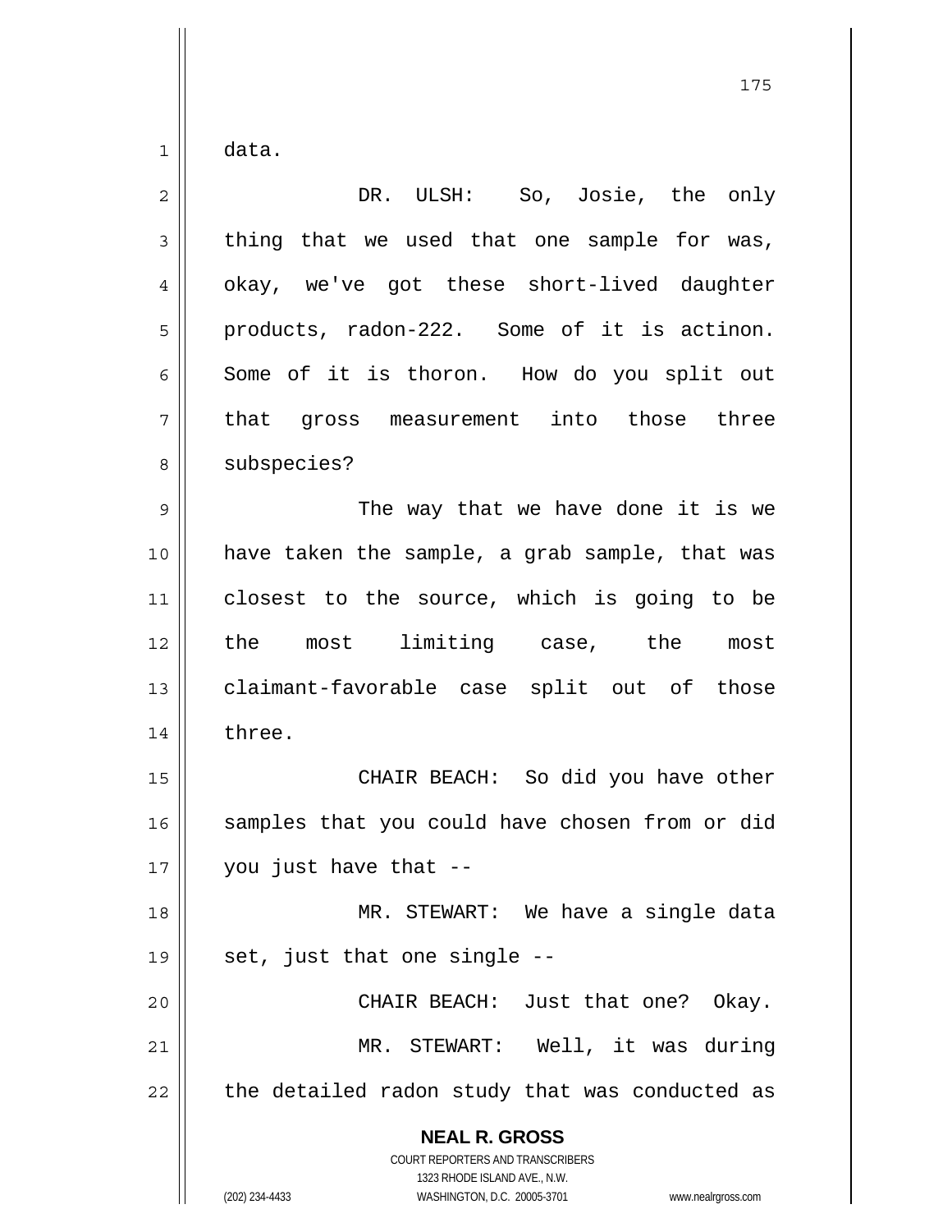data.

DR. ULSH: So, Josie, the only thing that we used that one sample for was, okay, we've got these short-lived daughter products, radon-222. Some of it is actinon. Some of it is thoron. How do you split out that gross measurement into those three subspecies?

The way that we have done it is we have taken the sample, a grab sample, that was closest to the source, which is going to be the most limiting case, the most claimant-favorable case split out of those three.

CHAIR BEACH: So did you have other samples that you could have chosen from or did you just have that --

MR. STEWART: We have a single data set, just that one single --

CHAIR BEACH: Just that one? Okay.

MR. STEWART: Well, it was during the detailed radon study that was conducted as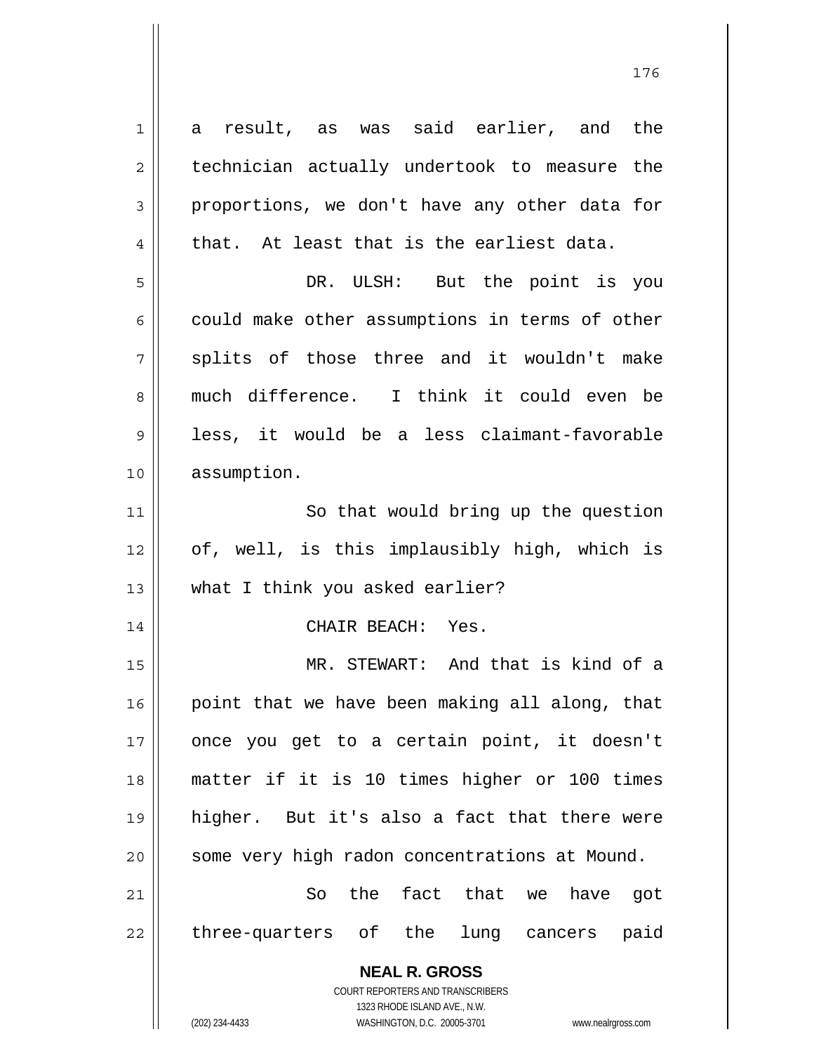a result, as was said earlier, and the technician actually undertook to measure the proportions, we don't have any other data for that. At least that is the earliest data.

DR. ULSH: But the point is you could make other assumptions in terms of other splits of those three and it wouldn't make much difference. I think it could even be less, it would be a less claimant-favorable assumption.

So that would bring up the question of, well, is this implausibly high, which is what I think you asked earlier?

CHAIR BEACH: Yes.

MR. STEWART: And that is kind of a point that we have been making all along, that once you get to a certain point, it doesn't matter if it is 10 times higher or 100 times higher. But it's also a fact that there were some very high radon concentrations at Mound.

So the fact that we have got three-quarters of the lung cancers paid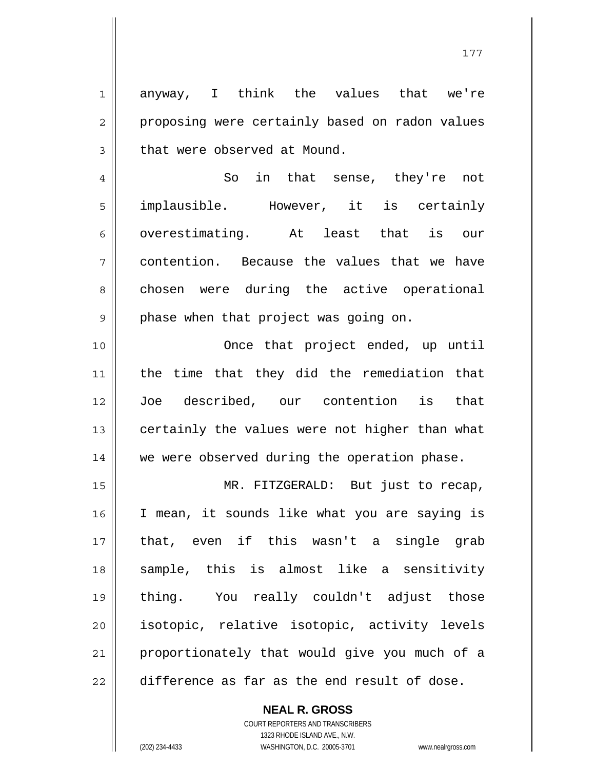anyway, I think the values that we're proposing were certainly based on radon values that were observed at Mound.

So in that sense, they're not implausible. However, it is certainly overestimating. At least that is our contention. Because the values that we have chosen were during the active operational phase when that project was going on.

Once that project ended, up until the time that they did the remediation that Joe described, our contention is that certainly the values were not higher than what we were observed during the operation phase.

MR. FITZGERALD: But just to recap, I mean, it sounds like what you are saying is that, even if this wasn't a single grab sample, this is almost like a sensitivity thing. You really couldn't adjust those isotopic, relative isotopic, activity levels proportionately that would give you much of a difference as far as the end result of dose.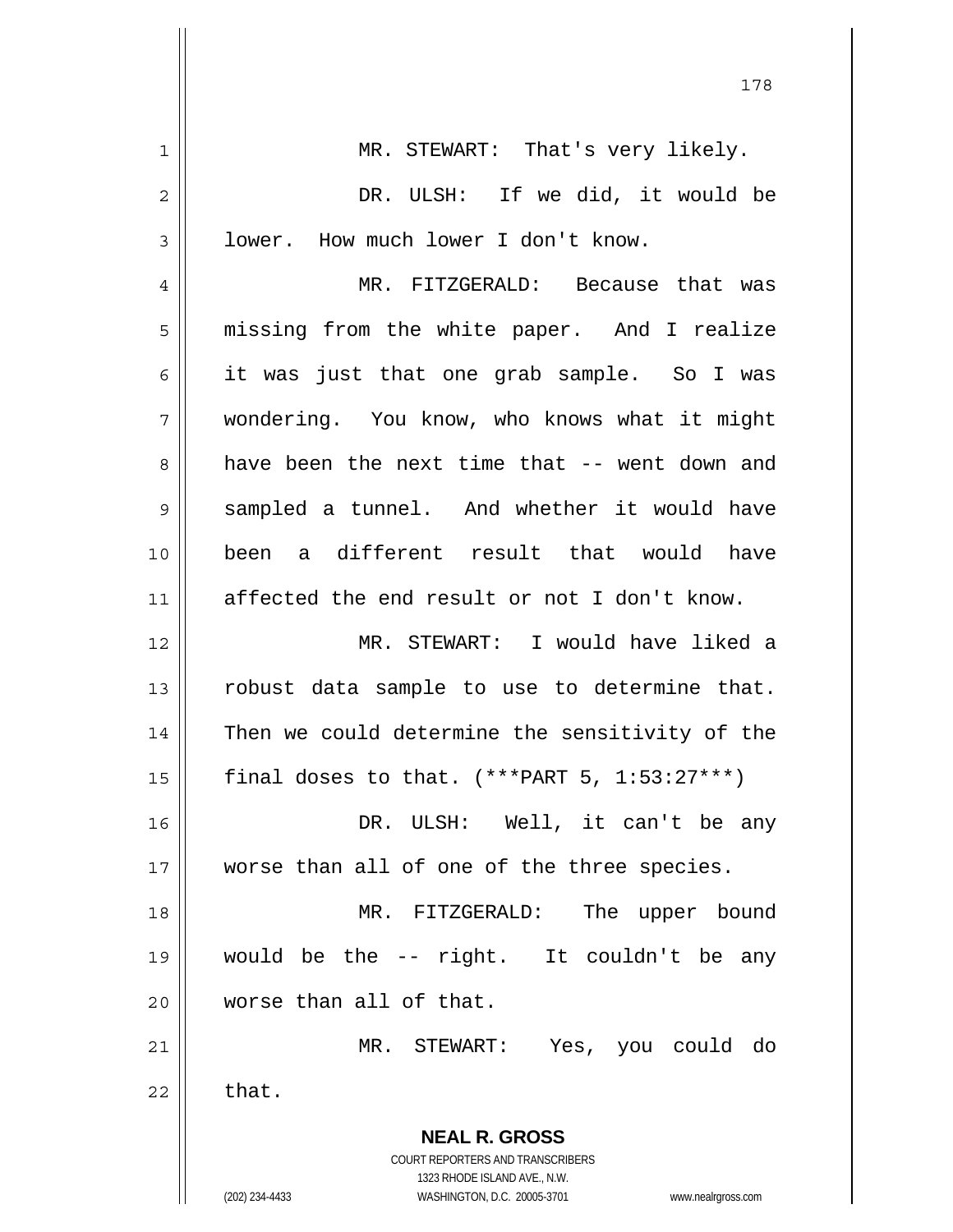MR. STEWART: That's very likely.

DR. ULSH: If we did, it would be lower. How much lower I don't know.

MR. FITZGERALD: Because that was missing from the white paper. And I realize it was just that one grab sample. So I was wondering. You know, who knows what it might have been the next time that -- went down and sampled a tunnel. And whether it would have been a different result that would have affected the end result or not I don't know.

MR. STEWART: I would have liked a robust data sample to use to determine that. Then we could determine the sensitivity of the final doses to that. (***PART 5, 1:53:27***)

DR. ULSH: Well, it can't be any worse than all of one of the three species.

MR. FITZGERALD: The upper bound would be the -- right. It couldn't be any worse than all of that.

MR. STEWART: Yes, you could do that.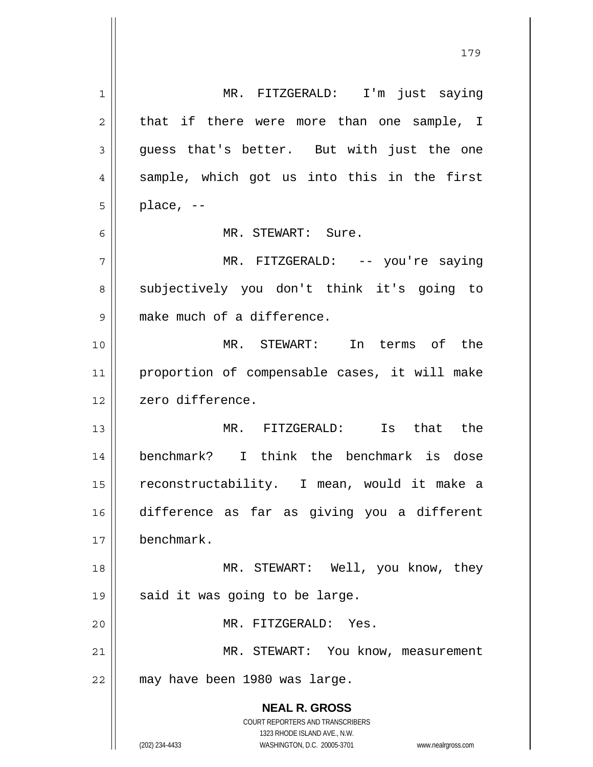MR. FITZGERALD: I'm just saying that if there were more than one sample, I guess that's better. But with just the one sample, which got us into this in the first place, --

MR. STEWART: Sure.

MR. FITZGERALD: -- you're saying subjectively you don't think it's going to make much of a difference.

MR. STEWART: In terms of the proportion of compensable cases, it will make zero difference.

MR. FITZGERALD: Is that the benchmark? I think the benchmark is dose reconstructability. I mean, would it make a difference as far as giving you a different benchmark.

MR. STEWART: Well, you know, they said it was going to be large.

MR. FITZGERALD: Yes.

MR. STEWART: You know, measurement may have been 1980 was large.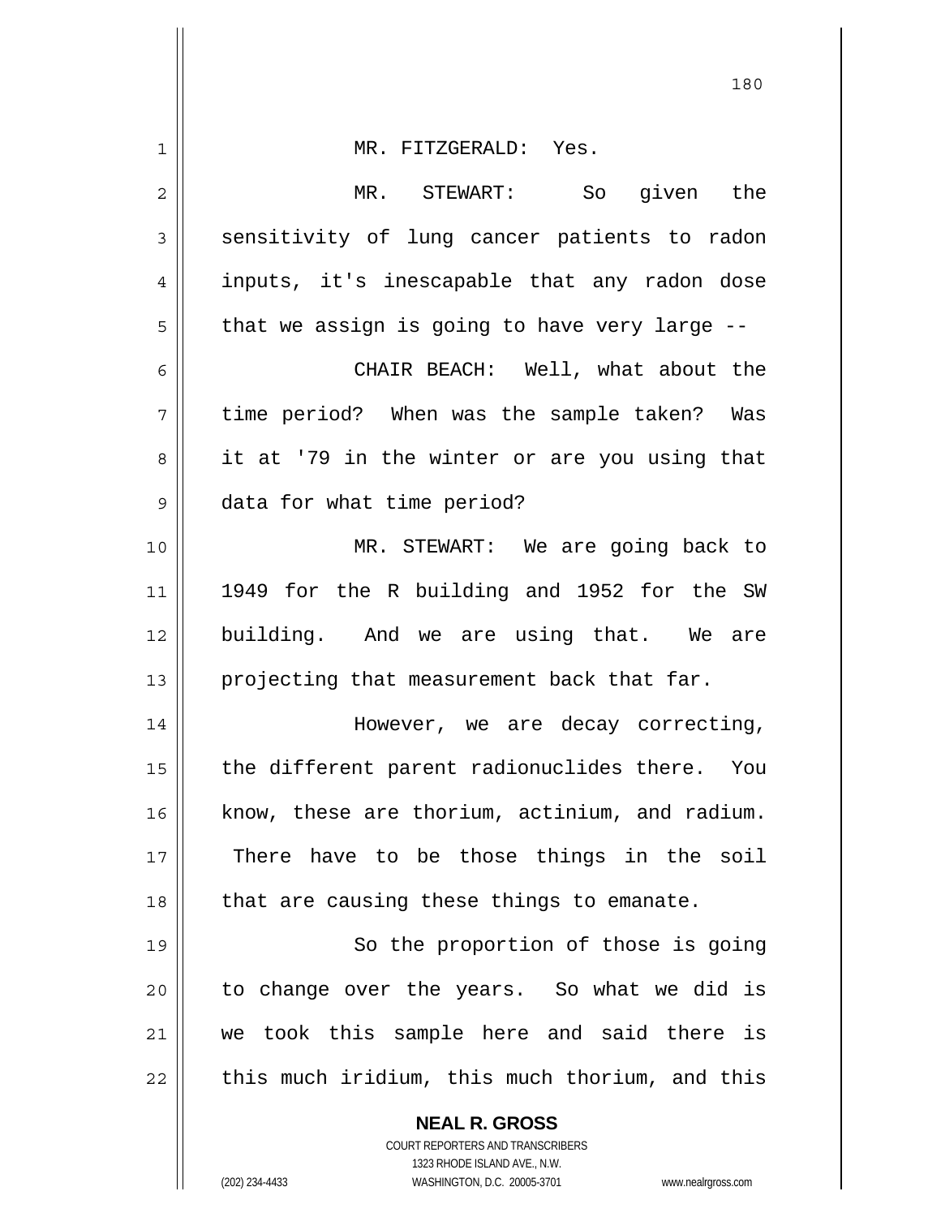MR. FITZGERALD: Yes.

MR. STEWART: So given the sensitivity of lung cancer patients to radon inputs, it's inescapable that any radon dose that we assign is going to have very large --

CHAIR BEACH: Well, what about the time period? When was the sample taken? Was it at '79 in the winter or are you using that data for what time period?

MR. STEWART: We are going back to 1949 for the R building and 1952 for the SW building. And we are using that. We are projecting that measurement back that far.

However, we are decay correcting, the different parent radionuclides there. You know, these are thorium, actinium, and radium. There have to be those things in the soil that are causing these things to emanate.

So the proportion of those is going to change over the years. So what we did is we took this sample here and said there is this much iridium, this much thorium, and this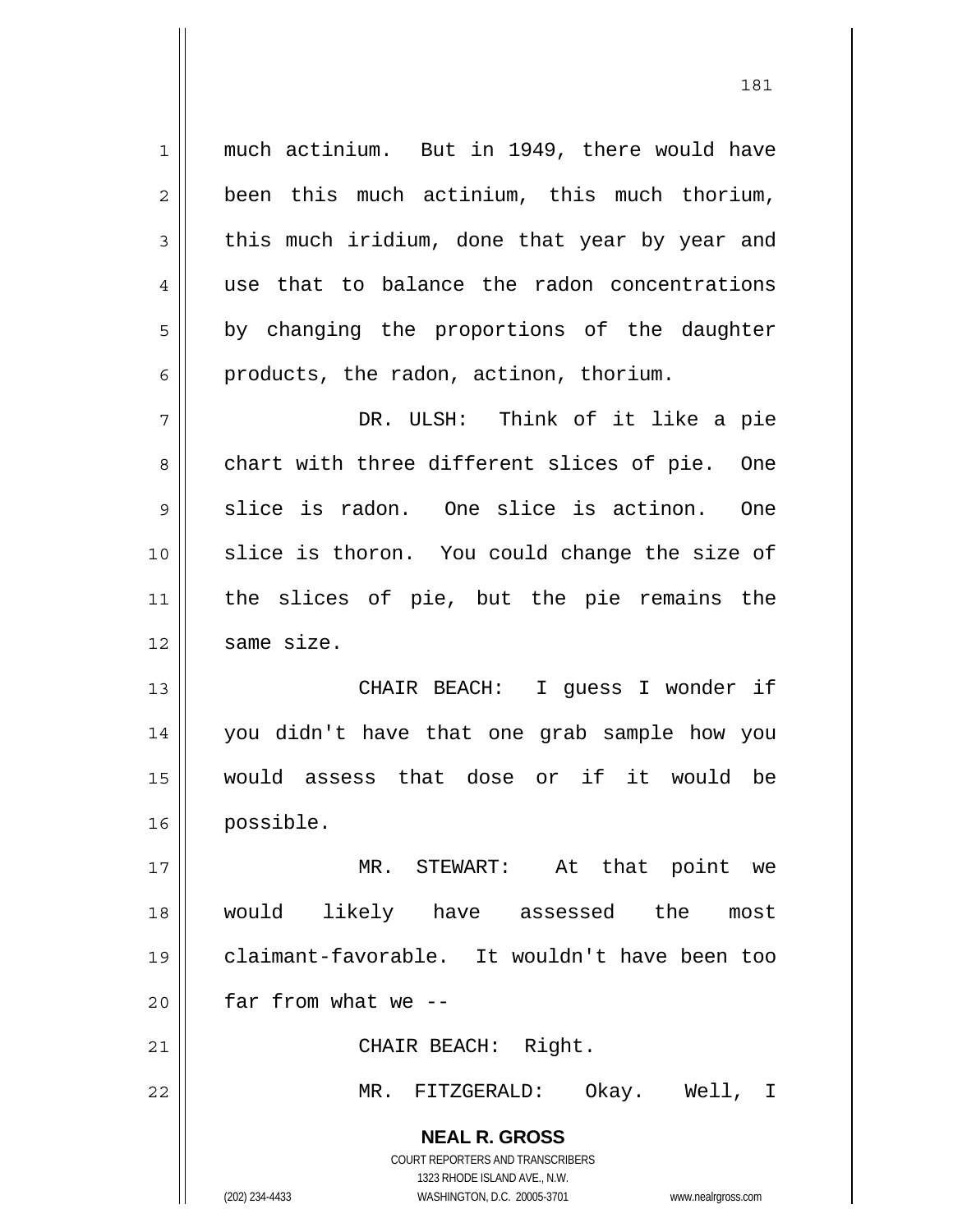much actinium. But in 1949, there would have been this much actinium, this much thorium, this much iridium, done that year by year and use that to balance the radon concentrations by changing the proportions of the daughter products, the radon, actinon, thorium.

DR. ULSH: Think of it like a pie chart with three different slices of pie. One slice is radon. One slice is actinon. One slice is thoron. You could change the size of the slices of pie, but the pie remains the same size.

CHAIR BEACH: I guess I wonder if you didn't have that one grab sample how you would assess that dose or if it would be possible.

MR. STEWART: At that point we would likely have assessed the most claimant-favorable. It wouldn't have been too far from what we --

CHAIR BEACH: Right.

MR. FITZGERALD: Okay. Well, I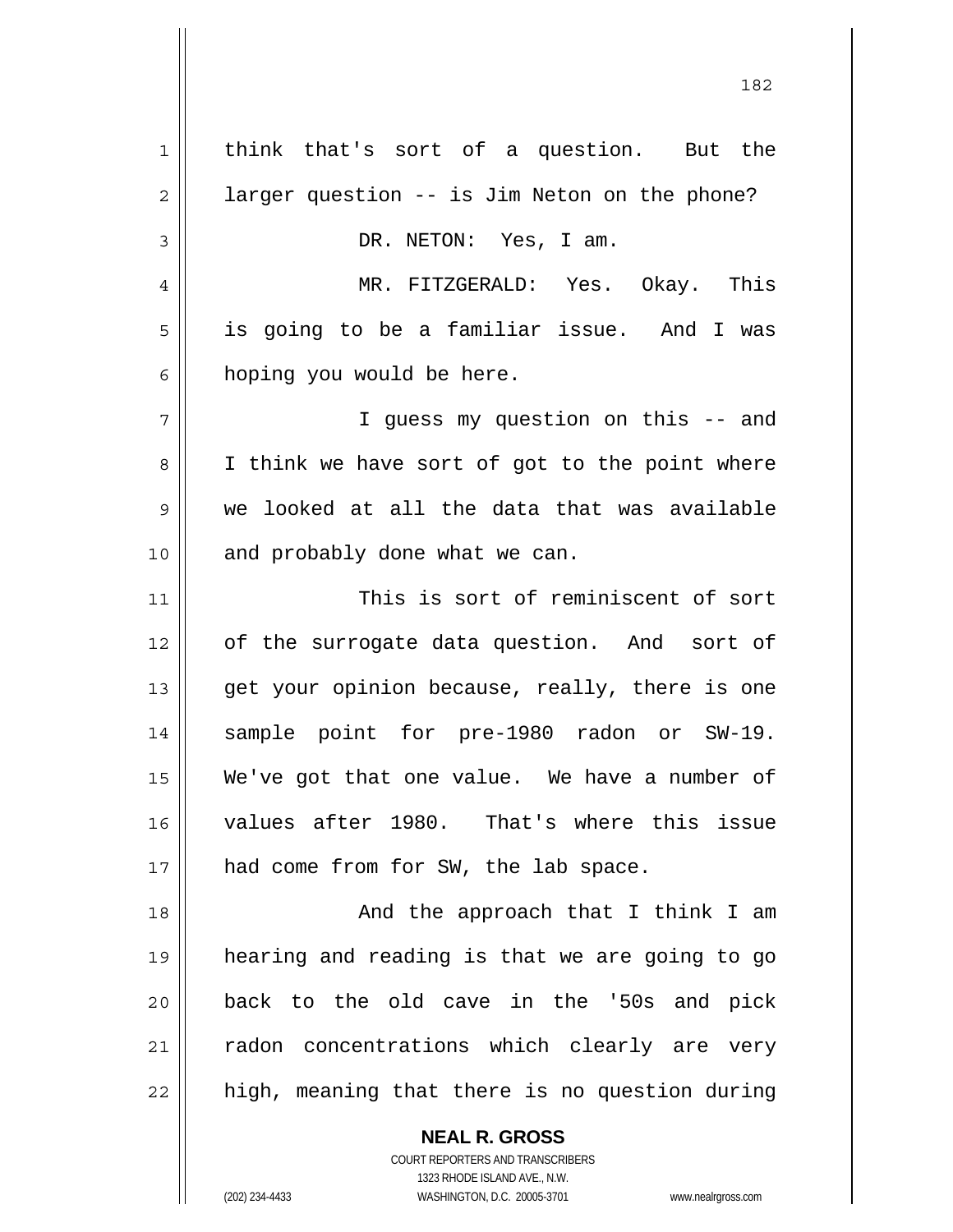think that's sort of a question. But the larger question -- is Jim Neton on the phone?

DR. NETON: Yes, I am.

MR. FITZGERALD: Yes. Okay. This is going to be a familiar issue. And I was hoping you would be here.

I guess my question on this -- and I think we have sort of got to the point where we looked at all the data that was available and probably done what we can.

This is sort of reminiscent of sort of the surrogate data question. And sort of get your opinion because, really, there is one sample point for pre-1980 radon or SW-19. We've got that one value. We have a number of values after 1980. That's where this issue had come from for SW, the lab space.

And the approach that I think I am hearing and reading is that we are going to go back to the old cave in the '50s and pick radon concentrations which clearly are very high, meaning that there is no question during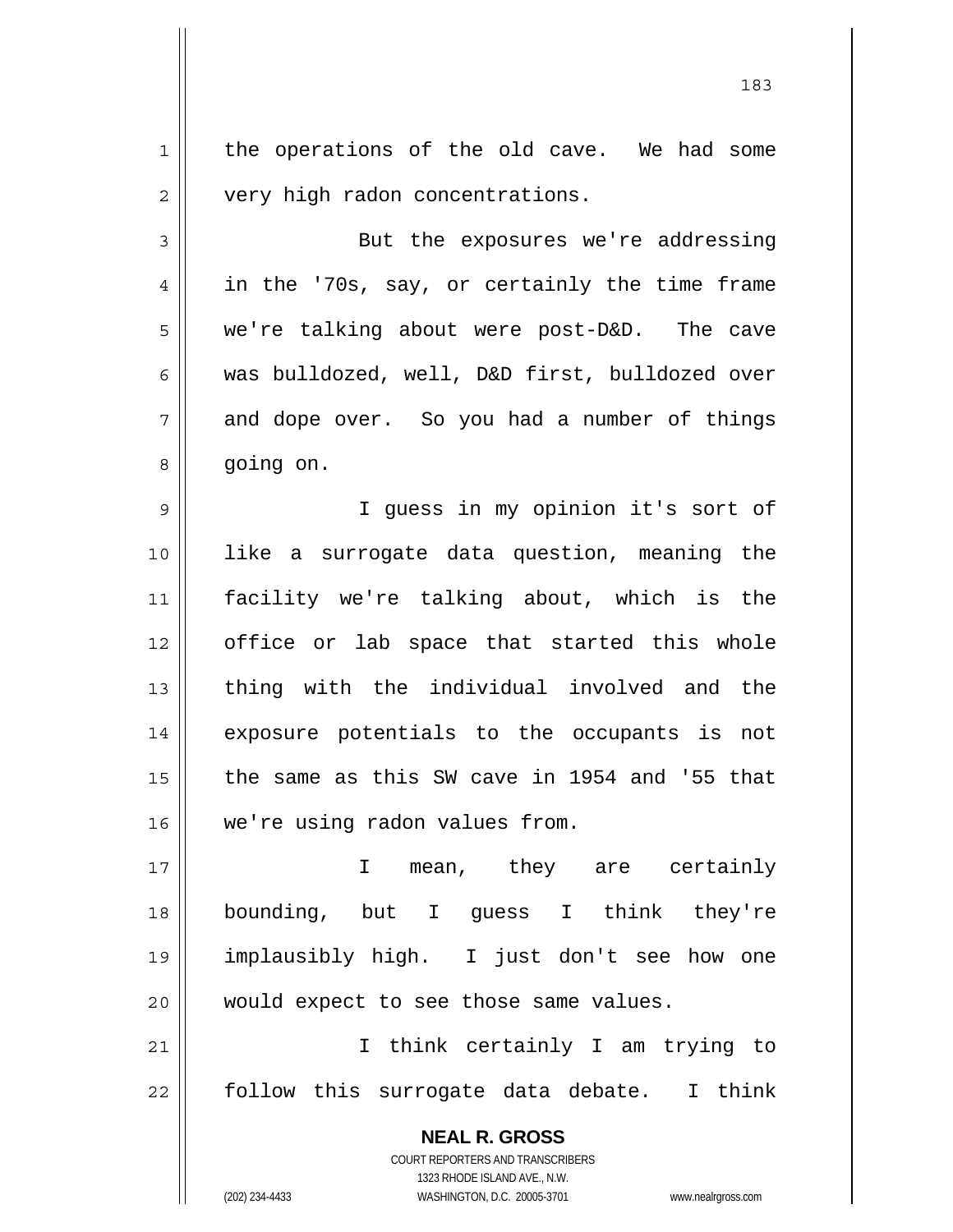the operations of the old cave. We had some very high radon concentrations.

But the exposures we're addressing in the '70s, say, or certainly the time frame we're talking about were post-D&D. The cave was bulldozed, well, D&D first, bulldozed over and dope over. So you had a number of things going on.

I guess in my opinion it's sort of like a surrogate data question, meaning the facility we're talking about, which is the office or lab space that started this whole thing with the individual involved and the exposure potentials to the occupants is not the same as this SW cave in 1954 and '55 that we're using radon values from.

I mean, they are certainly bounding, but I guess I think they're implausibly high. I just don't see how one would expect to see those same values.

I think certainly I am trying to follow this surrogate data debate. I think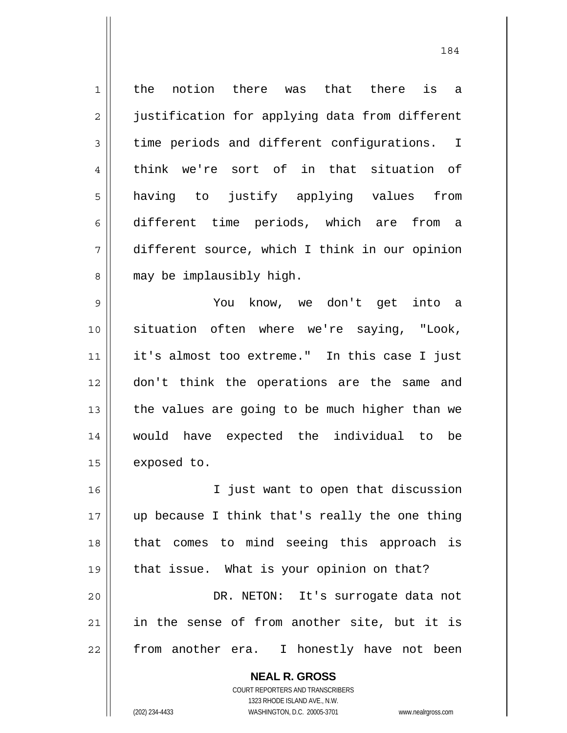the notion there was that there is a justification for applying data from different time periods and different configurations. I think we're sort of in that situation of having to justify applying values from different time periods, which are from a different source, which I think in our opinion may be implausibly high.

You know, we don't get into a situation often where we're saying, "Look, it's almost too extreme." In this case I just don't think the operations are the same and the values are going to be much higher than we would have expected the individual to be exposed to.

I just want to open that discussion up because I think that's really the one thing that comes to mind seeing this approach is that issue. What is your opinion on that?

DR. NETON: It's surrogate data not in the sense of from another site, but it is from another era. I honestly have not been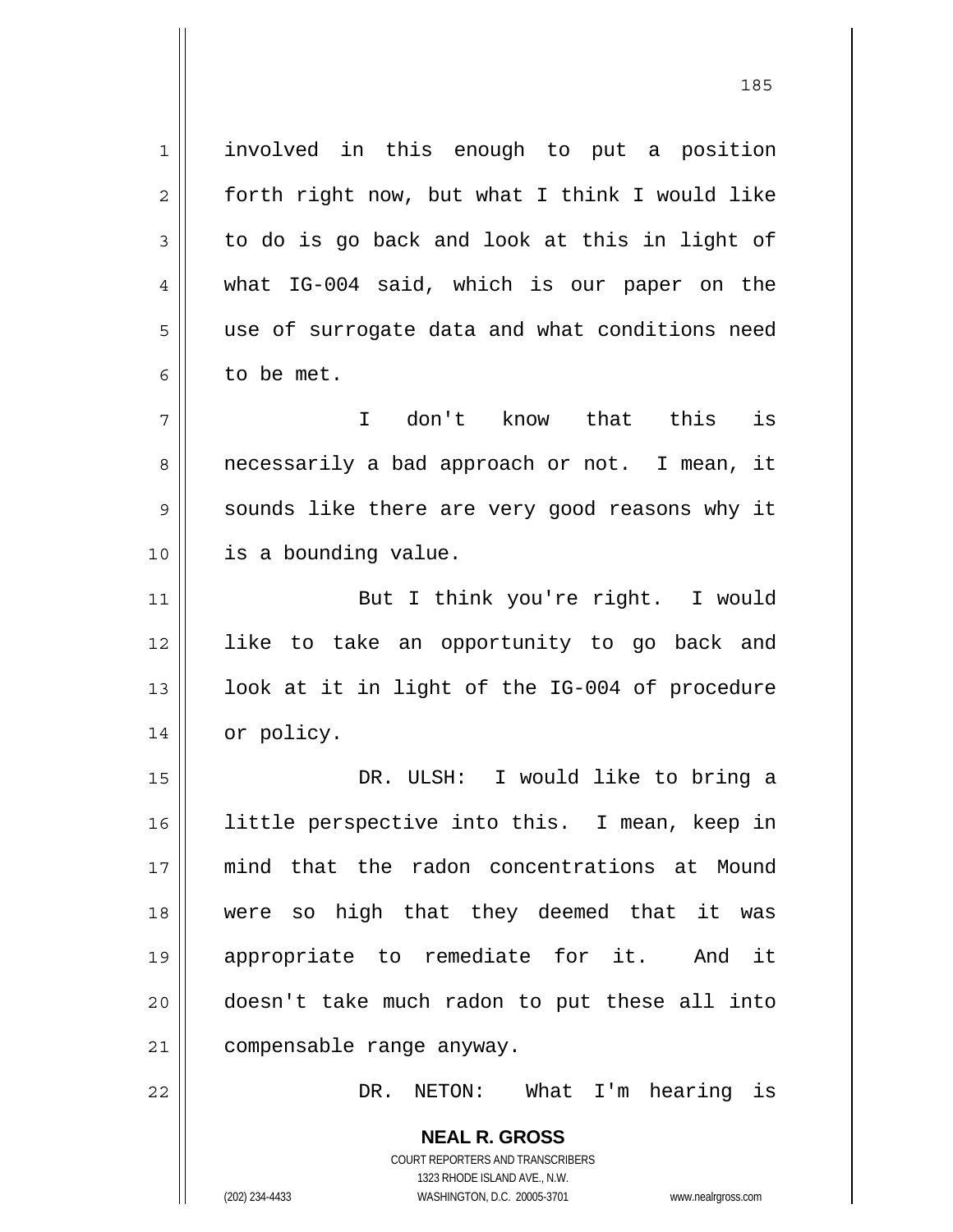involved in this enough to put a position forth right now, but what I think I would like to do is go back and look at this in light of what IG-004 said, which is our paper on the use of surrogate data and what conditions need to be met.

I don't know that this is necessarily a bad approach or not. I mean, it sounds like there are very good reasons why it is a bounding value.

But I think you're right. I would like to take an opportunity to go back and look at it in light of the IG-004 of procedure or policy.

DR. ULSH: I would like to bring a little perspective into this. I mean, keep in mind that the radon concentrations at Mound were so high that they deemed that it was appropriate to remediate for it. And it doesn't take much radon to put these all into compensable range anyway.

DR. NETON: What I'm hearing is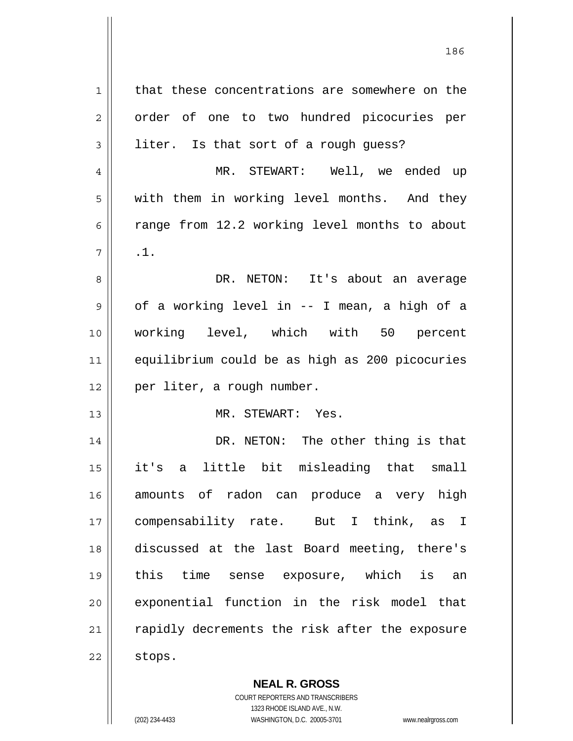that these concentrations are somewhere on the order of one to two hundred picocuries per liter. Is that sort of a rough guess?

MR. STEWART: Well, we ended up with them in working level months. And they range from 12.2 working level months to about .1.

DR. NETON: It's about an average of a working level in -- I mean, a high of a working level, which with 50 percent equilibrium could be as high as 200 picocuries per liter, a rough number.

MR. STEWART: Yes.

DR. NETON: The other thing is that it's a little bit misleading that small amounts of radon can produce a very high compensability rate. But I think, as I discussed at the last Board meeting, there's this time sense exposure, which is an exponential function in the risk model that rapidly decrements the risk after the exposure stops.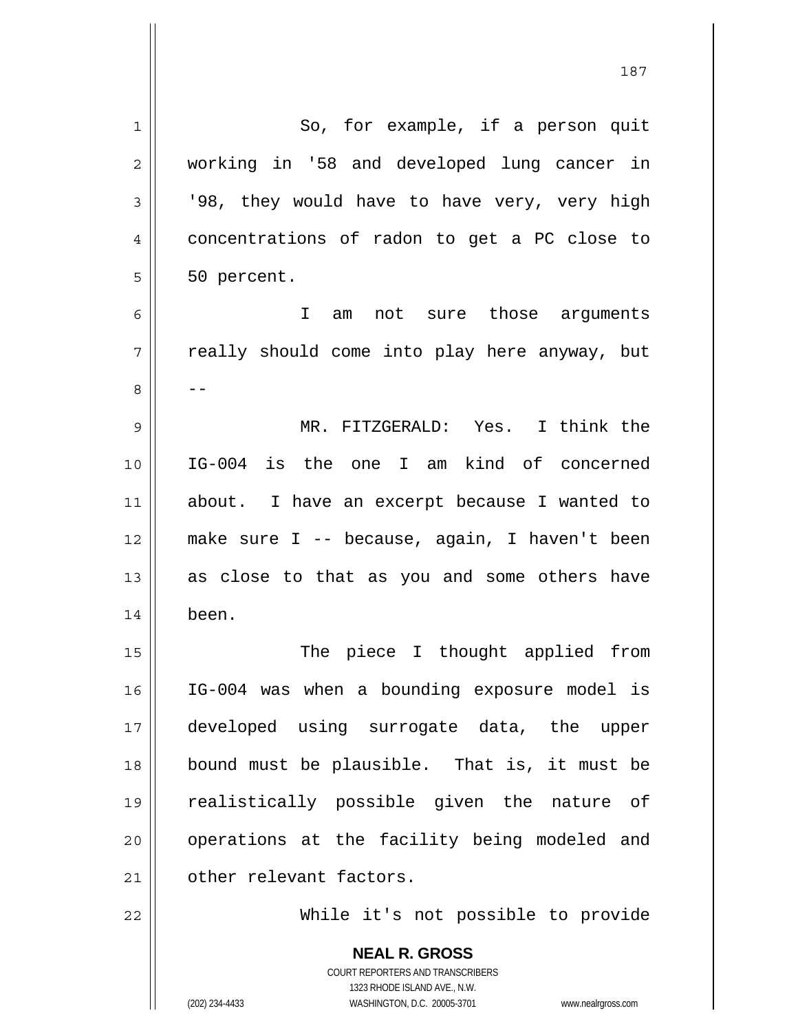So, for example, if a person quit working in '58 and developed lung cancer in '98, they would have to have very, very high concentrations of radon to get a PC close to 50 percent.

I am not sure those arguments really should come into play here anyway, but --

MR. FITZGERALD: Yes. I think the IG-004 is the one I am kind of concerned about. I have an excerpt because I wanted to make sure I -- because, again, I haven't been as close to that as you and some others have been.

The piece I thought applied from IG-004 was when a bounding exposure model is developed using surrogate data, the upper bound must be plausible. That is, it must be realistically possible given the nature of operations at the facility being modeled and other relevant factors.

While it's not possible to provide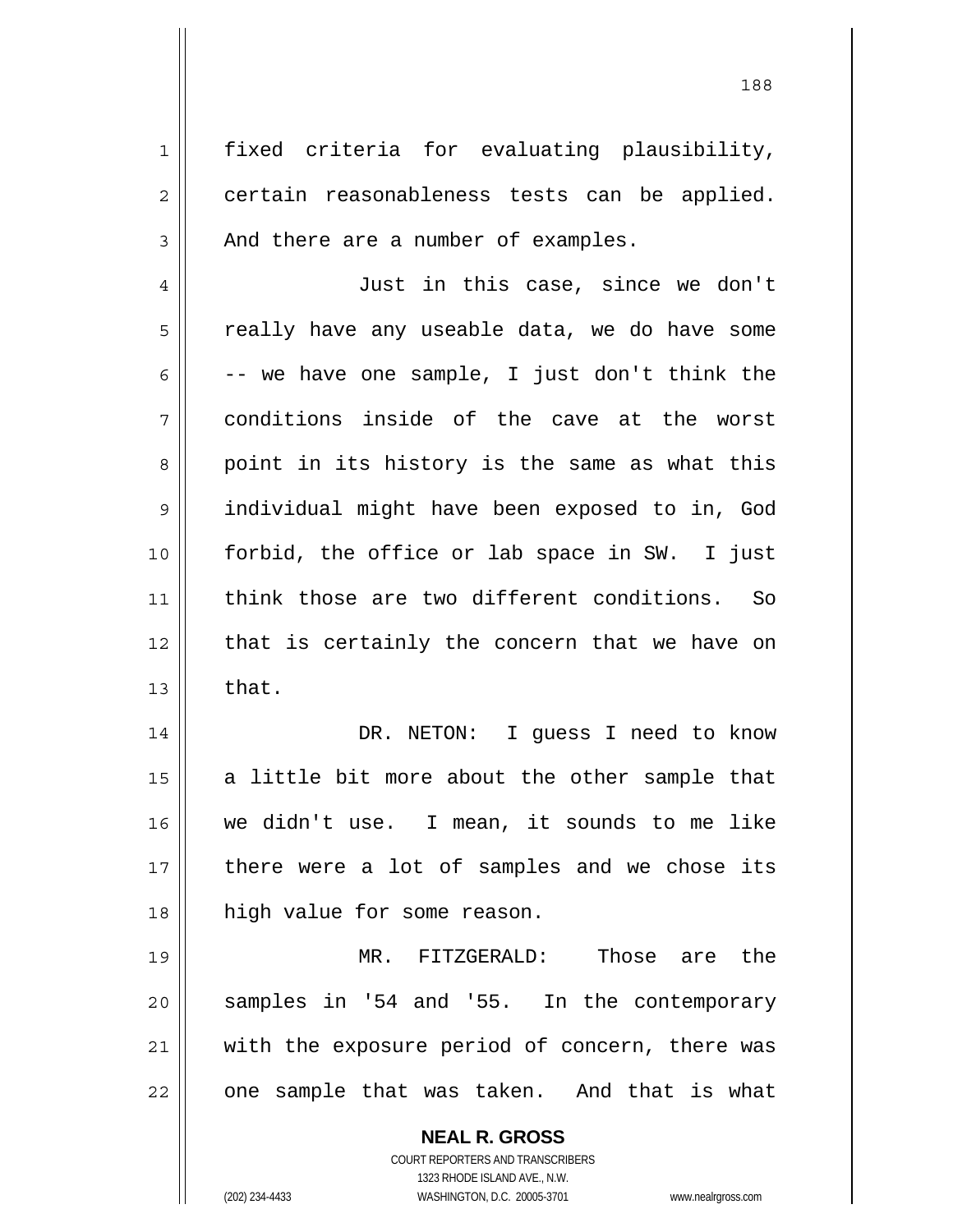fixed criteria for evaluating plausibility, certain reasonableness tests can be applied. And there are a number of examples.

Just in this case, since we don't really have any useable data, we do have some -- we have one sample, I just don't think the conditions inside of the cave at the worst point in its history is the same as what this individual might have been exposed to in, God forbid, the office or lab space in SW. I just think those are two different conditions. So that is certainly the concern that we have on that.

DR. NETON: I guess I need to know a little bit more about the other sample that we didn't use. I mean, it sounds to me like there were a lot of samples and we chose its high value for some reason.

MR. FITZGERALD: Those are the samples in '54 and '55. In the contemporary with the exposure period of concern, there was one sample that was taken. And that is what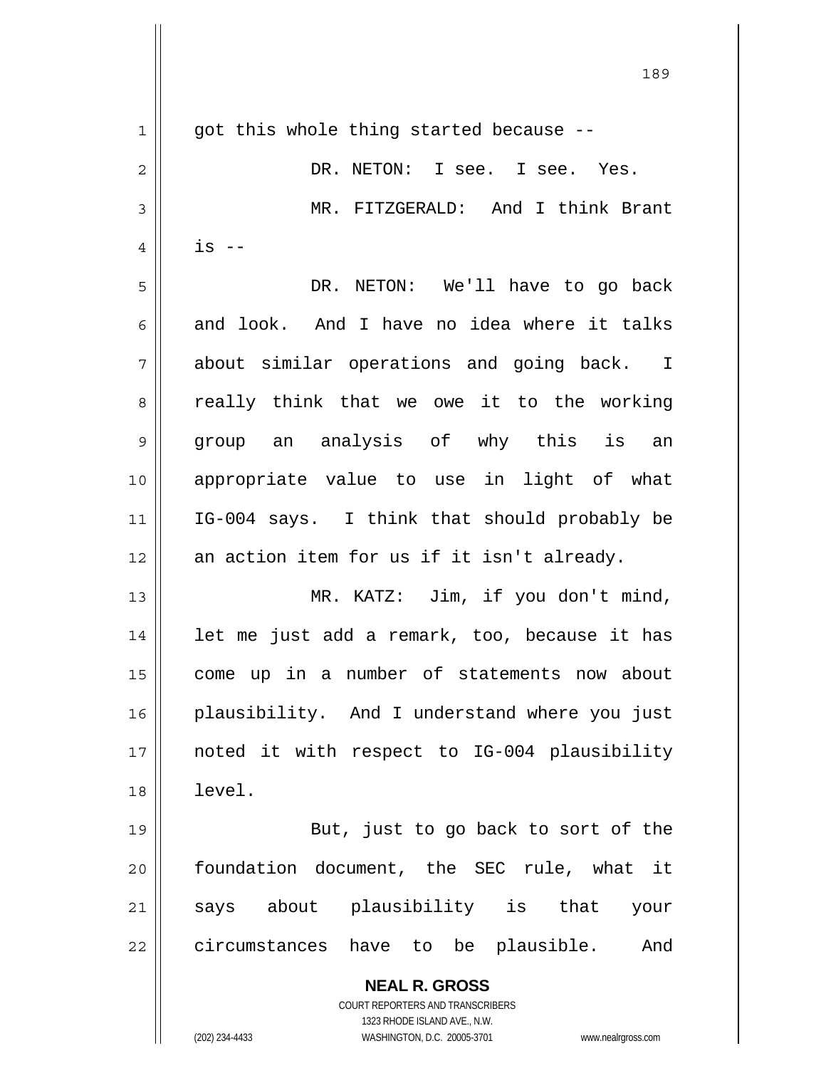got this whole thing started because --

DR. NETON: I see. I see. Yes.

MR. FITZGERALD: And I think Brant is --

DR. NETON: We'll have to go back and look. And I have no idea where it talks about similar operations and going back. I really think that we owe it to the working group an analysis of why this is an appropriate value to use in light of what IG-004 says. I think that should probably be an action item for us if it isn't already.

MR. KATZ: Jim, if you don't mind, let me just add a remark, too, because it has come up in a number of statements now about plausibility. And I understand where you just noted it with respect to IG-004 plausibility level.

But, just to go back to sort of the foundation document, the SEC rule, what it says about plausibility is that your circumstances have to be plausible. And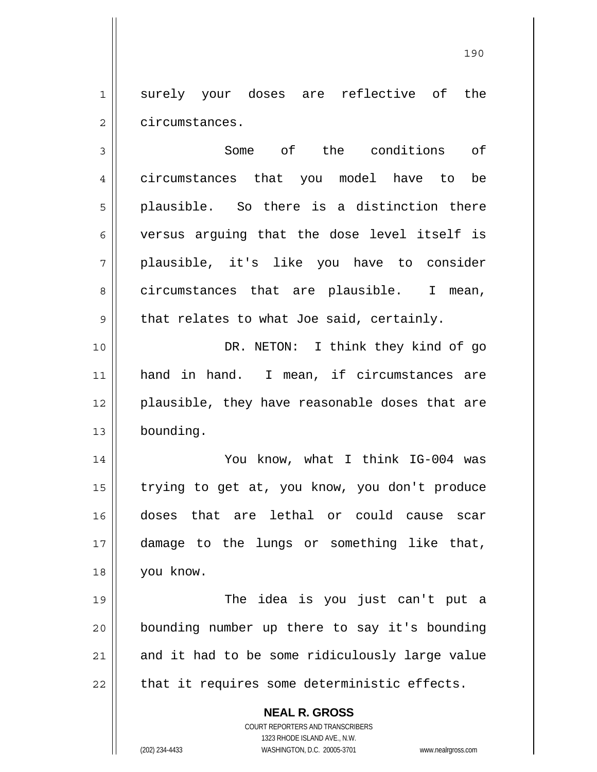surely your doses are reflective of the circumstances.

Some of the conditions of circumstances that you model have to be plausible. So there is a distinction there versus arguing that the dose level itself is plausible, it's like you have to consider circumstances that are plausible. I mean, that relates to what Joe said, certainly.

DR. NETON: I think they kind of go hand in hand. I mean, if circumstances are plausible, they have reasonable doses that are bounding.

You know, what I think IG-004 was trying to get at, you know, you don't produce doses that are lethal or could cause scar damage to the lungs or something like that, you know.

The idea is you just can't put a bounding number up there to say it's bounding and it had to be some ridiculously large value that it requires some deterministic effects.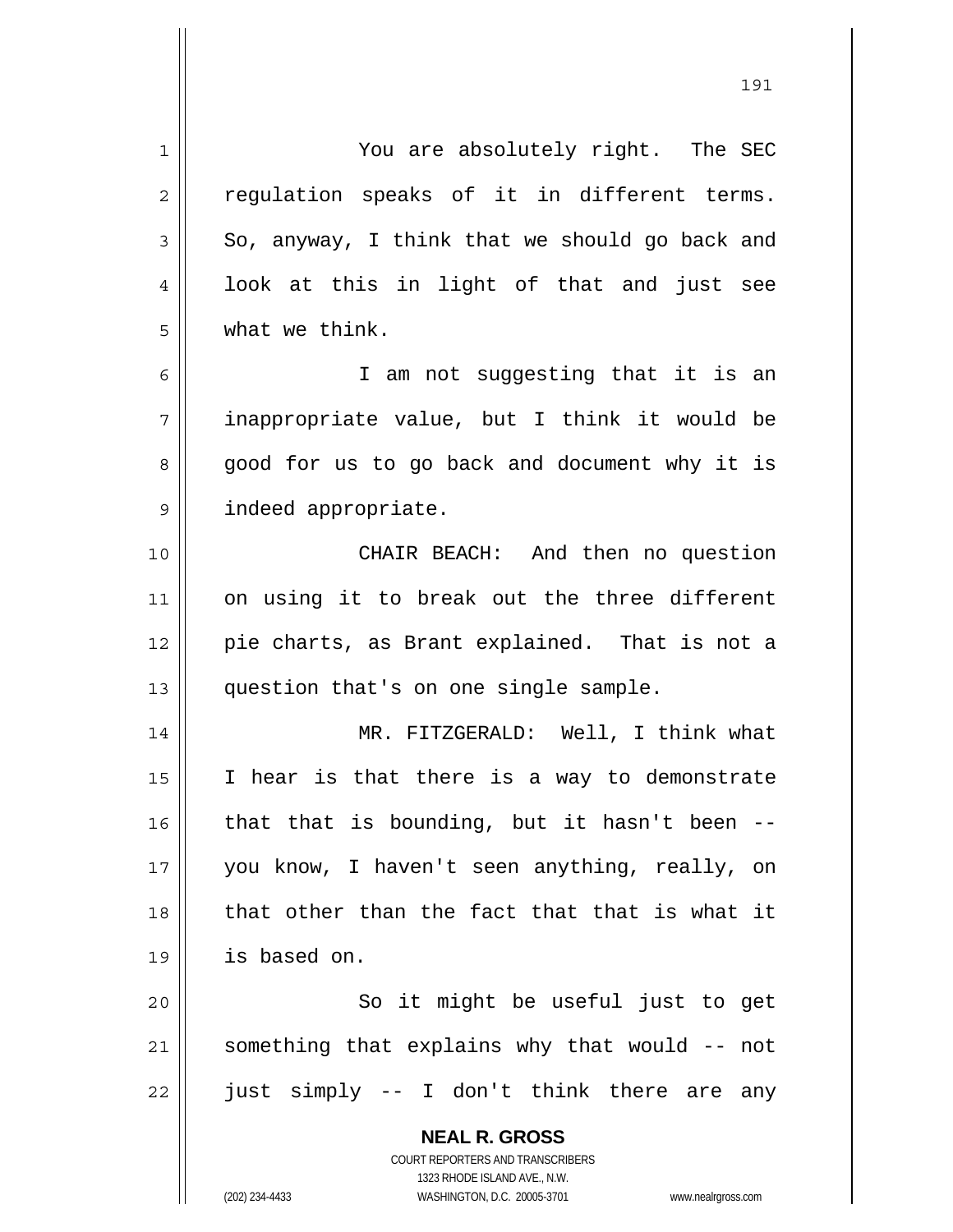You are absolutely right. The SEC regulation speaks of it in different terms. So, anyway, I think that we should go back and look at this in light of that and just see what we think.

I am not suggesting that it is an inappropriate value, but I think it would be good for us to go back and document why it is indeed appropriate.

CHAIR BEACH: And then no question on using it to break out the three different pie charts, as Brant explained. That is not a question that's on one single sample.

MR. FITZGERALD: Well, I think what I hear is that there is a way to demonstrate that that is bounding, but it hasn't been -- you know, I haven't seen anything, really, on that other than the fact that that is what it is based on.

So it might be useful just to get something that explains why that would -- not just simply -- I don't think there are any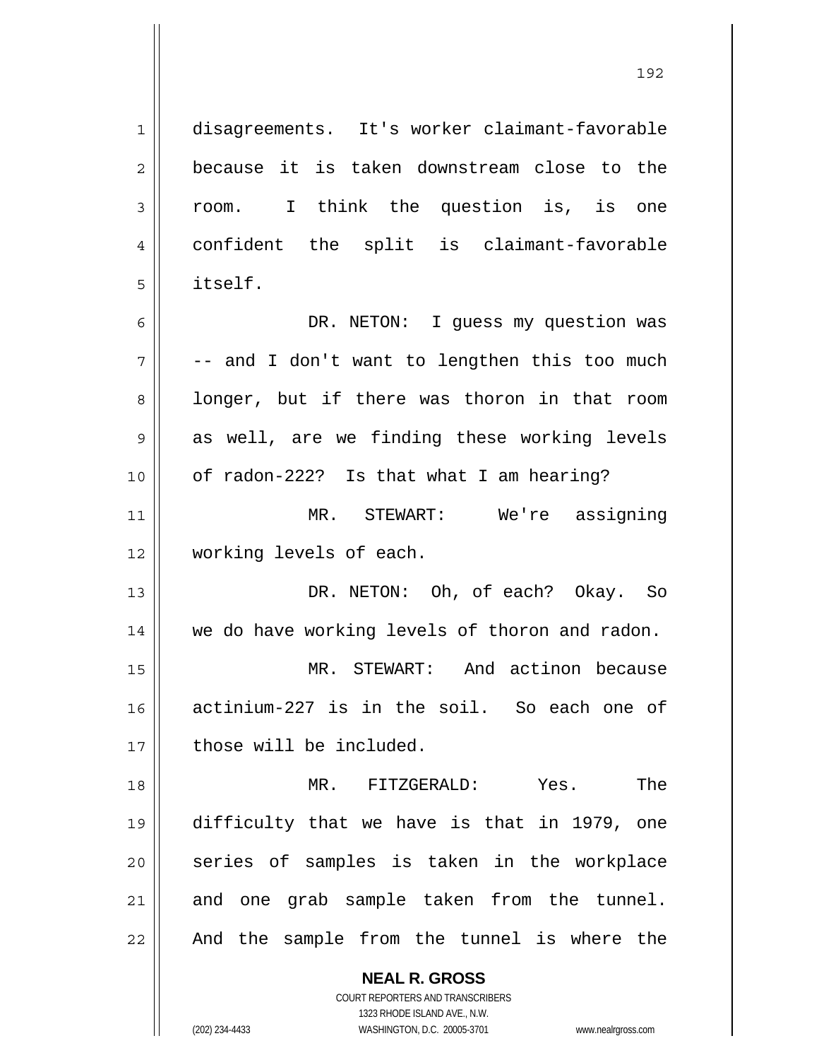disagreements. It's worker claimant-favorable because it is taken downstream close to the room. I think the question is, is one confident the split is claimant-favorable itself.

DR. NETON: I guess my question was -- and I don't want to lengthen this too much longer, but if there was thoron in that room as well, are we finding these working levels of radon-222? Is that what I am hearing?

MR. STEWART: We're assigning working levels of each.

DR. NETON: Oh, of each? Okay. So we do have working levels of thoron and radon.

MR. STEWART: And actinon because actinium-227 is in the soil. So each one of those will be included.

MR. FITZGERALD: Yes. The difficulty that we have is that in 1979, one series of samples is taken in the workplace and one grab sample taken from the tunnel. And the sample from the tunnel is where the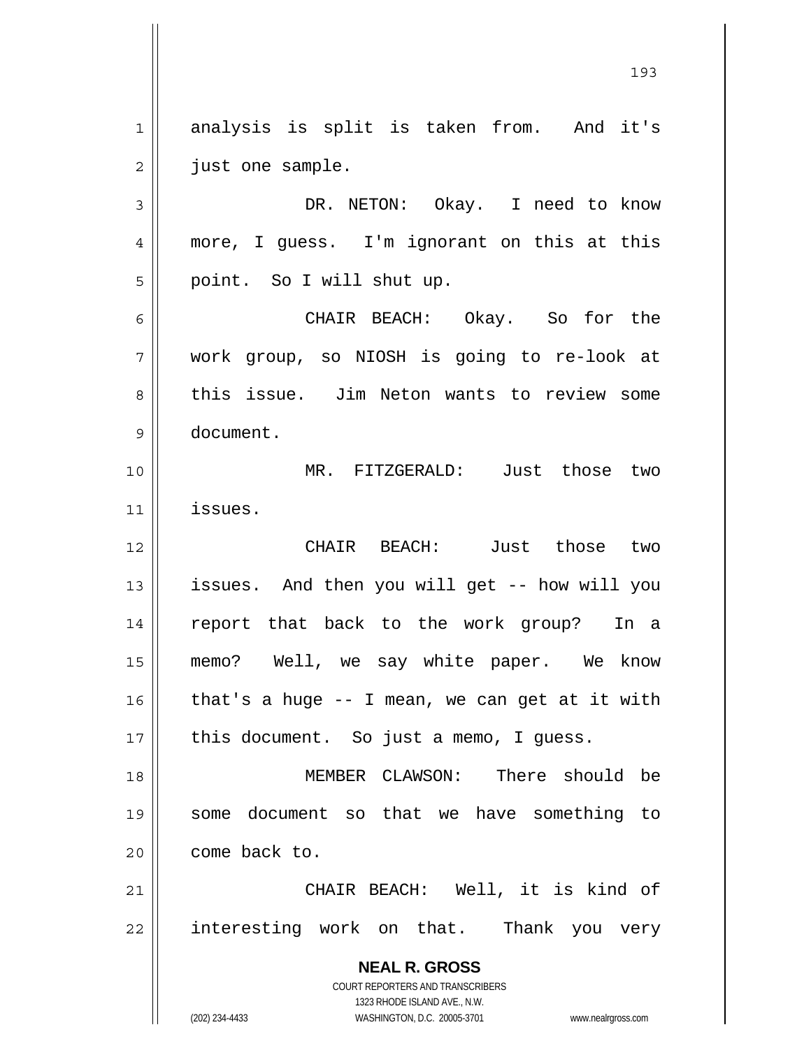analysis is split is taken from. And it's just one sample.

DR. NETON: Okay. I need to know more, I guess. I'm ignorant on this at this point. So I will shut up.

CHAIR BEACH: Okay. So for the work group, so NIOSH is going to re-look at this issue. Jim Neton wants to review some document.

MR. FITZGERALD: Just those two issues.

CHAIR BEACH: Just those two issues. And then you will get -- how will you report that back to the work group? In a memo? Well, we say white paper. We know that's a huge -- I mean, we can get at it with this document. So just a memo, I guess.

MEMBER CLAWSON: There should be some document so that we have something to come back to.

CHAIR BEACH: Well, it is kind of interesting work on that. Thank you very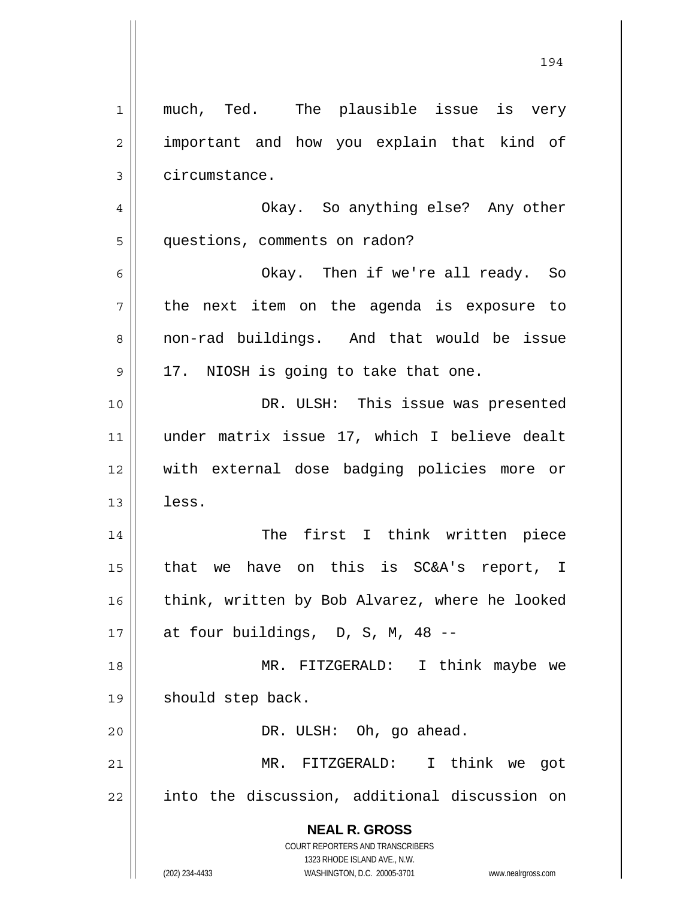much, Ted. The plausible issue is very important and how you explain that kind of circumstance.

Okay. So anything else? Any other questions, comments on radon?

Okay. Then if we're all ready. So the next item on the agenda is exposure to non-rad buildings. And that would be issue 17. NIOSH is going to take that one.

DR. ULSH: This issue was presented under matrix issue 17, which I believe dealt with external dose badging policies more or less.

The first I think written piece that we have on this is SC&A's report, I think, written by Bob Alvarez, where he looked at four buildings, D, S, M, 48 --

MR. FITZGERALD: I think maybe we should step back.

DR. ULSH: Oh, go ahead.

MR. FITZGERALD: I think we got into the discussion, additional discussion on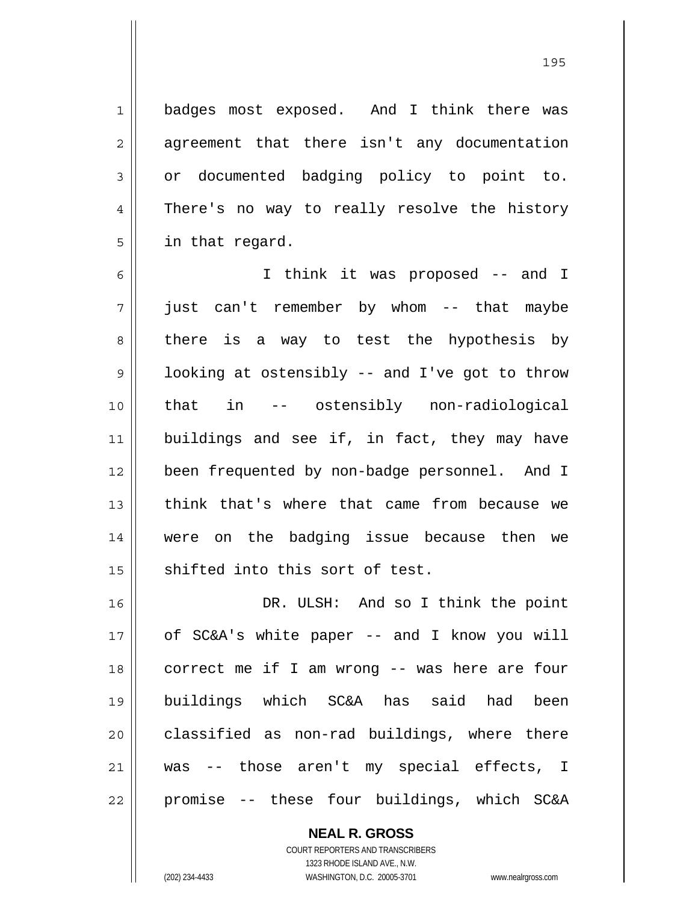badges most exposed. And I think there was agreement that there isn't any documentation or documented badging policy to point to. There's no way to really resolve the history in that regard.

I think it was proposed -- and I just can't remember by whom -- that maybe there is a way to test the hypothesis by looking at ostensibly -- and I've got to throw that in -- ostensibly non-radiological buildings and see if, in fact, they may have been frequented by non-badge personnel. And I think that's where that came from because we were on the badging issue because then we shifted into this sort of test.

DR. ULSH: And so I think the point of SC&A's white paper -- and I know you will correct me if I am wrong -- was here are four buildings which SC&A has said had been classified as non-rad buildings, where there was -- those aren't my special effects, I promise -- these four buildings, which SC&A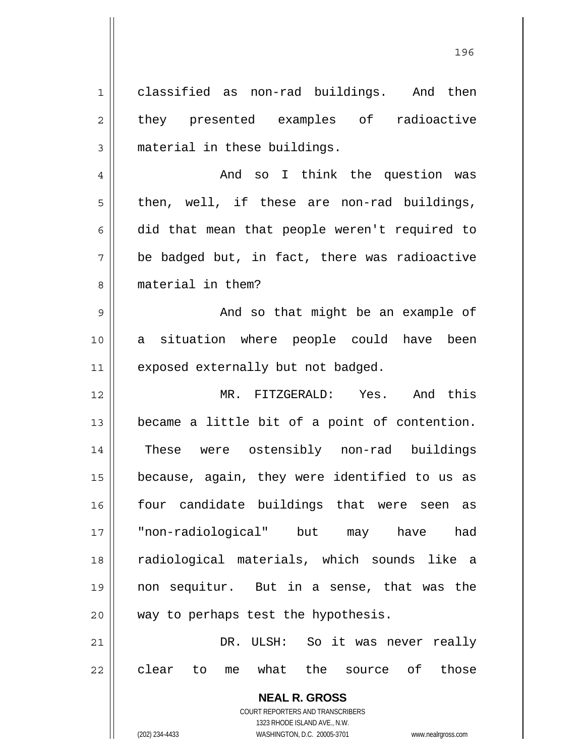classified as non-rad buildings. And then they presented examples of radioactive material in these buildings.

And so I think the question was then, well, if these are non-rad buildings, did that mean that people weren't required to be badged but, in fact, there was radioactive material in them?

And so that might be an example of a situation where people could have been exposed externally but not badged.

MR. FITZGERALD: Yes. And this became a little bit of a point of contention. These were ostensibly non-rad buildings because, again, they were identified to us as four candidate buildings that were seen as "non-radiological" but may have had radiological materials, which sounds like a non sequitur. But in a sense, that was the way to perhaps test the hypothesis.

DR. ULSH: So it was never really clear to me what the source of those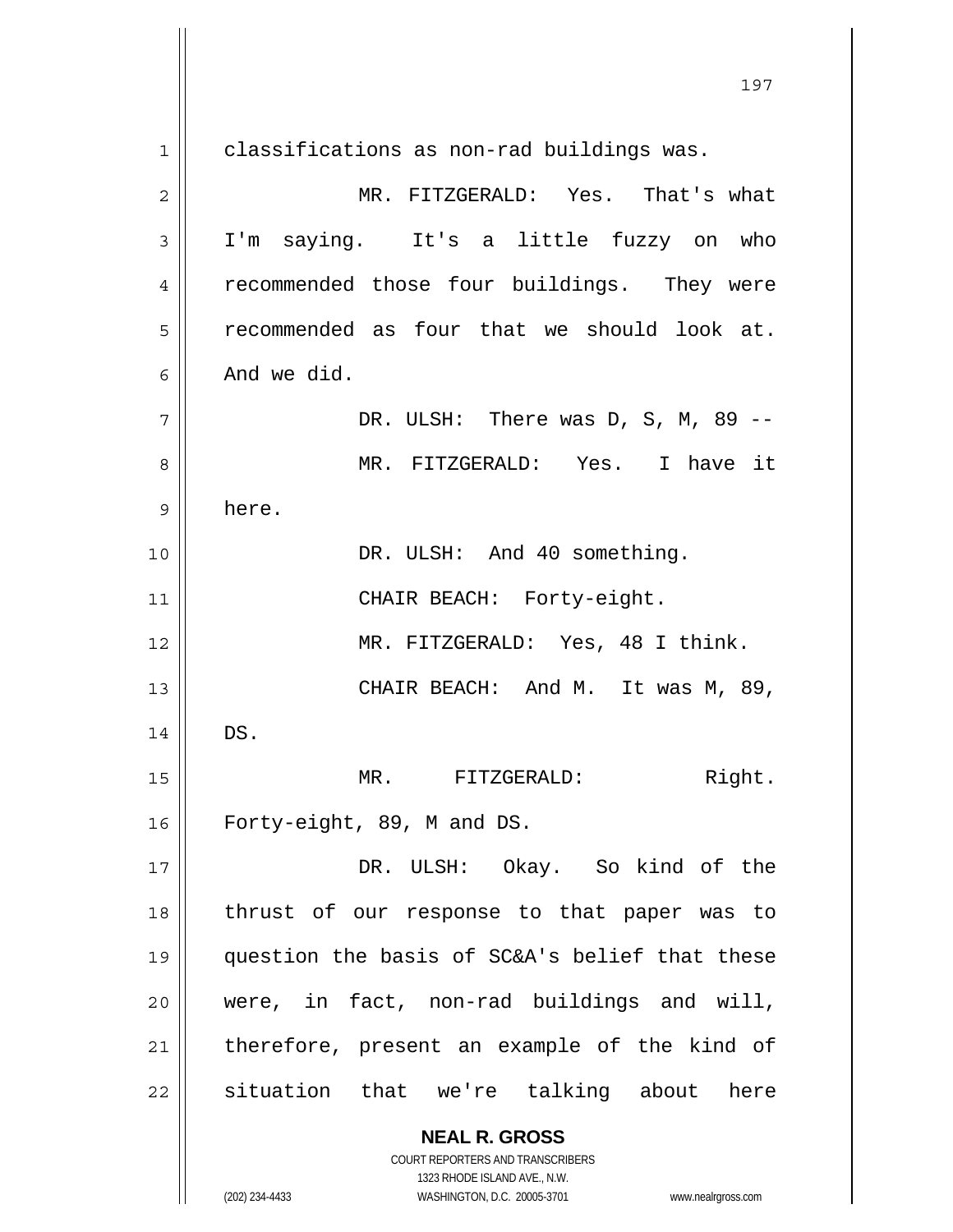classifications as non-rad buildings was.

MR. FITZGERALD: Yes. That's what I'm saying. It's a little fuzzy on who recommended those four buildings. They were recommended as four that we should look at. And we did.

DR. ULSH: There was D, S, M, 89 --

MR. FITZGERALD: Yes. I have it here.

DR. ULSH: And 40 something.

CHAIR BEACH: Forty-eight.

MR. FITZGERALD: Yes, 48 I think.

CHAIR BEACH: And M. It was M, 89, DS.

MR. FITZGERALD: Right. Forty-eight, 89, M and DS.

DR. ULSH: Okay. So kind of the thrust of our response to that paper was to question the basis of SC&A's belief that these were, in fact, non-rad buildings and will, therefore, present an example of the kind of situation that we're talking about here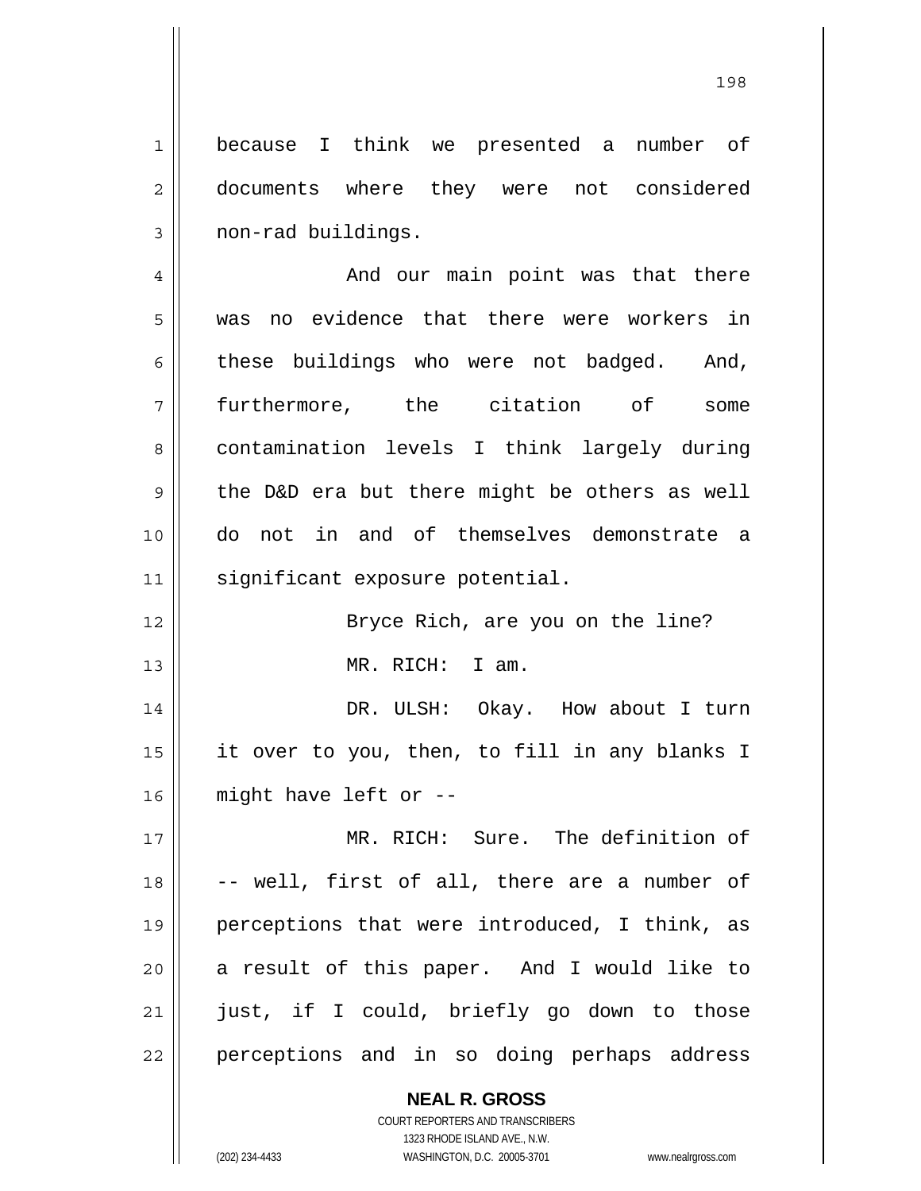because I think we presented a number of documents where they were not considered non-rad buildings.

And our main point was that there was no evidence that there were workers in these buildings who were not badged. And, furthermore, the citation of some contamination levels I think largely during the D&D era but there might be others as well do not in and of themselves demonstrate a significant exposure potential.

Bryce Rich, are you on the line?

MR. RICH: I am.

DR. ULSH: Okay. How about I turn it over to you, then, to fill in any blanks I might have left or --

MR. RICH: Sure. The definition of -- well, first of all, there are a number of perceptions that were introduced, I think, as a result of this paper. And I would like to just, if I could, briefly go down to those perceptions and in so doing perhaps address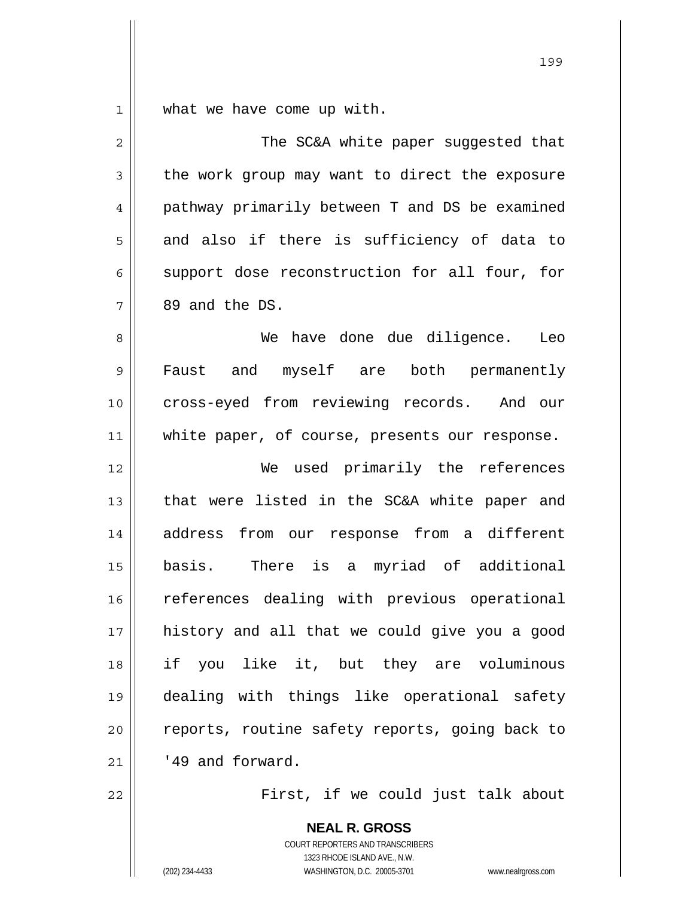what we have come up with.

The SC&A white paper suggested that the work group may want to direct the exposure pathway primarily between T and DS be examined and also if there is sufficiency of data to support dose reconstruction for all four, for 89 and the DS.

We have done due diligence. Leo Faust and myself are both permanently cross-eyed from reviewing records. And our white paper, of course, presents our response.

We used primarily the references that were listed in the SC&A white paper and address from our response from a different basis. There is a myriad of additional references dealing with previous operational history and all that we could give you a good if you like it, but they are voluminous dealing with things like operational safety reports, routine safety reports, going back to '49 and forward.

First, if we could just talk about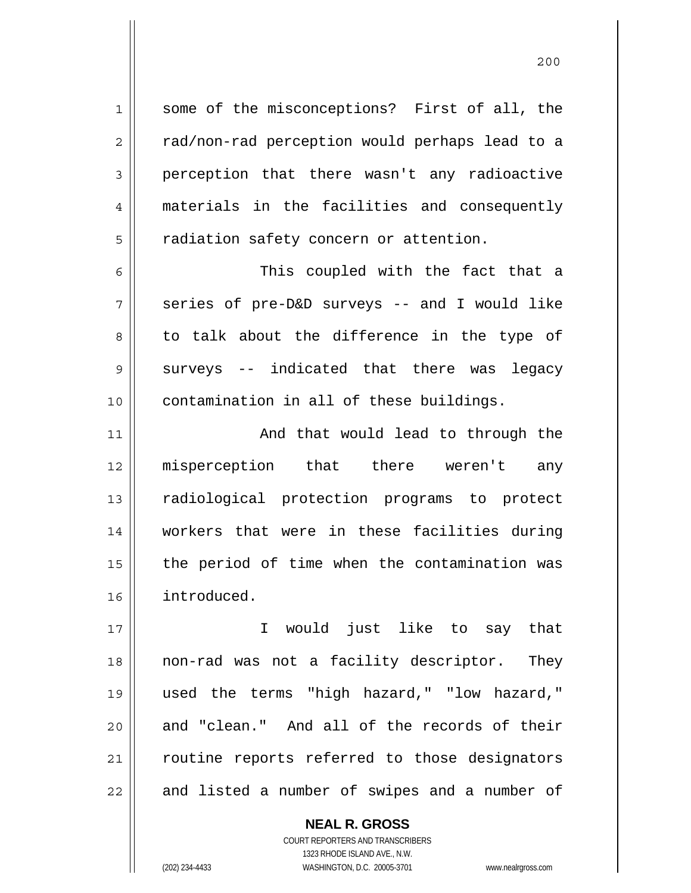some of the misconceptions? First of all, the rad/non-rad perception would perhaps lead to a perception that there wasn't any radioactive materials in the facilities and consequently radiation safety concern or attention.

This coupled with the fact that a series of pre-D&D surveys -- and I would like to talk about the difference in the type of surveys -- indicated that there was legacy contamination in all of these buildings.

And that would lead to through the misperception that there weren't any radiological protection programs to protect workers that were in these facilities during the period of time when the contamination was introduced.

I would just like to say that non-rad was not a facility descriptor. They used the terms "high hazard," "low hazard," and "clean." And all of the records of their routine reports referred to those designators and listed a number of swipes and a number of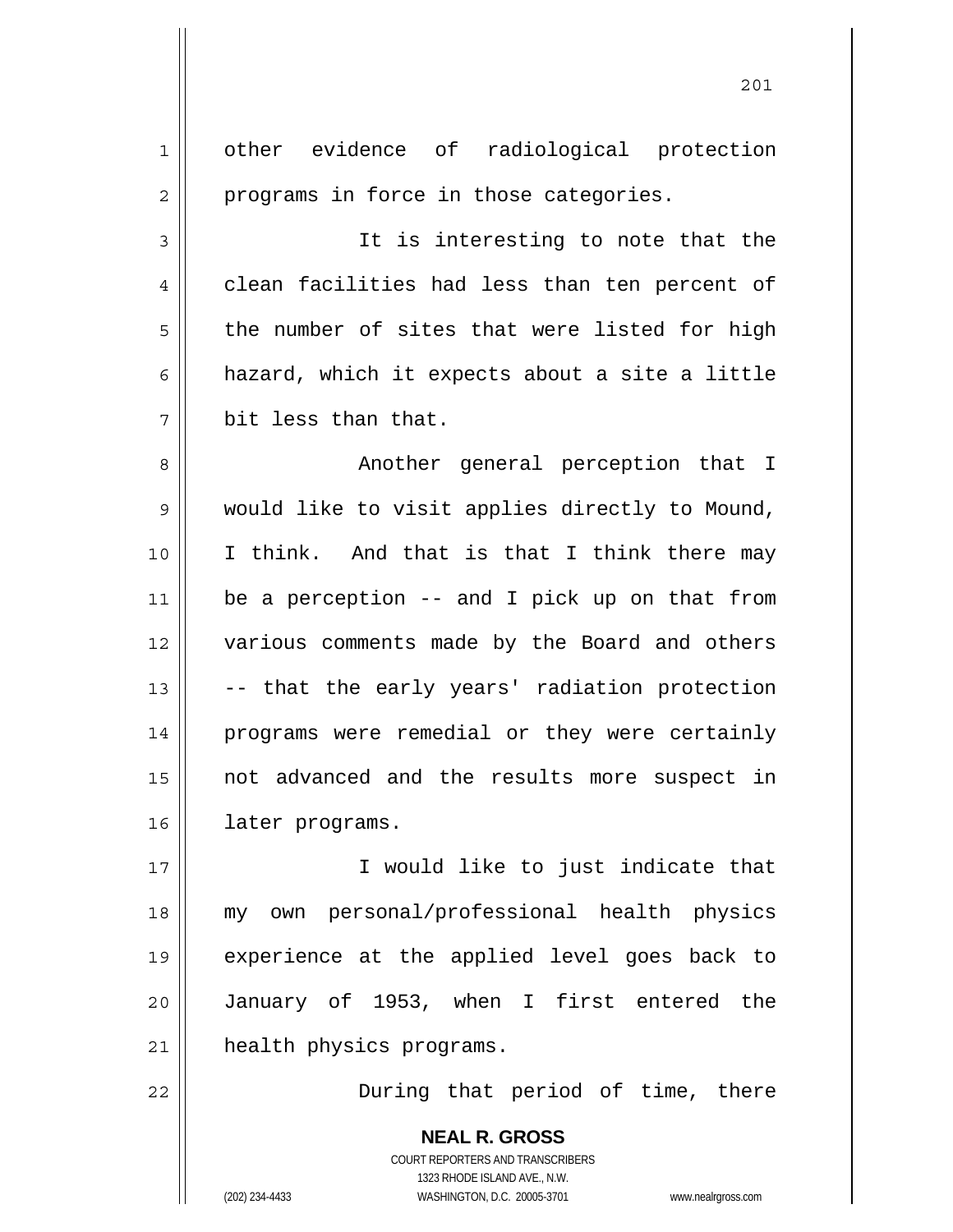other evidence of radiological protection programs in force in those categories.

It is interesting to note that the clean facilities had less than ten percent of the number of sites that were listed for high hazard, which it expects about a site a little bit less than that.

Another general perception that I would like to visit applies directly to Mound, I think. And that is that I think there may be a perception -- and I pick up on that from various comments made by the Board and others -- that the early years' radiation protection programs were remedial or they were certainly not advanced and the results more suspect in later programs.

I would like to just indicate that my own personal/professional health physics experience at the applied level goes back to January of 1953, when I first entered the health physics programs.

During that period of time, there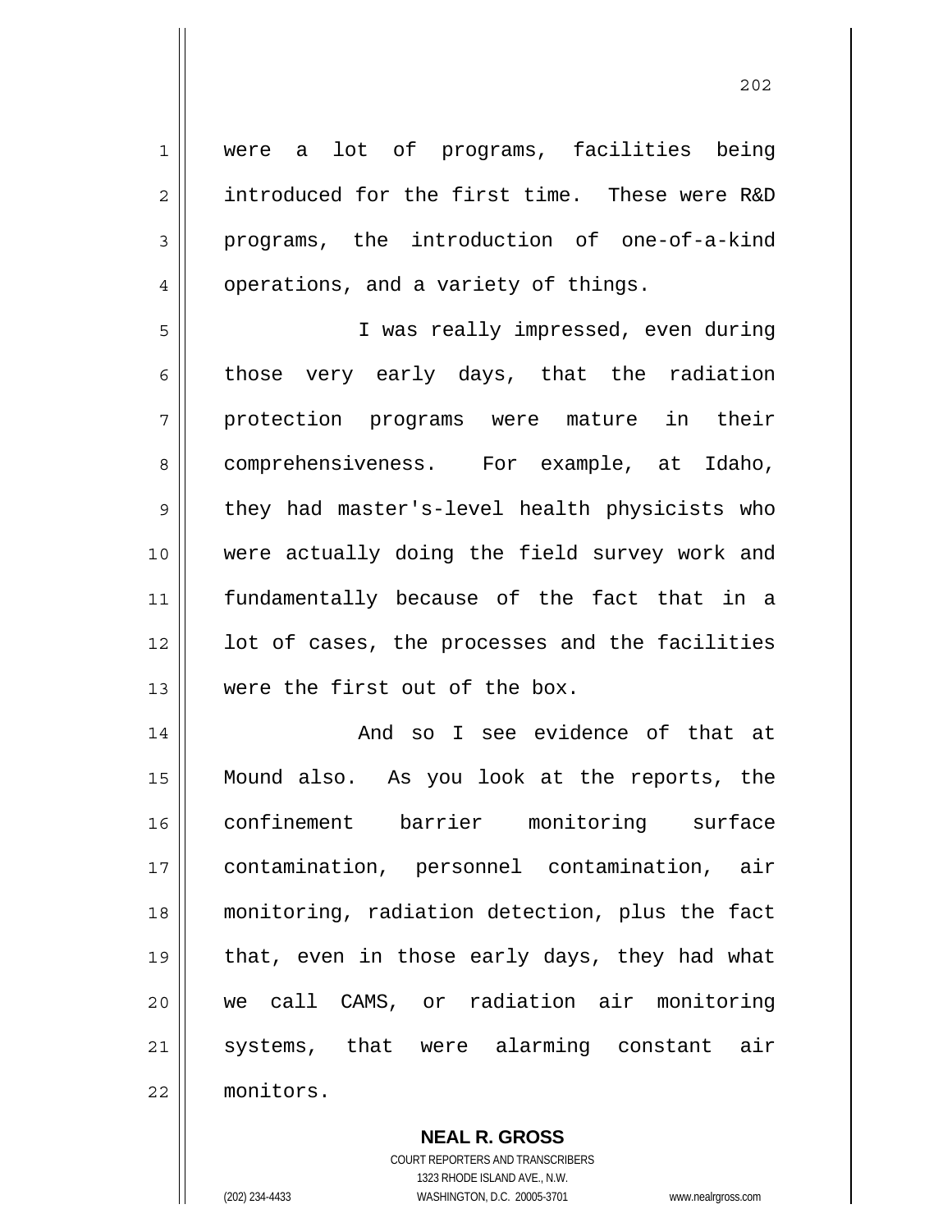were a lot of programs, facilities being introduced for the first time. These were R&D programs, the introduction of one-of-a-kind operations, and a variety of things.

I was really impressed, even during those very early days, that the radiation protection programs were mature in their comprehensiveness. For example, at Idaho, they had master's-level health physicists who were actually doing the field survey work and fundamentally because of the fact that in a lot of cases, the processes and the facilities were the first out of the box.

And so I see evidence of that at Mound also. As you look at the reports, the confinement barrier monitoring surface contamination, personnel contamination, air monitoring, radiation detection, plus the fact that, even in those early days, they had what we call CAMS, or radiation air monitoring systems, that were alarming constant air monitors.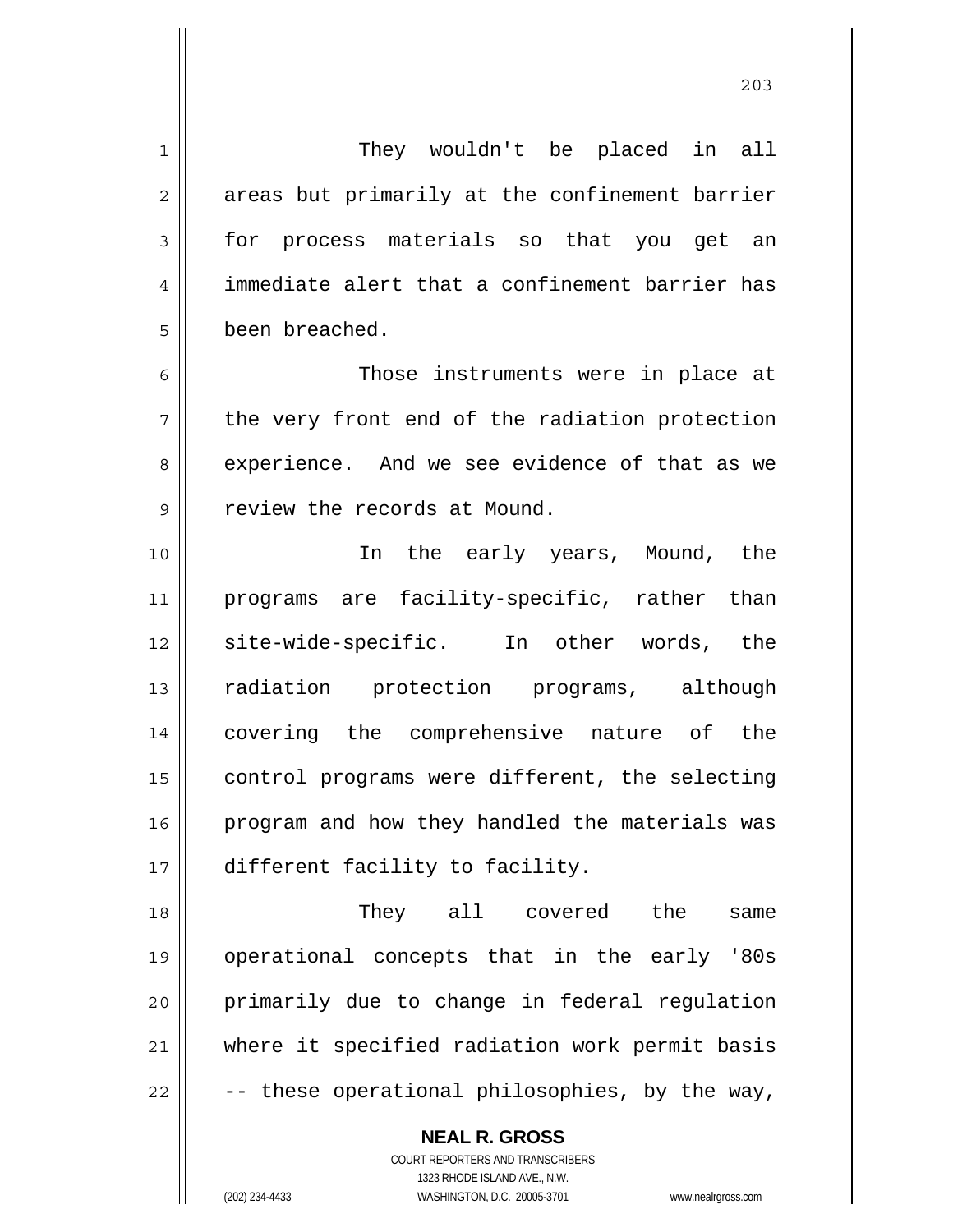They wouldn't be placed in all areas but primarily at the confinement barrier for process materials so that you get an immediate alert that a confinement barrier has been breached.

Those instruments were in place at the very front end of the radiation protection experience. And we see evidence of that as we review the records at Mound.

In the early years, Mound, the programs are facility-specific, rather than site-wide-specific. In other words, the radiation protection programs, although covering the comprehensive nature of the control programs were different, the selecting program and how they handled the materials was different facility to facility.

They all covered the same operational concepts that in the early '80s primarily due to change in federal regulation where it specified radiation work permit basis -- these operational philosophies, by the way,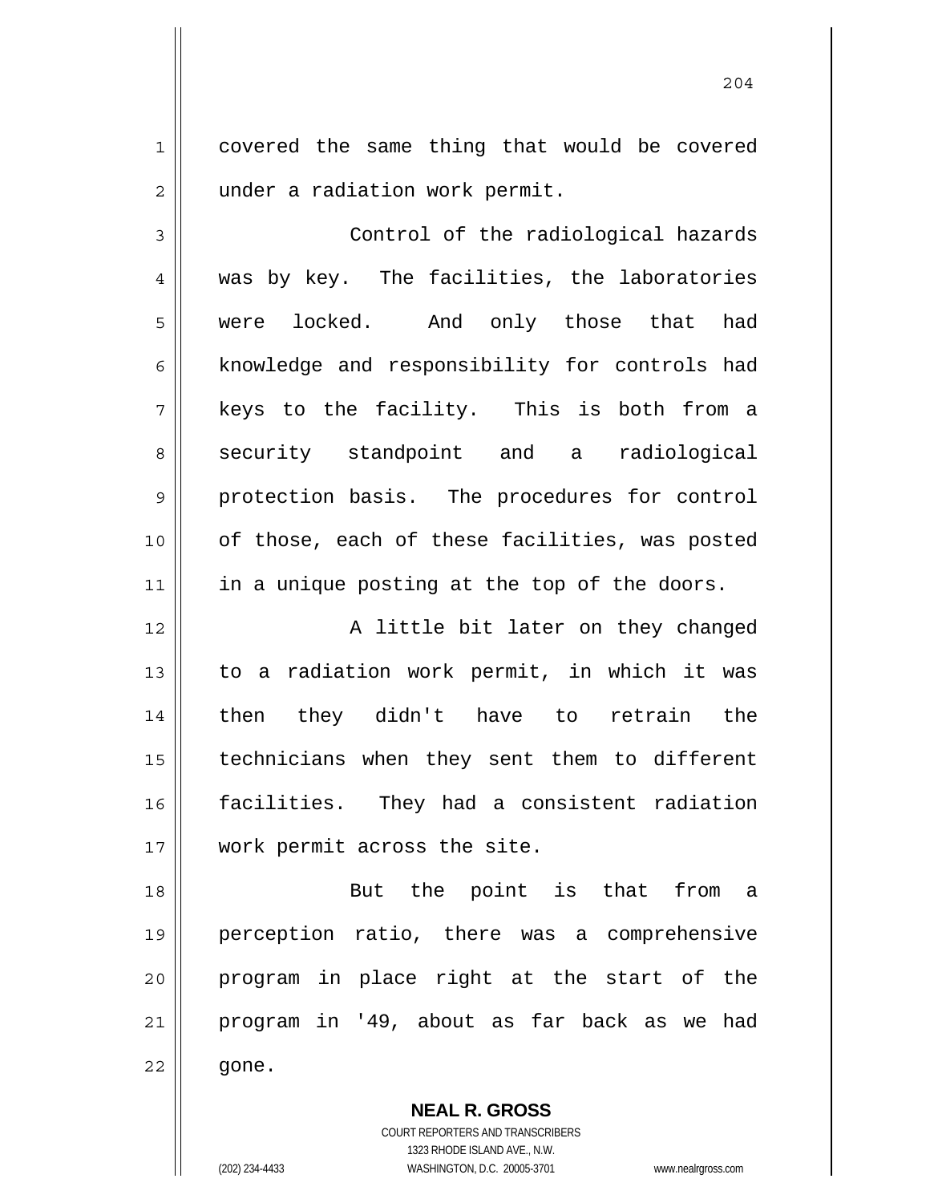covered the same thing that would be covered under a radiation work permit.

Control of the radiological hazards was by key. The facilities, the laboratories were locked. And only those that had knowledge and responsibility for controls had keys to the facility. This is both from a security standpoint and a radiological protection basis. The procedures for control of those, each of these facilities, was posted in a unique posting at the top of the doors.

A little bit later on they changed to a radiation work permit, in which it was then they didn't have to retrain the technicians when they sent them to different facilities. They had a consistent radiation work permit across the site.

But the point is that from a perception ratio, there was a comprehensive program in place right at the start of the program in '49, about as far back as we had gone.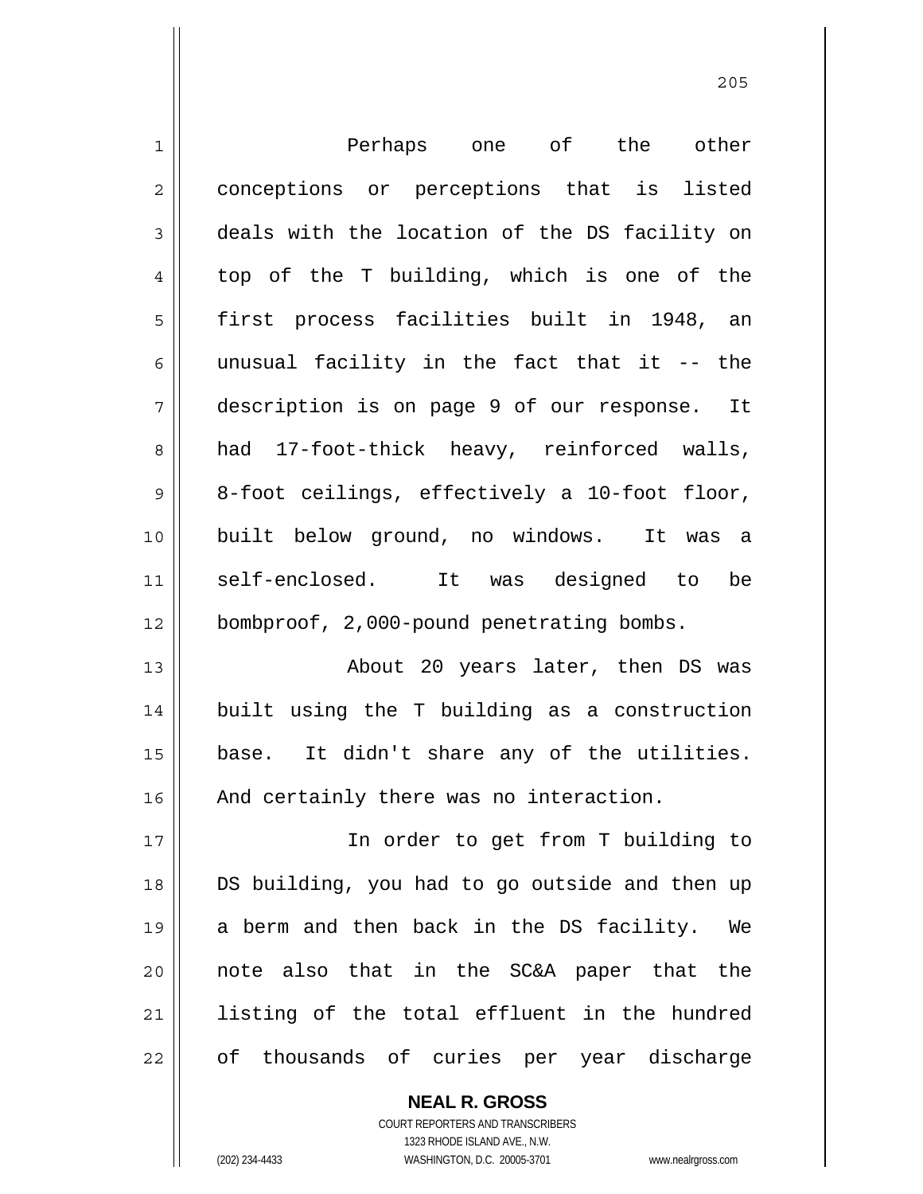Perhaps one of the other conceptions or perceptions that is listed deals with the location of the DS facility on top of the T building, which is one of the first process facilities built in 1948, an unusual facility in the fact that it -- the description is on page 9 of our response. It had 17-foot-thick heavy, reinforced walls, 8-foot ceilings, effectively a 10-foot floor, built below ground, no windows. It was a self-enclosed. It was designed to be bombproof, 2,000-pound penetrating bombs.

About 20 years later, then DS was built using the T building as a construction base. It didn't share any of the utilities. And certainly there was no interaction.

In order to get from T building to DS building, you had to go outside and then up a berm and then back in the DS facility. We note also that in the SC&A paper that the listing of the total effluent in the hundred of thousands of curies per year discharge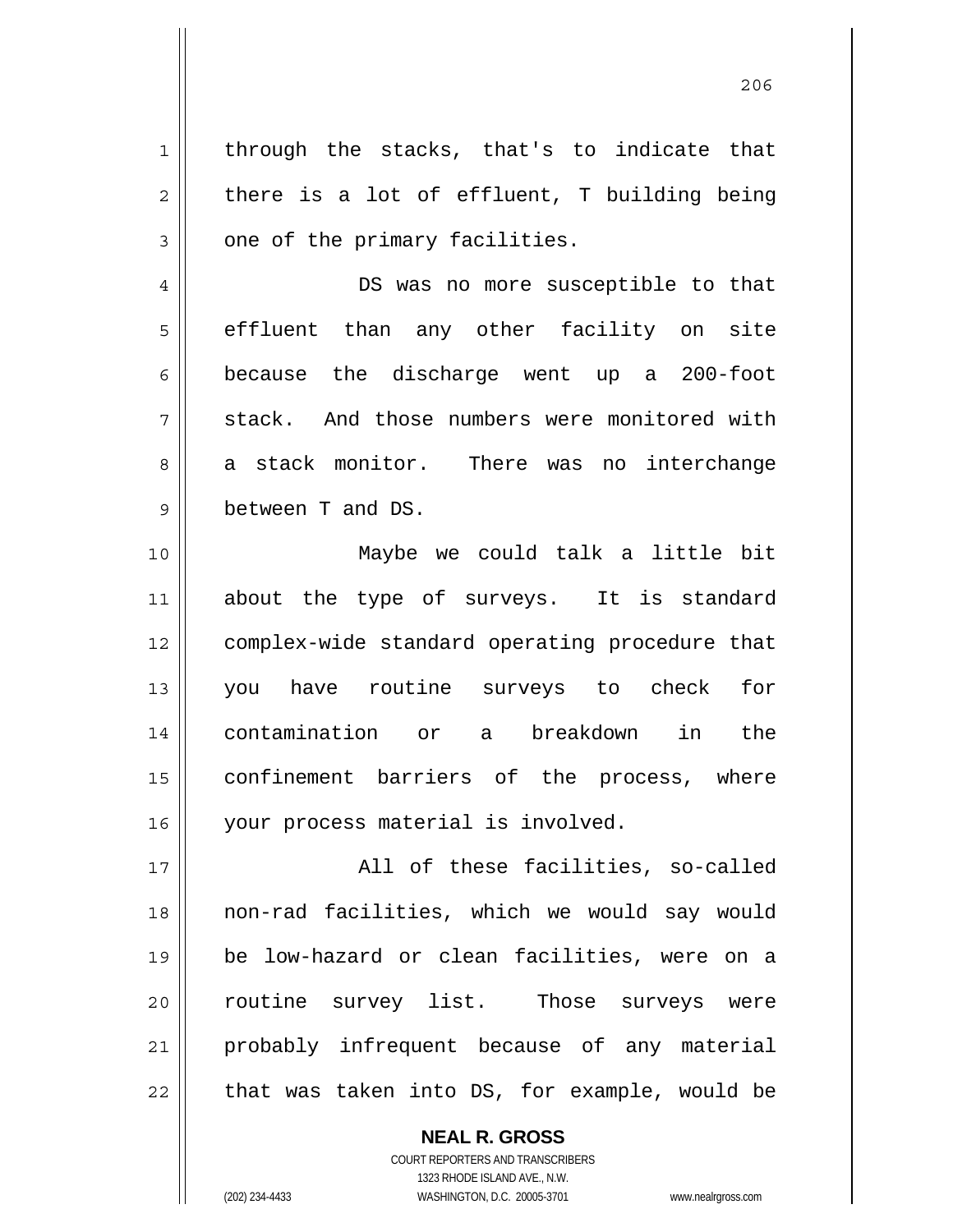through the stacks, that's to indicate that there is a lot of effluent, T building being one of the primary facilities.

DS was no more susceptible to that effluent than any other facility on site because the discharge went up a 200-foot stack. And those numbers were monitored with a stack monitor. There was no interchange between T and DS.

Maybe we could talk a little bit about the type of surveys. It is standard complex-wide standard operating procedure that you have routine surveys to check for contamination or a breakdown in the confinement barriers of the process, where your process material is involved.

All of these facilities, so-called non-rad facilities, which we would say would be low-hazard or clean facilities, were on a routine survey list. Those surveys were probably infrequent because of any material that was taken into DS, for example, would be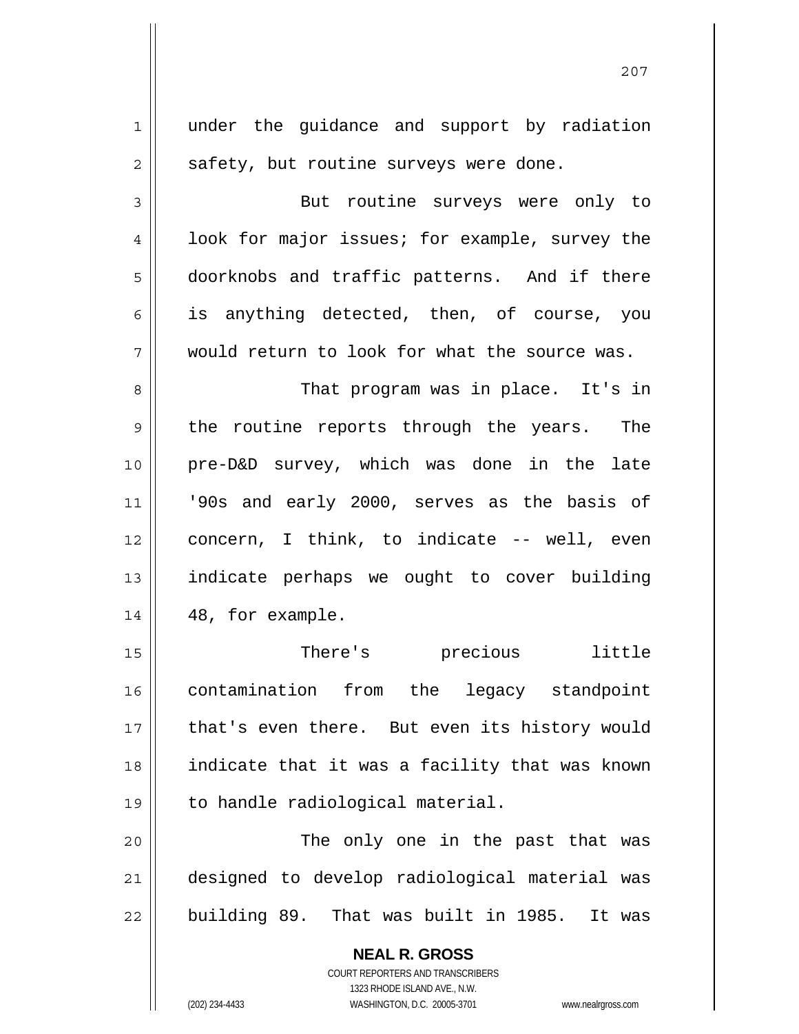under the guidance and support by radiation safety, but routine surveys were done.

But routine surveys were only to look for major issues; for example, survey the doorknobs and traffic patterns. And if there is anything detected, then, of course, you would return to look for what the source was.

That program was in place. It's in the routine reports through the years. The pre-D&D survey, which was done in the late '90s and early 2000, serves as the basis of concern, I think, to indicate -- well, even indicate perhaps we ought to cover building 48, for example.

There's precious little contamination from the legacy standpoint that's even there. But even its history would indicate that it was a facility that was known to handle radiological material.

The only one in the past that was designed to develop radiological material was building 89. That was built in 1985. It was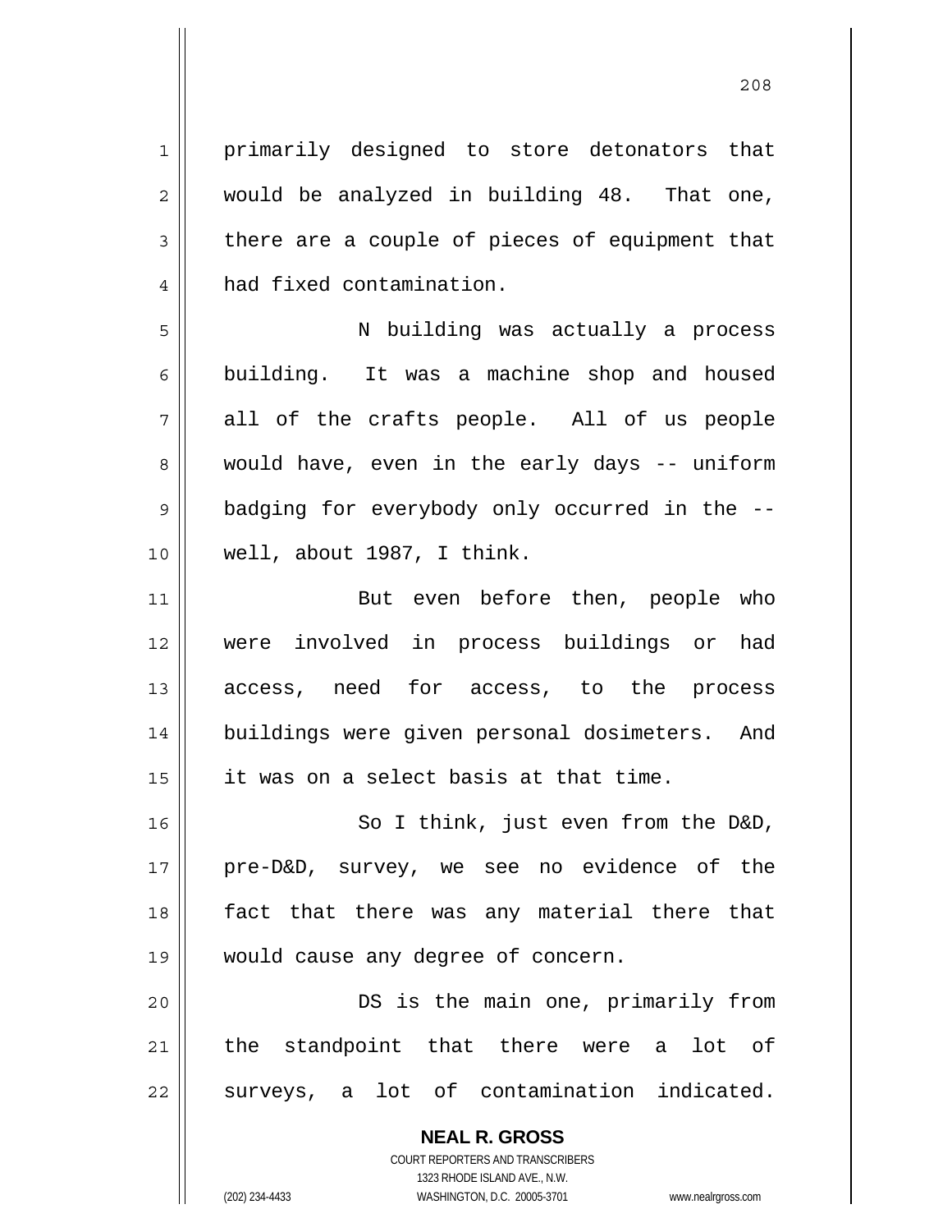primarily designed to store detonators that would be analyzed in building 48. That one, there are a couple of pieces of equipment that had fixed contamination.

N building was actually a process building. It was a machine shop and housed all of the crafts people. All of us people would have, even in the early days -- uniform badging for everybody only occurred in the -- well, about 1987, I think.

But even before then, people who were involved in process buildings or had access, need for access, to the process buildings were given personal dosimeters. And it was on a select basis at that time.

So I think, just even from the D&D, pre-D&D, survey, we see no evidence of the fact that there was any material there that would cause any degree of concern.

DS is the main one, primarily from the standpoint that there were a lot of surveys, a lot of contamination indicated.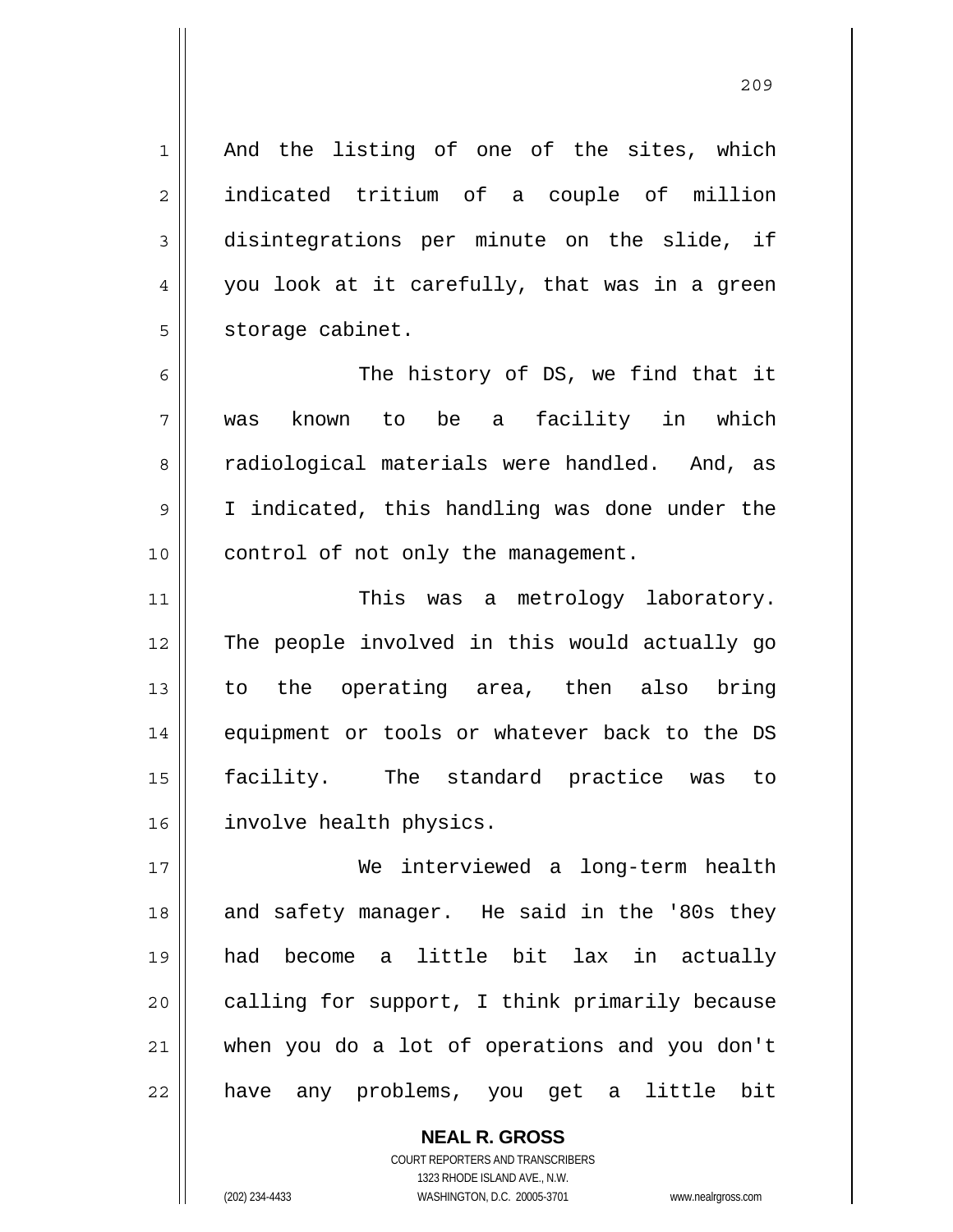And the listing of one of the sites, which indicated tritium of a couple of million disintegrations per minute on the slide, if you look at it carefully, that was in a green storage cabinet.

The history of DS, we find that it was known to be a facility in which radiological materials were handled. And, as I indicated, this handling was done under the control of not only the management.

This was a metrology laboratory. The people involved in this would actually go to the operating area, then also bring equipment or tools or whatever back to the DS facility. The standard practice was to involve health physics.

We interviewed a long-term health and safety manager. He said in the '80s they had become a little bit lax in actually calling for support, I think primarily because when you do a lot of operations and you don't have any problems, you get a little bit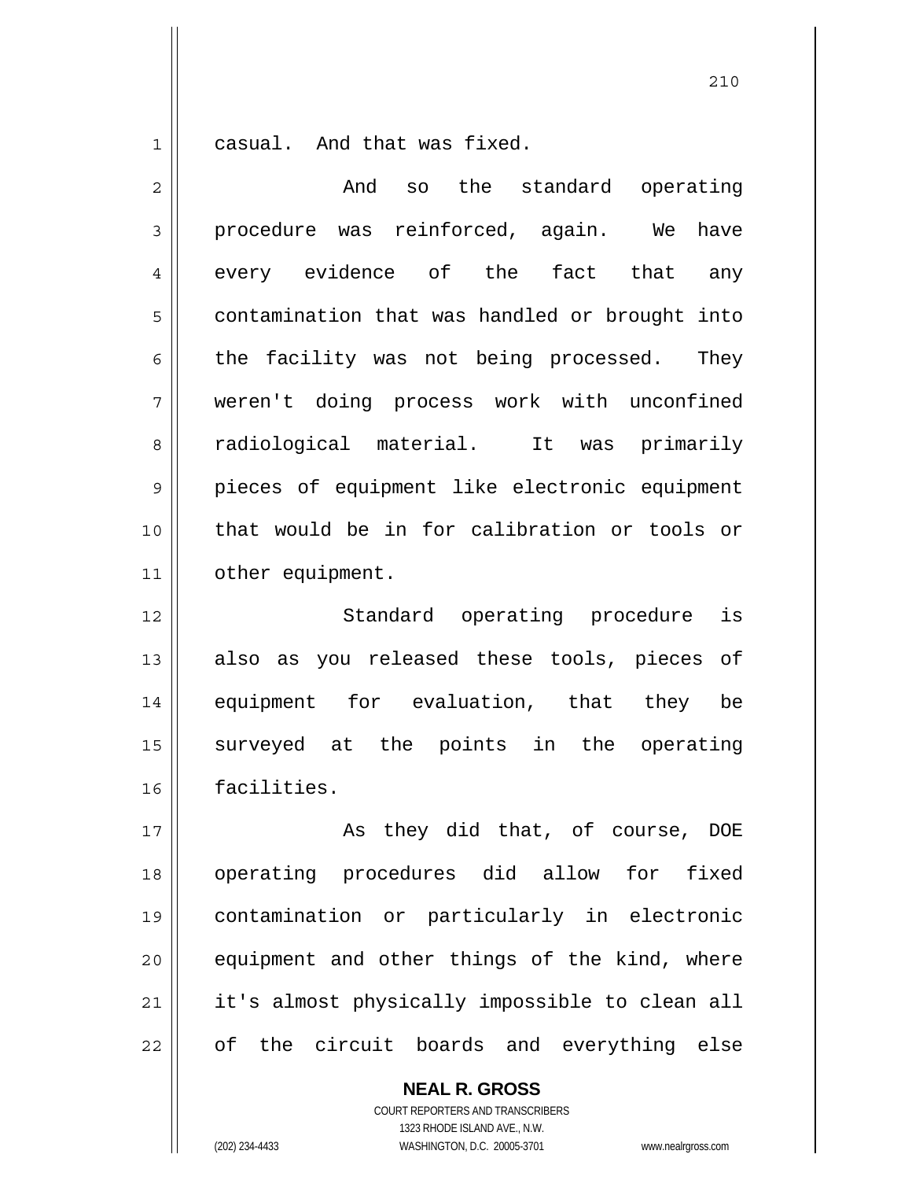casual. And that was fixed.

And so the standard operating procedure was reinforced, again. We have every evidence of the fact that any contamination that was handled or brought into the facility was not being processed. They weren't doing process work with unconfined radiological material. It was primarily pieces of equipment like electronic equipment that would be in for calibration or tools or other equipment.

Standard operating procedure is also as you released these tools, pieces of equipment for evaluation, that they be surveyed at the points in the operating facilities.

As they did that, of course, DOE operating procedures did allow for fixed contamination or particularly in electronic equipment and other things of the kind, where it's almost physically impossible to clean all of the circuit boards and everything else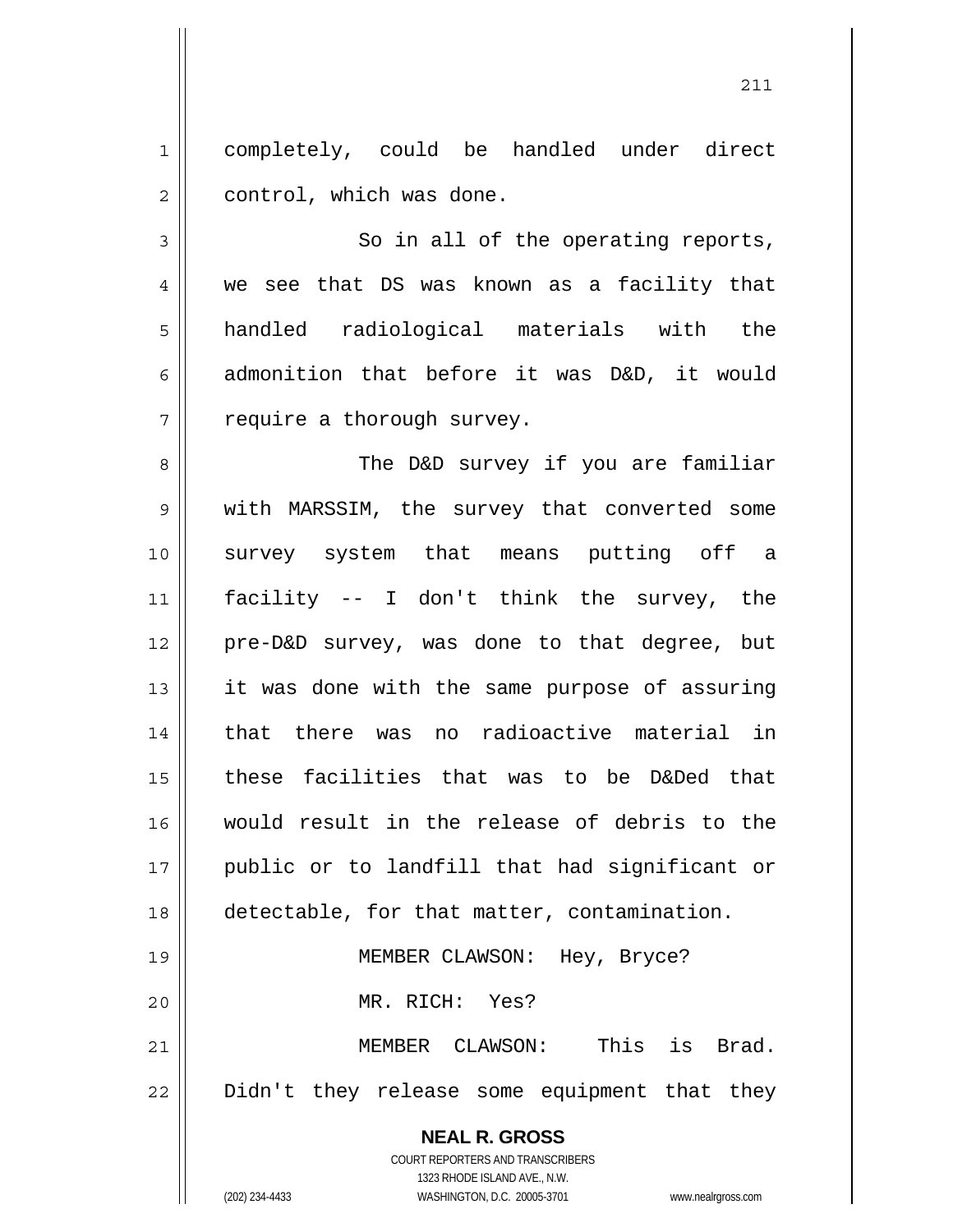completely, could be handled under direct control, which was done.

So in all of the operating reports, we see that DS was known as a facility that handled radiological materials with the admonition that before it was D&D, it would require a thorough survey.

The D&D survey if you are familiar with MARSSIM, the survey that converted some survey system that means putting off a facility -- I don't think the survey, the pre-D&D survey, was done to that degree, but it was done with the same purpose of assuring that there was no radioactive material in these facilities that was to be D&Ded that would result in the release of debris to the public or to landfill that had significant or detectable, for that matter, contamination.

MEMBER CLAWSON: Hey, Bryce?

MR. RICH: Yes?

MEMBER CLAWSON: This is Brad. Didn't they release some equipment that they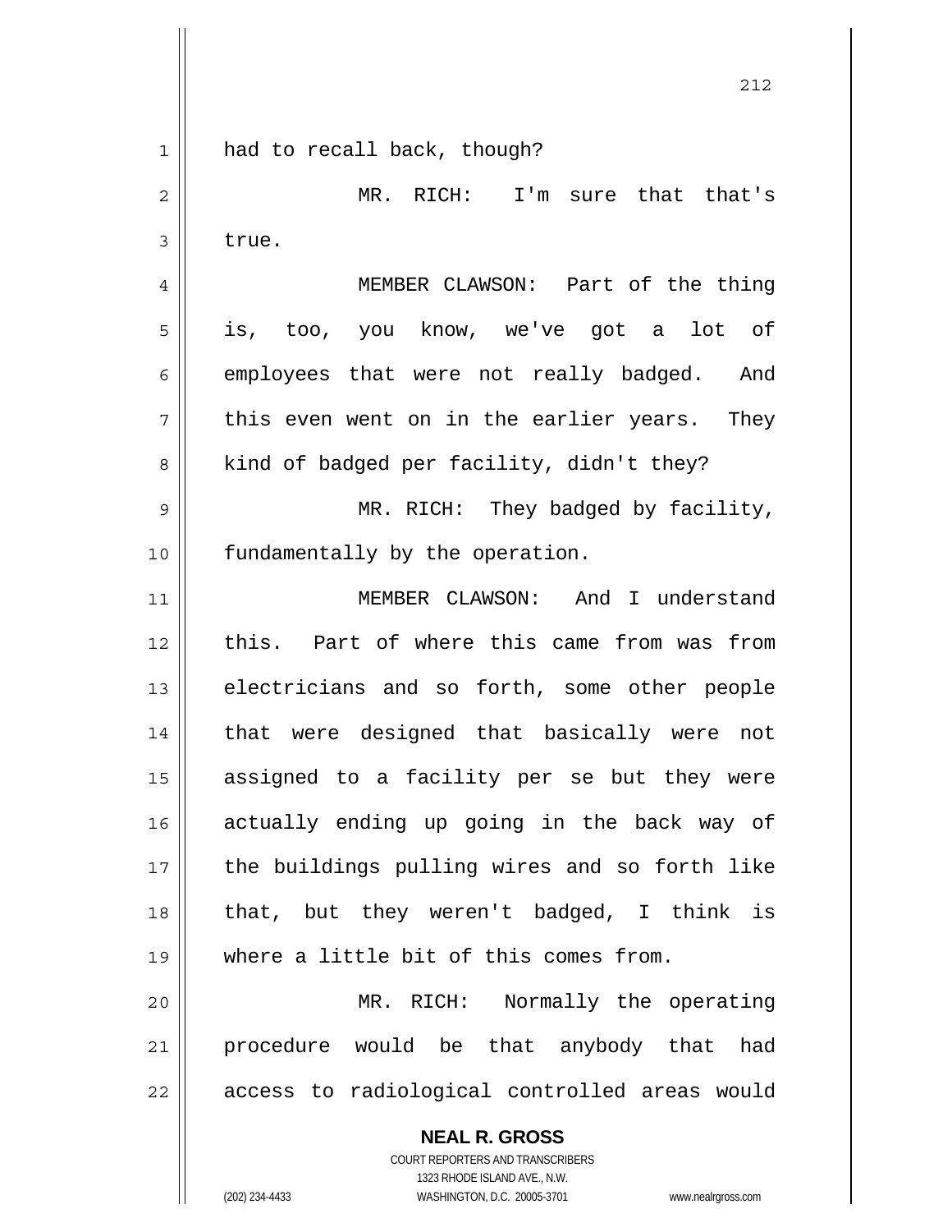had to recall back, though?

MR. RICH: I'm sure that that's true.

MEMBER CLAWSON: Part of the thing is, too, you know, we've got a lot of employees that were not really badged. And this even went on in the earlier years. They kind of badged per facility, didn't they?

MR. RICH: They badged by facility, fundamentally by the operation.

MEMBER CLAWSON: And I understand this. Part of where this came from was from electricians and so forth, some other people that were designed that basically were not assigned to a facility per se but they were actually ending up going in the back way of the buildings pulling wires and so forth like that, but they weren't badged, I think is where a little bit of this comes from.

MR. RICH: Normally the operating procedure would be that anybody that had access to radiological controlled areas would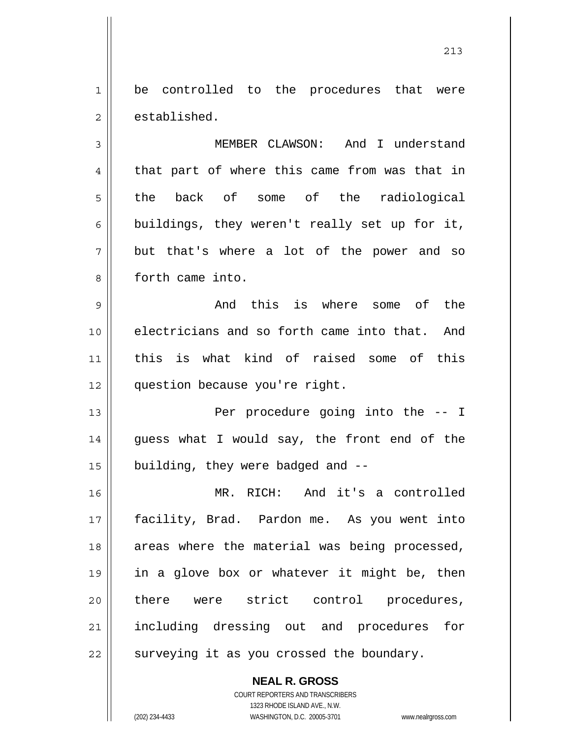be controlled to the procedures that were established.

MEMBER CLAWSON: And I understand that part of where this came from was that in the back of some of the radiological buildings, they weren't really set up for it, but that's where a lot of the power and so forth came into.

And this is where some of the electricians and so forth came into that. And this is what kind of raised some of this question because you're right.

Per procedure going into the -- I guess what I would say, the front end of the building, they were badged and --

MR. RICH: And it's a controlled facility, Brad. Pardon me. As you went into areas where the material was being processed, in a glove box or whatever it might be, then there were strict control procedures, including dressing out and procedures for surveying it as you crossed the boundary.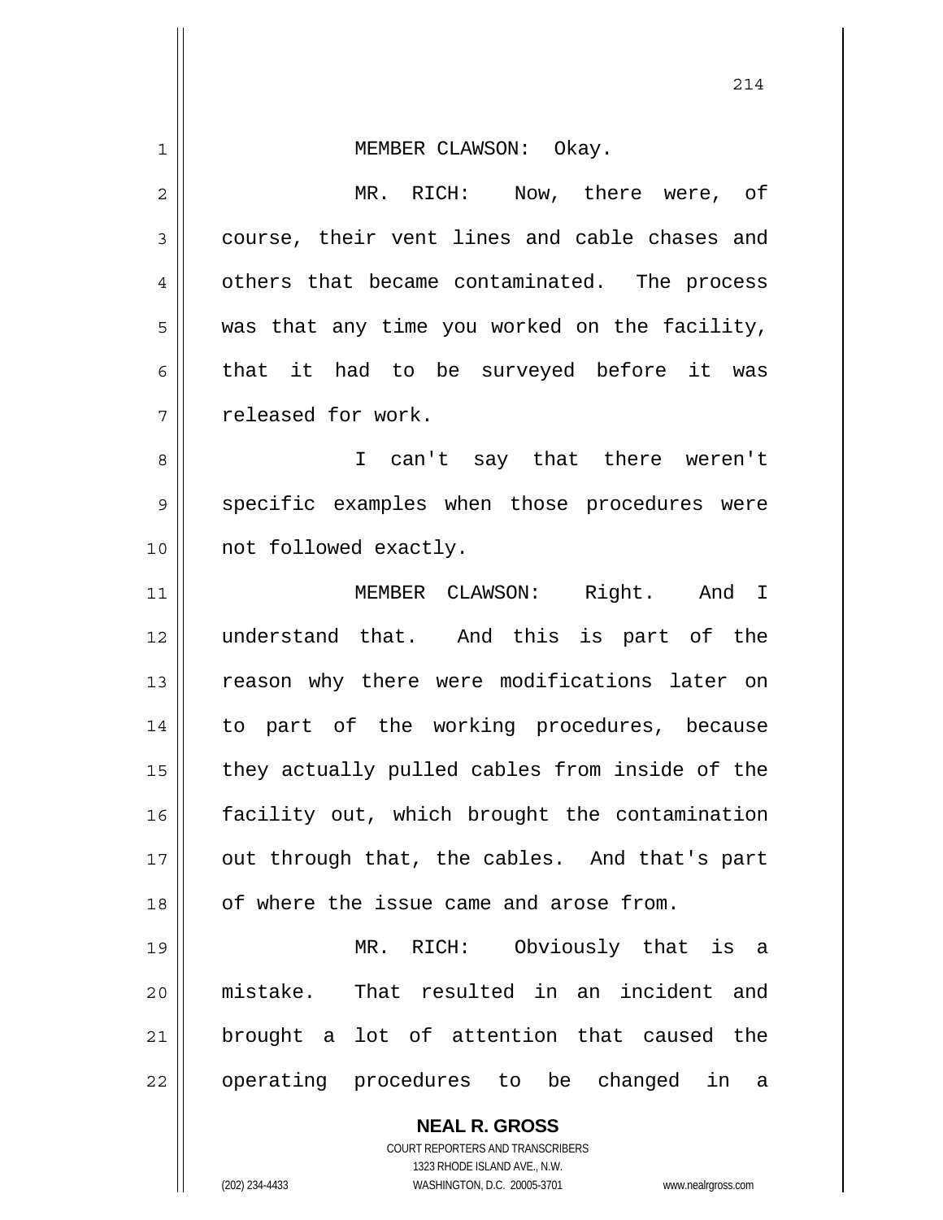MEMBER CLAWSON: Okay.

MR. RICH: Now, there were, of course, their vent lines and cable chases and others that became contaminated. The process was that any time you worked on the facility, that it had to be surveyed before it was released for work.

I can't say that there weren't specific examples when those procedures were not followed exactly.

MEMBER CLAWSON: Right. And I understand that. And this is part of the reason why there were modifications later on to part of the working procedures, because they actually pulled cables from inside of the facility out, which brought the contamination out through that, the cables. And that's part of where the issue came and arose from.

MR. RICH: Obviously that is a mistake. That resulted in an incident and brought a lot of attention that caused the operating procedures to be changed in a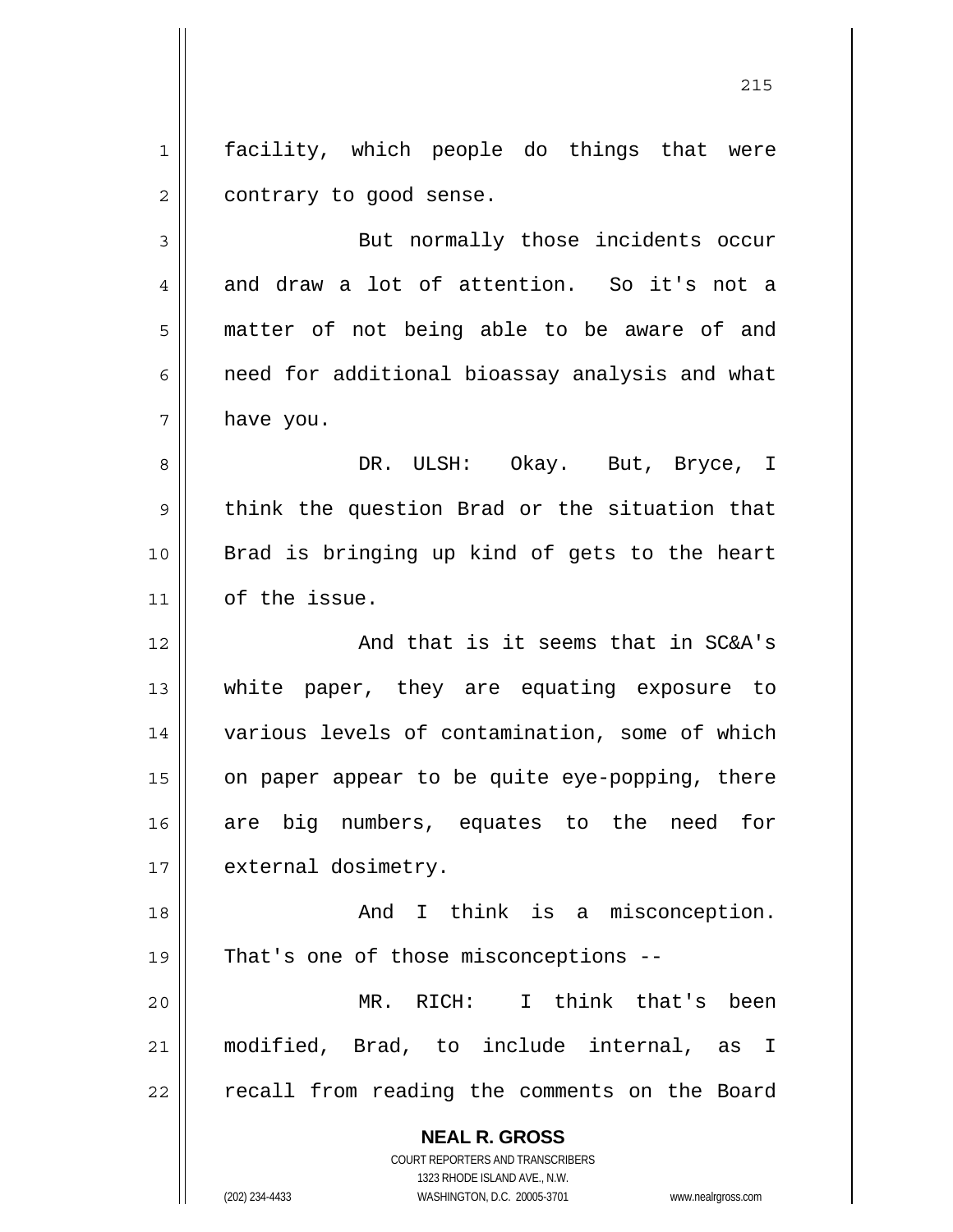facility, which people do things that were contrary to good sense.

But normally those incidents occur and draw a lot of attention. So it's not a matter of not being able to be aware of and need for additional bioassay analysis and what have you.

DR. ULSH: Okay. But, Bryce, I think the question Brad or the situation that Brad is bringing up kind of gets to the heart of the issue.

And that is it seems that in SC&A's white paper, they are equating exposure to various levels of contamination, some of which on paper appear to be quite eye-popping, there are big numbers, equates to the need for external dosimetry.

And I think is a misconception. That's one of those misconceptions --

MR. RICH: I think that's been modified, Brad, to include internal, as I recall from reading the comments on the Board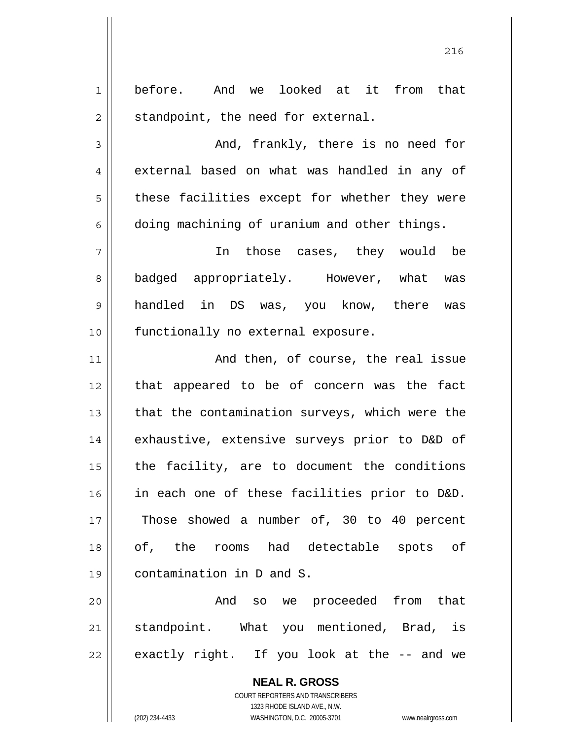before. And we looked at it from that standpoint, the need for external.

And, frankly, there is no need for external based on what was handled in any of these facilities except for whether they were doing machining of uranium and other things.

In those cases, they would be badged appropriately. However, what was handled in DS was, you know, there was functionally no external exposure.

And then, of course, the real issue that appeared to be of concern was the fact that the contamination surveys, which were the exhaustive, extensive surveys prior to D&D of the facility, are to document the conditions in each one of these facilities prior to D&D. Those showed a number of, 30 to 40 percent of, the rooms had detectable spots of contamination in D and S.

And so we proceeded from that standpoint. What you mentioned, Brad, is exactly right. If you look at the -- and we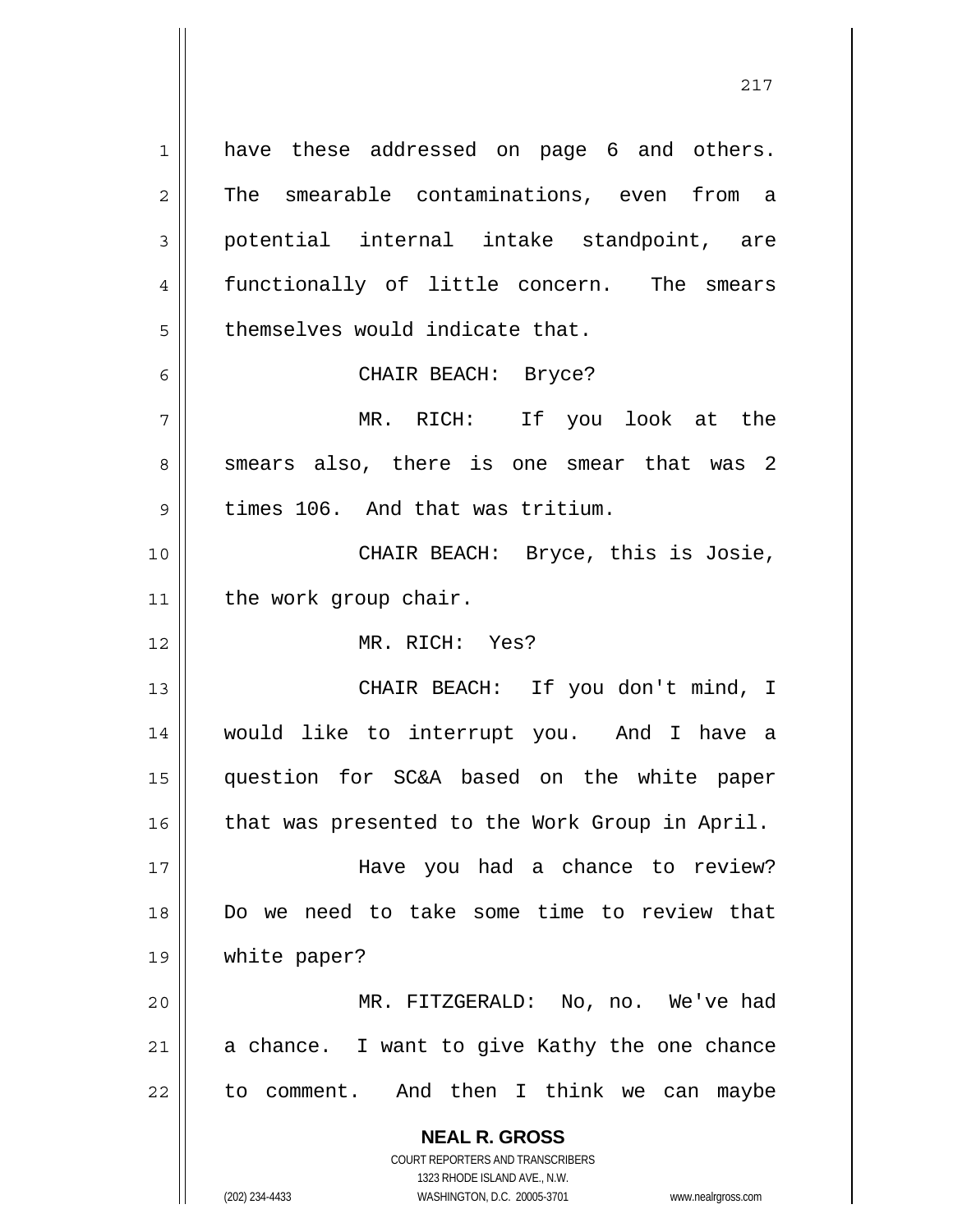have these addressed on page 6 and others. The smearable contaminations, even from a potential internal intake standpoint, are functionally of little concern. The smears themselves would indicate that.

CHAIR BEACH: Bryce?

MR. RICH: If you look at the smears also, there is one smear that was 2 times 106. And that was tritium.

CHAIR BEACH: Bryce, this is Josie, the work group chair.

MR. RICH: Yes?

CHAIR BEACH: If you don't mind, I would like to interrupt you. And I have a question for SC&A based on the white paper that was presented to the Work Group in April.

Have you had a chance to review? Do we need to take some time to review that white paper?

MR. FITZGERALD: No, no. We've had a chance. I want to give Kathy the one chance to comment. And then I think we can maybe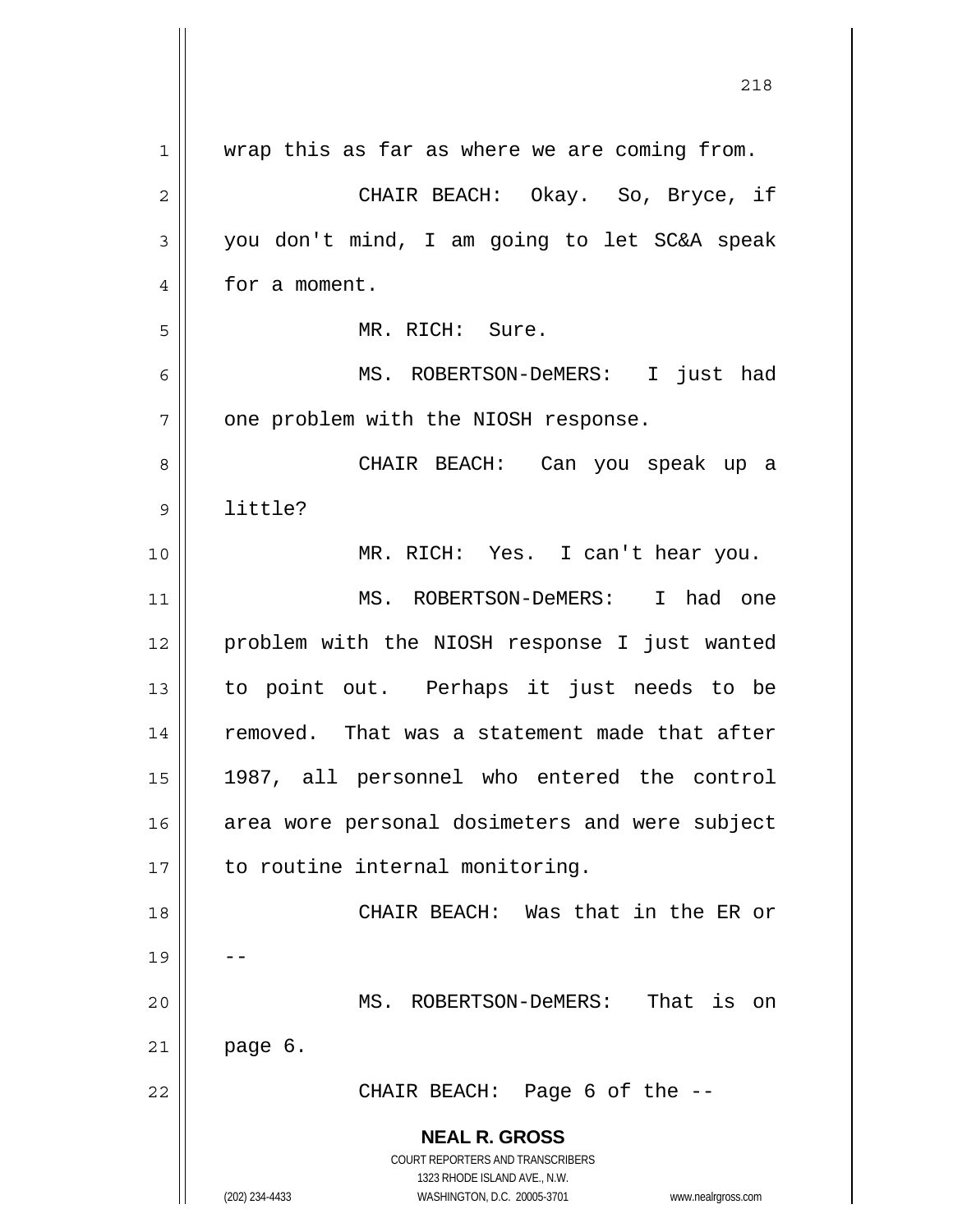wrap this as far as where we are coming from.

CHAIR BEACH: Okay. So, Bryce, if you don't mind, I am going to let SC&A speak for a moment.

MR. RICH: Sure.

MS. ROBERTSON-DeMERS: I just had one problem with the NIOSH response.

CHAIR BEACH: Can you speak up a little?

MR. RICH: Yes. I can't hear you.

MS. ROBERTSON-DeMERS: I had one problem with the NIOSH response I just wanted to point out. Perhaps it just needs to be removed. That was a statement made that after 1987, all personnel who entered the control area wore personal dosimeters and were subject to routine internal monitoring.

CHAIR BEACH: Was that in the ER or --

MS. ROBERTSON-DeMERS: That is on page 6.

CHAIR BEACH: Page 6 of the --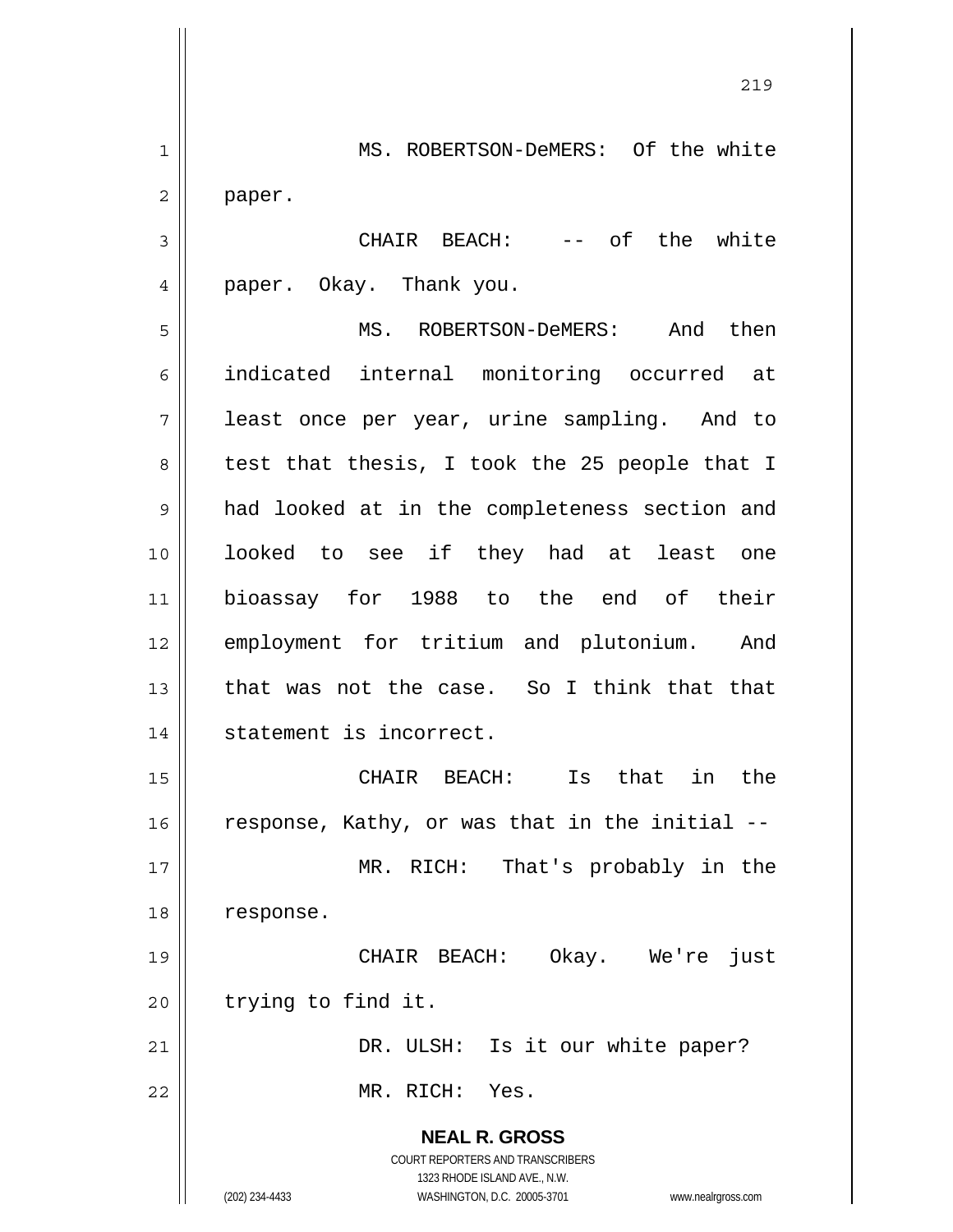MS. ROBERTSON-DeMERS: Of the white paper.

CHAIR BEACH: -- of the white paper. Okay. Thank you.

MS. ROBERTSON-DeMERS: And then indicated internal monitoring occurred at least once per year, urine sampling. And to test that thesis, I took the 25 people that I had looked at in the completeness section and looked to see if they had at least one bioassay for 1988 to the end of their employment for tritium and plutonium. And that was not the case. So I think that that statement is incorrect.

CHAIR BEACH: Is that in the response, Kathy, or was that in the initial --

MR. RICH: That's probably in the response.

CHAIR BEACH: Okay. We're just trying to find it.

DR. ULSH: Is it our white paper?

MR. RICH: Yes.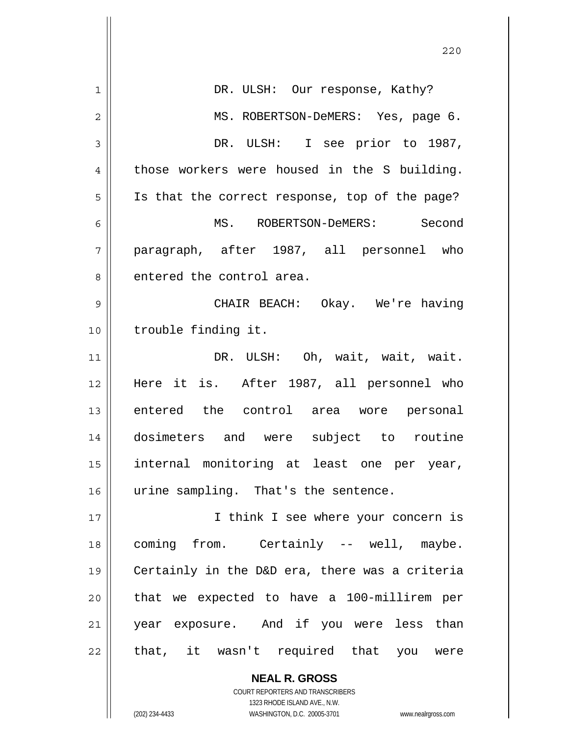DR. ULSH: Our response, Kathy?

MS. ROBERTSON-DeMERS: Yes, page 6.

DR. ULSH: I see prior to 1987, those workers were housed in the S building. Is that the correct response, top of the page?

MS. ROBERTSON-DeMERS: Second paragraph, after 1987, all personnel who entered the control area.

CHAIR BEACH: Okay. We're having trouble finding it.

DR. ULSH: Oh, wait, wait, wait. Here it is. After 1987, all personnel who entered the control area wore personal dosimeters and were subject to routine internal monitoring at least one per year, urine sampling. That's the sentence.

I think I see where your concern is coming from. Certainly -- well, maybe. Certainly in the D&D era, there was a criteria that we expected to have a 100-millirem per year exposure. And if you were less than that, it wasn't required that you were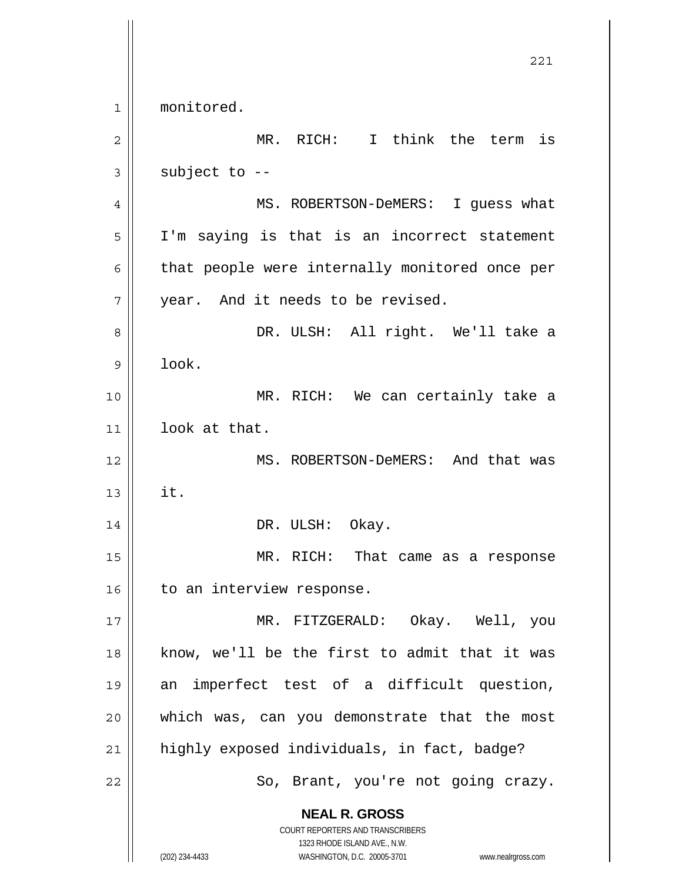monitored.

MR. RICH: I think the term is subject to --

MS. ROBERTSON-DeMERS: I guess what I'm saying is that is an incorrect statement that people were internally monitored once per year. And it needs to be revised.

DR. ULSH: All right. We'll take a look.

MR. RICH: We can certainly take a look at that.

MS. ROBERTSON-DeMERS: And that was it.

DR. ULSH: Okay.

MR. RICH: That came as a response to an interview response.

MR. FITZGERALD: Okay. Well, you know, we'll be the first to admit that it was an imperfect test of a difficult question, which was, can you demonstrate that the most highly exposed individuals, in fact, badge?

So, Brant, you're not going crazy.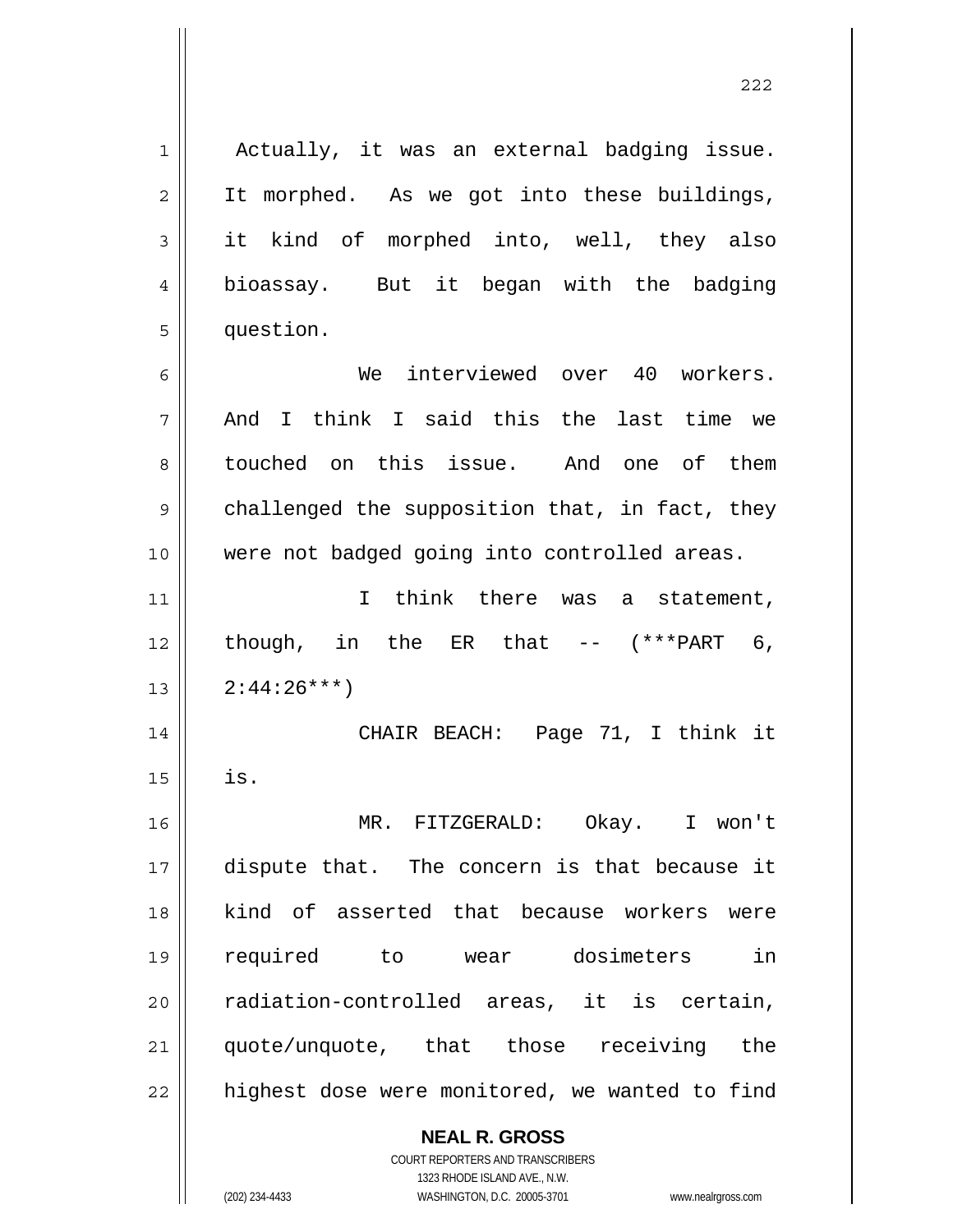Actually, it was an external badging issue. It morphed. As we got into these buildings, it kind of morphed into, well, they also bioassay. But it began with the badging question.

We interviewed over 40 workers. And I think I said this the last time we touched on this issue. And one of them challenged the supposition that, in fact, they were not badged going into controlled areas.

I think there was a statement, though, in the ER that -- (***PART 6, 2:44:26***)

CHAIR BEACH: Page 71, I think it is.

MR. FITZGERALD: Okay. I won't dispute that. The concern is that because it kind of asserted that because workers were required to wear dosimeters in radiation-controlled areas, it is certain, quote/unquote, that those receiving the highest dose were monitored, we wanted to find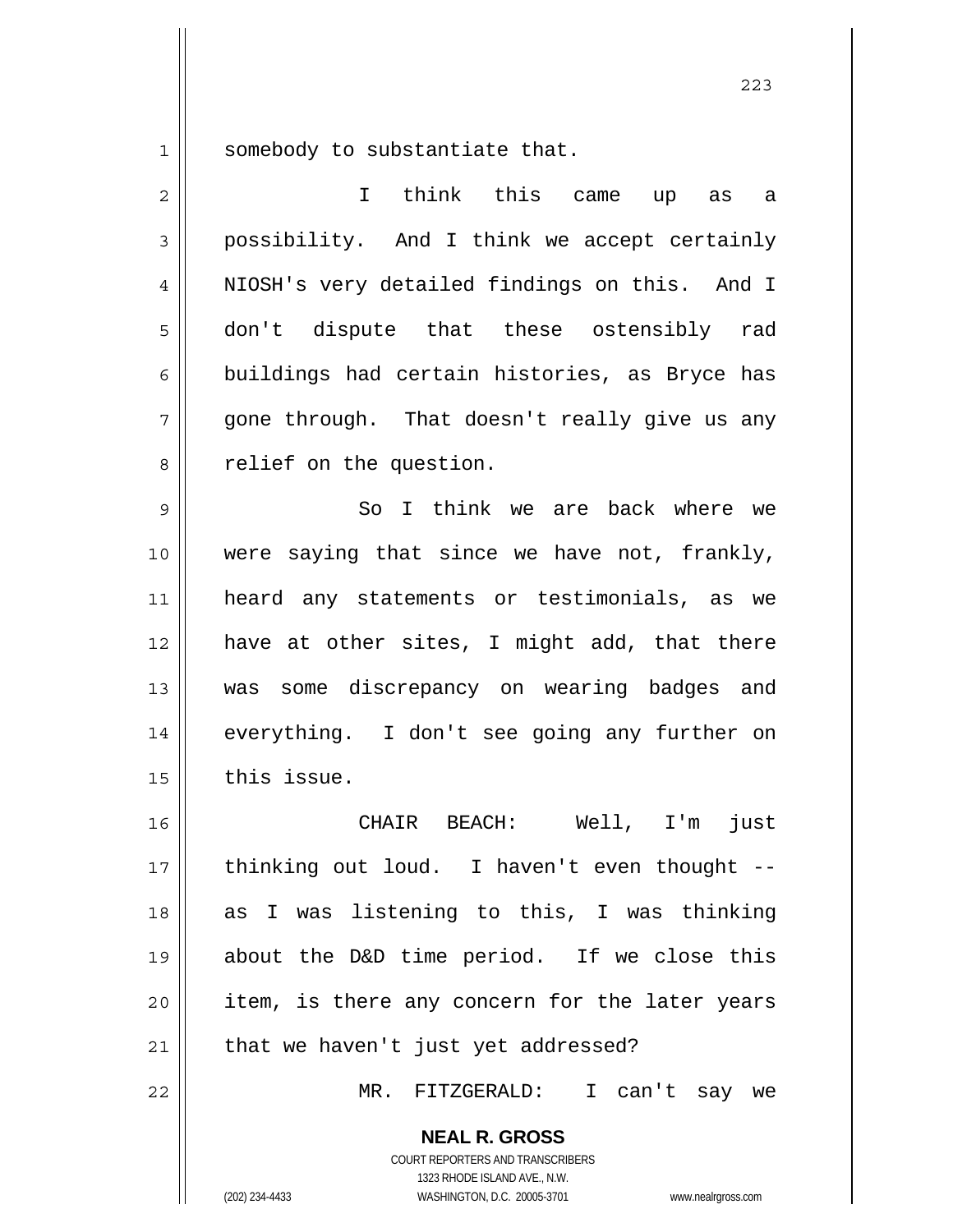somebody to substantiate that.

I think this came up as a possibility. And I think we accept certainly NIOSH's very detailed findings on this. And I don't dispute that these ostensibly rad buildings had certain histories, as Bryce has gone through. That doesn't really give us any relief on the question.

So I think we are back where we were saying that since we have not, frankly, heard any statements or testimonials, as we have at other sites, I might add, that there was some discrepancy on wearing badges and everything. I don't see going any further on this issue.

CHAIR BEACH: Well, I'm just thinking out loud. I haven't even thought -- as I was listening to this, I was thinking about the D&D time period. If we close this item, is there any concern for the later years that we haven't just yet addressed?

MR. FITZGERALD: I can't say we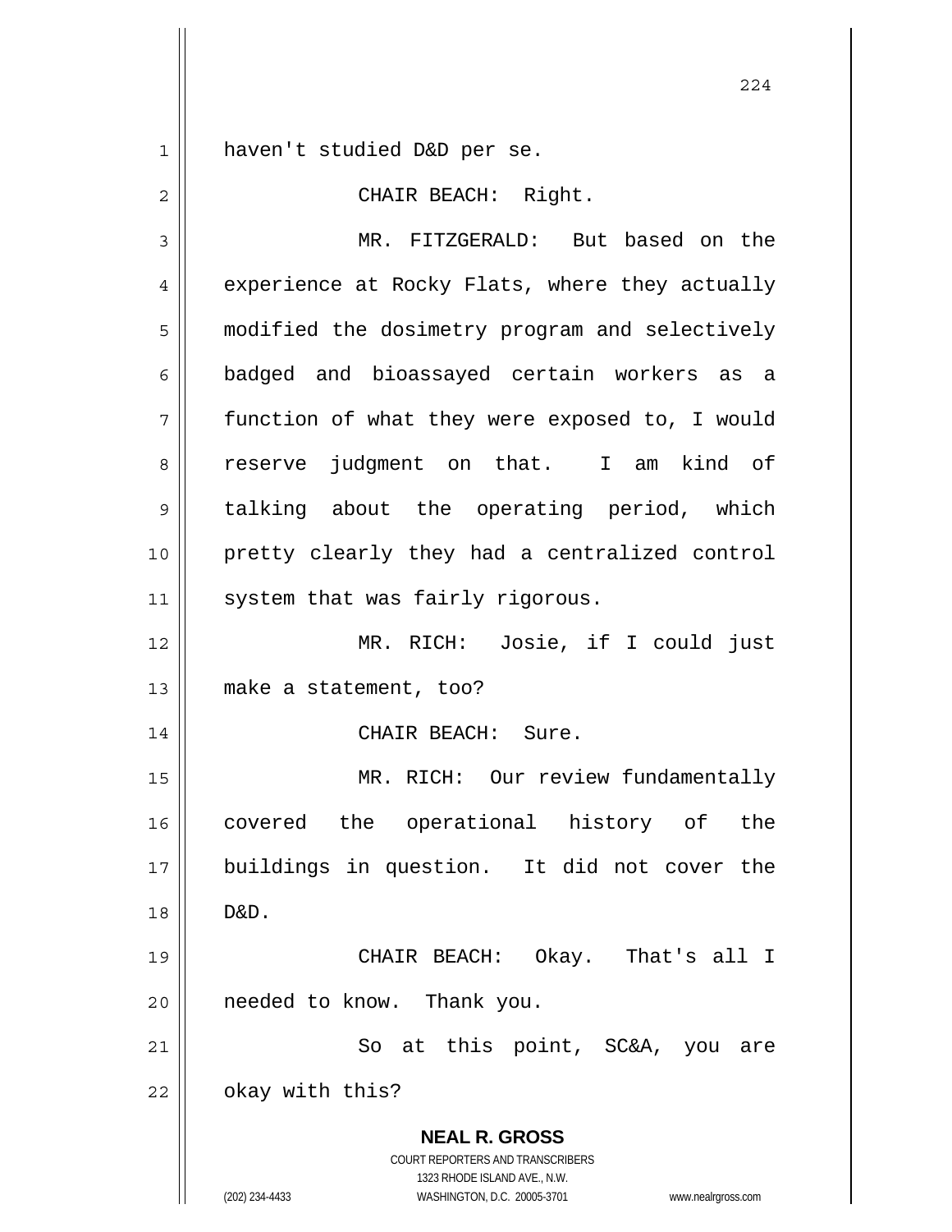haven't studied D&D per se.

CHAIR BEACH: Right.

MR. FITZGERALD: But based on the experience at Rocky Flats, where they actually modified the dosimetry program and selectively badged and bioassayed certain workers as a function of what they were exposed to, I would reserve judgment on that. I am kind of talking about the operating period, which pretty clearly they had a centralized control system that was fairly rigorous.

MR. RICH: Josie, if I could just make a statement, too?

CHAIR BEACH: Sure.

MR. RICH: Our review fundamentally covered the operational history of the buildings in question. It did not cover the D&D.

CHAIR BEACH: Okay. That's all I needed to know. Thank you.

So at this point, SC&A, you are okay with this?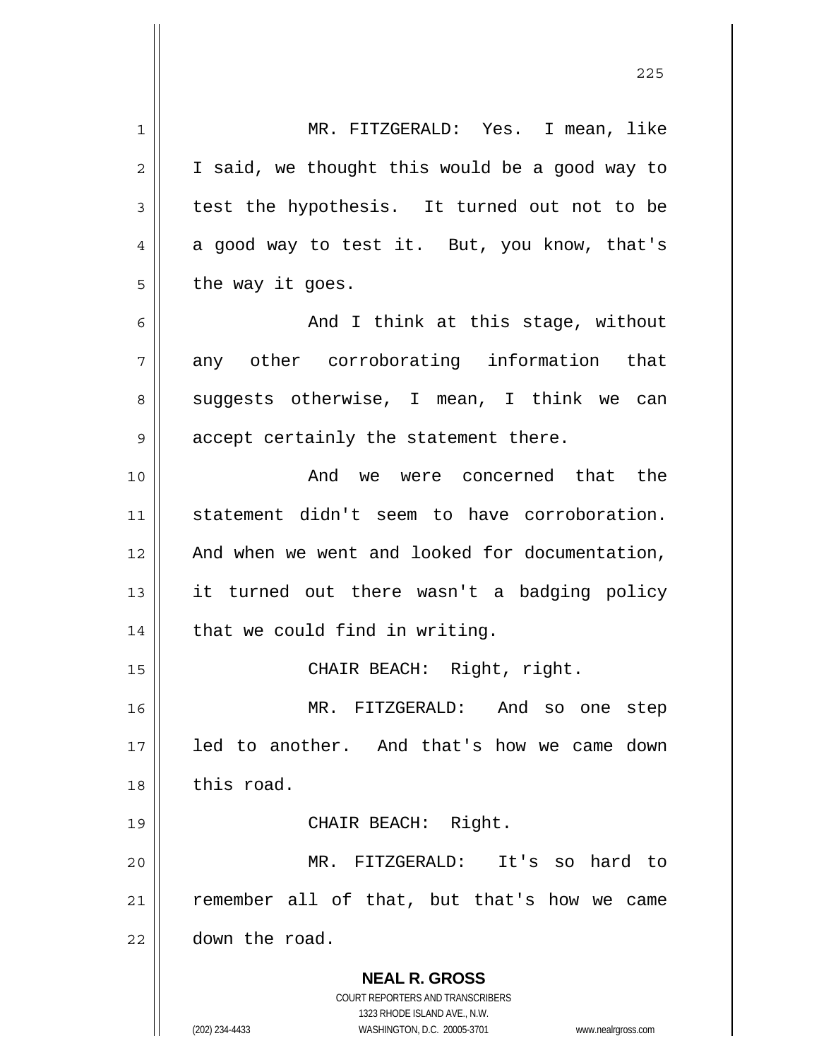MR. FITZGERALD: Yes. I mean, like I said, we thought this would be a good way to test the hypothesis. It turned out not to be a good way to test it. But, you know, that's the way it goes.

And I think at this stage, without any other corroborating information that suggests otherwise, I mean, I think we can accept certainly the statement there.

And we were concerned that the statement didn't seem to have corroboration. And when we went and looked for documentation, it turned out there wasn't a badging policy that we could find in writing.

CHAIR BEACH: Right, right.

MR. FITZGERALD: And so one step led to another. And that's how we came down this road.

CHAIR BEACH: Right.

MR. FITZGERALD: It's so hard to remember all of that, but that's how we came down the road.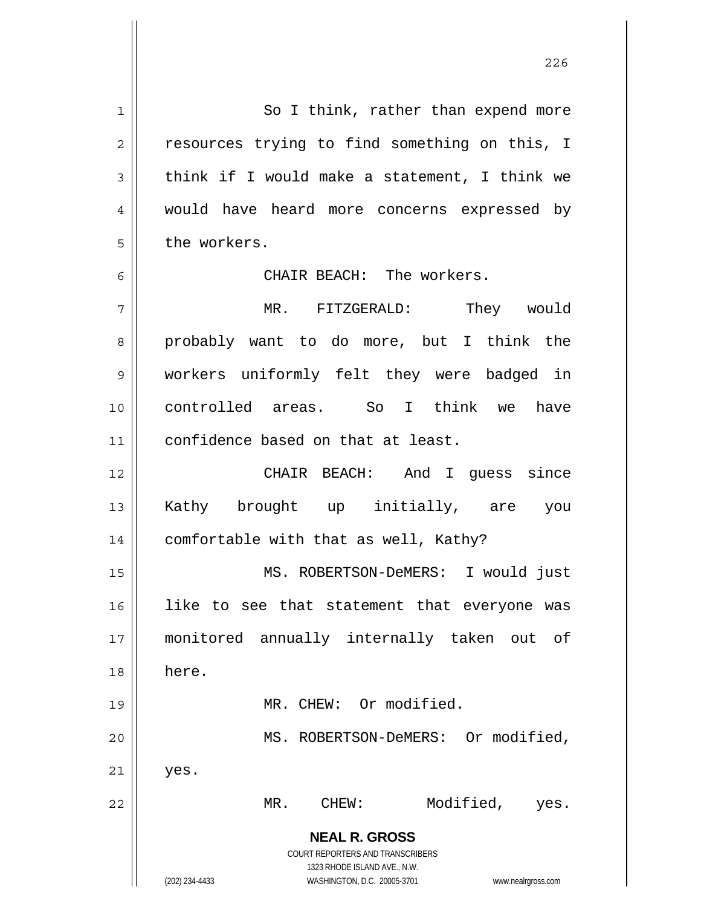So I think, rather than expend more resources trying to find something on this, I think if I would make a statement, I think we would have heard more concerns expressed by the workers.

CHAIR BEACH: The workers.

MR. FITZGERALD: They would probably want to do more, but I think the workers uniformly felt they were badged in controlled areas. So I think we have confidence based on that at least.

CHAIR BEACH: And I guess since Kathy brought up initially, are you comfortable with that as well, Kathy?

MS. ROBERTSON-DeMERS: I would just like to see that statement that everyone was monitored annually internally taken out of here.

MR. CHEW: Or modified.

MS. ROBERTSON-DeMERS: Or modified, yes.

MR. CHEW: Modified, yes.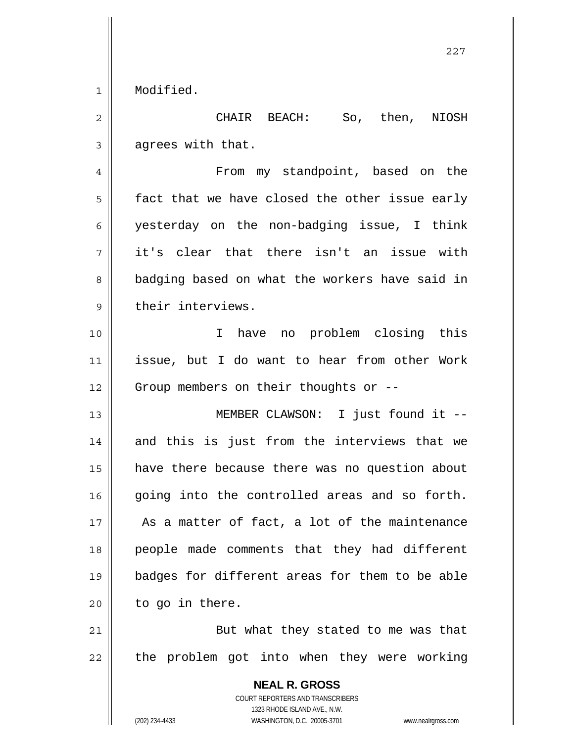Modified.

CHAIR BEACH: So, then, NIOSH agrees with that.

From my standpoint, based on the fact that we have closed the other issue early yesterday on the non-badging issue, I think it's clear that there isn't an issue with badging based on what the workers have said in their interviews.

I have no problem closing this issue, but I do want to hear from other Work Group members on their thoughts or --

MEMBER CLAWSON: I just found it -- and this is just from the interviews that we have there because there was no question about going into the controlled areas and so forth. As a matter of fact, a lot of the maintenance people made comments that they had different badges for different areas for them to be able to go in there.

But what they stated to me was that the problem got into when they were working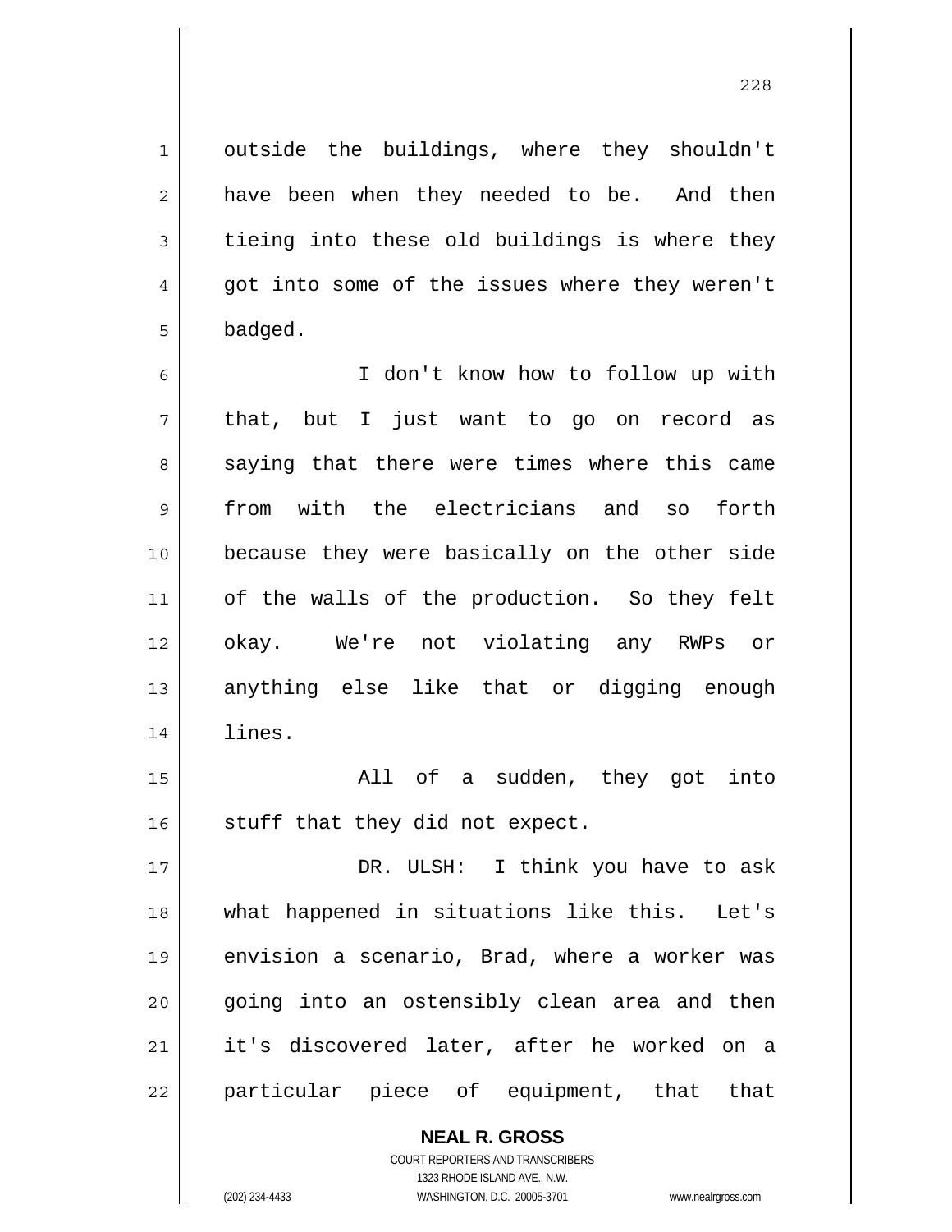outside the buildings, where they shouldn't have been when they needed to be. And then tieing into these old buildings is where they got into some of the issues where they weren't badged.

I don't know how to follow up with that, but I just want to go on record as saying that there were times where this came from with the electricians and so forth because they were basically on the other side of the walls of the production. So they felt okay. We're not violating any RWPs or anything else like that or digging enough lines.

All of a sudden, they got into stuff that they did not expect.

DR. ULSH: I think you have to ask what happened in situations like this. Let's envision a scenario, Brad, where a worker was going into an ostensibly clean area and then it's discovered later, after he worked on a particular piece of equipment, that that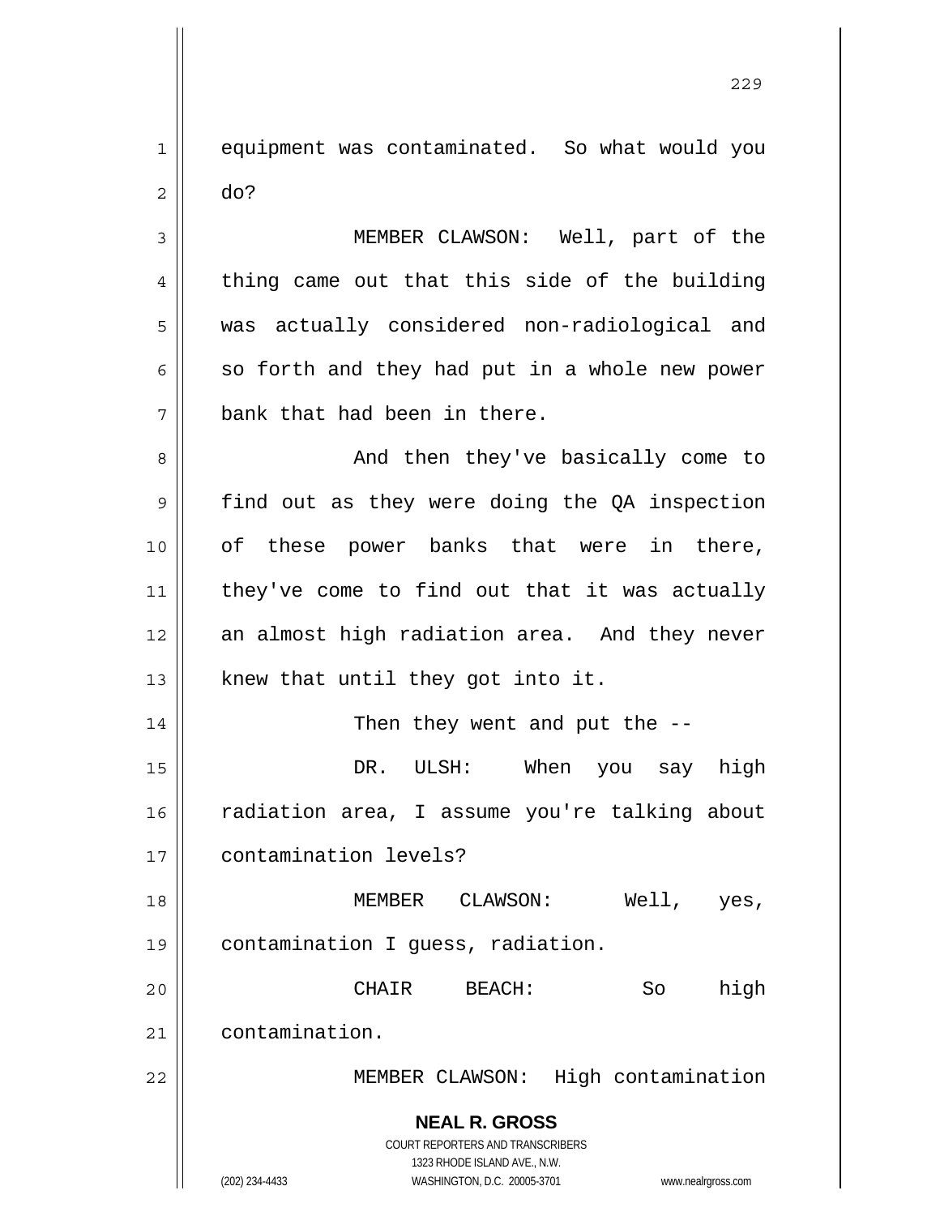equipment was contaminated. So what would you do?

MEMBER CLAWSON: Well, part of the thing came out that this side of the building was actually considered non-radiological and so forth and they had put in a whole new power bank that had been in there.

And then they've basically come to find out as they were doing the QA inspection of these power banks that were in there, they've come to find out that it was actually an almost high radiation area. And they never knew that until they got into it.

Then they went and put the --

DR. ULSH: When you say high radiation area, I assume you're talking about contamination levels?

MEMBER CLAWSON: Well, yes, contamination I guess, radiation.

CHAIR BEACH: So high contamination.

MEMBER CLAWSON: High contamination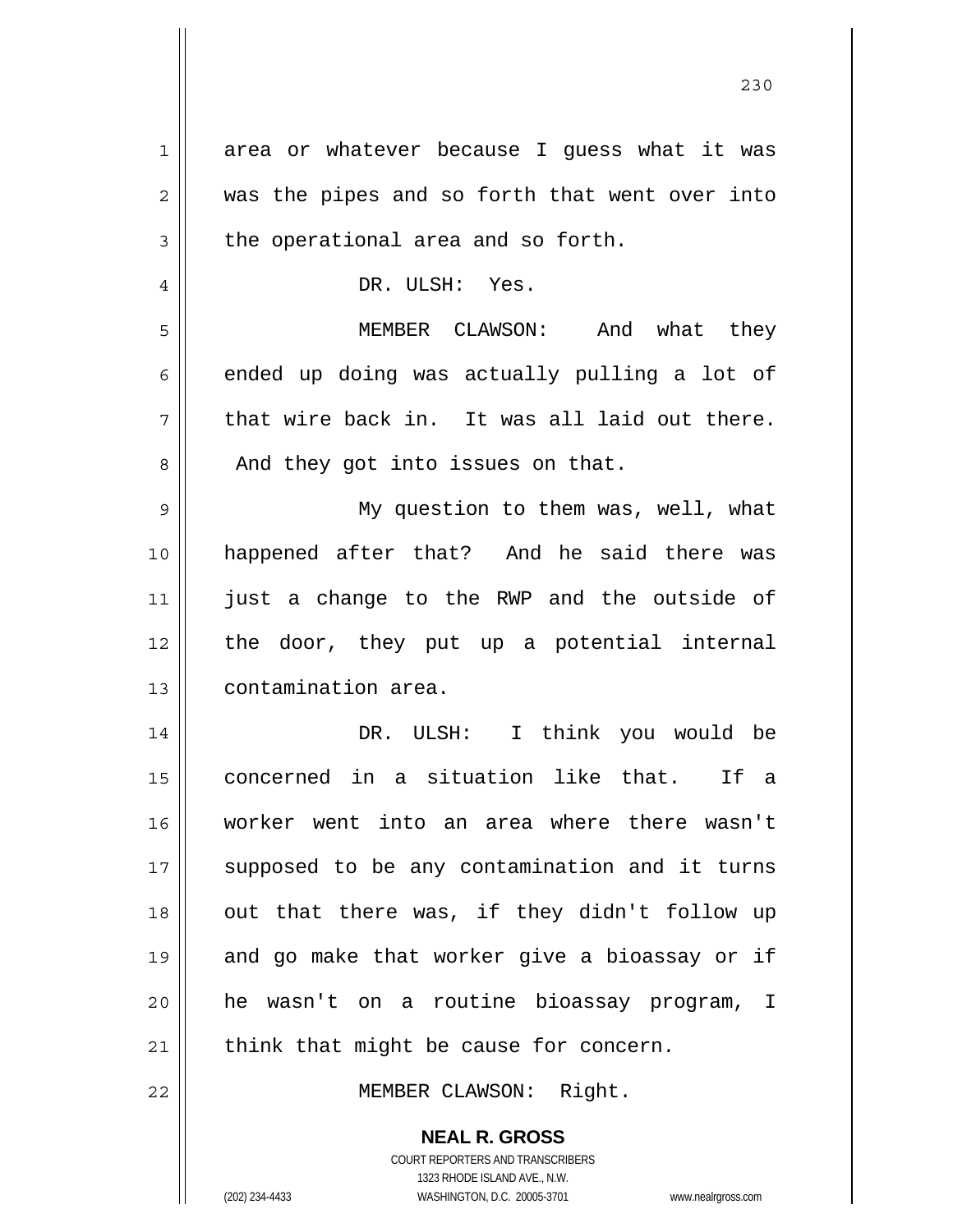area or whatever because I guess what it was was the pipes and so forth that went over into the operational area and so forth.

DR. ULSH: Yes.

MEMBER CLAWSON: And what they ended up doing was actually pulling a lot of that wire back in. It was all laid out there. And they got into issues on that.

My question to them was, well, what happened after that? And he said there was just a change to the RWP and the outside of the door, they put up a potential internal contamination area.

DR. ULSH: I think you would be concerned in a situation like that. If a worker went into an area where there wasn't supposed to be any contamination and it turns out that there was, if they didn't follow up and go make that worker give a bioassay or if he wasn't on a routine bioassay program, I think that might be cause for concern.

MEMBER CLAWSON: Right.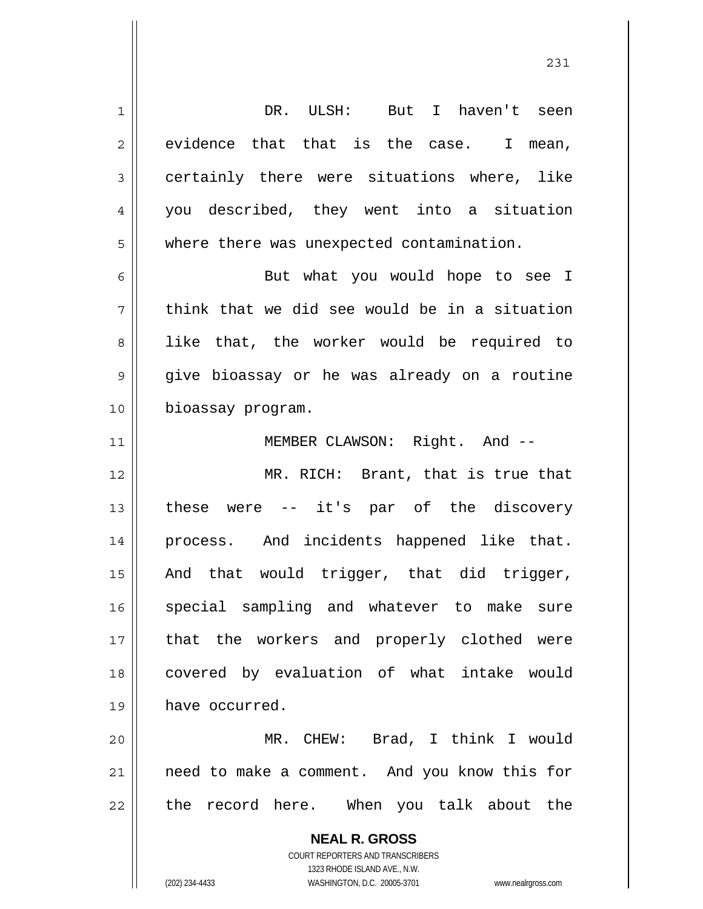DR. ULSH: But I haven't seen evidence that that is the case. I mean, certainly there were situations where, like you described, they went into a situation where there was unexpected contamination.

But what you would hope to see I think that we did see would be in a situation like that, the worker would be required to give bioassay or he was already on a routine bioassay program.

MEMBER CLAWSON: Right. And --

MR. RICH: Brant, that is true that these were -- it's par of the discovery process. And incidents happened like that. And that would trigger, that did trigger, special sampling and whatever to make sure that the workers and properly clothed were covered by evaluation of what intake would have occurred.

MR. CHEW: Brad, I think I would need to make a comment. And you know this for the record here. When you talk about the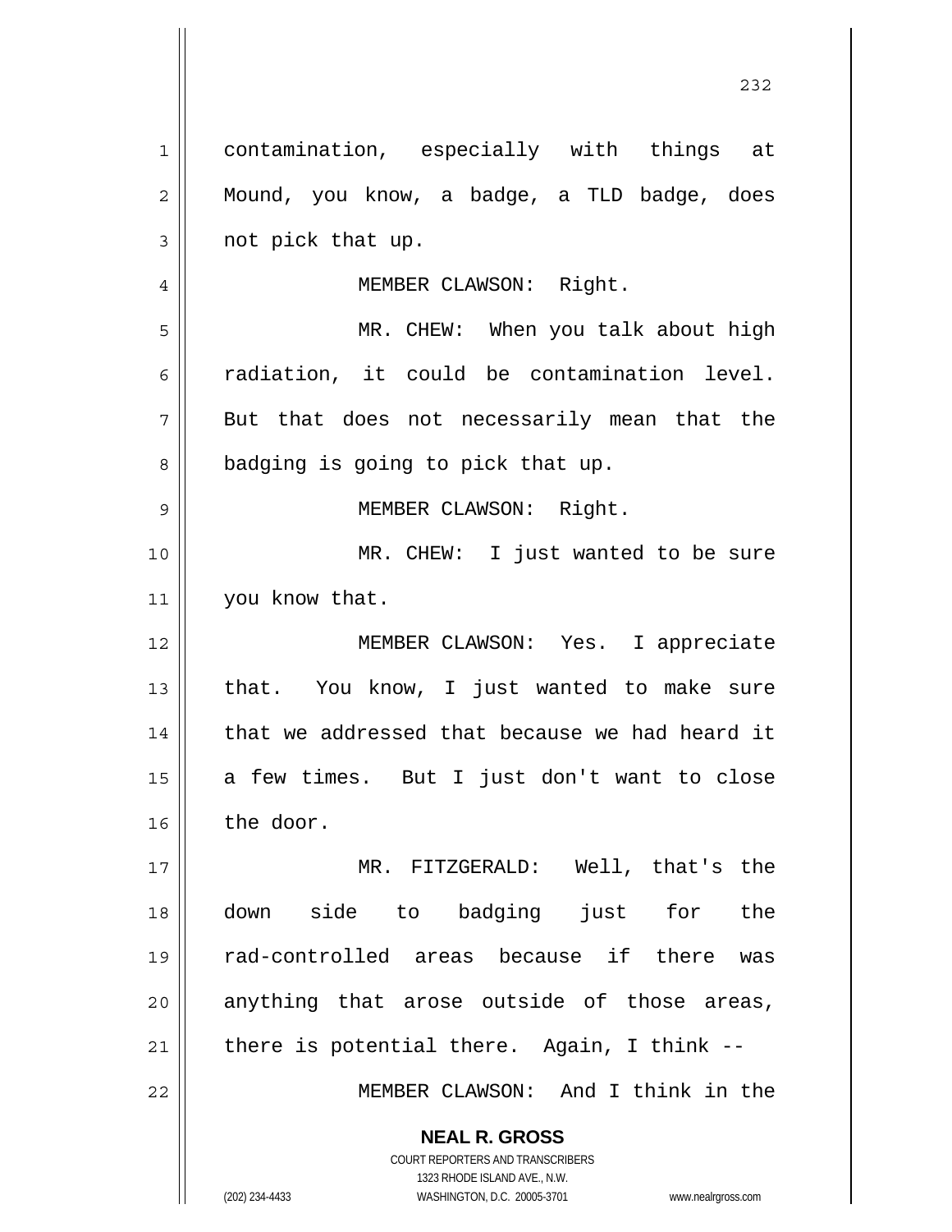contamination, especially with things at Mound, you know, a badge, a TLD badge, does not pick that up.

MEMBER CLAWSON: Right.

MR. CHEW: When you talk about high radiation, it could be contamination level. But that does not necessarily mean that the badging is going to pick that up.

MEMBER CLAWSON: Right.

MR. CHEW: I just wanted to be sure you know that.

MEMBER CLAWSON: Yes. I appreciate that. You know, I just wanted to make sure that we addressed that because we had heard it a few times. But I just don't want to close the door.

MR. FITZGERALD: Well, that's the down side to badging just for the rad-controlled areas because if there was anything that arose outside of those areas, there is potential there. Again, I think --

MEMBER CLAWSON: And I think in the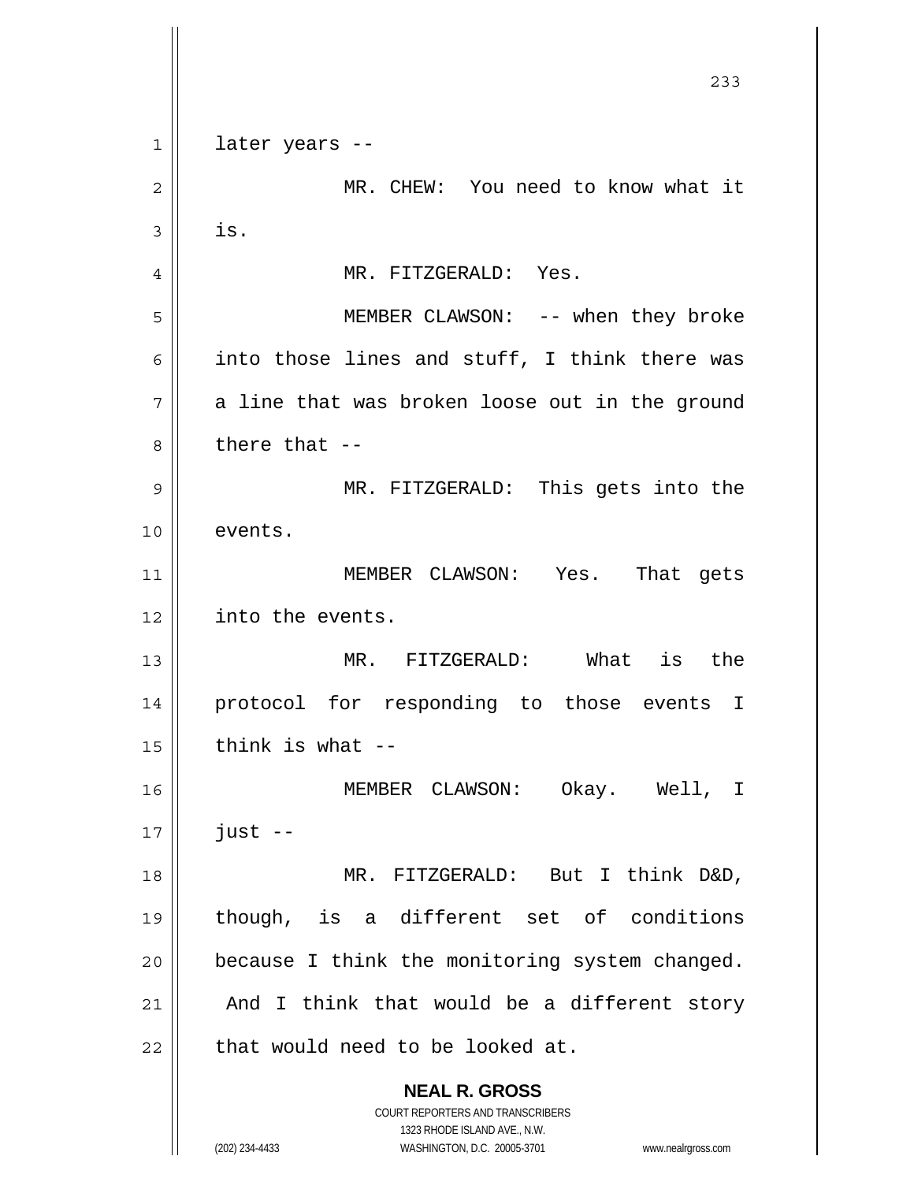later years --

MR. CHEW: You need to know what it is.

MR. FITZGERALD: Yes.

MEMBER CLAWSON: -- when they broke into those lines and stuff, I think there was a line that was broken loose out in the ground there that --

MR. FITZGERALD: This gets into the events.

MEMBER CLAWSON: Yes. That gets into the events.

MR. FITZGERALD: What is the protocol for responding to those events I think is what --

MEMBER CLAWSON: Okay. Well, I just --

MR. FITZGERALD: But I think D&D, though, is a different set of conditions because I think the monitoring system changed. And I think that would be a different story that would need to be looked at.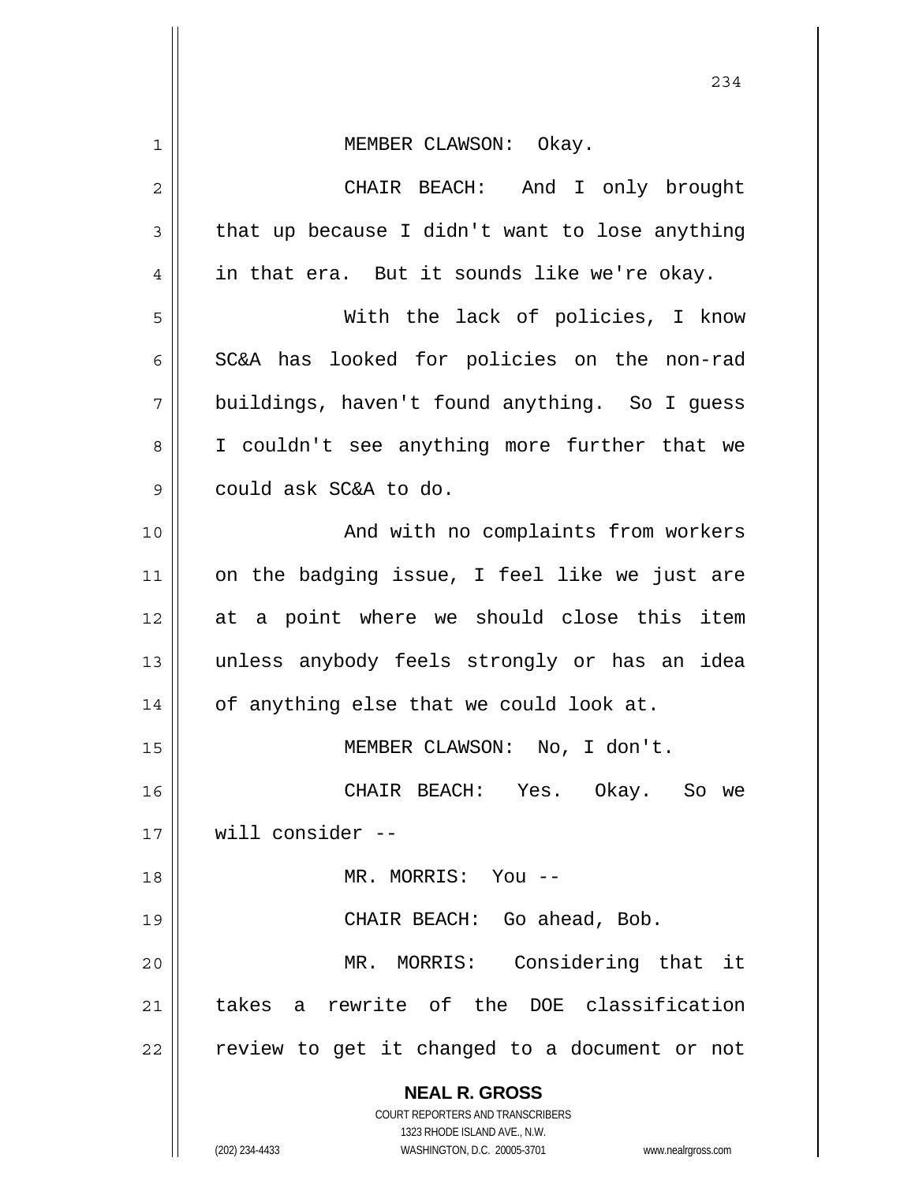MEMBER CLAWSON: Okay.

CHAIR BEACH: And I only brought that up because I didn't want to lose anything in that era. But it sounds like we're okay.

With the lack of policies, I know SC&A has looked for policies on the non-rad buildings, haven't found anything. So I guess I couldn't see anything more further that we could ask SC&A to do.

And with no complaints from workers on the badging issue, I feel like we just are at a point where we should close this item unless anybody feels strongly or has an idea of anything else that we could look at.

MEMBER CLAWSON: No, I don't.

CHAIR BEACH: Yes. Okay. So we will consider --

MR. MORRIS: You --

CHAIR BEACH: Go ahead, Bob.

MR. MORRIS: Considering that it takes a rewrite of the DOE classification review to get it changed to a document or not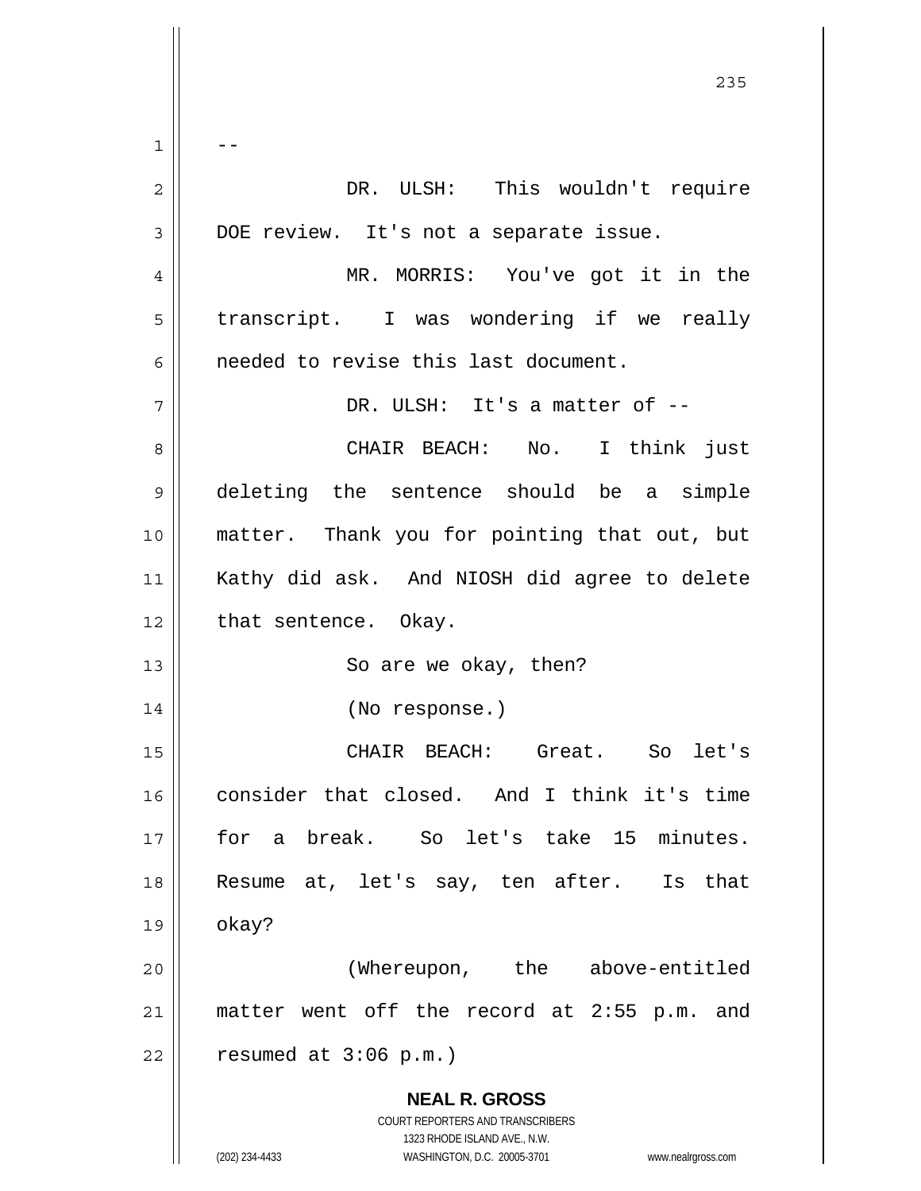--

DR. ULSH: This wouldn't require DOE review. It's not a separate issue.

MR. MORRIS: You've got it in the transcript. I was wondering if we really needed to revise this last document.

DR. ULSH: It's a matter of --

CHAIR BEACH: No. I think just deleting the sentence should be a simple matter. Thank you for pointing that out, but Kathy did ask. And NIOSH did agree to delete that sentence. Okay.

So are we okay, then?

(No response.)

CHAIR BEACH: Great. So let's consider that closed. And I think it's time for a break. So let's take 15 minutes. Resume at, let's say, ten after. Is that okay?

(Whereupon, the above-entitled matter went off the record at 2:55 p.m. and resumed at 3:06 p.m.)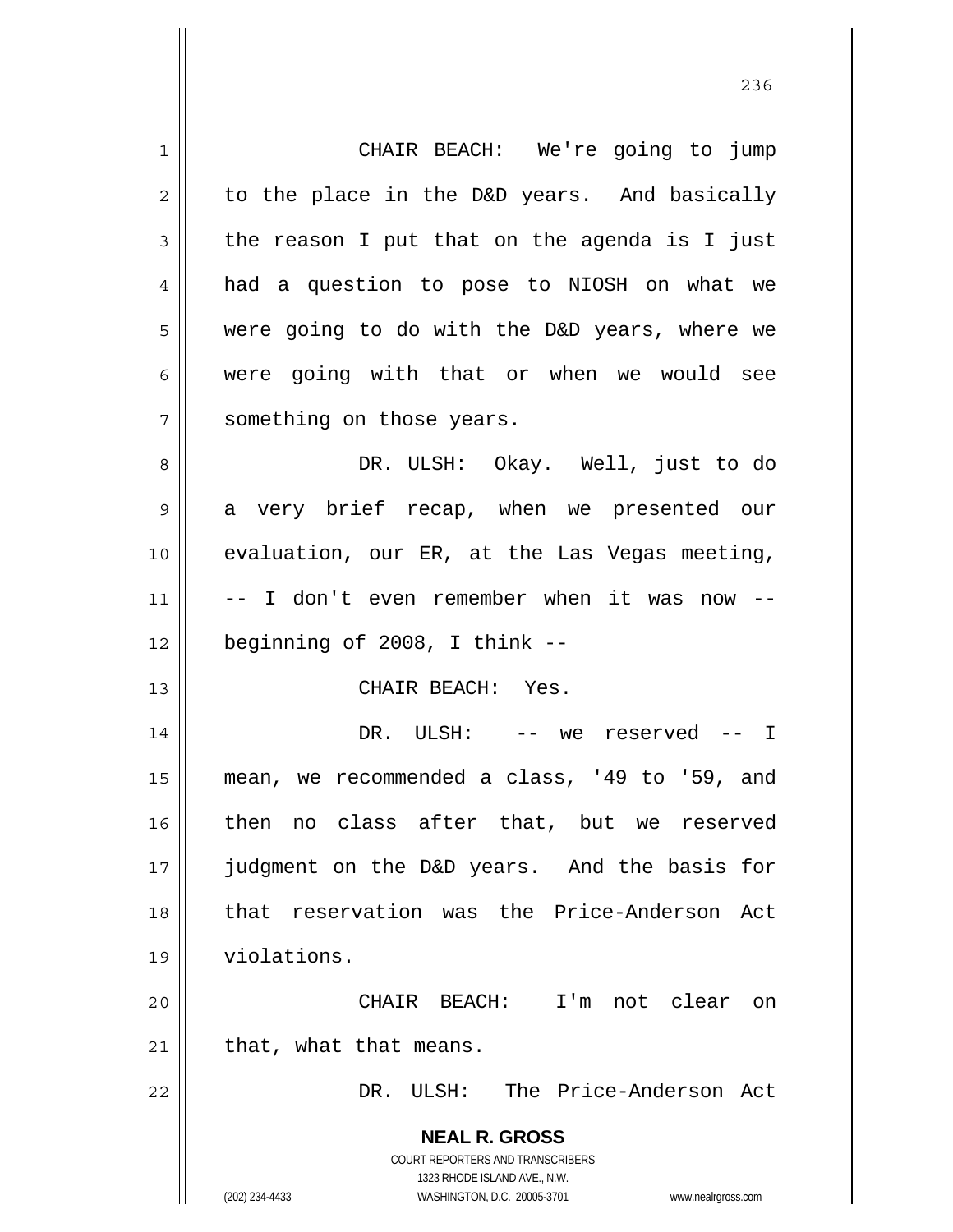CHAIR BEACH: We're going to jump to the place in the D&D years. And basically the reason I put that on the agenda is I just had a question to pose to NIOSH on what we were going to do with the D&D years, where we were going with that or when we would see something on those years.

DR. ULSH: Okay. Well, just to do a very brief recap, when we presented our evaluation, our ER, at the Las Vegas meeting, -- I don't even remember when it was now -- beginning of 2008, I think --

CHAIR BEACH: Yes.

DR. ULSH: -- we reserved -- I mean, we recommended a class, '49 to '59, and then no class after that, but we reserved judgment on the D&D years. And the basis for that reservation was the Price-Anderson Act violations.

CHAIR BEACH: I'm not clear on that, what that means.

DR. ULSH: The Price-Anderson Act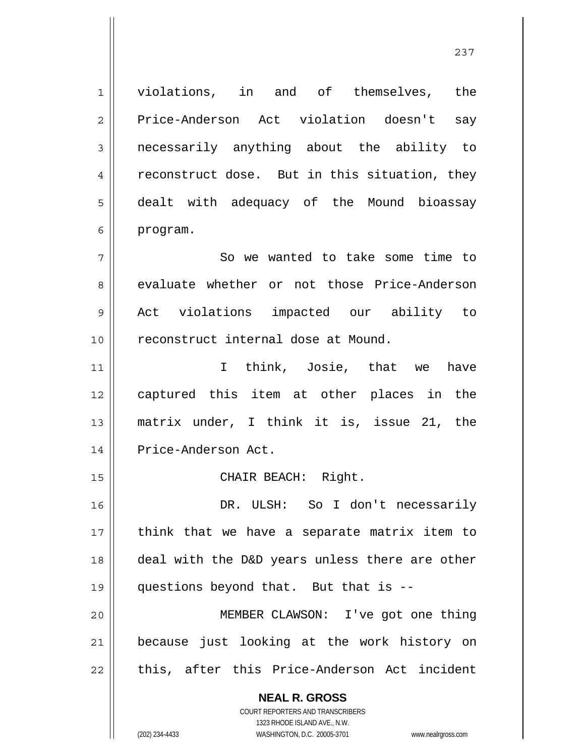violations, in and of themselves, the Price-Anderson Act violation doesn't say necessarily anything about the ability to reconstruct dose. But in this situation, they dealt with adequacy of the Mound bioassay program.

So we wanted to take some time to evaluate whether or not those Price-Anderson Act violations impacted our ability to reconstruct internal dose at Mound.

I think, Josie, that we have captured this item at other places in the matrix under, I think it is, issue 21, the Price-Anderson Act.

CHAIR BEACH: Right.

DR. ULSH: So I don't necessarily think that we have a separate matrix item to deal with the D&D years unless there are other questions beyond that. But that is --

MEMBER CLAWSON: I've got one thing because just looking at the work history on this, after this Price-Anderson Act incident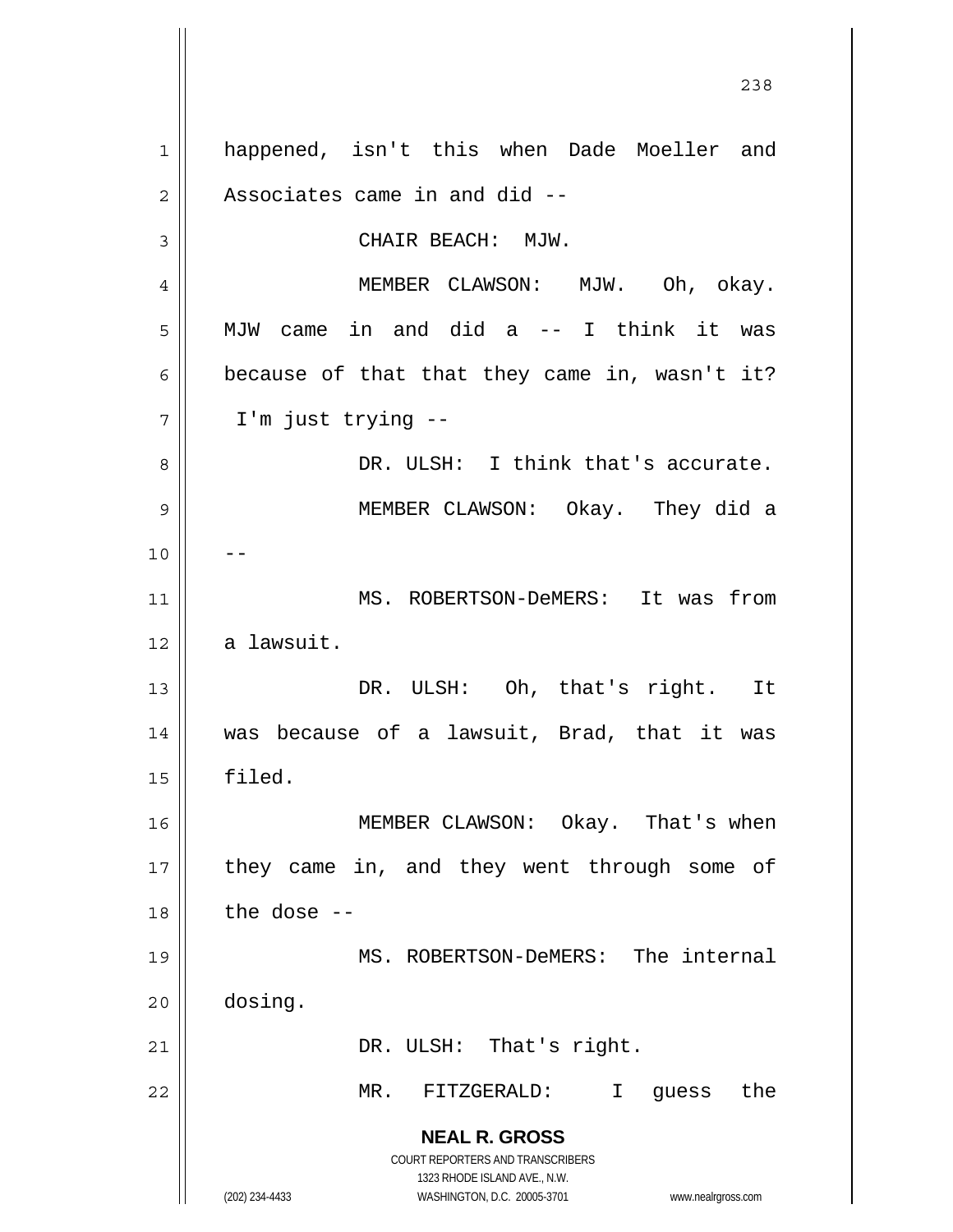happened, isn't this when Dade Moeller and Associates came in and did --

CHAIR BEACH: MJW.

MEMBER CLAWSON: MJW. Oh, okay. MJW came in and did a -- I think it was because of that that they came in, wasn't it? I'm just trying --

DR. ULSH: I think that's accurate.

MEMBER CLAWSON: Okay. They did a --

MS. ROBERTSON-DeMERS: It was from a lawsuit.

DR. ULSH: Oh, that's right. It was because of a lawsuit, Brad, that it was filed.

MEMBER CLAWSON: Okay. That's when they came in, and they went through some of the dose --

MS. ROBERTSON-DeMERS: The internal dosing.

DR. ULSH: That's right.

MR. FITZGERALD: I guess the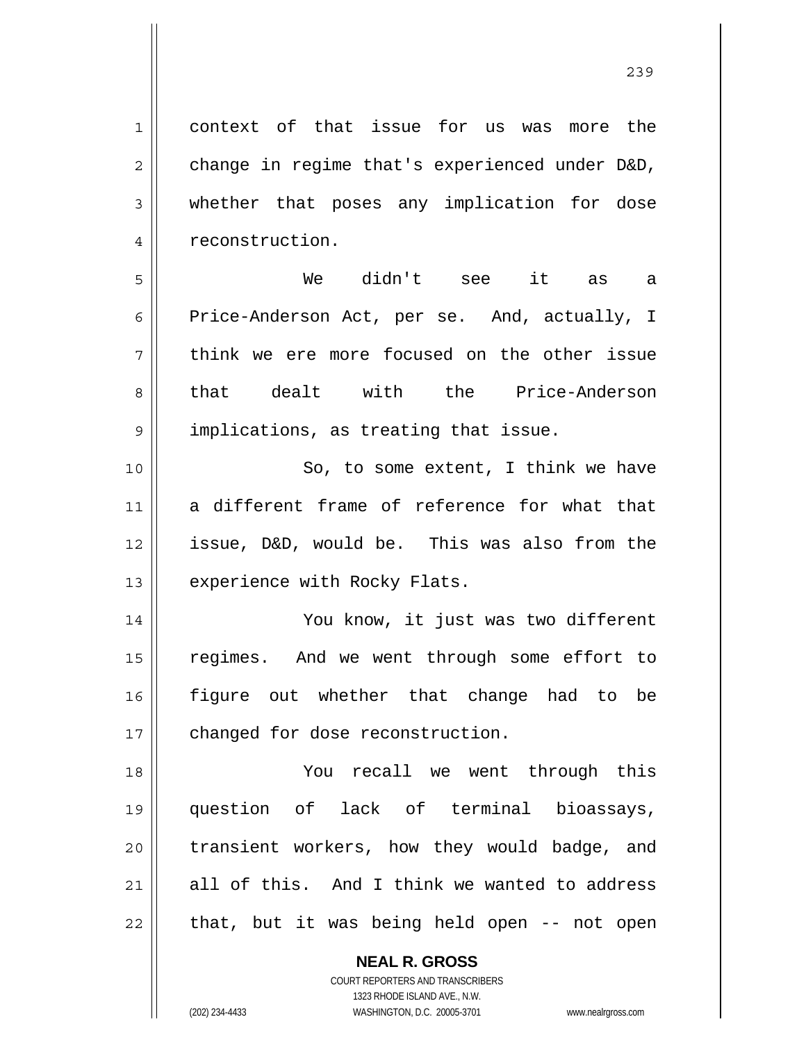context of that issue for us was more the change in regime that's experienced under D&D, whether that poses any implication for dose reconstruction.

We didn't see it as a Price-Anderson Act, per se. And, actually, I think we ere more focused on the other issue that dealt with the Price-Anderson implications, as treating that issue.

So, to some extent, I think we have a different frame of reference for what that issue, D&D, would be. This was also from the experience with Rocky Flats.

You know, it just was two different regimes. And we went through some effort to figure out whether that change had to be changed for dose reconstruction.

You recall we went through this question of lack of terminal bioassays, transient workers, how they would badge, and all of this. And I think we wanted to address that, but it was being held open -- not open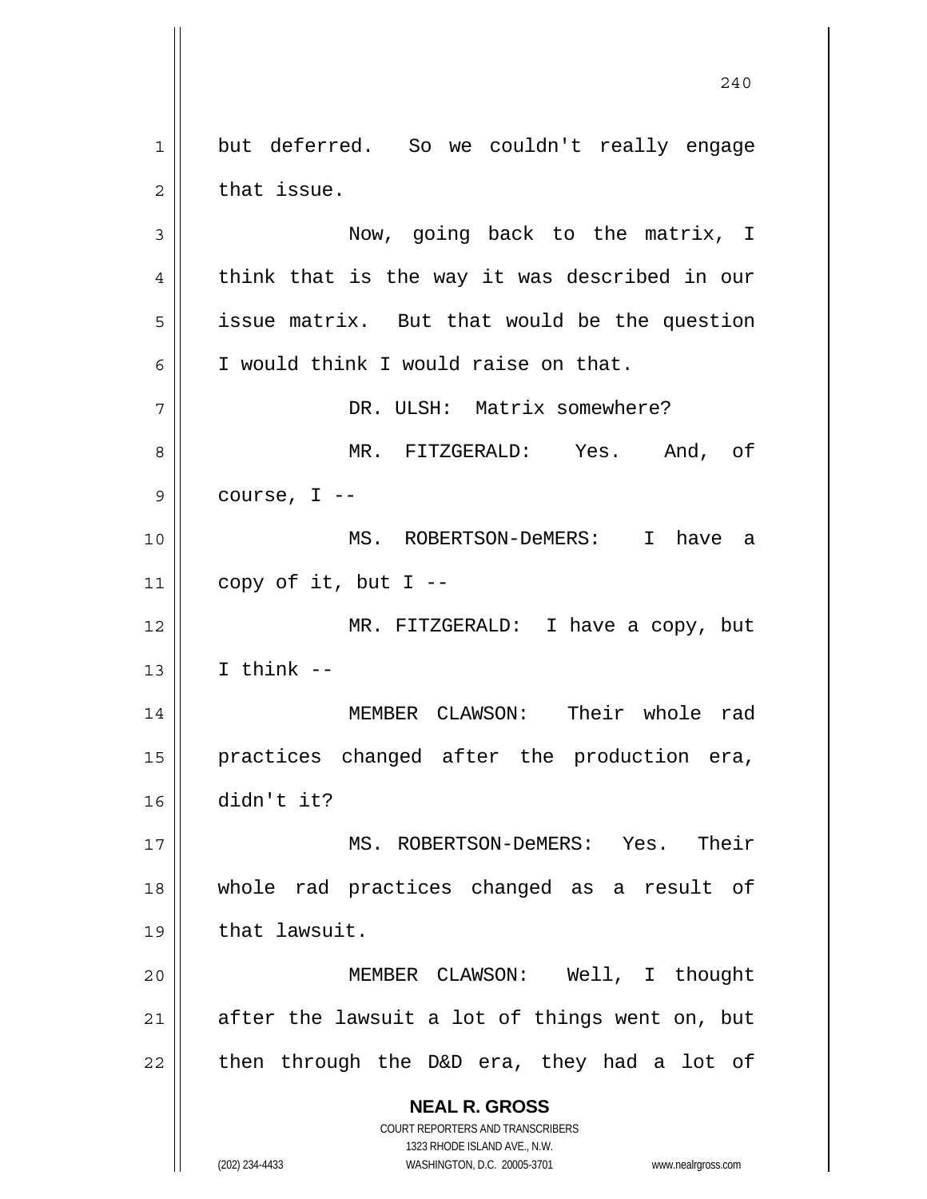but deferred. So we couldn't really engage that issue.

Now, going back to the matrix, I think that is the way it was described in our issue matrix. But that would be the question I would think I would raise on that.

DR. ULSH: Matrix somewhere?

MR. FITZGERALD: Yes. And, of course, I --

MS. ROBERTSON-DeMERS: I have a copy of it, but I --

MR. FITZGERALD: I have a copy, but I think --

MEMBER CLAWSON: Their whole rad practices changed after the production era, didn't it?

MS. ROBERTSON-DeMERS: Yes. Their whole rad practices changed as a result of that lawsuit.

MEMBER CLAWSON: Well, I thought after the lawsuit a lot of things went on, but then through the D&D era, they had a lot of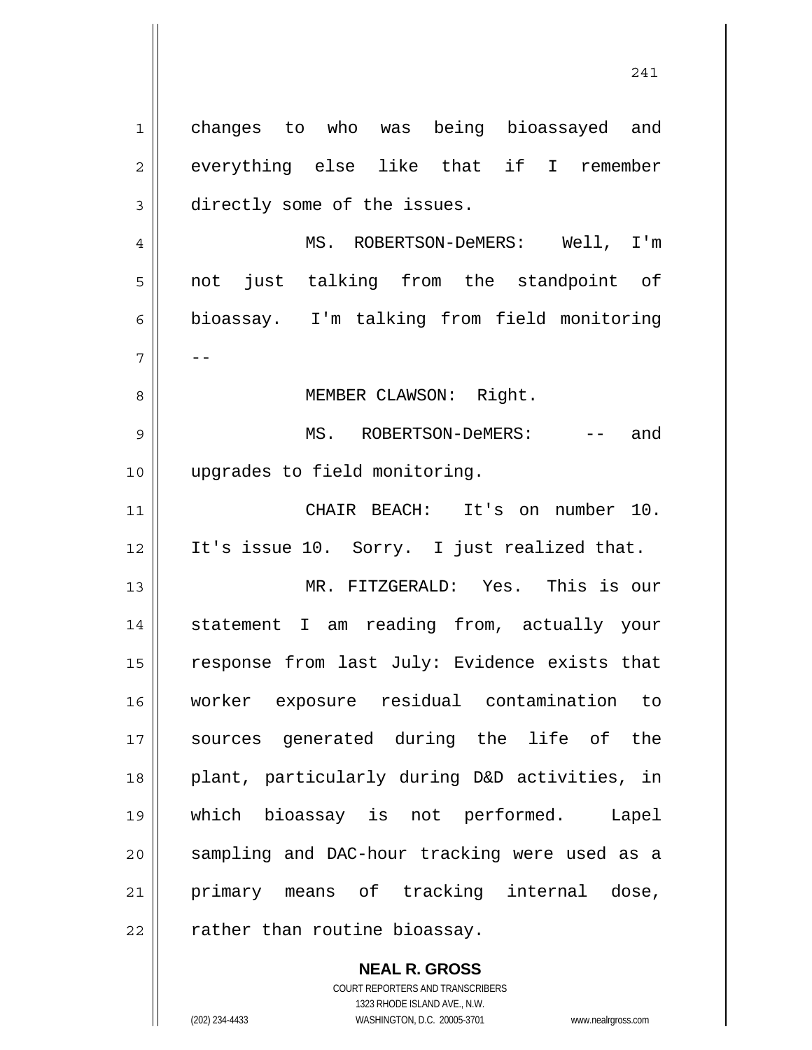changes to who was being bioassayed and everything else like that if I remember directly some of the issues.

MS. ROBERTSON-DeMERS: Well, I'm not just talking from the standpoint of bioassay. I'm talking from field monitoring --

MEMBER CLAWSON: Right.

MS. ROBERTSON-DeMERS: -- and upgrades to field monitoring.

CHAIR BEACH: It's on number 10. It's issue 10. Sorry. I just realized that.

MR. FITZGERALD: Yes. This is our statement I am reading from, actually your response from last July: Evidence exists that worker exposure residual contamination to sources generated during the life of the plant, particularly during D&D activities, in which bioassay is not performed. Lapel sampling and DAC-hour tracking were used as a primary means of tracking internal dose, rather than routine bioassay.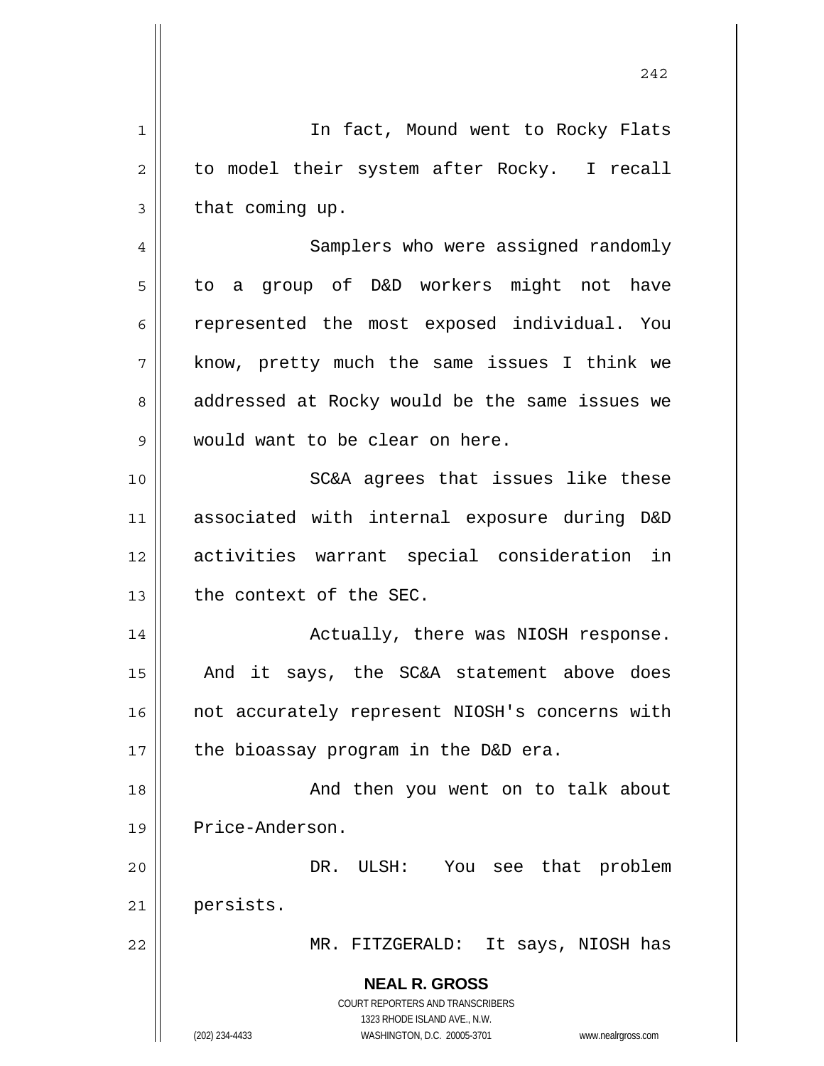In fact, Mound went to Rocky Flats to model their system after Rocky. I recall that coming up.

Samplers who were assigned randomly to a group of D&D workers might not have represented the most exposed individual. You know, pretty much the same issues I think we addressed at Rocky would be the same issues we would want to be clear on here.

SC&A agrees that issues like these associated with internal exposure during D&D activities warrant special consideration in the context of the SEC.

Actually, there was NIOSH response. And it says, the SC&A statement above does not accurately represent NIOSH's concerns with the bioassay program in the D&D era.

And then you went on to talk about Price-Anderson.

DR. ULSH: You see that problem persists.

MR. FITZGERALD: It says, NIOSH has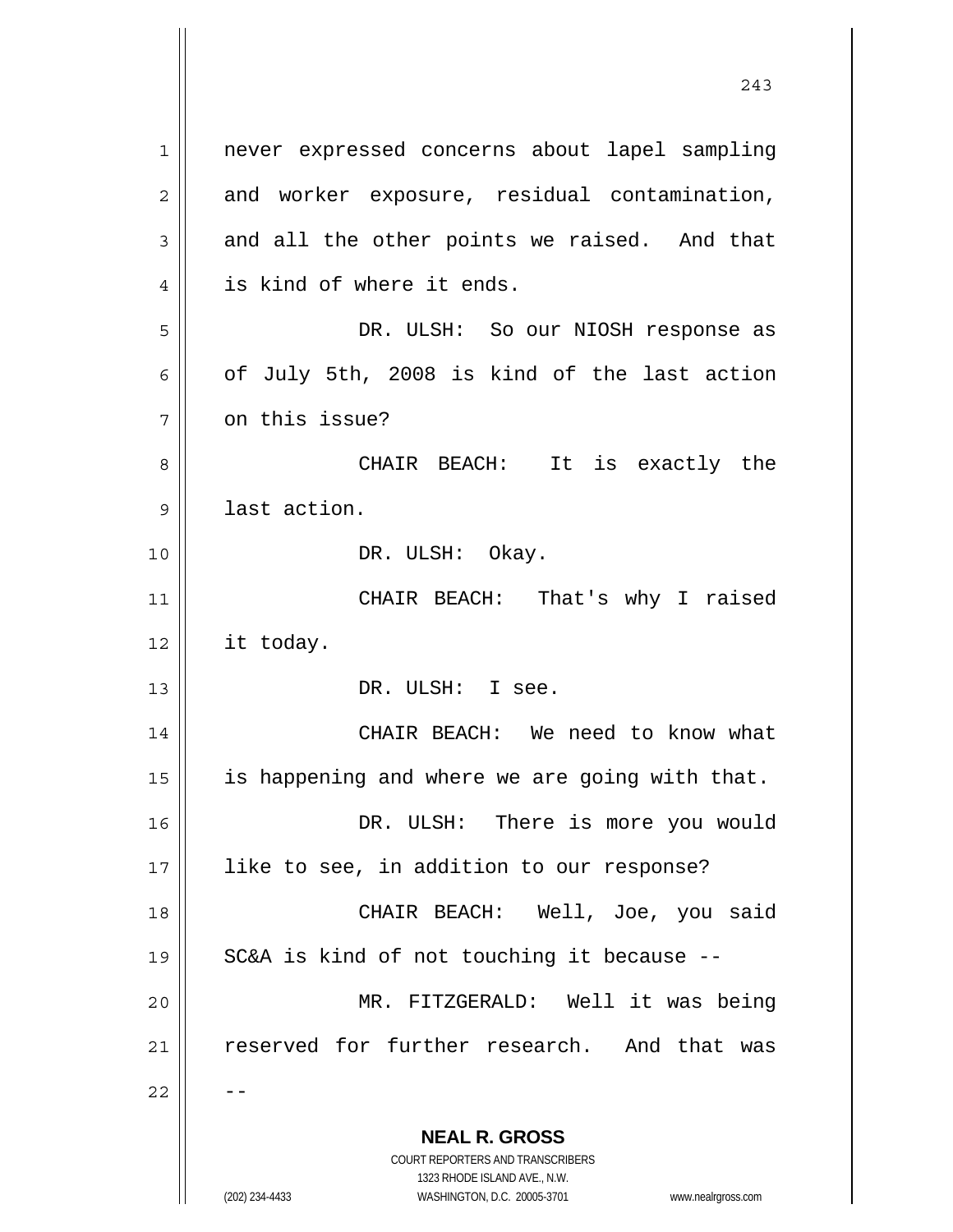never expressed concerns about lapel sampling and worker exposure, residual contamination, and all the other points we raised. And that is kind of where it ends.

DR. ULSH: So our NIOSH response as of July 5th, 2008 is kind of the last action on this issue?

CHAIR BEACH: It is exactly the last action.

DR. ULSH: Okay.

CHAIR BEACH: That's why I raised it today.

DR. ULSH: I see.

CHAIR BEACH: We need to know what is happening and where we are going with that.

DR. ULSH: There is more you would like to see, in addition to our response?

CHAIR BEACH: Well, Joe, you said SC&A is kind of not touching it because --

MR. FITZGERALD: Well it was being reserved for further research. And that was --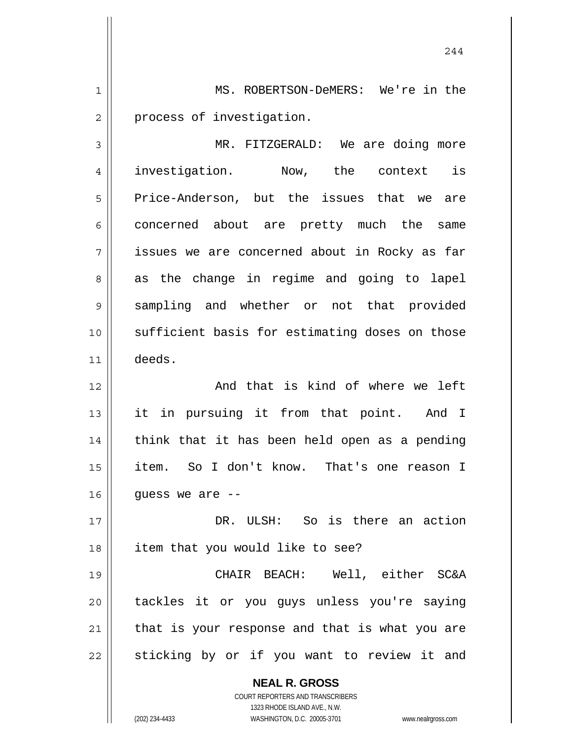MS. ROBERTSON-DeMERS: We're in the process of investigation.

MR. FITZGERALD: We are doing more investigation. Now, the context is Price-Anderson, but the issues that we are concerned about are pretty much the same issues we are concerned about in Rocky as far as the change in regime and going to lapel sampling and whether or not that provided sufficient basis for estimating doses on those deeds.

And that is kind of where we left it in pursuing it from that point. And I think that it has been held open as a pending item. So I don't know. That's one reason I guess we are --

DR. ULSH: So is there an action item that you would like to see?

CHAIR BEACH: Well, either SC&A tackles it or you guys unless you're saying that is your response and that is what you are sticking by or if you want to review it and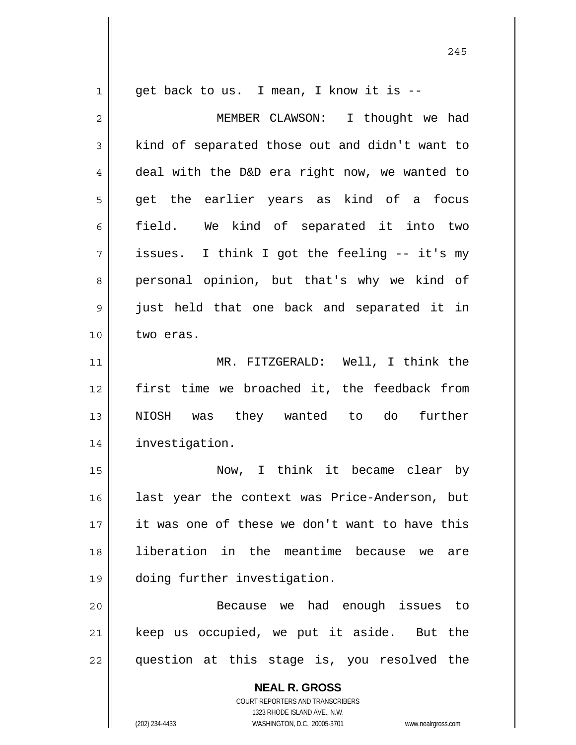get back to us. I mean, I know it is --

MEMBER CLAWSON: I thought we had kind of separated those out and didn't want to deal with the D&D era right now, we wanted to get the earlier years as kind of a focus field. We kind of separated it into two issues. I think I got the feeling -- it's my personal opinion, but that's why we kind of just held that one back and separated it in two eras.

MR. FITZGERALD: Well, I think the first time we broached it, the feedback from NIOSH was they wanted to do further investigation.

Now, I think it became clear by last year the context was Price-Anderson, but it was one of these we don't want to have this liberation in the meantime because we are doing further investigation.

Because we had enough issues to keep us occupied, we put it aside. But the question at this stage is, you resolved the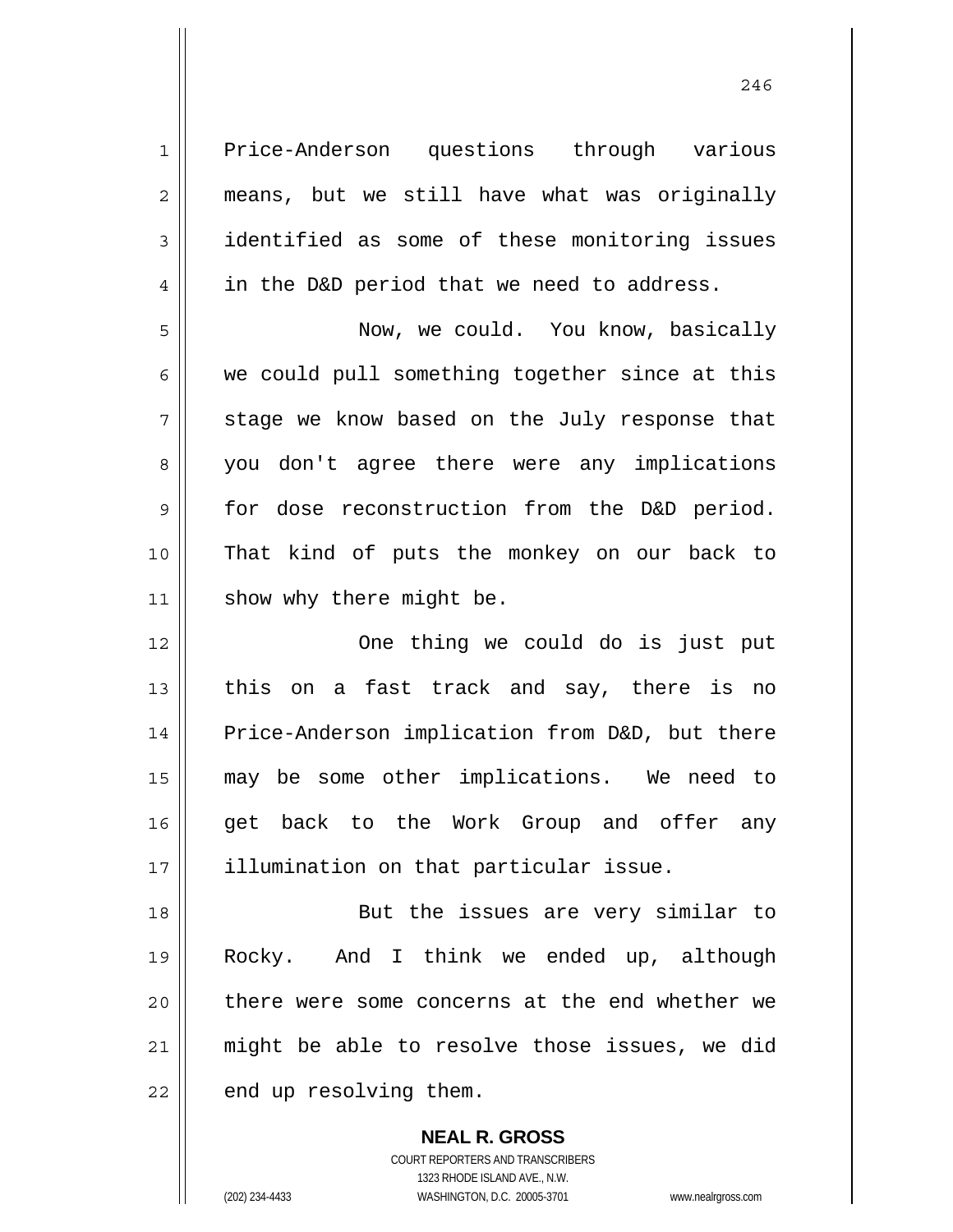Price-Anderson questions through various means, but we still have what was originally identified as some of these monitoring issues in the D&D period that we need to address.

Now, we could. You know, basically we could pull something together since at this stage we know based on the July response that you don't agree there were any implications for dose reconstruction from the D&D period. That kind of puts the monkey on our back to show why there might be.

One thing we could do is just put this on a fast track and say, there is no Price-Anderson implication from D&D, but there may be some other implications. We need to get back to the Work Group and offer any illumination on that particular issue.

But the issues are very similar to Rocky. And I think we ended up, although there were some concerns at the end whether we might be able to resolve those issues, we did end up resolving them.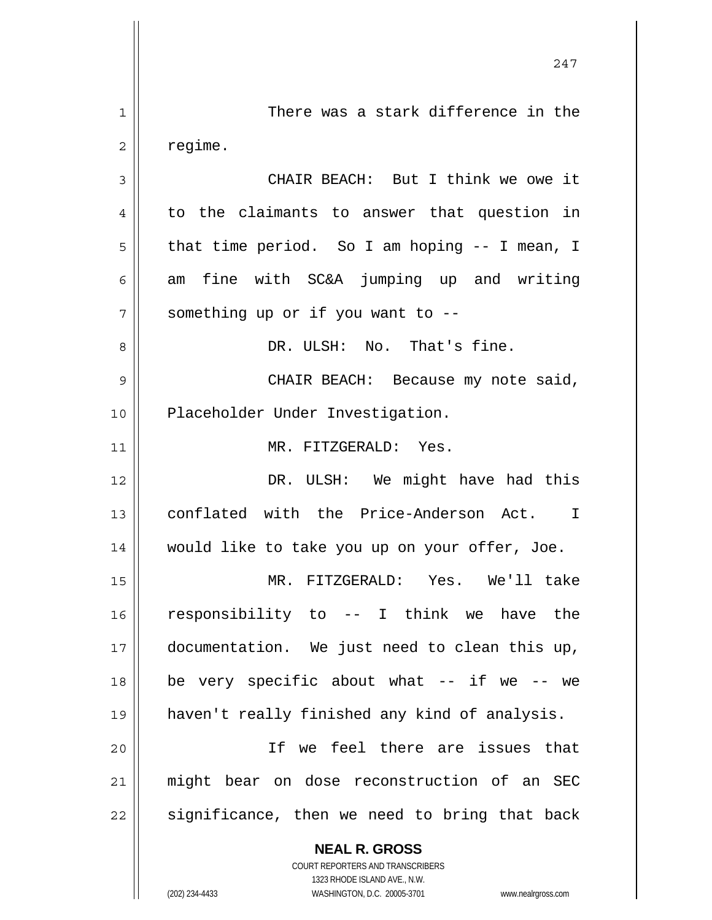There was a stark difference in the regime.

CHAIR BEACH: But I think we owe it to the claimants to answer that question in that time period. So I am hoping -- I mean, I am fine with SC&A jumping up and writing something up or if you want to --

DR. ULSH: No. That's fine.

CHAIR BEACH: Because my note said, Placeholder Under Investigation.

MR. FITZGERALD: Yes.

DR. ULSH: We might have had this conflated with the Price-Anderson Act. I would like to take you up on your offer, Joe.

MR. FITZGERALD: Yes. We'll take responsibility to -- I think we have the documentation. We just need to clean this up, be very specific about what -- if we -- we haven't really finished any kind of analysis.

If we feel there are issues that might bear on dose reconstruction of an SEC significance, then we need to bring that back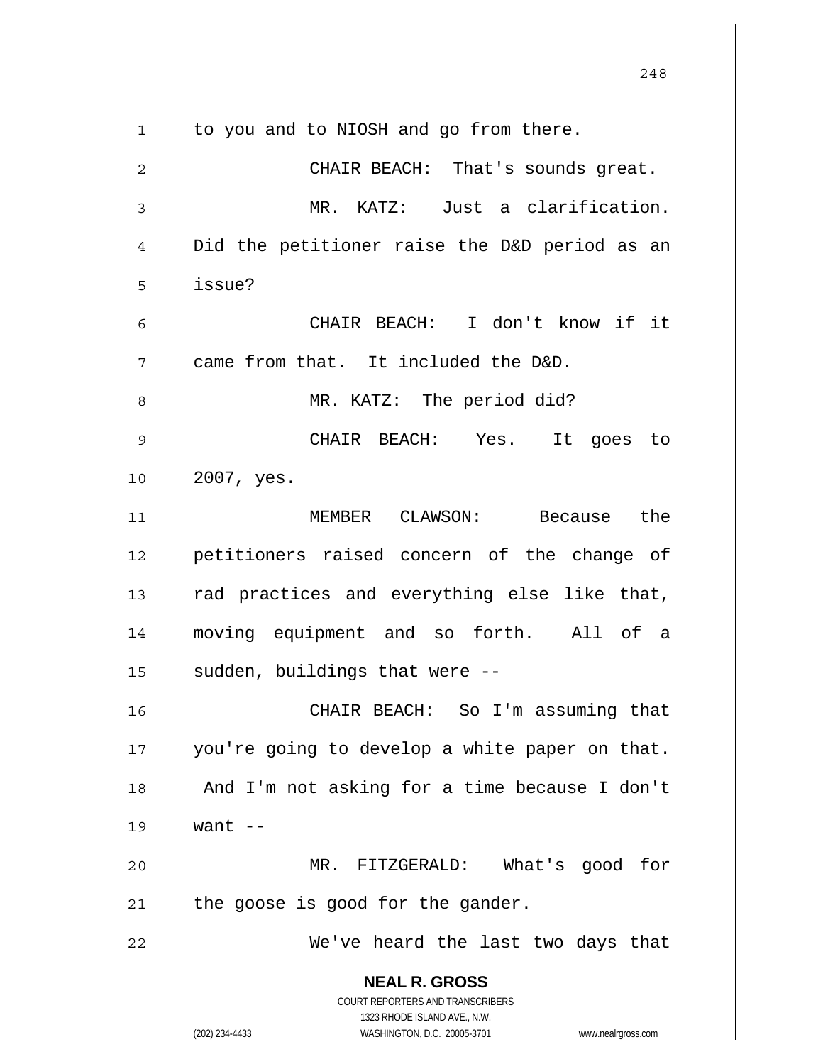to you and to NIOSH and go from there.

CHAIR BEACH: That's sounds great.

MR. KATZ: Just a clarification. Did the petitioner raise the D&D period as an issue?

CHAIR BEACH: I don't know if it came from that. It included the D&D.

MR. KATZ: The period did?

CHAIR BEACH: Yes. It goes to 2007, yes.

MEMBER CLAWSON: Because the petitioners raised concern of the change of rad practices and everything else like that, moving equipment and so forth. All of a sudden, buildings that were --

CHAIR BEACH: So I'm assuming that you're going to develop a white paper on that. And I'm not asking for a time because I don't want --

MR. FITZGERALD: What's good for the goose is good for the gander.

We've heard the last two days that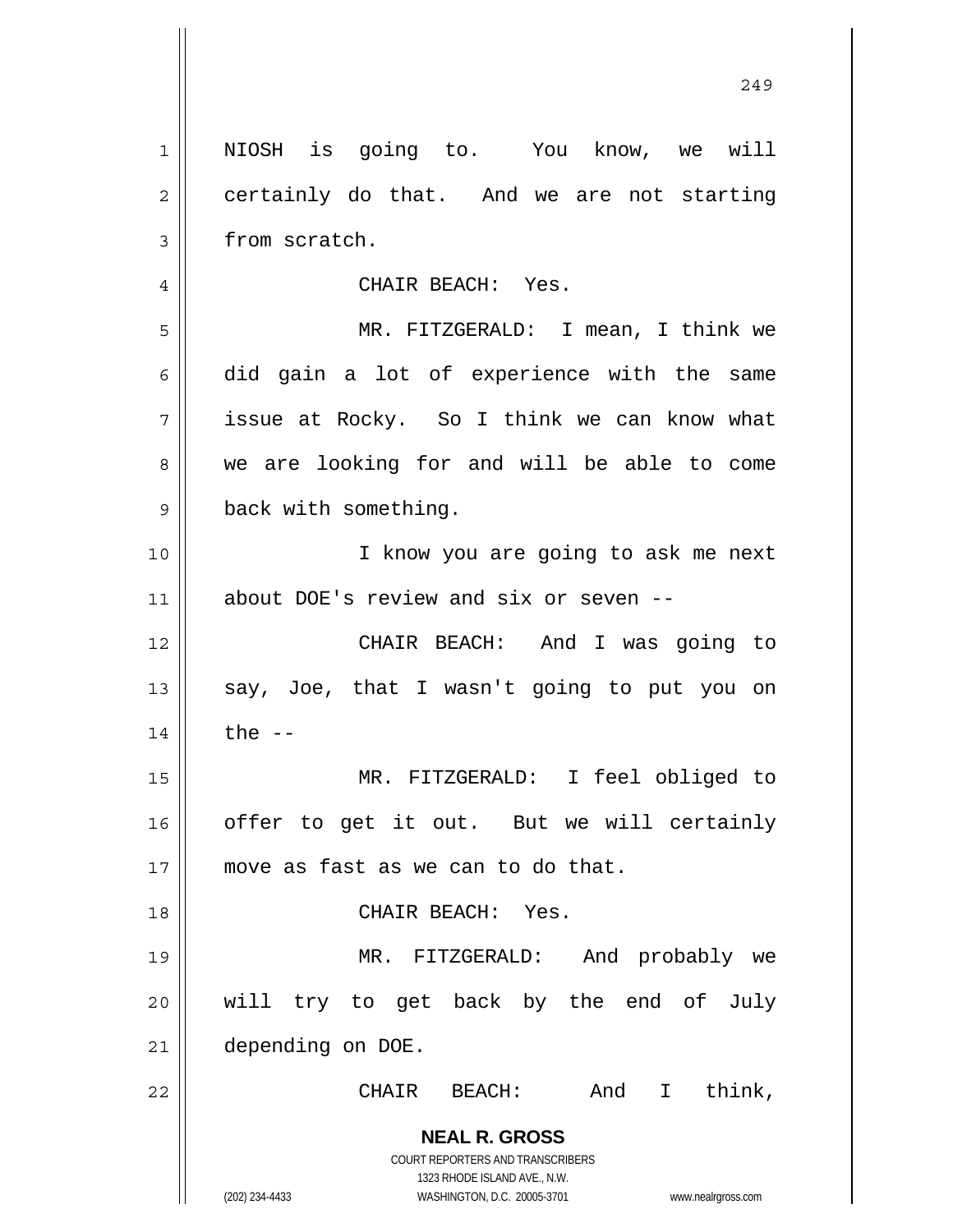NIOSH is going to. You know, we will certainly do that. And we are not starting from scratch.

CHAIR BEACH: Yes.

MR. FITZGERALD: I mean, I think we did gain a lot of experience with the same issue at Rocky. So I think we can know what we are looking for and will be able to come back with something.

I know you are going to ask me next about DOE's review and six or seven --

CHAIR BEACH: And I was going to say, Joe, that I wasn't going to put you on the --

MR. FITZGERALD: I feel obliged to offer to get it out. But we will certainly move as fast as we can to do that.

CHAIR BEACH: Yes.

MR. FITZGERALD: And probably we will try to get back by the end of July depending on DOE.

CHAIR BEACH: And I think,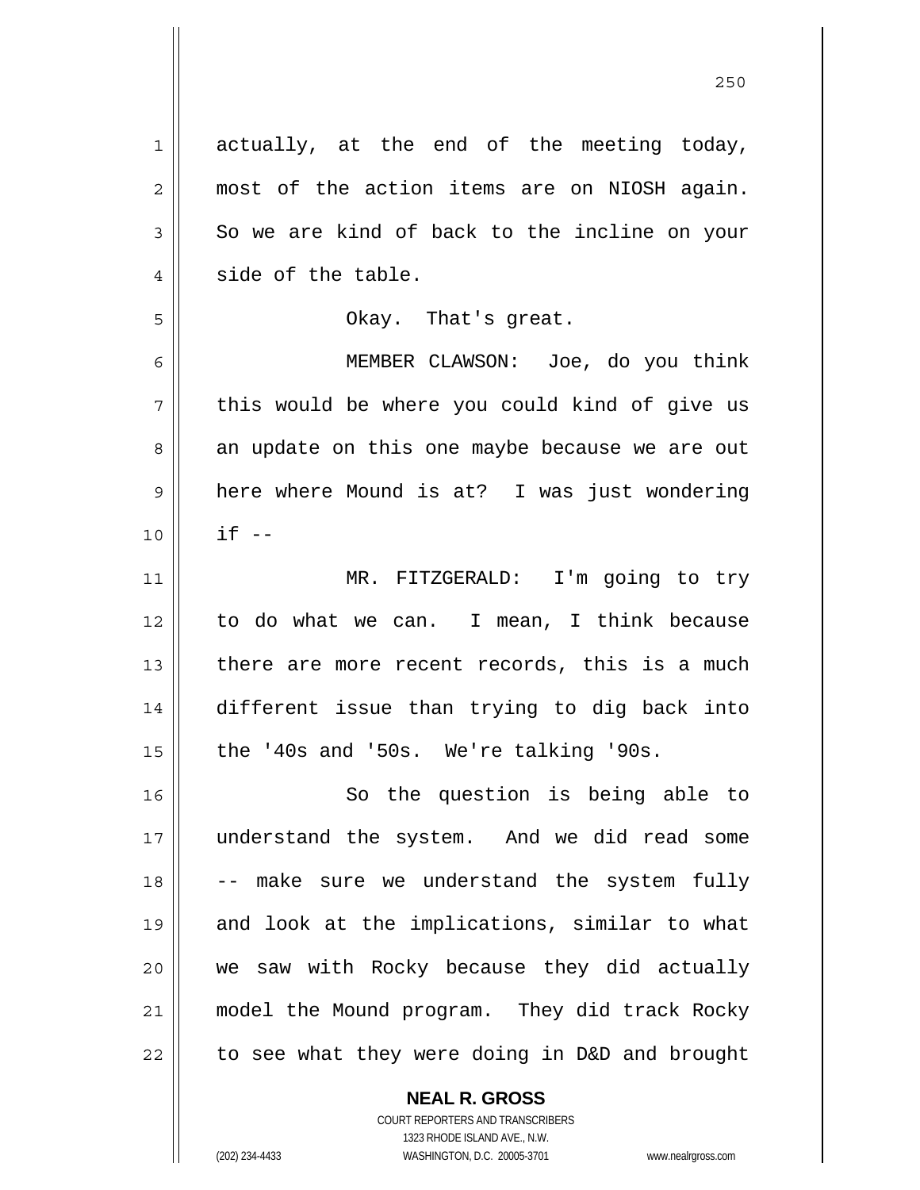actually, at the end of the meeting today, most of the action items are on NIOSH again. So we are kind of back to the incline on your side of the table.

Okay. That's great.

MEMBER CLAWSON: Joe, do you think this would be where you could kind of give us an update on this one maybe because we are out here where Mound is at? I was just wondering if --

MR. FITZGERALD: I'm going to try to do what we can. I mean, I think because there are more recent records, this is a much different issue than trying to dig back into the '40s and '50s. We're talking '90s.

So the question is being able to understand the system. And we did read some -- make sure we understand the system fully and look at the implications, similar to what we saw with Rocky because they did actually model the Mound program. They did track Rocky to see what they were doing in D&D and brought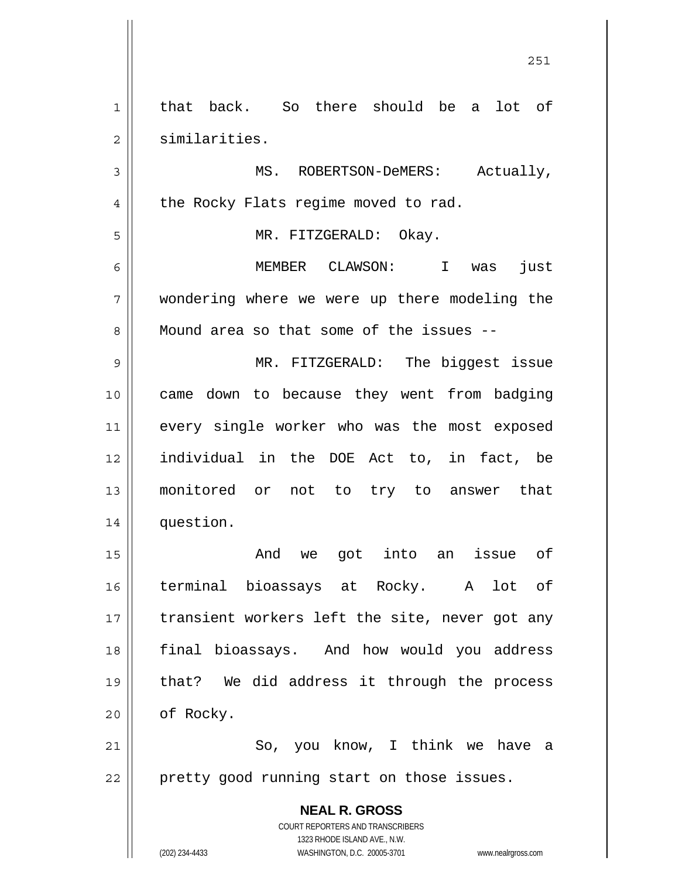that back. So there should be a lot of similarities.

MS. ROBERTSON-DeMERS: Actually, the Rocky Flats regime moved to rad.

MR. FITZGERALD: Okay.

MEMBER CLAWSON: I was just wondering where we were up there modeling the Mound area so that some of the issues --

MR. FITZGERALD: The biggest issue came down to because they went from badging every single worker who was the most exposed individual in the DOE Act to, in fact, be monitored or not to try to answer that question.

And we got into an issue of terminal bioassays at Rocky. A lot of transient workers left the site, never got any final bioassays. And how would you address that? We did address it through the process of Rocky.

So, you know, I think we have a pretty good running start on those issues.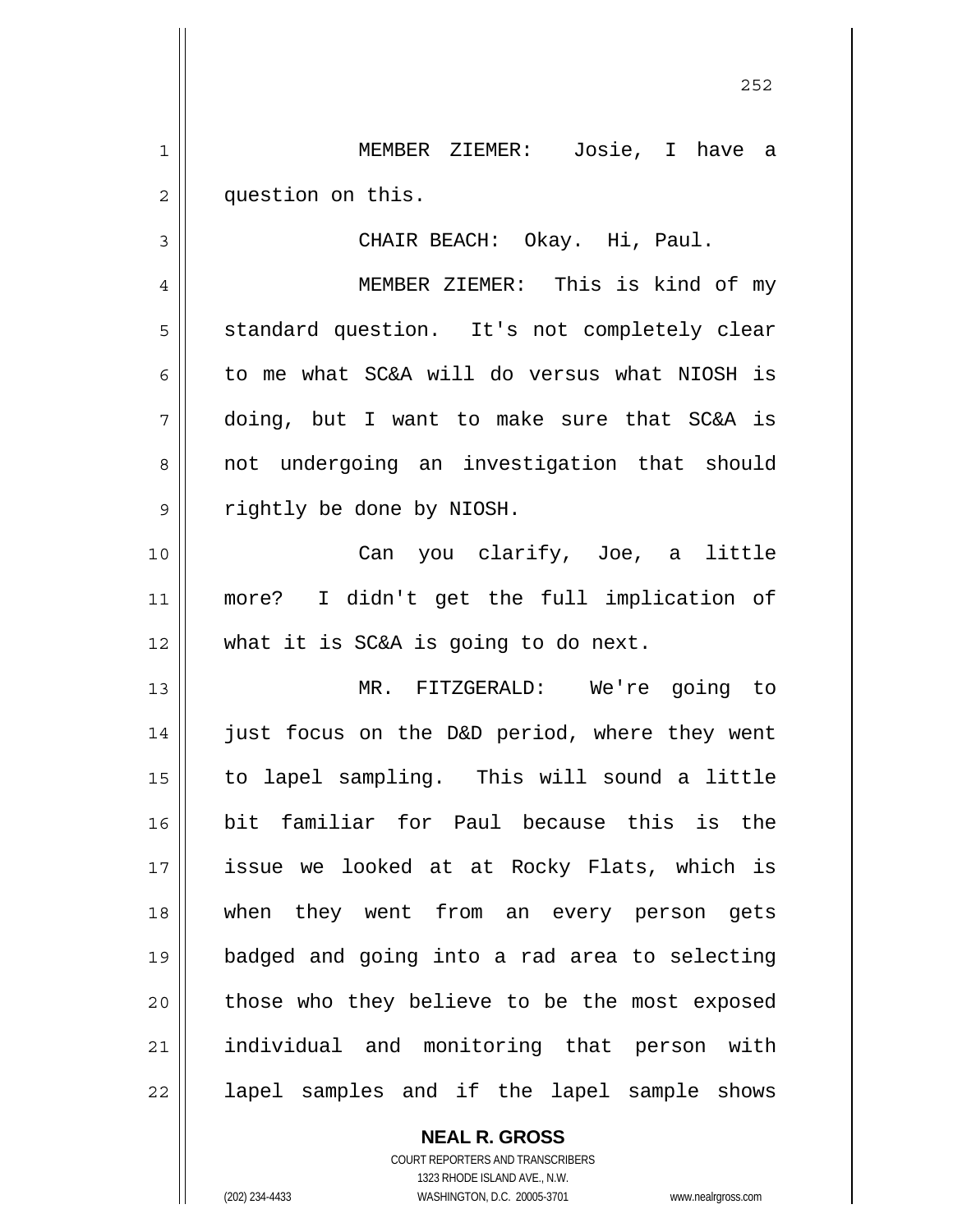MEMBER ZIEMER: Josie, I have a question on this.

CHAIR BEACH: Okay. Hi, Paul.

MEMBER ZIEMER: This is kind of my standard question. It's not completely clear to me what SC&A will do versus what NIOSH is doing, but I want to make sure that SC&A is not undergoing an investigation that should rightly be done by NIOSH.

Can you clarify, Joe, a little more? I didn't get the full implication of what it is SC&A is going to do next.

MR. FITZGERALD: We're going to just focus on the D&D period, where they went to lapel sampling. This will sound a little bit familiar for Paul because this is the issue we looked at at Rocky Flats, which is when they went from an every person gets badged and going into a rad area to selecting those who they believe to be the most exposed individual and monitoring that person with lapel samples and if the lapel sample shows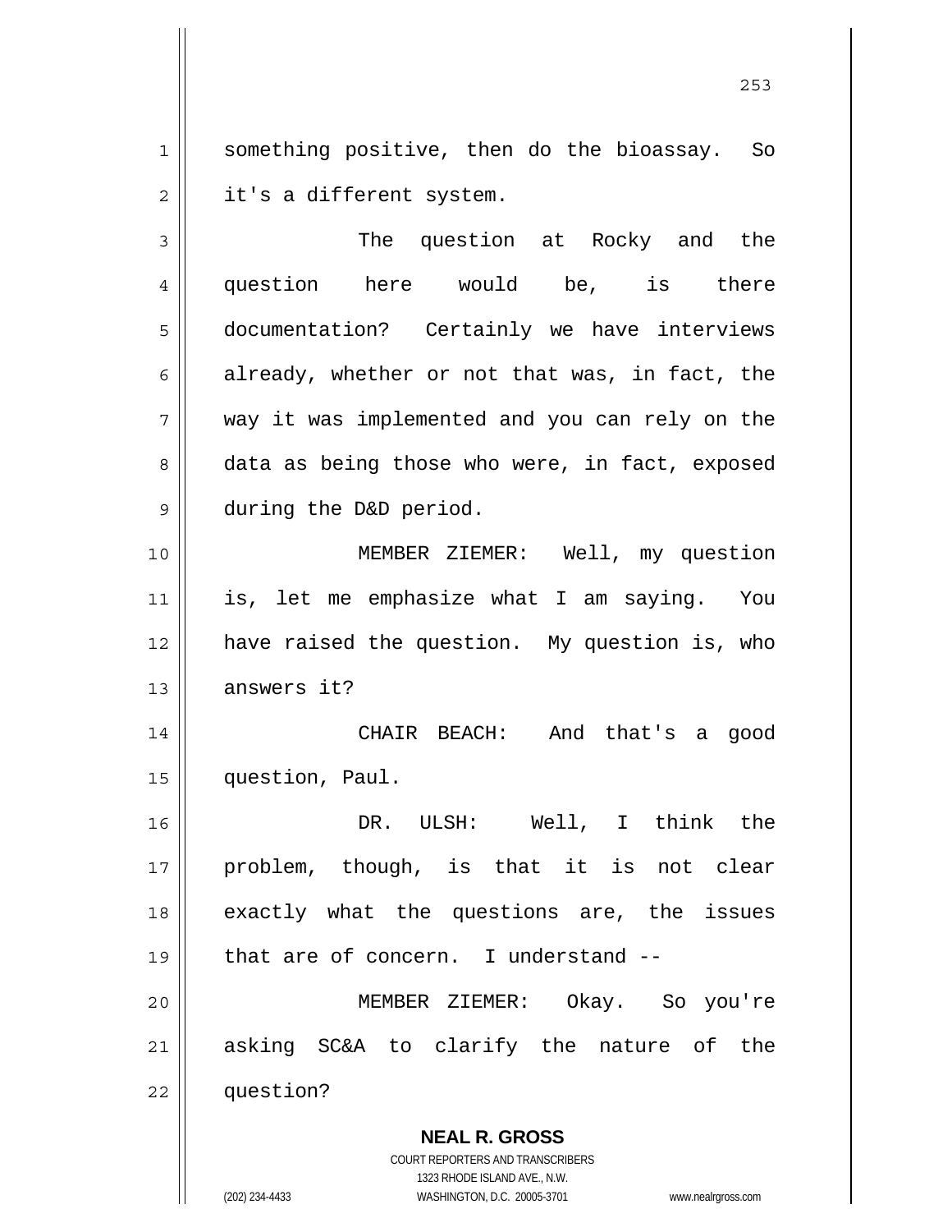something positive, then do the bioassay. So it's a different system.

The question at Rocky and the question here would be, is there documentation? Certainly we have interviews already, whether or not that was, in fact, the way it was implemented and you can rely on the data as being those who were, in fact, exposed during the D&D period.

MEMBER ZIEMER: Well, my question is, let me emphasize what I am saying. You have raised the question. My question is, who answers it?

CHAIR BEACH: And that's a good question, Paul.

DR. ULSH: Well, I think the problem, though, is that it is not clear exactly what the questions are, the issues that are of concern. I understand --

MEMBER ZIEMER: Okay. So you're asking SC&A to clarify the nature of the question?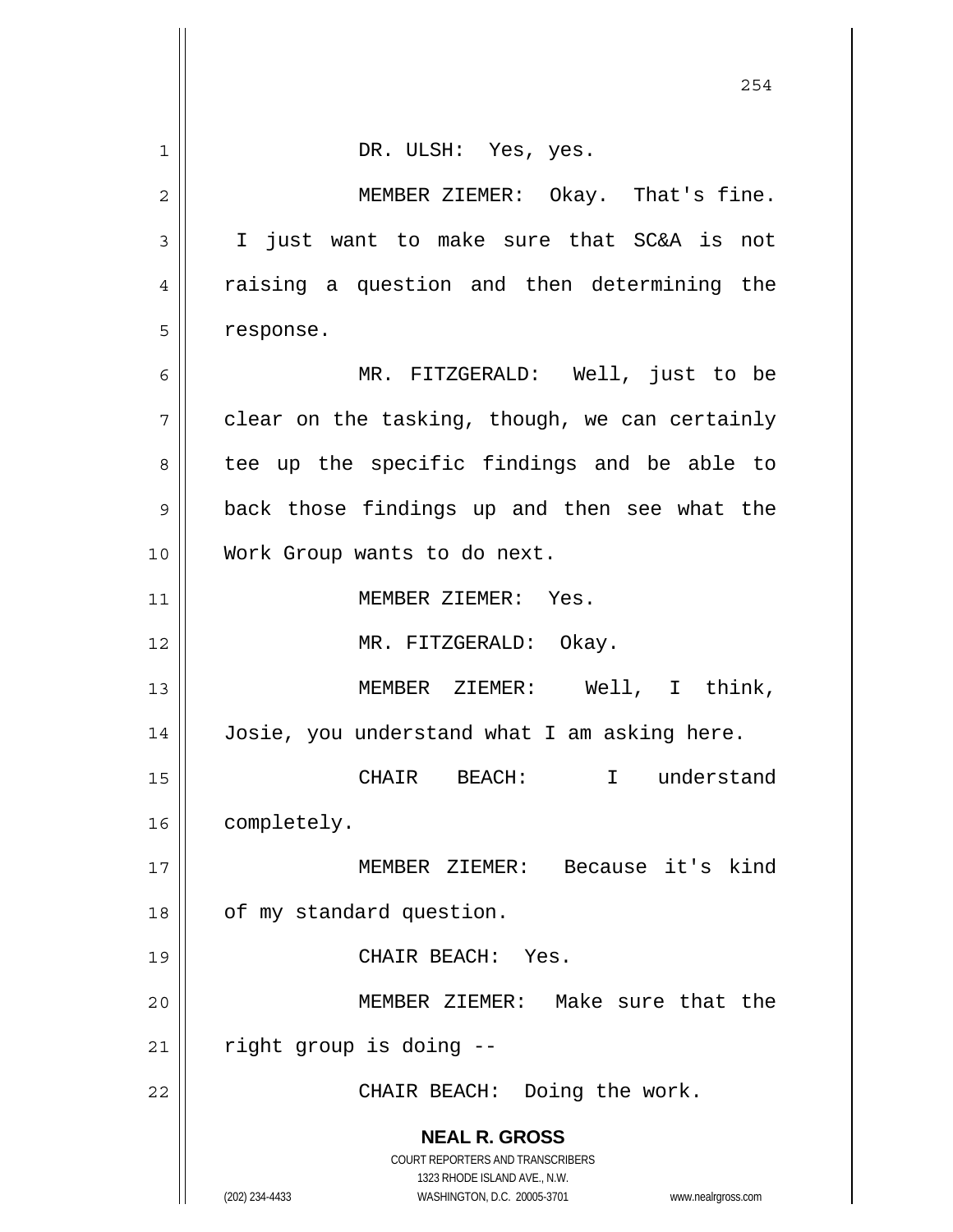DR. ULSH: Yes, yes.

MEMBER ZIEMER: Okay. That's fine. I just want to make sure that SC&A is not raising a question and then determining the response.

MR. FITZGERALD: Well, just to be clear on the tasking, though, we can certainly tee up the specific findings and be able to back those findings up and then see what the Work Group wants to do next.

MEMBER ZIEMER: Yes.

MR. FITZGERALD: Okay.

MEMBER ZIEMER: Well, I think, Josie, you understand what I am asking here.

CHAIR BEACH: I understand completely.

MEMBER ZIEMER: Because it's kind of my standard question.

CHAIR BEACH: Yes.

MEMBER ZIEMER: Make sure that the right group is doing --

CHAIR BEACH: Doing the work.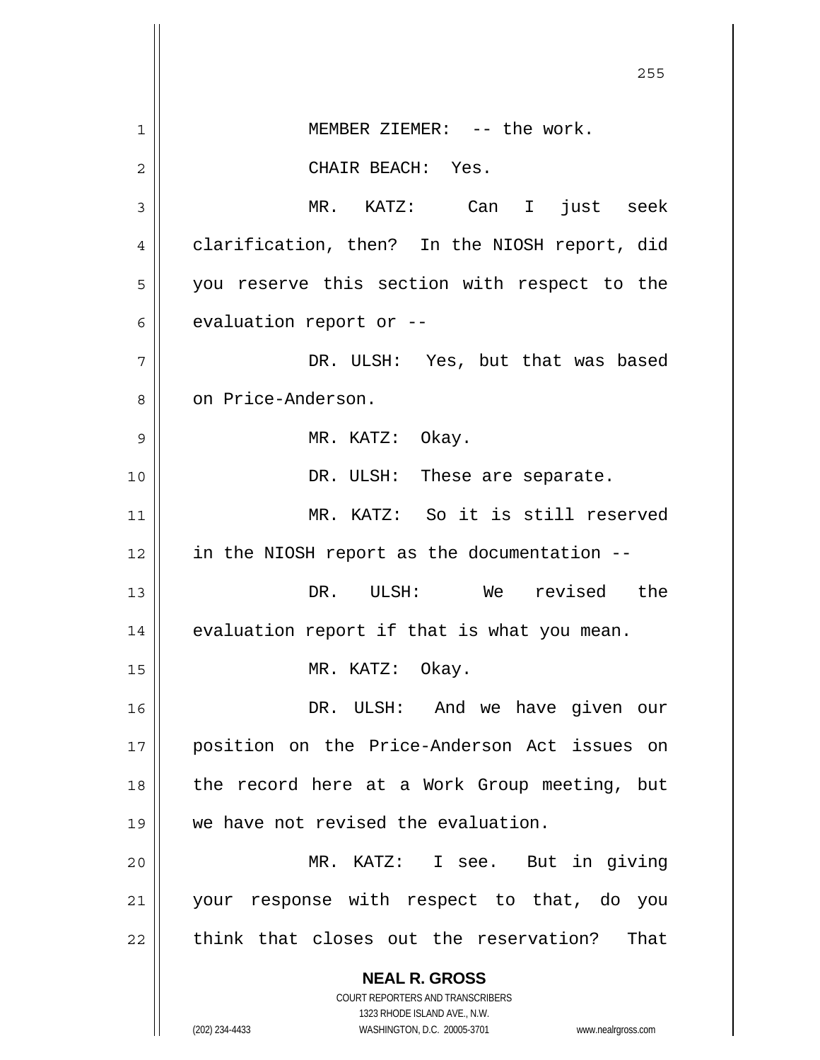MEMBER ZIEMER: -- the work.

CHAIR BEACH: Yes.

MR. KATZ: Can I just seek clarification, then? In the NIOSH report, did you reserve this section with respect to the evaluation report or --

DR. ULSH: Yes, but that was based on Price-Anderson.

MR. KATZ: Okay.

DR. ULSH: These are separate.

MR. KATZ: So it is still reserved in the NIOSH report as the documentation --

DR. ULSH: We revised the evaluation report if that is what you mean.

MR. KATZ: Okay.

DR. ULSH: And we have given our position on the Price-Anderson Act issues on the record here at a Work Group meeting, but we have not revised the evaluation.

MR. KATZ: I see. But in giving your response with respect to that, do you think that closes out the reservation? That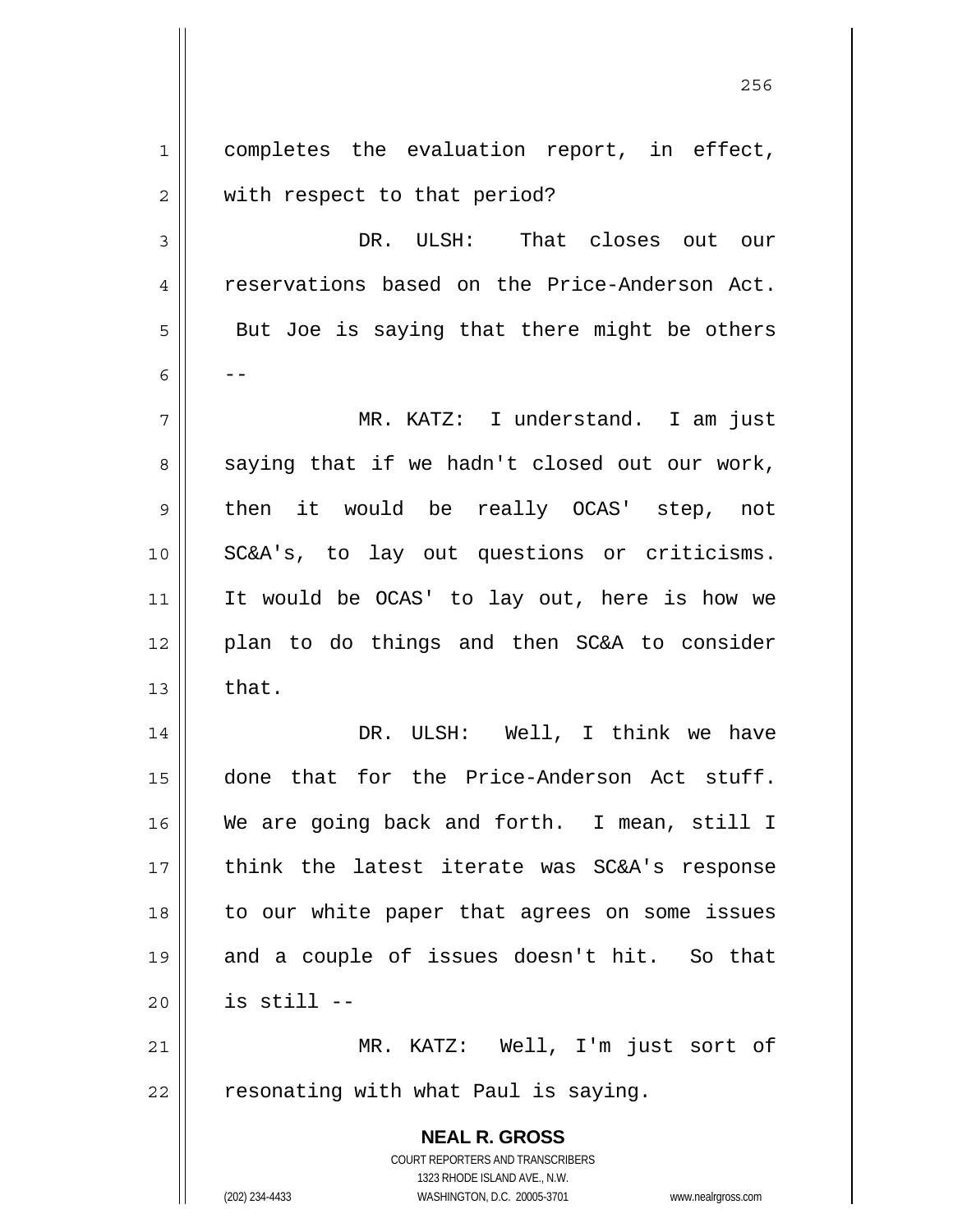completes the evaluation report, in effect, with respect to that period?

DR. ULSH: That closes out our reservations based on the Price-Anderson Act. But Joe is saying that there might be others --

MR. KATZ: I understand. I am just saying that if we hadn't closed out our work, then it would be really OCAS' step, not SC&A's, to lay out questions or criticisms. It would be OCAS' to lay out, here is how we plan to do things and then SC&A to consider that.

DR. ULSH: Well, I think we have done that for the Price-Anderson Act stuff. We are going back and forth. I mean, still I think the latest iterate was SC&A's response to our white paper that agrees on some issues and a couple of issues doesn't hit. So that is still --

MR. KATZ: Well, I'm just sort of resonating with what Paul is saying.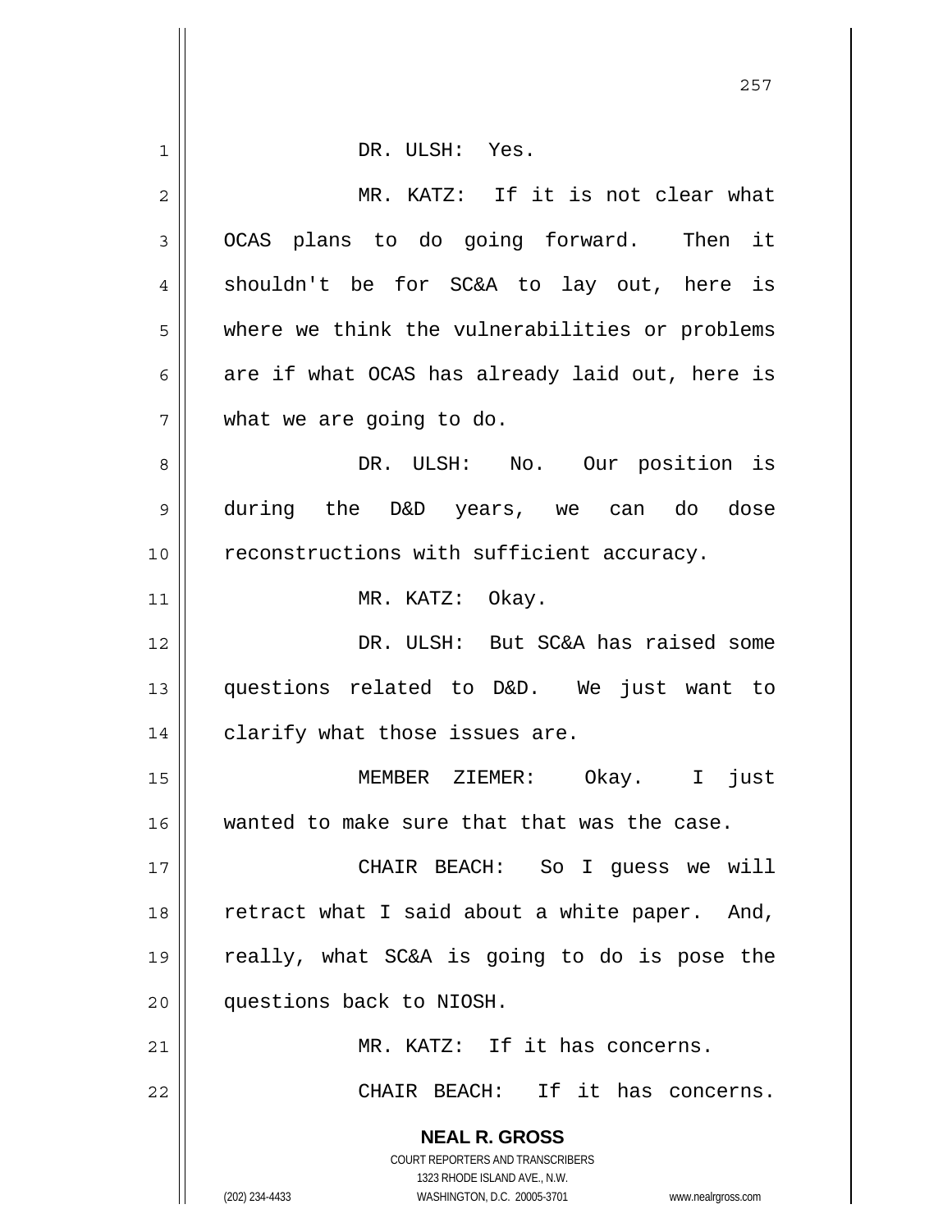DR. ULSH: Yes.

MR. KATZ: If it is not clear what OCAS plans to do going forward. Then it shouldn't be for SC&A to lay out, here is where we think the vulnerabilities or problems are if what OCAS has already laid out, here is what we are going to do.

DR. ULSH: No. Our position is during the D&D years, we can do dose reconstructions with sufficient accuracy.

MR. KATZ: Okay.

DR. ULSH: But SC&A has raised some questions related to D&D. We just want to clarify what those issues are.

MEMBER ZIEMER: Okay. I just wanted to make sure that that was the case.

CHAIR BEACH: So I guess we will retract what I said about a white paper. And, really, what SC&A is going to do is pose the questions back to NIOSH.

MR. KATZ: If it has concerns.

CHAIR BEACH: If it has concerns.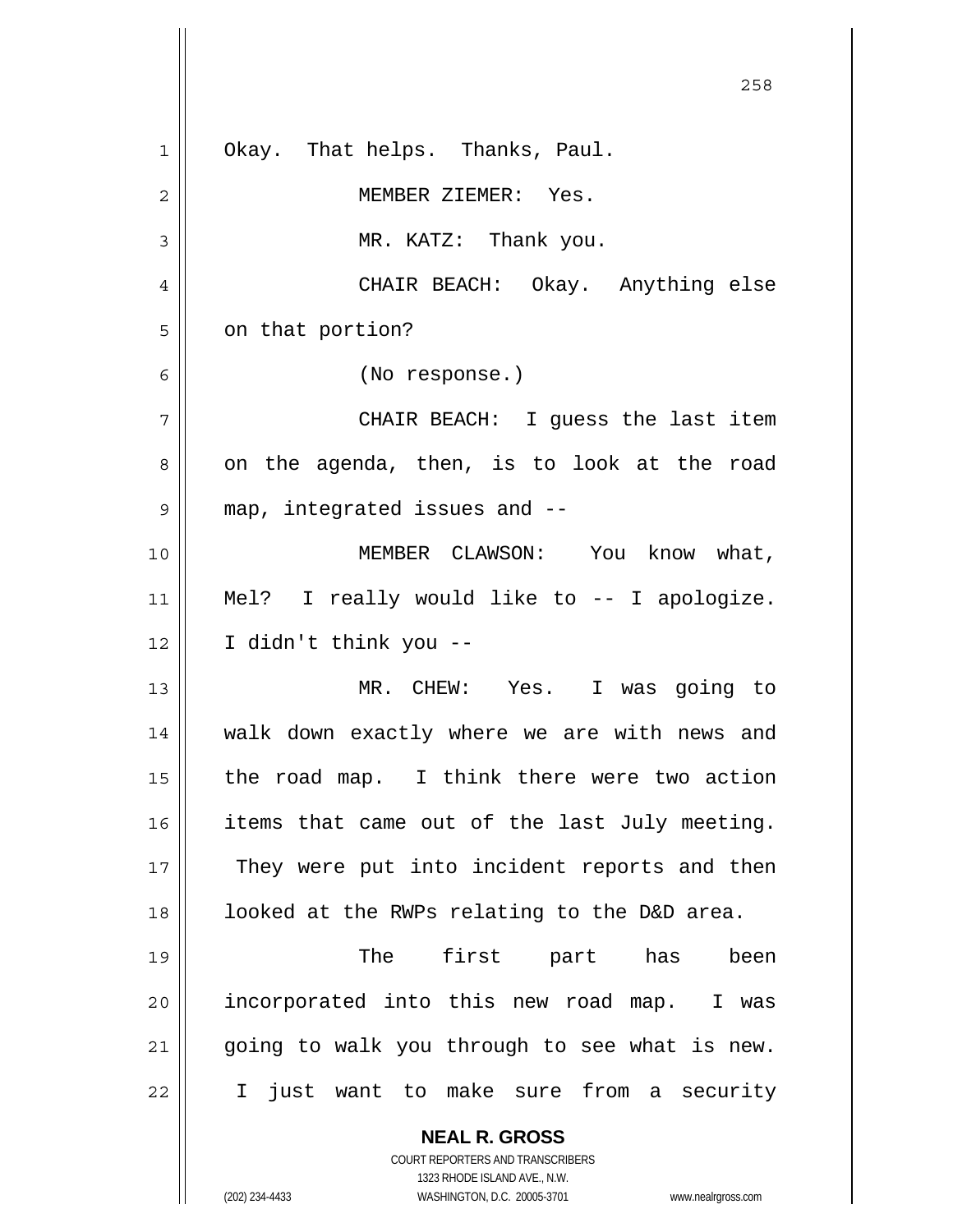Okay. That helps. Thanks, Paul.

MEMBER ZIEMER: Yes.

MR. KATZ: Thank you.

CHAIR BEACH: Okay. Anything else on that portion?

(No response.)

CHAIR BEACH: I guess the last item on the agenda, then, is to look at the road map, integrated issues and --

MEMBER CLAWSON: You know what, Mel? I really would like to -- I apologize. I didn't think you --

MR. CHEW: Yes. I was going to walk down exactly where we are with news and the road map. I think there were two action items that came out of the last July meeting. They were put into incident reports and then looked at the RWPs relating to the D&D area.

The first part has been incorporated into this new road map. I was going to walk you through to see what is new. I just want to make sure from a security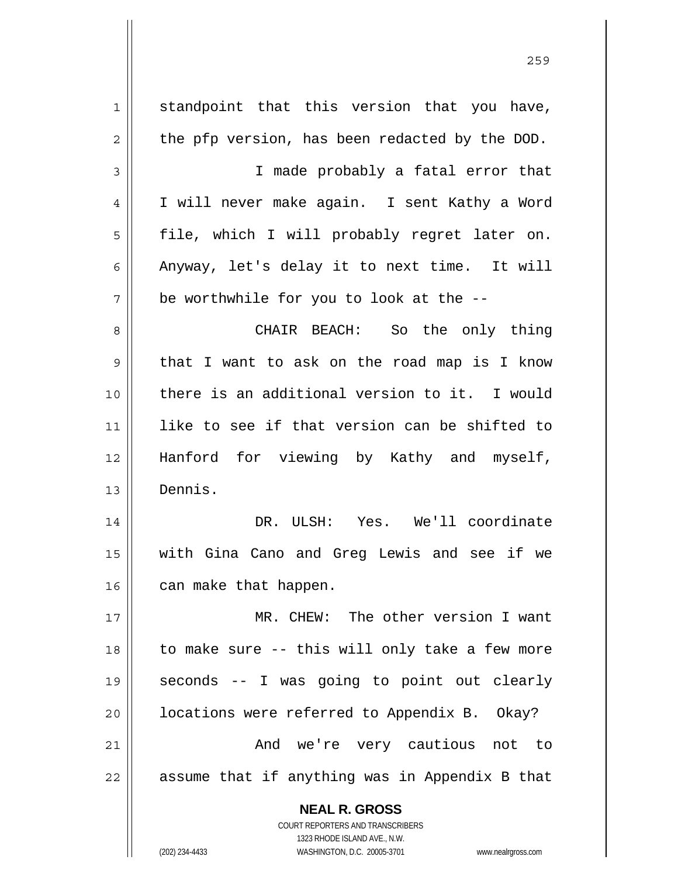standpoint that this version that you have, the pfp version, has been redacted by the DOD.

I made probably a fatal error that I will never make again. I sent Kathy a Word file, which I will probably regret later on. Anyway, let's delay it to next time. It will be worthwhile for you to look at the --

CHAIR BEACH: So the only thing that I want to ask on the road map is I know there is an additional version to it. I would like to see if that version can be shifted to Hanford for viewing by Kathy and myself, Dennis.

DR. ULSH: Yes. We'll coordinate with Gina Cano and Greg Lewis and see if we can make that happen.

MR. CHEW: The other version I want to make sure -- this will only take a few more seconds -- I was going to point out clearly locations were referred to Appendix B. Okay?

And we're very cautious not to assume that if anything was in Appendix B that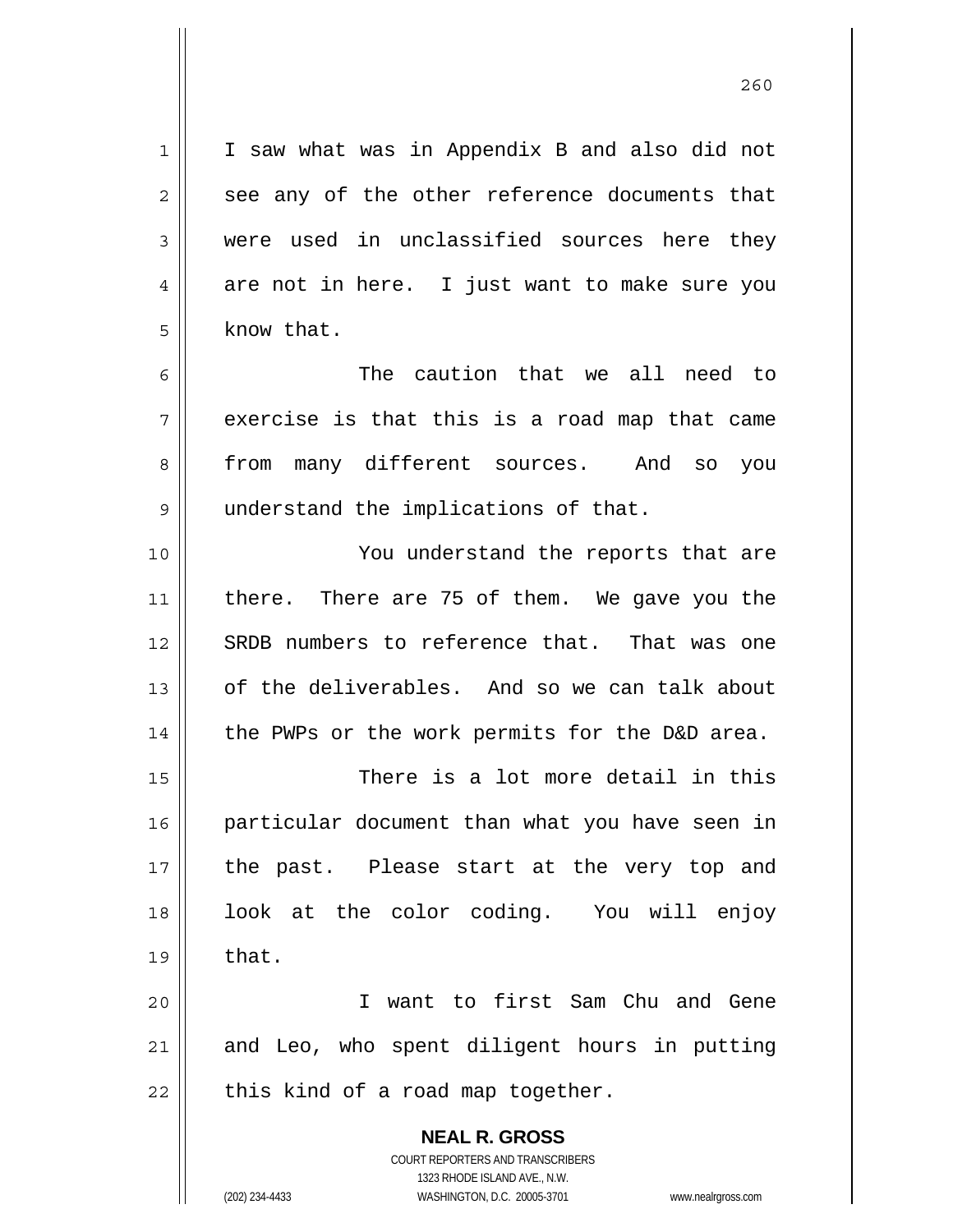I saw what was in Appendix B and also did not see any of the other reference documents that were used in unclassified sources here they are not in here. I just want to make sure you know that.

The caution that we all need to exercise is that this is a road map that came from many different sources. And so you understand the implications of that.

You understand the reports that are there. There are 75 of them. We gave you the SRDB numbers to reference that. That was one of the deliverables. And so we can talk about the PWPs or the work permits for the D&D area.

There is a lot more detail in this particular document than what you have seen in the past. Please start at the very top and look at the color coding. You will enjoy that.

I want to first Sam Chu and Gene and Leo, who spent diligent hours in putting this kind of a road map together.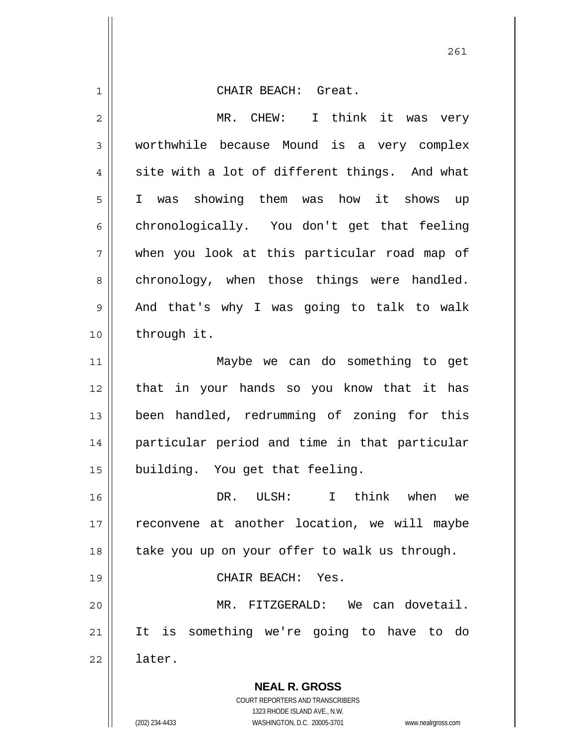CHAIR BEACH: Great.

MR. CHEW: I think it was very worthwhile because Mound is a very complex site with a lot of different things. And what I was showing them was how it shows up chronologically. You don't get that feeling when you look at this particular road map of chronology, when those things were handled. And that's why I was going to talk to walk through it.

Maybe we can do something to get that in your hands so you know that it has been handled, redrumming of zoning for this particular period and time in that particular building. You get that feeling.

DR. ULSH: I think when we reconvene at another location, we will maybe take you up on your offer to walk us through.

CHAIR BEACH: Yes.

MR. FITZGERALD: We can dovetail. It is something we're going to have to do later.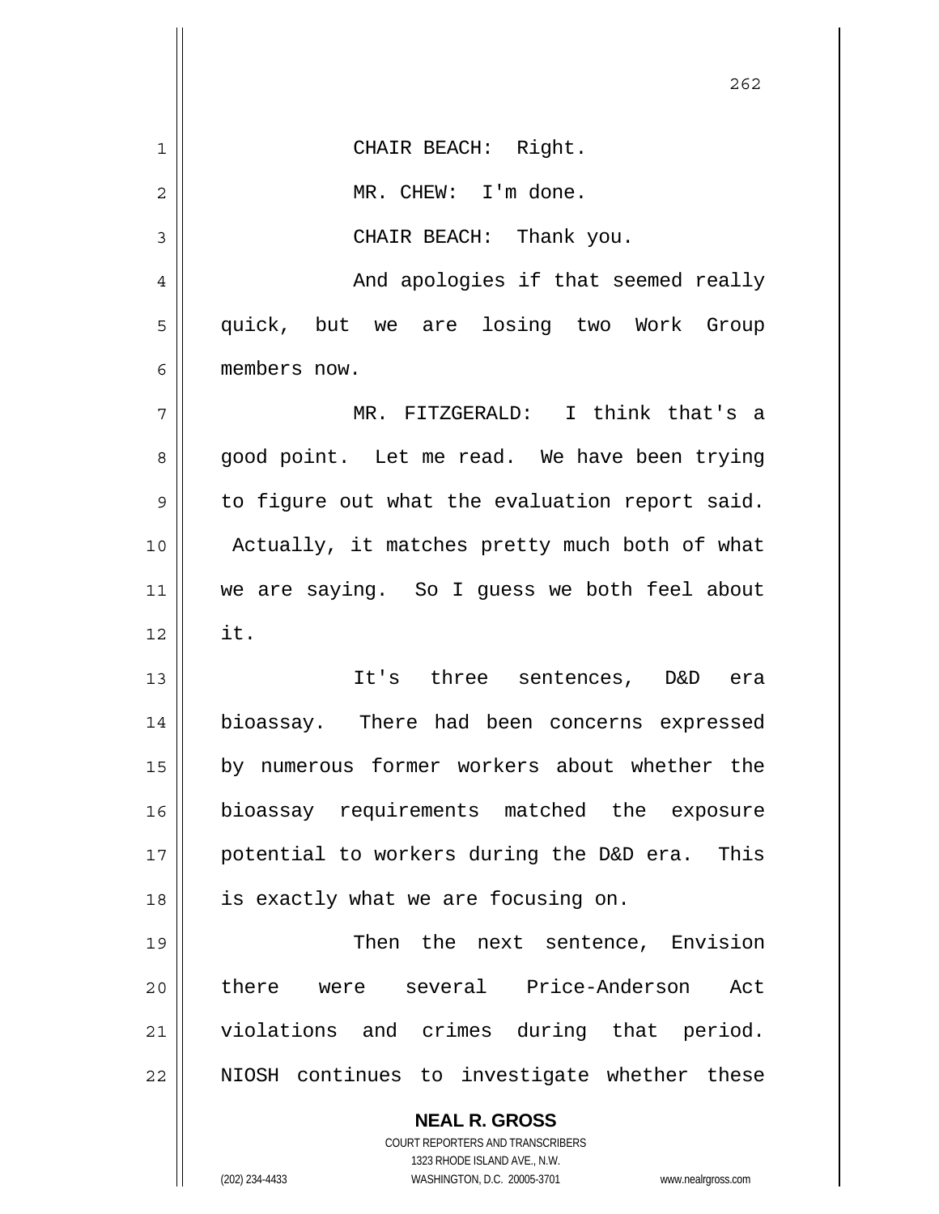CHAIR BEACH: Right.

MR. CHEW: I'm done.

CHAIR BEACH: Thank you.

And apologies if that seemed really quick, but we are losing two Work Group members now.

MR. FITZGERALD: I think that's a good point. Let me read. We have been trying to figure out what the evaluation report said. Actually, it matches pretty much both of what we are saying. So I guess we both feel about it.

It's three sentences, D&D era bioassay. There had been concerns expressed by numerous former workers about whether the bioassay requirements matched the exposure potential to workers during the D&D era. This is exactly what we are focusing on.

Then the next sentence, Envision there were several Price-Anderson Act violations and crimes during that period. NIOSH continues to investigate whether these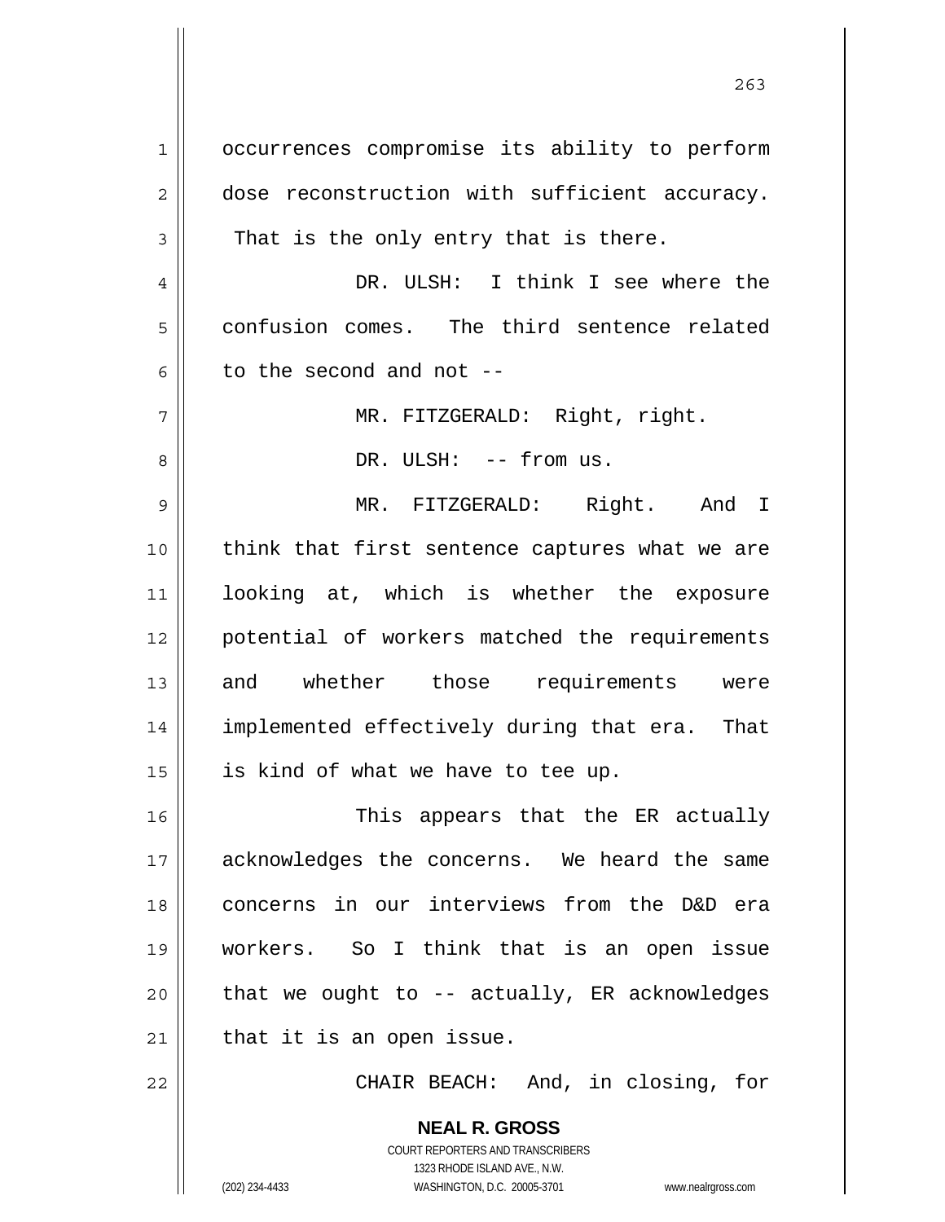occurrences compromise its ability to perform dose reconstruction with sufficient accuracy. That is the only entry that is there.

DR. ULSH: I think I see where the confusion comes. The third sentence related to the second and not --

MR. FITZGERALD: Right, right.

DR. ULSH: -- from us.

MR. FITZGERALD: Right. And I think that first sentence captures what we are looking at, which is whether the exposure potential of workers matched the requirements and whether those requirements were implemented effectively during that era. That is kind of what we have to tee up.

This appears that the ER actually acknowledges the concerns. We heard the same concerns in our interviews from the D&D era workers. So I think that is an open issue that we ought to -- actually, ER acknowledges that it is an open issue.

CHAIR BEACH: And, in closing, for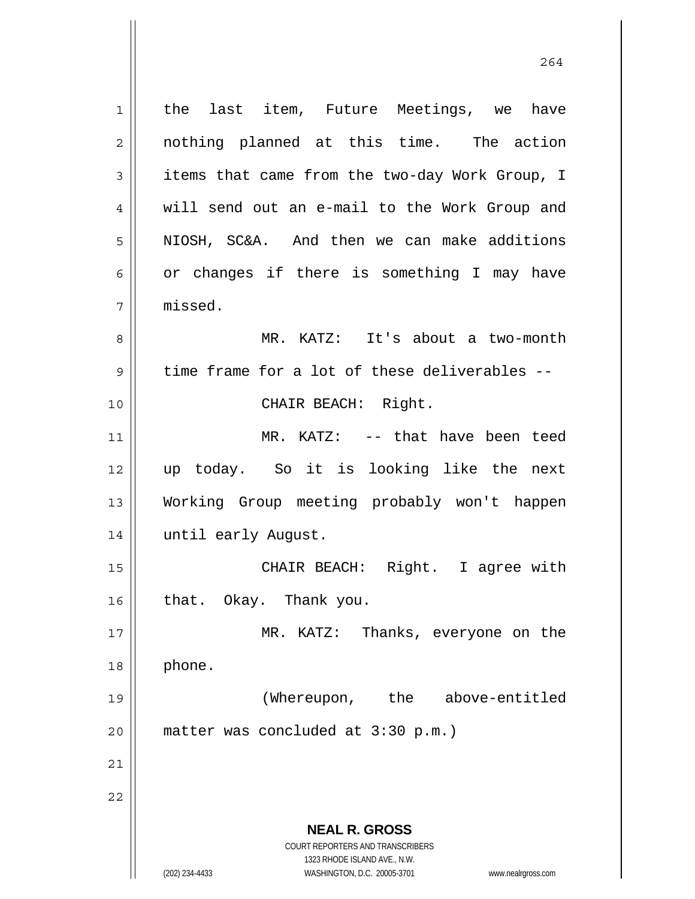the last item, Future Meetings, we have nothing planned at this time. The action items that came from the two-day Work Group, I will send out an e-mail to the Work Group and NIOSH, SC&A. And then we can make additions or changes if there is something I may have missed.

MR. KATZ: It's about a two-month time frame for a lot of these deliverables --

CHAIR BEACH: Right.

MR. KATZ: -- that have been teed up today. So it is looking like the next Working Group meeting probably won't happen until early August.

CHAIR BEACH: Right. I agree with that. Okay. Thank you.

MR. KATZ: Thanks, everyone on the phone.

(Whereupon, the above-entitled matter was concluded at 3:30 p.m.)